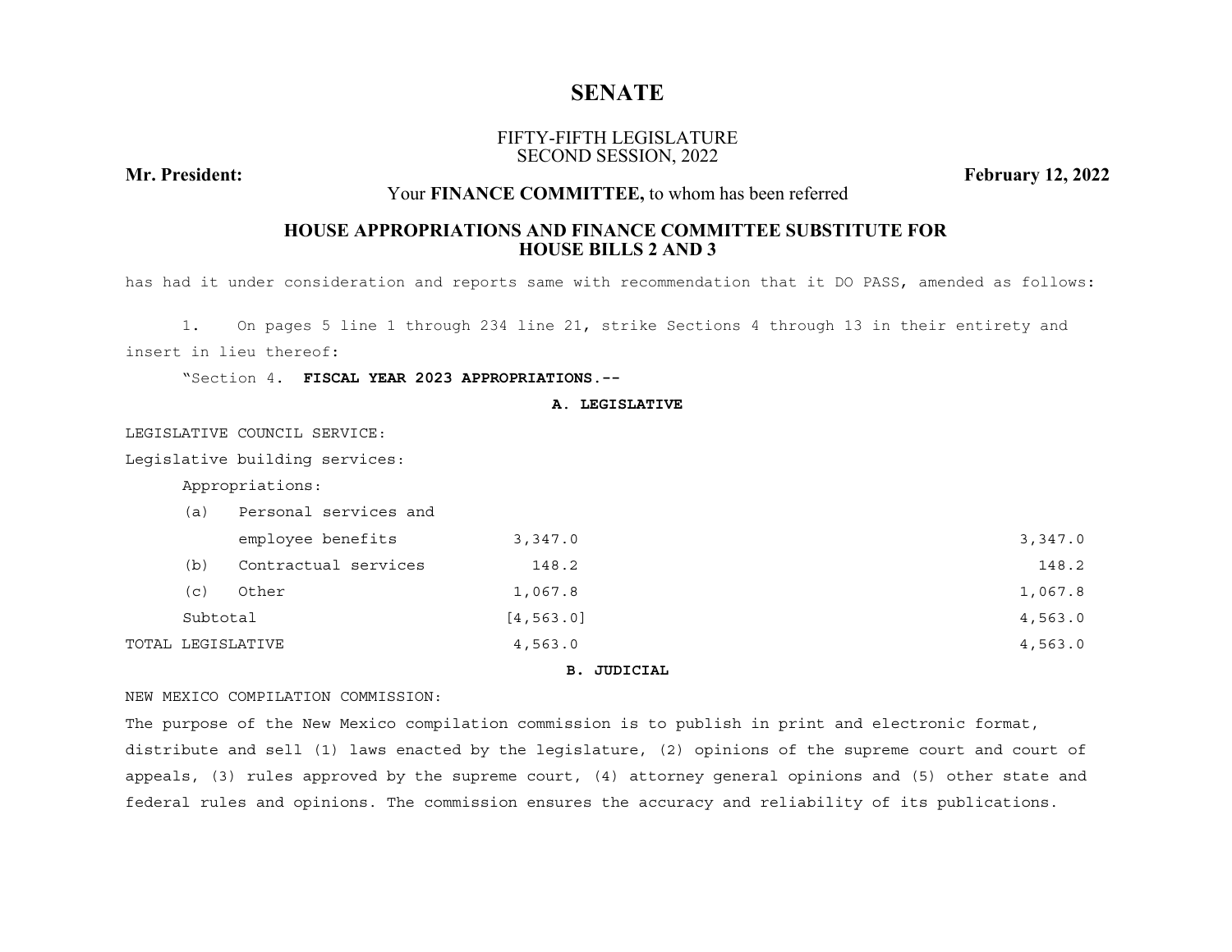# SENATE

FIFTY-FIFTH LEGISLATURE
SECOND SESSION, 2022

**Mr. President:** **February 12, 2022**

Your **FINANCE COMMITTEE,** to whom has been referred

## HOUSE APPROPRIATIONS AND FINANCE COMMITTEE SUBSTITUTE FOR HOUSE BILLS 2 AND 3

has had it under consideration and reports same with recommendation that it DO PASS, amended as follows:

1. On pages 5 line 1 through 234 line 21, strike Sections 4 through 13 in their entirety and insert in lieu thereof:

"Section 4. **FISCAL YEAR 2023 APPROPRIATIONS.--**

**A. LEGISLATIVE**

LEGISLATIVE COUNCIL SERVICE:

Legislative building services:

| | | |
|---|---|---|
| Appropriations: | | |
| (a) Personal services and employee benefits | 3,347.0 | 3,347.0 |
| (b) Contractual services | 148.2 | 148.2 |
| (c) Other | 1,067.8 | 1,067.8 |
| Subtotal | [4,563.0] | 4,563.0 |
| TOTAL LEGISLATIVE | 4,563.0 | 4,563.0 |

**B. JUDICIAL**

NEW MEXICO COMPILATION COMMISSION:

The purpose of the New Mexico compilation commission is to publish in print and electronic format, distribute and sell (1) laws enacted by the legislature, (2) opinions of the supreme court and court of appeals, (3) rules approved by the supreme court, (4) attorney general opinions and (5) other state and federal rules and opinions. The commission ensures the accuracy and reliability of its publications.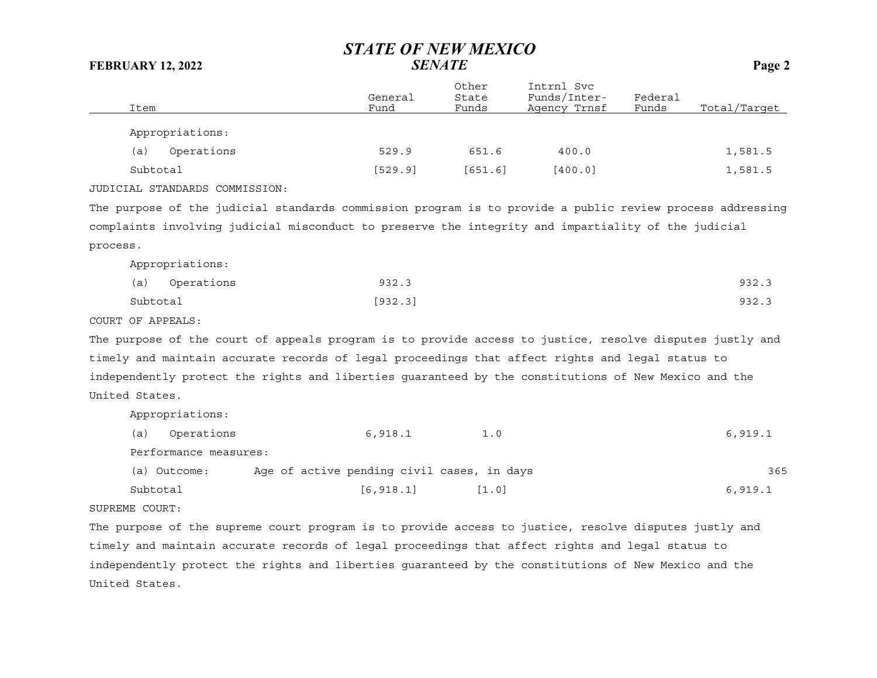| Item | General Fund | Other State Funds | Intrnl Svc Funds/Inter-Agency Trnsf | Federal Funds | Total/Target |
|---|---|---|---|---|---|
| Appropriations: | | | | | |
| (a) Operations | 529.9 | 651.6 | 400.0 | | 1,581.5 |
| Subtotal | [529.9] | [651.6] | [400.0] | | 1,581.5 |

JUDICIAL STANDARDS COMMISSION:

The purpose of the judicial standards commission program is to provide a public review process addressing complaints involving judicial misconduct to preserve the integrity and impartiality of the judicial process.

| Item | General Fund | Other State Funds | Intrnl Svc Funds/Inter-Agency Trnsf | Federal Funds | Total/Target |
|---|---|---|---|---|---|
| Appropriations: | | | | | |
| (a) Operations | 932.3 | | | | 932.3 |
| Subtotal | [932.3] | | | | 932.3 |

COURT OF APPEALS:

The purpose of the court of appeals program is to provide access to justice, resolve disputes justly and timely and maintain accurate records of legal proceedings that affect rights and legal status to independently protect the rights and liberties guaranteed by the constitutions of New Mexico and the United States.

| Item | General Fund | Other State Funds | Intrnl Svc Funds/Inter-Agency Trnsf | Federal Funds | Total/Target |
|---|---|---|---|---|---|
| Appropriations: | | | | | |
| (a) Operations | 6,918.1 | 1.0 | | | 6,919.1 |
| Performance measures: | | | | | |
| (a) Outcome: Age of active pending civil cases, in days | | | | | 365 |
| Subtotal | [6,918.1] | [1.0] | | | 6,919.1 |

SUPREME COURT:

The purpose of the supreme court program is to provide access to justice, resolve disputes justly and timely and maintain accurate records of legal proceedings that affect rights and legal status to independently protect the rights and liberties guaranteed by the constitutions of New Mexico and the United States.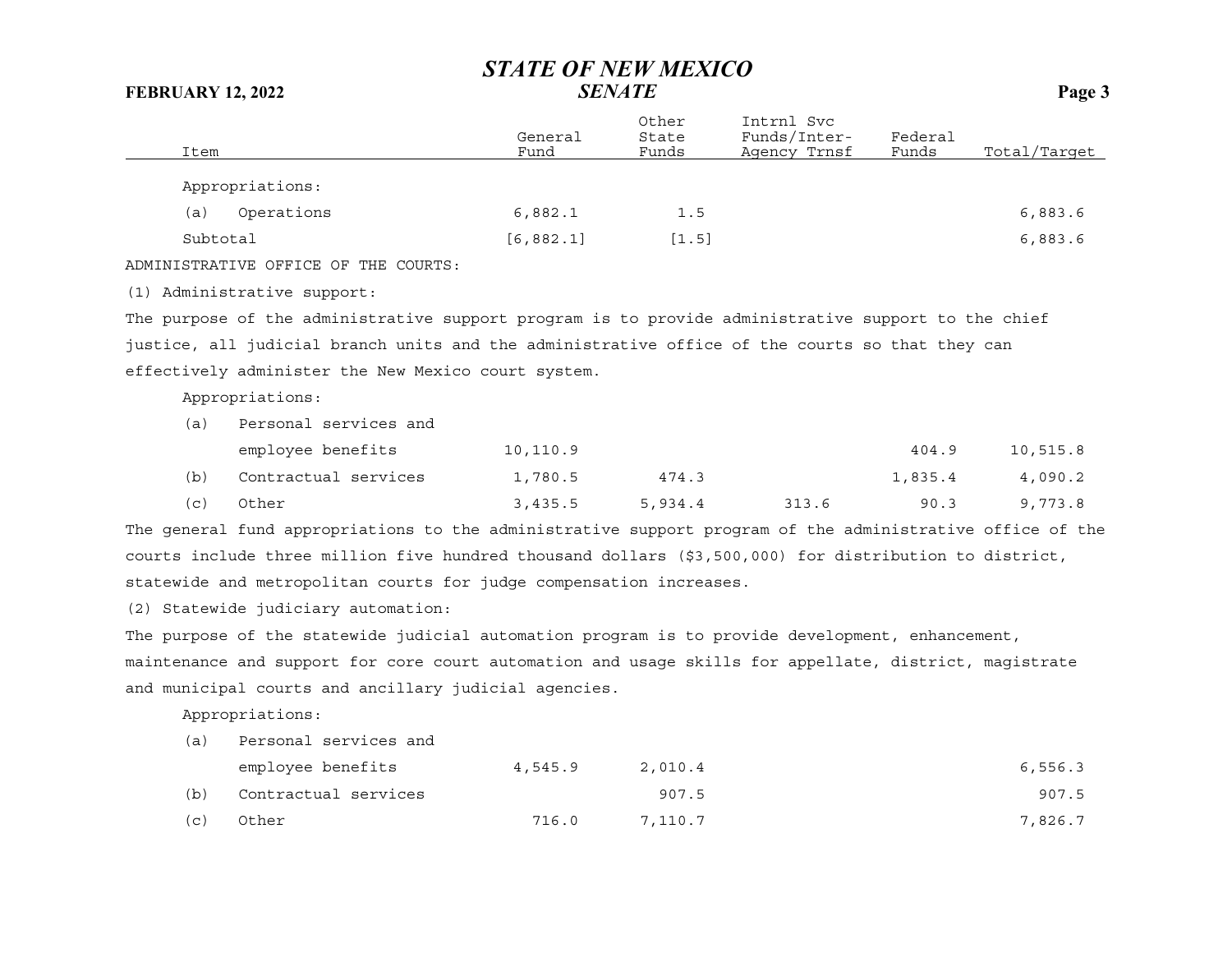| Item | General Fund | Other State Funds | Intrnl Svc Funds/Inter-Agency Trnsf | Federal Funds | Total/Target |
|---|---|---|---|---|---|
| Appropriations: | | | | | |
| (a) Operations | 6,882.1 | 1.5 | | | 6,883.6 |
| Subtotal | [6,882.1] | [1.5] | | | 6,883.6 |

ADMINISTRATIVE OFFICE OF THE COURTS:

(1) Administrative support:

The purpose of the administrative support program is to provide administrative support to the chief justice, all judicial branch units and the administrative office of the courts so that they can effectively administer the New Mexico court system.

| Item | General Fund | Other State Funds | Intrnl Svc Funds/Inter-Agency Trnsf | Federal Funds | Total/Target |
|---|---|---|---|---|---|
| Appropriations: | | | | | |
| (a) Personal services and employee benefits | 10,110.9 | | | 404.9 | 10,515.8 |
| (b) Contractual services | 1,780.5 | 474.3 | | 1,835.4 | 4,090.2 |
| (c) Other | 3,435.5 | 5,934.4 | 313.6 | 90.3 | 9,773.8 |

The general fund appropriations to the administrative support program of the administrative office of the courts include three million five hundred thousand dollars ($3,500,000) for distribution to district, statewide and metropolitan courts for judge compensation increases.

(2) Statewide judiciary automation:

The purpose of the statewide judicial automation program is to provide development, enhancement, maintenance and support for core court automation and usage skills for appellate, district, magistrate and municipal courts and ancillary judicial agencies.

| Item | General Fund | Other State Funds | Intrnl Svc Funds/Inter-Agency Trnsf | Federal Funds | Total/Target |
|---|---|---|---|---|---|
| Appropriations: | | | | | |
| (a) Personal services and employee benefits | 4,545.9 | 2,010.4 | | | 6,556.3 |
| (b) Contractual services | | 907.5 | | | 907.5 |
| (c) Other | 716.0 | 7,110.7 | | | 7,826.7 |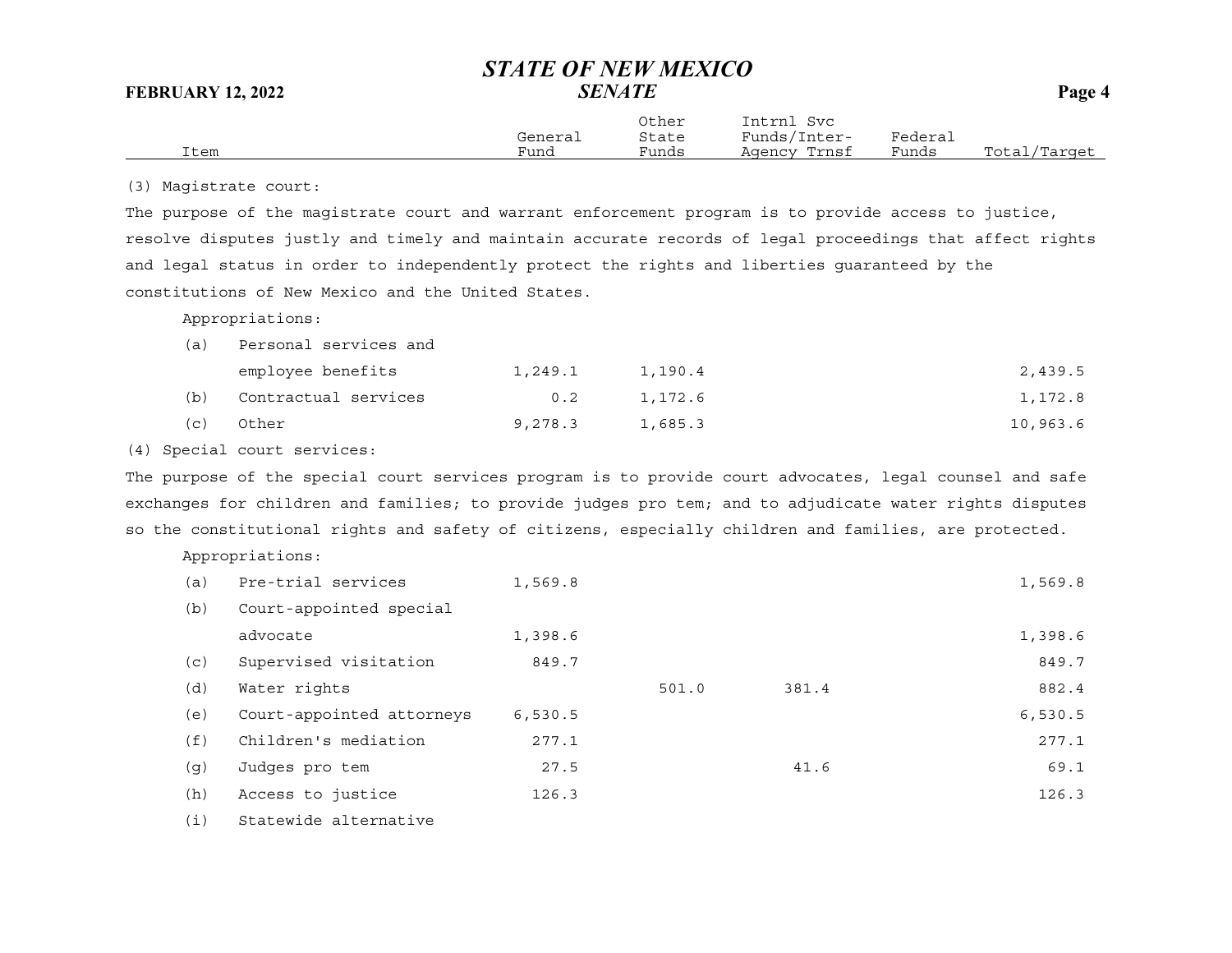| Item | General Fund | Other State Funds | Intrnl Svc Funds/Inter-Agency Trnsf | Federal Funds | Total/Target |
|---|---|---|---|---|---|
| (3) Magistrate court: | | | | | |
| The purpose of the magistrate court and warrant enforcement program is to provide access to justice, resolve disputes justly and timely and maintain accurate records of legal proceedings that affect rights and legal status in order to independently protect the rights and liberties guaranteed by the constitutions of New Mexico and the United States. | | | | | |
| Appropriations: | | | | | |
| (a) Personal services and employee benefits | 1,249.1 | 1,190.4 | | | 2,439.5 |
| (b) Contractual services | 0.2 | 1,172.6 | | | 1,172.8 |
| (c) Other | 9,278.3 | 1,685.3 | | | 10,963.6 |
| (4) Special court services: | | | | | |
| The purpose of the special court services program is to provide court advocates, legal counsel and safe exchanges for children and families; to provide judges pro tem; and to adjudicate water rights disputes so the constitutional rights and safety of citizens, especially children and families, are protected. | | | | | |
| Appropriations: | | | | | |
| (a) Pre-trial services | 1,569.8 | | | | 1,569.8 |
| (b) Court-appointed special advocate | 1,398.6 | | | | 1,398.6 |
| (c) Supervised visitation | 849.7 | | | | 849.7 |
| (d) Water rights | | 501.0 | 381.4 | | 882.4 |
| (e) Court-appointed attorneys | 6,530.5 | | | | 6,530.5 |
| (f) Children's mediation | 277.1 | | | | 277.1 |
| (g) Judges pro tem | 27.5 | | 41.6 | | 69.1 |
| (h) Access to justice | 126.3 | | | | 126.3 |
| (i) Statewide alternative | | | | | |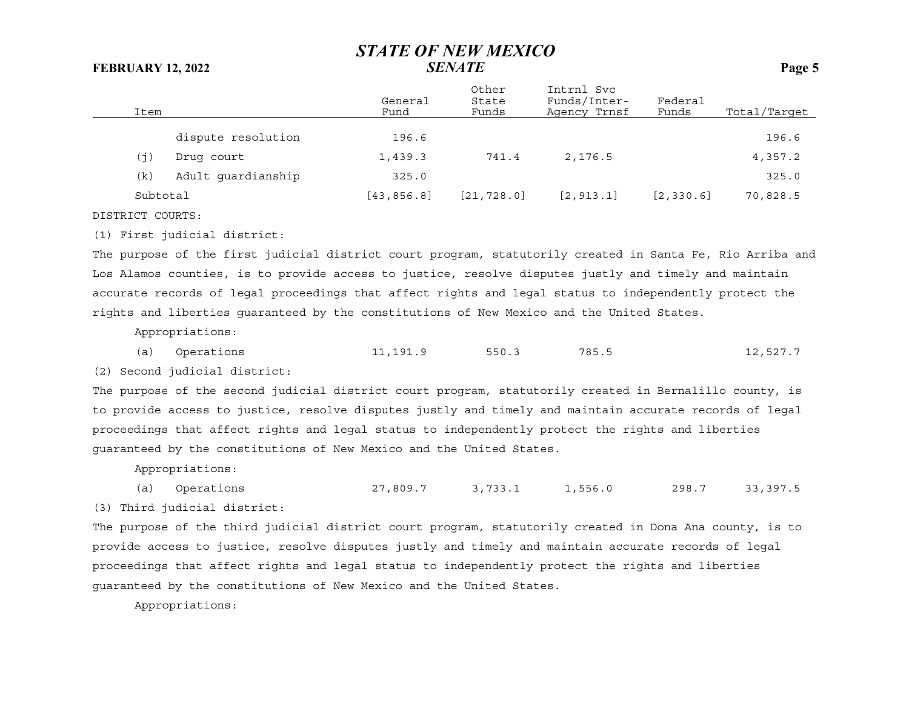| Item | General Fund | Other State Funds | Intrnl Svc Funds/Inter-Agency Trnsf | Federal Funds | Total/Target |
|---|---|---|---|---|---|
| dispute resolution | 196.6 | | | | 196.6 |
| (j) Drug court | 1,439.3 | 741.4 | 2,176.5 | | 4,357.2 |
| (k) Adult guardianship | 325.0 | | | | 325.0 |
| Subtotal | [43,856.8] | [21,728.0] | [2,913.1] | [2,330.6] | 70,828.5 |

DISTRICT COURTS:

(1) First judicial district:

The purpose of the first judicial district court program, statutorily created in Santa Fe, Rio Arriba and Los Alamos counties, is to provide access to justice, resolve disputes justly and timely and maintain accurate records of legal proceedings that affect rights and legal status to independently protect the rights and liberties guaranteed by the constitutions of New Mexico and the United States.

Appropriations:

| Item | General Fund | Other State Funds | Intrnl Svc Funds/Inter-Agency Trnsf | Federal Funds | Total/Target |
|---|---|---|---|---|---|
| (a) Operations | 11,191.9 | 550.3 | 785.5 | | 12,527.7 |

(2) Second judicial district:

The purpose of the second judicial district court program, statutorily created in Bernalillo county, is to provide access to justice, resolve disputes justly and timely and maintain accurate records of legal proceedings that affect rights and legal status to independently protect the rights and liberties guaranteed by the constitutions of New Mexico and the United States.

Appropriations:

| Item | General Fund | Other State Funds | Intrnl Svc Funds/Inter-Agency Trnsf | Federal Funds | Total/Target |
|---|---|---|---|---|---|
| (a) Operations | 27,809.7 | 3,733.1 | 1,556.0 | 298.7 | 33,397.5 |

(3) Third judicial district:

The purpose of the third judicial district court program, statutorily created in Dona Ana county, is to provide access to justice, resolve disputes justly and timely and maintain accurate records of legal proceedings that affect rights and legal status to independently protect the rights and liberties guaranteed by the constitutions of New Mexico and the United States.

Appropriations: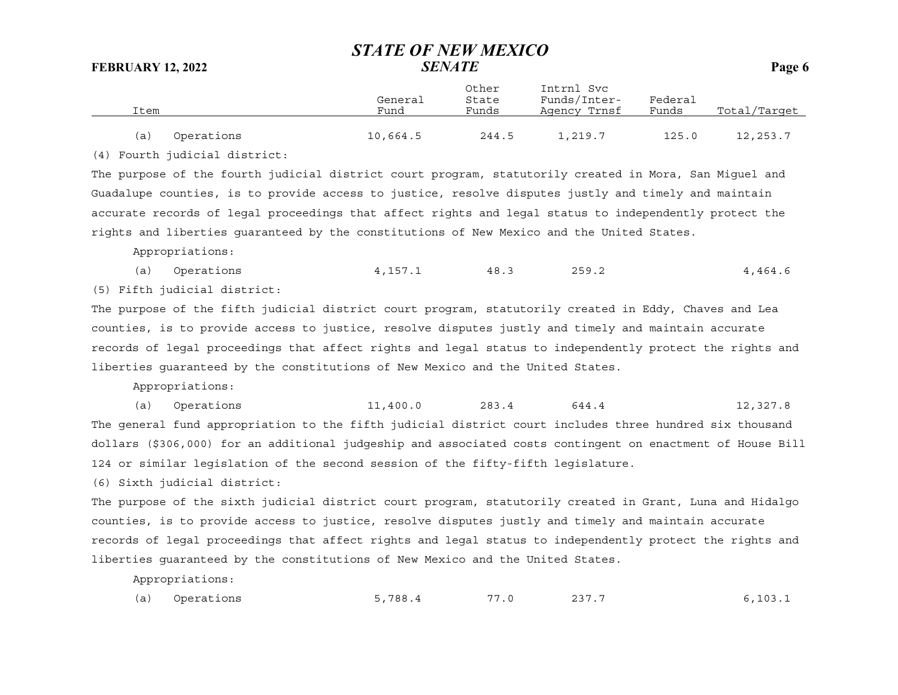| Item | General Fund | Other State Funds | Intrnl Svc Funds/Inter-Agency Trnsf | Federal Funds | Total/Target |
|---|---|---|---|---|---|
| (a) Operations | 10,664.5 | 244.5 | 1,219.7 | 125.0 | 12,253.7 |

(4) Fourth judicial district:

The purpose of the fourth judicial district court program, statutorily created in Mora, San Miguel and Guadalupe counties, is to provide access to justice, resolve disputes justly and timely and maintain accurate records of legal proceedings that affect rights and legal status to independently protect the rights and liberties guaranteed by the constitutions of New Mexico and the United States.

Appropriations:

| Item | General Fund | Other State Funds | Intrnl Svc Funds/Inter-Agency Trnsf | Federal Funds | Total/Target |
|---|---|---|---|---|---|
| (a) Operations | 4,157.1 | 48.3 | 259.2 | | 4,464.6 |

(5) Fifth judicial district:

The purpose of the fifth judicial district court program, statutorily created in Eddy, Chaves and Lea counties, is to provide access to justice, resolve disputes justly and timely and maintain accurate records of legal proceedings that affect rights and legal status to independently protect the rights and liberties guaranteed by the constitutions of New Mexico and the United States.

Appropriations:

| Item | General Fund | Other State Funds | Intrnl Svc Funds/Inter-Agency Trnsf | Federal Funds | Total/Target |
|---|---|---|---|---|---|
| (a) Operations | 11,400.0 | 283.4 | 644.4 | | 12,327.8 |

The general fund appropriation to the fifth judicial district court includes three hundred six thousand dollars ($306,000) for an additional judgeship and associated costs contingent on enactment of House Bill 124 or similar legislation of the second session of the fifty-fifth legislature.

(6) Sixth judicial district:

The purpose of the sixth judicial district court program, statutorily created in Grant, Luna and Hidalgo counties, is to provide access to justice, resolve disputes justly and timely and maintain accurate records of legal proceedings that affect rights and legal status to independently protect the rights and liberties guaranteed by the constitutions of New Mexico and the United States.

Appropriations:

| Item | General Fund | Other State Funds | Intrnl Svc Funds/Inter-Agency Trnsf | Federal Funds | Total/Target |
|---|---|---|---|---|---|
| (a) Operations | 5,788.4 | 77.0 | 237.7 | | 6,103.1 |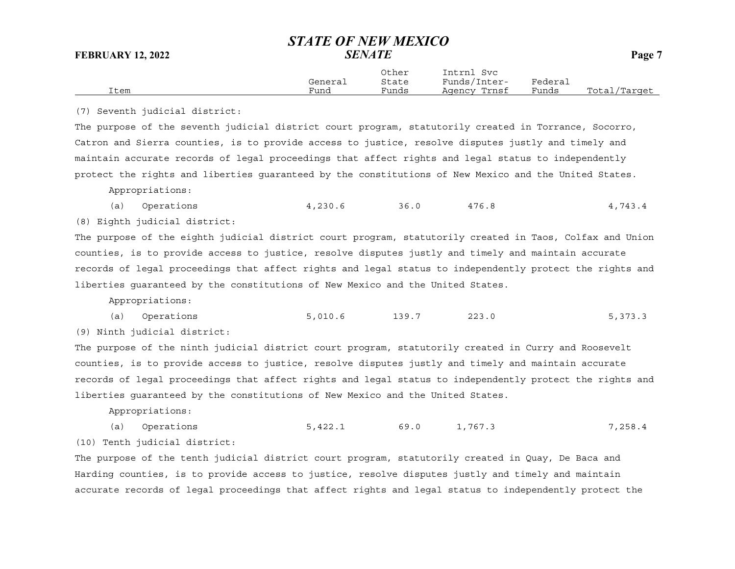| Item | General Fund | Other State Funds | Intrnl Svc Funds/Inter-Agency Trnsf | Federal Funds | Total/Target |
|---|---|---|---|---|---|

(7) Seventh judicial district:

The purpose of the seventh judicial district court program, statutorily created in Torrance, Socorro, Catron and Sierra counties, is to provide access to justice, resolve disputes justly and timely and maintain accurate records of legal proceedings that affect rights and legal status to independently protect the rights and liberties guaranteed by the constitutions of New Mexico and the United States.

Appropriations:

| Item | General Fund | Other State Funds | Intrnl Svc Funds/Inter-Agency Trnsf | Federal Funds | Total/Target |
|---|---|---|---|---|---|
| (a) Operations | 4,230.6 | 36.0 | 476.8 | | 4,743.4 |

(8) Eighth judicial district:

The purpose of the eighth judicial district court program, statutorily created in Taos, Colfax and Union counties, is to provide access to justice, resolve disputes justly and timely and maintain accurate records of legal proceedings that affect rights and legal status to independently protect the rights and liberties guaranteed by the constitutions of New Mexico and the United States.

Appropriations:

| Item | General Fund | Other State Funds | Intrnl Svc Funds/Inter-Agency Trnsf | Federal Funds | Total/Target |
|---|---|---|---|---|---|
| (a) Operations | 5,010.6 | 139.7 | 223.0 | | 5,373.3 |

(9) Ninth judicial district:

The purpose of the ninth judicial district court program, statutorily created in Curry and Roosevelt counties, is to provide access to justice, resolve disputes justly and timely and maintain accurate records of legal proceedings that affect rights and legal status to independently protect the rights and liberties guaranteed by the constitutions of New Mexico and the United States.

Appropriations:

| Item | General Fund | Other State Funds | Intrnl Svc Funds/Inter-Agency Trnsf | Federal Funds | Total/Target |
|---|---|---|---|---|---|
| (a) Operations | 5,422.1 | 69.0 | 1,767.3 | | 7,258.4 |

(10) Tenth judicial district:

The purpose of the tenth judicial district court program, statutorily created in Quay, De Baca and Harding counties, is to provide access to justice, resolve disputes justly and timely and maintain accurate records of legal proceedings that affect rights and legal status to independently protect the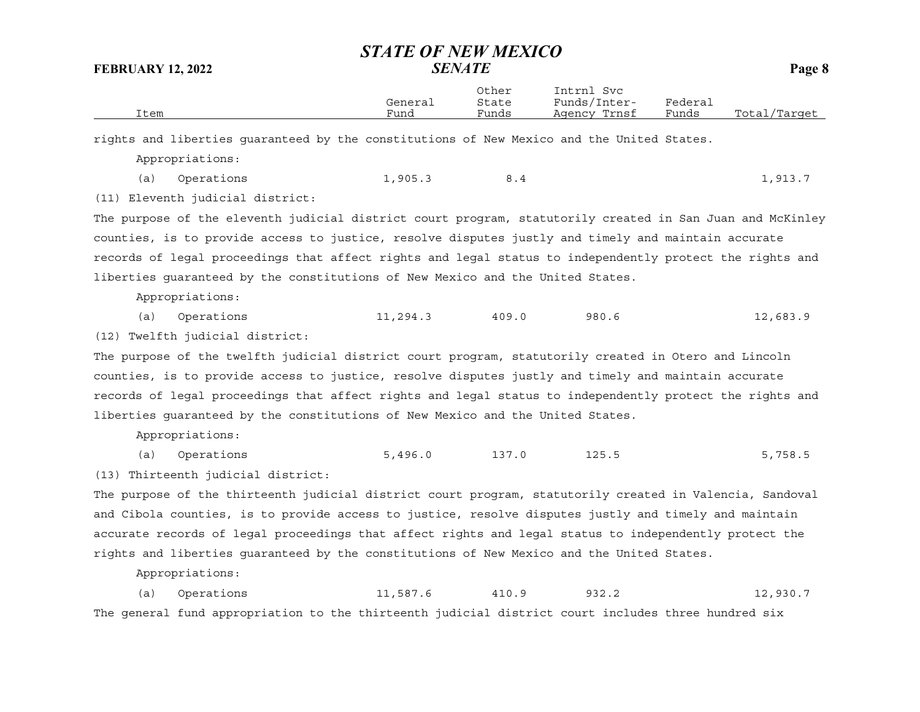| Item | General Fund | Other State Funds | Intrnl Svc Funds/Inter-Agency Trnsf | Federal Funds | Total/Target |
|---|---|---|---|---|---|

rights and liberties guaranteed by the constitutions of New Mexico and the United States.

Appropriations:

| Item | General Fund | Other State Funds | Intrnl Svc Funds/Inter-Agency Trnsf | Federal Funds | Total/Target |
|---|---|---|---|---|---|
| (a) Operations | 1,905.3 | 8.4 | | | 1,913.7 |

(11) Eleventh judicial district:

The purpose of the eleventh judicial district court program, statutorily created in San Juan and McKinley counties, is to provide access to justice, resolve disputes justly and timely and maintain accurate records of legal proceedings that affect rights and legal status to independently protect the rights and liberties guaranteed by the constitutions of New Mexico and the United States.

Appropriations:

| Item | General Fund | Other State Funds | Intrnl Svc Funds/Inter-Agency Trnsf | Federal Funds | Total/Target |
|---|---|---|---|---|---|
| (a) Operations | 11,294.3 | 409.0 | 980.6 | | 12,683.9 |

(12) Twelfth judicial district:

The purpose of the twelfth judicial district court program, statutorily created in Otero and Lincoln counties, is to provide access to justice, resolve disputes justly and timely and maintain accurate records of legal proceedings that affect rights and legal status to independently protect the rights and liberties guaranteed by the constitutions of New Mexico and the United States.

Appropriations:

| Item | General Fund | Other State Funds | Intrnl Svc Funds/Inter-Agency Trnsf | Federal Funds | Total/Target |
|---|---|---|---|---|---|
| (a) Operations | 5,496.0 | 137.0 | 125.5 | | 5,758.5 |

(13) Thirteenth judicial district:

The purpose of the thirteenth judicial district court program, statutorily created in Valencia, Sandoval and Cibola counties, is to provide access to justice, resolve disputes justly and timely and maintain accurate records of legal proceedings that affect rights and legal status to independently protect the rights and liberties guaranteed by the constitutions of New Mexico and the United States.

Appropriations:

| Item | General Fund | Other State Funds | Intrnl Svc Funds/Inter-Agency Trnsf | Federal Funds | Total/Target |
|---|---|---|---|---|---|
| (a) Operations | 11,587.6 | 410.9 | 932.2 | | 12,930.7 |

The general fund appropriation to the thirteenth judicial district court includes three hundred six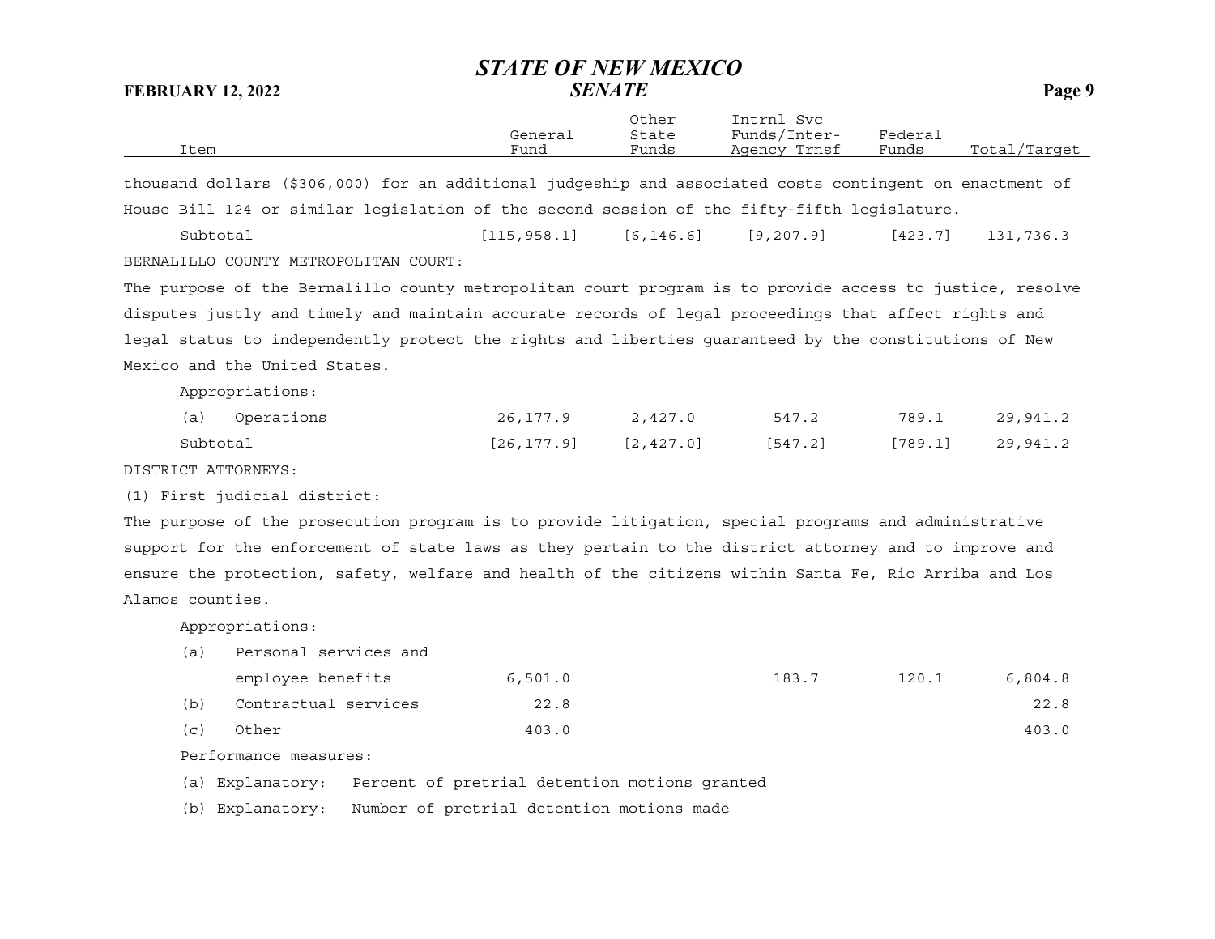| Item | General Fund | Other State Funds | Intrnl Svc Funds/Inter-Agency Trnsf | Federal Funds | Total/Target |
|---|---|---|---|---|---|

thousand dollars ($306,000) for an additional judgeship and associated costs contingent on enactment of House Bill 124 or similar legislation of the second session of the fifty-fifth legislature.

| Item | General Fund | Other State Funds | Intrnl Svc Funds/Inter-Agency Trnsf | Federal Funds | Total/Target |
|---|---|---|---|---|---|
| Subtotal | [115,958.1] | [6,146.6] | [9,207.9] | [423.7] | 131,736.3 |

BERNALILLO COUNTY METROPOLITAN COURT:

The purpose of the Bernalillo county metropolitan court program is to provide access to justice, resolve disputes justly and timely and maintain accurate records of legal proceedings that affect rights and legal status to independently protect the rights and liberties guaranteed by the constitutions of New Mexico and the United States.

Appropriations:

| Item | General Fund | Other State Funds | Intrnl Svc Funds/Inter-Agency Trnsf | Federal Funds | Total/Target |
|---|---|---|---|---|---|
| (a) Operations | 26,177.9 | 2,427.0 | 547.2 | 789.1 | 29,941.2 |
| Subtotal | [26,177.9] | [2,427.0] | [547.2] | [789.1] | 29,941.2 |

DISTRICT ATTORNEYS:

(1) First judicial district:

The purpose of the prosecution program is to provide litigation, special programs and administrative support for the enforcement of state laws as they pertain to the district attorney and to improve and ensure the protection, safety, welfare and health of the citizens within Santa Fe, Rio Arriba and Los Alamos counties.

Appropriations:

| Item | General Fund | Other State Funds | Intrnl Svc Funds/Inter-Agency Trnsf | Federal Funds | Total/Target |
|---|---|---|---|---|---|
| (a) Personal services and employee benefits | 6,501.0 | | 183.7 | 120.1 | 6,804.8 |
| (b) Contractual services | 22.8 | | | | 22.8 |
| (c) Other | 403.0 | | | | 403.0 |

Performance measures:

(a) Explanatory: Percent of pretrial detention motions granted

(b) Explanatory: Number of pretrial detention motions made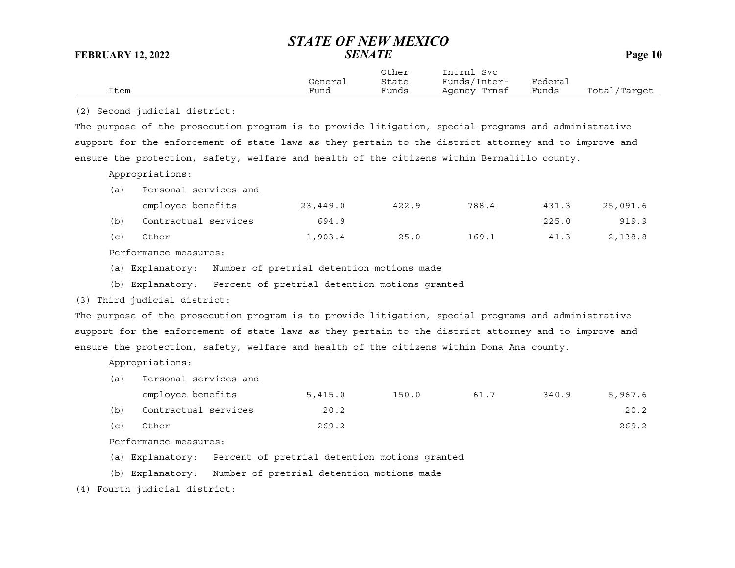| Item | General Fund | Other State Funds | Intrnl Svc Funds/Inter-Agency Trnsf | Federal Funds | Total/Target |
|---|---|---|---|---|---|

(2) Second judicial district:

The purpose of the prosecution program is to provide litigation, special programs and administrative support for the enforcement of state laws as they pertain to the district attorney and to improve and ensure the protection, safety, welfare and health of the citizens within Bernalillo county.

Appropriations:

| Item | General Fund | Other State Funds | Intrnl Svc Funds/Inter-Agency Trnsf | Federal Funds | Total/Target |
|---|---|---|---|---|---|
| (a) Personal services and employee benefits | 23,449.0 | 422.9 | 788.4 | 431.3 | 25,091.6 |
| (b) Contractual services | 694.9 | | | 225.0 | 919.9 |
| (c) Other | 1,903.4 | 25.0 | 169.1 | 41.3 | 2,138.8 |

Performance measures:

(a) Explanatory: Number of pretrial detention motions made

(b) Explanatory: Percent of pretrial detention motions granted

(3) Third judicial district:

The purpose of the prosecution program is to provide litigation, special programs and administrative support for the enforcement of state laws as they pertain to the district attorney and to improve and ensure the protection, safety, welfare and health of the citizens within Dona Ana county.

Appropriations:

| Item | General Fund | Other State Funds | Intrnl Svc Funds/Inter-Agency Trnsf | Federal Funds | Total/Target |
|---|---|---|---|---|---|
| (a) Personal services and employee benefits | 5,415.0 | 150.0 | 61.7 | 340.9 | 5,967.6 |
| (b) Contractual services | 20.2 | | | | 20.2 |
| (c) Other | 269.2 | | | | 269.2 |

Performance measures:

(a) Explanatory: Percent of pretrial detention motions granted

(b) Explanatory: Number of pretrial detention motions made

(4) Fourth judicial district: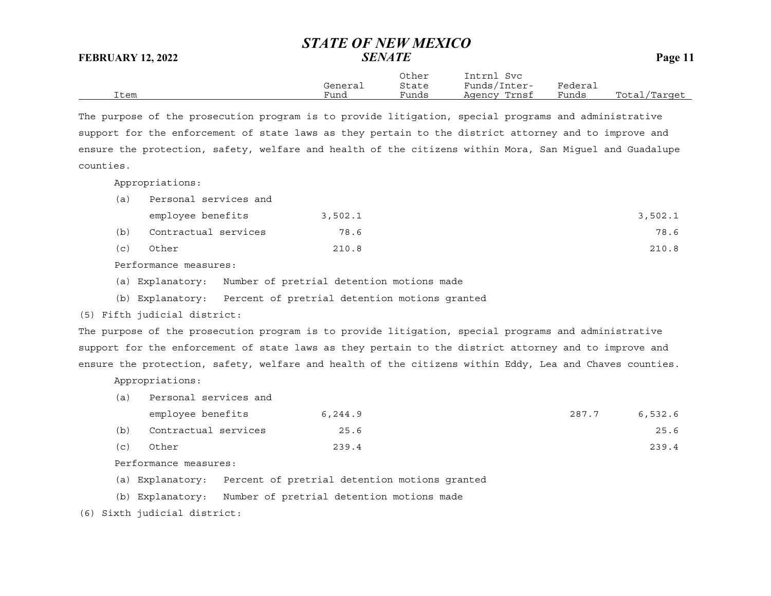| Item | General Fund | Other State Funds | Intrnl Svc Funds/Inter-Agency Trnsf | Federal Funds | Total/Target |
|---|---|---|---|---|---|

The purpose of the prosecution program is to provide litigation, special programs and administrative support for the enforcement of state laws as they pertain to the district attorney and to improve and ensure the protection, safety, welfare and health of the citizens within Mora, San Miguel and Guadalupe counties.

Appropriations:

| Item | General Fund | Other State Funds | Intrnl Svc Funds/Inter-Agency Trnsf | Federal Funds | Total/Target |
|---|---|---|---|---|---|
| (a) Personal services and employee benefits | 3,502.1 | | | | 3,502.1 |
| (b) Contractual services | 78.6 | | | | 78.6 |
| (c) Other | 210.8 | | | | 210.8 |

Performance measures:

(a) Explanatory: Number of pretrial detention motions made

(b) Explanatory: Percent of pretrial detention motions granted

(5) Fifth judicial district:

The purpose of the prosecution program is to provide litigation, special programs and administrative support for the enforcement of state laws as they pertain to the district attorney and to improve and ensure the protection, safety, welfare and health of the citizens within Eddy, Lea and Chaves counties.

Appropriations:

| Item | General Fund | Other State Funds | Intrnl Svc Funds/Inter-Agency Trnsf | Federal Funds | Total/Target |
|---|---|---|---|---|---|
| (a) Personal services and employee benefits | 6,244.9 | | | 287.7 | 6,532.6 |
| (b) Contractual services | 25.6 | | | | 25.6 |
| (c) Other | 239.4 | | | | 239.4 |

Performance measures:

(a) Explanatory: Percent of pretrial detention motions granted

(b) Explanatory: Number of pretrial detention motions made

(6) Sixth judicial district: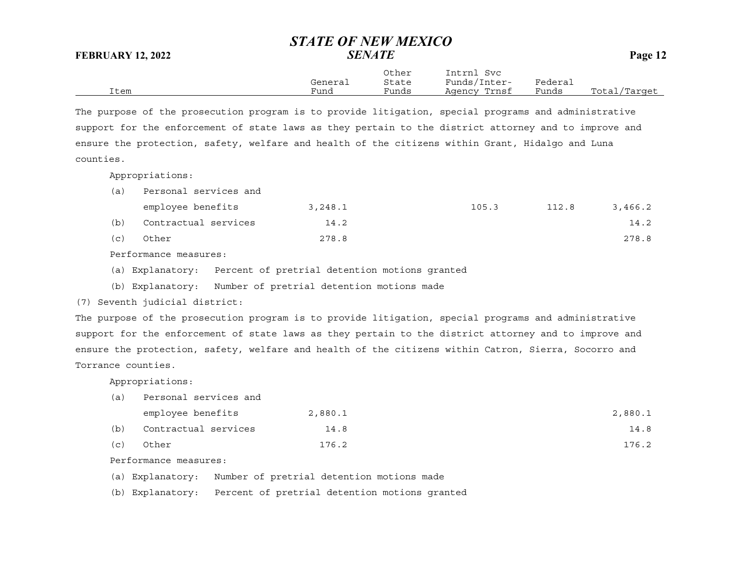| Item | General Fund | Other State Funds | Intrnl Svc Funds/Inter-Agency Trnsf | Federal Funds | Total/Target |
|---|---|---|---|---|---|

The purpose of the prosecution program is to provide litigation, special programs and administrative support for the enforcement of state laws as they pertain to the district attorney and to improve and ensure the protection, safety, welfare and health of the citizens within Grant, Hidalgo and Luna counties.

Appropriations:

| Item | General Fund | Other State Funds | Intrnl Svc Funds/Inter-Agency Trnsf | Federal Funds | Total/Target |
|---|---|---|---|---|---|
| (a) Personal services and employee benefits | 3,248.1 | | 105.3 | 112.8 | 3,466.2 |
| (b) Contractual services | 14.2 | | | | 14.2 |
| (c) Other | 278.8 | | | | 278.8 |

Performance measures:

(a) Explanatory: Percent of pretrial detention motions granted

(b) Explanatory: Number of pretrial detention motions made

(7) Seventh judicial district:

The purpose of the prosecution program is to provide litigation, special programs and administrative support for the enforcement of state laws as they pertain to the district attorney and to improve and ensure the protection, safety, welfare and health of the citizens within Catron, Sierra, Socorro and Torrance counties.

Appropriations:

| Item | General Fund | Other State Funds | Intrnl Svc Funds/Inter-Agency Trnsf | Federal Funds | Total/Target |
|---|---|---|---|---|---|
| (a) Personal services and employee benefits | 2,880.1 | | | | 2,880.1 |
| (b) Contractual services | 14.8 | | | | 14.8 |
| (c) Other | 176.2 | | | | 176.2 |

Performance measures:

(a) Explanatory: Number of pretrial detention motions made

(b) Explanatory: Percent of pretrial detention motions granted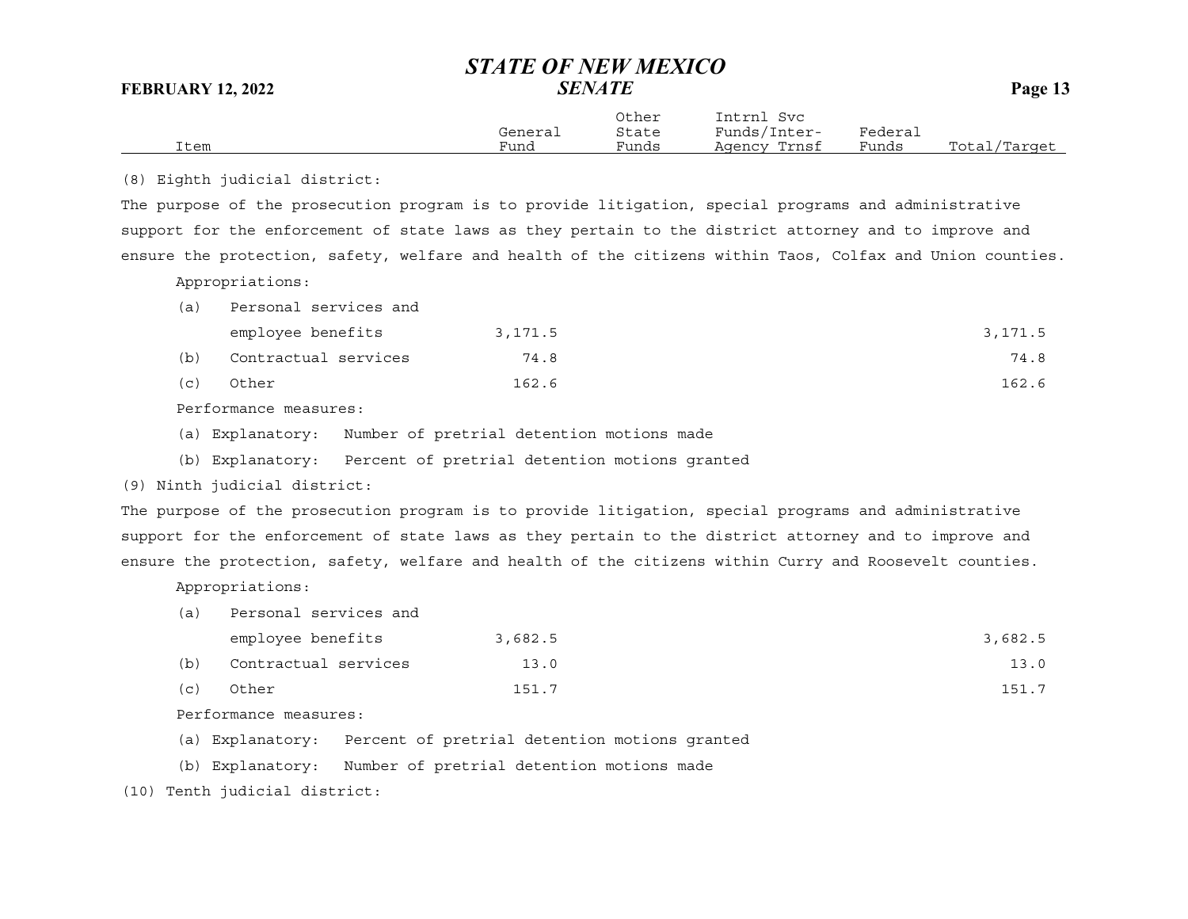| Item | General Fund | Other State Funds | Intrnl Svc Funds/Inter-Agency Trnsf | Federal Funds | Total/Target |
|---|---|---|---|---|---|

(8) Eighth judicial district:

The purpose of the prosecution program is to provide litigation, special programs and administrative support for the enforcement of state laws as they pertain to the district attorney and to improve and ensure the protection, safety, welfare and health of the citizens within Taos, Colfax and Union counties.

Appropriations:

| Item | General Fund | Other State Funds | Intrnl Svc Funds/Inter-Agency Trnsf | Federal Funds | Total/Target |
|---|---|---|---|---|---|
| (a) Personal services and employee benefits | 3,171.5 | | | | 3,171.5 |
| (b) Contractual services | 74.8 | | | | 74.8 |
| (c) Other | 162.6 | | | | 162.6 |

Performance measures:

(a) Explanatory: Number of pretrial detention motions made

(b) Explanatory: Percent of pretrial detention motions granted

(9) Ninth judicial district:

The purpose of the prosecution program is to provide litigation, special programs and administrative support for the enforcement of state laws as they pertain to the district attorney and to improve and ensure the protection, safety, welfare and health of the citizens within Curry and Roosevelt counties.

Appropriations:

| Item | General Fund | Other State Funds | Intrnl Svc Funds/Inter-Agency Trnsf | Federal Funds | Total/Target |
|---|---|---|---|---|---|
| (a) Personal services and employee benefits | 3,682.5 | | | | 3,682.5 |
| (b) Contractual services | 13.0 | | | | 13.0 |
| (c) Other | 151.7 | | | | 151.7 |

Performance measures:

(a) Explanatory: Percent of pretrial detention motions granted

(b) Explanatory: Number of pretrial detention motions made

(10) Tenth judicial district: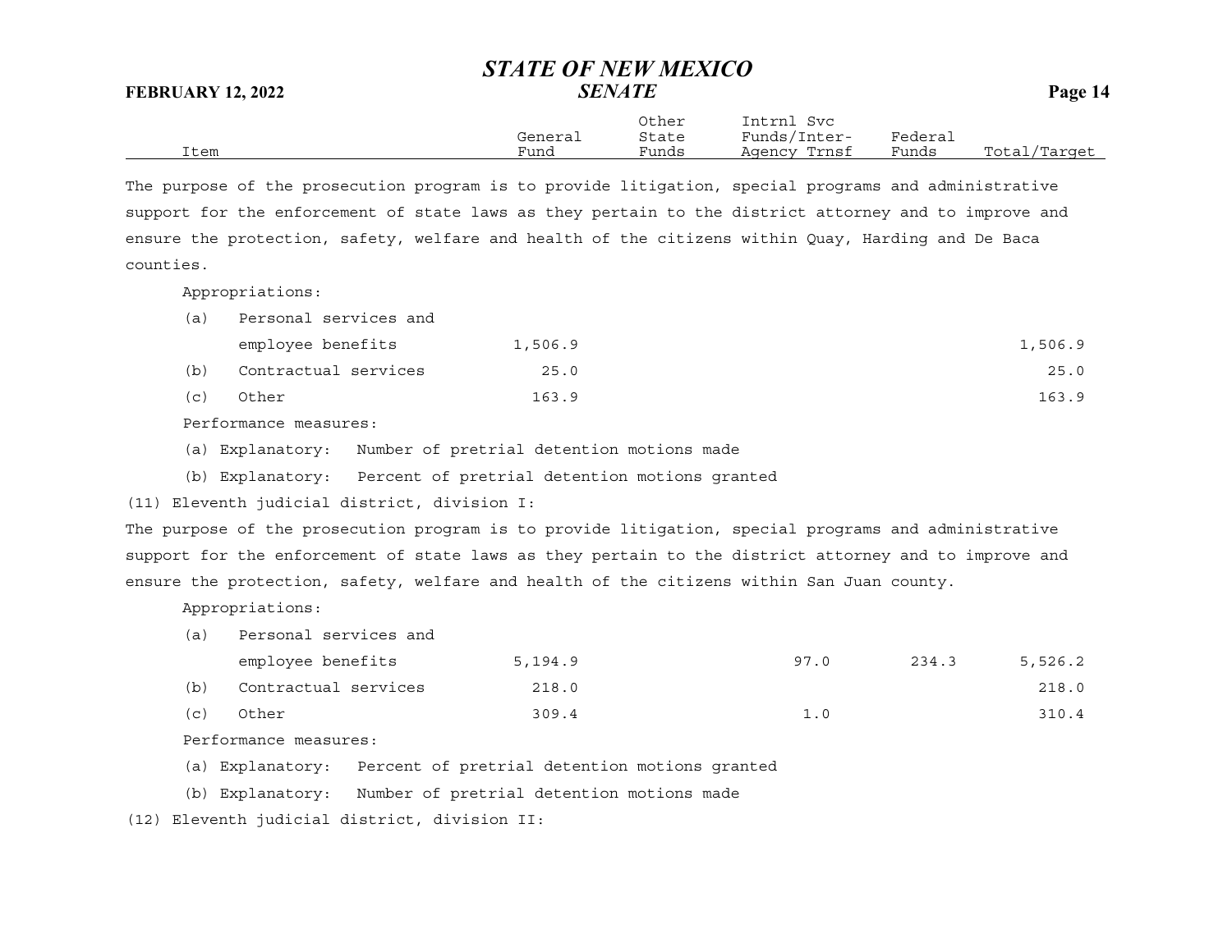| Item | General Fund | Other State Funds | Intrnl Svc Funds/Inter-Agency Trnsf | Federal Funds | Total/Target |
|---|---|---|---|---|---|

The purpose of the prosecution program is to provide litigation, special programs and administrative support for the enforcement of state laws as they pertain to the district attorney and to improve and ensure the protection, safety, welfare and health of the citizens within Quay, Harding and De Baca counties.

Appropriations:

| Item | General Fund | Other State Funds | Intrnl Svc Funds/Inter-Agency Trnsf | Federal Funds | Total/Target |
|---|---|---|---|---|---|
| (a) Personal services and employee benefits | 1,506.9 | | | | 1,506.9 |
| (b) Contractual services | 25.0 | | | | 25.0 |
| (c) Other | 163.9 | | | | 163.9 |

Performance measures:

(a) Explanatory: Number of pretrial detention motions made

(b) Explanatory: Percent of pretrial detention motions granted

(11) Eleventh judicial district, division I:

The purpose of the prosecution program is to provide litigation, special programs and administrative support for the enforcement of state laws as they pertain to the district attorney and to improve and ensure the protection, safety, welfare and health of the citizens within San Juan county.

Appropriations:

| Item | General Fund | Other State Funds | Intrnl Svc Funds/Inter-Agency Trnsf | Federal Funds | Total/Target |
|---|---|---|---|---|---|
| (a) Personal services and employee benefits | 5,194.9 | | 97.0 | 234.3 | 5,526.2 |
| (b) Contractual services | 218.0 | | | | 218.0 |
| (c) Other | 309.4 | | 1.0 | | 310.4 |

Performance measures:

(a) Explanatory: Percent of pretrial detention motions granted

(b) Explanatory: Number of pretrial detention motions made

(12) Eleventh judicial district, division II: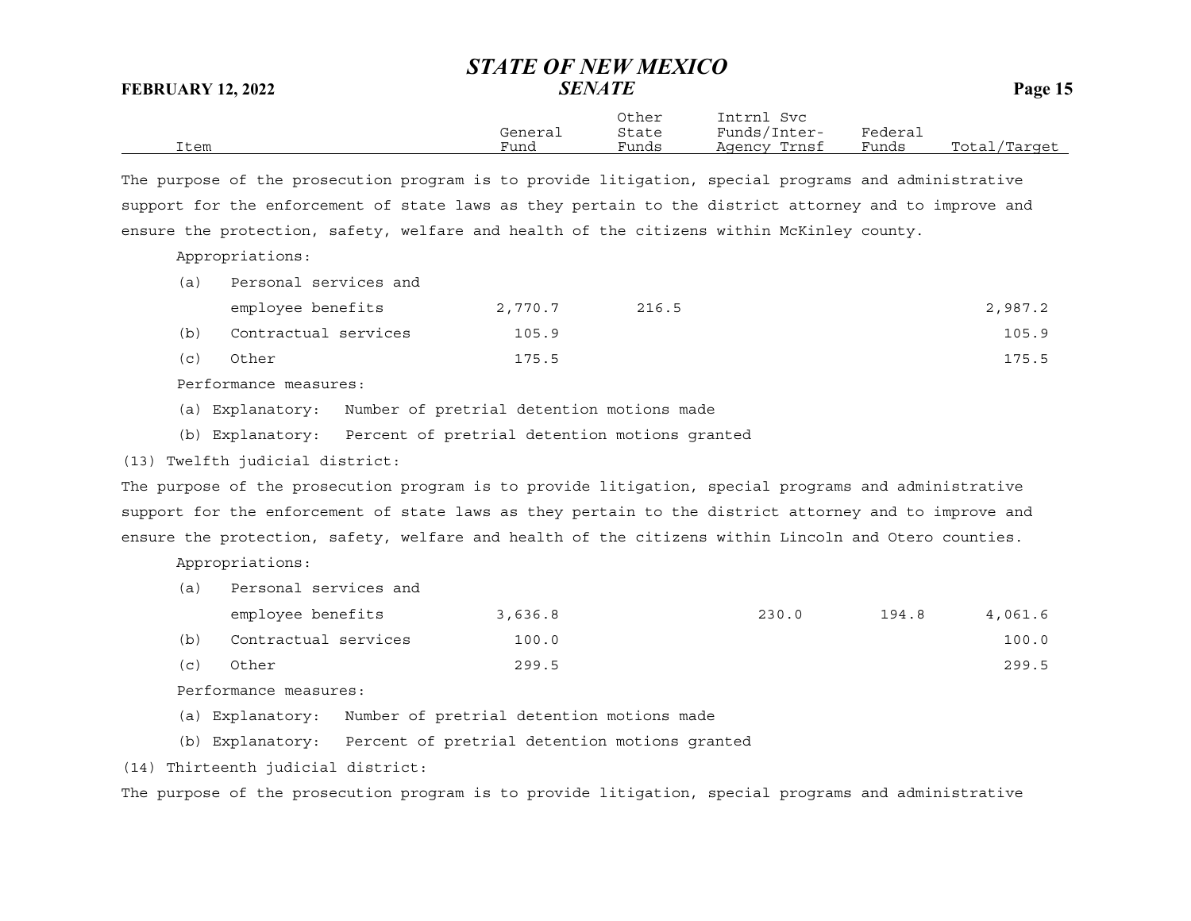| Item | General Fund | Other State Funds | Intrnl Svc Funds/Inter-Agency Trnsf | Federal Funds | Total/Target |
|---|---|---|---|---|---|

The purpose of the prosecution program is to provide litigation, special programs and administrative support for the enforcement of state laws as they pertain to the district attorney and to improve and ensure the protection, safety, welfare and health of the citizens within McKinley county.

Appropriations:

| Item | General Fund | Other State Funds | Intrnl Svc Funds/Inter-Agency Trnsf | Federal Funds | Total/Target |
|---|---|---|---|---|---|
| (a) Personal services and employee benefits | 2,770.7 | 216.5 | | | 2,987.2 |
| (b) Contractual services | 105.9 | | | | 105.9 |
| (c) Other | 175.5 | | | | 175.5 |

Performance measures:

(a) Explanatory: Number of pretrial detention motions made

(b) Explanatory: Percent of pretrial detention motions granted

(13) Twelfth judicial district:

The purpose of the prosecution program is to provide litigation, special programs and administrative support for the enforcement of state laws as they pertain to the district attorney and to improve and ensure the protection, safety, welfare and health of the citizens within Lincoln and Otero counties.

Appropriations:

| Item | General Fund | Other State Funds | Intrnl Svc Funds/Inter-Agency Trnsf | Federal Funds | Total/Target |
|---|---|---|---|---|---|
| (a) Personal services and employee benefits | 3,636.8 | | 230.0 | 194.8 | 4,061.6 |
| (b) Contractual services | 100.0 | | | | 100.0 |
| (c) Other | 299.5 | | | | 299.5 |

Performance measures:

(a) Explanatory: Number of pretrial detention motions made

(b) Explanatory: Percent of pretrial detention motions granted

(14) Thirteenth judicial district:

The purpose of the prosecution program is to provide litigation, special programs and administrative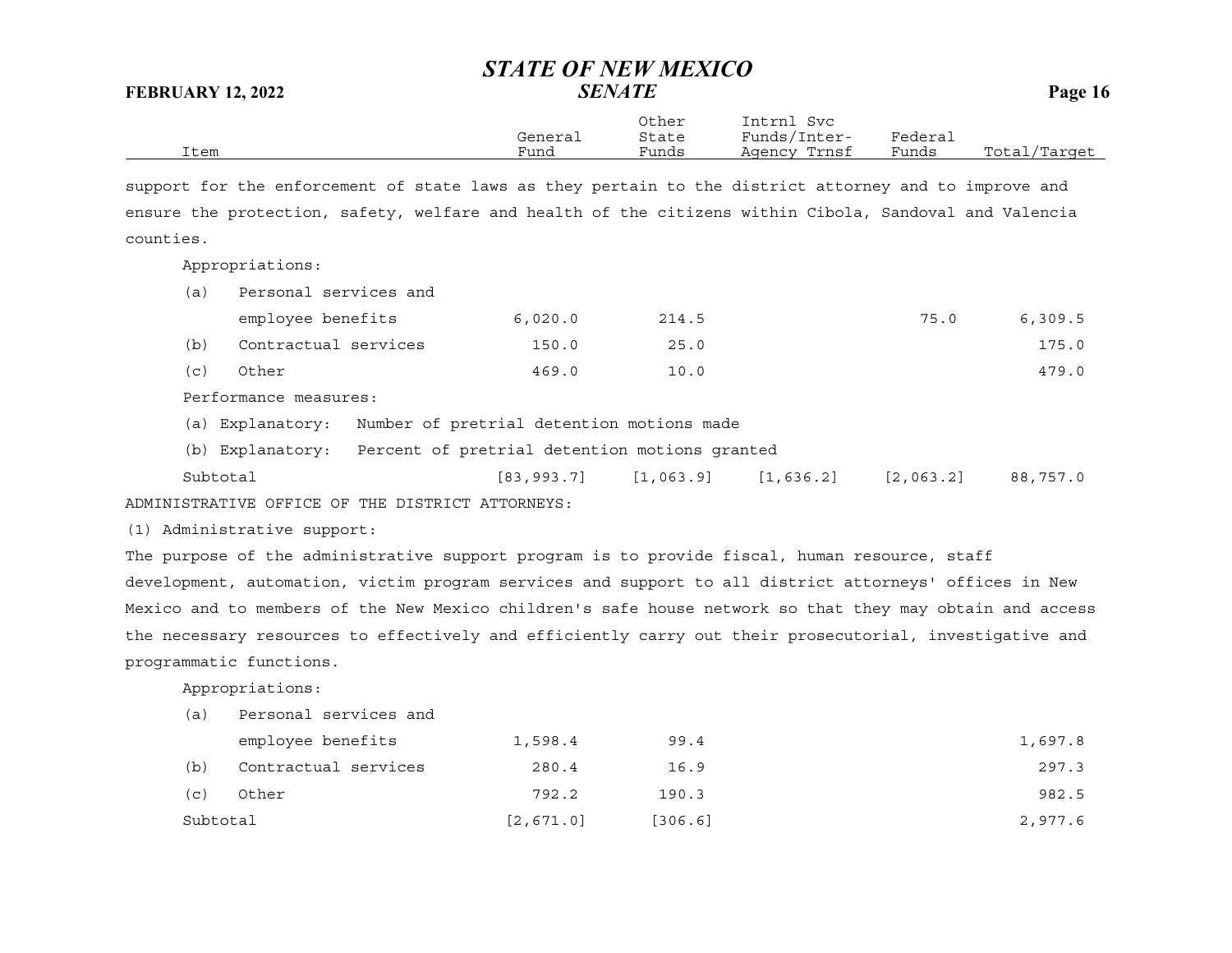| Item | General Fund | Other State Funds | Intrnl Svc Funds/Inter-Agency Trnsf | Federal Funds | Total/Target |
|---|---|---|---|---|---|

support for the enforcement of state laws as they pertain to the district attorney and to improve and ensure the protection, safety, welfare and health of the citizens within Cibola, Sandoval and Valencia counties.

Appropriations:

| Item | General Fund | Other State Funds | Intrnl Svc Funds/Inter-Agency Trnsf | Federal Funds | Total/Target |
|---|---|---|---|---|---|
| (a) Personal services and employee benefits | 6,020.0 | 214.5 | | 75.0 | 6,309.5 |
| (b) Contractual services | 150.0 | 25.0 | | | 175.0 |
| (c) Other | 469.0 | 10.0 | | | 479.0 |

Performance measures:

(a) Explanatory: Number of pretrial detention motions made

(b) Explanatory: Percent of pretrial detention motions granted

| Item | General Fund | Other State Funds | Intrnl Svc Funds/Inter-Agency Trnsf | Federal Funds | Total/Target |
|---|---|---|---|---|---|
| Subtotal | [83,993.7] | [1,063.9] | [1,636.2] | [2,063.2] | 88,757.0 |

ADMINISTRATIVE OFFICE OF THE DISTRICT ATTORNEYS:

(1) Administrative support:

The purpose of the administrative support program is to provide fiscal, human resource, staff development, automation, victim program services and support to all district attorneys' offices in New Mexico and to members of the New Mexico children's safe house network so that they may obtain and access the necessary resources to effectively and efficiently carry out their prosecutorial, investigative and programmatic functions.

Appropriations:

| Item | General Fund | Other State Funds | Intrnl Svc Funds/Inter-Agency Trnsf | Federal Funds | Total/Target |
|---|---|---|---|---|---|
| (a) Personal services and employee benefits | 1,598.4 | 99.4 | | | 1,697.8 |
| (b) Contractual services | 280.4 | 16.9 | | | 297.3 |
| (c) Other | 792.2 | 190.3 | | | 982.5 |
| Subtotal | [2,671.0] | [306.6] | | | 2,977.6 |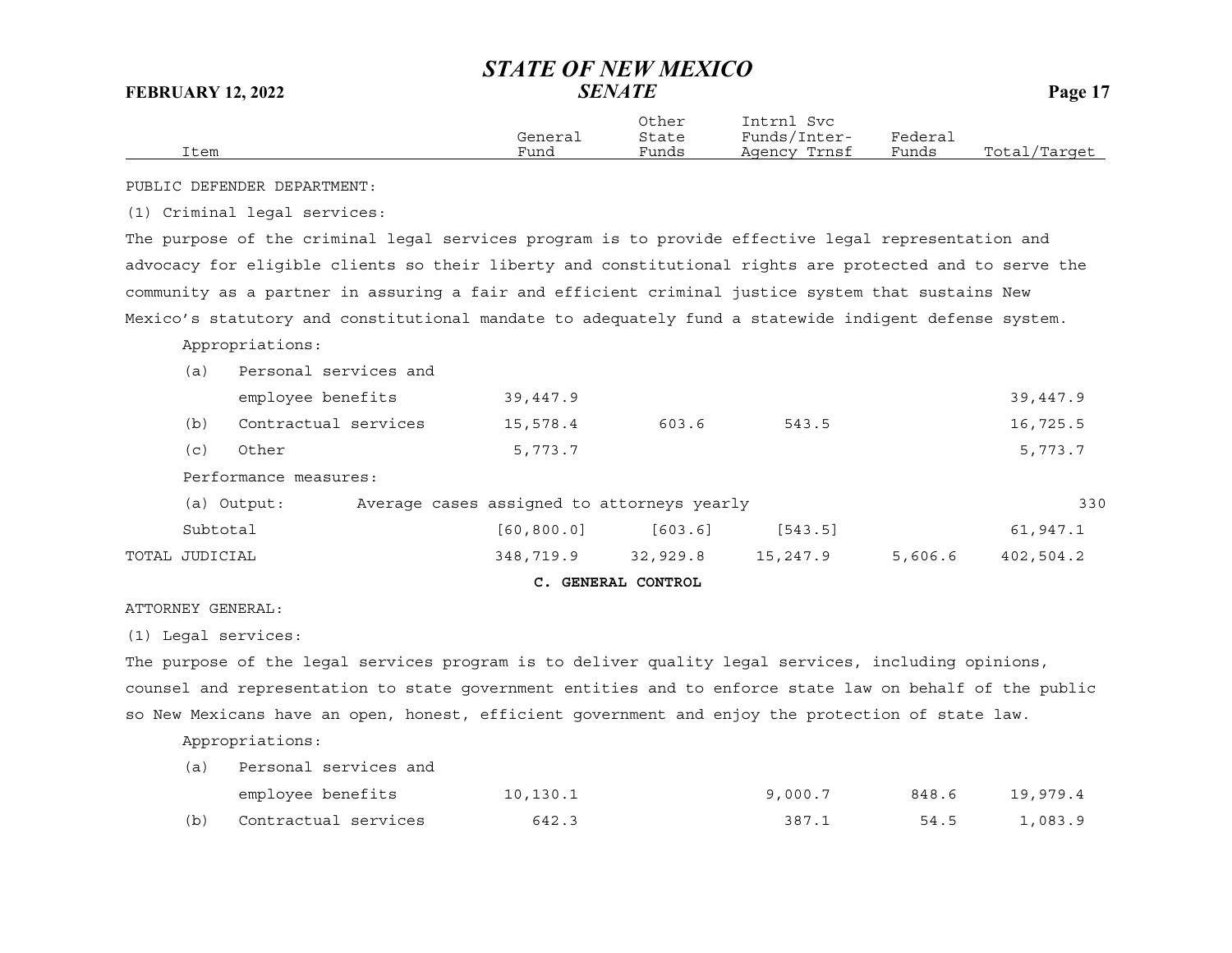| Item | General Fund | Other State Funds | Intrnl Svc Funds/Inter-Agency Trnsf | Federal Funds | Total/Target |
|---|---|---|---|---|---|
| PUBLIC DEFENDER DEPARTMENT: | | | | | |
| (1) Criminal legal services: | | | | | |
| The purpose of the criminal legal services program is to provide effective legal representation and advocacy for eligible clients so their liberty and constitutional rights are protected and to serve the community as a partner in assuring a fair and efficient criminal justice system that sustains New Mexico's statutory and constitutional mandate to adequately fund a statewide indigent defense system. | | | | | |
| Appropriations: | | | | | |
| (a) Personal services and employee benefits | 39,447.9 | | | | 39,447.9 |
| (b) Contractual services | 15,578.4 | 603.6 | 543.5 | | 16,725.5 |
| (c) Other | 5,773.7 | | | | 5,773.7 |
| Performance measures: | | | | | |
| (a) Output: Average cases assigned to attorneys yearly | | | | | 330 |
| Subtotal | [60,800.0] | [603.6] | [543.5] | | 61,947.1 |
| TOTAL JUDICIAL | 348,719.9 | 32,929.8 | 15,247.9 | 5,606.6 | 402,504.2 |

**C. GENERAL CONTROL**

| Item | General Fund | Other State Funds | Intrnl Svc Funds/Inter-Agency Trnsf | Federal Funds | Total/Target |
|---|---|---|---|---|---|
| ATTORNEY GENERAL: | | | | | |
| (1) Legal services: | | | | | |
| The purpose of the legal services program is to deliver quality legal services, including opinions, counsel and representation to state government entities and to enforce state law on behalf of the public so New Mexicans have an open, honest, efficient government and enjoy the protection of state law. | | | | | |
| Appropriations: | | | | | |
| (a) Personal services and employee benefits | 10,130.1 | | 9,000.7 | 848.6 | 19,979.4 |
| (b) Contractual services | 642.3 | | 387.1 | 54.5 | 1,083.9 |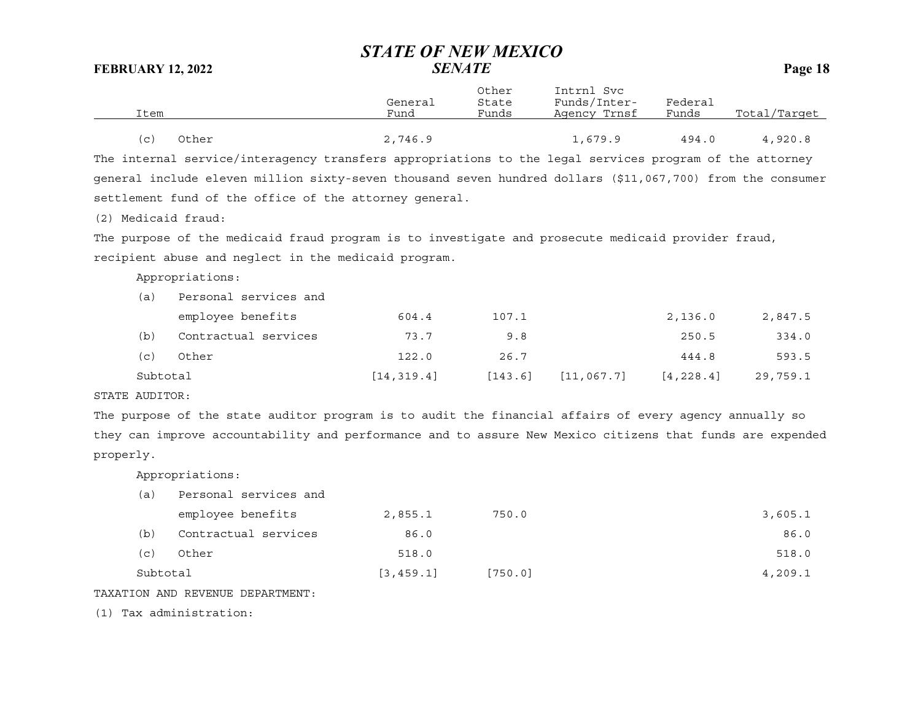| Item | General Fund | Other State Funds | Intrnl Svc Funds/Inter-Agency Trnsf | Federal Funds | Total/Target |
|---|---|---|---|---|---|
| (c) Other | 2,746.9 | | 1,679.9 | 494.0 | 4,920.8 |

The internal service/interagency transfers appropriations to the legal services program of the attorney general include eleven million sixty-seven thousand seven hundred dollars ($11,067,700) from the consumer settlement fund of the office of the attorney general.

(2) Medicaid fraud:

The purpose of the medicaid fraud program is to investigate and prosecute medicaid provider fraud, recipient abuse and neglect in the medicaid program.

Appropriations:

| Item | General Fund | Other State Funds | Intrnl Svc Funds/Inter-Agency Trnsf | Federal Funds | Total/Target |
|---|---|---|---|---|---|
| (a) Personal services and employee benefits | 604.4 | 107.1 | | 2,136.0 | 2,847.5 |
| (b) Contractual services | 73.7 | 9.8 | | 250.5 | 334.0 |
| (c) Other | 122.0 | 26.7 | | 444.8 | 593.5 |
| Subtotal | [14,319.4] | [143.6] | [11,067.7] | [4,228.4] | 29,759.1 |

STATE AUDITOR:

The purpose of the state auditor program is to audit the financial affairs of every agency annually so they can improve accountability and performance and to assure New Mexico citizens that funds are expended properly.

Appropriations:

| Item | General Fund | Other State Funds | Intrnl Svc Funds/Inter-Agency Trnsf | Federal Funds | Total/Target |
|---|---|---|---|---|---|
| (a) Personal services and employee benefits | 2,855.1 | 750.0 | | | 3,605.1 |
| (b) Contractual services | 86.0 | | | | 86.0 |
| (c) Other | 518.0 | | | | 518.0 |
| Subtotal | [3,459.1] | [750.0] | | | 4,209.1 |

TAXATION AND REVENUE DEPARTMENT:

(1) Tax administration: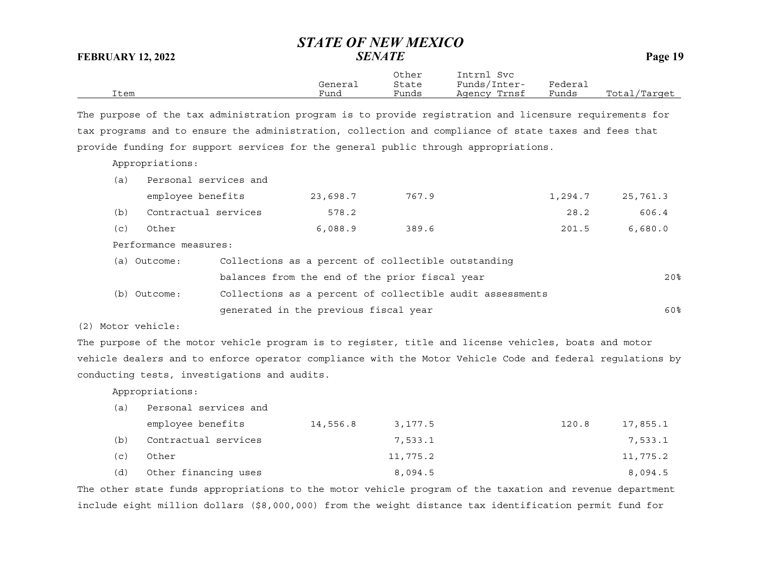The purpose of the tax administration program is to provide registration and licensure requirements for tax programs and to ensure the administration, collection and compliance of state taxes and fees that provide funding for support services for the general public through appropriations.

| Item | General Fund | Other State Funds | Intrnl Svc Funds/Inter-Agency Trnsf | Federal Funds | Total/Target |
|---|---|---|---|---|---|
| Appropriations: | | | | | |
| (a) Personal services and employee benefits | 23,698.7 | 767.9 | | 1,294.7 | 25,761.3 |
| (b) Contractual services | 578.2 | | | 28.2 | 606.4 |
| (c) Other | 6,088.9 | 389.6 | | 201.5 | 6,680.0 |
| Performance measures: | | | | | |
| (a) Outcome: Collections as a percent of collectible outstanding balances from the end of the prior fiscal year | | | | | 20% |
| (b) Outcome: Collections as a percent of collectible audit assessments generated in the previous fiscal year | | | | | 60% |

(2) Motor vehicle:

The purpose of the motor vehicle program is to register, title and license vehicles, boats and motor vehicle dealers and to enforce operator compliance with the Motor Vehicle Code and federal regulations by conducting tests, investigations and audits.

| Item | General Fund | Other State Funds | Intrnl Svc Funds/Inter-Agency Trnsf | Federal Funds | Total/Target |
|---|---|---|---|---|---|
| Appropriations: | | | | | |
| (a) Personal services and employee benefits | 14,556.8 | 3,177.5 | | 120.8 | 17,855.1 |
| (b) Contractual services | | 7,533.1 | | | 7,533.1 |
| (c) Other | | 11,775.2 | | | 11,775.2 |
| (d) Other financing uses | | 8,094.5 | | | 8,094.5 |

The other state funds appropriations to the motor vehicle program of the taxation and revenue department include eight million dollars ($8,000,000) from the weight distance tax identification permit fund for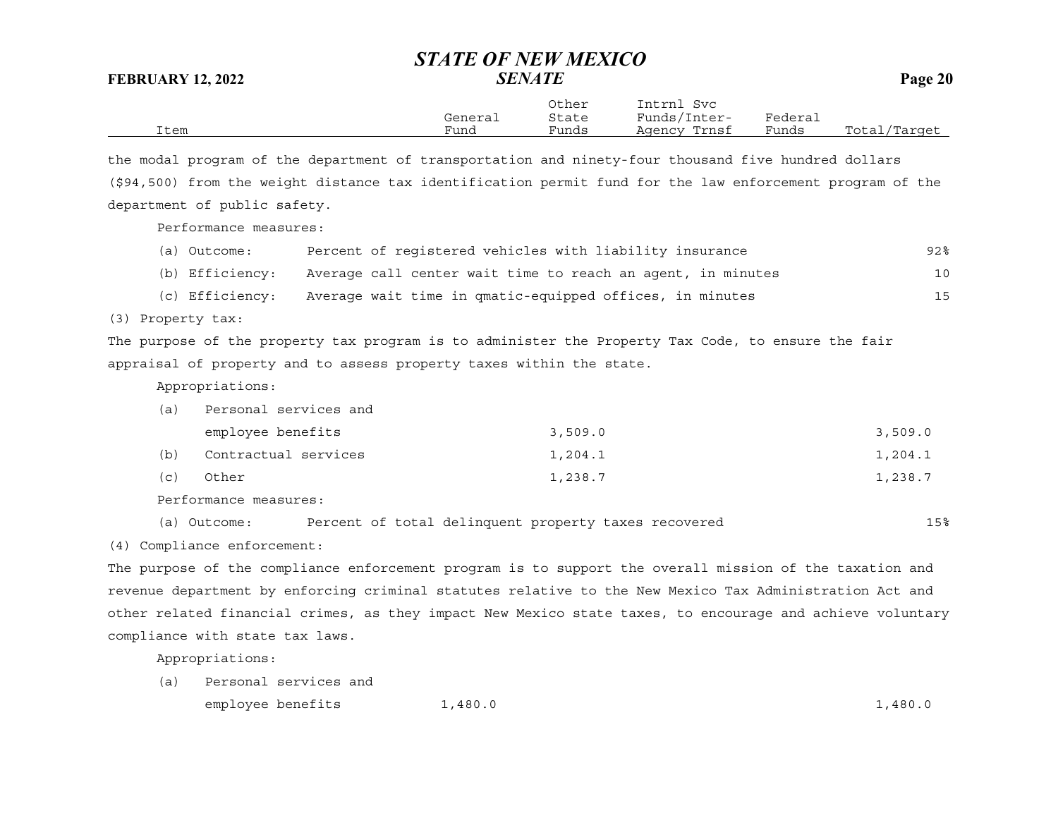| Item | General Fund | Other State Funds | Intrnl Svc Funds/Inter-Agency Trnsf | Federal Funds | Total/Target |
|---|---|---|---|---|---|

the modal program of the department of transportation and ninety-four thousand five hundred dollars ($94,500) from the weight distance tax identification permit fund for the law enforcement program of the department of public safety.

Performance measures:

| | | |
|---|---|---|
| (a) Outcome: | Percent of registered vehicles with liability insurance | 92% |
| (b) Efficiency: | Average call center wait time to reach an agent, in minutes | 10 |
| (c) Efficiency: | Average wait time in qmatic-equipped offices, in minutes | 15 |

(3) Property tax:

The purpose of the property tax program is to administer the Property Tax Code, to ensure the fair appraisal of property and to assess property taxes within the state.

Appropriations:

| Item | General Fund | Other State Funds | Intrnl Svc Funds/Inter-Agency Trnsf | Federal Funds | Total/Target |
|---|---|---|---|---|---|
| (a) Personal services and employee benefits | | 3,509.0 | | | 3,509.0 |
| (b) Contractual services | | 1,204.1 | | | 1,204.1 |
| (c) Other | | 1,238.7 | | | 1,238.7 |

Performance measures:

| | | |
|---|---|---|
| (a) Outcome: | Percent of total delinquent property taxes recovered | 15% |

(4) Compliance enforcement:

The purpose of the compliance enforcement program is to support the overall mission of the taxation and revenue department by enforcing criminal statutes relative to the New Mexico Tax Administration Act and other related financial crimes, as they impact New Mexico state taxes, to encourage and achieve voluntary compliance with state tax laws.

Appropriations:

| Item | General Fund | Other State Funds | Intrnl Svc Funds/Inter-Agency Trnsf | Federal Funds | Total/Target |
|---|---|---|---|---|---|
| (a) Personal services and employee benefits | 1,480.0 | | | | 1,480.0 |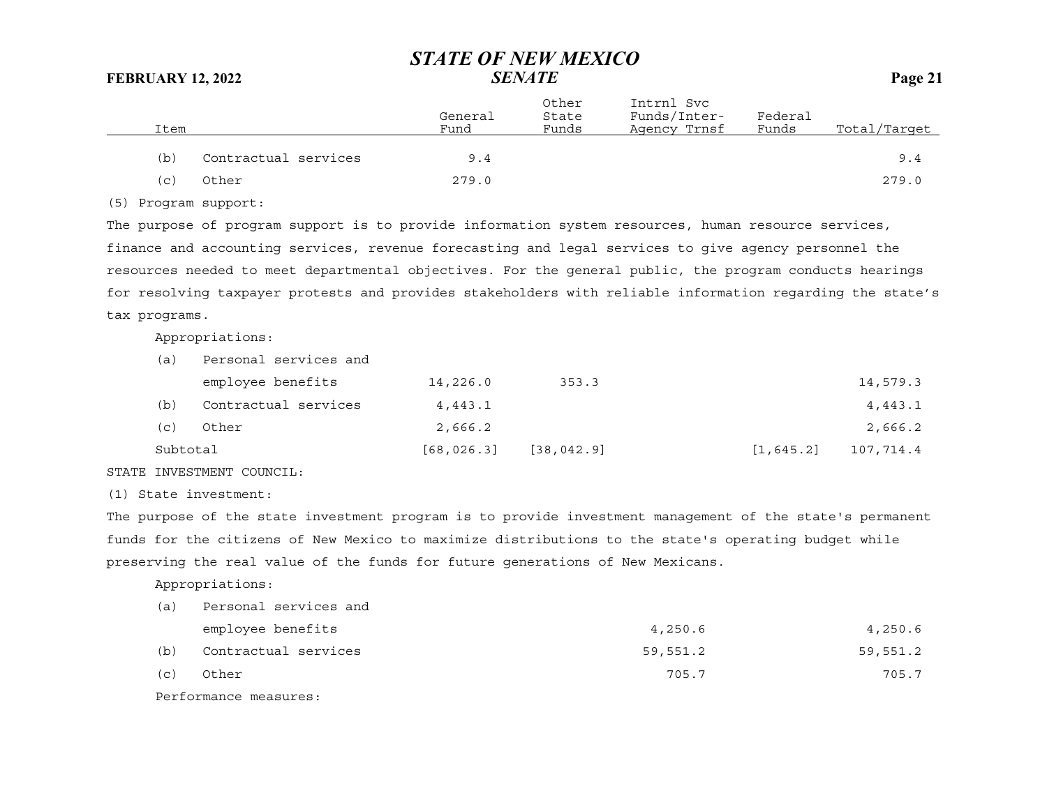| Item | General Fund | Other State Funds | Intrnl Svc Funds/Inter-Agency Trnsf | Federal Funds | Total/Target |
|---|---|---|---|---|---|
| (b) Contractual services | 9.4 | | | | 9.4 |
| (c) Other | 279.0 | | | | 279.0 |

(5) Program support:

The purpose of program support is to provide information system resources, human resource services, finance and accounting services, revenue forecasting and legal services to give agency personnel the resources needed to meet departmental objectives. For the general public, the program conducts hearings for resolving taxpayer protests and provides stakeholders with reliable information regarding the state's tax programs.

Appropriations:

| Item | General Fund | Other State Funds | Intrnl Svc Funds/Inter-Agency Trnsf | Federal Funds | Total/Target |
|---|---|---|---|---|---|
| (a) Personal services and employee benefits | 14,226.0 | 353.3 | | | 14,579.3 |
| (b) Contractual services | 4,443.1 | | | | 4,443.1 |
| (c) Other | 2,666.2 | | | | 2,666.2 |
| Subtotal | [68,026.3] | [38,042.9] | | [1,645.2] | 107,714.4 |

STATE INVESTMENT COUNCIL:

(1) State investment:

The purpose of the state investment program is to provide investment management of the state's permanent funds for the citizens of New Mexico to maximize distributions to the state's operating budget while preserving the real value of the funds for future generations of New Mexicans.

Appropriations:

| Item | General Fund | Other State Funds | Intrnl Svc Funds/Inter-Agency Trnsf | Federal Funds | Total/Target |
|---|---|---|---|---|---|
| (a) Personal services and employee benefits | | | 4,250.6 | | 4,250.6 |
| (b) Contractual services | | | 59,551.2 | | 59,551.2 |
| (c) Other | | | 705.7 | | 705.7 |

Performance measures: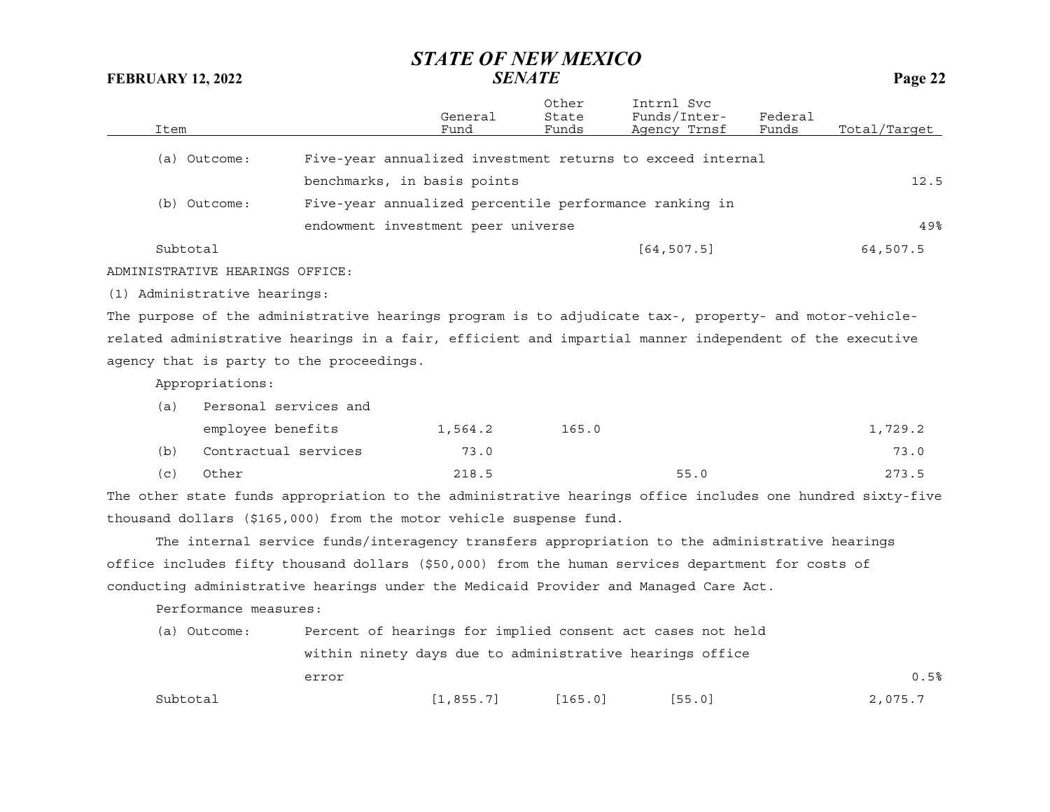| Item | | General Fund | Other State Funds | Intrnl Svc Funds/Inter-Agency Trnsf | Federal Funds | Total/Target |
|---|---|---|---|---|---|---|
| (a) Outcome: | Five-year annualized investment returns to exceed internal benchmarks, in basis points | | | | | 12.5 |
| (b) Outcome: | Five-year annualized percentile performance ranking in endowment investment peer universe | | | | | 49% |
| Subtotal | | | | [64,507.5] | | 64,507.5 |

ADMINISTRATIVE HEARINGS OFFICE:

(1) Administrative hearings:

The purpose of the administrative hearings program is to adjudicate tax-, property- and motor-vehicle-related administrative hearings in a fair, efficient and impartial manner independent of the executive agency that is party to the proceedings.

Appropriations:

| Item | General Fund | Other State Funds | Intrnl Svc Funds/Inter-Agency Trnsf | Federal Funds | Total/Target |
|---|---|---|---|---|---|
| (a) Personal services and employee benefits | 1,564.2 | 165.0 | | | 1,729.2 |
| (b) Contractual services | 73.0 | | | | 73.0 |
| (c) Other | 218.5 | | 55.0 | | 273.5 |

The other state funds appropriation to the administrative hearings office includes one hundred sixty-five thousand dollars ($165,000) from the motor vehicle suspense fund.

The internal service funds/interagency transfers appropriation to the administrative hearings office includes fifty thousand dollars ($50,000) from the human services department for costs of conducting administrative hearings under the Medicaid Provider and Managed Care Act.

Performance measures:

| Item | | General Fund | Other State Funds | Intrnl Svc Funds/Inter-Agency Trnsf | Federal Funds | Total/Target |
|---|---|---|---|---|---|---|
| (a) Outcome: | Percent of hearings for implied consent act cases not held within ninety days due to administrative hearings office error | | | | | 0.5% |
| Subtotal | | [1,855.7] | [165.0] | [55.0] | | 2,075.7 |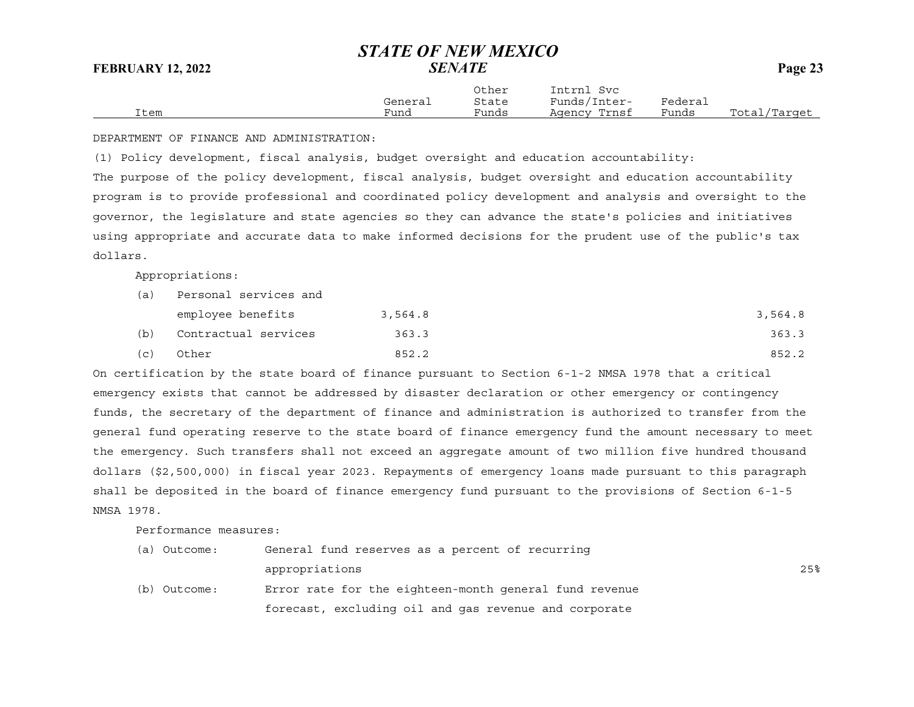| Item | General Fund | Other State Funds | Intrnl Svc Funds/Inter-Agency Trnsf | Federal Funds | Total/Target |
|---|---|---|---|---|---|

DEPARTMENT OF FINANCE AND ADMINISTRATION:

(1) Policy development, fiscal analysis, budget oversight and education accountability:

The purpose of the policy development, fiscal analysis, budget oversight and education accountability program is to provide professional and coordinated policy development and analysis and oversight to the governor, the legislature and state agencies so they can advance the state's policies and initiatives using appropriate and accurate data to make informed decisions for the prudent use of the public's tax dollars.

Appropriations:

| Item | General Fund | Other State Funds | Intrnl Svc Funds/Inter-Agency Trnsf | Federal Funds | Total/Target |
|---|---|---|---|---|---|
| (a) Personal services and employee benefits | 3,564.8 | | | | 3,564.8 |
| (b) Contractual services | 363.3 | | | | 363.3 |
| (c) Other | 852.2 | | | | 852.2 |

On certification by the state board of finance pursuant to Section 6-1-2 NMSA 1978 that a critical emergency exists that cannot be addressed by disaster declaration or other emergency or contingency funds, the secretary of the department of finance and administration is authorized to transfer from the general fund operating reserve to the state board of finance emergency fund the amount necessary to meet the emergency. Such transfers shall not exceed an aggregate amount of two million five hundred thousand dollars ($2,500,000) in fiscal year 2023. Repayments of emergency loans made pursuant to this paragraph shall be deposited in the board of finance emergency fund pursuant to the provisions of Section 6-1-5 NMSA 1978.

Performance measures:

| Measure | Description | Total/Target |
|---|---|---|
| (a) Outcome: | General fund reserves as a percent of recurring appropriations | 25% |
| (b) Outcome: | Error rate for the eighteen-month general fund revenue forecast, excluding oil and gas revenue and corporate | |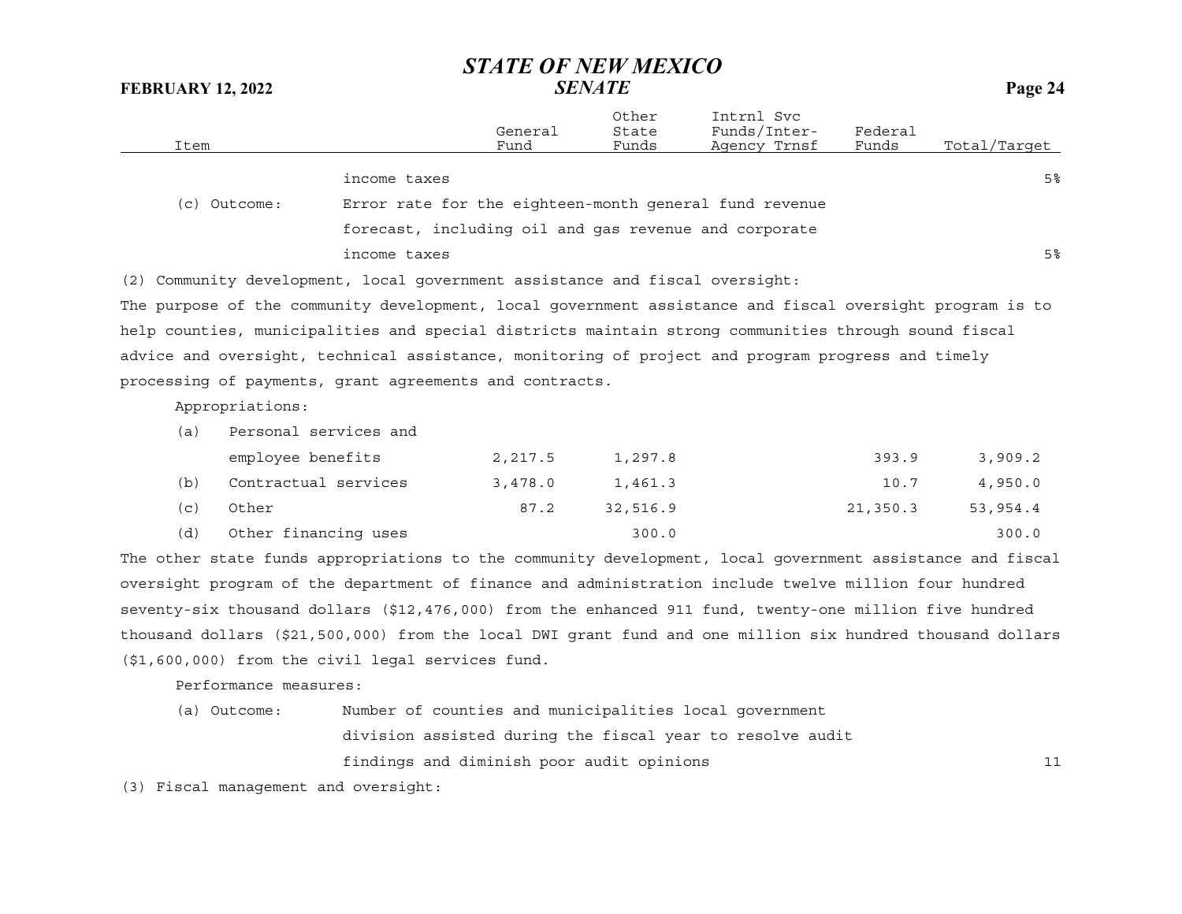| Item | | General Fund | Other State Funds | Intrnl Svc Funds/Inter-Agency Trnsf | Federal Funds | Total/Target |
|---|---|---|---|---|---|---|
| | income taxes | | | | | 5% |
| (c) Outcome: | Error rate for the eighteen-month general fund revenue forecast, including oil and gas revenue and corporate income taxes | | | | | 5% |

(2) Community development, local government assistance and fiscal oversight:

The purpose of the community development, local government assistance and fiscal oversight program is to help counties, municipalities and special districts maintain strong communities through sound fiscal advice and oversight, technical assistance, monitoring of project and program progress and timely processing of payments, grant agreements and contracts.

Appropriations:

| Item | General Fund | Other State Funds | Intrnl Svc Funds/Inter-Agency Trnsf | Federal Funds | Total/Target |
|---|---|---|---|---|---|
| (a) Personal services and employee benefits | 2,217.5 | 1,297.8 | | 393.9 | 3,909.2 |
| (b) Contractual services | 3,478.0 | 1,461.3 | | 10.7 | 4,950.0 |
| (c) Other | 87.2 | 32,516.9 | | 21,350.3 | 53,954.4 |
| (d) Other financing uses | | 300.0 | | | 300.0 |

The other state funds appropriations to the community development, local government assistance and fiscal oversight program of the department of finance and administration include twelve million four hundred seventy-six thousand dollars ($12,476,000) from the enhanced 911 fund, twenty-one million five hundred thousand dollars ($21,500,000) from the local DWI grant fund and one million six hundred thousand dollars ($1,600,000) from the civil legal services fund.

Performance measures:

| Item | | Total/Target |
|---|---|---|
| (a) Outcome: | Number of counties and municipalities local government division assisted during the fiscal year to resolve audit findings and diminish poor audit opinions | 11 |

(3) Fiscal management and oversight: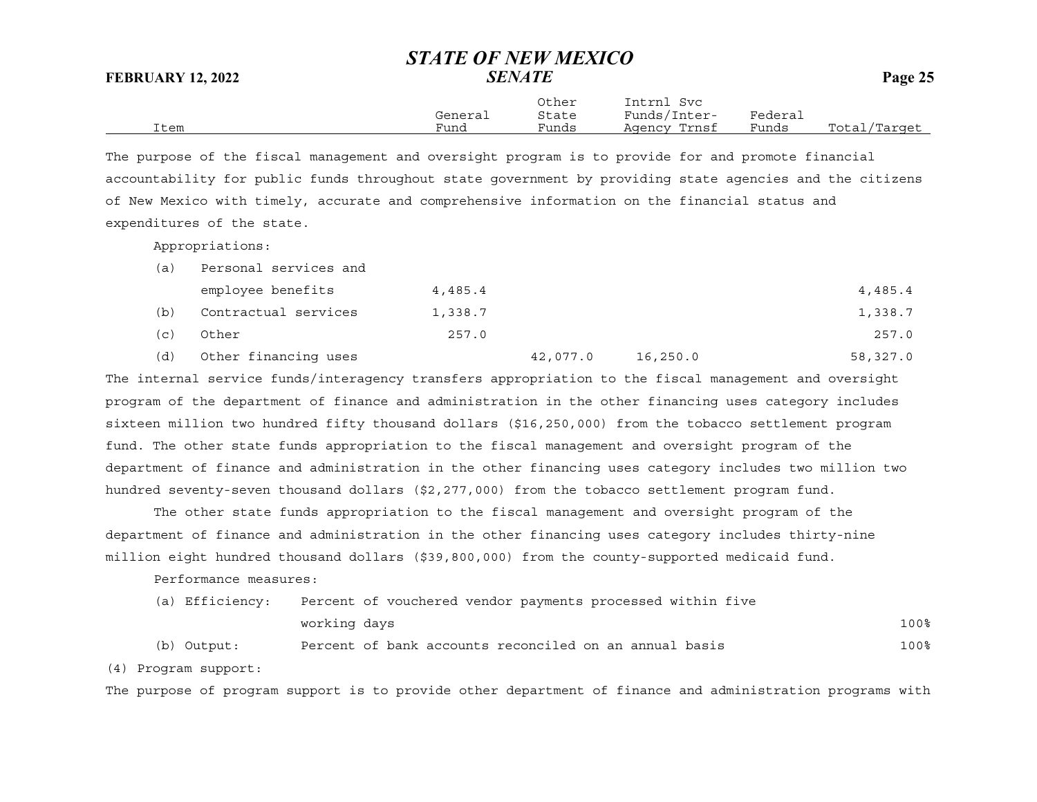| Item | General Fund | Other State Funds | Intrnl Svc Funds/Inter-Agency Trnsf | Federal Funds | Total/Target |
|---|---|---|---|---|---|

The purpose of the fiscal management and oversight program is to provide for and promote financial accountability for public funds throughout state government by providing state agencies and the citizens of New Mexico with timely, accurate and comprehensive information on the financial status and expenditures of the state.

Appropriations:

| Item | General Fund | Other State Funds | Intrnl Svc Funds/Inter-Agency Trnsf | Federal Funds | Total/Target |
|---|---|---|---|---|---|
| (a) Personal services and employee benefits | 4,485.4 | | | | 4,485.4 |
| (b) Contractual services | 1,338.7 | | | | 1,338.7 |
| (c) Other | 257.0 | | | | 257.0 |
| (d) Other financing uses | | 42,077.0 | 16,250.0 | | 58,327.0 |

The internal service funds/interagency transfers appropriation to the fiscal management and oversight program of the department of finance and administration in the other financing uses category includes sixteen million two hundred fifty thousand dollars ($16,250,000) from the tobacco settlement program fund. The other state funds appropriation to the fiscal management and oversight program of the department of finance and administration in the other financing uses category includes two million two hundred seventy-seven thousand dollars ($2,277,000) from the tobacco settlement program fund.

The other state funds appropriation to the fiscal management and oversight program of the department of finance and administration in the other financing uses category includes thirty-nine million eight hundred thousand dollars ($39,800,000) from the county-supported medicaid fund.

Performance measures:

| Measure | Description | Target |
|---|---|---|
| (a) Efficiency: | Percent of vouchered vendor payments processed within five working days | 100% |
| (b) Output: | Percent of bank accounts reconciled on an annual basis | 100% |

(4) Program support:

The purpose of program support is to provide other department of finance and administration programs with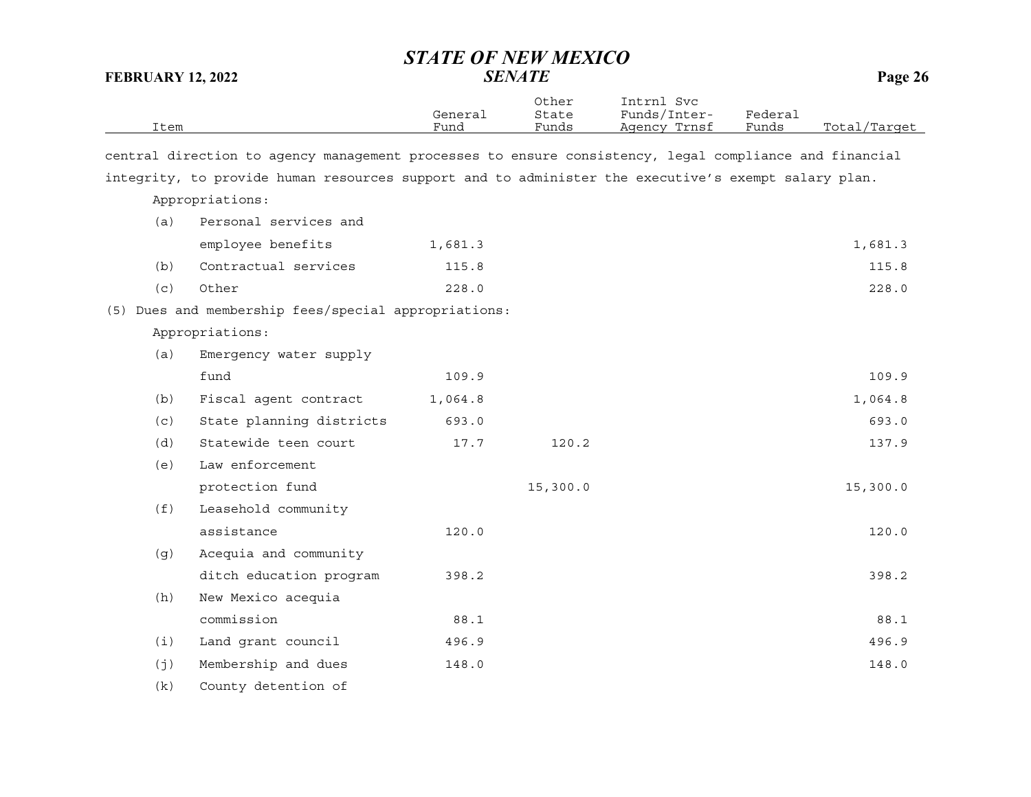central direction to agency management processes to ensure consistency, legal compliance and financial integrity, to provide human resources support and to administer the executive's exempt salary plan.

| Item | General Fund | Other State Funds | Intrnl Svc Funds/Inter-Agency Trnsf | Federal Funds | Total/Target |
|---|---|---|---|---|---|
| Appropriations: | | | | | |
| (a) Personal services and employee benefits | 1,681.3 | | | | 1,681.3 |
| (b) Contractual services | 115.8 | | | | 115.8 |
| (c) Other | 228.0 | | | | 228.0 |
| (5) Dues and membership fees/special appropriations: | | | | | |
| Appropriations: | | | | | |
| (a) Emergency water supply fund | 109.9 | | | | 109.9 |
| (b) Fiscal agent contract | 1,064.8 | | | | 1,064.8 |
| (c) State planning districts | 693.0 | | | | 693.0 |
| (d) Statewide teen court | 17.7 | 120.2 | | | 137.9 |
| (e) Law enforcement protection fund | | 15,300.0 | | | 15,300.0 |
| (f) Leasehold community assistance | 120.0 | | | | 120.0 |
| (g) Acequia and community ditch education program | 398.2 | | | | 398.2 |
| (h) New Mexico acequia commission | 88.1 | | | | 88.1 |
| (i) Land grant council | 496.9 | | | | 496.9 |
| (j) Membership and dues | 148.0 | | | | 148.0 |
| (k) County detention of | | | | | |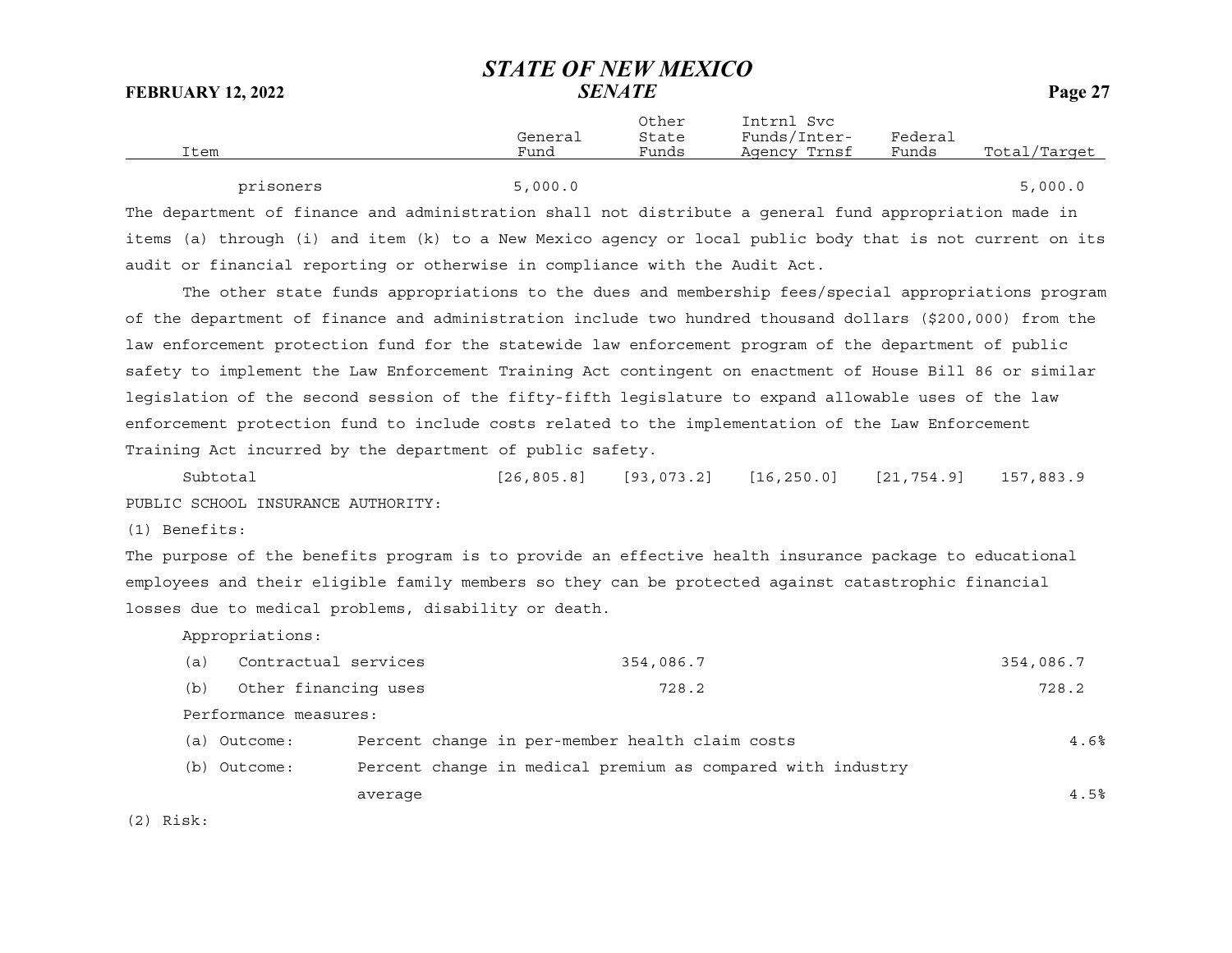| Item | General Fund | Other State Funds | Intrnl Svc Funds/Inter-Agency Trnsf | Federal Funds | Total/Target |
|---|---|---|---|---|---|
| prisoners | 5,000.0 | | | | 5,000.0 |

The department of finance and administration shall not distribute a general fund appropriation made in items (a) through (i) and item (k) to a New Mexico agency or local public body that is not current on its audit or financial reporting or otherwise in compliance with the Audit Act.

The other state funds appropriations to the dues and membership fees/special appropriations program of the department of finance and administration include two hundred thousand dollars ($200,000) from the law enforcement protection fund for the statewide law enforcement program of the department of public safety to implement the Law Enforcement Training Act contingent on enactment of House Bill 86 or similar legislation of the second session of the fifty-fifth legislature to expand allowable uses of the law enforcement protection fund to include costs related to the implementation of the Law Enforcement Training Act incurred by the department of public safety.

| Item | General Fund | Other State Funds | Intrnl Svc Funds/Inter-Agency Trnsf | Federal Funds | Total/Target |
|---|---|---|---|---|---|
| Subtotal | [26,805.8] | [93,073.2] | [16,250.0] | [21,754.9] | 157,883.9 |

PUBLIC SCHOOL INSURANCE AUTHORITY:

(1) Benefits:

The purpose of the benefits program is to provide an effective health insurance package to educational employees and their eligible family members so they can be protected against catastrophic financial losses due to medical problems, disability or death.

Appropriations:

| Item | General Fund | Other State Funds | Intrnl Svc Funds/Inter-Agency Trnsf | Federal Funds | Total/Target |
|---|---|---|---|---|---|
| (a) Contractual services | | 354,086.7 | | | 354,086.7 |
| (b) Other financing uses | | 728.2 | | | 728.2 |

Performance measures:

| Measure | Description | Target |
|---|---|---|
| (a) Outcome: | Percent change in per-member health claim costs | 4.6% |
| (b) Outcome: | Percent change in medical premium as compared with industry average | 4.5% |

(2) Risk: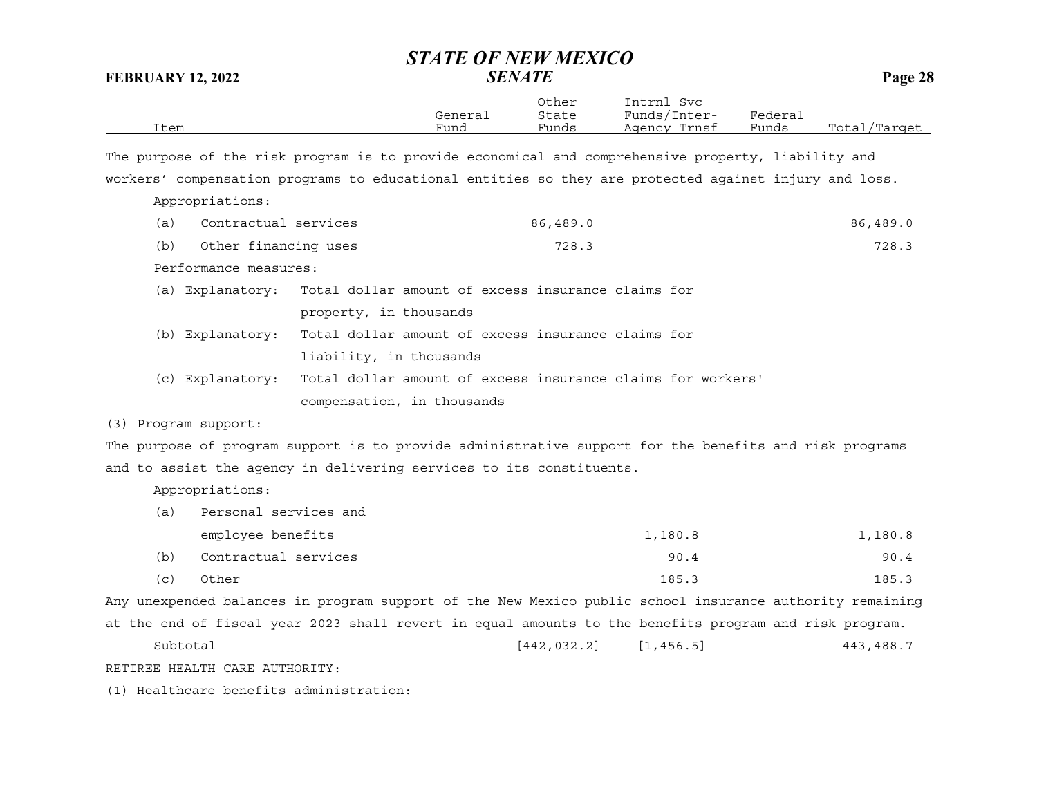| Item | General Fund | Other State Funds | Intrnl Svc Funds/Inter-Agency Trnsf | Federal Funds | Total/Target |
|---|---|---|---|---|---|
| The purpose of the risk program is to provide economical and comprehensive property, liability and workers' compensation programs to educational entities so they are protected against injury and loss. | | | | | |
| Appropriations: | | | | | |
| (a) Contractual services | | 86,489.0 | | | 86,489.0 |
| (b) Other financing uses | | 728.3 | | | 728.3 |
| Performance measures: | | | | | |
| (a) Explanatory: Total dollar amount of excess insurance claims for property, in thousands | | | | | |
| (b) Explanatory: Total dollar amount of excess insurance claims for liability, in thousands | | | | | |
| (c) Explanatory: Total dollar amount of excess insurance claims for workers' compensation, in thousands | | | | | |
| (3) Program support: | | | | | |
| The purpose of program support is to provide administrative support for the benefits and risk programs and to assist the agency in delivering services to its constituents. | | | | | |
| Appropriations: | | | | | |
| (a) Personal services and employee benefits | | | 1,180.8 | | 1,180.8 |
| (b) Contractual services | | | 90.4 | | 90.4 |
| (c) Other | | | 185.3 | | 185.3 |
| Any unexpended balances in program support of the New Mexico public school insurance authority remaining at the end of fiscal year 2023 shall revert in equal amounts to the benefits program and risk program. | | | | | |
| Subtotal | | [442,032.2] | [1,456.5] | | 443,488.7 |
| RETIREE HEALTH CARE AUTHORITY: | | | | | |
| (1) Healthcare benefits administration: | | | | | |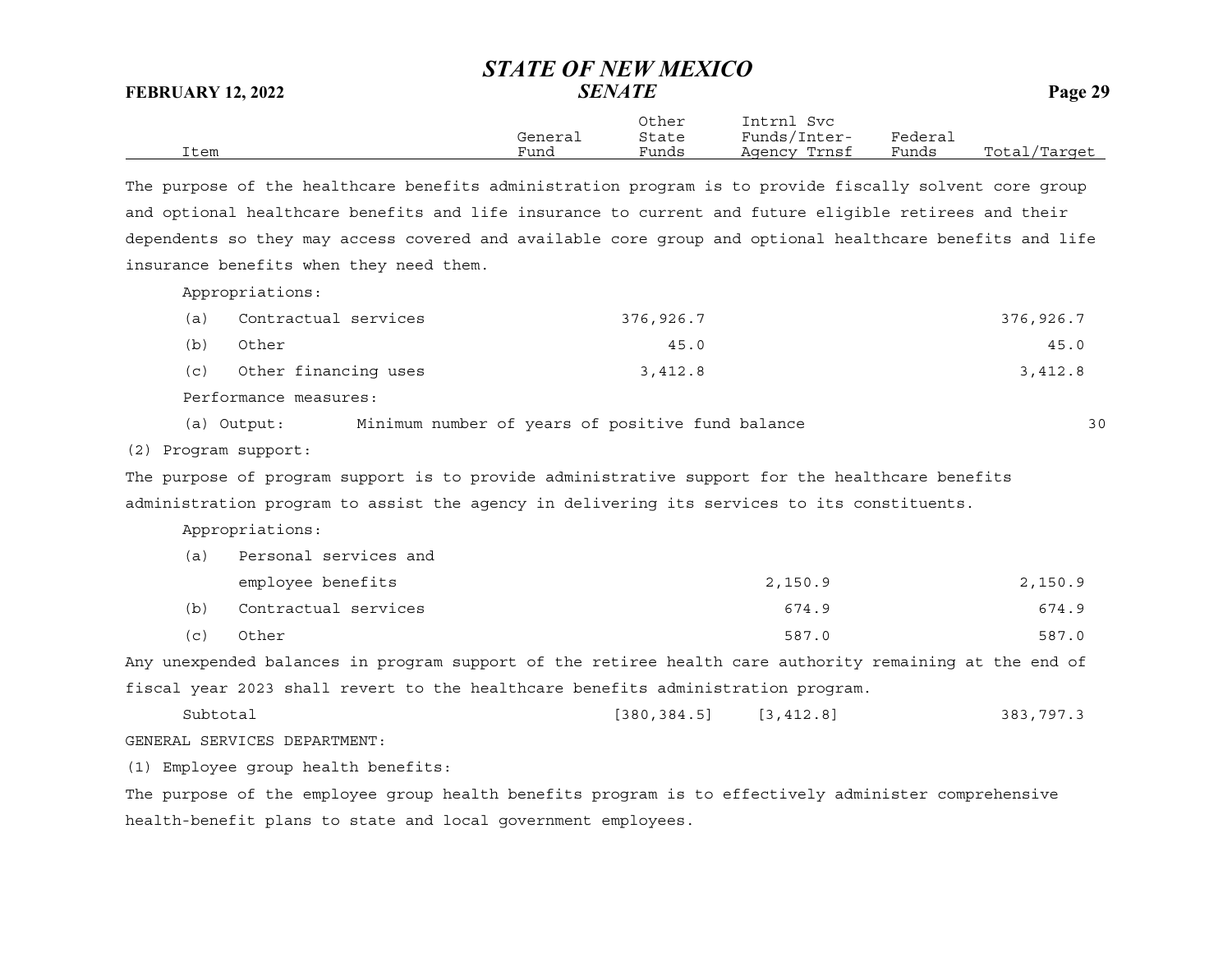| Item | General Fund | Other State Funds | Intrnl Svc Funds/Inter-Agency Trnsf | Federal Funds | Total/Target |
|---|---|---|---|---|---|

The purpose of the healthcare benefits administration program is to provide fiscally solvent core group and optional healthcare benefits and life insurance to current and future eligible retirees and their dependents so they may access covered and available core group and optional healthcare benefits and life insurance benefits when they need them.

Appropriations:

| Item | General Fund | Other State Funds | Intrnl Svc Funds/Inter-Agency Trnsf | Federal Funds | Total/Target |
|---|---|---|---|---|---|
| (a) Contractual services | | 376,926.7 | | | 376,926.7 |
| (b) Other | | 45.0 | | | 45.0 |
| (c) Other financing uses | | 3,412.8 | | | 3,412.8 |

Performance measures:

| | | |
|---|---|---|
| (a) Output: | Minimum number of years of positive fund balance | 30 |

(2) Program support:

The purpose of program support is to provide administrative support for the healthcare benefits administration program to assist the agency in delivering its services to its constituents.

Appropriations:

| Item | General Fund | Other State Funds | Intrnl Svc Funds/Inter-Agency Trnsf | Federal Funds | Total/Target |
|---|---|---|---|---|---|
| (a) Personal services and employee benefits | | | 2,150.9 | | 2,150.9 |
| (b) Contractual services | | | 674.9 | | 674.9 |
| (c) Other | | | 587.0 | | 587.0 |

Any unexpended balances in program support of the retiree health care authority remaining at the end of fiscal year 2023 shall revert to the healthcare benefits administration program.

| Item | General Fund | Other State Funds | Intrnl Svc Funds/Inter-Agency Trnsf | Federal Funds | Total/Target |
|---|---|---|---|---|---|
| Subtotal | | [380,384.5] | [3,412.8] | | 383,797.3 |

GENERAL SERVICES DEPARTMENT:

(1) Employee group health benefits:

The purpose of the employee group health benefits program is to effectively administer comprehensive health-benefit plans to state and local government employees.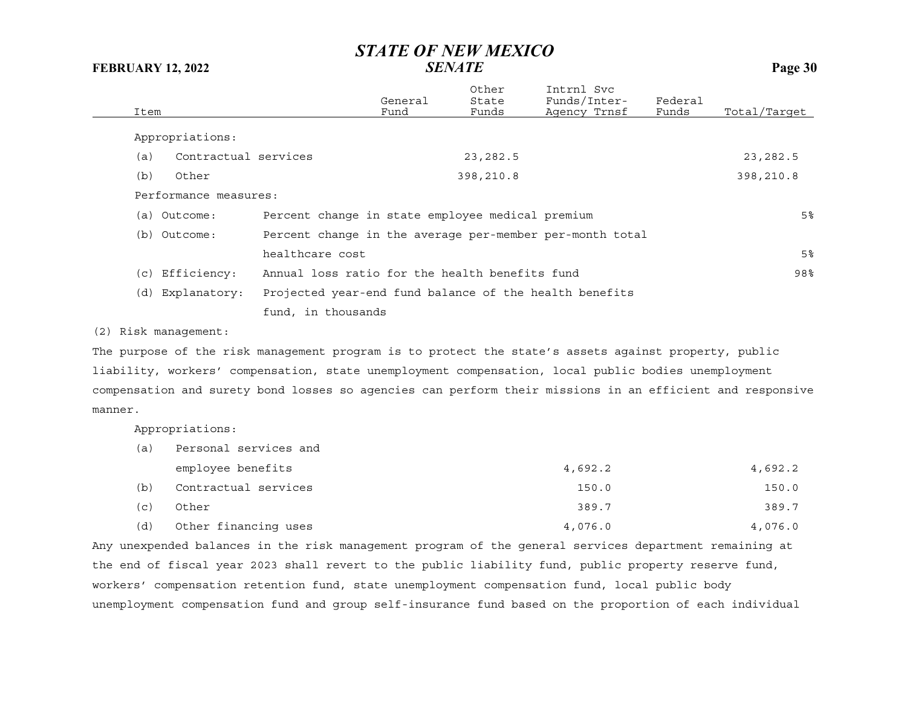| Item | General Fund | Other State Funds | Intrnl Svc Funds/Inter-Agency Trnsf | Federal Funds | Total/Target |
|---|---|---|---|---|---|
| Appropriations: | | | | | |
| (a) Contractual services | | 23,282.5 | | | 23,282.5 |
| (b) Other | | 398,210.8 | | | 398,210.8 |
| Performance measures: | | | | | |
| (a) Outcome: Percent change in state employee medical premium | | | | | 5% |
| (b) Outcome: Percent change in the average per-member per-month total healthcare cost | | | | | 5% |
| (c) Efficiency: Annual loss ratio for the health benefits fund | | | | | 98% |
| (d) Explanatory: Projected year-end fund balance of the health benefits fund, in thousands | | | | | |

(2) Risk management:

The purpose of the risk management program is to protect the state's assets against property, public liability, workers' compensation, state unemployment compensation, local public bodies unemployment compensation and surety bond losses so agencies can perform their missions in an efficient and responsive manner.

| Item | General Fund | Other State Funds | Intrnl Svc Funds/Inter-Agency Trnsf | Federal Funds | Total/Target |
|---|---|---|---|---|---|
| Appropriations: | | | | | |
| (a) Personal services and employee benefits | | | 4,692.2 | | 4,692.2 |
| (b) Contractual services | | | 150.0 | | 150.0 |
| (c) Other | | | 389.7 | | 389.7 |
| (d) Other financing uses | | | 4,076.0 | | 4,076.0 |

Any unexpended balances in the risk management program of the general services department remaining at the end of fiscal year 2023 shall revert to the public liability fund, public property reserve fund, workers' compensation retention fund, state unemployment compensation fund, local public body unemployment compensation fund and group self-insurance fund based on the proportion of each individual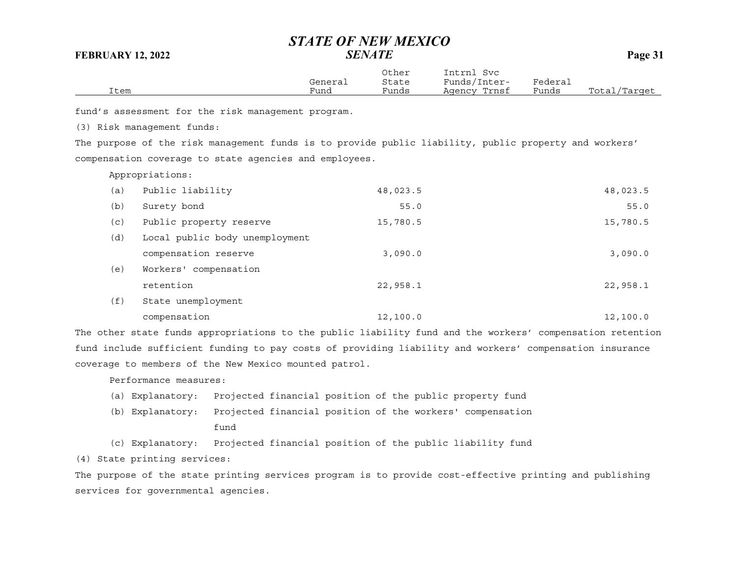| Item | General Fund | Other State Funds | Intrnl Svc Funds/Inter-Agency Trnsf | Federal Funds | Total/Target |
|---|---|---|---|---|---|

fund's assessment for the risk management program.

(3) Risk management funds:

The purpose of the risk management funds is to provide public liability, public property and workers' compensation coverage to state agencies and employees.

Appropriations:

| Item | General Fund | Other State Funds | Intrnl Svc Funds/Inter-Agency Trnsf | Federal Funds | Total/Target |
|---|---|---|---|---|---|
| (a) Public liability | | 48,023.5 | | | 48,023.5 |
| (b) Surety bond | | 55.0 | | | 55.0 |
| (c) Public property reserve | | 15,780.5 | | | 15,780.5 |
| (d) Local public body unemployment compensation reserve | | 3,090.0 | | | 3,090.0 |
| (e) Workers' compensation retention | | 22,958.1 | | | 22,958.1 |
| (f) State unemployment compensation | | 12,100.0 | | | 12,100.0 |

The other state funds appropriations to the public liability fund and the workers' compensation retention fund include sufficient funding to pay costs of providing liability and workers' compensation insurance coverage to members of the New Mexico mounted patrol.

Performance measures:

(a) Explanatory: Projected financial position of the public property fund

(b) Explanatory: Projected financial position of the workers' compensation fund

(c) Explanatory: Projected financial position of the public liability fund

(4) State printing services:

The purpose of the state printing services program is to provide cost-effective printing and publishing services for governmental agencies.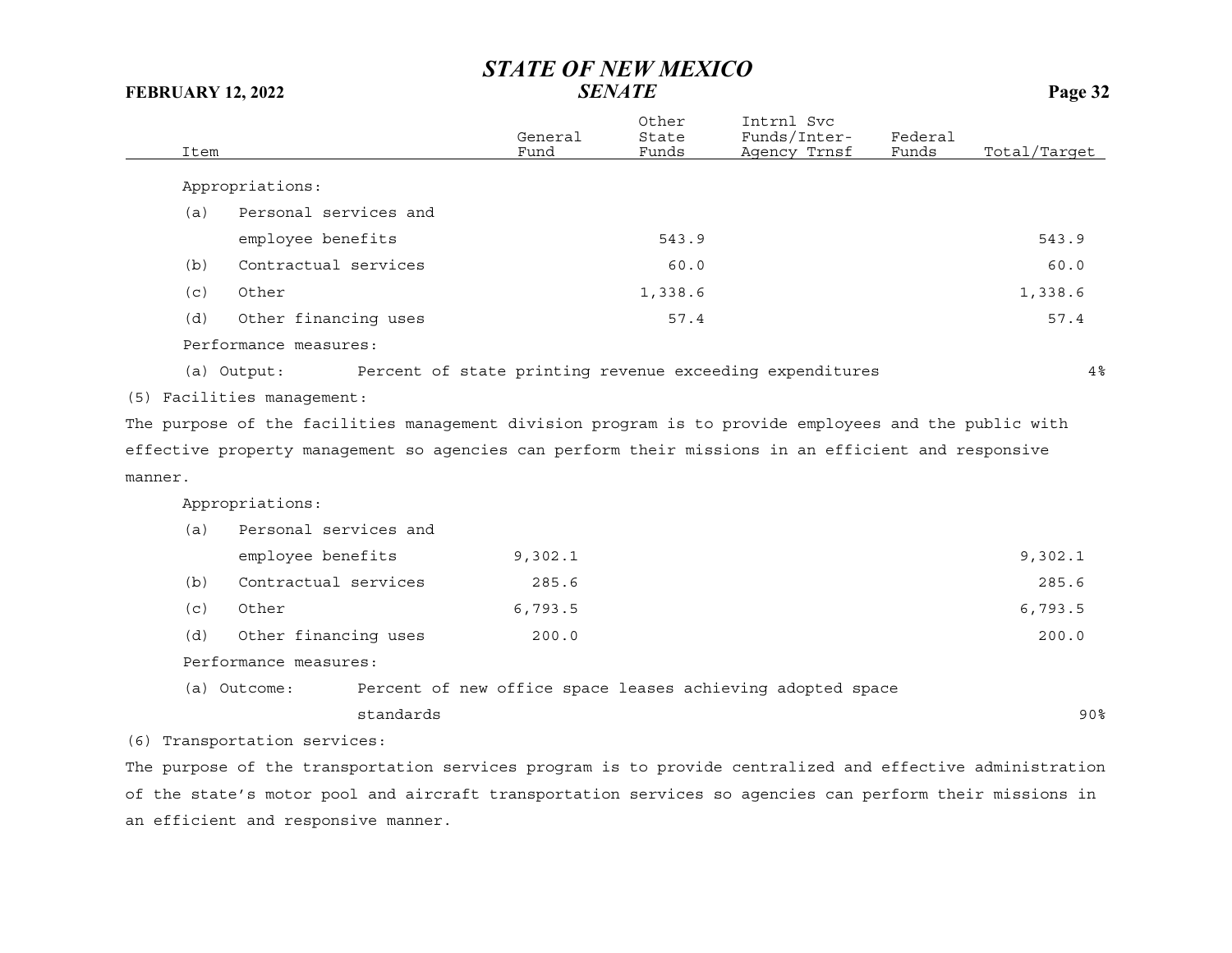| Item | General Fund | Other State Funds | Intrnl Svc Funds/Inter-Agency Trnsf | Federal Funds | Total/Target |
|---|---|---|---|---|---|
| Appropriations: | | | | | |
| (a) Personal services and employee benefits | | 543.9 | | | 543.9 |
| (b) Contractual services | | 60.0 | | | 60.0 |
| (c) Other | | 1,338.6 | | | 1,338.6 |
| (d) Other financing uses | | 57.4 | | | 57.4 |
| Performance measures: | | | | | |
| (a) Output: Percent of state printing revenue exceeding expenditures | | | | | 4% |

(5) Facilities management:

The purpose of the facilities management division program is to provide employees and the public with effective property management so agencies can perform their missions in an efficient and responsive manner.

| Item | General Fund | Other State Funds | Intrnl Svc Funds/Inter-Agency Trnsf | Federal Funds | Total/Target |
|---|---|---|---|---|---|
| Appropriations: | | | | | |
| (a) Personal services and employee benefits | 9,302.1 | | | | 9,302.1 |
| (b) Contractual services | 285.6 | | | | 285.6 |
| (c) Other | 6,793.5 | | | | 6,793.5 |
| (d) Other financing uses | 200.0 | | | | 200.0 |
| Performance measures: | | | | | |
| (a) Outcome: Percent of new office space leases achieving adopted space standards | | | | | 90% |

(6) Transportation services:

The purpose of the transportation services program is to provide centralized and effective administration of the state's motor pool and aircraft transportation services so agencies can perform their missions in an efficient and responsive manner.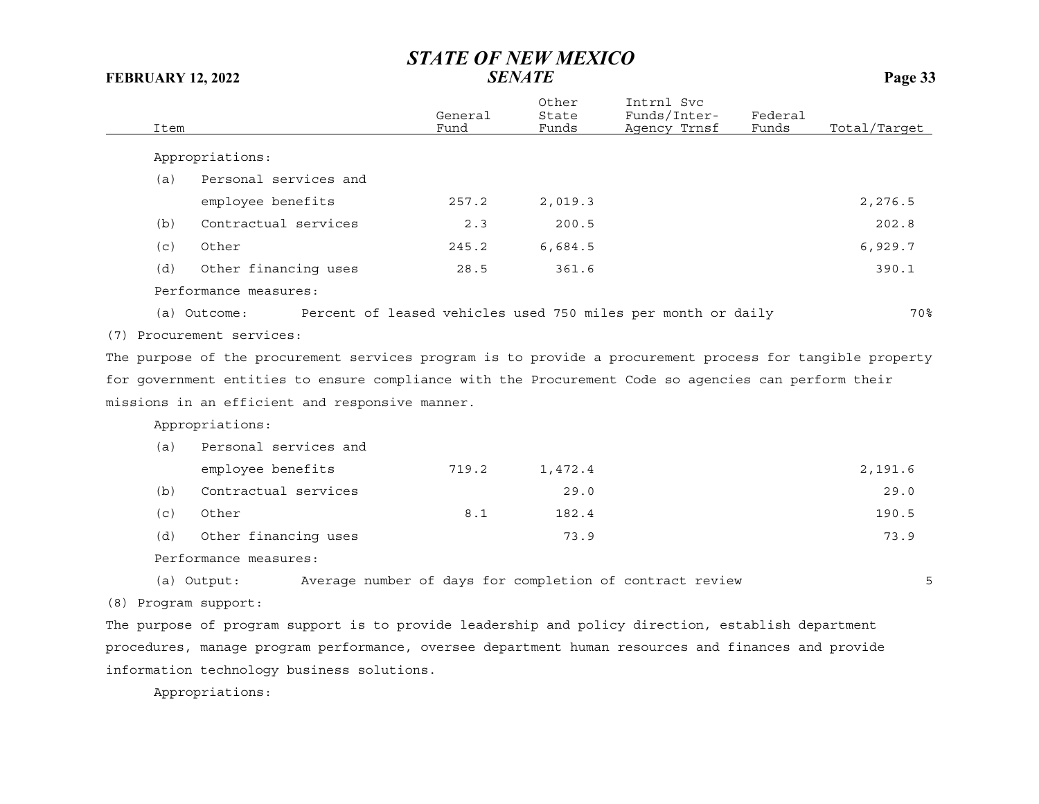| Item | General Fund | Other State Funds | Intrnl Svc Funds/Inter-Agency Trnsf | Federal Funds | Total/Target |
|---|---|---|---|---|---|
| Appropriations: | | | | | |
| (a) Personal services and employee benefits | 257.2 | 2,019.3 | | | 2,276.5 |
| (b) Contractual services | 2.3 | 200.5 | | | 202.8 |
| (c) Other | 245.2 | 6,684.5 | | | 6,929.7 |
| (d) Other financing uses | 28.5 | 361.6 | | | 390.1 |
| Performance measures: | | | | | |
| (a) Outcome: Percent of leased vehicles used 750 miles per month or daily | | | | | 70% |

(7) Procurement services:

The purpose of the procurement services program is to provide a procurement process for tangible property for government entities to ensure compliance with the Procurement Code so agencies can perform their missions in an efficient and responsive manner.

| Item | General Fund | Other State Funds | Intrnl Svc Funds/Inter-Agency Trnsf | Federal Funds | Total/Target |
|---|---|---|---|---|---|
| Appropriations: | | | | | |
| (a) Personal services and employee benefits | 719.2 | 1,472.4 | | | 2,191.6 |
| (b) Contractual services | | 29.0 | | | 29.0 |
| (c) Other | 8.1 | 182.4 | | | 190.5 |
| (d) Other financing uses | | 73.9 | | | 73.9 |
| Performance measures: | | | | | |
| (a) Output: Average number of days for completion of contract review | | | | | 5 |

(8) Program support:

The purpose of program support is to provide leadership and policy direction, establish department procedures, manage program performance, oversee department human resources and finances and provide information technology business solutions.

Appropriations: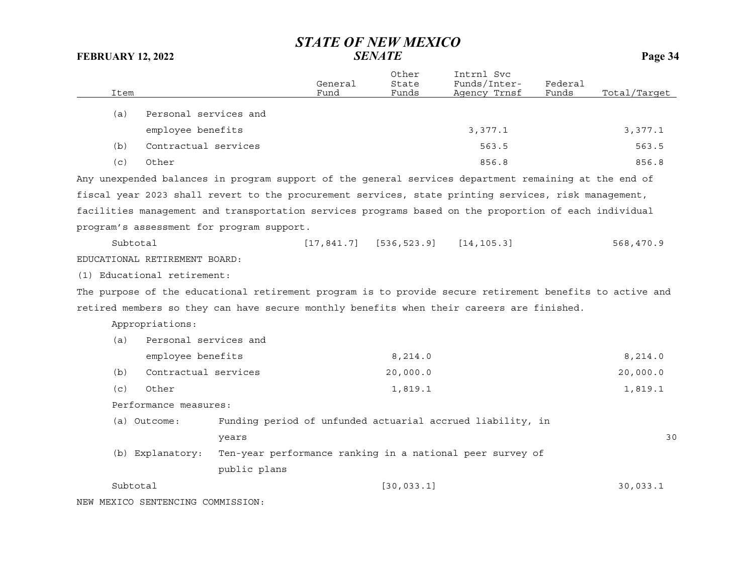| Item | General Fund | Other State Funds | Intrnl Svc Funds/Inter-Agency Trnsf | Federal Funds | Total/Target |
|---|---|---|---|---|---|
| (a) Personal services and employee benefits | | | 3,377.1 | | 3,377.1 |
| (b) Contractual services | | | 563.5 | | 563.5 |
| (c) Other | | | 856.8 | | 856.8 |

Any unexpended balances in program support of the general services department remaining at the end of fiscal year 2023 shall revert to the procurement services, state printing services, risk management, facilities management and transportation services programs based on the proportion of each individual program's assessment for program support.

| Item | General Fund | Other State Funds | Intrnl Svc Funds/Inter-Agency Trnsf | Federal Funds | Total/Target |
|---|---|---|---|---|---|
| Subtotal | [17,841.7] | [536,523.9] | [14,105.3] | | 568,470.9 |

EDUCATIONAL RETIREMENT BOARD:

(1) Educational retirement:

The purpose of the educational retirement program is to provide secure retirement benefits to active and retired members so they can have secure monthly benefits when their careers are finished.

Appropriations:

| Item | General Fund | Other State Funds | Intrnl Svc Funds/Inter-Agency Trnsf | Federal Funds | Total/Target |
|---|---|---|---|---|---|
| (a) Personal services and employee benefits | | 8,214.0 | | | 8,214.0 |
| (b) Contractual services | | 20,000.0 | | | 20,000.0 |
| (c) Other | | 1,819.1 | | | 1,819.1 |

Performance measures:

| Measure | Description | Target |
|---|---|---|
| (a) Outcome: | Funding period of unfunded actuarial accrued liability, in years | 30 |
| (b) Explanatory: | Ten-year performance ranking in a national peer survey of public plans | |

| Item | General Fund | Other State Funds | Intrnl Svc Funds/Inter-Agency Trnsf | Federal Funds | Total/Target |
|---|---|---|---|---|---|
| Subtotal | | [30,033.1] | | | 30,033.1 |

NEW MEXICO SENTENCING COMMISSION: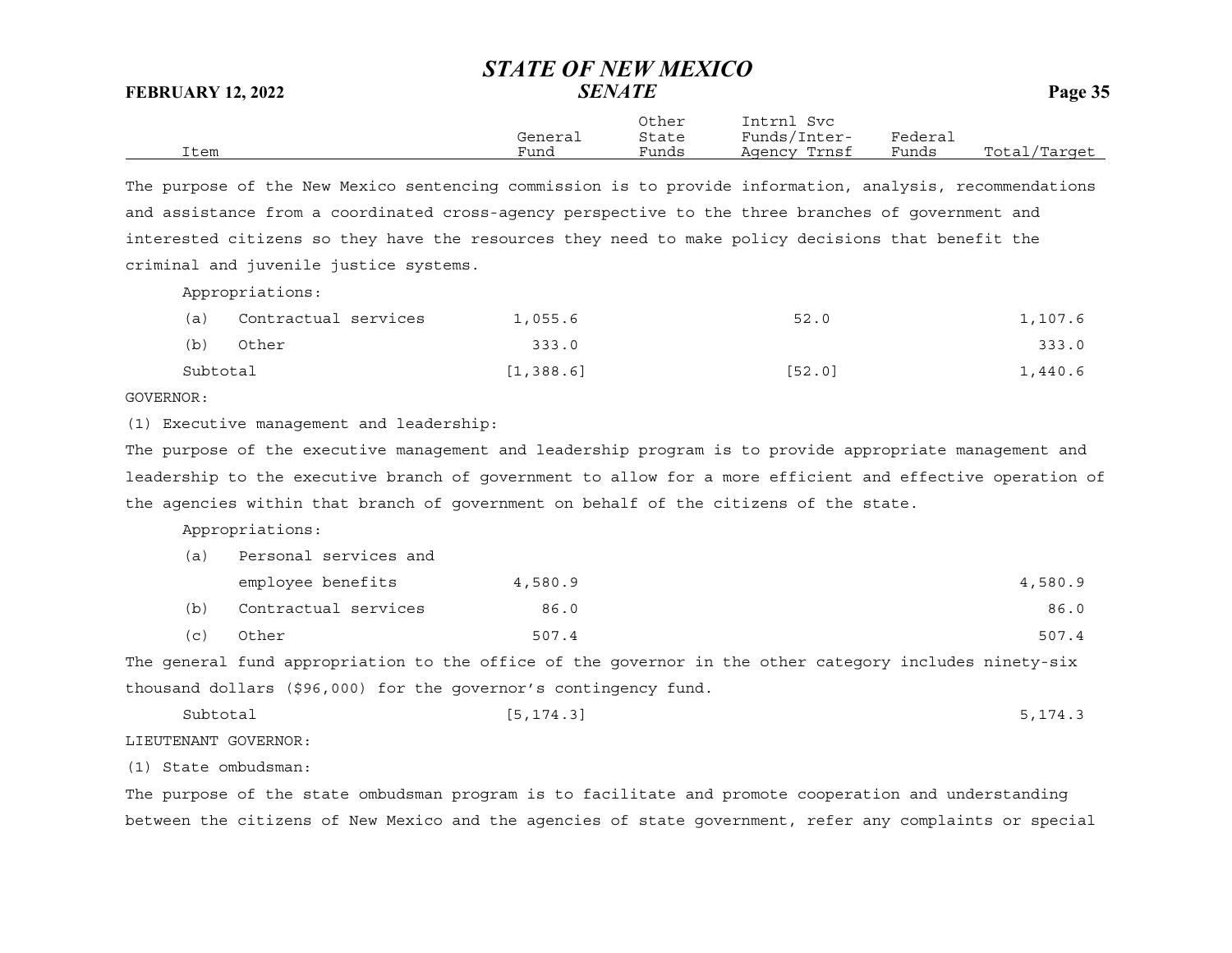| Item | General Fund | Other State Funds | Intrnl Svc Funds/Inter-Agency Trnsf | Federal Funds | Total/Target |
|---|---|---|---|---|---|

The purpose of the New Mexico sentencing commission is to provide information, analysis, recommendations and assistance from a coordinated cross-agency perspective to the three branches of government and interested citizens so they have the resources they need to make policy decisions that benefit the criminal and juvenile justice systems.

Appropriations:

| Item | General Fund | Other State Funds | Intrnl Svc Funds/Inter-Agency Trnsf | Federal Funds | Total/Target |
|---|---|---|---|---|---|
| (a) Contractual services | 1,055.6 | | 52.0 | | 1,107.6 |
| (b) Other | 333.0 | | | | 333.0 |
| Subtotal | [1,388.6] | | [52.0] | | 1,440.6 |

GOVERNOR:

(1) Executive management and leadership:

The purpose of the executive management and leadership program is to provide appropriate management and leadership to the executive branch of government to allow for a more efficient and effective operation of the agencies within that branch of government on behalf of the citizens of the state.

Appropriations:

| Item | General Fund | Other State Funds | Intrnl Svc Funds/Inter-Agency Trnsf | Federal Funds | Total/Target |
|---|---|---|---|---|---|
| (a) Personal services and employee benefits | 4,580.9 | | | | 4,580.9 |
| (b) Contractual services | 86.0 | | | | 86.0 |
| (c) Other | 507.4 | | | | 507.4 |

The general fund appropriation to the office of the governor in the other category includes ninety-six thousand dollars ($96,000) for the governor's contingency fund.

| Item | General Fund | Other State Funds | Intrnl Svc Funds/Inter-Agency Trnsf | Federal Funds | Total/Target |
|---|---|---|---|---|---|
| Subtotal | [5,174.3] | | | | 5,174.3 |

LIEUTENANT GOVERNOR:

(1) State ombudsman:

The purpose of the state ombudsman program is to facilitate and promote cooperation and understanding between the citizens of New Mexico and the agencies of state government, refer any complaints or special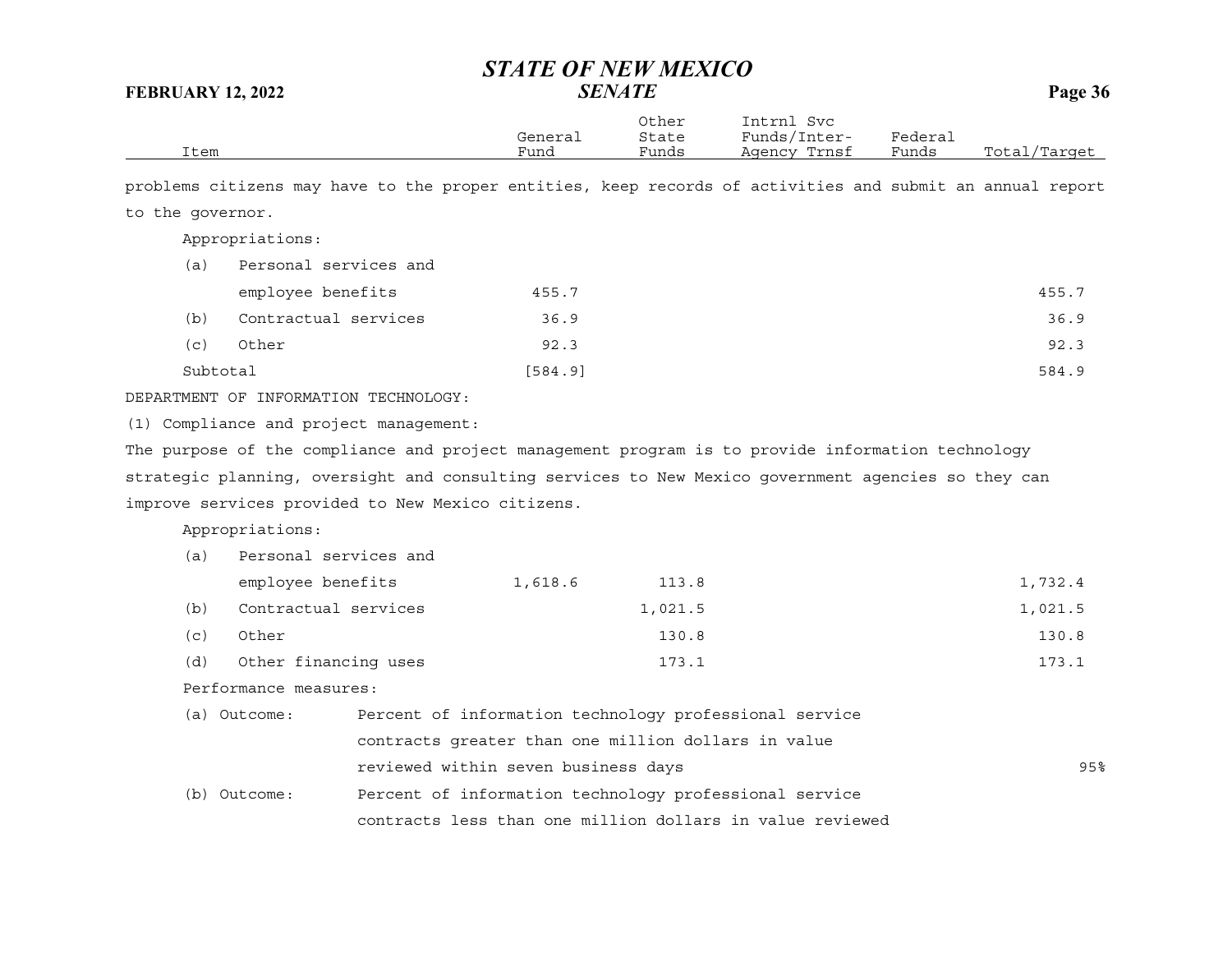problems citizens may have to the proper entities, keep records of activities and submit an annual report to the governor.

| Item | General Fund | Other State Funds | Intrnl Svc Funds/Inter-Agency Trnsf | Federal Funds | Total/Target |
|---|---|---|---|---|---|
| Appropriations: | | | | | |
| (a) Personal services and employee benefits | 455.7 | | | | 455.7 |
| (b) Contractual services | 36.9 | | | | 36.9 |
| (c) Other | 92.3 | | | | 92.3 |
| Subtotal | [584.9] | | | | 584.9 |

DEPARTMENT OF INFORMATION TECHNOLOGY:

(1) Compliance and project management:

The purpose of the compliance and project management program is to provide information technology strategic planning, oversight and consulting services to New Mexico government agencies so they can improve services provided to New Mexico citizens.

| Item | General Fund | Other State Funds | Intrnl Svc Funds/Inter-Agency Trnsf | Federal Funds | Total/Target |
|---|---|---|---|---|---|
| Appropriations: | | | | | |
| (a) Personal services and employee benefits | 1,618.6 | 113.8 | | | 1,732.4 |
| (b) Contractual services | | 1,021.5 | | | 1,021.5 |
| (c) Other | | 130.8 | | | 130.8 |
| (d) Other financing uses | | 173.1 | | | 173.1 |

Performance measures:

| | | |
|---|---|---|
| (a) Outcome: | Percent of information technology professional service contracts greater than one million dollars in value reviewed within seven business days | 95% |
| (b) Outcome: | Percent of information technology professional service contracts less than one million dollars in value reviewed | |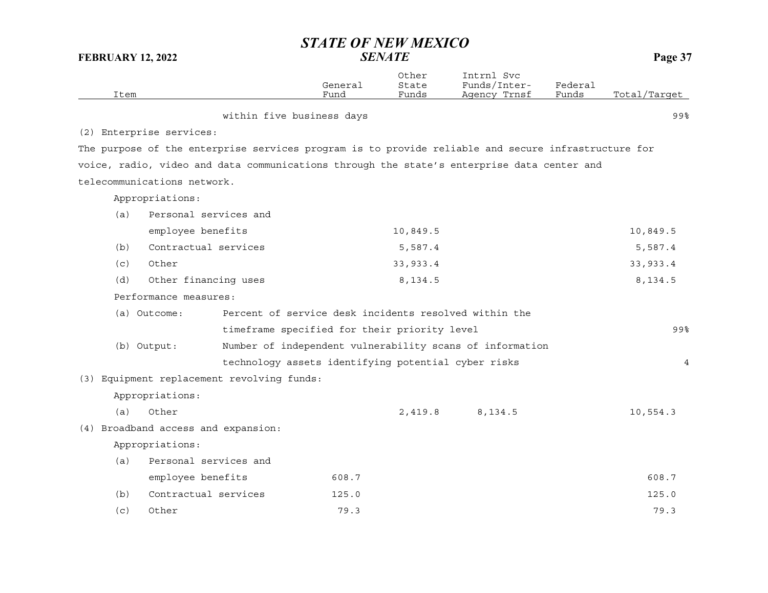| Item | General Fund | Other State Funds | Intrnl Svc Funds/Inter-Agency Trnsf | Federal Funds | Total/Target |
|---|---|---|---|---|---|
| within five business days | | | | | 99% |
| (2) Enterprise services: | | | | | |
| The purpose of the enterprise services program is to provide reliable and secure infrastructure for voice, radio, video and data communications through the state's enterprise data center and telecommunications network. | | | | | |
| Appropriations: | | | | | |
| (a) Personal services and employee benefits | | 10,849.5 | | | 10,849.5 |
| (b) Contractual services | | 5,587.4 | | | 5,587.4 |
| (c) Other | | 33,933.4 | | | 33,933.4 |
| (d) Other financing uses | | 8,134.5 | | | 8,134.5 |
| Performance measures: | | | | | |
| (a) Outcome: Percent of service desk incidents resolved within the timeframe specified for their priority level | | | | | 99% |
| (b) Output: Number of independent vulnerability scans of information technology assets identifying potential cyber risks | | | | | 4 |
| (3) Equipment replacement revolving funds: | | | | | |
| Appropriations: | | | | | |
| (a) Other | | 2,419.8 | 8,134.5 | | 10,554.3 |
| (4) Broadband access and expansion: | | | | | |
| Appropriations: | | | | | |
| (a) Personal services and employee benefits | 608.7 | | | | 608.7 |
| (b) Contractual services | 125.0 | | | | 125.0 |
| (c) Other | 79.3 | | | | 79.3 |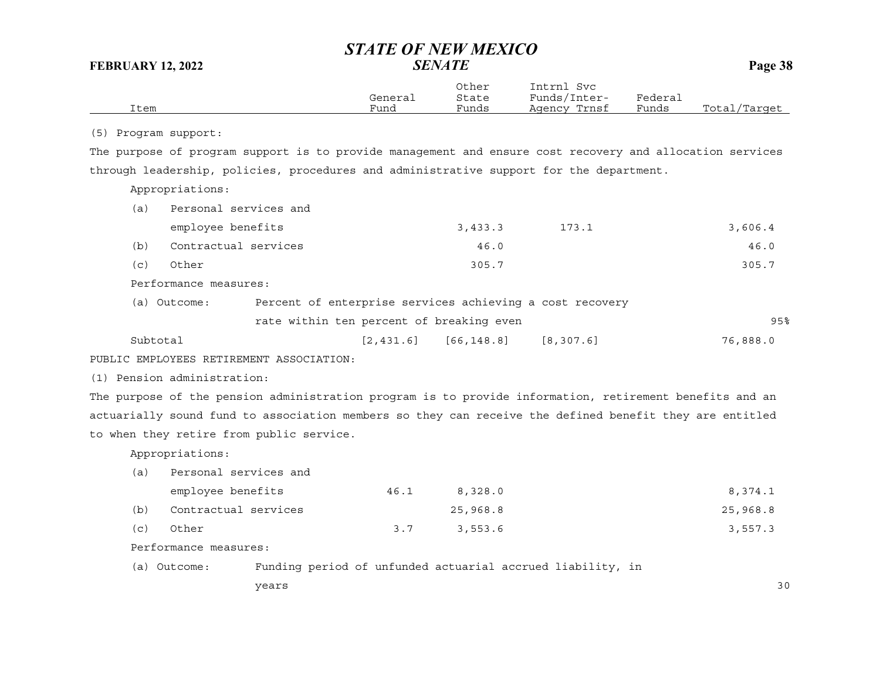| Item | General Fund | Other State Funds | Intrnl Svc Funds/Inter-Agency Trnsf | Federal Funds | Total/Target |
|---|---|---|---|---|---|
| (5) Program support: | | | | | |
| The purpose of program support is to provide management and ensure cost recovery and allocation services through leadership, policies, procedures and administrative support for the department. | | | | | |
| Appropriations: | | | | | |
| (a) Personal services and employee benefits | | 3,433.3 | 173.1 | | 3,606.4 |
| (b) Contractual services | | 46.0 | | | 46.0 |
| (c) Other | | 305.7 | | | 305.7 |
| Performance measures: | | | | | |
| (a) Outcome: Percent of enterprise services achieving a cost recovery rate within ten percent of breaking even | | | | | 95% |
| Subtotal | [2,431.6] | [66,148.8] | [8,307.6] | | 76,888.0 |
| PUBLIC EMPLOYEES RETIREMENT ASSOCIATION: | | | | | |
| (1) Pension administration: | | | | | |
| The purpose of the pension administration program is to provide information, retirement benefits and an actuarially sound fund to association members so they can receive the defined benefit they are entitled to when they retire from public service. | | | | | |
| Appropriations: | | | | | |
| (a) Personal services and employee benefits | 46.1 | 8,328.0 | | | 8,374.1 |
| (b) Contractual services | | 25,968.8 | | | 25,968.8 |
| (c) Other | 3.7 | 3,553.6 | | | 3,557.3 |
| Performance measures: | | | | | |
| (a) Outcome: Funding period of unfunded actuarial accrued liability, in years | | | | | 30 |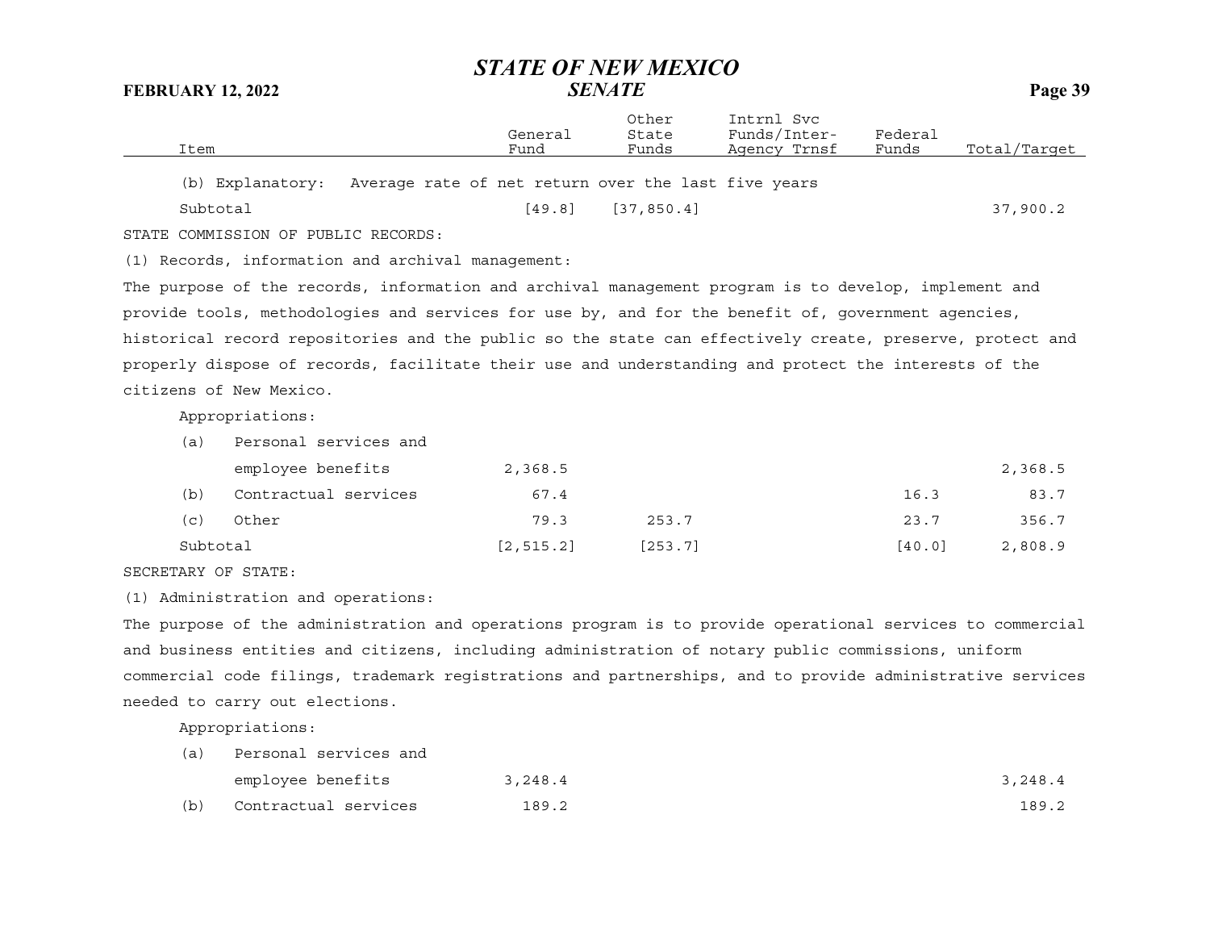| Item | General Fund | Other State Funds | Intrnl Svc Funds/Inter-Agency Trnsf | Federal Funds | Total/Target |
|---|---|---|---|---|---|
| (b) Explanatory: Average rate of net return over the last five years | | | | | |
| Subtotal | [49.8] | [37,850.4] | | | 37,900.2 |

STATE COMMISSION OF PUBLIC RECORDS:

(1) Records, information and archival management:

The purpose of the records, information and archival management program is to develop, implement and provide tools, methodologies and services for use by, and for the benefit of, government agencies, historical record repositories and the public so the state can effectively create, preserve, protect and properly dispose of records, facilitate their use and understanding and protect the interests of the citizens of New Mexico.

Appropriations:

| Item | General Fund | Other State Funds | Intrnl Svc Funds/Inter-Agency Trnsf | Federal Funds | Total/Target |
|---|---|---|---|---|---|
| (a) Personal services and employee benefits | 2,368.5 | | | | 2,368.5 |
| (b) Contractual services | 67.4 | | | 16.3 | 83.7 |
| (c) Other | 79.3 | 253.7 | | 23.7 | 356.7 |
| Subtotal | [2,515.2] | [253.7] | | [40.0] | 2,808.9 |

SECRETARY OF STATE:

(1) Administration and operations:

The purpose of the administration and operations program is to provide operational services to commercial and business entities and citizens, including administration of notary public commissions, uniform commercial code filings, trademark registrations and partnerships, and to provide administrative services needed to carry out elections.

Appropriations:

| Item | General Fund | Other State Funds | Intrnl Svc Funds/Inter-Agency Trnsf | Federal Funds | Total/Target |
|---|---|---|---|---|---|
| (a) Personal services and employee benefits | 3,248.4 | | | | 3,248.4 |
| (b) Contractual services | 189.2 | | | | 189.2 |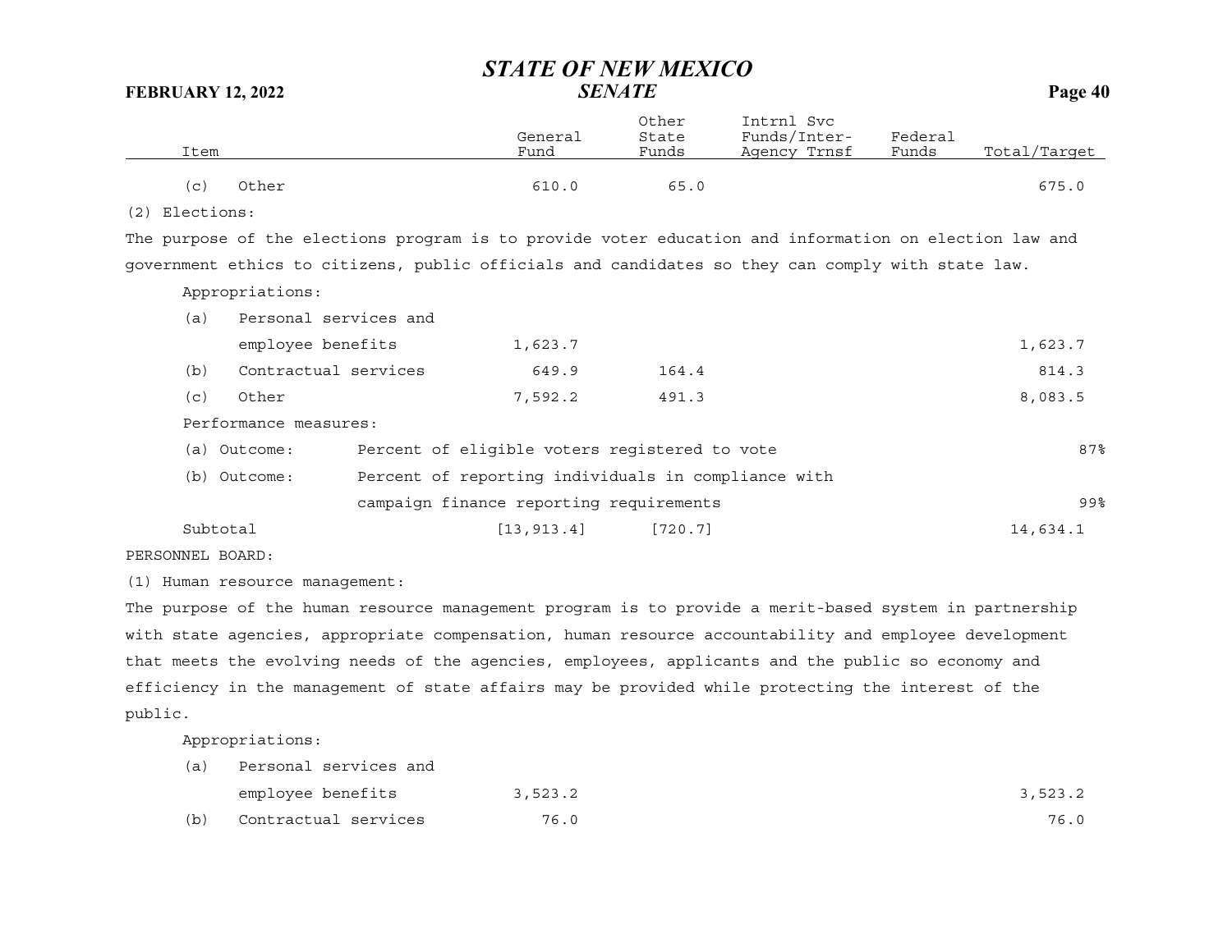| Item | General Fund | Other State Funds | Intrnl Svc Funds/Inter-Agency Trnsf | Federal Funds | Total/Target |
|---|---|---|---|---|---|
| (c) Other | 610.0 | 65.0 | | | 675.0 |

(2) Elections:

The purpose of the elections program is to provide voter education and information on election law and government ethics to citizens, public officials and candidates so they can comply with state law.

Appropriations:

| Item | General Fund | Other State Funds | Intrnl Svc Funds/Inter-Agency Trnsf | Federal Funds | Total/Target |
|---|---|---|---|---|---|
| (a) Personal services and employee benefits | 1,623.7 | | | | 1,623.7 |
| (b) Contractual services | 649.9 | 164.4 | | | 814.3 |
| (c) Other | 7,592.2 | 491.3 | | | 8,083.5 |

Performance measures:

| | | |
|---|---|---|
| (a) Outcome: | Percent of eligible voters registered to vote | 87% |
| (b) Outcome: | Percent of reporting individuals in compliance with campaign finance reporting requirements | 99% |

| Item | General Fund | Other State Funds | Intrnl Svc Funds/Inter-Agency Trnsf | Federal Funds | Total/Target |
|---|---|---|---|---|---|
| Subtotal | [13,913.4] | [720.7] | | | 14,634.1 |

PERSONNEL BOARD:

(1) Human resource management:

The purpose of the human resource management program is to provide a merit-based system in partnership with state agencies, appropriate compensation, human resource accountability and employee development that meets the evolving needs of the agencies, employees, applicants and the public so economy and efficiency in the management of state affairs may be provided while protecting the interest of the public.

Appropriations:

| Item | General Fund | Other State Funds | Intrnl Svc Funds/Inter-Agency Trnsf | Federal Funds | Total/Target |
|---|---|---|---|---|---|
| (a) Personal services and employee benefits | 3,523.2 | | | | 3,523.2 |
| (b) Contractual services | 76.0 | | | | 76.0 |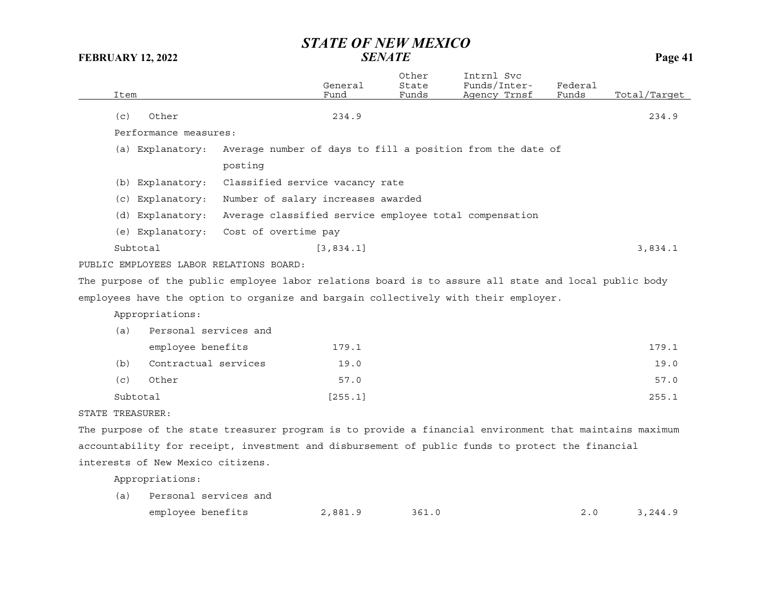| Item | General Fund | Other State Funds | Intrnl Svc Funds/Inter-Agency Trnsf | Federal Funds | Total/Target |
|---|---|---|---|---|---|
| (c) Other | 234.9 | | | | 234.9 |

Performance measures:

(a) Explanatory: Average number of days to fill a position from the date of posting

(b) Explanatory: Classified service vacancy rate

(c) Explanatory: Number of salary increases awarded

(d) Explanatory: Average classified service employee total compensation

(e) Explanatory: Cost of overtime pay

| Item | General Fund | Other State Funds | Intrnl Svc Funds/Inter-Agency Trnsf | Federal Funds | Total/Target |
|---|---|---|---|---|---|
| Subtotal | [3,834.1] | | | | 3,834.1 |

PUBLIC EMPLOYEES LABOR RELATIONS BOARD:

The purpose of the public employee labor relations board is to assure all state and local public body employees have the option to organize and bargain collectively with their employer.

Appropriations:

| Item | General Fund | Other State Funds | Intrnl Svc Funds/Inter-Agency Trnsf | Federal Funds | Total/Target |
|---|---|---|---|---|---|
| (a) Personal services and employee benefits | 179.1 | | | | 179.1 |
| (b) Contractual services | 19.0 | | | | 19.0 |
| (c) Other | 57.0 | | | | 57.0 |
| Subtotal | [255.1] | | | | 255.1 |

STATE TREASURER:

The purpose of the state treasurer program is to provide a financial environment that maintains maximum accountability for receipt, investment and disbursement of public funds to protect the financial interests of New Mexico citizens.

Appropriations:

| Item | General Fund | Other State Funds | Intrnl Svc Funds/Inter-Agency Trnsf | Federal Funds | Total/Target |
|---|---|---|---|---|---|
| (a) Personal services and employee benefits | 2,881.9 | 361.0 | | 2.0 | 3,244.9 |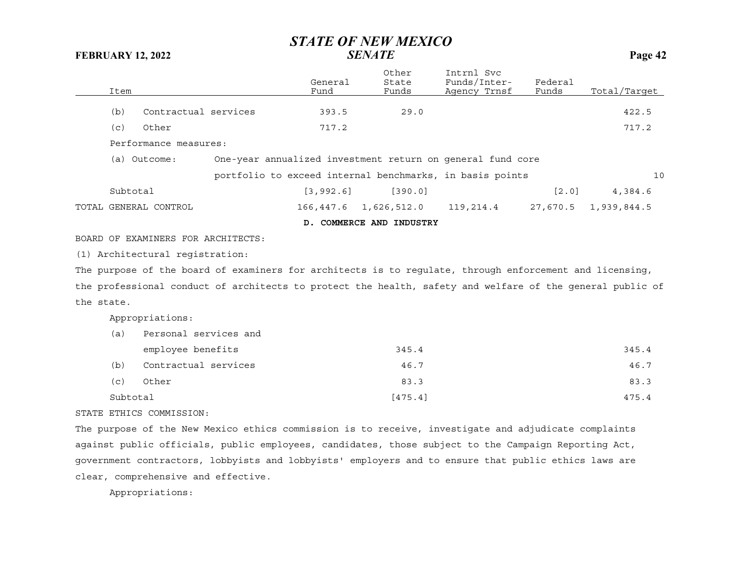| Item | General Fund | Other State Funds | Intrnl Svc Funds/Inter-Agency Trnsf | Federal Funds | Total/Target |
|---|---|---|---|---|---|
| (b) Contractual services | 393.5 | 29.0 | | | 422.5 |
| (c) Other | 717.2 | | | | 717.2 |
| Performance measures: | | | | | |
| (a) Outcome: One-year annualized investment return on general fund core portfolio to exceed internal benchmarks, in basis points | | | | | 10 |
| Subtotal | [3,992.6] | [390.0] | | [2.0] | 4,384.6 |
| TOTAL GENERAL CONTROL | 166,447.6 | 1,626,512.0 | 119,214.4 | 27,670.5 | 1,939,844.5 |

**D. COMMERCE AND INDUSTRY**

BOARD OF EXAMINERS FOR ARCHITECTS:

(1) Architectural registration:

The purpose of the board of examiners for architects is to regulate, through enforcement and licensing, the professional conduct of architects to protect the health, safety and welfare of the general public of the state.

| Item | General Fund | Other State Funds | Intrnl Svc Funds/Inter-Agency Trnsf | Federal Funds | Total/Target |
|---|---|---|---|---|---|
| Appropriations: | | | | | |
| (a) Personal services and employee benefits | | 345.4 | | | 345.4 |
| (b) Contractual services | | 46.7 | | | 46.7 |
| (c) Other | | 83.3 | | | 83.3 |
| Subtotal | | [475.4] | | | 475.4 |

STATE ETHICS COMMISSION:

The purpose of the New Mexico ethics commission is to receive, investigate and adjudicate complaints against public officials, public employees, candidates, those subject to the Campaign Reporting Act, government contractors, lobbyists and lobbyists' employers and to ensure that public ethics laws are clear, comprehensive and effective.

Appropriations: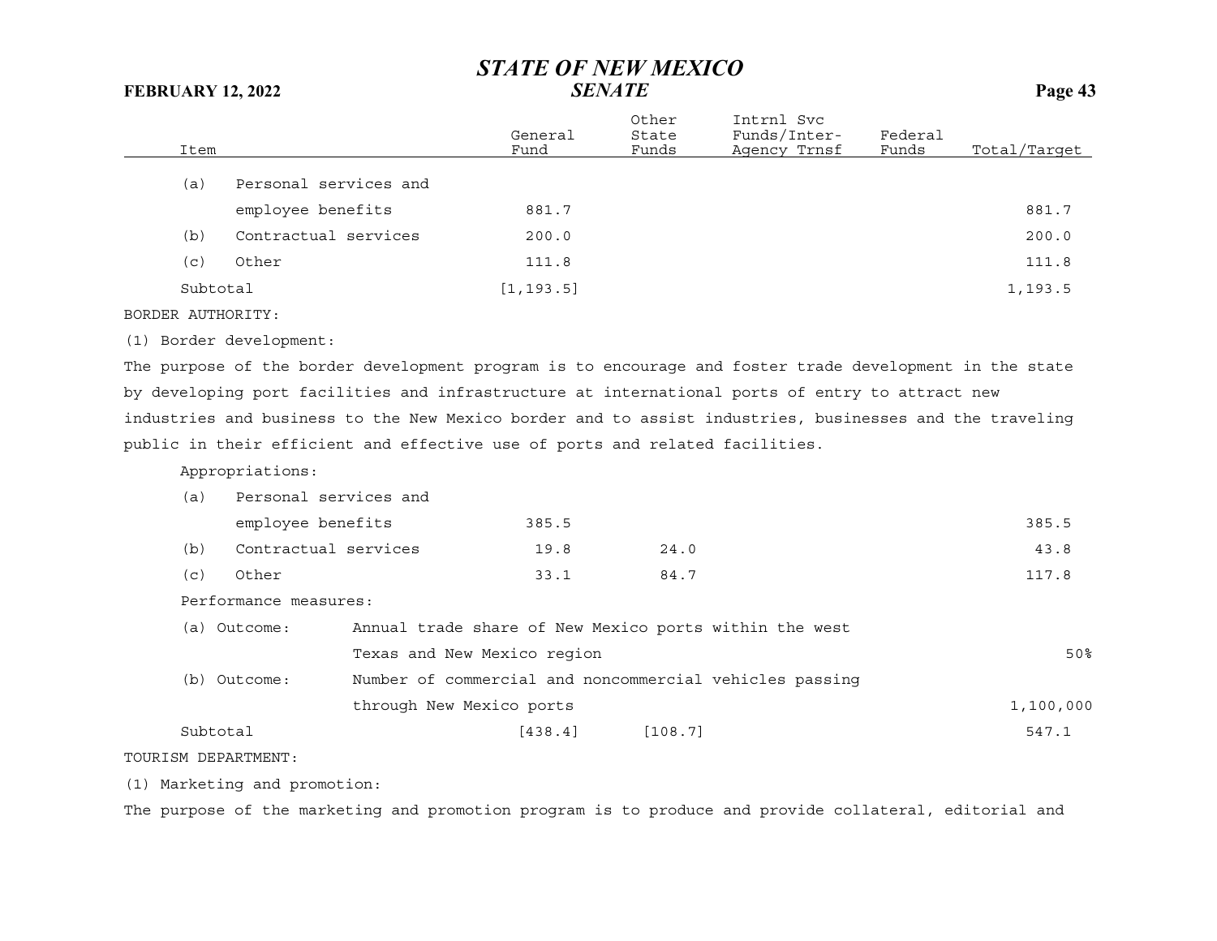| Item | General Fund | Other State Funds | Intrnl Svc Funds/Inter-Agency Trnsf | Federal Funds | Total/Target |
|---|---|---|---|---|---|
| (a) Personal services and employee benefits | 881.7 | | | | 881.7 |
| (b) Contractual services | 200.0 | | | | 200.0 |
| (c) Other | 111.8 | | | | 111.8 |
| Subtotal | [1,193.5] | | | | 1,193.5 |

BORDER AUTHORITY:

(1) Border development:

The purpose of the border development program is to encourage and foster trade development in the state by developing port facilities and infrastructure at international ports of entry to attract new industries and business to the New Mexico border and to assist industries, businesses and the traveling public in their efficient and effective use of ports and related facilities.

Appropriations:

| Item | General Fund | Other State Funds | Intrnl Svc Funds/Inter-Agency Trnsf | Federal Funds | Total/Target |
|---|---|---|---|---|---|
| (a) Personal services and employee benefits | 385.5 | | | | 385.5 |
| (b) Contractual services | 19.8 | 24.0 | | | 43.8 |
| (c) Other | 33.1 | 84.7 | | | 117.8 |

Performance measures:

| Measure | Description | Target |
|---|---|---|
| (a) Outcome: | Annual trade share of New Mexico ports within the west Texas and New Mexico region | 50% |
| (b) Outcome: | Number of commercial and noncommercial vehicles passing through New Mexico ports | 1,100,000 |

| Item | General Fund | Other State Funds | Intrnl Svc Funds/Inter-Agency Trnsf | Federal Funds | Total/Target |
|---|---|---|---|---|---|
| Subtotal | [438.4] | [108.7] | | | 547.1 |

TOURISM DEPARTMENT:

(1) Marketing and promotion:

The purpose of the marketing and promotion program is to produce and provide collateral, editorial and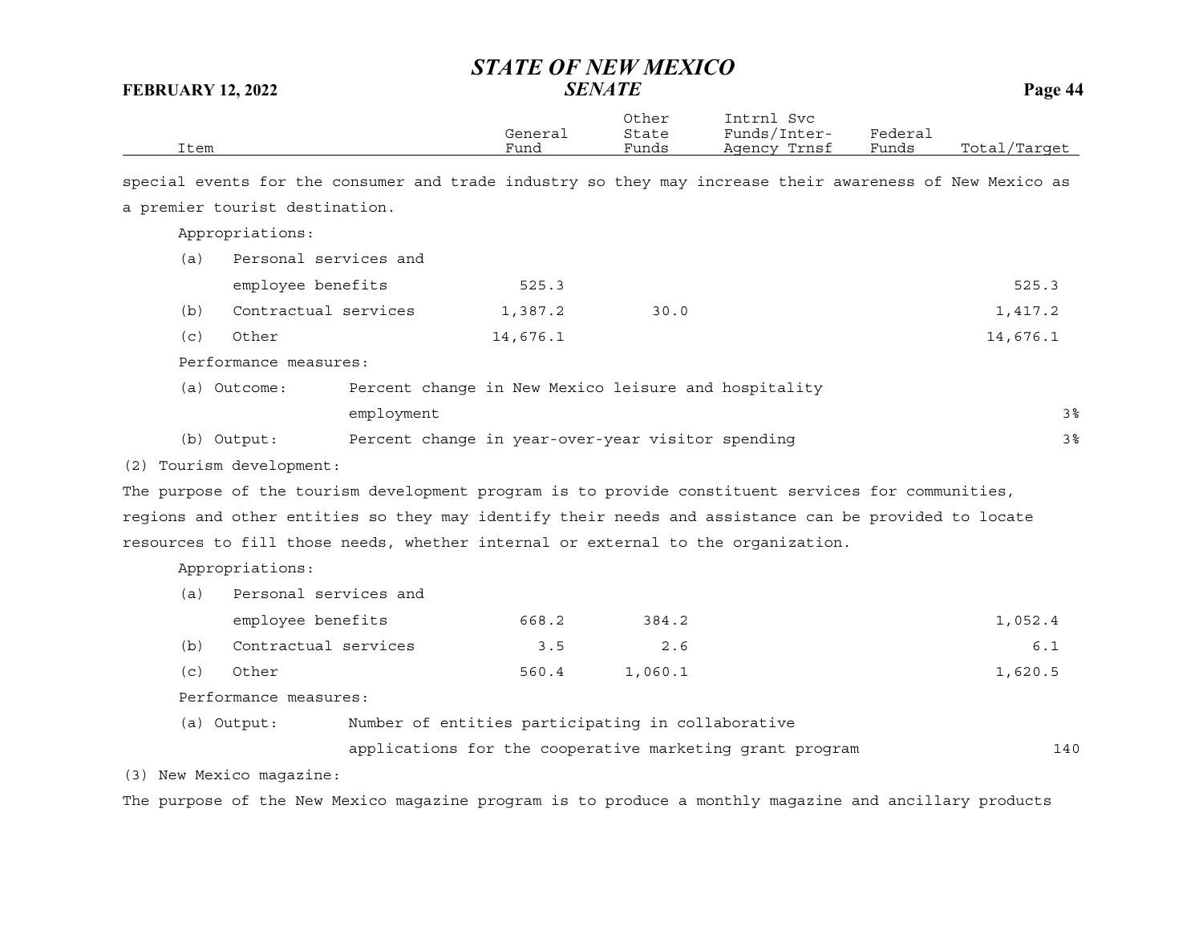| Item | General Fund | Other State Funds | Intrnl Svc Funds/Inter-Agency Trnsf | Federal Funds | Total/Target |
|---|---|---|---|---|---|

special events for the consumer and trade industry so they may increase their awareness of New Mexico as a premier tourist destination.

Appropriations:

| Item | General Fund | Other State Funds | Intrnl Svc Funds/Inter-Agency Trnsf | Federal Funds | Total/Target |
|---|---|---|---|---|---|
| (a) Personal services and employee benefits | 525.3 | | | | 525.3 |
| (b) Contractual services | 1,387.2 | 30.0 | | | 1,417.2 |
| (c) Other | 14,676.1 | | | | 14,676.1 |

Performance measures:

| Measure | Description | Target |
|---|---|---|
| (a) Outcome: | Percent change in New Mexico leisure and hospitality employment | 3% |
| (b) Output: | Percent change in year-over-year visitor spending | 3% |

(2) Tourism development:

The purpose of the tourism development program is to provide constituent services for communities, regions and other entities so they may identify their needs and assistance can be provided to locate resources to fill those needs, whether internal or external to the organization.

Appropriations:

| Item | General Fund | Other State Funds | Intrnl Svc Funds/Inter-Agency Trnsf | Federal Funds | Total/Target |
|---|---|---|---|---|---|
| (a) Personal services and employee benefits | 668.2 | 384.2 | | | 1,052.4 |
| (b) Contractual services | 3.5 | 2.6 | | | 6.1 |
| (c) Other | 560.4 | 1,060.1 | | | 1,620.5 |

Performance measures:

| Measure | Description | Target |
|---|---|---|
| (a) Output: | Number of entities participating in collaborative applications for the cooperative marketing grant program | 140 |

(3) New Mexico magazine:

The purpose of the New Mexico magazine program is to produce a monthly magazine and ancillary products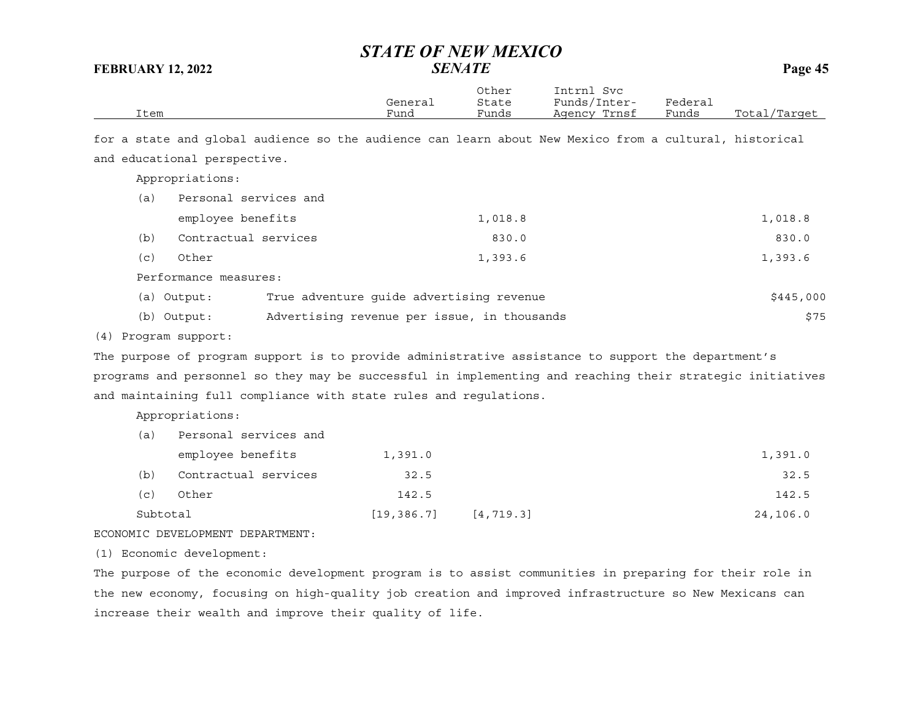| Item | General Fund | Other State Funds | Intrnl Svc Funds/Inter-Agency Trnsf | Federal Funds | Total/Target |
|---|---|---|---|---|---|

for a state and global audience so the audience can learn about New Mexico from a cultural, historical and educational perspective.

Appropriations:

| Item | General Fund | Other State Funds | Intrnl Svc Funds/Inter-Agency Trnsf | Federal Funds | Total/Target |
|---|---|---|---|---|---|
| (a) Personal services and employee benefits | | 1,018.8 | | | 1,018.8 |
| (b) Contractual services | | 830.0 | | | 830.0 |
| (c) Other | | 1,393.6 | | | 1,393.6 |

Performance measures:

| Measure | Description | Target |
|---|---|---|
| (a) Output: | True adventure guide advertising revenue | $445,000 |
| (b) Output: | Advertising revenue per issue, in thousands | $75 |

(4) Program support:

The purpose of program support is to provide administrative assistance to support the department's programs and personnel so they may be successful in implementing and reaching their strategic initiatives and maintaining full compliance with state rules and regulations.

Appropriations:

| Item | General Fund | Other State Funds | Intrnl Svc Funds/Inter-Agency Trnsf | Federal Funds | Total/Target |
|---|---|---|---|---|---|
| (a) Personal services and employee benefits | 1,391.0 | | | | 1,391.0 |
| (b) Contractual services | 32.5 | | | | 32.5 |
| (c) Other | 142.5 | | | | 142.5 |
| Subtotal | [19,386.7] | [4,719.3] | | | 24,106.0 |

ECONOMIC DEVELOPMENT DEPARTMENT:

(1) Economic development:

The purpose of the economic development program is to assist communities in preparing for their role in the new economy, focusing on high-quality job creation and improved infrastructure so New Mexicans can increase their wealth and improve their quality of life.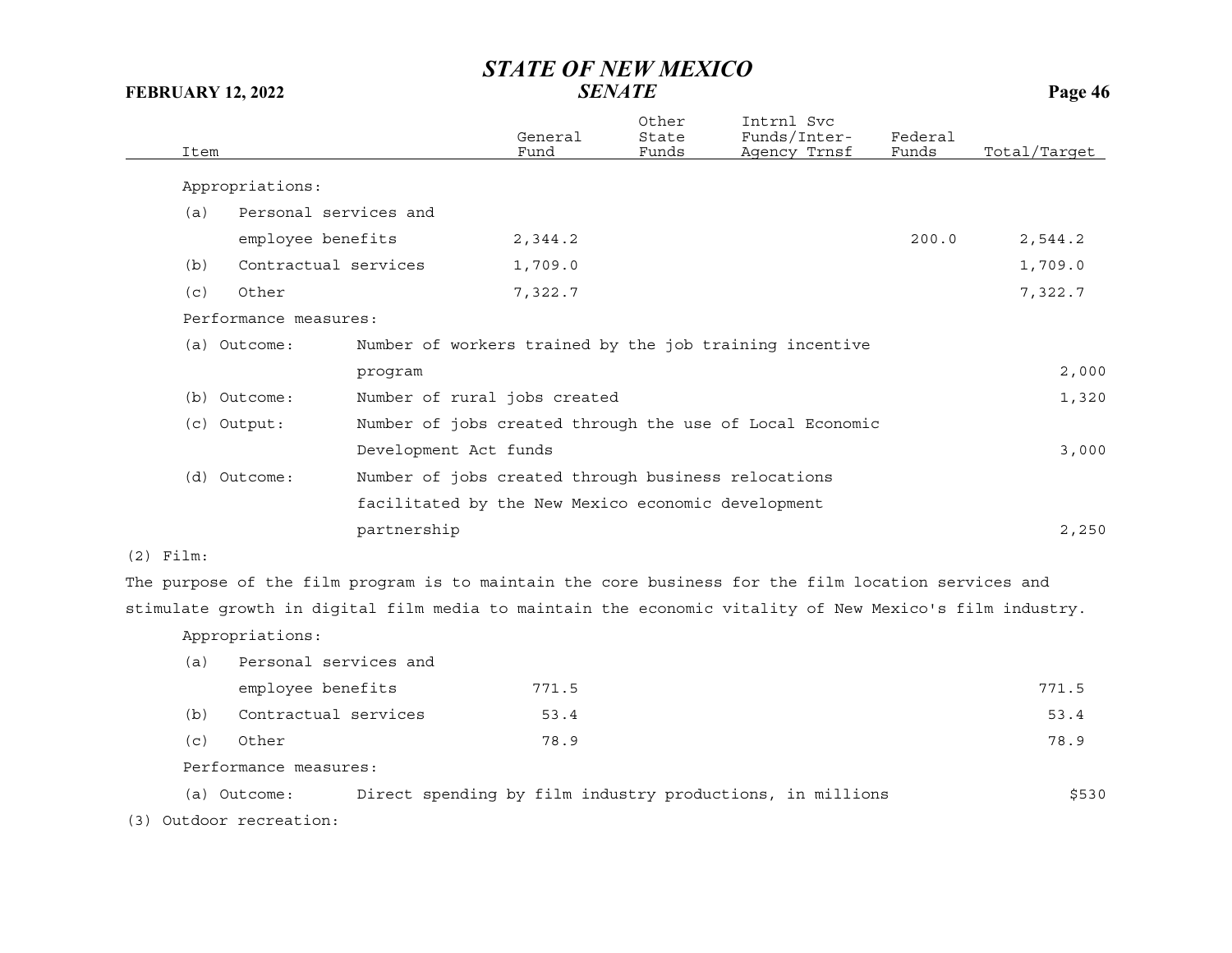| Item | General Fund | Other State Funds | Intrnl Svc Funds/Inter-Agency Trnsf | Federal Funds | Total/Target |
|---|---|---|---|---|---|
| Appropriations: | | | | | |
| (a) Personal services and employee benefits | 2,344.2 | | | 200.0 | 2,544.2 |
| (b) Contractual services | 1,709.0 | | | | 1,709.0 |
| (c) Other | 7,322.7 | | | | 7,322.7 |
| Performance measures: | | | | | |
| (a) Outcome: Number of workers trained by the job training incentive program | | | | | 2,000 |
| (b) Outcome: Number of rural jobs created | | | | | 1,320 |
| (c) Output: Number of jobs created through the use of Local Economic Development Act funds | | | | | 3,000 |
| (d) Outcome: Number of jobs created through business relocations facilitated by the New Mexico economic development partnership | | | | | 2,250 |

(2) Film:

The purpose of the film program is to maintain the core business for the film location services and stimulate growth in digital film media to maintain the economic vitality of New Mexico's film industry.

| Item | General Fund | Other State Funds | Intrnl Svc Funds/Inter-Agency Trnsf | Federal Funds | Total/Target |
|---|---|---|---|---|---|
| Appropriations: | | | | | |
| (a) Personal services and employee benefits | 771.5 | | | | 771.5 |
| (b) Contractual services | 53.4 | | | | 53.4 |
| (c) Other | 78.9 | | | | 78.9 |
| Performance measures: | | | | | |
| (a) Outcome: Direct spending by film industry productions, in millions | | | | | $530 |

(3) Outdoor recreation: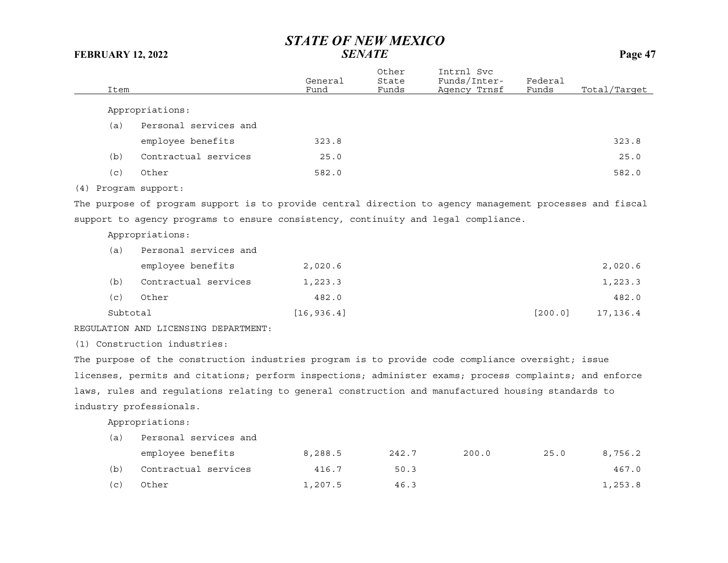| Item | General Fund | Other State Funds | Intrnl Svc Funds/Inter-Agency Trnsf | Federal Funds | Total/Target |
|---|---|---|---|---|---|
| Appropriations: | | | | | |
| (a) Personal services and employee benefits | 323.8 | | | | 323.8 |
| (b) Contractual services | 25.0 | | | | 25.0 |
| (c) Other | 582.0 | | | | 582.0 |

(4) Program support:

The purpose of program support is to provide central direction to agency management processes and fiscal support to agency programs to ensure consistency, continuity and legal compliance.

| Item | General Fund | Other State Funds | Intrnl Svc Funds/Inter-Agency Trnsf | Federal Funds | Total/Target |
|---|---|---|---|---|---|
| Appropriations: | | | | | |
| (a) Personal services and employee benefits | 2,020.6 | | | | 2,020.6 |
| (b) Contractual services | 1,223.3 | | | | 1,223.3 |
| (c) Other | 482.0 | | | | 482.0 |
| Subtotal | [16,936.4] | | | [200.0] | 17,136.4 |

REGULATION AND LICENSING DEPARTMENT:

(1) Construction industries:

The purpose of the construction industries program is to provide code compliance oversight; issue licenses, permits and citations; perform inspections; administer exams; process complaints; and enforce laws, rules and regulations relating to general construction and manufactured housing standards to industry professionals.

| Item | General Fund | Other State Funds | Intrnl Svc Funds/Inter-Agency Trnsf | Federal Funds | Total/Target |
|---|---|---|---|---|---|
| Appropriations: | | | | | |
| (a) Personal services and employee benefits | 8,288.5 | 242.7 | 200.0 | 25.0 | 8,756.2 |
| (b) Contractual services | 416.7 | 50.3 | | | 467.0 |
| (c) Other | 1,207.5 | 46.3 | | | 1,253.8 |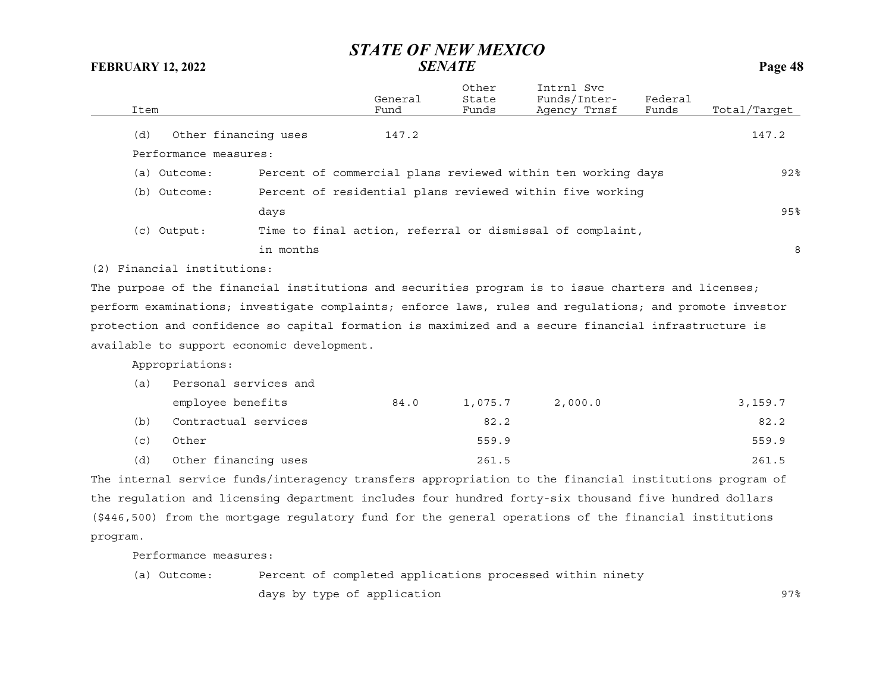| Item | General Fund | Other State Funds | Intrnl Svc Funds/Inter-Agency Trnsf | Federal Funds | Total/Target |
|---|---|---|---|---|---|
| (d) Other financing uses | 147.2 | | | | 147.2 |

Performance measures:

| | | |
|---|---|---|
| (a) Outcome: | Percent of commercial plans reviewed within ten working days | 92% |
| (b) Outcome: | Percent of residential plans reviewed within five working days | 95% |
| (c) Output: | Time to final action, referral or dismissal of complaint, in months | 8 |

(2) Financial institutions:

The purpose of the financial institutions and securities program is to issue charters and licenses; perform examinations; investigate complaints; enforce laws, rules and regulations; and promote investor protection and confidence so capital formation is maximized and a secure financial infrastructure is available to support economic development.

Appropriations:

| Item | General Fund | Other State Funds | Intrnl Svc Funds/Inter-Agency Trnsf | Federal Funds | Total/Target |
|---|---|---|---|---|---|
| (a) Personal services and employee benefits | 84.0 | 1,075.7 | 2,000.0 | | 3,159.7 |
| (b) Contractual services | | 82.2 | | | 82.2 |
| (c) Other | | 559.9 | | | 559.9 |
| (d) Other financing uses | | 261.5 | | | 261.5 |

The internal service funds/interagency transfers appropriation to the financial institutions program of the regulation and licensing department includes four hundred forty-six thousand five hundred dollars ($446,500) from the mortgage regulatory fund for the general operations of the financial institutions program.

Performance measures:

| | | |
|---|---|---|
| (a) Outcome: | Percent of completed applications processed within ninety days by type of application | 97% |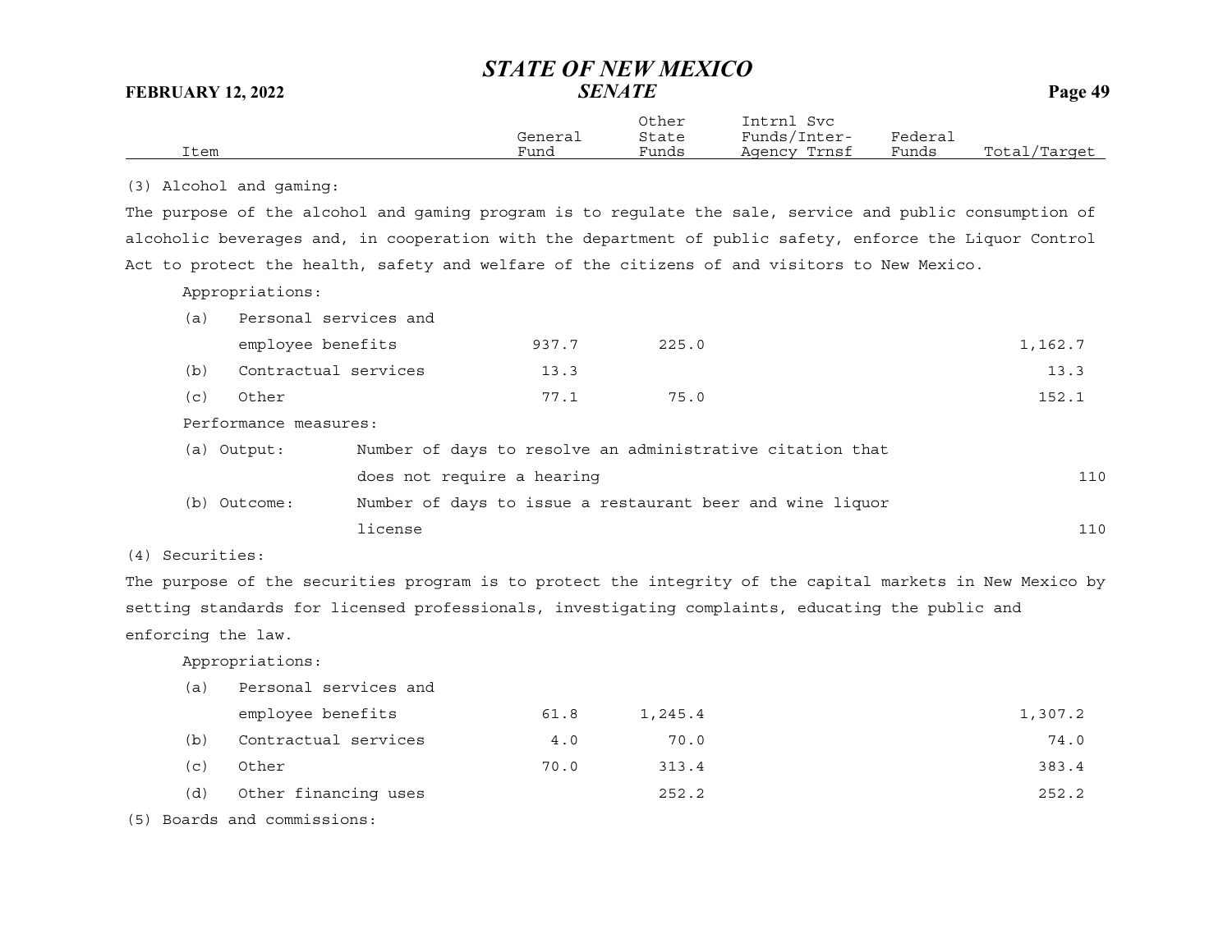| Item | General Fund | Other State Funds | Intrnl Svc Funds/Inter-Agency Trnsf | Federal Funds | Total/Target |
|---|---|---|---|---|---|

(3) Alcohol and gaming:

The purpose of the alcohol and gaming program is to regulate the sale, service and public consumption of alcoholic beverages and, in cooperation with the department of public safety, enforce the Liquor Control Act to protect the health, safety and welfare of the citizens of and visitors to New Mexico.

Appropriations:

| Item | General Fund | Other State Funds | Intrnl Svc Funds/Inter-Agency Trnsf | Federal Funds | Total/Target |
|---|---|---|---|---|---|
| (a) Personal services and employee benefits | 937.7 | 225.0 | | | 1,162.7 |
| (b) Contractual services | 13.3 | | | | 13.3 |
| (c) Other | 77.1 | 75.0 | | | 152.1 |

Performance measures:

| Measure | Description | Target |
|---|---|---|
| (a) Output: | Number of days to resolve an administrative citation that does not require a hearing | 110 |
| (b) Outcome: | Number of days to issue a restaurant beer and wine liquor license | 110 |

(4) Securities:

The purpose of the securities program is to protect the integrity of the capital markets in New Mexico by setting standards for licensed professionals, investigating complaints, educating the public and enforcing the law.

Appropriations:

| Item | General Fund | Other State Funds | Intrnl Svc Funds/Inter-Agency Trnsf | Federal Funds | Total/Target |
|---|---|---|---|---|---|
| (a) Personal services and employee benefits | 61.8 | 1,245.4 | | | 1,307.2 |
| (b) Contractual services | 4.0 | 70.0 | | | 74.0 |
| (c) Other | 70.0 | 313.4 | | | 383.4 |
| (d) Other financing uses | | 252.2 | | | 252.2 |

(5) Boards and commissions: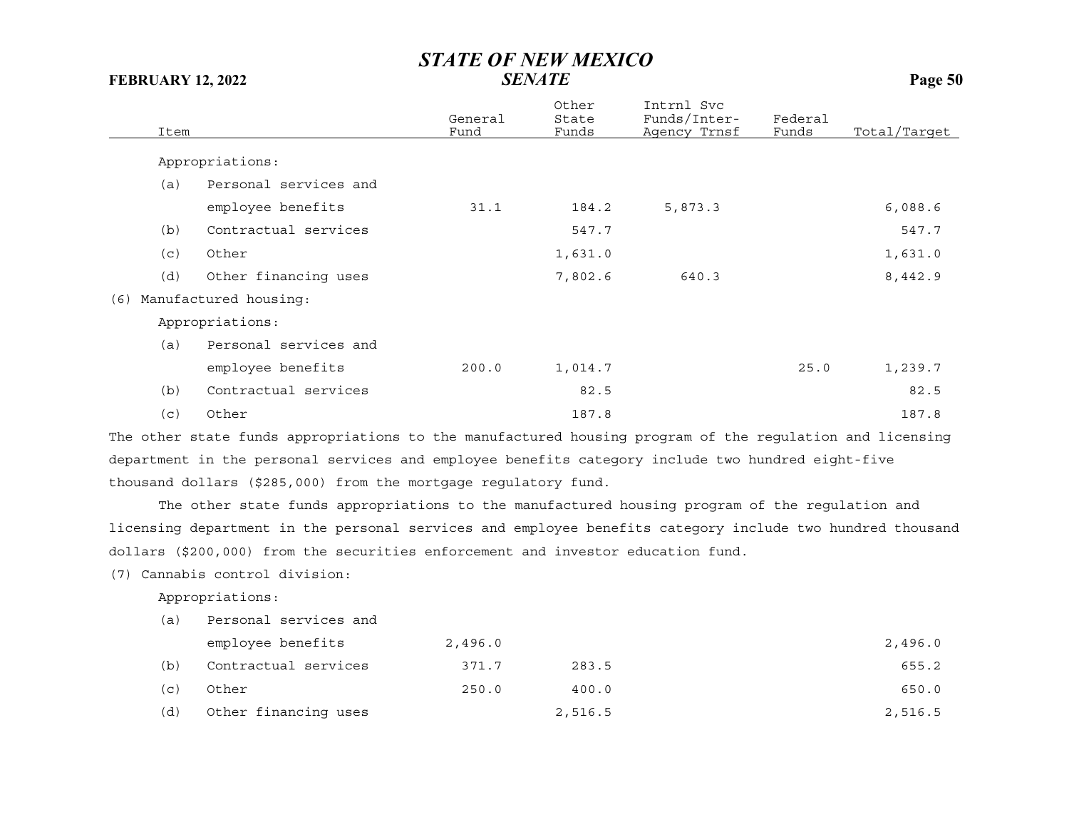| Item | General Fund | Other State Funds | Intrnl Svc Funds/Inter-Agency Trnsf | Federal Funds | Total/Target |
|---|---|---|---|---|---|
| Appropriations: | | | | | |
| (a) Personal services and employee benefits | 31.1 | 184.2 | 5,873.3 | | 6,088.6 |
| (b) Contractual services | | 547.7 | | | 547.7 |
| (c) Other | | 1,631.0 | | | 1,631.0 |
| (d) Other financing uses | | 7,802.6 | 640.3 | | 8,442.9 |
| (6) Manufactured housing: | | | | | |
| Appropriations: | | | | | |
| (a) Personal services and employee benefits | 200.0 | 1,014.7 | | 25.0 | 1,239.7 |
| (b) Contractual services | | 82.5 | | | 82.5 |
| (c) Other | | 187.8 | | | 187.8 |

The other state funds appropriations to the manufactured housing program of the regulation and licensing department in the personal services and employee benefits category include two hundred eight-five thousand dollars ($285,000) from the mortgage regulatory fund.

The other state funds appropriations to the manufactured housing program of the regulation and licensing department in the personal services and employee benefits category include two hundred thousand dollars ($200,000) from the securities enforcement and investor education fund.

| Item | General Fund | Other State Funds | Intrnl Svc Funds/Inter-Agency Trnsf | Federal Funds | Total/Target |
|---|---|---|---|---|---|
| (7) Cannabis control division: | | | | | |
| Appropriations: | | | | | |
| (a) Personal services and employee benefits | 2,496.0 | | | | 2,496.0 |
| (b) Contractual services | 371.7 | 283.5 | | | 655.2 |
| (c) Other | 250.0 | 400.0 | | | 650.0 |
| (d) Other financing uses | | 2,516.5 | | | 2,516.5 |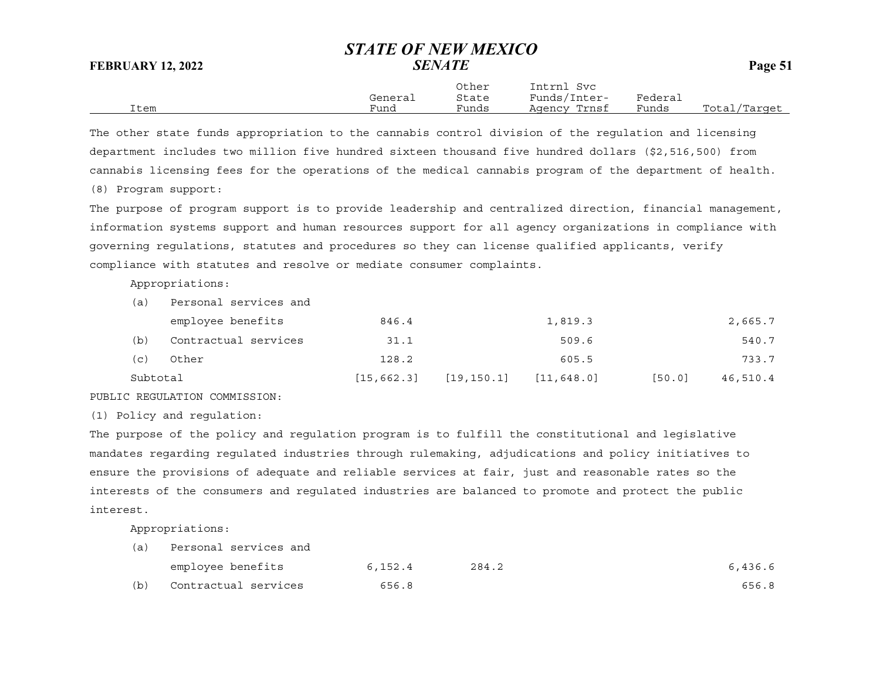| Item | General Fund | Other State Funds | Intrnl Svc Funds/Inter-Agency Trnsf | Federal Funds | Total/Target |
|---|---|---|---|---|---|

The other state funds appropriation to the cannabis control division of the regulation and licensing department includes two million five hundred sixteen thousand five hundred dollars ($2,516,500) from cannabis licensing fees for the operations of the medical cannabis program of the department of health.

(8) Program support:

The purpose of program support is to provide leadership and centralized direction, financial management, information systems support and human resources support for all agency organizations in compliance with governing regulations, statutes and procedures so they can license qualified applicants, verify compliance with statutes and resolve or mediate consumer complaints.

Appropriations:

| Item | General Fund | Other State Funds | Intrnl Svc Funds/Inter-Agency Trnsf | Federal Funds | Total/Target |
|---|---|---|---|---|---|
| (a) Personal services and employee benefits | 846.4 | | 1,819.3 | | 2,665.7 |
| (b) Contractual services | 31.1 | | 509.6 | | 540.7 |
| (c) Other | 128.2 | | 605.5 | | 733.7 |
| Subtotal | [15,662.3] | [19,150.1] | [11,648.0] | [50.0] | 46,510.4 |

PUBLIC REGULATION COMMISSION:

(1) Policy and regulation:

The purpose of the policy and regulation program is to fulfill the constitutional and legislative mandates regarding regulated industries through rulemaking, adjudications and policy initiatives to ensure the provisions of adequate and reliable services at fair, just and reasonable rates so the interests of the consumers and regulated industries are balanced to promote and protect the public interest.

Appropriations:

| Item | General Fund | Other State Funds | Intrnl Svc Funds/Inter-Agency Trnsf | Federal Funds | Total/Target |
|---|---|---|---|---|---|
| (a) Personal services and employee benefits | 6,152.4 | 284.2 | | | 6,436.6 |
| (b) Contractual services | 656.8 | | | | 656.8 |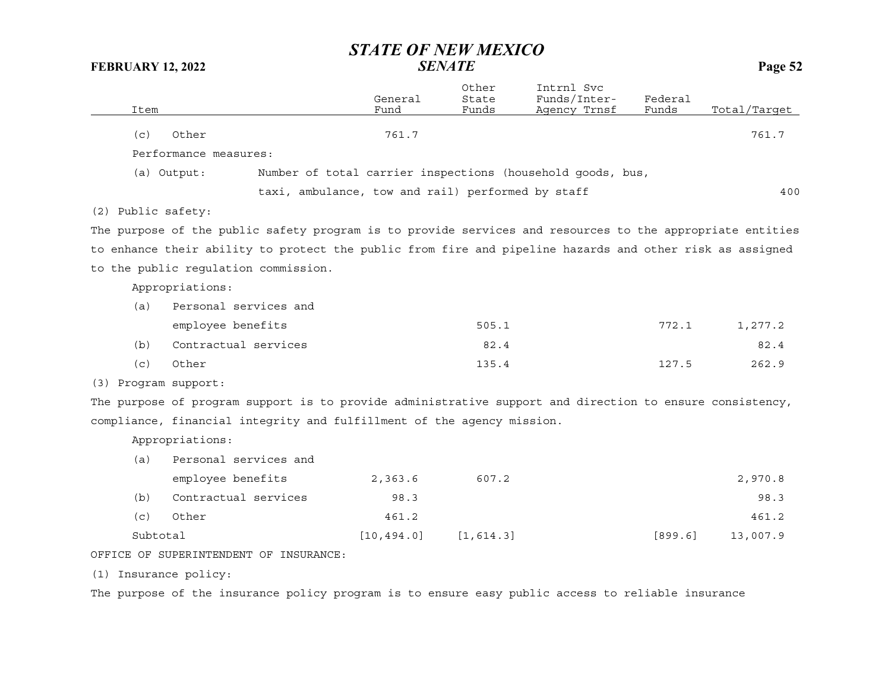| Item | General Fund | Other State Funds | Intrnl Svc Funds/Inter-Agency Trnsf | Federal Funds | Total/Target |
|---|---|---|---|---|---|
| (c) Other | 761.7 | | | | 761.7 |
| Performance measures: | | | | | |
| (a) Output: Number of total carrier inspections (household goods, bus, taxi, ambulance, tow and rail) performed by staff | | | | | 400 |

(2) Public safety:

The purpose of the public safety program is to provide services and resources to the appropriate entities to enhance their ability to protect the public from fire and pipeline hazards and other risk as assigned to the public regulation commission.

| Item | General Fund | Other State Funds | Intrnl Svc Funds/Inter-Agency Trnsf | Federal Funds | Total/Target |
|---|---|---|---|---|---|
| Appropriations: | | | | | |
| (a) Personal services and employee benefits | | 505.1 | | 772.1 | 1,277.2 |
| (b) Contractual services | | 82.4 | | | 82.4 |
| (c) Other | | 135.4 | | 127.5 | 262.9 |

(3) Program support:

The purpose of program support is to provide administrative support and direction to ensure consistency, compliance, financial integrity and fulfillment of the agency mission.

| Item | General Fund | Other State Funds | Intrnl Svc Funds/Inter-Agency Trnsf | Federal Funds | Total/Target |
|---|---|---|---|---|---|
| Appropriations: | | | | | |
| (a) Personal services and employee benefits | 2,363.6 | 607.2 | | | 2,970.8 |
| (b) Contractual services | 98.3 | | | | 98.3 |
| (c) Other | 461.2 | | | | 461.2 |
| Subtotal | [10,494.0] | [1,614.3] | | [899.6] | 13,007.9 |

OFFICE OF SUPERINTENDENT OF INSURANCE:

(1) Insurance policy:

The purpose of the insurance policy program is to ensure easy public access to reliable insurance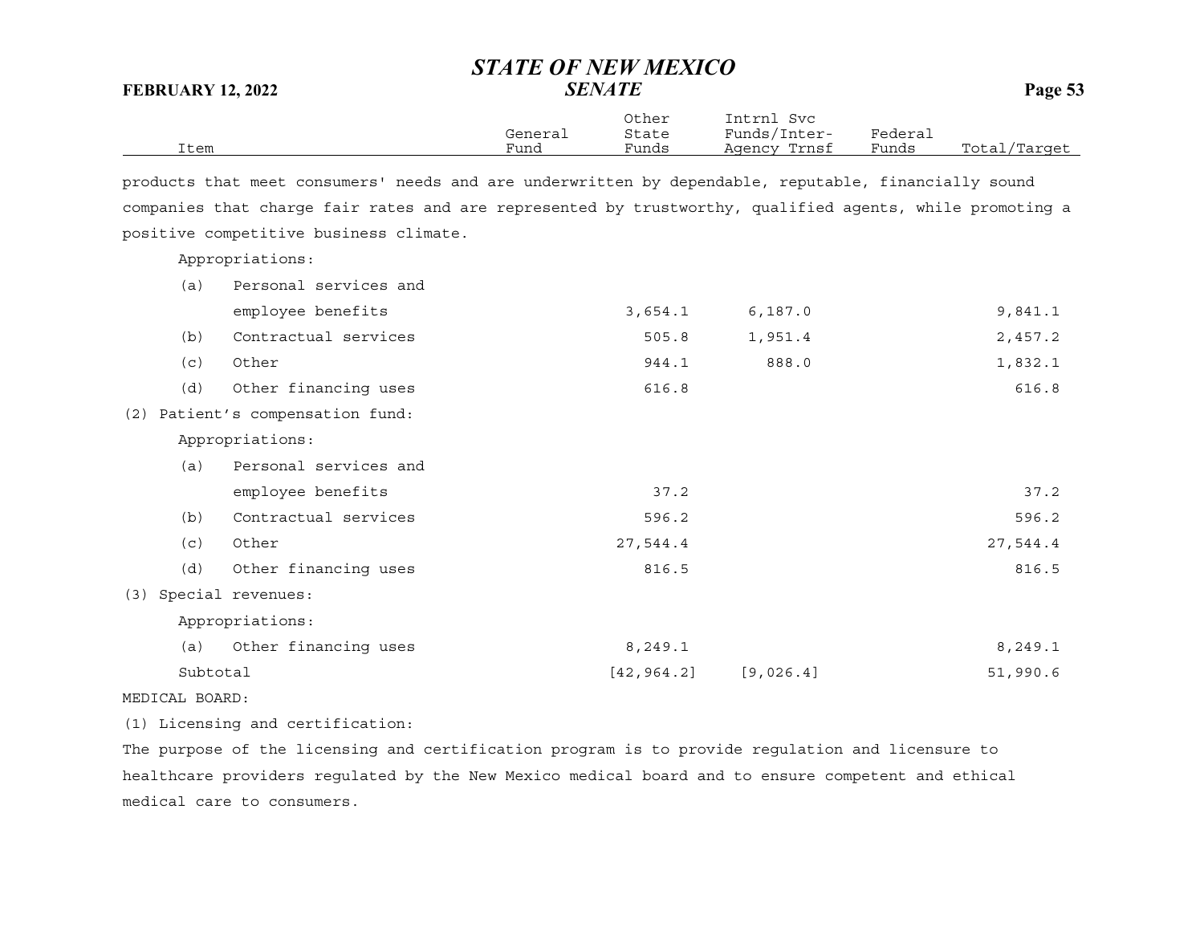| Item | General Fund | Other State Funds | Intrnl Svc Funds/Inter-Agency Trnsf | Federal Funds | Total/Target |
|---|---|---|---|---|---|

products that meet consumers' needs and are underwritten by dependable, reputable, financially sound companies that charge fair rates and are represented by trustworthy, qualified agents, while promoting a positive competitive business climate.

| Item | General Fund | Other State Funds | Intrnl Svc Funds/Inter-Agency Trnsf | Federal Funds | Total/Target |
|---|---|---|---|---|---|
| Appropriations: | | | | | |
| (a) Personal services and employee benefits | | 3,654.1 | 6,187.0 | | 9,841.1 |
| (b) Contractual services | | 505.8 | 1,951.4 | | 2,457.2 |
| (c) Other | | 944.1 | 888.0 | | 1,832.1 |
| (d) Other financing uses | | 616.8 | | | 616.8 |
| (2) Patient's compensation fund: | | | | | |
| Appropriations: | | | | | |
| (a) Personal services and employee benefits | | 37.2 | | | 37.2 |
| (b) Contractual services | | 596.2 | | | 596.2 |
| (c) Other | | 27,544.4 | | | 27,544.4 |
| (d) Other financing uses | | 816.5 | | | 816.5 |
| (3) Special revenues: | | | | | |
| Appropriations: | | | | | |
| (a) Other financing uses | | 8,249.1 | | | 8,249.1 |
| Subtotal | | [42,964.2] | [9,026.4] | | 51,990.6 |

MEDICAL BOARD:

(1) Licensing and certification:

The purpose of the licensing and certification program is to provide regulation and licensure to healthcare providers regulated by the New Mexico medical board and to ensure competent and ethical medical care to consumers.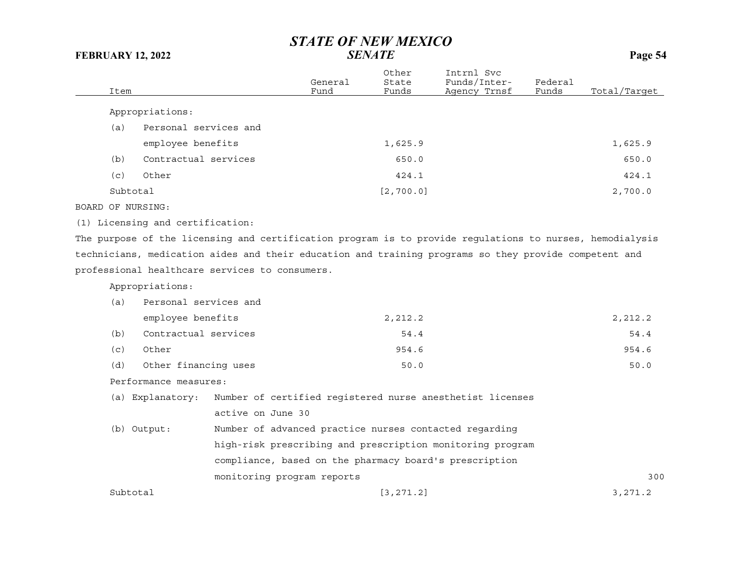| Item | General Fund | Other State Funds | Intrnl Svc Funds/Inter-Agency Trnsf | Federal Funds | Total/Target |
|---|---|---|---|---|---|
| Appropriations: | | | | | |
| (a) Personal services and employee benefits | | 1,625.9 | | | 1,625.9 |
| (b) Contractual services | | 650.0 | | | 650.0 |
| (c) Other | | 424.1 | | | 424.1 |
| Subtotal | | [2,700.0] | | | 2,700.0 |

BOARD OF NURSING:

(1) Licensing and certification:

The purpose of the licensing and certification program is to provide regulations to nurses, hemodialysis technicians, medication aides and their education and training programs so they provide competent and professional healthcare services to consumers.

| Item | General Fund | Other State Funds | Intrnl Svc Funds/Inter-Agency Trnsf | Federal Funds | Total/Target |
|---|---|---|---|---|---|
| Appropriations: | | | | | |
| (a) Personal services and employee benefits | | 2,212.2 | | | 2,212.2 |
| (b) Contractual services | | 54.4 | | | 54.4 |
| (c) Other | | 954.6 | | | 954.6 |
| (d) Other financing uses | | 50.0 | | | 50.0 |
| Performance measures: | | | | | |
| (a) Explanatory: Number of certified registered nurse anesthetist licenses active on June 30 | | | | | |
| (b) Output: Number of advanced practice nurses contacted regarding high-risk prescribing and prescription monitoring program compliance, based on the pharmacy board's prescription monitoring program reports | | | | | 300 |
| Subtotal | | [3,271.2] | | | 3,271.2 |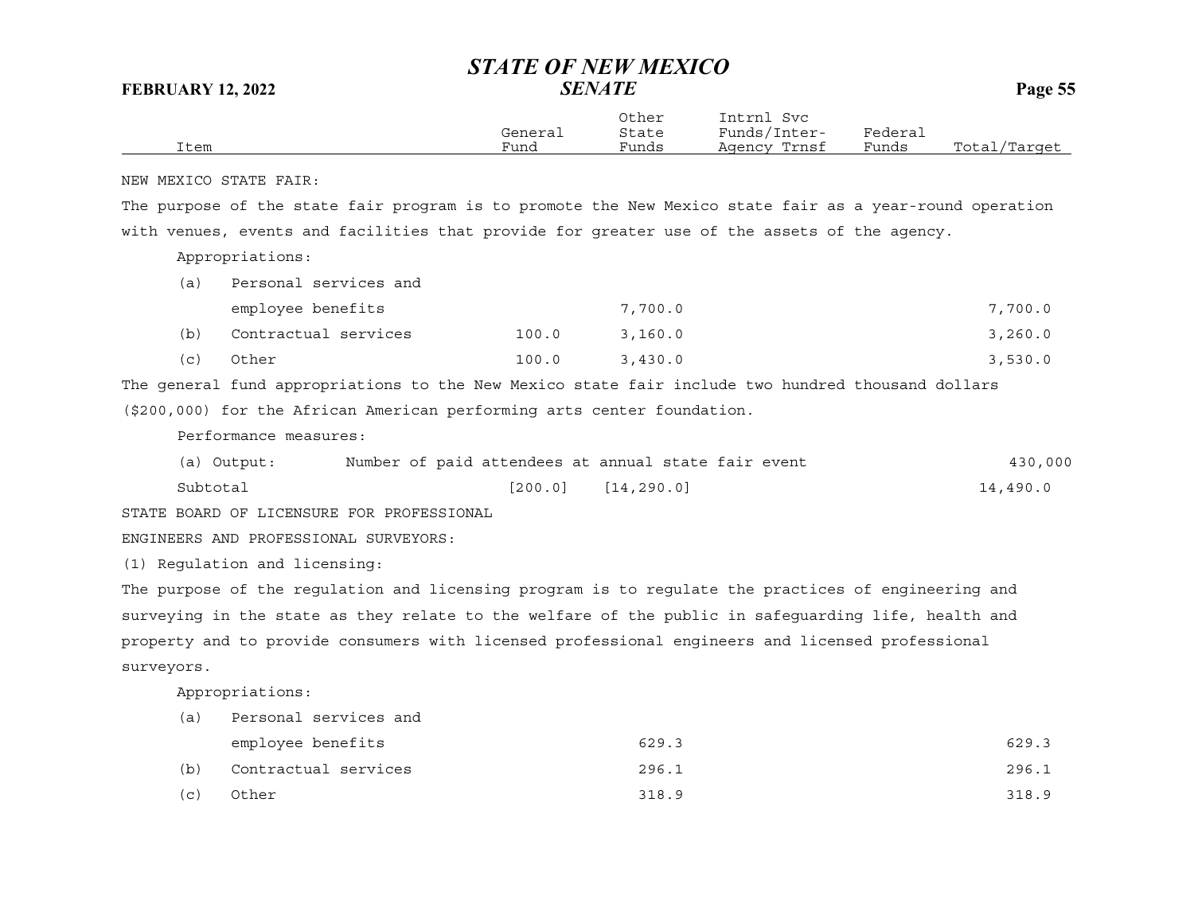| Item | General Fund | Other State Funds | Intrnl Svc Funds/Inter-Agency Trnsf | Federal Funds | Total/Target |
|---|---|---|---|---|---|

NEW MEXICO STATE FAIR:

The purpose of the state fair program is to promote the New Mexico state fair as a year-round operation with venues, events and facilities that provide for greater use of the assets of the agency.

Appropriations:

| Item | General Fund | Other State Funds | Intrnl Svc Funds/Inter-Agency Trnsf | Federal Funds | Total/Target |
|---|---|---|---|---|---|
| (a) Personal services and employee benefits | | 7,700.0 | | | 7,700.0 |
| (b) Contractual services | 100.0 | 3,160.0 | | | 3,260.0 |
| (c) Other | 100.0 | 3,430.0 | | | 3,530.0 |

The general fund appropriations to the New Mexico state fair include two hundred thousand dollars ($200,000) for the African American performing arts center foundation.

Performance measures:

| Item | General Fund | Other State Funds | Intrnl Svc Funds/Inter-Agency Trnsf | Federal Funds | Total/Target |
|---|---|---|---|---|---|
| (a) Output: Number of paid attendees at annual state fair event | | | | | 430,000 |
| Subtotal | [200.0] | [14,290.0] | | | 14,490.0 |

STATE BOARD OF LICENSURE FOR PROFESSIONAL ENGINEERS AND PROFESSIONAL SURVEYORS:

(1) Regulation and licensing:

The purpose of the regulation and licensing program is to regulate the practices of engineering and surveying in the state as they relate to the welfare of the public in safeguarding life, health and property and to provide consumers with licensed professional engineers and licensed professional surveyors.

Appropriations:

| Item | General Fund | Other State Funds | Intrnl Svc Funds/Inter-Agency Trnsf | Federal Funds | Total/Target |
|---|---|---|---|---|---|
| (a) Personal services and employee benefits | | 629.3 | | | 629.3 |
| (b) Contractual services | | 296.1 | | | 296.1 |
| (c) Other | | 318.9 | | | 318.9 |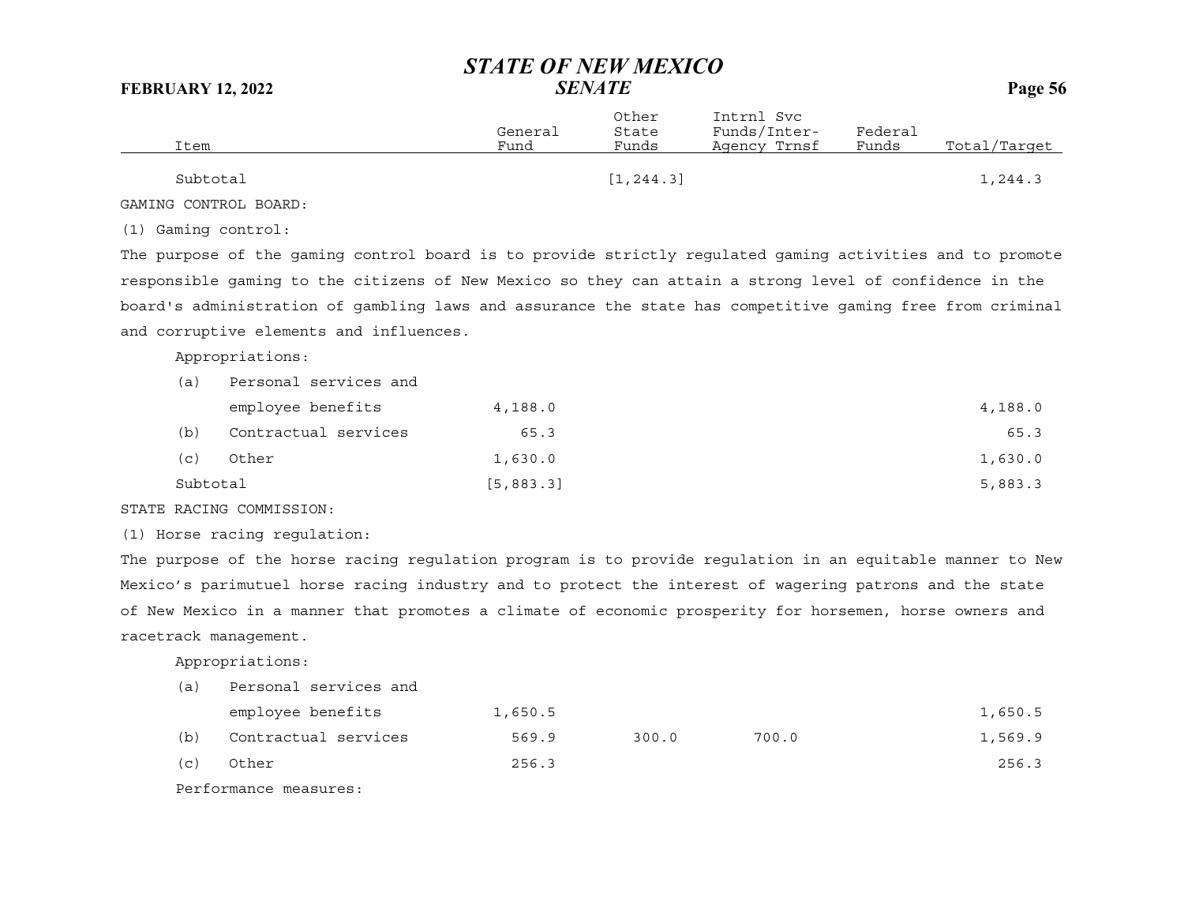| Item | General Fund | Other State Funds | Intrnl Svc Funds/Inter-Agency Trnsf | Federal Funds | Total/Target |
|---|---|---|---|---|---|
| Subtotal | | [1,244.3] | | | 1,244.3 |

GAMING CONTROL BOARD:

(1) Gaming control:

The purpose of the gaming control board is to provide strictly regulated gaming activities and to promote responsible gaming to the citizens of New Mexico so they can attain a strong level of confidence in the board's administration of gambling laws and assurance the state has competitive gaming free from criminal and corruptive elements and influences.

| Item | General Fund | Other State Funds | Intrnl Svc Funds/Inter-Agency Trnsf | Federal Funds | Total/Target |
|---|---|---|---|---|---|
| Appropriations: | | | | | |
| (a) Personal services and employee benefits | 4,188.0 | | | | 4,188.0 |
| (b) Contractual services | 65.3 | | | | 65.3 |
| (c) Other | 1,630.0 | | | | 1,630.0 |
| Subtotal | [5,883.3] | | | | 5,883.3 |

STATE RACING COMMISSION:

(1) Horse racing regulation:

The purpose of the horse racing regulation program is to provide regulation in an equitable manner to New Mexico's parimutuel horse racing industry and to protect the interest of wagering patrons and the state of New Mexico in a manner that promotes a climate of economic prosperity for horsemen, horse owners and racetrack management.

| Item | General Fund | Other State Funds | Intrnl Svc Funds/Inter-Agency Trnsf | Federal Funds | Total/Target |
|---|---|---|---|---|---|
| Appropriations: | | | | | |
| (a) Personal services and employee benefits | 1,650.5 | | | | 1,650.5 |
| (b) Contractual services | 569.9 | 300.0 | 700.0 | | 1,569.9 |
| (c) Other | 256.3 | | | | 256.3 |

Performance measures: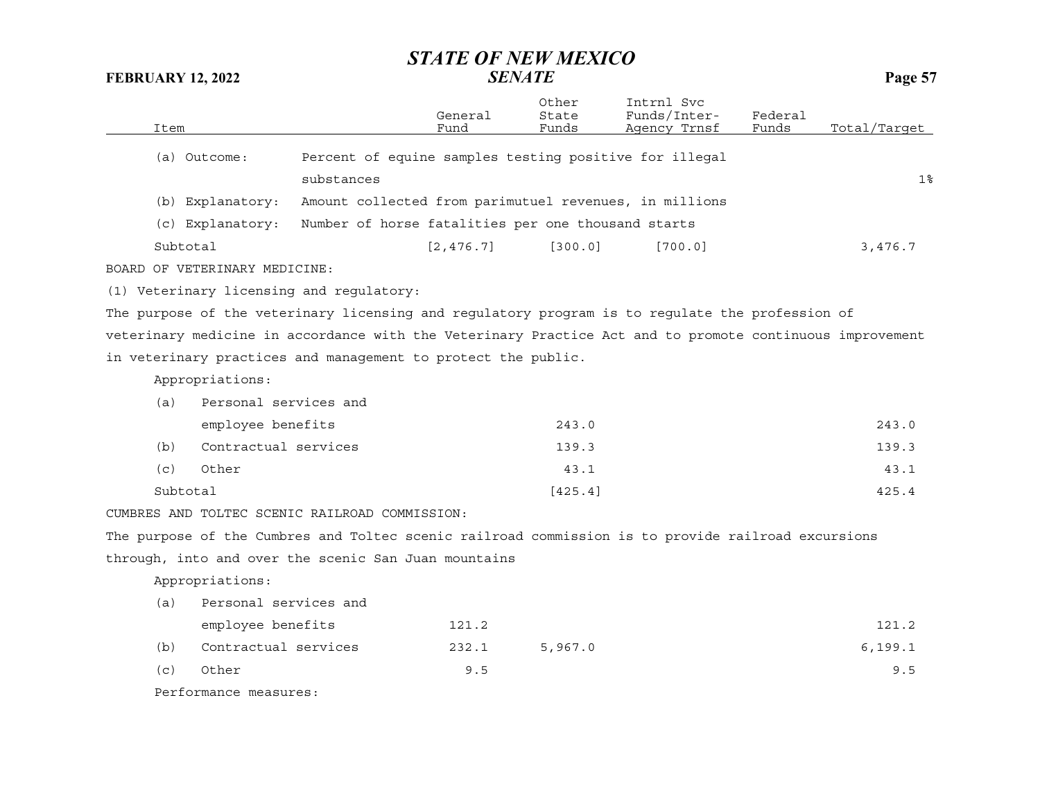| Item | | General Fund | Other State Funds | Intrnl Svc Funds/Inter-Agency Trnsf | Federal Funds | Total/Target |
|---|---|---|---|---|---|---|
| (a) Outcome: | Percent of equine samples testing positive for illegal substances | | | | | 1% |
| (b) Explanatory: | Amount collected from parimutuel revenues, in millions | | | | | |
| (c) Explanatory: | Number of horse fatalities per one thousand starts | | | | | |
| Subtotal | | [2,476.7] | [300.0] | [700.0] | | 3,476.7 |

BOARD OF VETERINARY MEDICINE:

(1) Veterinary licensing and regulatory:

The purpose of the veterinary licensing and regulatory program is to regulate the profession of veterinary medicine in accordance with the Veterinary Practice Act and to promote continuous improvement in veterinary practices and management to protect the public.

| Item | | General Fund | Other State Funds | Intrnl Svc Funds/Inter-Agency Trnsf | Federal Funds | Total/Target |
|---|---|---|---|---|---|---|
| Appropriations: | | | | | | |
| (a) | Personal services and employee benefits | | 243.0 | | | 243.0 |
| (b) | Contractual services | | 139.3 | | | 139.3 |
| (c) | Other | | 43.1 | | | 43.1 |
| Subtotal | | | [425.4] | | | 425.4 |

CUMBRES AND TOLTEC SCENIC RAILROAD COMMISSION:

The purpose of the Cumbres and Toltec scenic railroad commission is to provide railroad excursions through, into and over the scenic San Juan mountains

| Item | | General Fund | Other State Funds | Intrnl Svc Funds/Inter-Agency Trnsf | Federal Funds | Total/Target |
|---|---|---|---|---|---|---|
| Appropriations: | | | | | | |
| (a) | Personal services and employee benefits | 121.2 | | | | 121.2 |
| (b) | Contractual services | 232.1 | 5,967.0 | | | 6,199.1 |
| (c) | Other | 9.5 | | | | 9.5 |

Performance measures: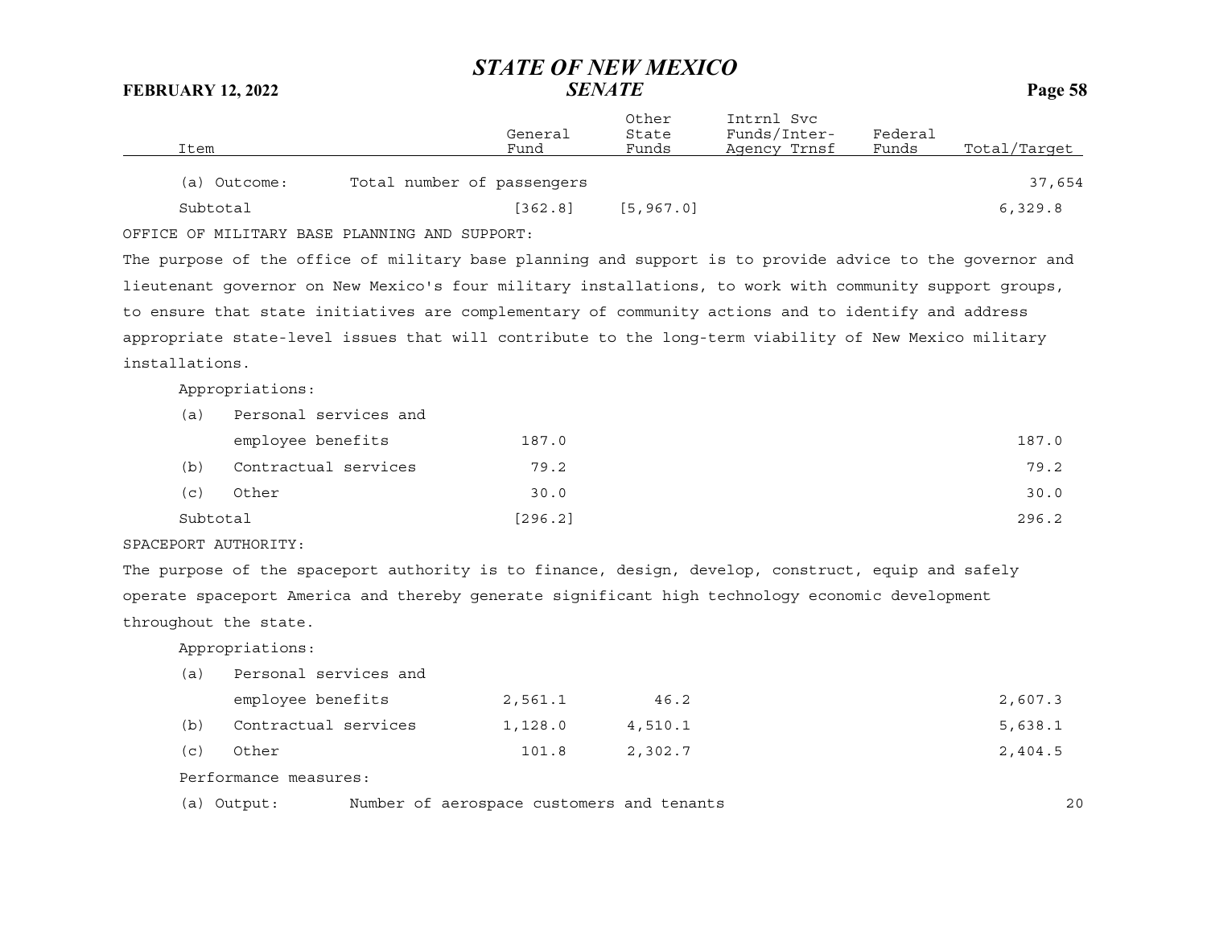| Item | General Fund | Other State Funds | Intrnl Svc Funds/Inter-Agency Trnsf | Federal Funds | Total/Target |
|---|---|---|---|---|---|
| (a) Outcome: Total number of passengers | | | | | 37,654 |
| Subtotal | [362.8] | [5,967.0] | | | 6,329.8 |

OFFICE OF MILITARY BASE PLANNING AND SUPPORT:

The purpose of the office of military base planning and support is to provide advice to the governor and lieutenant governor on New Mexico's four military installations, to work with community support groups, to ensure that state initiatives are complementary of community actions and to identify and address appropriate state-level issues that will contribute to the long-term viability of New Mexico military installations.

| Item | General Fund | Other State Funds | Intrnl Svc Funds/Inter-Agency Trnsf | Federal Funds | Total/Target |
|---|---|---|---|---|---|
| Appropriations: | | | | | |
| (a) Personal services and employee benefits | 187.0 | | | | 187.0 |
| (b) Contractual services | 79.2 | | | | 79.2 |
| (c) Other | 30.0 | | | | 30.0 |
| Subtotal | [296.2] | | | | 296.2 |

SPACEPORT AUTHORITY:

The purpose of the spaceport authority is to finance, design, develop, construct, equip and safely operate spaceport America and thereby generate significant high technology economic development throughout the state.

| Item | General Fund | Other State Funds | Intrnl Svc Funds/Inter-Agency Trnsf | Federal Funds | Total/Target |
|---|---|---|---|---|---|
| Appropriations: | | | | | |
| (a) Personal services and employee benefits | 2,561.1 | 46.2 | | | 2,607.3 |
| (b) Contractual services | 1,128.0 | 4,510.1 | | | 5,638.1 |
| (c) Other | 101.8 | 2,302.7 | | | 2,404.5 |
| Performance measures: | | | | | |
| (a) Output: Number of aerospace customers and tenants | | | | | 20 |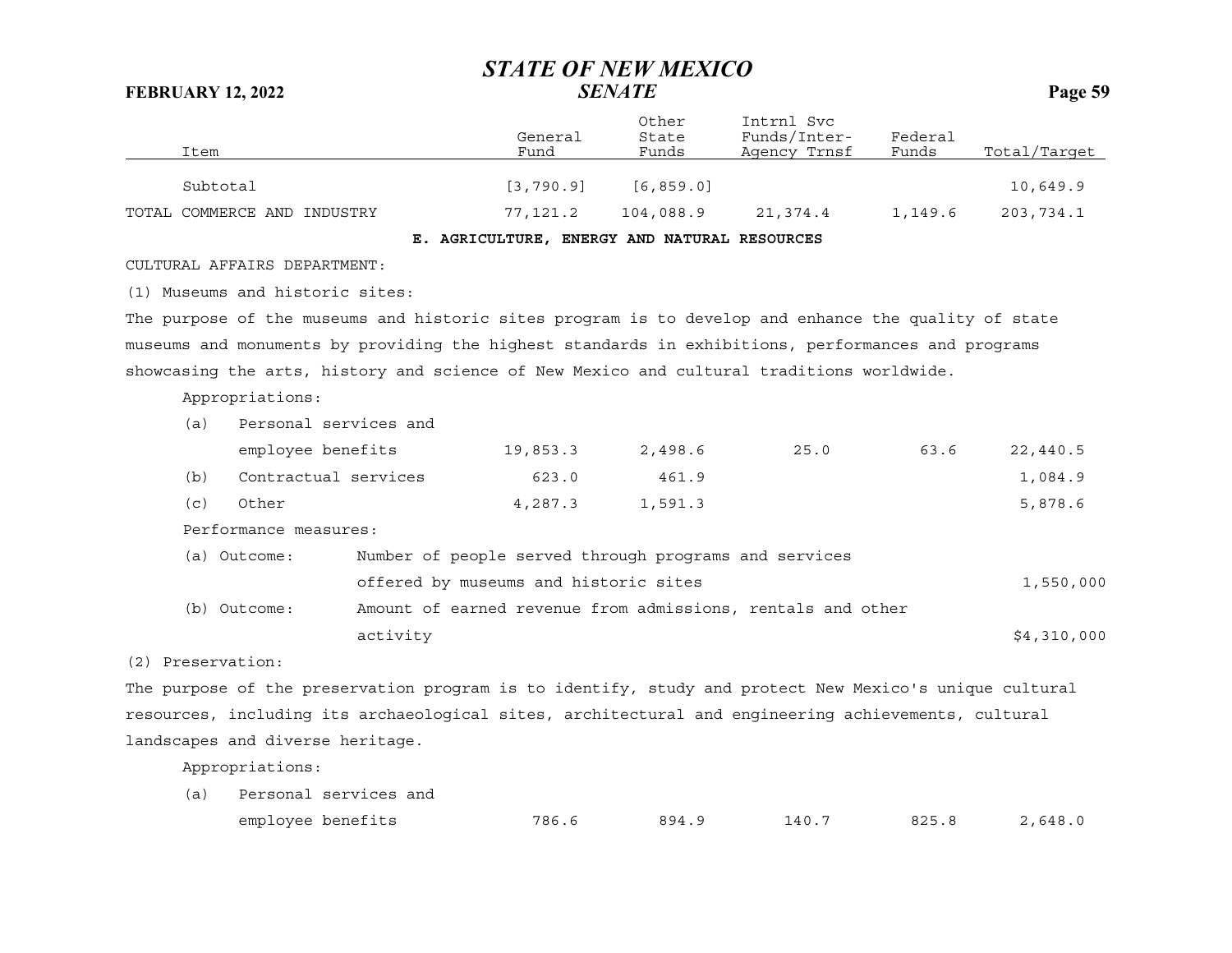| Item | General Fund | Other State Funds | Intrnl Svc Funds/Inter-Agency Trnsf | Federal Funds | Total/Target |
|---|---|---|---|---|---|
| Subtotal | [3,790.9] | [6,859.0] | | | 10,649.9 |
| TOTAL COMMERCE AND INDUSTRY | 77,121.2 | 104,088.9 | 21,374.4 | 1,149.6 | 203,734.1 |

**E. AGRICULTURE, ENERGY AND NATURAL RESOURCES**

CULTURAL AFFAIRS DEPARTMENT:

(1) Museums and historic sites:

The purpose of the museums and historic sites program is to develop and enhance the quality of state museums and monuments by providing the highest standards in exhibitions, performances and programs showcasing the arts, history and science of New Mexico and cultural traditions worldwide.

Appropriations:

| Item | General Fund | Other State Funds | Intrnl Svc Funds/Inter-Agency Trnsf | Federal Funds | Total/Target |
|---|---|---|---|---|---|
| (a) Personal services and employee benefits | 19,853.3 | 2,498.6 | 25.0 | 63.6 | 22,440.5 |
| (b) Contractual services | 623.0 | 461.9 | | | 1,084.9 |
| (c) Other | 4,287.3 | 1,591.3 | | | 5,878.6 |

Performance measures:

| Measure | Description | Target |
|---|---|---|
| (a) Outcome: | Number of people served through programs and services offered by museums and historic sites | 1,550,000 |
| (b) Outcome: | Amount of earned revenue from admissions, rentals and other activity | $4,310,000 |

(2) Preservation:

The purpose of the preservation program is to identify, study and protect New Mexico's unique cultural resources, including its archaeological sites, architectural and engineering achievements, cultural landscapes and diverse heritage.

Appropriations:

| Item | General Fund | Other State Funds | Intrnl Svc Funds/Inter-Agency Trnsf | Federal Funds | Total/Target |
|---|---|---|---|---|---|
| (a) Personal services and employee benefits | 786.6 | 894.9 | 140.7 | 825.8 | 2,648.0 |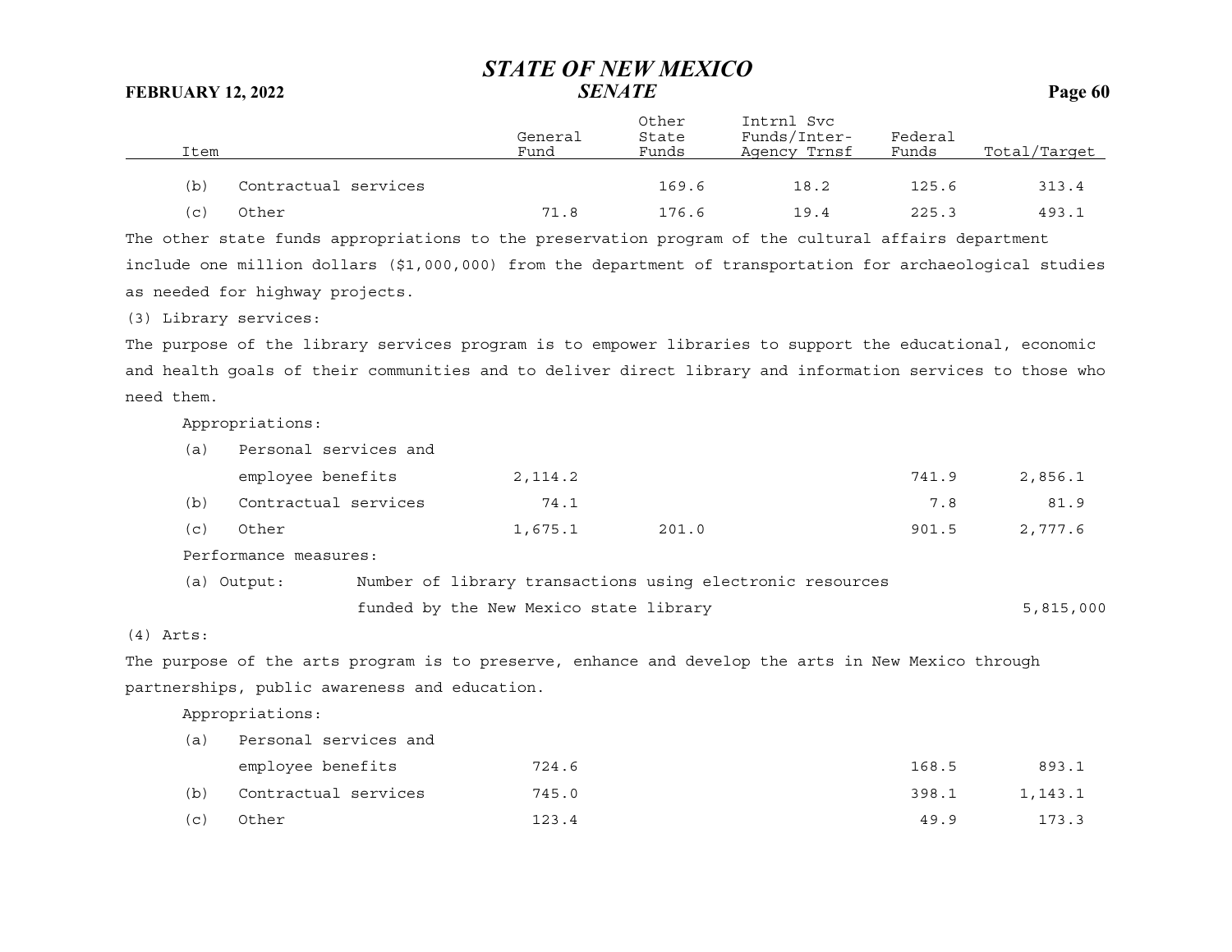| Item | General Fund | Other State Funds | Intrnl Svc Funds/Inter-Agency Trnsf | Federal Funds | Total/Target |
|---|---|---|---|---|---|
| (b) Contractual services | | 169.6 | 18.2 | 125.6 | 313.4 |
| (c) Other | 71.8 | 176.6 | 19.4 | 225.3 | 493.1 |

The other state funds appropriations to the preservation program of the cultural affairs department include one million dollars ($1,000,000) from the department of transportation for archaeological studies as needed for highway projects.

(3) Library services:

The purpose of the library services program is to empower libraries to support the educational, economic and health goals of their communities and to deliver direct library and information services to those who need them.

Appropriations:

| Item | General Fund | Other State Funds | Intrnl Svc Funds/Inter-Agency Trnsf | Federal Funds | Total/Target |
|---|---|---|---|---|---|
| (a) Personal services and employee benefits | 2,114.2 | | | 741.9 | 2,856.1 |
| (b) Contractual services | 74.1 | | | 7.8 | 81.9 |
| (c) Other | 1,675.1 | 201.0 | | 901.5 | 2,777.6 |

Performance measures:

| Measure | Description | Target |
|---|---|---|
| (a) Output: | Number of library transactions using electronic resources funded by the New Mexico state library | 5,815,000 |

(4) Arts:

The purpose of the arts program is to preserve, enhance and develop the arts in New Mexico through partnerships, public awareness and education.

Appropriations:

| Item | General Fund | Other State Funds | Intrnl Svc Funds/Inter-Agency Trnsf | Federal Funds | Total/Target |
|---|---|---|---|---|---|
| (a) Personal services and employee benefits | 724.6 | | | 168.5 | 893.1 |
| (b) Contractual services | 745.0 | | | 398.1 | 1,143.1 |
| (c) Other | 123.4 | | | 49.9 | 173.3 |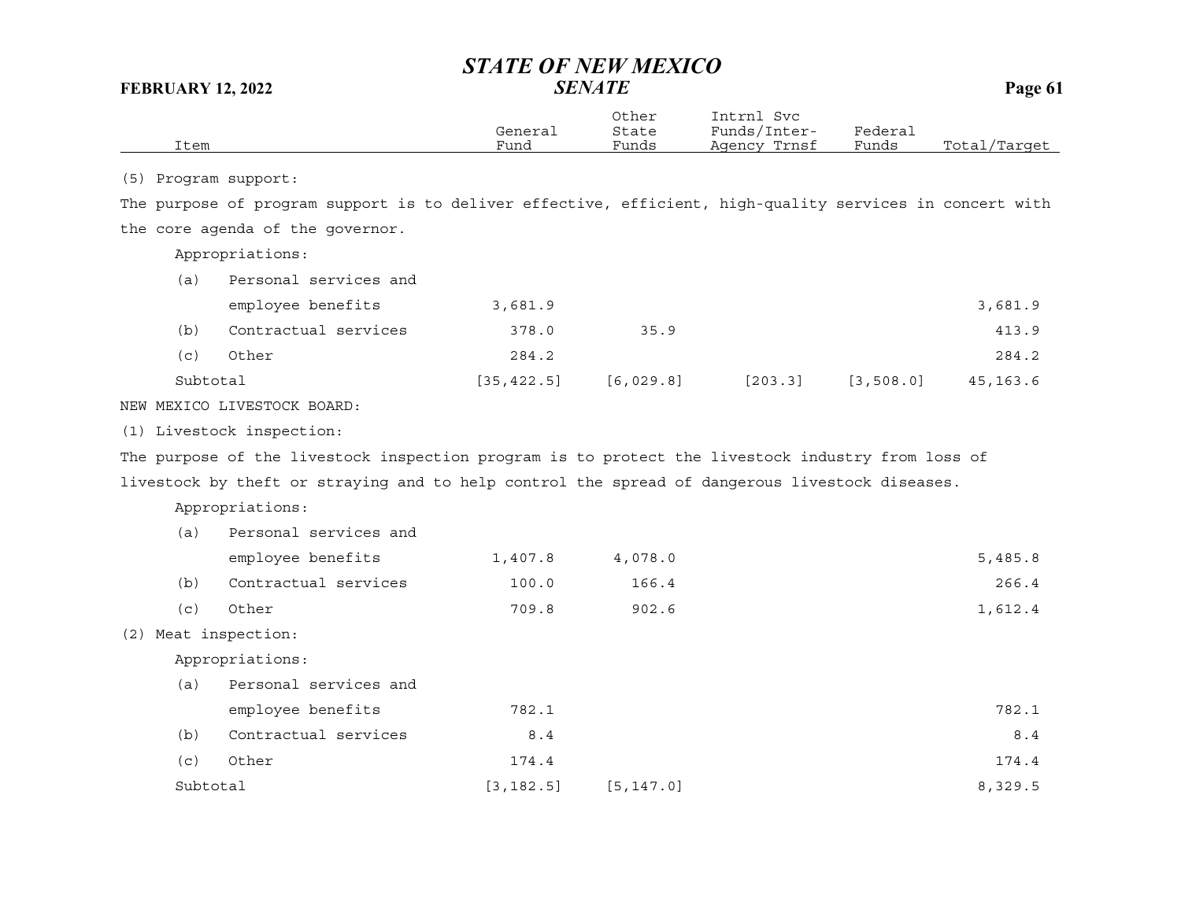| Item | General Fund | Other State Funds | Intrnl Svc Funds/Inter-Agency Trnsf | Federal Funds | Total/Target |
|---|---|---|---|---|---|
| (5) Program support: | | | | | |
| The purpose of program support is to deliver effective, efficient, high-quality services in concert with the core agenda of the governor. | | | | | |
| Appropriations: | | | | | |
| (a) Personal services and employee benefits | 3,681.9 | | | | 3,681.9 |
| (b) Contractual services | 378.0 | 35.9 | | | 413.9 |
| (c) Other | 284.2 | | | | 284.2 |
| Subtotal | [35,422.5] | [6,029.8] | [203.3] | [3,508.0] | 45,163.6 |
| NEW MEXICO LIVESTOCK BOARD: | | | | | |
| (1) Livestock inspection: | | | | | |
| The purpose of the livestock inspection program is to protect the livestock industry from loss of livestock by theft or straying and to help control the spread of dangerous livestock diseases. | | | | | |
| Appropriations: | | | | | |
| (a) Personal services and employee benefits | 1,407.8 | 4,078.0 | | | 5,485.8 |
| (b) Contractual services | 100.0 | 166.4 | | | 266.4 |
| (c) Other | 709.8 | 902.6 | | | 1,612.4 |
| (2) Meat inspection: | | | | | |
| Appropriations: | | | | | |
| (a) Personal services and employee benefits | 782.1 | | | | 782.1 |
| (b) Contractual services | 8.4 | | | | 8.4 |
| (c) Other | 174.4 | | | | 174.4 |
| Subtotal | [3,182.5] | [5,147.0] | | | 8,329.5 |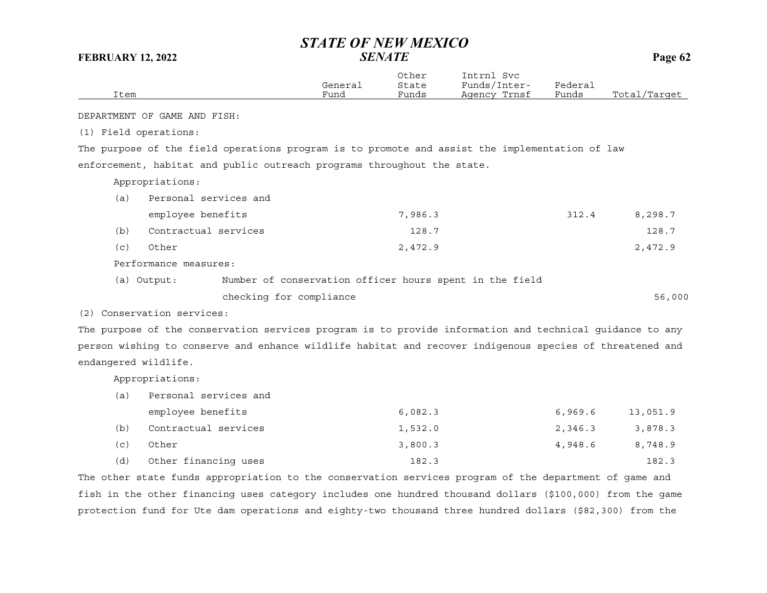| Item | General Fund | Other State Funds | Intrnl Svc Funds/Inter-Agency Trnsf | Federal Funds | Total/Target |
|---|---|---|---|---|---|
| DEPARTMENT OF GAME AND FISH: | | | | | |
| (1) Field operations: | | | | | |
| The purpose of the field operations program is to promote and assist the implementation of law enforcement, habitat and public outreach programs throughout the state. | | | | | |
| Appropriations: | | | | | |
| (a) Personal services and employee benefits | | 7,986.3 | | 312.4 | 8,298.7 |
| (b) Contractual services | | 128.7 | | | 128.7 |
| (c) Other | | 2,472.9 | | | 2,472.9 |
| Performance measures: | | | | | |
| (a) Output: Number of conservation officer hours spent in the field checking for compliance | | | | | 56,000 |
| (2) Conservation services: | | | | | |
| The purpose of the conservation services program is to provide information and technical guidance to any person wishing to conserve and enhance wildlife habitat and recover indigenous species of threatened and endangered wildlife. | | | | | |
| Appropriations: | | | | | |
| (a) Personal services and employee benefits | | 6,082.3 | | 6,969.6 | 13,051.9 |
| (b) Contractual services | | 1,532.0 | | 2,346.3 | 3,878.3 |
| (c) Other | | 3,800.3 | | 4,948.6 | 8,748.9 |
| (d) Other financing uses | | 182.3 | | | 182.3 |

The other state funds appropriation to the conservation services program of the department of game and fish in the other financing uses category includes one hundred thousand dollars ($100,000) from the game protection fund for Ute dam operations and eighty-two thousand three hundred dollars ($82,300) from the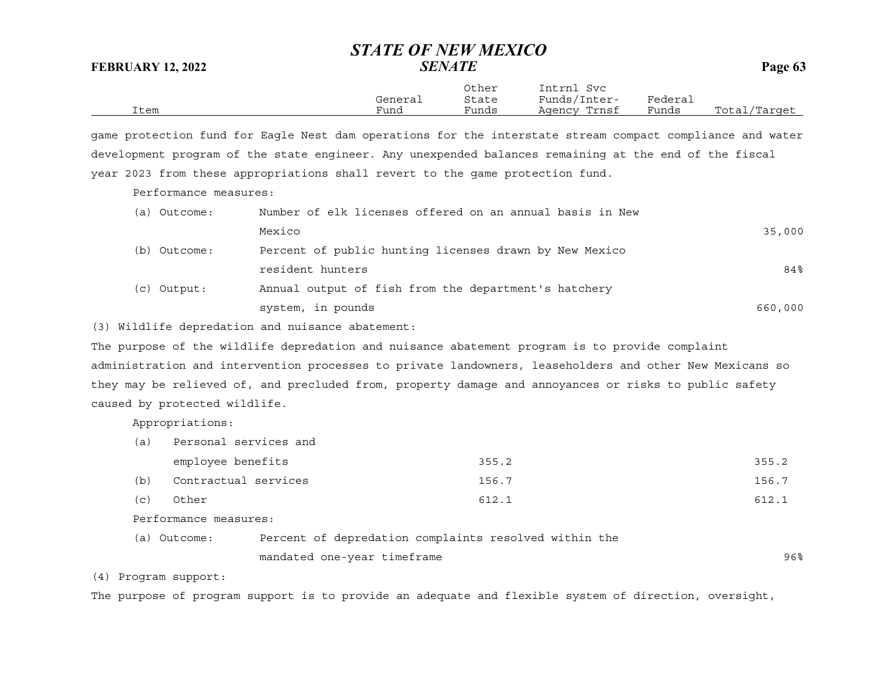| Item | General Fund | Other State Funds | Intrnl Svc Funds/Inter-Agency Trnsf | Federal Funds | Total/Target |
|---|---|---|---|---|---|

game protection fund for Eagle Nest dam operations for the interstate stream compact compliance and water development program of the state engineer. Any unexpended balances remaining at the end of the fiscal year 2023 from these appropriations shall revert to the game protection fund.

Performance measures:

| | | | | | |
|---|---|---|---|---|---|
| (a) Outcome: Number of elk licenses offered on an annual basis in New Mexico | | | | | 35,000 |
| (b) Outcome: Percent of public hunting licenses drawn by New Mexico resident hunters | | | | | 84% |
| (c) Output: Annual output of fish from the department's hatchery system, in pounds | | | | | 660,000 |

(3) Wildlife depredation and nuisance abatement:

The purpose of the wildlife depredation and nuisance abatement program is to provide complaint administration and intervention processes to private landowners, leaseholders and other New Mexicans so they may be relieved of, and precluded from, property damage and annoyances or risks to public safety caused by protected wildlife.

Appropriations:

| Item | General Fund | Other State Funds | Intrnl Svc Funds/Inter-Agency Trnsf | Federal Funds | Total/Target |
|---|---|---|---|---|---|
| (a) Personal services and employee benefits | | 355.2 | | | 355.2 |
| (b) Contractual services | | 156.7 | | | 156.7 |
| (c) Other | | 612.1 | | | 612.1 |

Performance measures:

| | | | | | |
|---|---|---|---|---|---|
| (a) Outcome: Percent of depredation complaints resolved within the mandated one-year timeframe | | | | | 96% |

(4) Program support:

The purpose of program support is to provide an adequate and flexible system of direction, oversight,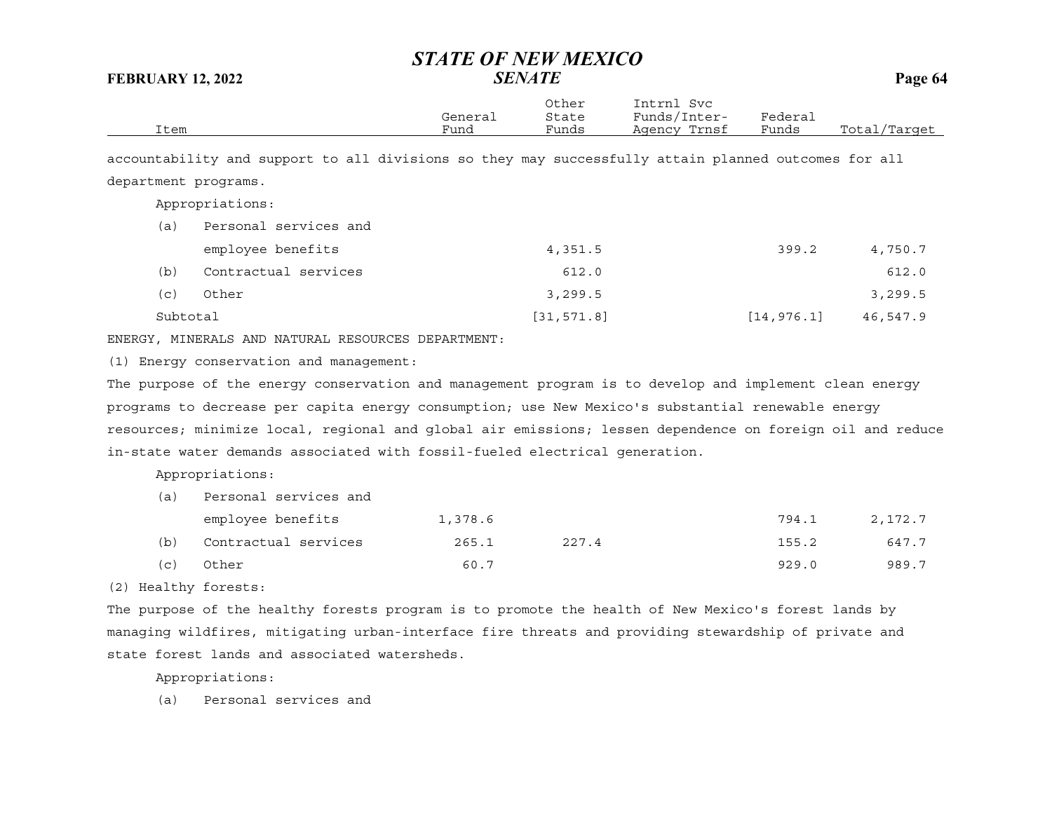| Item | General Fund | Other State Funds | Intrnl Svc Funds/Inter-Agency Trnsf | Federal Funds | Total/Target |
|---|---|---|---|---|---|

accountability and support to all divisions so they may successfully attain planned outcomes for all department programs.

Appropriations:

| Item | General Fund | Other State Funds | Intrnl Svc Funds/Inter-Agency Trnsf | Federal Funds | Total/Target |
|---|---|---|---|---|---|
| (a) Personal services and employee benefits | | 4,351.5 | | 399.2 | 4,750.7 |
| (b) Contractual services | | 612.0 | | | 612.0 |
| (c) Other | | 3,299.5 | | | 3,299.5 |
| Subtotal | | [31,571.8] | | [14,976.1] | 46,547.9 |

ENERGY, MINERALS AND NATURAL RESOURCES DEPARTMENT:

(1) Energy conservation and management:

The purpose of the energy conservation and management program is to develop and implement clean energy programs to decrease per capita energy consumption; use New Mexico's substantial renewable energy resources; minimize local, regional and global air emissions; lessen dependence on foreign oil and reduce in-state water demands associated with fossil-fueled electrical generation.

Appropriations:

| Item | General Fund | Other State Funds | Intrnl Svc Funds/Inter-Agency Trnsf | Federal Funds | Total/Target |
|---|---|---|---|---|---|
| (a) Personal services and employee benefits | 1,378.6 | | | 794.1 | 2,172.7 |
| (b) Contractual services | 265.1 | 227.4 | | 155.2 | 647.7 |
| (c) Other | 60.7 | | | 929.0 | 989.7 |

(2) Healthy forests:

The purpose of the healthy forests program is to promote the health of New Mexico's forest lands by managing wildfires, mitigating urban-interface fire threats and providing stewardship of private and state forest lands and associated watersheds.

Appropriations:

(a) Personal services and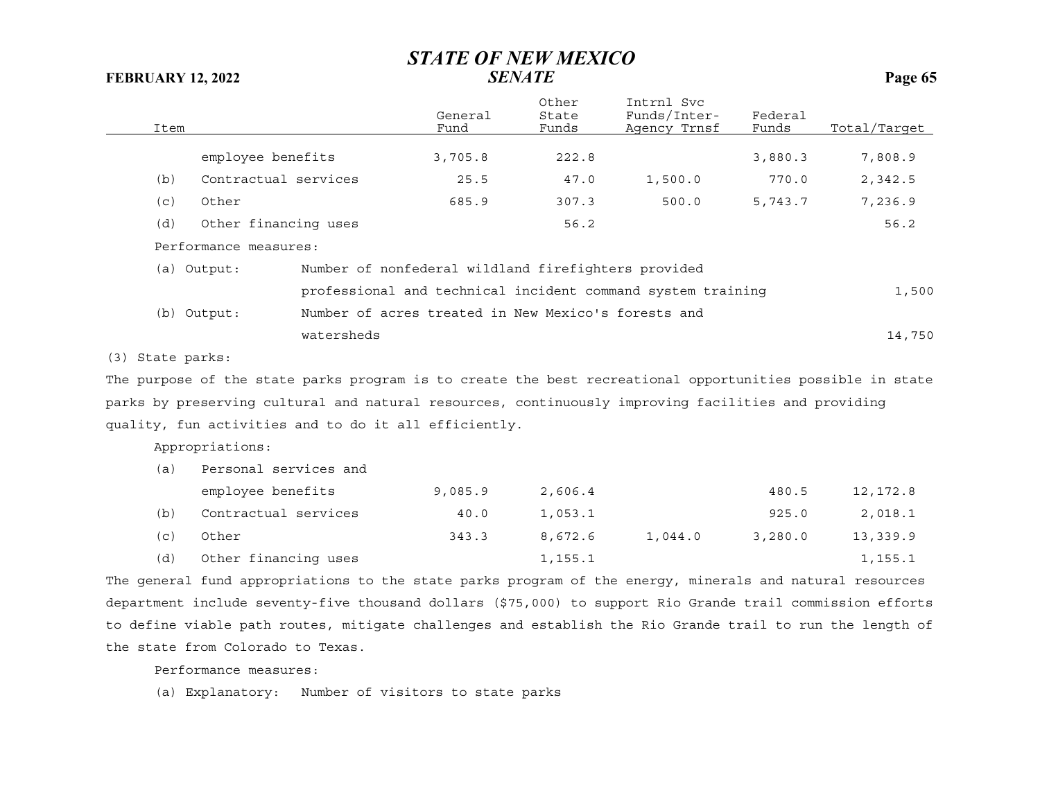| Item | General Fund | Other State Funds | Intrnl Svc Funds/Inter-Agency Trnsf | Federal Funds | Total/Target |
|---|---|---|---|---|---|
| employee benefits | 3,705.8 | 222.8 | | 3,880.3 | 7,808.9 |
| (b) Contractual services | 25.5 | 47.0 | 1,500.0 | 770.0 | 2,342.5 |
| (c) Other | 685.9 | 307.3 | 500.0 | 5,743.7 | 7,236.9 |
| (d) Other financing uses | | 56.2 | | | 56.2 |

Performance measures:

| | | |
|---|---|---|
| (a) Output: | Number of nonfederal wildland firefighters provided professional and technical incident command system training | 1,500 |
| (b) Output: | Number of acres treated in New Mexico's forests and watersheds | 14,750 |

(3) State parks:

The purpose of the state parks program is to create the best recreational opportunities possible in state parks by preserving cultural and natural resources, continuously improving facilities and providing quality, fun activities and to do it all efficiently.

Appropriations:

| Item | General Fund | Other State Funds | Intrnl Svc Funds/Inter-Agency Trnsf | Federal Funds | Total/Target |
|---|---|---|---|---|---|
| (a) Personal services and employee benefits | 9,085.9 | 2,606.4 | | 480.5 | 12,172.8 |
| (b) Contractual services | 40.0 | 1,053.1 | | 925.0 | 2,018.1 |
| (c) Other | 343.3 | 8,672.6 | 1,044.0 | 3,280.0 | 13,339.9 |
| (d) Other financing uses | | 1,155.1 | | | 1,155.1 |

The general fund appropriations to the state parks program of the energy, minerals and natural resources department include seventy-five thousand dollars ($75,000) to support Rio Grande trail commission efforts to define viable path routes, mitigate challenges and establish the Rio Grande trail to run the length of the state from Colorado to Texas.

Performance measures:

(a) Explanatory: Number of visitors to state parks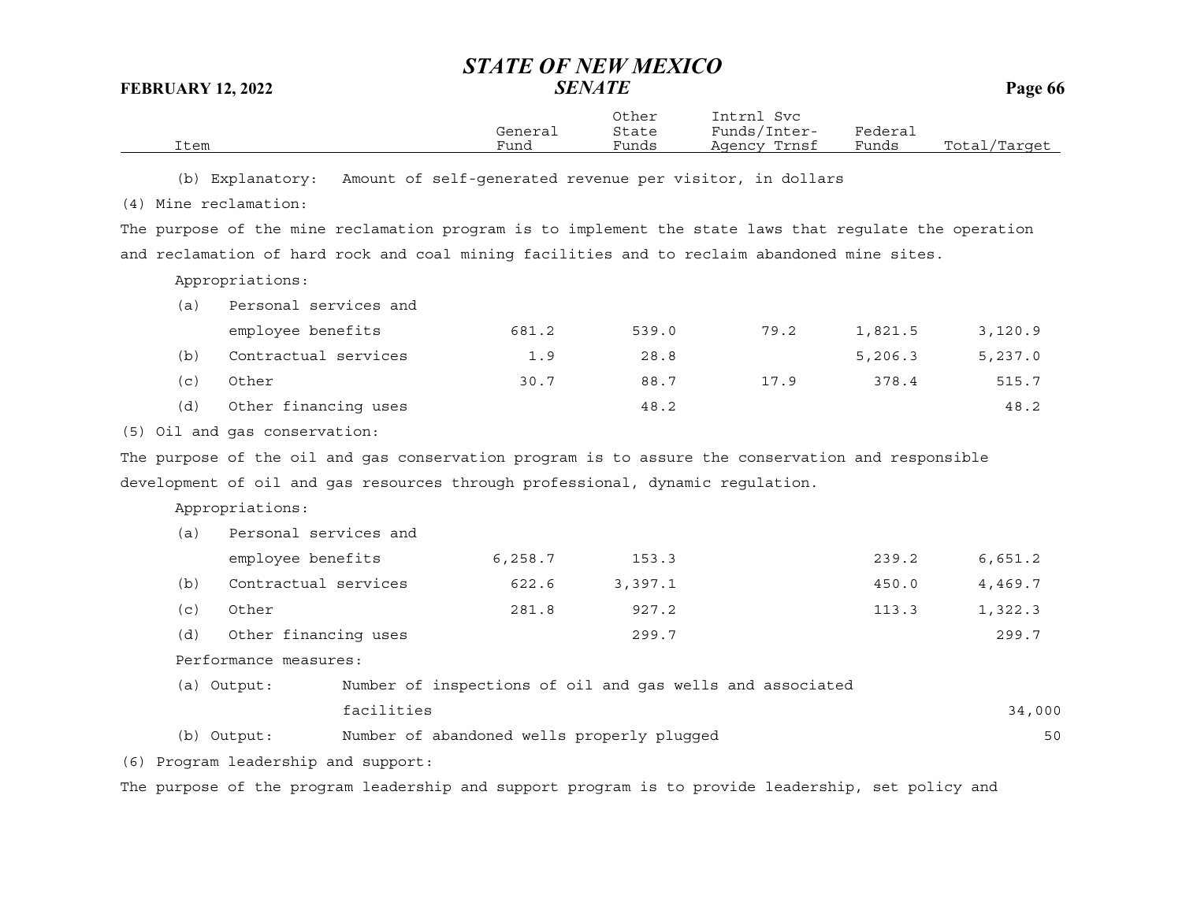| Item | General Fund | Other State Funds | Intrnl Svc Funds/Inter-Agency Trnsf | Federal Funds | Total/Target |
|---|---|---|---|---|---|
| (b) Explanatory: Amount of self-generated revenue per visitor, in dollars | | | | | |
| (4) Mine reclamation: | | | | | |
| The purpose of the mine reclamation program is to implement the state laws that regulate the operation and reclamation of hard rock and coal mining facilities and to reclaim abandoned mine sites. | | | | | |
| Appropriations: | | | | | |
| (a) Personal services and employee benefits | 681.2 | 539.0 | 79.2 | 1,821.5 | 3,120.9 |
| (b) Contractual services | 1.9 | 28.8 | | 5,206.3 | 5,237.0 |
| (c) Other | 30.7 | 88.7 | 17.9 | 378.4 | 515.7 |
| (d) Other financing uses | | 48.2 | | | 48.2 |
| (5) Oil and gas conservation: | | | | | |
| The purpose of the oil and gas conservation program is to assure the conservation and responsible development of oil and gas resources through professional, dynamic regulation. | | | | | |
| Appropriations: | | | | | |
| (a) Personal services and employee benefits | 6,258.7 | 153.3 | | 239.2 | 6,651.2 |
| (b) Contractual services | 622.6 | 3,397.1 | | 450.0 | 4,469.7 |
| (c) Other | 281.8 | 927.2 | | 113.3 | 1,322.3 |
| (d) Other financing uses | | 299.7 | | | 299.7 |
| Performance measures: | | | | | |
| (a) Output: Number of inspections of oil and gas wells and associated facilities | | | | | 34,000 |
| (b) Output: Number of abandoned wells properly plugged | | | | | 50 |
| (6) Program leadership and support: | | | | | |
| The purpose of the program leadership and support program is to provide leadership, set policy and | | | | | |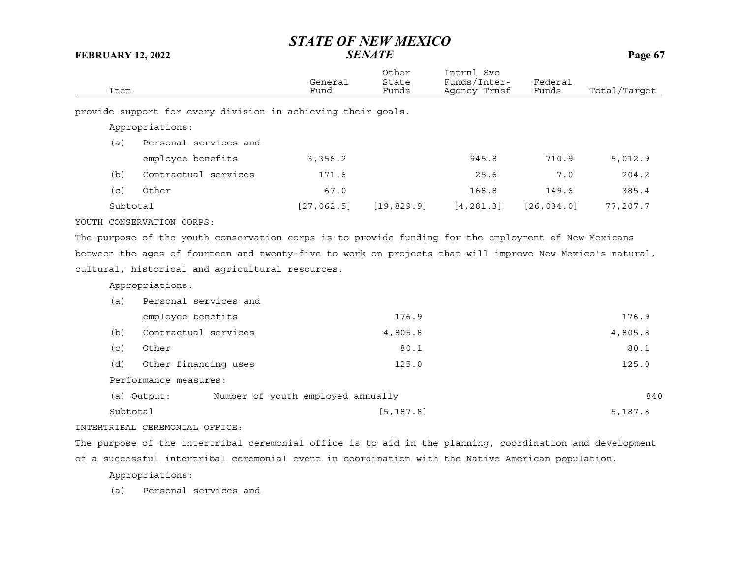| Item | General Fund | Other State Funds | Intrnl Svc Funds/Inter-Agency Trnsf | Federal Funds | Total/Target |
|---|---|---|---|---|---|
| provide support for every division in achieving their goals. | | | | | |
| Appropriations: | | | | | |
| (a) Personal services and employee benefits | 3,356.2 | | 945.8 | 710.9 | 5,012.9 |
| (b) Contractual services | 171.6 | | 25.6 | 7.0 | 204.2 |
| (c) Other | 67.0 | | 168.8 | 149.6 | 385.4 |
| Subtotal | [27,062.5] | [19,829.9] | [4,281.3] | [26,034.0] | 77,207.7 |
| YOUTH CONSERVATION CORPS: | | | | | |
| The purpose of the youth conservation corps is to provide funding for the employment of New Mexicans between the ages of fourteen and twenty-five to work on projects that will improve New Mexico's natural, cultural, historical and agricultural resources. | | | | | |
| Appropriations: | | | | | |
| (a) Personal services and employee benefits | | 176.9 | | | 176.9 |
| (b) Contractual services | | 4,805.8 | | | 4,805.8 |
| (c) Other | | 80.1 | | | 80.1 |
| (d) Other financing uses | | 125.0 | | | 125.0 |
| Performance measures: | | | | | |
| (a) Output: Number of youth employed annually | | | | | 840 |
| Subtotal | | [5,187.8] | | | 5,187.8 |
| INTERTRIBAL CEREMONIAL OFFICE: | | | | | |
| The purpose of the intertribal ceremonial office is to aid in the planning, coordination and development of a successful intertribal ceremonial event in coordination with the Native American population. | | | | | |
| Appropriations: | | | | | |
| (a) Personal services and | | | | | |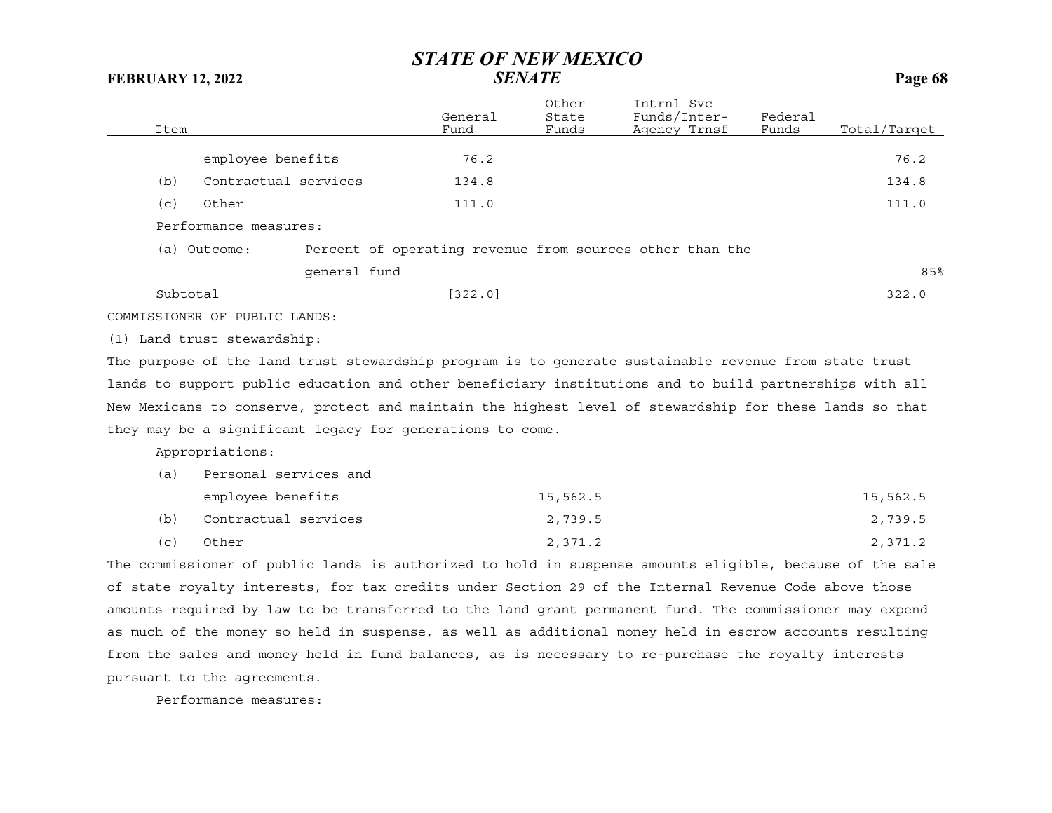| Item | General Fund | Other State Funds | Intrnl Svc Funds/Inter-Agency Trnsf | Federal Funds | Total/Target |
|---|---|---|---|---|---|
| employee benefits | 76.2 | | | | 76.2 |
| (b) Contractual services | 134.8 | | | | 134.8 |
| (c) Other | 111.0 | | | | 111.0 |
| Performance measures: | | | | | |
| (a) Outcome: Percent of operating revenue from sources other than the general fund | | | | | 85% |
| Subtotal | [322.0] | | | | 322.0 |

COMMISSIONER OF PUBLIC LANDS:

(1) Land trust stewardship:

The purpose of the land trust stewardship program is to generate sustainable revenue from state trust lands to support public education and other beneficiary institutions and to build partnerships with all New Mexicans to conserve, protect and maintain the highest level of stewardship for these lands so that they may be a significant legacy for generations to come.

| Item | General Fund | Other State Funds | Intrnl Svc Funds/Inter-Agency Trnsf | Federal Funds | Total/Target |
|---|---|---|---|---|---|
| Appropriations: | | | | | |
| (a) Personal services and employee benefits | | 15,562.5 | | | 15,562.5 |
| (b) Contractual services | | 2,739.5 | | | 2,739.5 |
| (c) Other | | 2,371.2 | | | 2,371.2 |

The commissioner of public lands is authorized to hold in suspense amounts eligible, because of the sale of state royalty interests, for tax credits under Section 29 of the Internal Revenue Code above those amounts required by law to be transferred to the land grant permanent fund. The commissioner may expend as much of the money so held in suspense, as well as additional money held in escrow accounts resulting from the sales and money held in fund balances, as is necessary to re-purchase the royalty interests pursuant to the agreements.

Performance measures: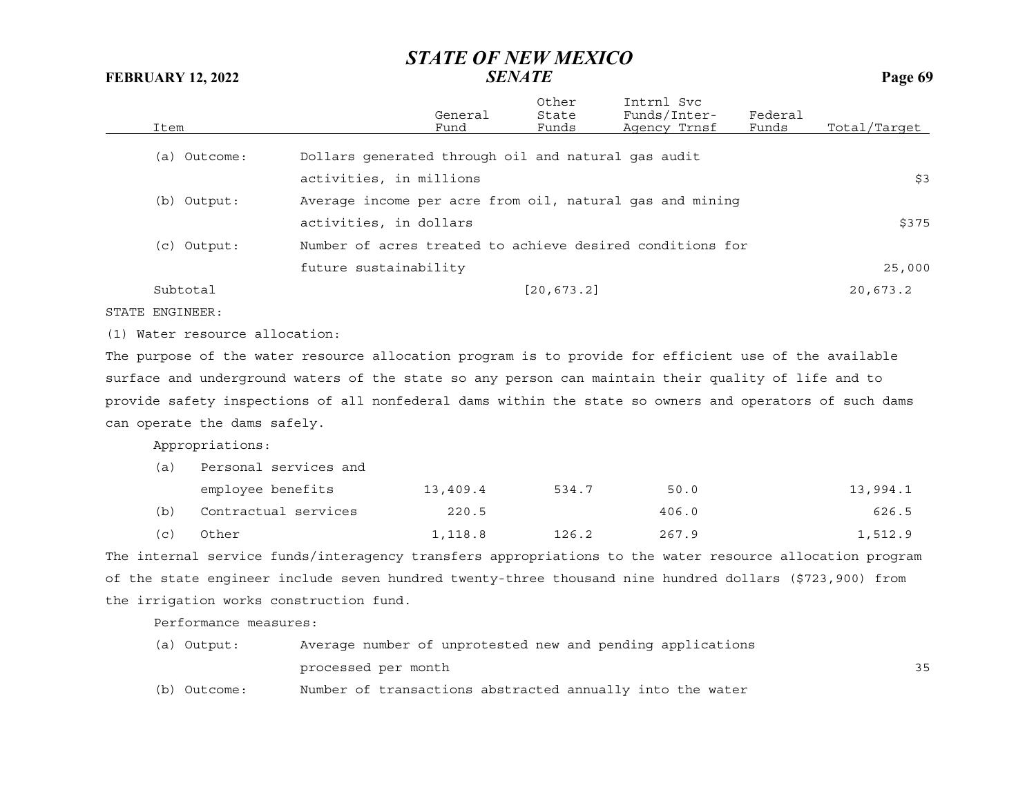| Item | | General Fund | Other State Funds | Intrnl Svc Funds/Inter-Agency Trnsf | Federal Funds | Total/Target |
|---|---|---|---|---|---|---|
| (a) Outcome: | Dollars generated through oil and natural gas audit activities, in millions | | | | | $3 |
| (b) Output: | Average income per acre from oil, natural gas and mining activities, in dollars | | | | | $375 |
| (c) Output: | Number of acres treated to achieve desired conditions for future sustainability | | | | | 25,000 |
| Subtotal | | | [20,673.2] | | | 20,673.2 |

STATE ENGINEER:

(1) Water resource allocation:

The purpose of the water resource allocation program is to provide for efficient use of the available surface and underground waters of the state so any person can maintain their quality of life and to provide safety inspections of all nonfederal dams within the state so owners and operators of such dams can operate the dams safely.

Appropriations:

| Item | General Fund | Other State Funds | Intrnl Svc Funds/Inter-Agency Trnsf | Federal Funds | Total/Target |
|---|---|---|---|---|---|
| (a) Personal services and employee benefits | 13,409.4 | 534.7 | 50.0 | | 13,994.1 |
| (b) Contractual services | 220.5 | | 406.0 | | 626.5 |
| (c) Other | 1,118.8 | 126.2 | 267.9 | | 1,512.9 |

The internal service funds/interagency transfers appropriations to the water resource allocation program of the state engineer include seven hundred twenty-three thousand nine hundred dollars ($723,900) from the irrigation works construction fund.

Performance measures:

| Item | | Total/Target |
|---|---|---|
| (a) Output: | Average number of unprotested new and pending applications processed per month | 35 |
| (b) Outcome: | Number of transactions abstracted annually into the water | |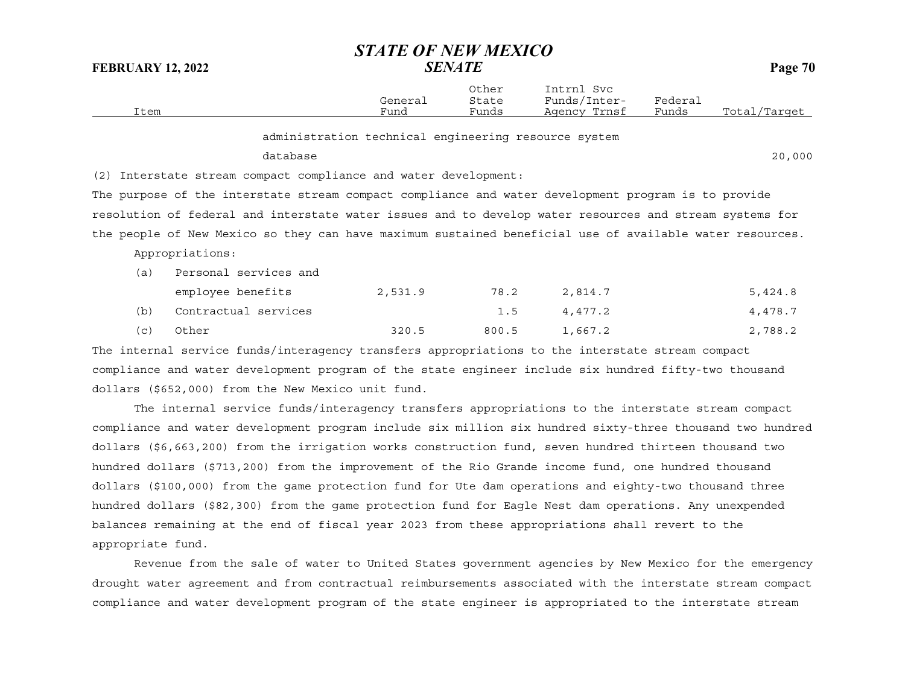| Item | General Fund | Other State Funds | Intrnl Svc Funds/Inter-Agency Trnsf | Federal Funds | Total/Target |
|---|---|---|---|---|---|
| administration technical engineering resource system database | | | | | 20,000 |

(2) Interstate stream compact compliance and water development:

The purpose of the interstate stream compact compliance and water development program is to provide resolution of federal and interstate water issues and to develop water resources and stream systems for the people of New Mexico so they can have maximum sustained beneficial use of available water resources.

Appropriations:

| Item | General Fund | Other State Funds | Intrnl Svc Funds/Inter-Agency Trnsf | Federal Funds | Total/Target |
|---|---|---|---|---|---|
| (a) Personal services and employee benefits | 2,531.9 | 78.2 | 2,814.7 | | 5,424.8 |
| (b) Contractual services | | 1.5 | 4,477.2 | | 4,478.7 |
| (c) Other | 320.5 | 800.5 | 1,667.2 | | 2,788.2 |

The internal service funds/interagency transfers appropriations to the interstate stream compact compliance and water development program of the state engineer include six hundred fifty-two thousand dollars ($652,000) from the New Mexico unit fund.

The internal service funds/interagency transfers appropriations to the interstate stream compact compliance and water development program include six million six hundred sixty-three thousand two hundred dollars ($6,663,200) from the irrigation works construction fund, seven hundred thirteen thousand two hundred dollars ($713,200) from the improvement of the Rio Grande income fund, one hundred thousand dollars ($100,000) from the game protection fund for Ute dam operations and eighty-two thousand three hundred dollars ($82,300) from the game protection fund for Eagle Nest dam operations. Any unexpended balances remaining at the end of fiscal year 2023 from these appropriations shall revert to the appropriate fund.

Revenue from the sale of water to United States government agencies by New Mexico for the emergency drought water agreement and from contractual reimbursements associated with the interstate stream compact compliance and water development program of the state engineer is appropriated to the interstate stream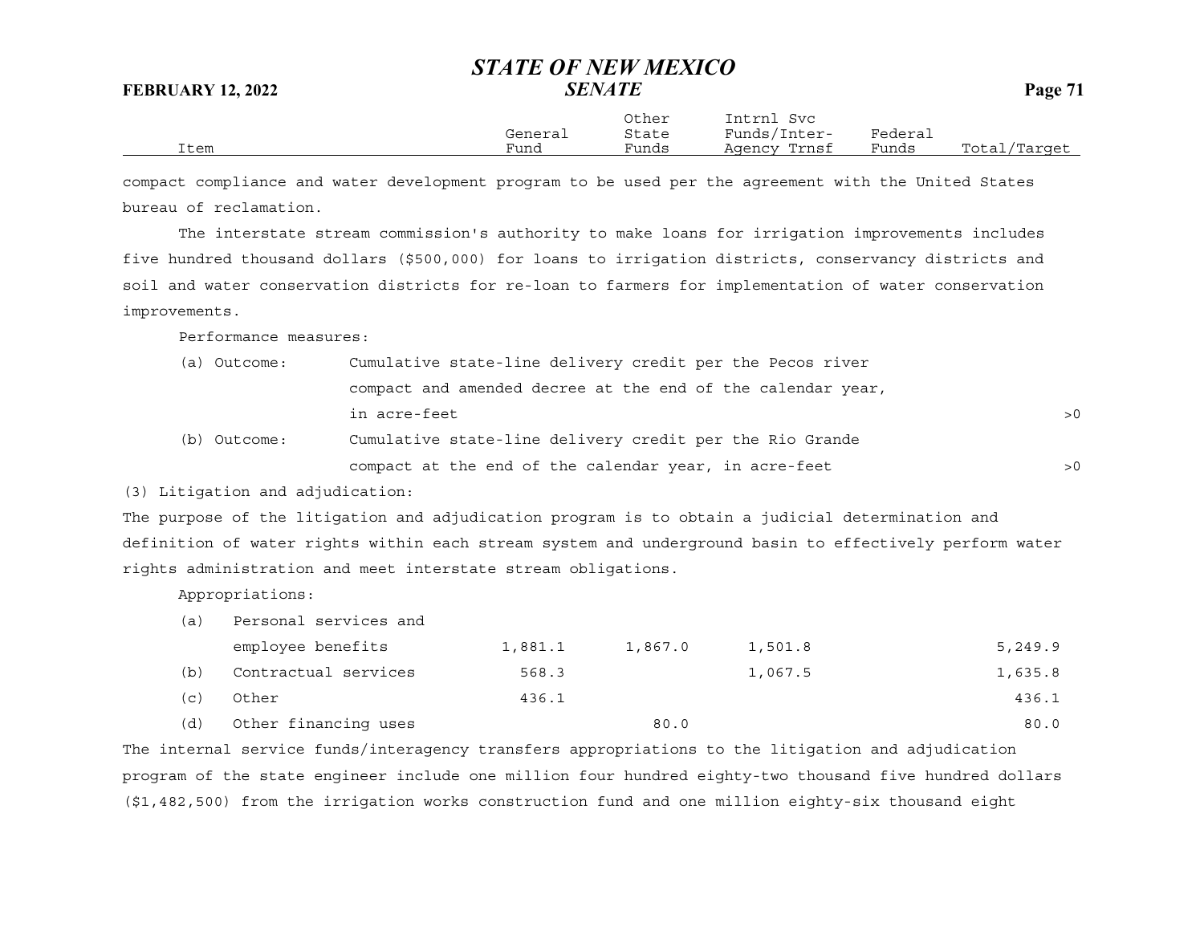| Item | General Fund | Other State Funds | Intrnl Svc Funds/Inter-Agency Trnsf | Federal Funds | Total/Target |
|---|---|---|---|---|---|

compact compliance and water development program to be used per the agreement with the United States bureau of reclamation.

The interstate stream commission's authority to make loans for irrigation improvements includes five hundred thousand dollars ($500,000) for loans to irrigation districts, conservancy districts and soil and water conservation districts for re-loan to farmers for implementation of water conservation improvements.

Performance measures:

| | | |
|---|---|---|
| (a) Outcome: | Cumulative state-line delivery credit per the Pecos river compact and amended decree at the end of the calendar year, in acre-feet | >0 |
| (b) Outcome: | Cumulative state-line delivery credit per the Rio Grande compact at the end of the calendar year, in acre-feet | >0 |

(3) Litigation and adjudication:

The purpose of the litigation and adjudication program is to obtain a judicial determination and definition of water rights within each stream system and underground basin to effectively perform water rights administration and meet interstate stream obligations.

Appropriations:

| Item | General Fund | Other State Funds | Intrnl Svc Funds/Inter-Agency Trnsf | Federal Funds | Total/Target |
|---|---|---|---|---|---|
| (a) Personal services and employee benefits | 1,881.1 | 1,867.0 | 1,501.8 | | 5,249.9 |
| (b) Contractual services | 568.3 | | 1,067.5 | | 1,635.8 |
| (c) Other | 436.1 | | | | 436.1 |
| (d) Other financing uses | | 80.0 | | | 80.0 |

The internal service funds/interagency transfers appropriations to the litigation and adjudication program of the state engineer include one million four hundred eighty-two thousand five hundred dollars ($1,482,500) from the irrigation works construction fund and one million eighty-six thousand eight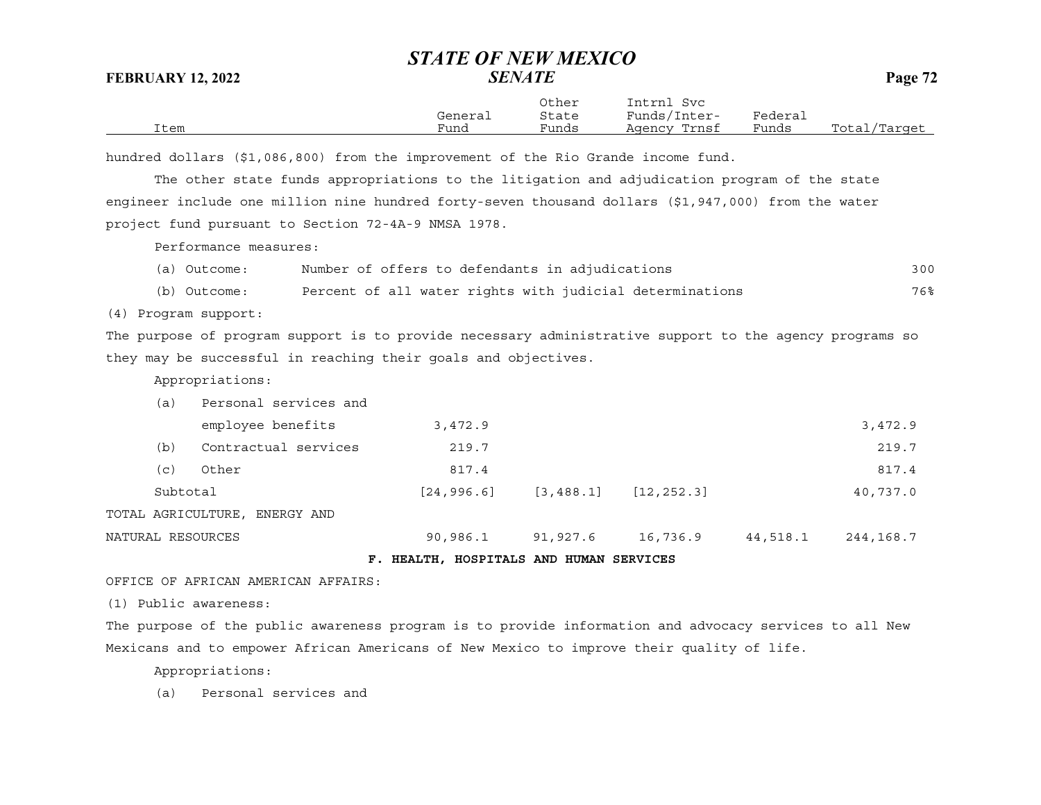hundred dollars ($1,086,800) from the improvement of the Rio Grande income fund.

The other state funds appropriations to the litigation and adjudication program of the state engineer include one million nine hundred forty-seven thousand dollars ($1,947,000) from the water project fund pursuant to Section 72-4A-9 NMSA 1978.

Performance measures:

| | | Total/Target |
|---|---|---|
| (a) Outcome: | Number of offers to defendants in adjudications | 300 |
| (b) Outcome: | Percent of all water rights with judicial determinations | 76% |

(4) Program support:

The purpose of program support is to provide necessary administrative support to the agency programs so they may be successful in reaching their goals and objectives.

Appropriations:

| Item | General Fund | Other State Funds | Intrnl Svc Funds/Inter-Agency Trnsf | Federal Funds | Total/Target |
|---|---|---|---|---|---|
| (a) Personal services and employee benefits | 3,472.9 | | | | 3,472.9 |
| (b) Contractual services | 219.7 | | | | 219.7 |
| (c) Other | 817.4 | | | | 817.4 |
| Subtotal | [24,996.6] | [3,488.1] | [12,252.3] | | 40,737.0 |
| TOTAL AGRICULTURE, ENERGY AND NATURAL RESOURCES | 90,986.1 | 91,927.6 | 16,736.9 | 44,518.1 | 244,168.7 |

**F. HEALTH, HOSPITALS AND HUMAN SERVICES**

OFFICE OF AFRICAN AMERICAN AFFAIRS:

(1) Public awareness:

The purpose of the public awareness program is to provide information and advocacy services to all New Mexicans and to empower African Americans of New Mexico to improve their quality of life.

Appropriations:

(a) Personal services and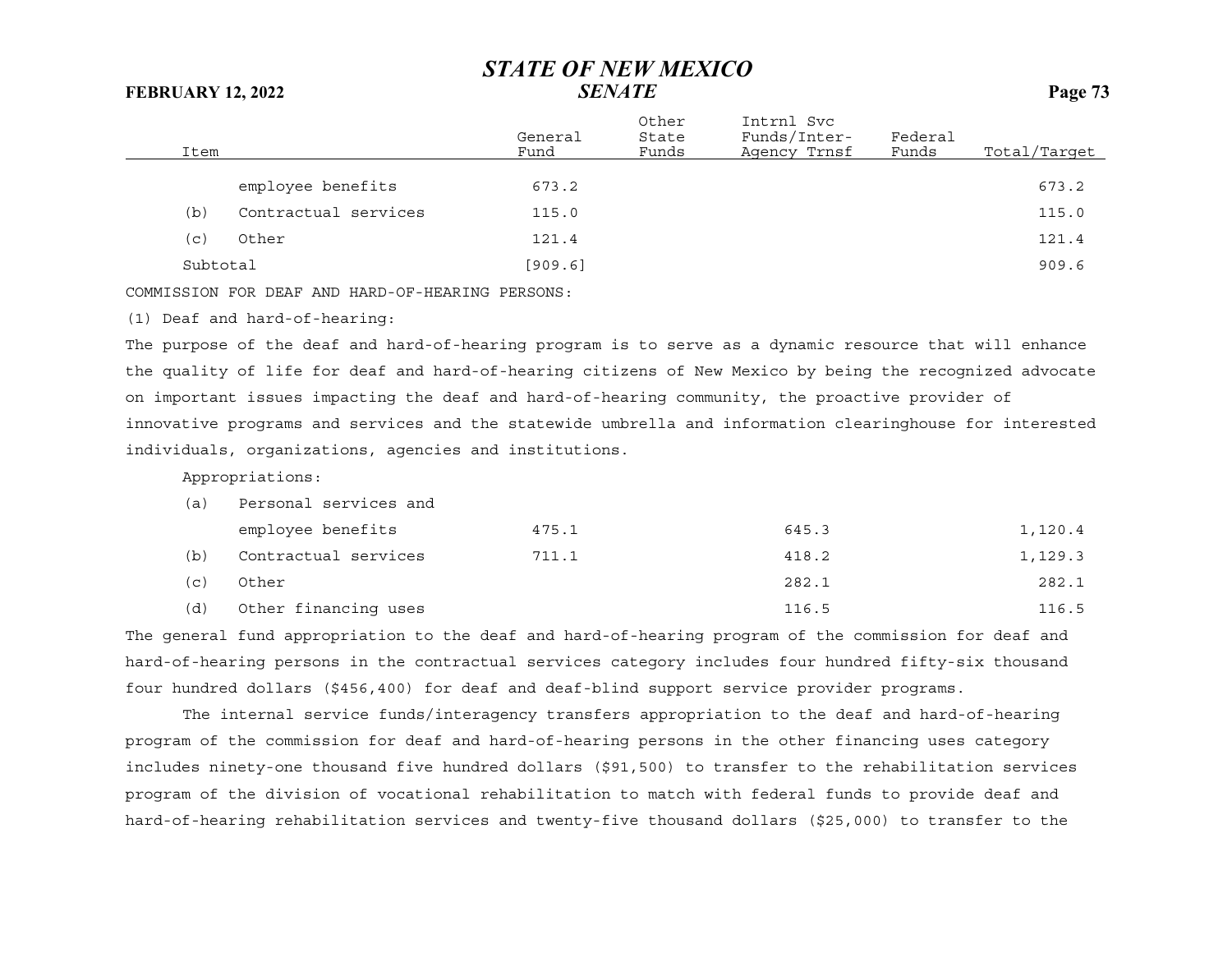| Item | General Fund | Other State Funds | Intrnl Svc Funds/Inter-Agency Trnsf | Federal Funds | Total/Target |
|---|---|---|---|---|---|
| employee benefits | 673.2 | | | | 673.2 |
| (b) Contractual services | 115.0 | | | | 115.0 |
| (c) Other | 121.4 | | | | 121.4 |
| Subtotal | [909.6] | | | | 909.6 |

COMMISSION FOR DEAF AND HARD-OF-HEARING PERSONS:

(1) Deaf and hard-of-hearing:

The purpose of the deaf and hard-of-hearing program is to serve as a dynamic resource that will enhance the quality of life for deaf and hard-of-hearing citizens of New Mexico by being the recognized advocate on important issues impacting the deaf and hard-of-hearing community, the proactive provider of innovative programs and services and the statewide umbrella and information clearinghouse for interested individuals, organizations, agencies and institutions.

Appropriations:

| Item | General Fund | Other State Funds | Intrnl Svc Funds/Inter-Agency Trnsf | Federal Funds | Total/Target |
|---|---|---|---|---|---|
| (a) Personal services and employee benefits | 475.1 | | 645.3 | | 1,120.4 |
| (b) Contractual services | 711.1 | | 418.2 | | 1,129.3 |
| (c) Other | | | 282.1 | | 282.1 |
| (d) Other financing uses | | | 116.5 | | 116.5 |

The general fund appropriation to the deaf and hard-of-hearing program of the commission for deaf and hard-of-hearing persons in the contractual services category includes four hundred fifty-six thousand four hundred dollars ($456,400) for deaf and deaf-blind support service provider programs.

The internal service funds/interagency transfers appropriation to the deaf and hard-of-hearing program of the commission for deaf and hard-of-hearing persons in the other financing uses category includes ninety-one thousand five hundred dollars ($91,500) to transfer to the rehabilitation services program of the division of vocational rehabilitation to match with federal funds to provide deaf and hard-of-hearing rehabilitation services and twenty-five thousand dollars ($25,000) to transfer to the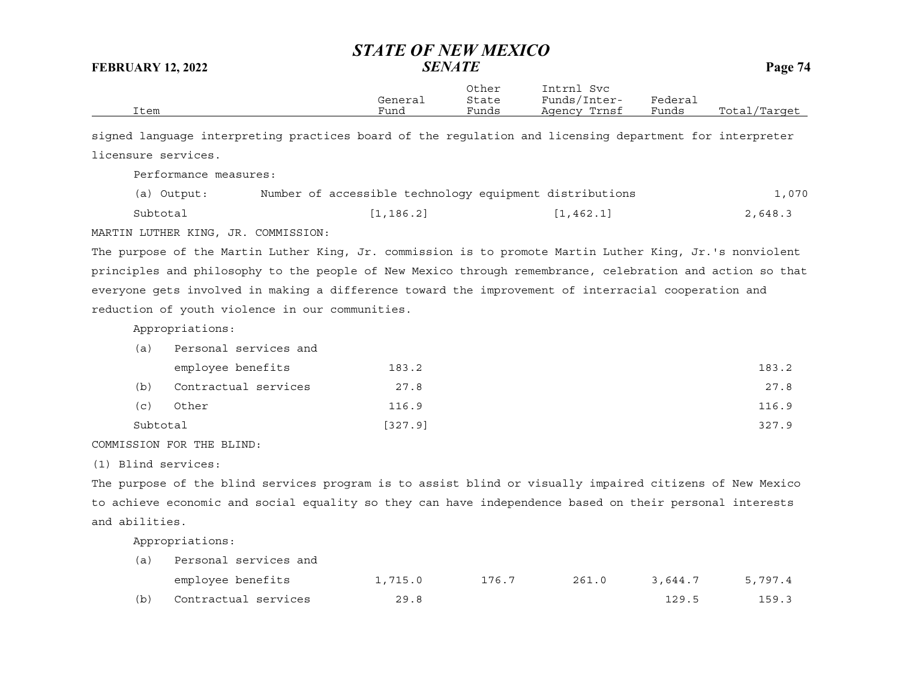| Item | General Fund | Other State Funds | Intrnl Svc Funds/Inter-Agency Trnsf | Federal Funds | Total/Target |
|---|---|---|---|---|---|

signed language interpreting practices board of the regulation and licensing department for interpreter licensure services.

Performance measures:

| | | | | | |
|---|---|---|---|---|---|
| (a) Output: Number of accessible technology equipment distributions | | | | | 1,070 |
| Subtotal | [1,186.2] | | [1,462.1] | | 2,648.3 |

MARTIN LUTHER KING, JR. COMMISSION:

The purpose of the Martin Luther King, Jr. commission is to promote Martin Luther King, Jr.'s nonviolent principles and philosophy to the people of New Mexico through remembrance, celebration and action so that everyone gets involved in making a difference toward the improvement of interracial cooperation and reduction of youth violence in our communities.

Appropriations:

| Item | General Fund | Other State Funds | Intrnl Svc Funds/Inter-Agency Trnsf | Federal Funds | Total/Target |
|---|---|---|---|---|---|
| (a) Personal services and employee benefits | 183.2 | | | | 183.2 |
| (b) Contractual services | 27.8 | | | | 27.8 |
| (c) Other | 116.9 | | | | 116.9 |
| Subtotal | [327.9] | | | | 327.9 |

COMMISSION FOR THE BLIND:

(1) Blind services:

The purpose of the blind services program is to assist blind or visually impaired citizens of New Mexico to achieve economic and social equality so they can have independence based on their personal interests and abilities.

Appropriations:

| Item | General Fund | Other State Funds | Intrnl Svc Funds/Inter-Agency Trnsf | Federal Funds | Total/Target |
|---|---|---|---|---|---|
| (a) Personal services and employee benefits | 1,715.0 | 176.7 | 261.0 | 3,644.7 | 5,797.4 |
| (b) Contractual services | 29.8 | | | 129.5 | 159.3 |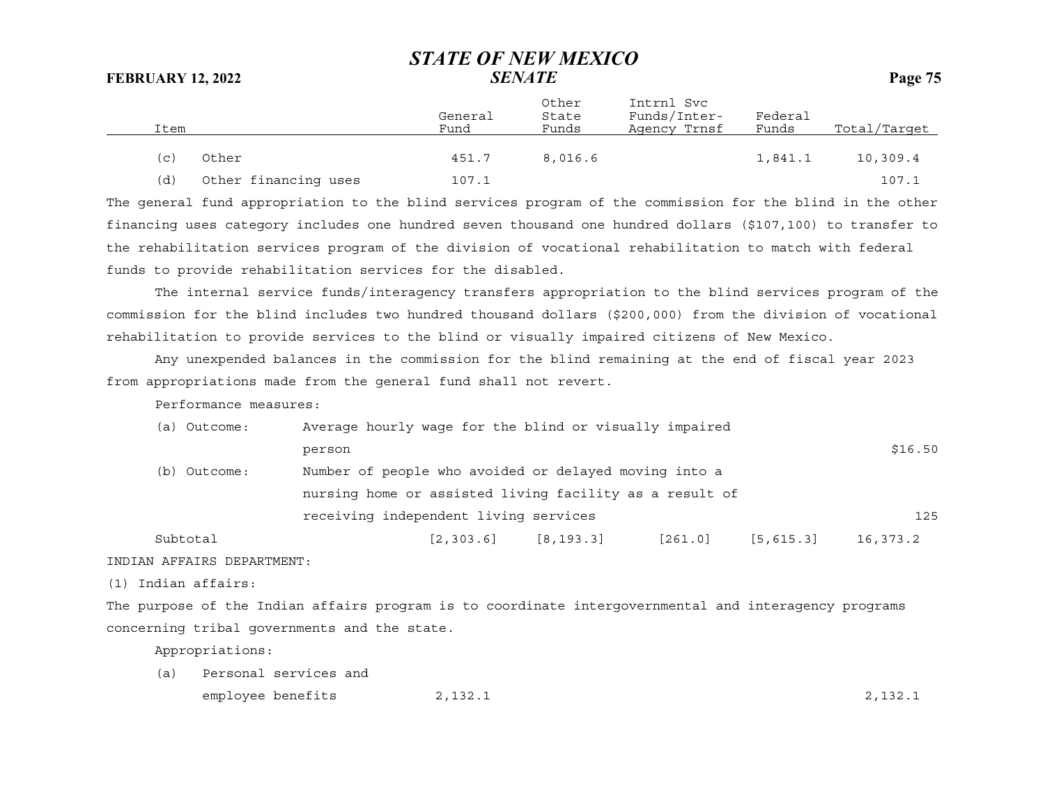| Item | General Fund | Other State Funds | Intrnl Svc Funds/Inter-Agency Trnsf | Federal Funds | Total/Target |
|---|---|---|---|---|---|
| (c) Other | 451.7 | 8,016.6 | | 1,841.1 | 10,309.4 |
| (d) Other financing uses | 107.1 | | | | 107.1 |

The general fund appropriation to the blind services program of the commission for the blind in the other financing uses category includes one hundred seven thousand one hundred dollars ($107,100) to transfer to the rehabilitation services program of the division of vocational rehabilitation to match with federal funds to provide rehabilitation services for the disabled.

The internal service funds/interagency transfers appropriation to the blind services program of the commission for the blind includes two hundred thousand dollars ($200,000) from the division of vocational rehabilitation to provide services to the blind or visually impaired citizens of New Mexico.

Any unexpended balances in the commission for the blind remaining at the end of fiscal year 2023 from appropriations made from the general fund shall not revert.

Performance measures:

| | | |
|---|---|---|
| (a) Outcome: | Average hourly wage for the blind or visually impaired person | $16.50 |
| (b) Outcome: | Number of people who avoided or delayed moving into a nursing home or assisted living facility as a result of receiving independent living services | 125 |

| Item | General Fund | Other State Funds | Intrnl Svc Funds/Inter-Agency Trnsf | Federal Funds | Total/Target |
|---|---|---|---|---|---|
| Subtotal | [2,303.6] | [8,193.3] | [261.0] | [5,615.3] | 16,373.2 |

INDIAN AFFAIRS DEPARTMENT:

(1) Indian affairs:

The purpose of the Indian affairs program is to coordinate intergovernmental and interagency programs concerning tribal governments and the state.

Appropriations:

| Item | General Fund | Other State Funds | Intrnl Svc Funds/Inter-Agency Trnsf | Federal Funds | Total/Target |
|---|---|---|---|---|---|
| (a) Personal services and employee benefits | 2,132.1 | | | | 2,132.1 |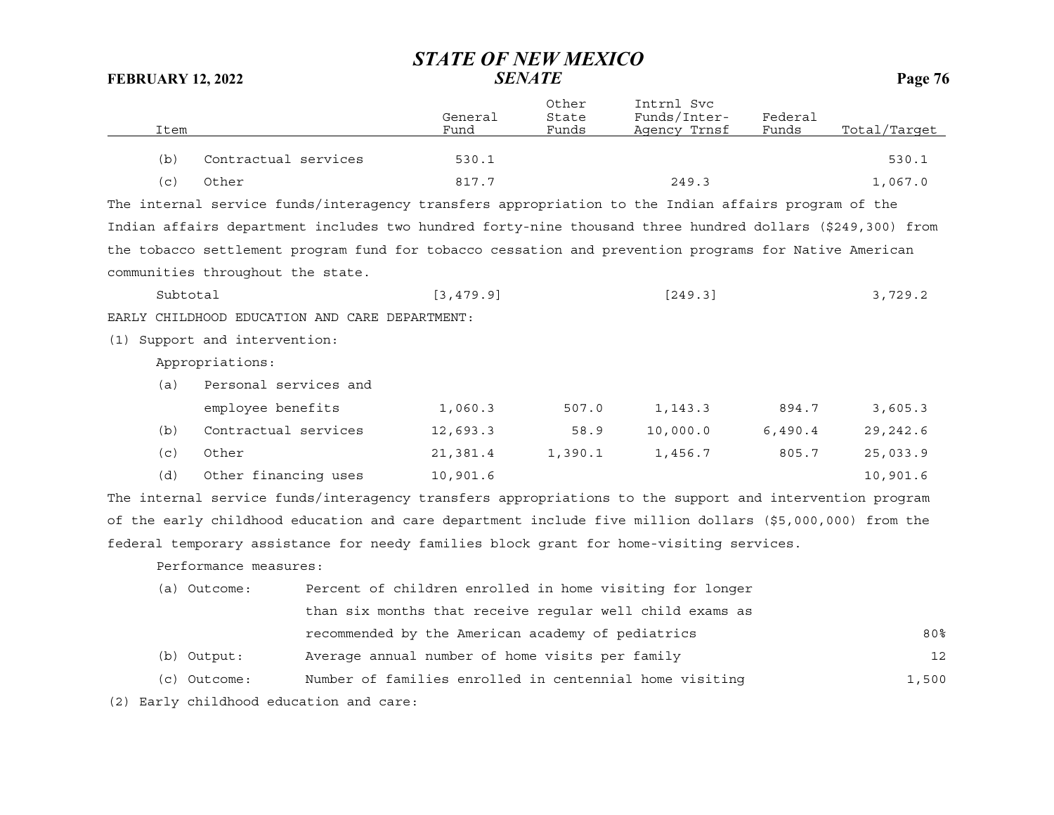| Item | General Fund | Other State Funds | Intrnl Svc Funds/Inter-Agency Trnsf | Federal Funds | Total/Target |
|---|---|---|---|---|---|
| (b) Contractual services | 530.1 | | | | 530.1 |
| (c) Other | 817.7 | | 249.3 | | 1,067.0 |

The internal service funds/interagency transfers appropriation to the Indian affairs program of the Indian affairs department includes two hundred forty-nine thousand three hundred dollars ($249,300) from the tobacco settlement program fund for tobacco cessation and prevention programs for Native American communities throughout the state.

| Item | General Fund | Other State Funds | Intrnl Svc Funds/Inter-Agency Trnsf | Federal Funds | Total/Target |
|---|---|---|---|---|---|
| Subtotal | [3,479.9] | | [249.3] | | 3,729.2 |

EARLY CHILDHOOD EDUCATION AND CARE DEPARTMENT:

(1) Support and intervention:

Appropriations:

| Item | General Fund | Other State Funds | Intrnl Svc Funds/Inter-Agency Trnsf | Federal Funds | Total/Target |
|---|---|---|---|---|---|
| (a) Personal services and employee benefits | 1,060.3 | 507.0 | 1,143.3 | 894.7 | 3,605.3 |
| (b) Contractual services | 12,693.3 | 58.9 | 10,000.0 | 6,490.4 | 29,242.6 |
| (c) Other | 21,381.4 | 1,390.1 | 1,456.7 | 805.7 | 25,033.9 |
| (d) Other financing uses | 10,901.6 | | | | 10,901.6 |

The internal service funds/interagency transfers appropriations to the support and intervention program of the early childhood education and care department include five million dollars ($5,000,000) from the federal temporary assistance for needy families block grant for home-visiting services.

Performance measures:

| Measure | Description | Target |
|---|---|---|
| (a) Outcome: | Percent of children enrolled in home visiting for longer than six months that receive regular well child exams as recommended by the American academy of pediatrics | 80% |
| (b) Output: | Average annual number of home visits per family | 12 |
| (c) Outcome: | Number of families enrolled in centennial home visiting | 1,500 |

(2) Early childhood education and care: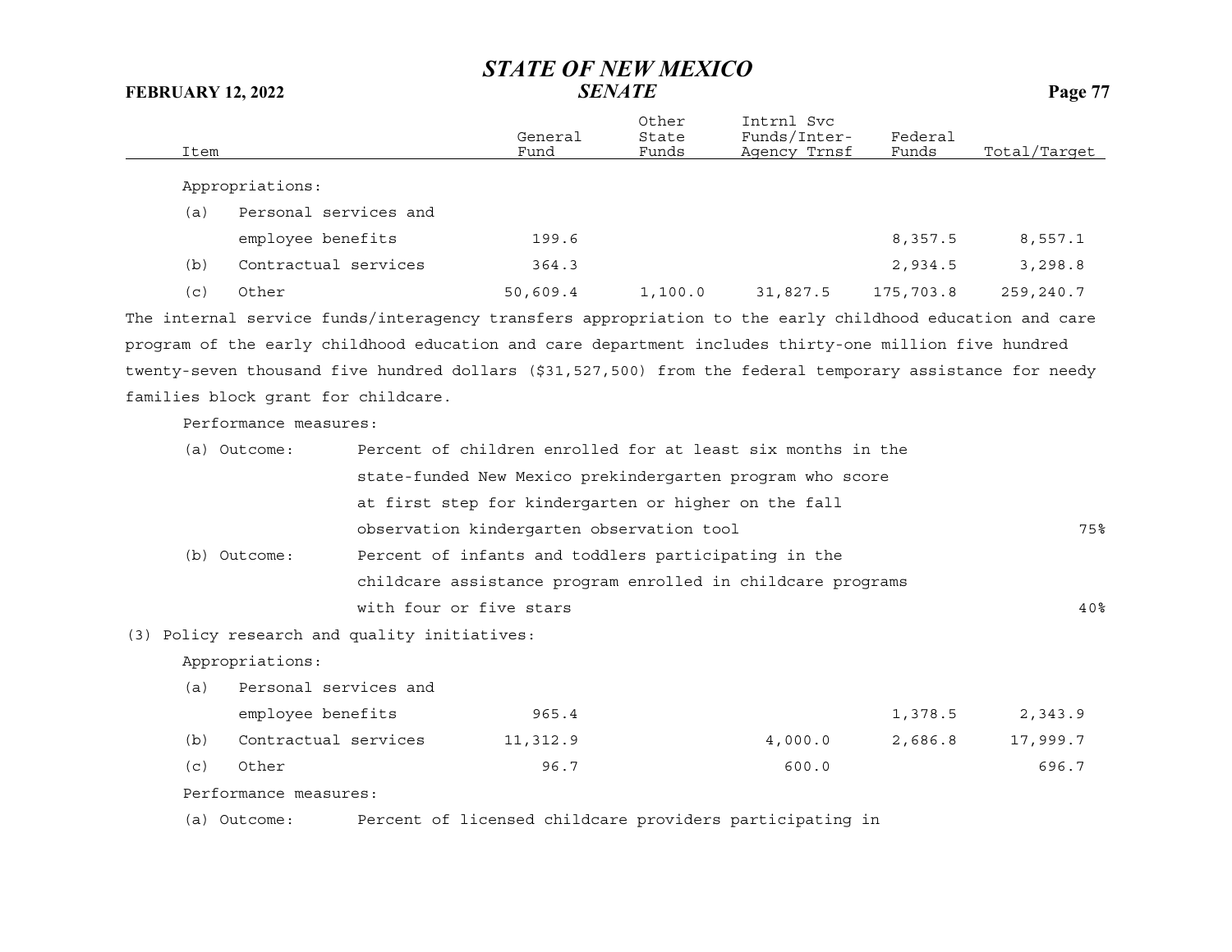| Item | General Fund | Other State Funds | Intrnl Svc Funds/Inter-Agency Trnsf | Federal Funds | Total/Target |
|---|---|---|---|---|---|
| Appropriations: | | | | | |
| (a) Personal services and employee benefits | 199.6 | | | 8,357.5 | 8,557.1 |
| (b) Contractual services | 364.3 | | | 2,934.5 | 3,298.8 |
| (c) Other | 50,609.4 | 1,100.0 | 31,827.5 | 175,703.8 | 259,240.7 |

The internal service funds/interagency transfers appropriation to the early childhood education and care program of the early childhood education and care department includes thirty-one million five hundred twenty-seven thousand five hundred dollars ($31,527,500) from the federal temporary assistance for needy families block grant for childcare.

Performance measures:

| | | |
|---|---|---|
| (a) Outcome: | Percent of children enrolled for at least six months in the state-funded New Mexico prekindergarten program who score at first step for kindergarten or higher on the fall observation kindergarten observation tool | 75% |
| (b) Outcome: | Percent of infants and toddlers participating in the childcare assistance program enrolled in childcare programs with four or five stars | 40% |

(3) Policy research and quality initiatives:

| Item | General Fund | Other State Funds | Intrnl Svc Funds/Inter-Agency Trnsf | Federal Funds | Total/Target |
|---|---|---|---|---|---|
| Appropriations: | | | | | |
| (a) Personal services and employee benefits | 965.4 | | | 1,378.5 | 2,343.9 |
| (b) Contractual services | 11,312.9 | | 4,000.0 | 2,686.8 | 17,999.7 |
| (c) Other | 96.7 | | 600.0 | | 696.7 |

Performance measures:

(a) Outcome: Percent of licensed childcare providers participating in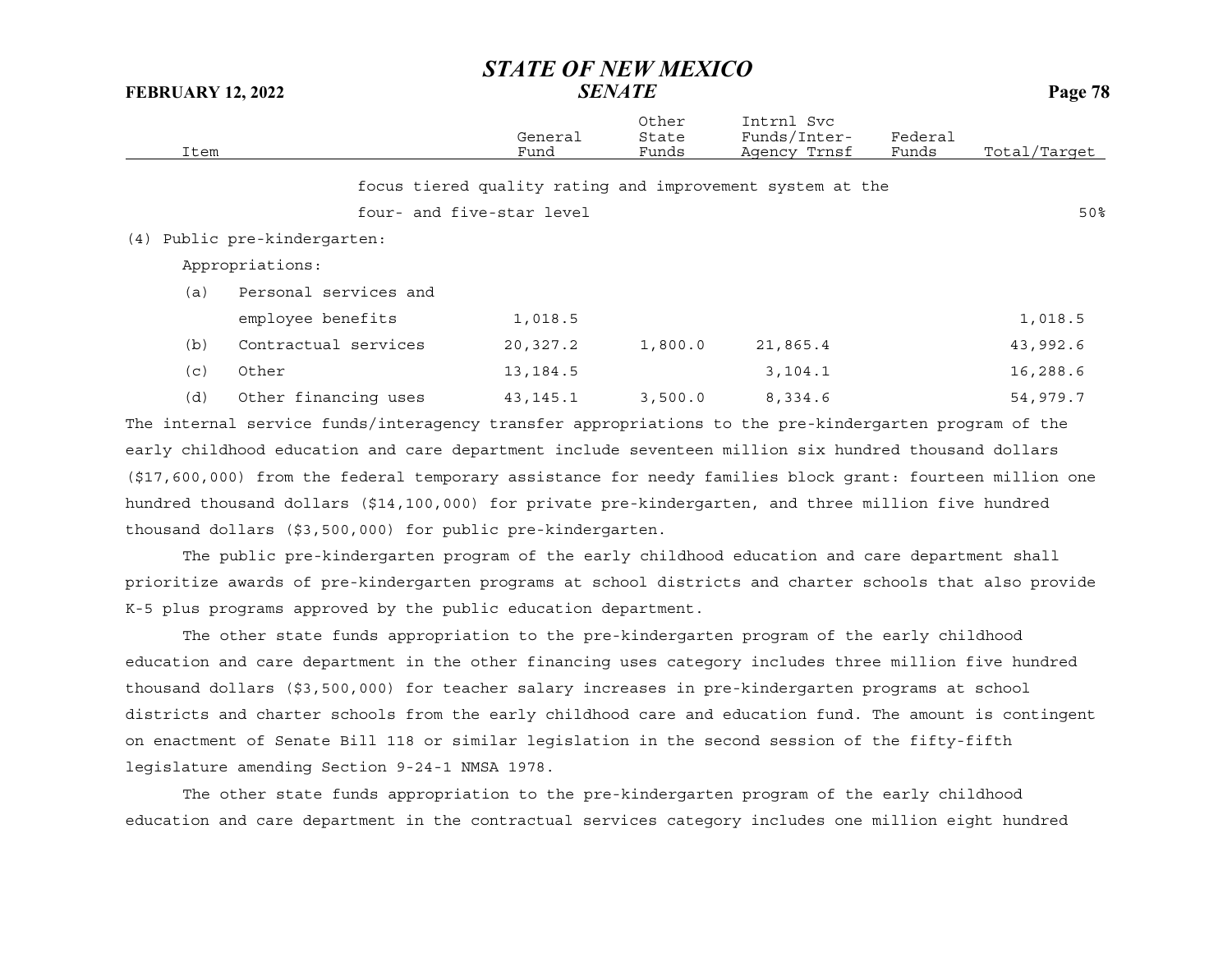| Item | General Fund | Other State Funds | Intrnl Svc Funds/Inter-Agency Trnsf | Federal Funds | Total/Target |
|---|---|---|---|---|---|
| focus tiered quality rating and improvement system at the four- and five-star level | | | | | 50% |
| (4) Public pre-kindergarten: | | | | | |
| Appropriations: | | | | | |
| (a) Personal services and employee benefits | 1,018.5 | | | | 1,018.5 |
| (b) Contractual services | 20,327.2 | 1,800.0 | 21,865.4 | | 43,992.6 |
| (c) Other | 13,184.5 | | 3,104.1 | | 16,288.6 |
| (d) Other financing uses | 43,145.1 | 3,500.0 | 8,334.6 | | 54,979.7 |

The internal service funds/interagency transfer appropriations to the pre-kindergarten program of the early childhood education and care department include seventeen million six hundred thousand dollars ($17,600,000) from the federal temporary assistance for needy families block grant: fourteen million one hundred thousand dollars ($14,100,000) for private pre-kindergarten, and three million five hundred thousand dollars ($3,500,000) for public pre-kindergarten.

The public pre-kindergarten program of the early childhood education and care department shall prioritize awards of pre-kindergarten programs at school districts and charter schools that also provide K-5 plus programs approved by the public education department.

The other state funds appropriation to the pre-kindergarten program of the early childhood education and care department in the other financing uses category includes three million five hundred thousand dollars ($3,500,000) for teacher salary increases in pre-kindergarten programs at school districts and charter schools from the early childhood care and education fund. The amount is contingent on enactment of Senate Bill 118 or similar legislation in the second session of the fifty-fifth legislature amending Section 9-24-1 NMSA 1978.

The other state funds appropriation to the pre-kindergarten program of the early childhood education and care department in the contractual services category includes one million eight hundred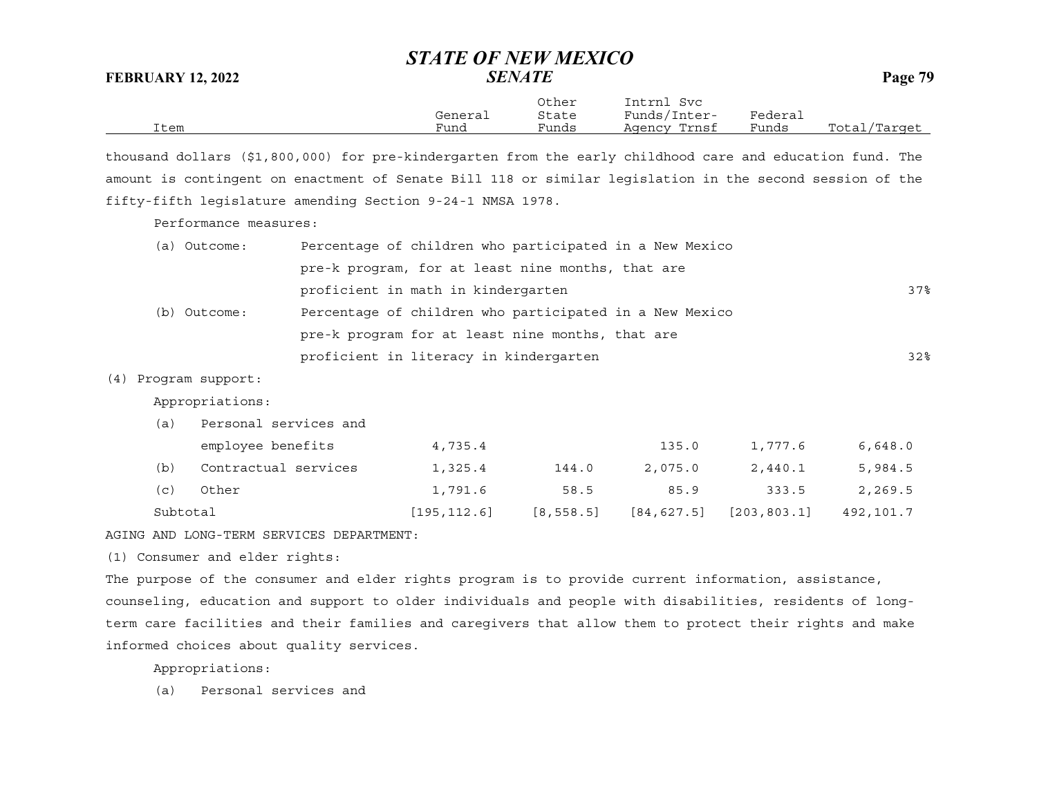| Item | General Fund | Other State Funds | Intrnl Svc Funds/Inter-Agency Trnsf | Federal Funds | Total/Target |
|---|---|---|---|---|---|

thousand dollars ($1,800,000) for pre-kindergarten from the early childhood care and education fund. The amount is contingent on enactment of Senate Bill 118 or similar legislation in the second session of the fifty-fifth legislature amending Section 9-24-1 NMSA 1978.

Performance measures:

| Item | General Fund | Other State Funds | Intrnl Svc Funds/Inter-Agency Trnsf | Federal Funds | Total/Target |
|---|---|---|---|---|---|
| (a) Outcome: Percentage of children who participated in a New Mexico pre-k program, for at least nine months, that are proficient in math in kindergarten | | | | | 37% |
| (b) Outcome: Percentage of children who participated in a New Mexico pre-k program for at least nine months, that are proficient in literacy in kindergarten | | | | | 32% |

(4) Program support:

Appropriations:

| Item | General Fund | Other State Funds | Intrnl Svc Funds/Inter-Agency Trnsf | Federal Funds | Total/Target |
|---|---|---|---|---|---|
| (a) Personal services and employee benefits | 4,735.4 | | 135.0 | 1,777.6 | 6,648.0 |
| (b) Contractual services | 1,325.4 | 144.0 | 2,075.0 | 2,440.1 | 5,984.5 |
| (c) Other | 1,791.6 | 58.5 | 85.9 | 333.5 | 2,269.5 |
| Subtotal | [195,112.6] | [8,558.5] | [84,627.5] | [203,803.1] | 492,101.7 |

AGING AND LONG-TERM SERVICES DEPARTMENT:

(1) Consumer and elder rights:

The purpose of the consumer and elder rights program is to provide current information, assistance, counseling, education and support to older individuals and people with disabilities, residents of long-term care facilities and their families and caregivers that allow them to protect their rights and make informed choices about quality services.

Appropriations:

(a) Personal services and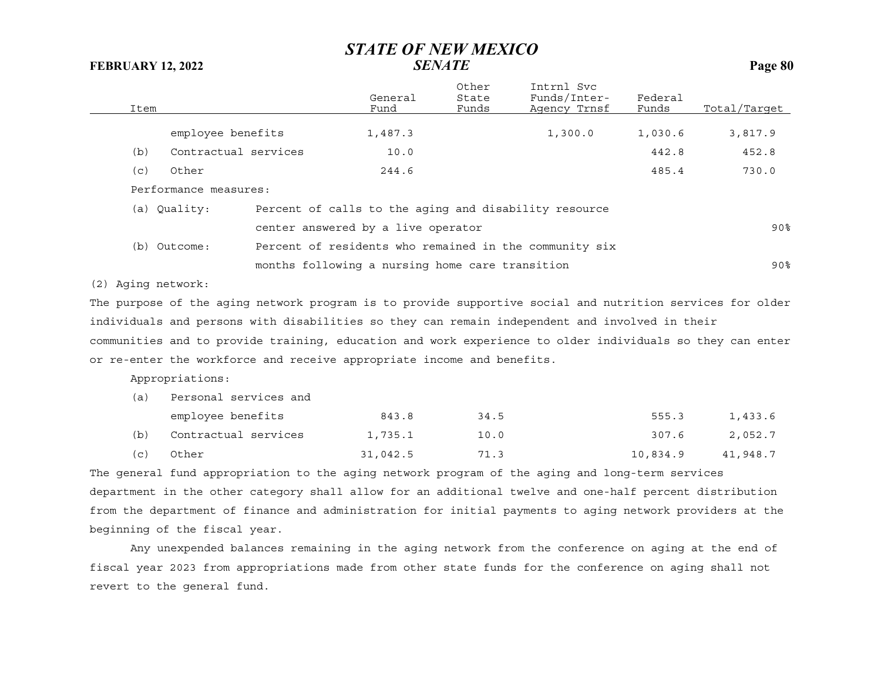| Item | General Fund | Other State Funds | Intrnl Svc Funds/Inter-Agency Trnsf | Federal Funds | Total/Target |
|---|---|---|---|---|---|
| employee benefits | 1,487.3 | | 1,300.0 | 1,030.6 | 3,817.9 |
| (b) Contractual services | 10.0 | | | 442.8 | 452.8 |
| (c) Other | 244.6 | | | 485.4 | 730.0 |

Performance measures:

| | | |
|---|---|---|
| (a) Quality: | Percent of calls to the aging and disability resource center answered by a live operator | 90% |
| (b) Outcome: | Percent of residents who remained in the community six months following a nursing home care transition | 90% |

(2) Aging network:

The purpose of the aging network program is to provide supportive social and nutrition services for older individuals and persons with disabilities so they can remain independent and involved in their communities and to provide training, education and work experience to older individuals so they can enter or re-enter the workforce and receive appropriate income and benefits.

Appropriations:

| Item | General Fund | Other State Funds | Intrnl Svc Funds/Inter-Agency Trnsf | Federal Funds | Total/Target |
|---|---|---|---|---|---|
| (a) Personal services and employee benefits | 843.8 | 34.5 | | 555.3 | 1,433.6 |
| (b) Contractual services | 1,735.1 | 10.0 | | 307.6 | 2,052.7 |
| (c) Other | 31,042.5 | 71.3 | | 10,834.9 | 41,948.7 |

The general fund appropriation to the aging network program of the aging and long-term services department in the other category shall allow for an additional twelve and one-half percent distribution from the department of finance and administration for initial payments to aging network providers at the beginning of the fiscal year.

Any unexpended balances remaining in the aging network from the conference on aging at the end of fiscal year 2023 from appropriations made from other state funds for the conference on aging shall not revert to the general fund.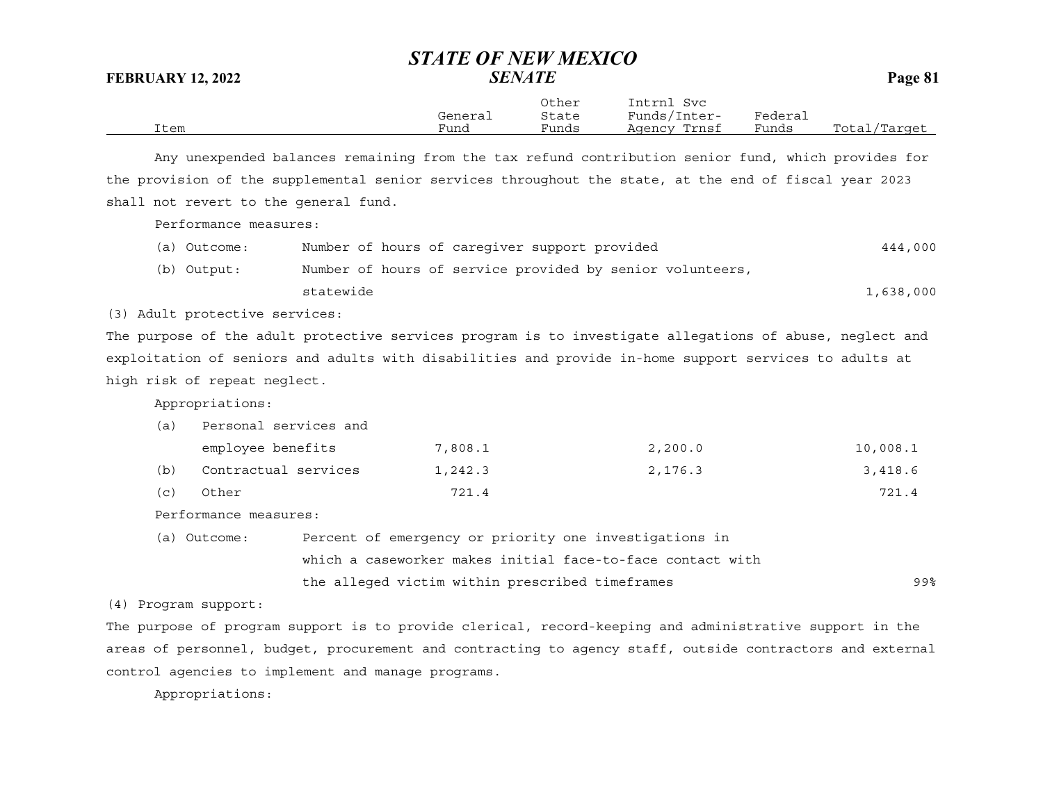| Item | General Fund | Other State Funds | Intrnl Svc Funds/Inter-Agency Trnsf | Federal Funds | Total/Target |
|---|---|---|---|---|---|

Any unexpended balances remaining from the tax refund contribution senior fund, which provides for the provision of the supplemental senior services throughout the state, at the end of fiscal year 2023 shall not revert to the general fund.

Performance measures:

| | | |
|---|---|---|
| (a) Outcome: | Number of hours of caregiver support provided | 444,000 |
| (b) Output: | Number of hours of service provided by senior volunteers, statewide | 1,638,000 |

(3) Adult protective services:

The purpose of the adult protective services program is to investigate allegations of abuse, neglect and exploitation of seniors and adults with disabilities and provide in-home support services to adults at high risk of repeat neglect.

Appropriations:

| Item | General Fund | Other State Funds | Intrnl Svc Funds/Inter-Agency Trnsf | Federal Funds | Total/Target |
|---|---|---|---|---|---|
| (a) Personal services and employee benefits | 7,808.1 | | 2,200.0 | | 10,008.1 |
| (b) Contractual services | 1,242.3 | | 2,176.3 | | 3,418.6 |
| (c) Other | 721.4 | | | | 721.4 |

Performance measures:

| | | |
|---|---|---|
| (a) Outcome: | Percent of emergency or priority one investigations in which a caseworker makes initial face-to-face contact with the alleged victim within prescribed timeframes | 99% |

(4) Program support:

The purpose of program support is to provide clerical, record-keeping and administrative support in the areas of personnel, budget, procurement and contracting to agency staff, outside contractors and external control agencies to implement and manage programs.

Appropriations: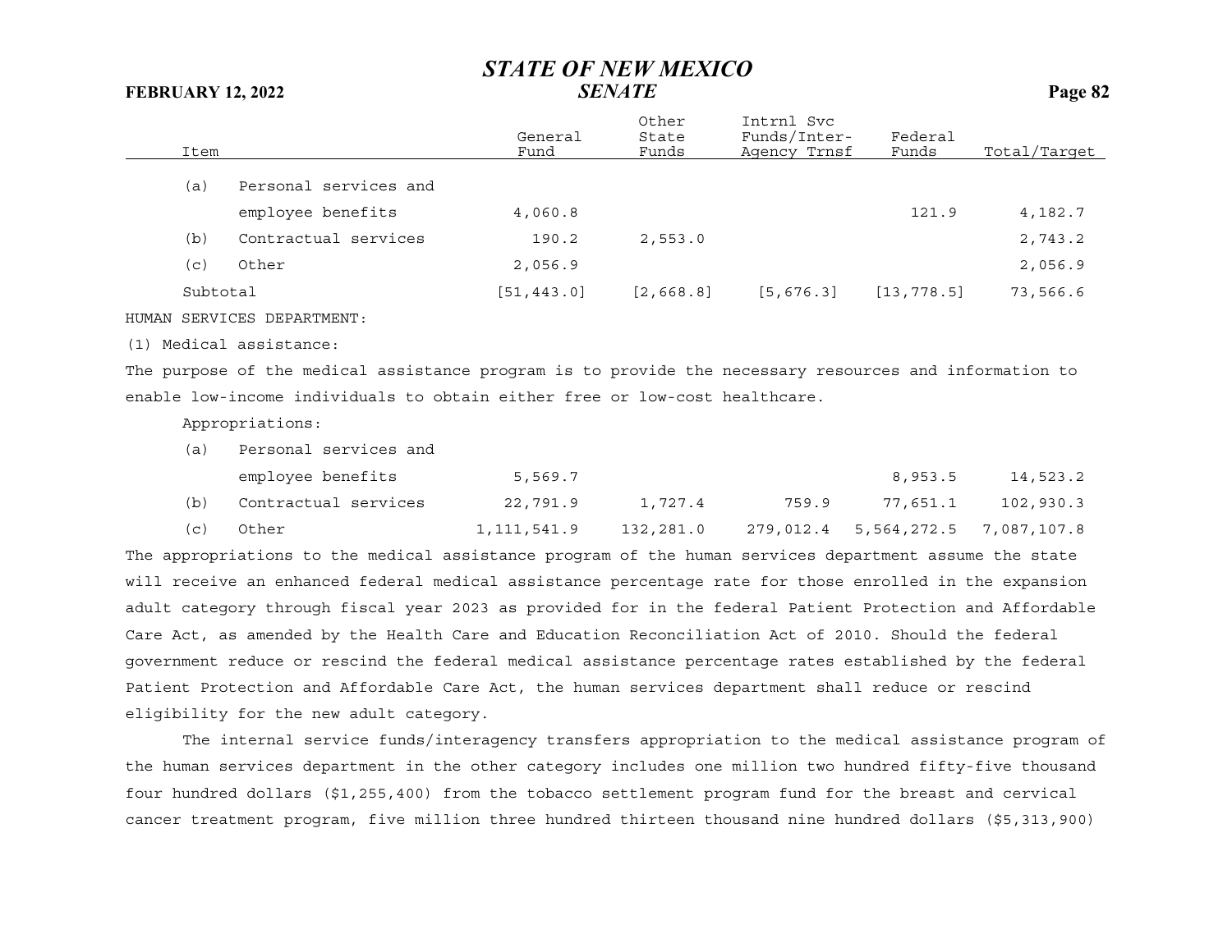| Item | General Fund | Other State Funds | Intrnl Svc Funds/Inter-Agency Trnsf | Federal Funds | Total/Target |
|---|---|---|---|---|---|
| (a) Personal services and employee benefits | 4,060.8 | | | 121.9 | 4,182.7 |
| (b) Contractual services | 190.2 | 2,553.0 | | | 2,743.2 |
| (c) Other | 2,056.9 | | | | 2,056.9 |
| Subtotal | [51,443.0] | [2,668.8] | [5,676.3] | [13,778.5] | 73,566.6 |

HUMAN SERVICES DEPARTMENT:

(1) Medical assistance:

The purpose of the medical assistance program is to provide the necessary resources and information to enable low-income individuals to obtain either free or low-cost healthcare.

Appropriations:

| Item | General Fund | Other State Funds | Intrnl Svc Funds/Inter-Agency Trnsf | Federal Funds | Total/Target |
|---|---|---|---|---|---|
| (a) Personal services and employee benefits | 5,569.7 | | | 8,953.5 | 14,523.2 |
| (b) Contractual services | 22,791.9 | 1,727.4 | 759.9 | 77,651.1 | 102,930.3 |
| (c) Other | 1,111,541.9 | 132,281.0 | 279,012.4 | 5,564,272.5 | 7,087,107.8 |

The appropriations to the medical assistance program of the human services department assume the state will receive an enhanced federal medical assistance percentage rate for those enrolled in the expansion adult category through fiscal year 2023 as provided for in the federal Patient Protection and Affordable Care Act, as amended by the Health Care and Education Reconciliation Act of 2010. Should the federal government reduce or rescind the federal medical assistance percentage rates established by the federal Patient Protection and Affordable Care Act, the human services department shall reduce or rescind eligibility for the new adult category.

The internal service funds/interagency transfers appropriation to the medical assistance program of the human services department in the other category includes one million two hundred fifty-five thousand four hundred dollars ($1,255,400) from the tobacco settlement program fund for the breast and cervical cancer treatment program, five million three hundred thirteen thousand nine hundred dollars ($5,313,900)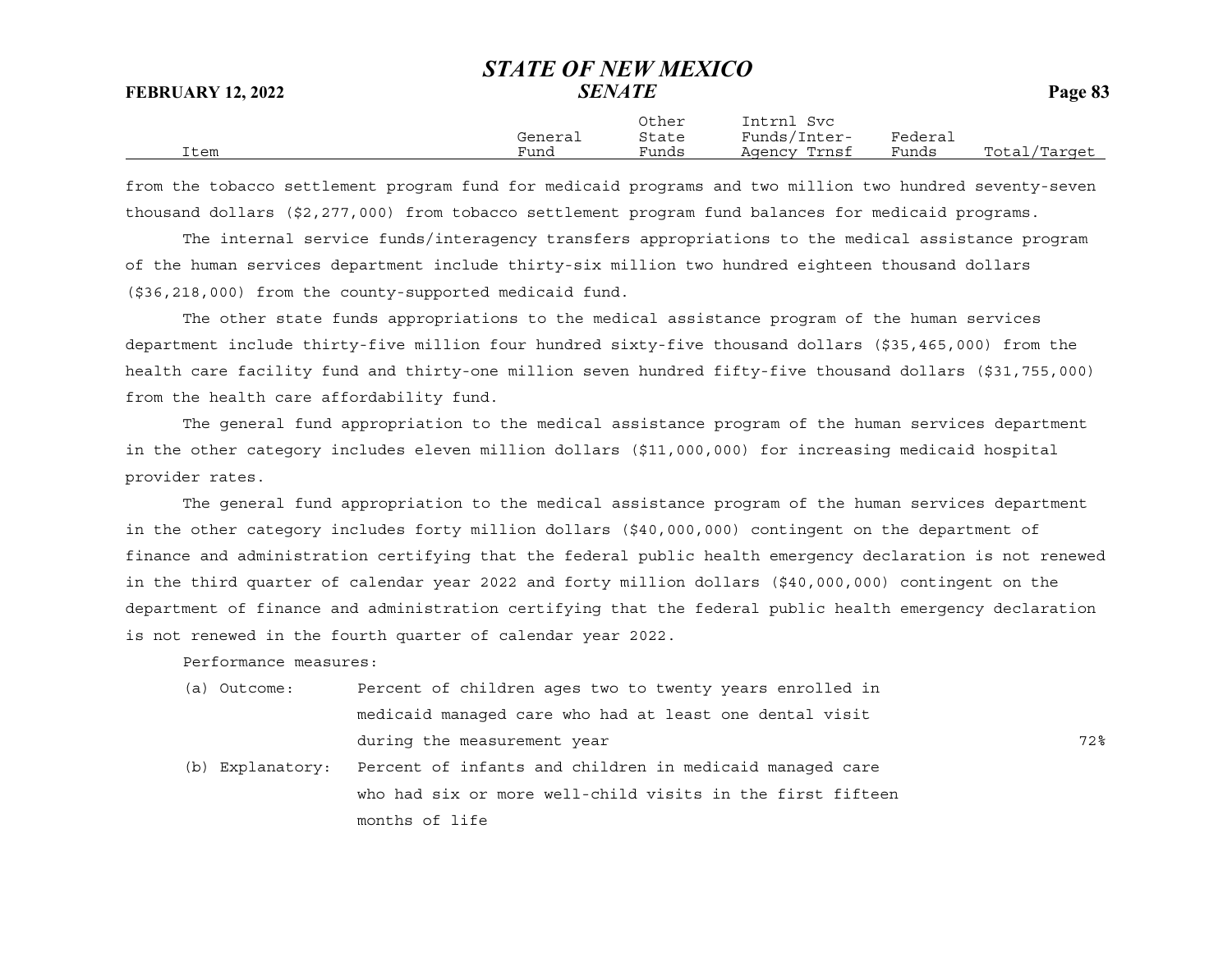| Item | General Fund | Other State Funds | Intrnl Svc Funds/Inter-Agency Trnsf | Federal Funds | Total/Target |
|---|---|---|---|---|---|

from the tobacco settlement program fund for medicaid programs and two million two hundred seventy-seven thousand dollars ($2,277,000) from tobacco settlement program fund balances for medicaid programs.

The internal service funds/interagency transfers appropriations to the medical assistance program of the human services department include thirty-six million two hundred eighteen thousand dollars ($36,218,000) from the county-supported medicaid fund.

The other state funds appropriations to the medical assistance program of the human services department include thirty-five million four hundred sixty-five thousand dollars ($35,465,000) from the health care facility fund and thirty-one million seven hundred fifty-five thousand dollars ($31,755,000) from the health care affordability fund.

The general fund appropriation to the medical assistance program of the human services department in the other category includes eleven million dollars ($11,000,000) for increasing medicaid hospital provider rates.

The general fund appropriation to the medical assistance program of the human services department in the other category includes forty million dollars ($40,000,000) contingent on the department of finance and administration certifying that the federal public health emergency declaration is not renewed in the third quarter of calendar year 2022 and forty million dollars ($40,000,000) contingent on the department of finance and administration certifying that the federal public health emergency declaration is not renewed in the fourth quarter of calendar year 2022.

Performance measures:

| | | |
|---|---|---|
| (a) Outcome: | Percent of children ages two to twenty years enrolled in medicaid managed care who had at least one dental visit during the measurement year | 72% |
| (b) Explanatory: | Percent of infants and children in medicaid managed care who had six or more well-child visits in the first fifteen months of life | |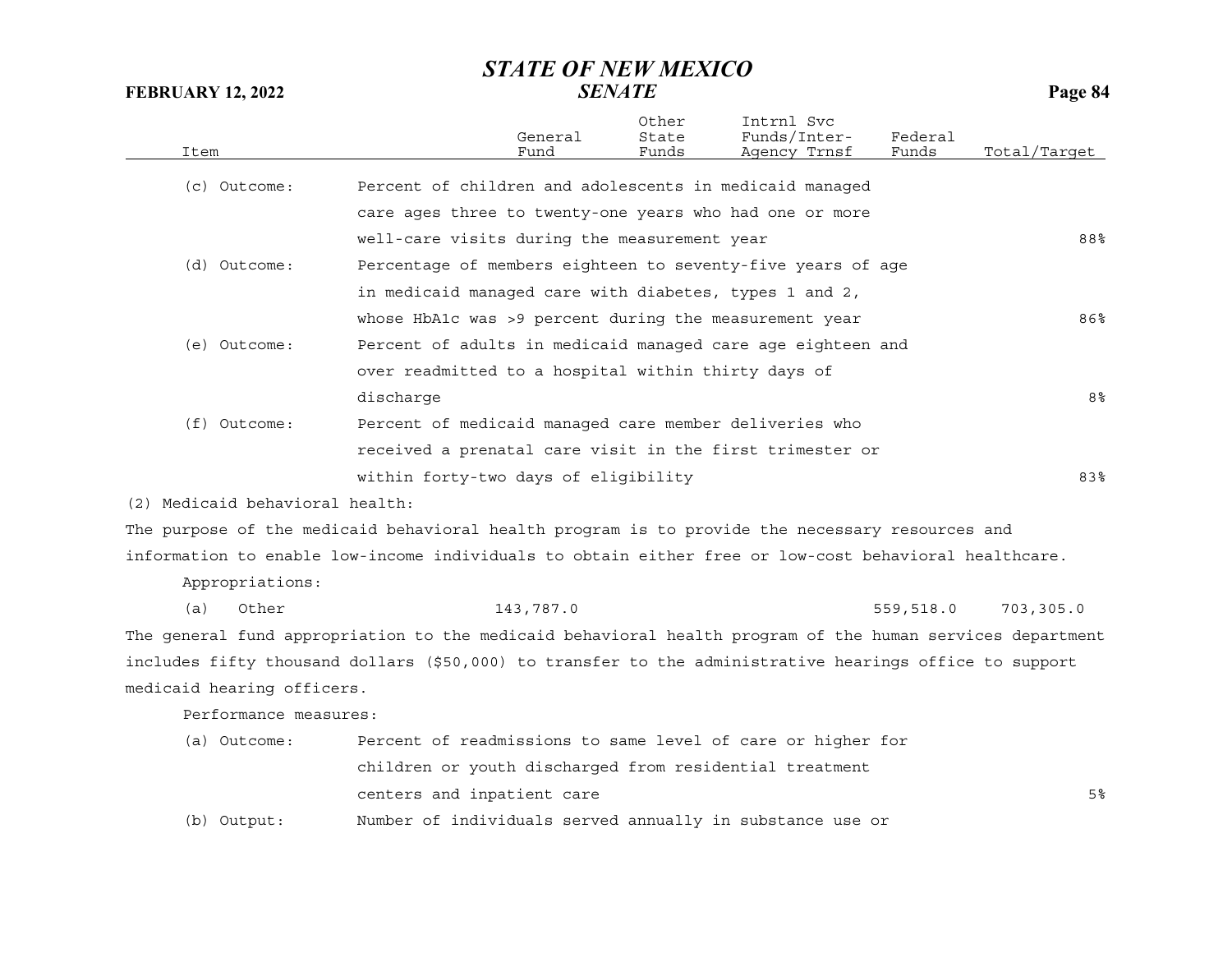| Item | | General Fund | Other State Funds | Intrnl Svc Funds/Inter-Agency Trnsf | Federal Funds | Total/Target |
|---|---|---|---|---|---|---|
| (c) Outcome: | Percent of children and adolescents in medicaid managed care ages three to twenty-one years who had one or more well-care visits during the measurement year | | | | | 88% |
| (d) Outcome: | Percentage of members eighteen to seventy-five years of age in medicaid managed care with diabetes, types 1 and 2, whose HbA1c was >9 percent during the measurement year | | | | | 86% |
| (e) Outcome: | Percent of adults in medicaid managed care age eighteen and over readmitted to a hospital within thirty days of discharge | | | | | 8% |
| (f) Outcome: | Percent of medicaid managed care member deliveries who received a prenatal care visit in the first trimester or within forty-two days of eligibility | | | | | 83% |

(2) Medicaid behavioral health:

The purpose of the medicaid behavioral health program is to provide the necessary resources and information to enable low-income individuals to obtain either free or low-cost behavioral healthcare.

Appropriations:

| Item | General Fund | Other State Funds | Intrnl Svc Funds/Inter-Agency Trnsf | Federal Funds | Total/Target |
|---|---|---|---|---|---|
| (a) Other | 143,787.0 | | | 559,518.0 | 703,305.0 |

The general fund appropriation to the medicaid behavioral health program of the human services department includes fifty thousand dollars ($50,000) to transfer to the administrative hearings office to support medicaid hearing officers.

Performance measures:

| Item | | Total/Target |
|---|---|---|
| (a) Outcome: | Percent of readmissions to same level of care or higher for children or youth discharged from residential treatment centers and inpatient care | 5% |
| (b) Output: | Number of individuals served annually in substance use or | |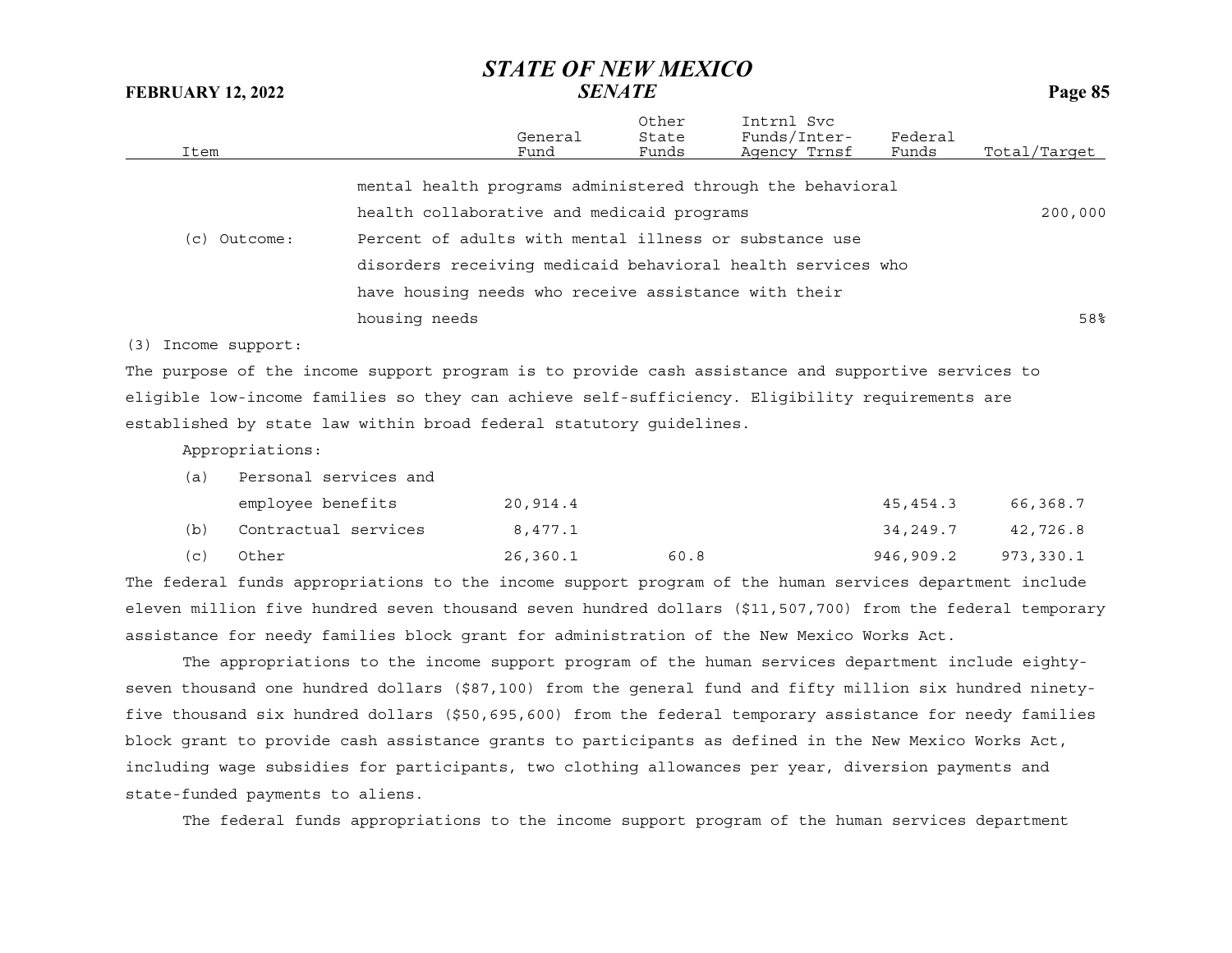| Item | | General Fund | Other State Funds | Intrnl Svc Funds/Inter-Agency Trnsf | Federal Funds | Total/Target |
|---|---|---|---|---|---|---|
| | mental health programs administered through the behavioral health collaborative and medicaid programs | | | | | 200,000 |
| (c) Outcome: | Percent of adults with mental illness or substance use disorders receiving medicaid behavioral health services who have housing needs who receive assistance with their housing needs | | | | | 58% |

(3) Income support:

The purpose of the income support program is to provide cash assistance and supportive services to eligible low-income families so they can achieve self-sufficiency. Eligibility requirements are established by state law within broad federal statutory guidelines.

Appropriations:

| Item | General Fund | Other State Funds | Intrnl Svc Funds/Inter-Agency Trnsf | Federal Funds | Total/Target |
|---|---|---|---|---|---|
| (a) Personal services and employee benefits | 20,914.4 | | | 45,454.3 | 66,368.7 |
| (b) Contractual services | 8,477.1 | | | 34,249.7 | 42,726.8 |
| (c) Other | 26,360.1 | 60.8 | | 946,909.2 | 973,330.1 |

The federal funds appropriations to the income support program of the human services department include eleven million five hundred seven thousand seven hundred dollars ($11,507,700) from the federal temporary assistance for needy families block grant for administration of the New Mexico Works Act.

The appropriations to the income support program of the human services department include eighty-seven thousand one hundred dollars ($87,100) from the general fund and fifty million six hundred ninety-five thousand six hundred dollars ($50,695,600) from the federal temporary assistance for needy families block grant to provide cash assistance grants to participants as defined in the New Mexico Works Act, including wage subsidies for participants, two clothing allowances per year, diversion payments and state-funded payments to aliens.

The federal funds appropriations to the income support program of the human services department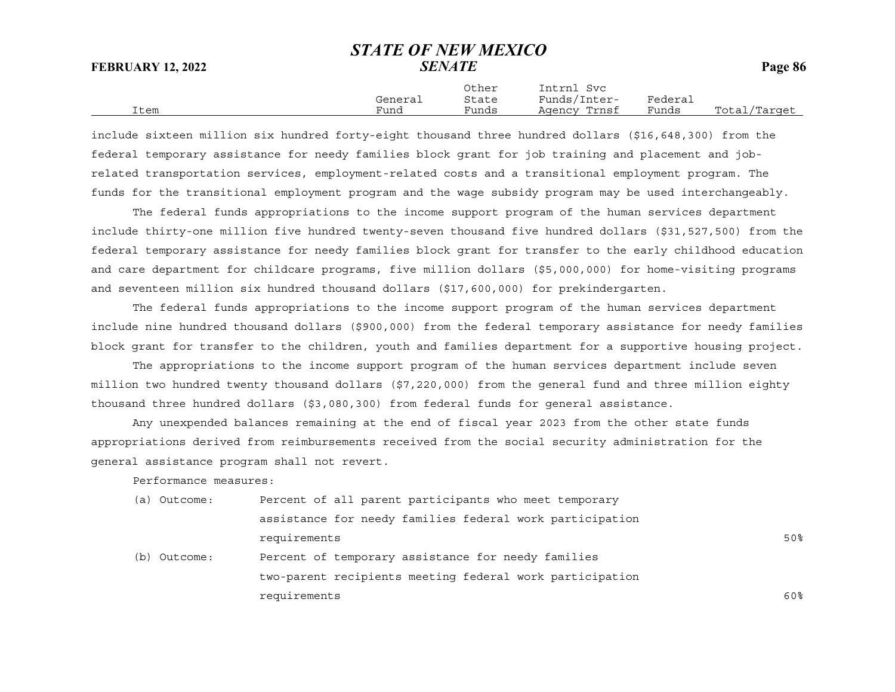| Item | General Fund | Other State Funds | Intrnl Svc Funds/Inter-Agency Trnsf | Federal Funds | Total/Target |
|---|---|---|---|---|---|

include sixteen million six hundred forty-eight thousand three hundred dollars ($16,648,300) from the federal temporary assistance for needy families block grant for job training and placement and job-related transportation services, employment-related costs and a transitional employment program. The funds for the transitional employment program and the wage subsidy program may be used interchangeably.

The federal funds appropriations to the income support program of the human services department include thirty-one million five hundred twenty-seven thousand five hundred dollars ($31,527,500) from the federal temporary assistance for needy families block grant for transfer to the early childhood education and care department for childcare programs, five million dollars ($5,000,000) for home-visiting programs and seventeen million six hundred thousand dollars ($17,600,000) for prekindergarten.

The federal funds appropriations to the income support program of the human services department include nine hundred thousand dollars ($900,000) from the federal temporary assistance for needy families block grant for transfer to the children, youth and families department for a supportive housing project.

The appropriations to the income support program of the human services department include seven million two hundred twenty thousand dollars ($7,220,000) from the general fund and three million eighty thousand three hundred dollars ($3,080,300) from federal funds for general assistance.

Any unexpended balances remaining at the end of fiscal year 2023 from the other state funds appropriations derived from reimbursements received from the social security administration for the general assistance program shall not revert.

Performance measures:

| | | |
|---|---|---|
| (a) Outcome: | Percent of all parent participants who meet temporary assistance for needy families federal work participation requirements | 50% |
| (b) Outcome: | Percent of temporary assistance for needy families two-parent recipients meeting federal work participation requirements | 60% |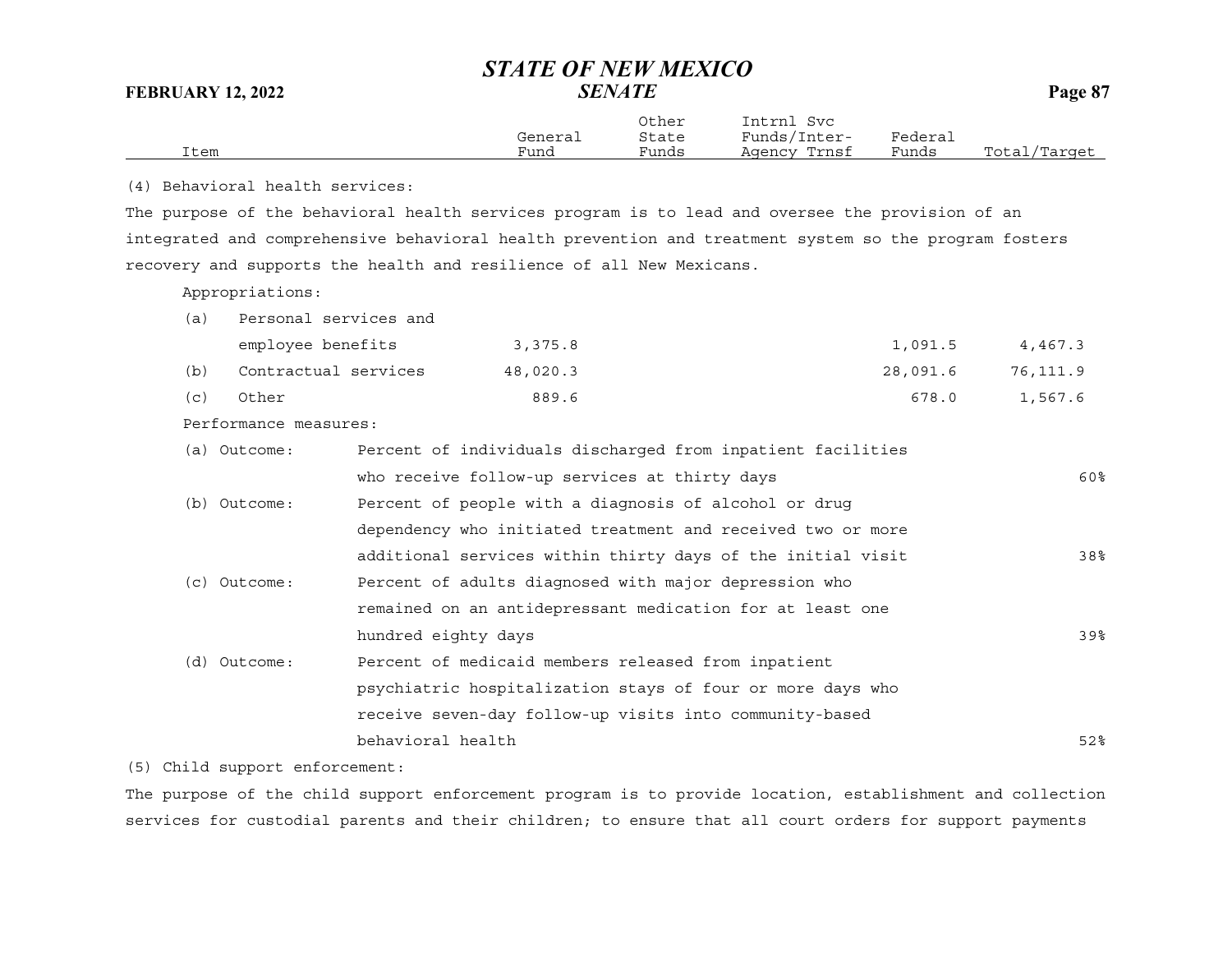| Item | General Fund | Other State Funds | Intrnl Svc Funds/Inter-Agency Trnsf | Federal Funds | Total/Target |
|---|---|---|---|---|---|

(4) Behavioral health services:

The purpose of the behavioral health services program is to lead and oversee the provision of an integrated and comprehensive behavioral health prevention and treatment system so the program fosters recovery and supports the health and resilience of all New Mexicans.

Appropriations:

| Item | General Fund | Other State Funds | Intrnl Svc Funds/Inter-Agency Trnsf | Federal Funds | Total/Target |
|---|---|---|---|---|---|
| (a) Personal services and employee benefits | 3,375.8 | | | 1,091.5 | 4,467.3 |
| (b) Contractual services | 48,020.3 | | | 28,091.6 | 76,111.9 |
| (c) Other | 889.6 | | | 678.0 | 1,567.6 |

Performance measures:

| Measure | Description | Target |
|---|---|---|
| (a) Outcome: | Percent of individuals discharged from inpatient facilities who receive follow-up services at thirty days | 60% |
| (b) Outcome: | Percent of people with a diagnosis of alcohol or drug dependency who initiated treatment and received two or more additional services within thirty days of the initial visit | 38% |
| (c) Outcome: | Percent of adults diagnosed with major depression who remained on an antidepressant medication for at least one hundred eighty days | 39% |
| (d) Outcome: | Percent of medicaid members released from inpatient psychiatric hospitalization stays of four or more days who receive seven-day follow-up visits into community-based behavioral health | 52% |

(5) Child support enforcement:

The purpose of the child support enforcement program is to provide location, establishment and collection services for custodial parents and their children; to ensure that all court orders for support payments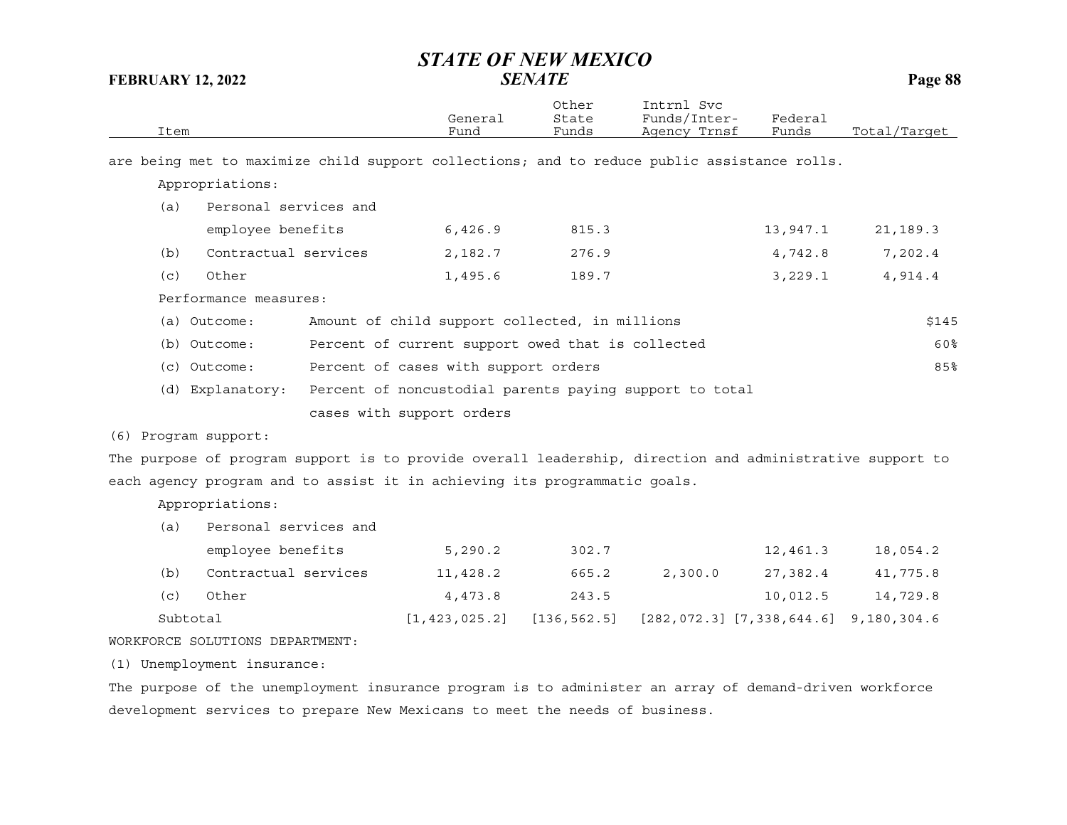| Item | General Fund | Other State Funds | Intrnl Svc Funds/Inter-Agency Trnsf | Federal Funds | Total/Target |
|---|---|---|---|---|---|

are being met to maximize child support collections; and to reduce public assistance rolls.

Appropriations:

| Item | General Fund | Other State Funds | Intrnl Svc Funds/Inter-Agency Trnsf | Federal Funds | Total/Target |
|---|---|---|---|---|---|
| (a) Personal services and employee benefits | 6,426.9 | 815.3 | | 13,947.1 | 21,189.3 |
| (b) Contractual services | 2,182.7 | 276.9 | | 4,742.8 | 7,202.4 |
| (c) Other | 1,495.6 | 189.7 | | 3,229.1 | 4,914.4 |

Performance measures:

| Measure | Description | Target |
|---|---|---|
| (a) Outcome: | Amount of child support collected, in millions | $145 |
| (b) Outcome: | Percent of current support owed that is collected | 60% |
| (c) Outcome: | Percent of cases with support orders | 85% |
| (d) Explanatory: | Percent of noncustodial parents paying support to total cases with support orders | |

(6) Program support:

The purpose of program support is to provide overall leadership, direction and administrative support to each agency program and to assist it in achieving its programmatic goals.

Appropriations:

| Item | General Fund | Other State Funds | Intrnl Svc Funds/Inter-Agency Trnsf | Federal Funds | Total/Target |
|---|---|---|---|---|---|
| (a) Personal services and employee benefits | 5,290.2 | 302.7 | | 12,461.3 | 18,054.2 |
| (b) Contractual services | 11,428.2 | 665.2 | 2,300.0 | 27,382.4 | 41,775.8 |
| (c) Other | 4,473.8 | 243.5 | | 10,012.5 | 14,729.8 |
| Subtotal | [1,423,025.2] | [136,562.5] | [282,072.3] | [7,338,644.6] | 9,180,304.6 |

WORKFORCE SOLUTIONS DEPARTMENT:

(1) Unemployment insurance:

The purpose of the unemployment insurance program is to administer an array of demand-driven workforce development services to prepare New Mexicans to meet the needs of business.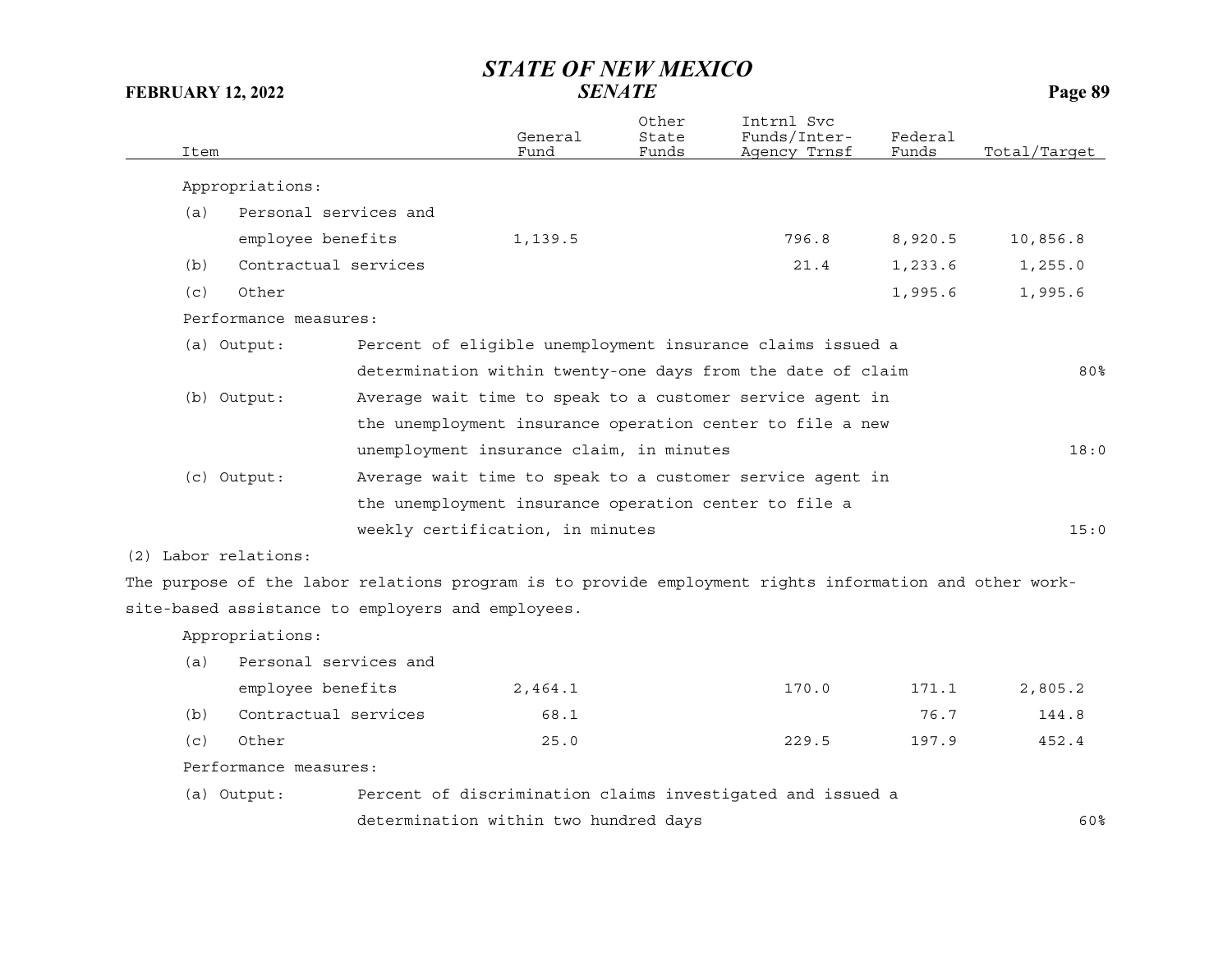| Item | General Fund | Other State Funds | Intrnl Svc Funds/Inter-Agency Trnsf | Federal Funds | Total/Target |
|---|---|---|---|---|---|
| Appropriations: | | | | | |
| (a) Personal services and employee benefits | 1,139.5 | | 796.8 | 8,920.5 | 10,856.8 |
| (b) Contractual services | | | 21.4 | 1,233.6 | 1,255.0 |
| (c) Other | | | | 1,995.6 | 1,995.6 |

Performance measures:

| Measure | Description | Target |
|---|---|---|
| (a) Output: | Percent of eligible unemployment insurance claims issued a determination within twenty-one days from the date of claim | 80% |
| (b) Output: | Average wait time to speak to a customer service agent in the unemployment insurance operation center to file a new unemployment insurance claim, in minutes | 18:0 |
| (c) Output: | Average wait time to speak to a customer service agent in the unemployment insurance operation center to file a weekly certification, in minutes | 15:0 |

(2) Labor relations:

The purpose of the labor relations program is to provide employment rights information and other work-site-based assistance to employers and employees.

| Item | General Fund | Other State Funds | Intrnl Svc Funds/Inter-Agency Trnsf | Federal Funds | Total/Target |
|---|---|---|---|---|---|
| Appropriations: | | | | | |
| (a) Personal services and employee benefits | 2,464.1 | | 170.0 | 171.1 | 2,805.2 |
| (b) Contractual services | 68.1 | | | 76.7 | 144.8 |
| (c) Other | 25.0 | | 229.5 | 197.9 | 452.4 |

Performance measures:

| Measure | Description | Target |
|---|---|---|
| (a) Output: | Percent of discrimination claims investigated and issued a determination within two hundred days | 60% |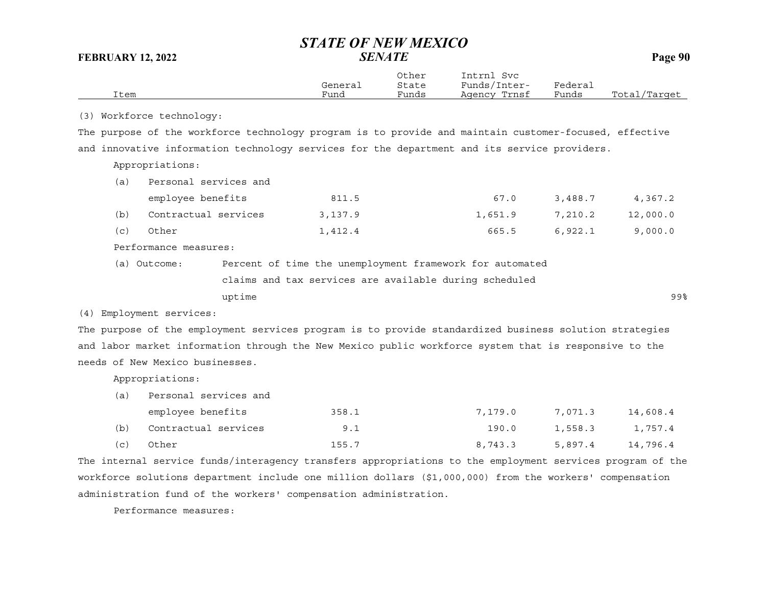| Item | General Fund | Other State Funds | Intrnl Svc Funds/Inter-Agency Trnsf | Federal Funds | Total/Target |
|---|---|---|---|---|---|

(3) Workforce technology:

The purpose of the workforce technology program is to provide and maintain customer-focused, effective and innovative information technology services for the department and its service providers.

Appropriations:

| Item | General Fund | Other State Funds | Intrnl Svc Funds/Inter-Agency Trnsf | Federal Funds | Total/Target |
|---|---|---|---|---|---|
| (a) Personal services and employee benefits | 811.5 | | 67.0 | 3,488.7 | 4,367.2 |
| (b) Contractual services | 3,137.9 | | 1,651.9 | 7,210.2 | 12,000.0 |
| (c) Other | 1,412.4 | | 665.5 | 6,922.1 | 9,000.0 |

Performance measures:

| | | |
|---|---|---|
| (a) Outcome: | Percent of time the unemployment framework for automated claims and tax services are available during scheduled uptime | 99% |

(4) Employment services:

The purpose of the employment services program is to provide standardized business solution strategies and labor market information through the New Mexico public workforce system that is responsive to the needs of New Mexico businesses.

Appropriations:

| Item | General Fund | Other State Funds | Intrnl Svc Funds/Inter-Agency Trnsf | Federal Funds | Total/Target |
|---|---|---|---|---|---|
| (a) Personal services and employee benefits | 358.1 | | 7,179.0 | 7,071.3 | 14,608.4 |
| (b) Contractual services | 9.1 | | 190.0 | 1,558.3 | 1,757.4 |
| (c) Other | 155.7 | | 8,743.3 | 5,897.4 | 14,796.4 |

The internal service funds/interagency transfers appropriations to the employment services program of the workforce solutions department include one million dollars ($1,000,000) from the workers' compensation administration fund of the workers' compensation administration.

Performance measures: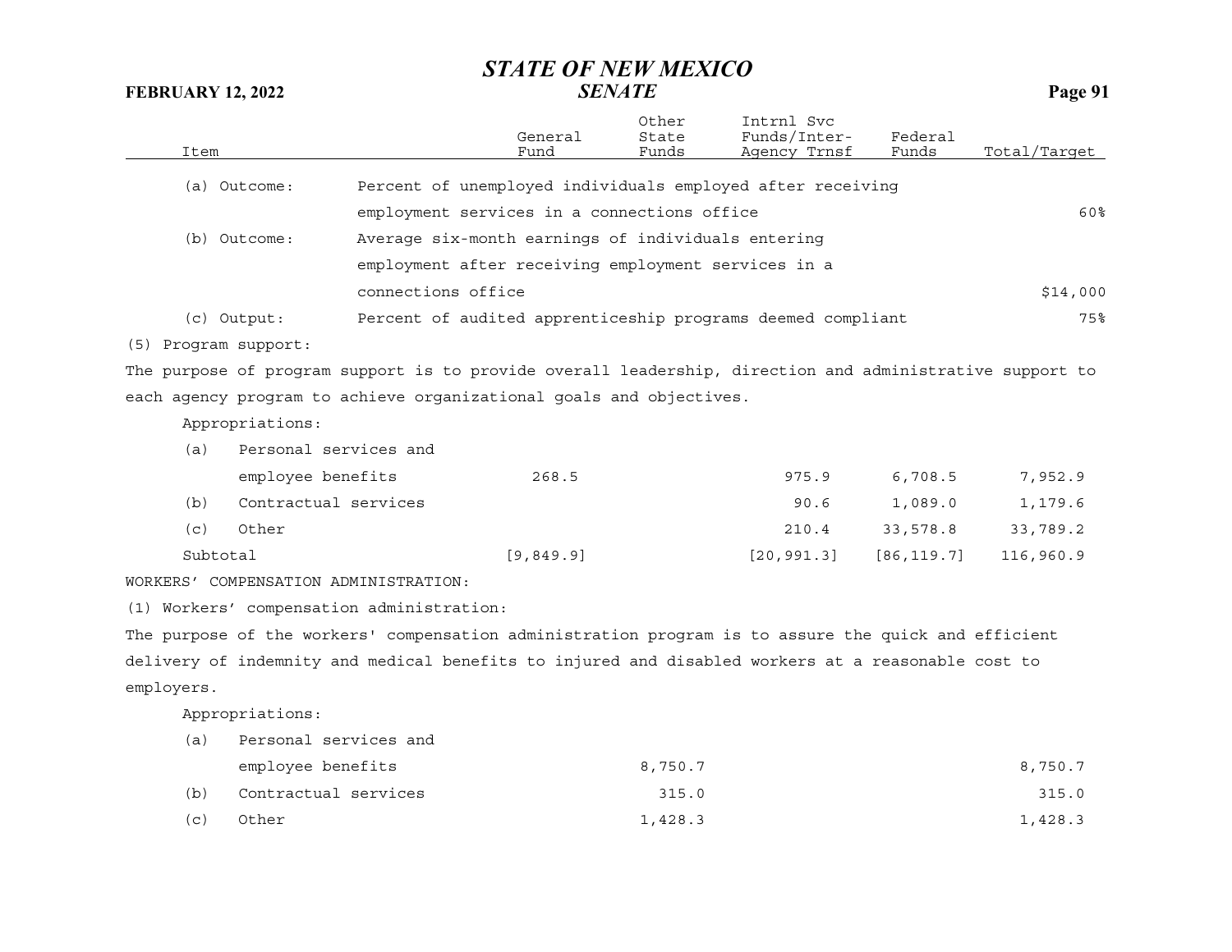| Item | | General Fund | Other State Funds | Intrnl Svc Funds/Inter-Agency Trnsf | Federal Funds | Total/Target |
|---|---|---|---|---|---|---|
| (a) Outcome: | Percent of unemployed individuals employed after receiving employment services in a connections office | | | | | 60% |
| (b) Outcome: | Average six-month earnings of individuals entering employment after receiving employment services in a connections office | | | | | $14,000 |
| (c) Output: | Percent of audited apprenticeship programs deemed compliant | | | | | 75% |

(5) Program support:

The purpose of program support is to provide overall leadership, direction and administrative support to each agency program to achieve organizational goals and objectives.

Appropriations:

| Item | General Fund | Other State Funds | Intrnl Svc Funds/Inter-Agency Trnsf | Federal Funds | Total/Target |
|---|---|---|---|---|---|
| (a) Personal services and employee benefits | 268.5 | | 975.9 | 6,708.5 | 7,952.9 |
| (b) Contractual services | | | 90.6 | 1,089.0 | 1,179.6 |
| (c) Other | | | 210.4 | 33,578.8 | 33,789.2 |
| Subtotal | [9,849.9] | | [20,991.3] | [86,119.7] | 116,960.9 |

WORKERS' COMPENSATION ADMINISTRATION:

(1) Workers' compensation administration:

The purpose of the workers' compensation administration program is to assure the quick and efficient delivery of indemnity and medical benefits to injured and disabled workers at a reasonable cost to employers.

Appropriations:

| Item | General Fund | Other State Funds | Intrnl Svc Funds/Inter-Agency Trnsf | Federal Funds | Total/Target |
|---|---|---|---|---|---|
| (a) Personal services and employee benefits | | 8,750.7 | | | 8,750.7 |
| (b) Contractual services | | 315.0 | | | 315.0 |
| (c) Other | | 1,428.3 | | | 1,428.3 |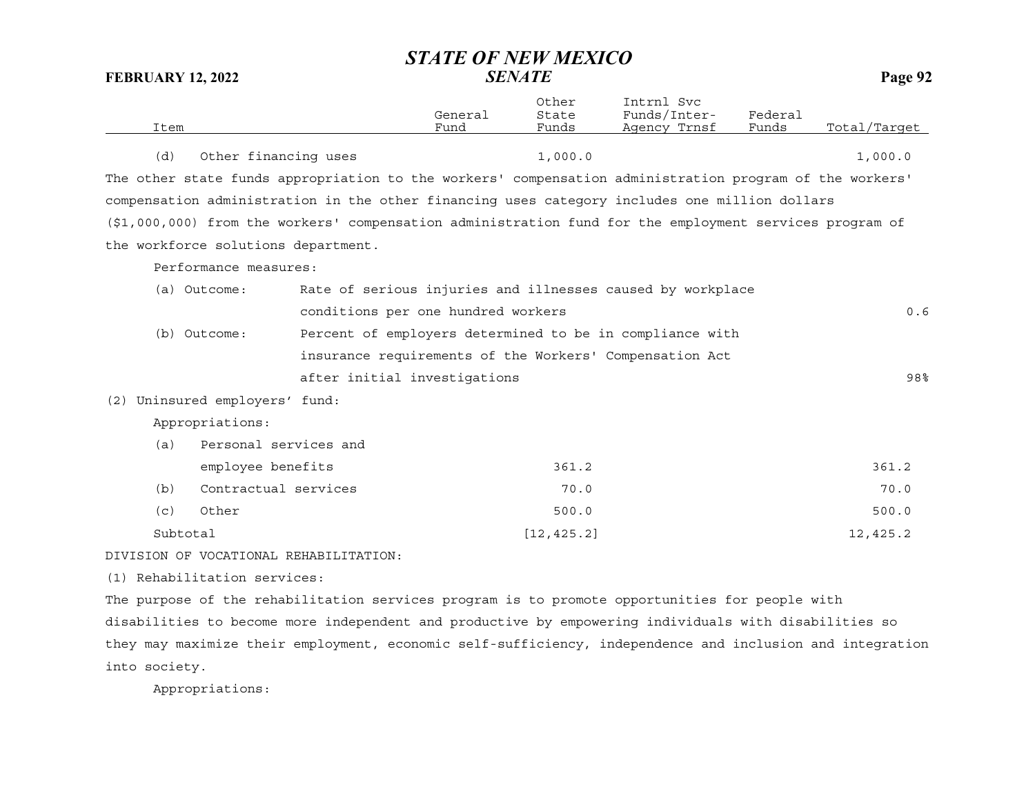| Item | General Fund | Other State Funds | Intrnl Svc Funds/Inter-Agency Trnsf | Federal Funds | Total/Target |
|---|---|---|---|---|---|
| (d) Other financing uses | | 1,000.0 | | | 1,000.0 |

The other state funds appropriation to the workers' compensation administration program of the workers' compensation administration in the other financing uses category includes one million dollars ($1,000,000) from the workers' compensation administration fund for the employment services program of the workforce solutions department.

Performance measures:

| Item | | Total/Target |
|---|---|---|
| (a) Outcome: | Rate of serious injuries and illnesses caused by workplace conditions per one hundred workers | 0.6 |
| (b) Outcome: | Percent of employers determined to be in compliance with insurance requirements of the Workers' Compensation Act after initial investigations | 98% |

(2) Uninsured employers' fund:

Appropriations:

| Item | General Fund | Other State Funds | Intrnl Svc Funds/Inter-Agency Trnsf | Federal Funds | Total/Target |
|---|---|---|---|---|---|
| (a) Personal services and employee benefits | | 361.2 | | | 361.2 |
| (b) Contractual services | | 70.0 | | | 70.0 |
| (c) Other | | 500.0 | | | 500.0 |
| Subtotal | | [12,425.2] | | | 12,425.2 |

DIVISION OF VOCATIONAL REHABILITATION:

(1) Rehabilitation services:

The purpose of the rehabilitation services program is to promote opportunities for people with disabilities to become more independent and productive by empowering individuals with disabilities so they may maximize their employment, economic self-sufficiency, independence and inclusion and integration into society.

Appropriations: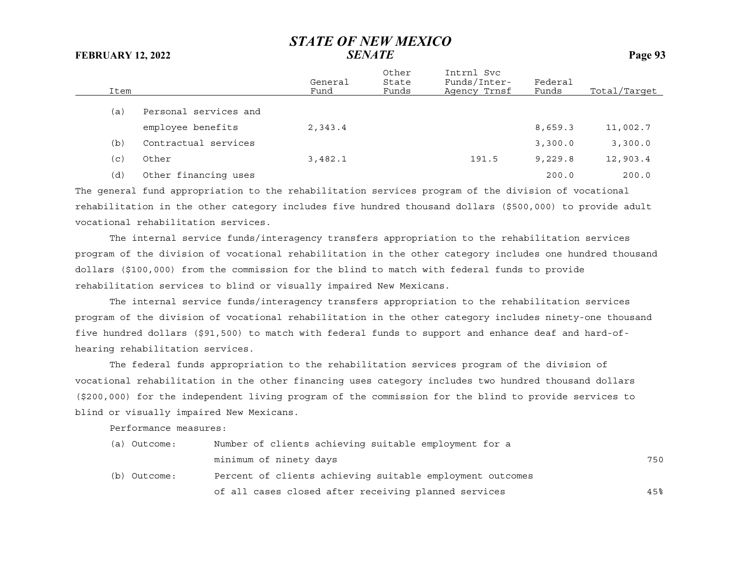| Item | | General Fund | Other State Funds | Intrnl Svc Funds/Inter-Agency Trnsf | Federal Funds | Total/Target |
|---|---|---|---|---|---|---|
| (a) | Personal services and employee benefits | 2,343.4 | | | 8,659.3 | 11,002.7 |
| (b) | Contractual services | | | | 3,300.0 | 3,300.0 |
| (c) | Other | 3,482.1 | | 191.5 | 9,229.8 | 12,903.4 |
| (d) | Other financing uses | | | | 200.0 | 200.0 |

The general fund appropriation to the rehabilitation services program of the division of vocational rehabilitation in the other category includes five hundred thousand dollars ($500,000) to provide adult vocational rehabilitation services.

The internal service funds/interagency transfers appropriation to the rehabilitation services program of the division of vocational rehabilitation in the other category includes one hundred thousand dollars ($100,000) from the commission for the blind to match with federal funds to provide rehabilitation services to blind or visually impaired New Mexicans.

The internal service funds/interagency transfers appropriation to the rehabilitation services program of the division of vocational rehabilitation in the other category includes ninety-one thousand five hundred dollars ($91,500) to match with federal funds to support and enhance deaf and hard-of-hearing rehabilitation services.

The federal funds appropriation to the rehabilitation services program of the division of vocational rehabilitation in the other financing uses category includes two hundred thousand dollars ($200,000) for the independent living program of the commission for the blind to provide services to blind or visually impaired New Mexicans.

Performance measures:

| | | Target |
|---|---|---|
| (a) Outcome: | Number of clients achieving suitable employment for a minimum of ninety days | 750 |
| (b) Outcome: | Percent of clients achieving suitable employment outcomes of all cases closed after receiving planned services | 45% |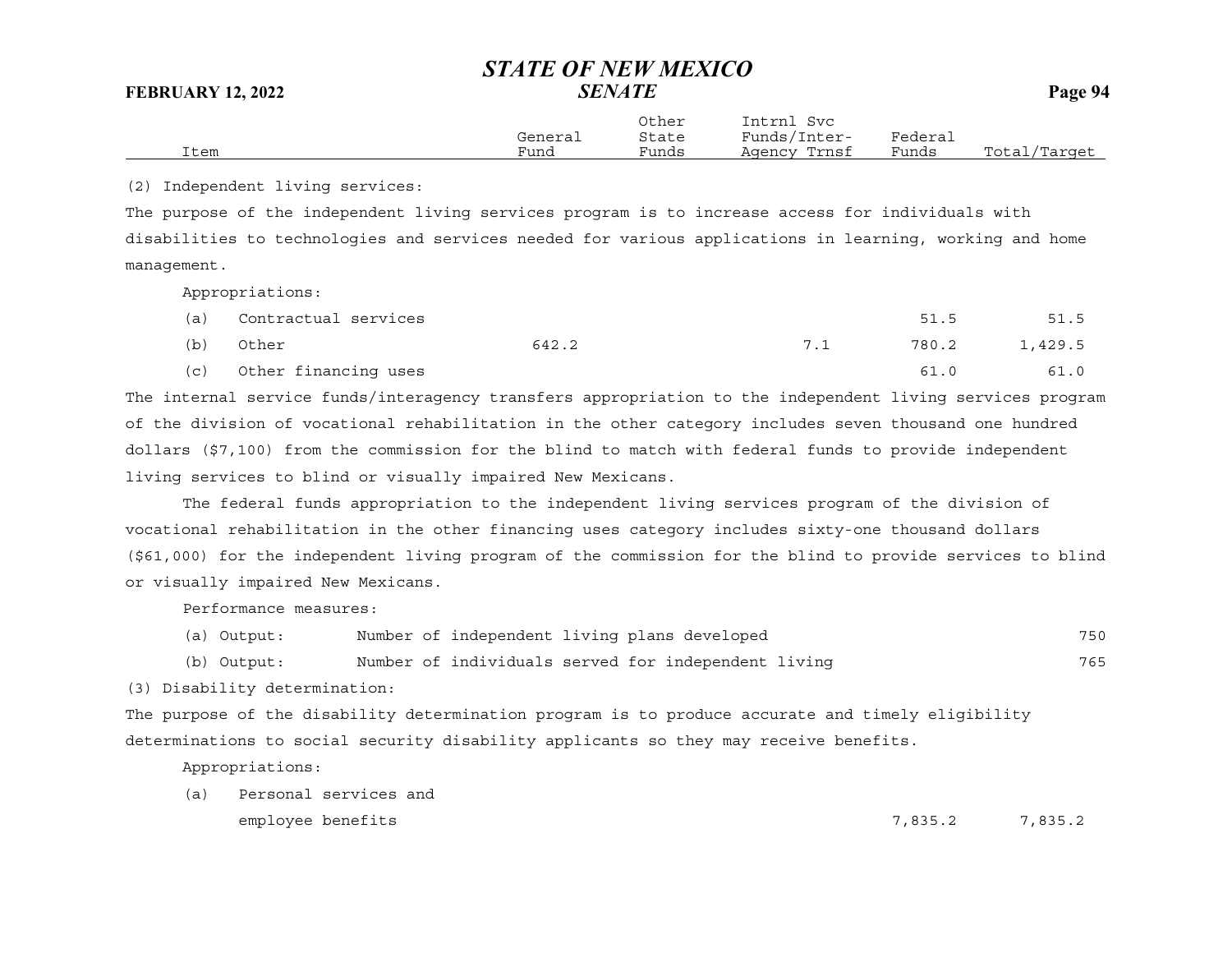| Item | General Fund | Other State Funds | Intrnl Svc Funds/Inter-Agency Trnsf | Federal Funds | Total/Target |
|---|---|---|---|---|---|

(2) Independent living services:

The purpose of the independent living services program is to increase access for individuals with disabilities to technologies and services needed for various applications in learning, working and home management.

Appropriations:

| Item | General Fund | Other State Funds | Intrnl Svc Funds/Inter-Agency Trnsf | Federal Funds | Total/Target |
|---|---|---|---|---|---|
| (a) Contractual services | | | | 51.5 | 51.5 |
| (b) Other | 642.2 | | 7.1 | 780.2 | 1,429.5 |
| (c) Other financing uses | | | | 61.0 | 61.0 |

The internal service funds/interagency transfers appropriation to the independent living services program of the division of vocational rehabilitation in the other category includes seven thousand one hundred dollars ($7,100) from the commission for the blind to match with federal funds to provide independent living services to blind or visually impaired New Mexicans.

The federal funds appropriation to the independent living services program of the division of vocational rehabilitation in the other financing uses category includes sixty-one thousand dollars ($61,000) for the independent living program of the commission for the blind to provide services to blind or visually impaired New Mexicans.

Performance measures:

| Measure | Description | Total/Target |
|---|---|---|
| (a) Output: | Number of independent living plans developed | 750 |
| (b) Output: | Number of individuals served for independent living | 765 |

(3) Disability determination:

The purpose of the disability determination program is to produce accurate and timely eligibility determinations to social security disability applicants so they may receive benefits.

Appropriations:

| Item | General Fund | Other State Funds | Intrnl Svc Funds/Inter-Agency Trnsf | Federal Funds | Total/Target |
|---|---|---|---|---|---|
| (a) Personal services and employee benefits | | | | 7,835.2 | 7,835.2 |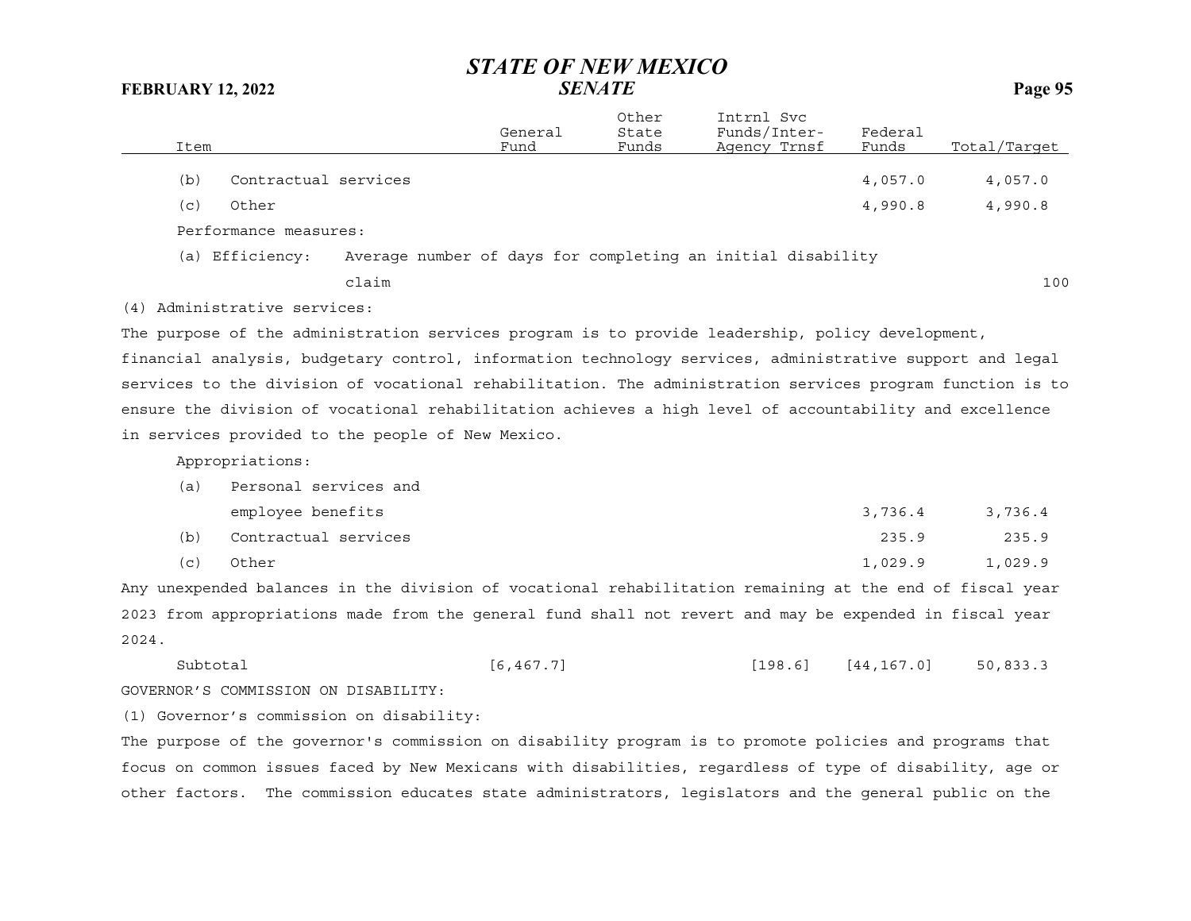| Item | General Fund | Other State Funds | Intrnl Svc Funds/Inter-Agency Trnsf | Federal Funds | Total/Target |
|---|---|---|---|---|---|
| (b) Contractual services | | | | 4,057.0 | 4,057.0 |
| (c) Other | | | | 4,990.8 | 4,990.8 |

Performance measures:

| | | |
|---|---|---|
| (a) Efficiency: | Average number of days for completing an initial disability claim | 100 |

(4) Administrative services:

The purpose of the administration services program is to provide leadership, policy development, financial analysis, budgetary control, information technology services, administrative support and legal services to the division of vocational rehabilitation. The administration services program function is to ensure the division of vocational rehabilitation achieves a high level of accountability and excellence in services provided to the people of New Mexico.

Appropriations:

| Item | General Fund | Other State Funds | Intrnl Svc Funds/Inter-Agency Trnsf | Federal Funds | Total/Target |
|---|---|---|---|---|---|
| (a) Personal services and employee benefits | | | | 3,736.4 | 3,736.4 |
| (b) Contractual services | | | | 235.9 | 235.9 |
| (c) Other | | | | 1,029.9 | 1,029.9 |

Any unexpended balances in the division of vocational rehabilitation remaining at the end of fiscal year 2023 from appropriations made from the general fund shall not revert and may be expended in fiscal year 2024.

| Item | General Fund | Other State Funds | Intrnl Svc Funds/Inter-Agency Trnsf | Federal Funds | Total/Target |
|---|---|---|---|---|---|
| Subtotal | [6,467.7] | | [198.6] | [44,167.0] | 50,833.3 |

GOVERNOR’S COMMISSION ON DISABILITY:

(1) Governor’s commission on disability:

The purpose of the governor's commission on disability program is to promote policies and programs that focus on common issues faced by New Mexicans with disabilities, regardless of type of disability, age or other factors. The commission educates state administrators, legislators and the general public on the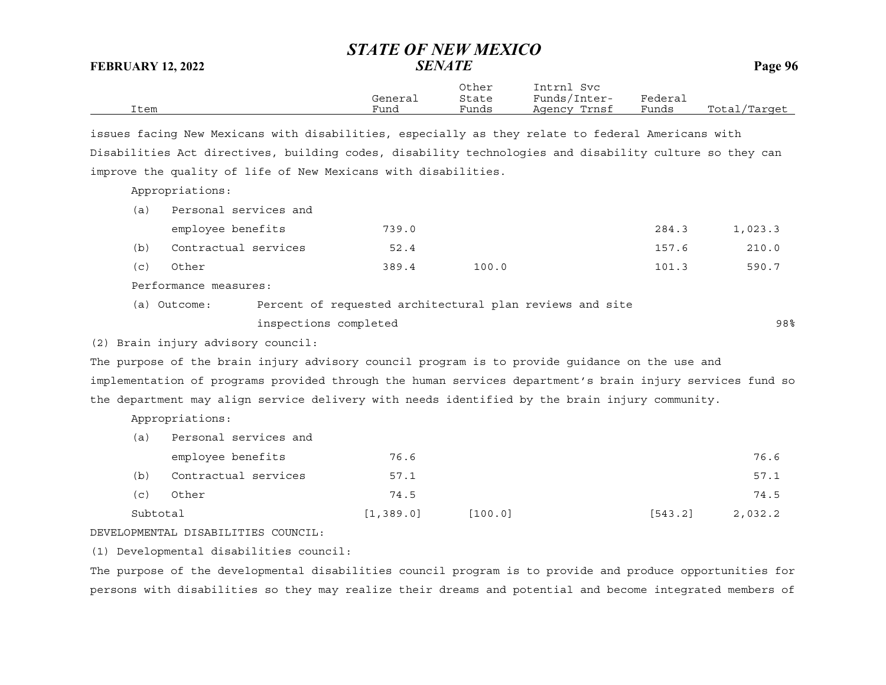| Item | General Fund | Other State Funds | Intrnl Svc Funds/Inter-Agency Trnsf | Federal Funds | Total/Target |
|---|---|---|---|---|---|

issues facing New Mexicans with disabilities, especially as they relate to federal Americans with Disabilities Act directives, building codes, disability technologies and disability culture so they can improve the quality of life of New Mexicans with disabilities.

Appropriations:

| Item | General Fund | Other State Funds | Intrnl Svc Funds/Inter-Agency Trnsf | Federal Funds | Total/Target |
|---|---|---|---|---|---|
| (a) Personal services and employee benefits | 739.0 | | | 284.3 | 1,023.3 |
| (b) Contractual services | 52.4 | | | 157.6 | 210.0 |
| (c) Other | 389.4 | 100.0 | | 101.3 | 590.7 |

Performance measures:

| | | |
|---|---|---|
| (a) Outcome: | Percent of requested architectural plan reviews and site inspections completed | 98% |

(2) Brain injury advisory council:

The purpose of the brain injury advisory council program is to provide guidance on the use and implementation of programs provided through the human services department's brain injury services fund so the department may align service delivery with needs identified by the brain injury community.

Appropriations:

| Item | General Fund | Other State Funds | Intrnl Svc Funds/Inter-Agency Trnsf | Federal Funds | Total/Target |
|---|---|---|---|---|---|
| (a) Personal services and employee benefits | 76.6 | | | | 76.6 |
| (b) Contractual services | 57.1 | | | | 57.1 |
| (c) Other | 74.5 | | | | 74.5 |
| Subtotal | [1,389.0] | [100.0] | | [543.2] | 2,032.2 |

DEVELOPMENTAL DISABILITIES COUNCIL:

(1) Developmental disabilities council:

The purpose of the developmental disabilities council program is to provide and produce opportunities for persons with disabilities so they may realize their dreams and potential and become integrated members of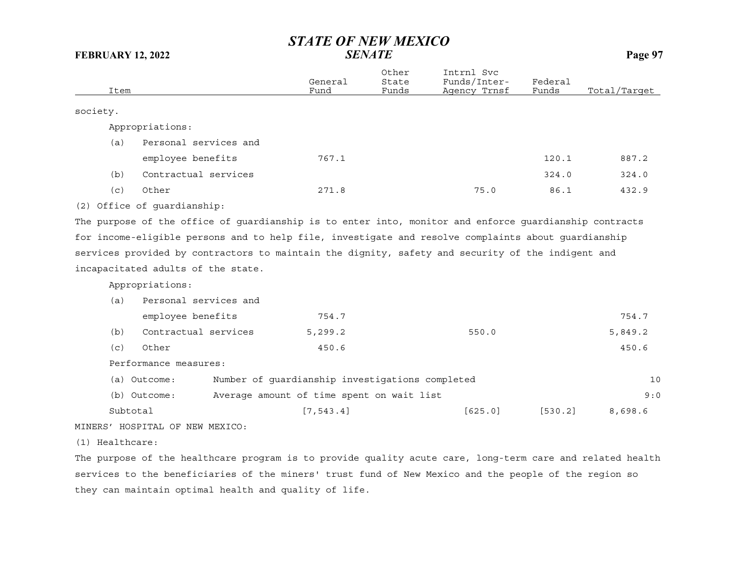| Item | General Fund | Other State Funds | Intrnl Svc Funds/Inter-Agency Trnsf | Federal Funds | Total/Target |
|---|---|---|---|---|---|
| society. | | | | | |
| Appropriations: | | | | | |
| (a) Personal services and employee benefits | 767.1 | | | 120.1 | 887.2 |
| (b) Contractual services | | | | 324.0 | 324.0 |
| (c) Other | 271.8 | | 75.0 | 86.1 | 432.9 |

(2) Office of guardianship:

The purpose of the office of guardianship is to enter into, monitor and enforce guardianship contracts for income-eligible persons and to help file, investigate and resolve complaints about guardianship services provided by contractors to maintain the dignity, safety and security of the indigent and incapacitated adults of the state.

| Item | General Fund | Other State Funds | Intrnl Svc Funds/Inter-Agency Trnsf | Federal Funds | Total/Target |
|---|---|---|---|---|---|
| Appropriations: | | | | | |
| (a) Personal services and employee benefits | 754.7 | | | | 754.7 |
| (b) Contractual services | 5,299.2 | | 550.0 | | 5,849.2 |
| (c) Other | 450.6 | | | | 450.6 |
| Performance measures: | | | | | |
| (a) Outcome: Number of guardianship investigations completed | | | | | 10 |
| (b) Outcome: Average amount of time spent on wait list | | | | | 9:0 |
| Subtotal | [7,543.4] | | [625.0] | [530.2] | 8,698.6 |

MINERS' HOSPITAL OF NEW MEXICO:

(1) Healthcare:

The purpose of the healthcare program is to provide quality acute care, long-term care and related health services to the beneficiaries of the miners' trust fund of New Mexico and the people of the region so they can maintain optimal health and quality of life.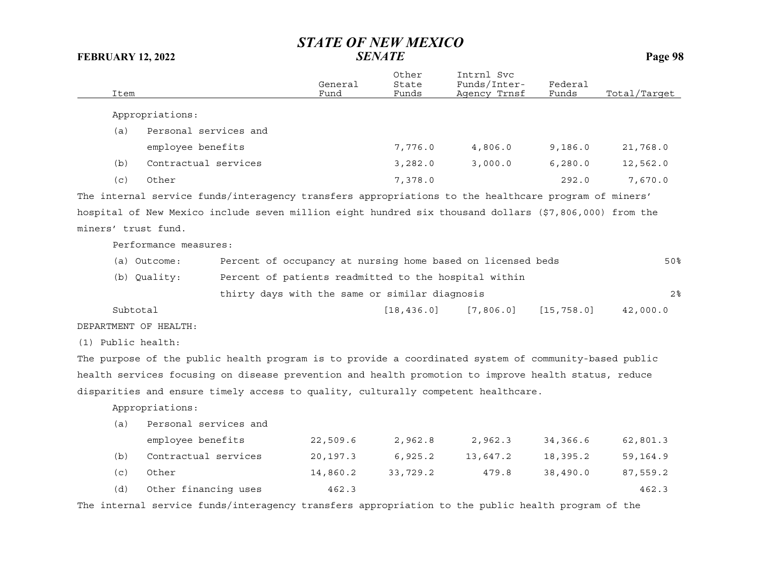| Item | General Fund | Other State Funds | Intrnl Svc Funds/Inter-Agency Trnsf | Federal Funds | Total/Target |
|---|---|---|---|---|---|
| Appropriations: | | | | | |
| (a) Personal services and employee benefits | | 7,776.0 | 4,806.0 | 9,186.0 | 21,768.0 |
| (b) Contractual services | | 3,282.0 | 3,000.0 | 6,280.0 | 12,562.0 |
| (c) Other | | 7,378.0 | | 292.0 | 7,670.0 |

The internal service funds/interagency transfers appropriations to the healthcare program of miners' hospital of New Mexico include seven million eight hundred six thousand dollars ($7,806,000) from the miners' trust fund.

Performance measures:

| | | |
|---|---|---|
| (a) Outcome: | Percent of occupancy at nursing home based on licensed beds | 50% |
| (b) Quality: | Percent of patients readmitted to the hospital within thirty days with the same or similar diagnosis | 2% |

| Item | General Fund | Other State Funds | Intrnl Svc Funds/Inter-Agency Trnsf | Federal Funds | Total/Target |
|---|---|---|---|---|---|
| Subtotal | | [18,436.0] | [7,806.0] | [15,758.0] | 42,000.0 |

DEPARTMENT OF HEALTH:

(1) Public health:

The purpose of the public health program is to provide a coordinated system of community-based public health services focusing on disease prevention and health promotion to improve health status, reduce disparities and ensure timely access to quality, culturally competent healthcare.

| Item | General Fund | Other State Funds | Intrnl Svc Funds/Inter-Agency Trnsf | Federal Funds | Total/Target |
|---|---|---|---|---|---|
| Appropriations: | | | | | |
| (a) Personal services and employee benefits | 22,509.6 | 2,962.8 | 2,962.3 | 34,366.6 | 62,801.3 |
| (b) Contractual services | 20,197.3 | 6,925.2 | 13,647.2 | 18,395.2 | 59,164.9 |
| (c) Other | 14,860.2 | 33,729.2 | 479.8 | 38,490.0 | 87,559.2 |
| (d) Other financing uses | 462.3 | | | | 462.3 |

The internal service funds/interagency transfers appropriation to the public health program of the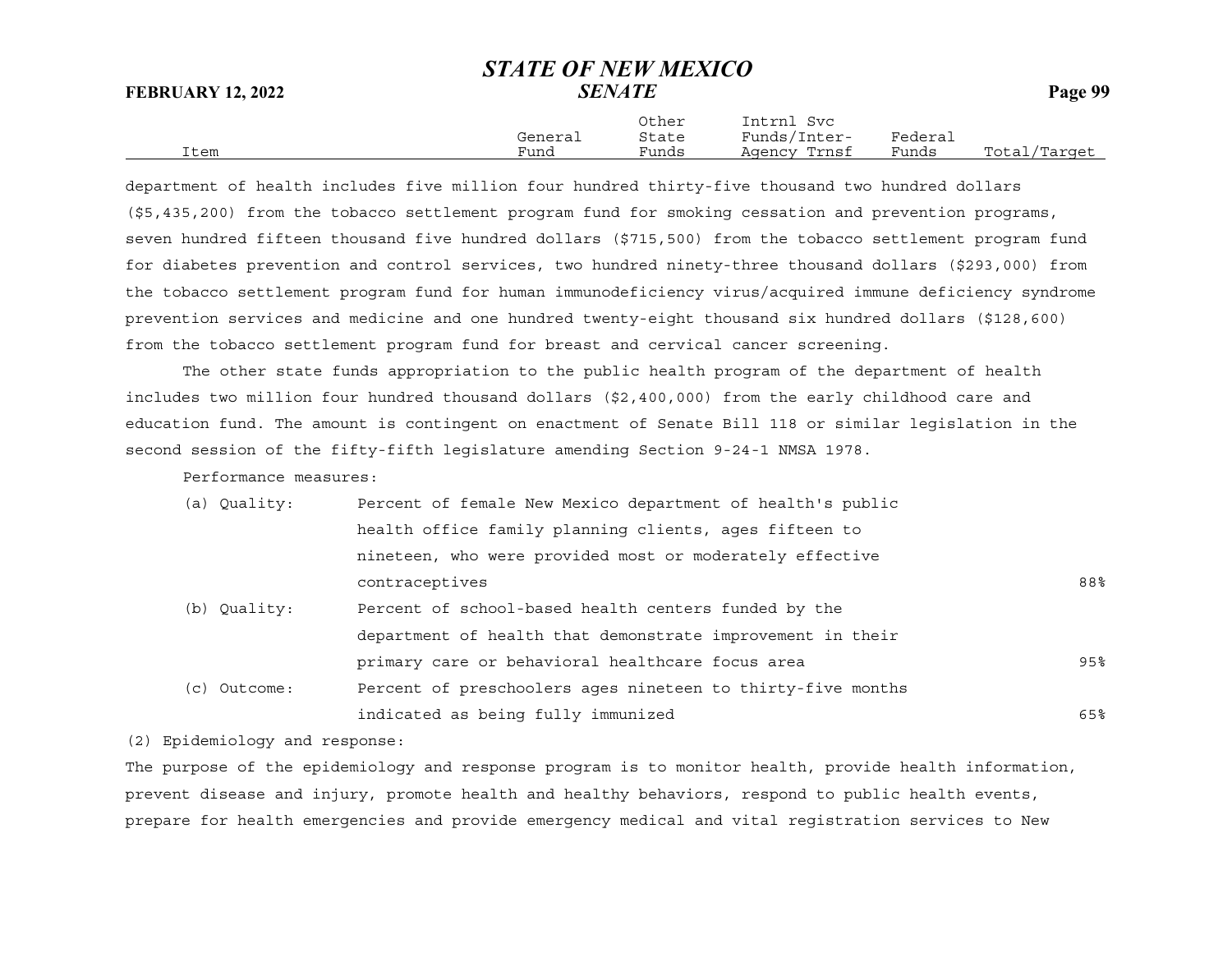department of health includes five million four hundred thirty-five thousand two hundred dollars ($5,435,200) from the tobacco settlement program fund for smoking cessation and prevention programs, seven hundred fifteen thousand five hundred dollars ($715,500) from the tobacco settlement program fund for diabetes prevention and control services, two hundred ninety-three thousand dollars ($293,000) from the tobacco settlement program fund for human immunodeficiency virus/acquired immune deficiency syndrome prevention services and medicine and one hundred twenty-eight thousand six hundred dollars ($128,600) from the tobacco settlement program fund for breast and cervical cancer screening.

The other state funds appropriation to the public health program of the department of health includes two million four hundred thousand dollars ($2,400,000) from the early childhood care and education fund. The amount is contingent on enactment of Senate Bill 118 or similar legislation in the second session of the fifty-fifth legislature amending Section 9-24-1 NMSA 1978.

Performance measures:

| Item | | Total/Target |
|---|---|---|
| (a) Quality: | Percent of female New Mexico department of health's public health office family planning clients, ages fifteen to nineteen, who were provided most or moderately effective contraceptives | 88% |
| (b) Quality: | Percent of school-based health centers funded by the department of health that demonstrate improvement in their primary care or behavioral healthcare focus area | 95% |
| (c) Outcome: | Percent of preschoolers ages nineteen to thirty-five months indicated as being fully immunized | 65% |

(2) Epidemiology and response:

The purpose of the epidemiology and response program is to monitor health, provide health information, prevent disease and injury, promote health and healthy behaviors, respond to public health events, prepare for health emergencies and provide emergency medical and vital registration services to New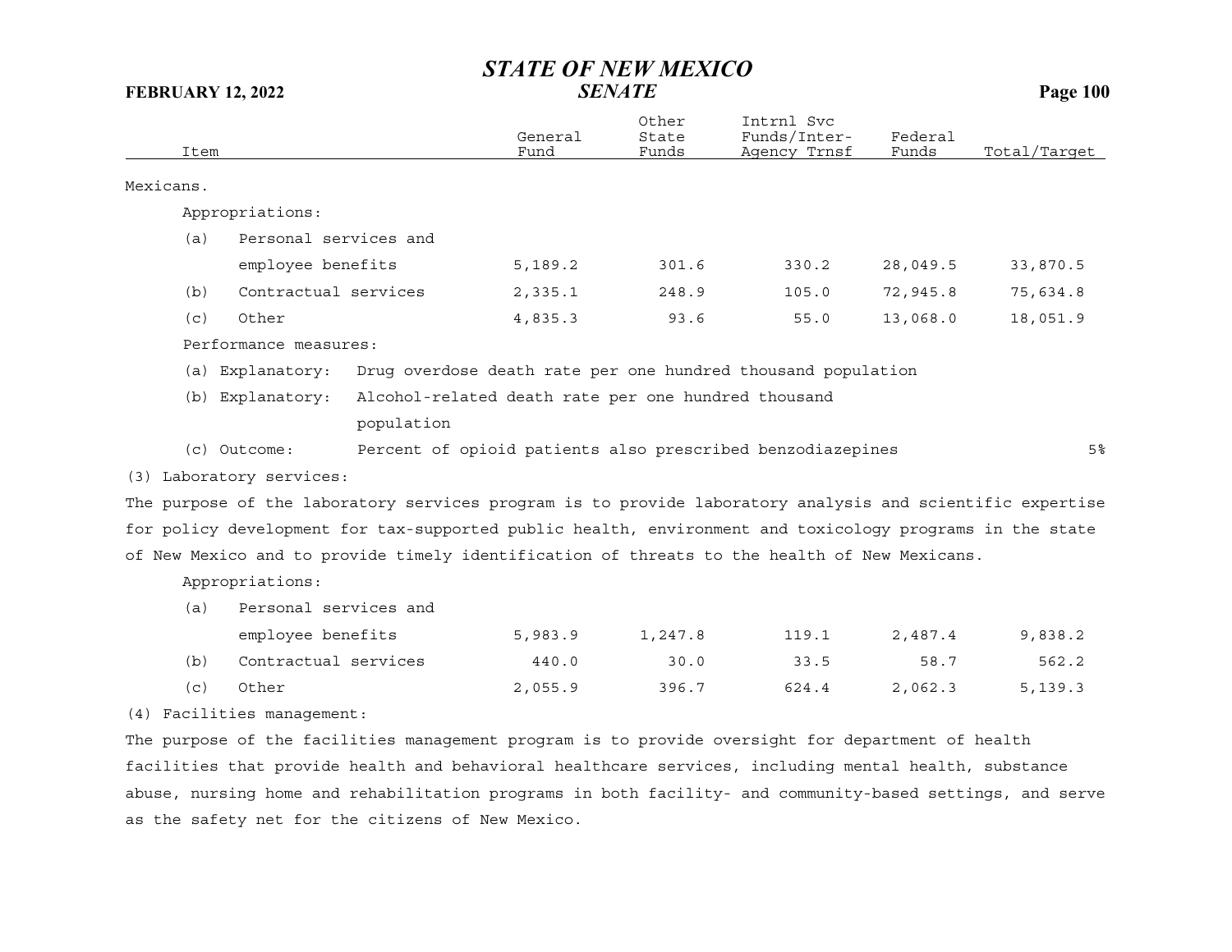| Item | General Fund | Other State Funds | Intrnl Svc Funds/Inter-Agency Trnsf | Federal Funds | Total/Target |
|---|---|---|---|---|---|

Mexicans.

Appropriations:

| Item | General Fund | Other State Funds | Intrnl Svc Funds/Inter-Agency Trnsf | Federal Funds | Total/Target |
|---|---|---|---|---|---|
| (a) Personal services and employee benefits | 5,189.2 | 301.6 | 330.2 | 28,049.5 | 33,870.5 |
| (b) Contractual services | 2,335.1 | 248.9 | 105.0 | 72,945.8 | 75,634.8 |
| (c) Other | 4,835.3 | 93.6 | 55.0 | 13,068.0 | 18,051.9 |

Performance measures:

| Measure | Description | Target |
|---|---|---|
| (a) Explanatory: | Drug overdose death rate per one hundred thousand population | |
| (b) Explanatory: | Alcohol-related death rate per one hundred thousand population | |
| (c) Outcome: | Percent of opioid patients also prescribed benzodiazepines | 5% |

(3) Laboratory services:

The purpose of the laboratory services program is to provide laboratory analysis and scientific expertise for policy development for tax-supported public health, environment and toxicology programs in the state of New Mexico and to provide timely identification of threats to the health of New Mexicans.

Appropriations:

| Item | General Fund | Other State Funds | Intrnl Svc Funds/Inter-Agency Trnsf | Federal Funds | Total/Target |
|---|---|---|---|---|---|
| (a) Personal services and employee benefits | 5,983.9 | 1,247.8 | 119.1 | 2,487.4 | 9,838.2 |
| (b) Contractual services | 440.0 | 30.0 | 33.5 | 58.7 | 562.2 |
| (c) Other | 2,055.9 | 396.7 | 624.4 | 2,062.3 | 5,139.3 |

(4) Facilities management:

The purpose of the facilities management program is to provide oversight for department of health facilities that provide health and behavioral healthcare services, including mental health, substance abuse, nursing home and rehabilitation programs in both facility- and community-based settings, and serve as the safety net for the citizens of New Mexico.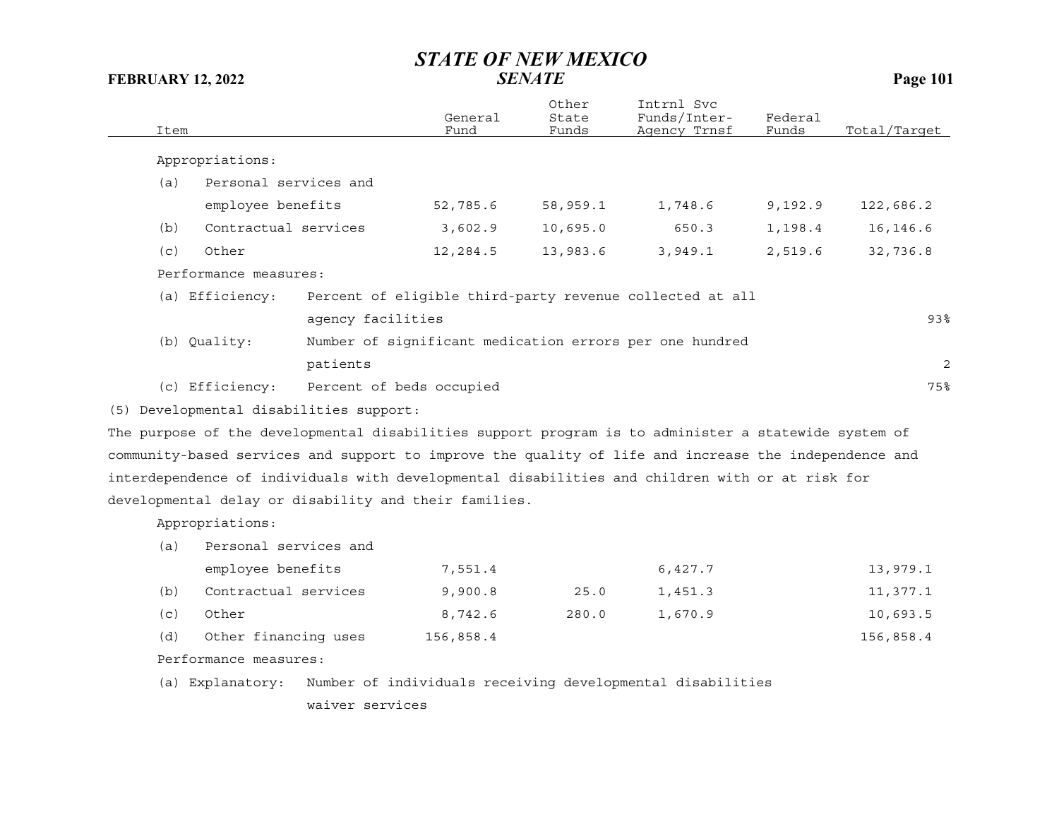| Item | General Fund | Other State Funds | Intrnl Svc Funds/Inter-Agency Trnsf | Federal Funds | Total/Target |
|---|---|---|---|---|---|
| Appropriations: | | | | | |
| (a) Personal services and employee benefits | 52,785.6 | 58,959.1 | 1,748.6 | 9,192.9 | 122,686.2 |
| (b) Contractual services | 3,602.9 | 10,695.0 | 650.3 | 1,198.4 | 16,146.6 |
| (c) Other | 12,284.5 | 13,983.6 | 3,949.1 | 2,519.6 | 32,736.8 |
| Performance measures: | | | | | |
| (a) Efficiency: Percent of eligible third-party revenue collected at all agency facilities | | | | | 93% |
| (b) Quality: Number of significant medication errors per one hundred patients | | | | | 2 |
| (c) Efficiency: Percent of beds occupied | | | | | 75% |

(5) Developmental disabilities support:

The purpose of the developmental disabilities support program is to administer a statewide system of community-based services and support to improve the quality of life and increase the independence and interdependence of individuals with developmental disabilities and children with or at risk for developmental delay or disability and their families.

| Item | General Fund | Other State Funds | Intrnl Svc Funds/Inter-Agency Trnsf | Federal Funds | Total/Target |
|---|---|---|---|---|---|
| Appropriations: | | | | | |
| (a) Personal services and employee benefits | 7,551.4 | | 6,427.7 | | 13,979.1 |
| (b) Contractual services | 9,900.8 | 25.0 | 1,451.3 | | 11,377.1 |
| (c) Other | 8,742.6 | 280.0 | 1,670.9 | | 10,693.5 |
| (d) Other financing uses | 156,858.4 | | | | 156,858.4 |
| Performance measures: | | | | | |
| (a) Explanatory: Number of individuals receiving developmental disabilities waiver services | | | | | |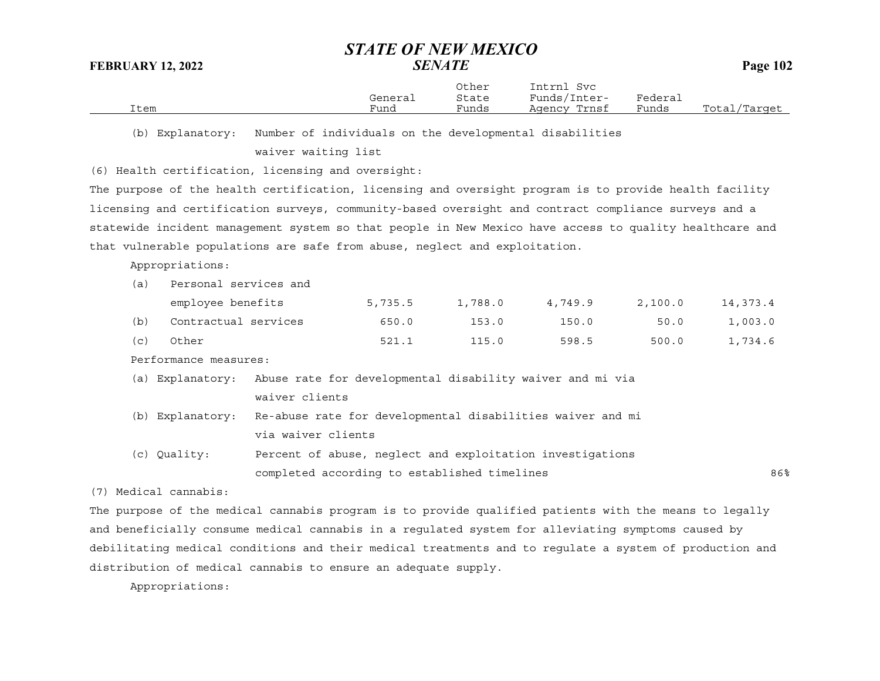| Item | General Fund | Other State Funds | Intrnl Svc Funds/Inter-Agency Trnsf | Federal Funds | Total/Target |
|---|---|---|---|---|---|

(b) Explanatory: Number of individuals on the developmental disabilities waiver waiting list

(6) Health certification, licensing and oversight:

The purpose of the health certification, licensing and oversight program is to provide health facility licensing and certification surveys, community-based oversight and contract compliance surveys and a statewide incident management system so that people in New Mexico have access to quality healthcare and that vulnerable populations are safe from abuse, neglect and exploitation.

Appropriations:

| Item | General Fund | Other State Funds | Intrnl Svc Funds/Inter-Agency Trnsf | Federal Funds | Total/Target |
|---|---|---|---|---|---|
| (a) Personal services and employee benefits | 5,735.5 | 1,788.0 | 4,749.9 | 2,100.0 | 14,373.4 |
| (b) Contractual services | 650.0 | 153.0 | 150.0 | 50.0 | 1,003.0 |
| (c) Other | 521.1 | 115.0 | 598.5 | 500.0 | 1,734.6 |

Performance measures:

| Measure | Description | Total/Target |
|---|---|---|
| (a) Explanatory: | Abuse rate for developmental disability waiver and mi via waiver clients | |
| (b) Explanatory: | Re-abuse rate for developmental disabilities waiver and mi via waiver clients | |
| (c) Quality: | Percent of abuse, neglect and exploitation investigations completed according to established timelines | 86% |

(7) Medical cannabis:

The purpose of the medical cannabis program is to provide qualified patients with the means to legally and beneficially consume medical cannabis in a regulated system for alleviating symptoms caused by debilitating medical conditions and their medical treatments and to regulate a system of production and distribution of medical cannabis to ensure an adequate supply.

Appropriations: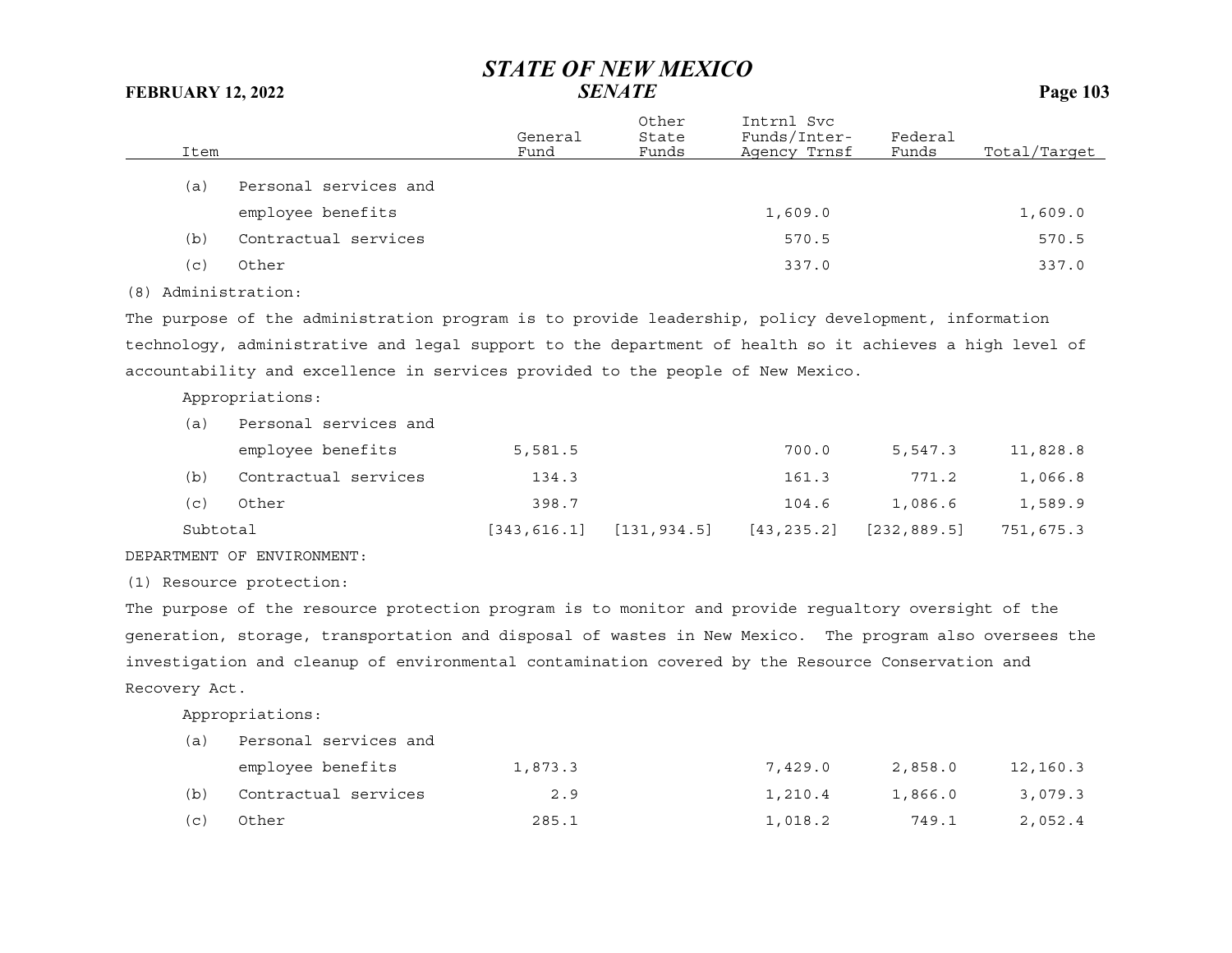| Item | General Fund | Other State Funds | Intrnl Svc Funds/Inter-Agency Trnsf | Federal Funds | Total/Target |
|---|---|---|---|---|---|
| (a) Personal services and employee benefits | | | 1,609.0 | | 1,609.0 |
| (b) Contractual services | | | 570.5 | | 570.5 |
| (c) Other | | | 337.0 | | 337.0 |

(8) Administration:

The purpose of the administration program is to provide leadership, policy development, information technology, administrative and legal support to the department of health so it achieves a high level of accountability and excellence in services provided to the people of New Mexico.

Appropriations:

| Item | General Fund | Other State Funds | Intrnl Svc Funds/Inter-Agency Trnsf | Federal Funds | Total/Target |
|---|---|---|---|---|---|
| (a) Personal services and employee benefits | 5,581.5 | | 700.0 | 5,547.3 | 11,828.8 |
| (b) Contractual services | 134.3 | | 161.3 | 771.2 | 1,066.8 |
| (c) Other | 398.7 | | 104.6 | 1,086.6 | 1,589.9 |
| Subtotal | [343,616.1] | [131,934.5] | [43,235.2] | [232,889.5] | 751,675.3 |

DEPARTMENT OF ENVIRONMENT:

(1) Resource protection:

The purpose of the resource protection program is to monitor and provide regualtory oversight of the generation, storage, transportation and disposal of wastes in New Mexico. The program also oversees the investigation and cleanup of environmental contamination covered by the Resource Conservation and Recovery Act.

Appropriations:

| Item | General Fund | Other State Funds | Intrnl Svc Funds/Inter-Agency Trnsf | Federal Funds | Total/Target |
|---|---|---|---|---|---|
| (a) Personal services and employee benefits | 1,873.3 | | 7,429.0 | 2,858.0 | 12,160.3 |
| (b) Contractual services | 2.9 | | 1,210.4 | 1,866.0 | 3,079.3 |
| (c) Other | 285.1 | | 1,018.2 | 749.1 | 2,052.4 |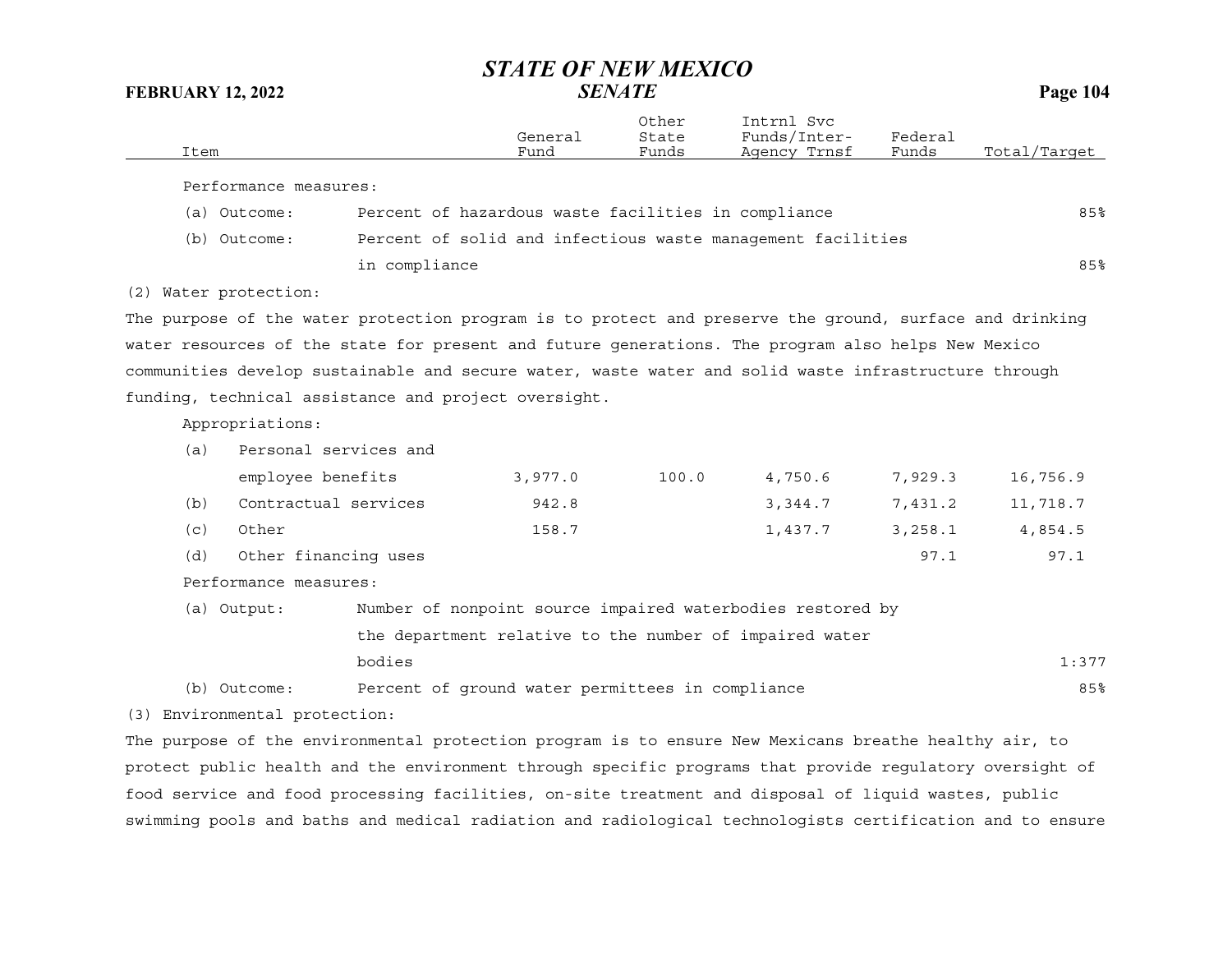| Item | General Fund | Other State Funds | Intrnl Svc Funds/Inter-Agency Trnsf | Federal Funds | Total/Target |
|---|---|---|---|---|---|
| Performance measures: | | | | | |
| (a) Outcome: Percent of hazardous waste facilities in compliance | | | | | 85% |
| (b) Outcome: Percent of solid and infectious waste management facilities in compliance | | | | | 85% |

(2) Water protection:

The purpose of the water protection program is to protect and preserve the ground, surface and drinking water resources of the state for present and future generations. The program also helps New Mexico communities develop sustainable and secure water, waste water and solid waste infrastructure through funding, technical assistance and project oversight.

| Item | General Fund | Other State Funds | Intrnl Svc Funds/Inter-Agency Trnsf | Federal Funds | Total/Target |
|---|---|---|---|---|---|
| Appropriations: | | | | | |
| (a) Personal services and employee benefits | 3,977.0 | 100.0 | 4,750.6 | 7,929.3 | 16,756.9 |
| (b) Contractual services | 942.8 | | 3,344.7 | 7,431.2 | 11,718.7 |
| (c) Other | 158.7 | | 1,437.7 | 3,258.1 | 4,854.5 |
| (d) Other financing uses | | | | 97.1 | 97.1 |
| Performance measures: | | | | | |
| (a) Output: Number of nonpoint source impaired waterbodies restored by the department relative to the number of impaired water bodies | | | | | 1:377 |
| (b) Outcome: Percent of ground water permittees in compliance | | | | | 85% |

(3) Environmental protection:

The purpose of the environmental protection program is to ensure New Mexicans breathe healthy air, to protect public health and the environment through specific programs that provide regulatory oversight of food service and food processing facilities, on-site treatment and disposal of liquid wastes, public swimming pools and baths and medical radiation and radiological technologists certification and to ensure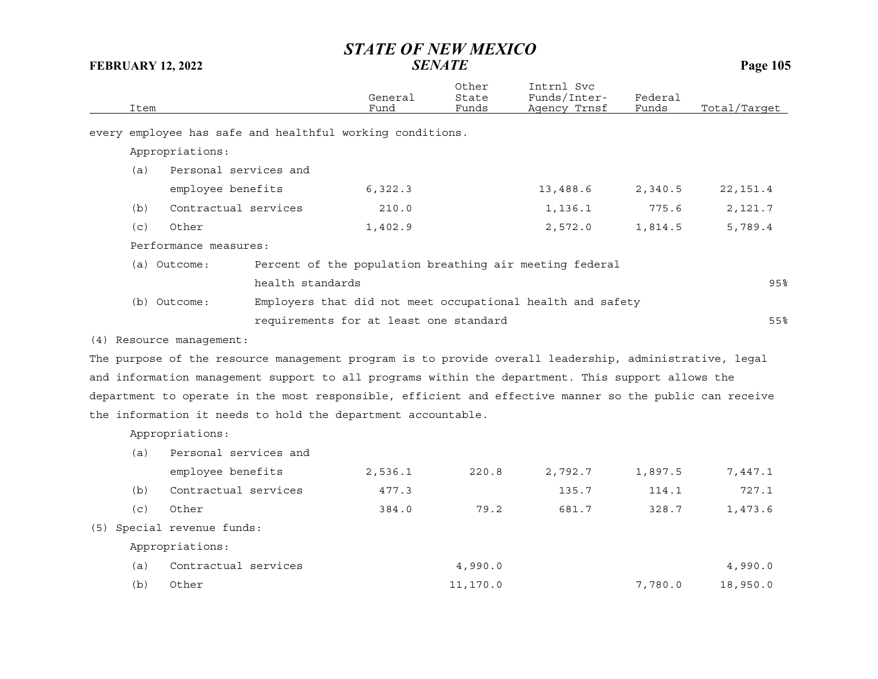| Item | General Fund | Other State Funds | Intrnl Svc Funds/Inter-Agency Trnsf | Federal Funds | Total/Target |
|---|---|---|---|---|---|
| every employee has safe and healthful working conditions. | | | | | |
| Appropriations: | | | | | |
| (a) Personal services and employee benefits | 6,322.3 | | 13,488.6 | 2,340.5 | 22,151.4 |
| (b) Contractual services | 210.0 | | 1,136.1 | 775.6 | 2,121.7 |
| (c) Other | 1,402.9 | | 2,572.0 | 1,814.5 | 5,789.4 |
| Performance measures: | | | | | |
| (a) Outcome: Percent of the population breathing air meeting federal health standards | | | | | 95% |
| (b) Outcome: Employers that did not meet occupational health and safety requirements for at least one standard | | | | | 55% |
| (4) Resource management: | | | | | |
| The purpose of the resource management program is to provide overall leadership, administrative, legal and information management support to all programs within the department. This support allows the department to operate in the most responsible, efficient and effective manner so the public can receive the information it needs to hold the department accountable. | | | | | |
| Appropriations: | | | | | |
| (a) Personal services and employee benefits | 2,536.1 | 220.8 | 2,792.7 | 1,897.5 | 7,447.1 |
| (b) Contractual services | 477.3 | | 135.7 | 114.1 | 727.1 |
| (c) Other | 384.0 | 79.2 | 681.7 | 328.7 | 1,473.6 |
| (5) Special revenue funds: | | | | | |
| Appropriations: | | | | | |
| (a) Contractual services | | 4,990.0 | | | 4,990.0 |
| (b) Other | | 11,170.0 | | 7,780.0 | 18,950.0 |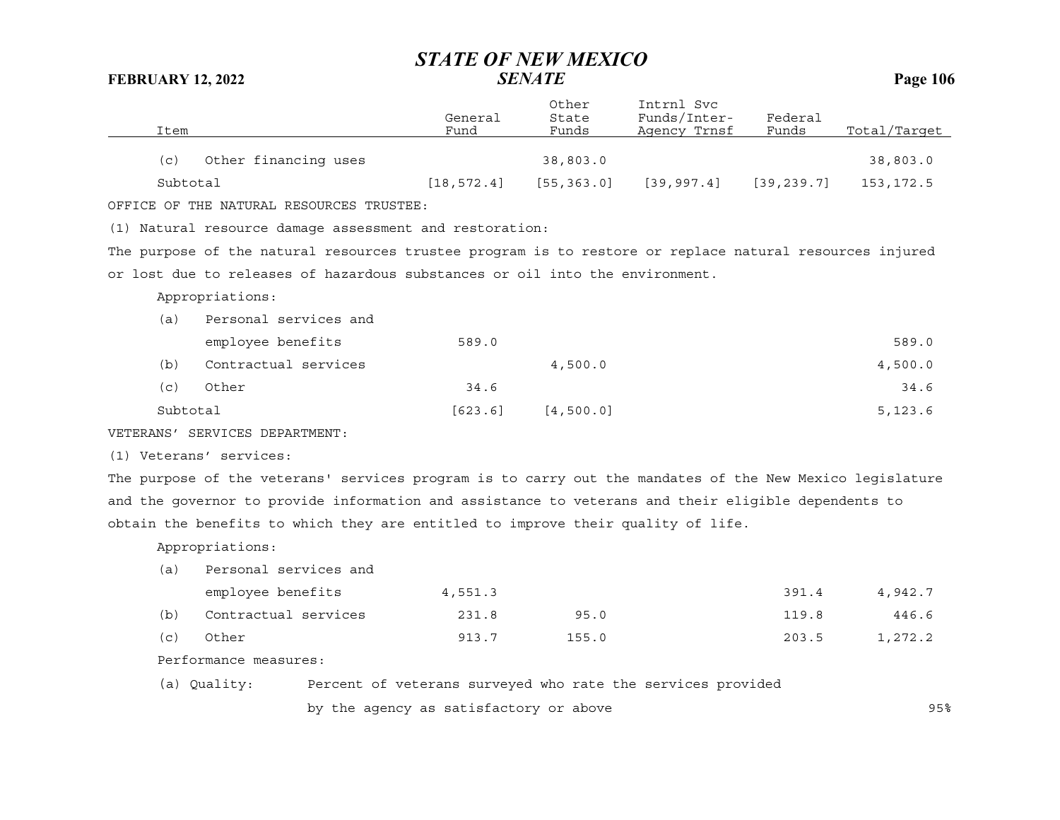| Item | General Fund | Other State Funds | Intrnl Svc Funds/Inter-Agency Trnsf | Federal Funds | Total/Target |
|---|---|---|---|---|---|
| (c) Other financing uses | | 38,803.0 | | | 38,803.0 |
| Subtotal | [18,572.4] | [55,363.0] | [39,997.4] | [39,239.7] | 153,172.5 |

OFFICE OF THE NATURAL RESOURCES TRUSTEE:

(1) Natural resource damage assessment and restoration:

The purpose of the natural resources trustee program is to restore or replace natural resources injured or lost due to releases of hazardous substances or oil into the environment.

Appropriations:

| Item | General Fund | Other State Funds | Intrnl Svc Funds/Inter-Agency Trnsf | Federal Funds | Total/Target |
|---|---|---|---|---|---|
| (a) Personal services and employee benefits | 589.0 | | | | 589.0 |
| (b) Contractual services | | 4,500.0 | | | 4,500.0 |
| (c) Other | 34.6 | | | | 34.6 |
| Subtotal | [623.6] | [4,500.0] | | | 5,123.6 |

VETERANS' SERVICES DEPARTMENT:

(1) Veterans' services:

The purpose of the veterans' services program is to carry out the mandates of the New Mexico legislature and the governor to provide information and assistance to veterans and their eligible dependents to obtain the benefits to which they are entitled to improve their quality of life.

Appropriations:

| Item | General Fund | Other State Funds | Intrnl Svc Funds/Inter-Agency Trnsf | Federal Funds | Total/Target |
|---|---|---|---|---|---|
| (a) Personal services and employee benefits | 4,551.3 | | | 391.4 | 4,942.7 |
| (b) Contractual services | 231.8 | 95.0 | | 119.8 | 446.6 |
| (c) Other | 913.7 | 155.0 | | 203.5 | 1,272.2 |

Performance measures:

| | | |
|---|---|---|
| (a) Quality: | Percent of veterans surveyed who rate the services provided by the agency as satisfactory or above | 95% |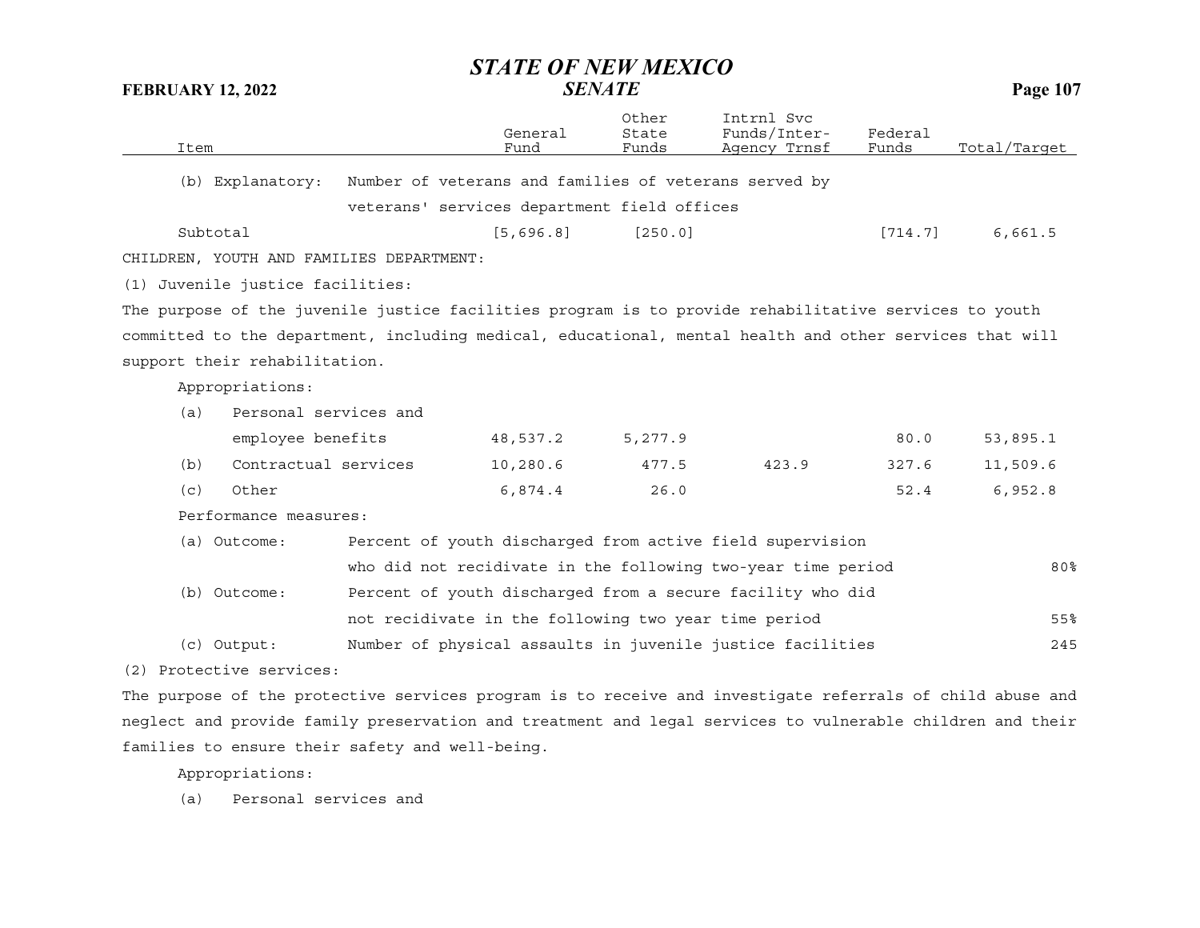| Item | General Fund | Other State Funds | Intrnl Svc Funds/Inter-Agency Trnsf | Federal Funds | Total/Target |
|---|---|---|---|---|---|
| (b) Explanatory: Number of veterans and families of veterans served by veterans' services department field offices | | | | | |
| Subtotal | [5,696.8] | [250.0] | | [714.7] | 6,661.5 |

CHILDREN, YOUTH AND FAMILIES DEPARTMENT:

(1) Juvenile justice facilities:

The purpose of the juvenile justice facilities program is to provide rehabilitative services to youth committed to the department, including medical, educational, mental health and other services that will support their rehabilitation.

| Item | General Fund | Other State Funds | Intrnl Svc Funds/Inter-Agency Trnsf | Federal Funds | Total/Target |
|---|---|---|---|---|---|
| Appropriations: | | | | | |
| (a) Personal services and employee benefits | 48,537.2 | 5,277.9 | | 80.0 | 53,895.1 |
| (b) Contractual services | 10,280.6 | 477.5 | 423.9 | 327.6 | 11,509.6 |
| (c) Other | 6,874.4 | 26.0 | | 52.4 | 6,952.8 |
| Performance measures: | | | | | |
| (a) Outcome: Percent of youth discharged from active field supervision who did not recidivate in the following two-year time period | | | | | 80% |
| (b) Outcome: Percent of youth discharged from a secure facility who did not recidivate in the following two year time period | | | | | 55% |
| (c) Output: Number of physical assaults in juvenile justice facilities | | | | | 245 |

(2) Protective services:

The purpose of the protective services program is to receive and investigate referrals of child abuse and neglect and provide family preservation and treatment and legal services to vulnerable children and their families to ensure their safety and well-being.

Appropriations:

(a) Personal services and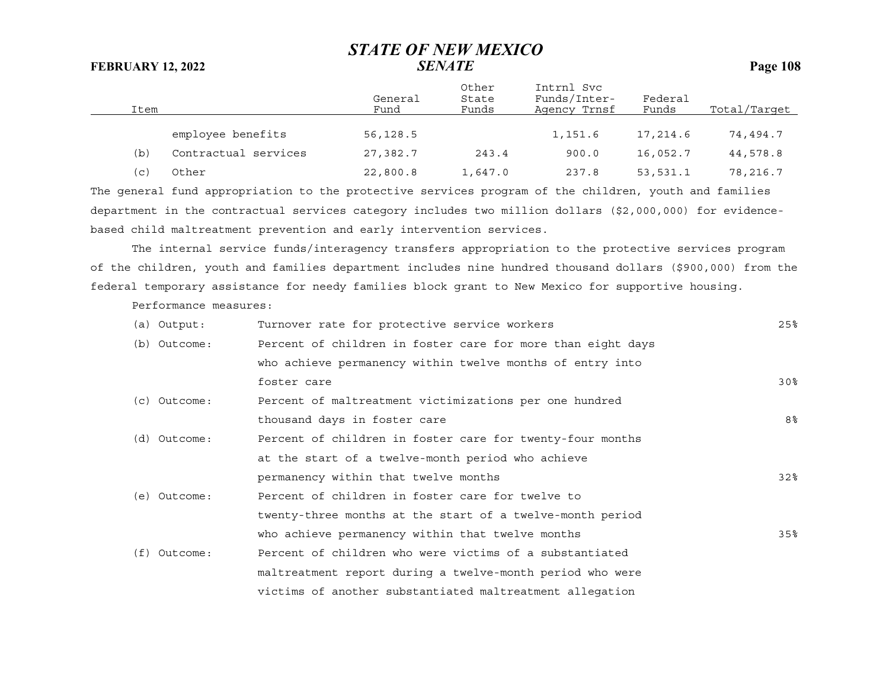| Item | General Fund | Other State Funds | Intrnl Svc Funds/Inter-Agency Trnsf | Federal Funds | Total/Target |
|---|---|---|---|---|---|
| employee benefits | 56,128.5 | | 1,151.6 | 17,214.6 | 74,494.7 |
| (b) Contractual services | 27,382.7 | 243.4 | 900.0 | 16,052.7 | 44,578.8 |
| (c) Other | 22,800.8 | 1,647.0 | 237.8 | 53,531.1 | 78,216.7 |

The general fund appropriation to the protective services program of the children, youth and families department in the contractual services category includes two million dollars ($2,000,000) for evidence-based child maltreatment prevention and early intervention services.

The internal service funds/interagency transfers appropriation to the protective services program of the children, youth and families department includes nine hundred thousand dollars ($900,000) from the federal temporary assistance for needy families block grant to New Mexico for supportive housing.

Performance measures:

| | | |
|---|---|---|
| (a) Output: | Turnover rate for protective service workers | 25% |
| (b) Outcome: | Percent of children in foster care for more than eight days who achieve permanency within twelve months of entry into foster care | 30% |
| (c) Outcome: | Percent of maltreatment victimizations per one hundred thousand days in foster care | 8% |
| (d) Outcome: | Percent of children in foster care for twenty-four months at the start of a twelve-month period who achieve permanency within that twelve months | 32% |
| (e) Outcome: | Percent of children in foster care for twelve to twenty-three months at the start of a twelve-month period who achieve permanency within that twelve months | 35% |
| (f) Outcome: | Percent of children who were victims of a substantiated maltreatment report during a twelve-month period who were victims of another substantiated maltreatment allegation | |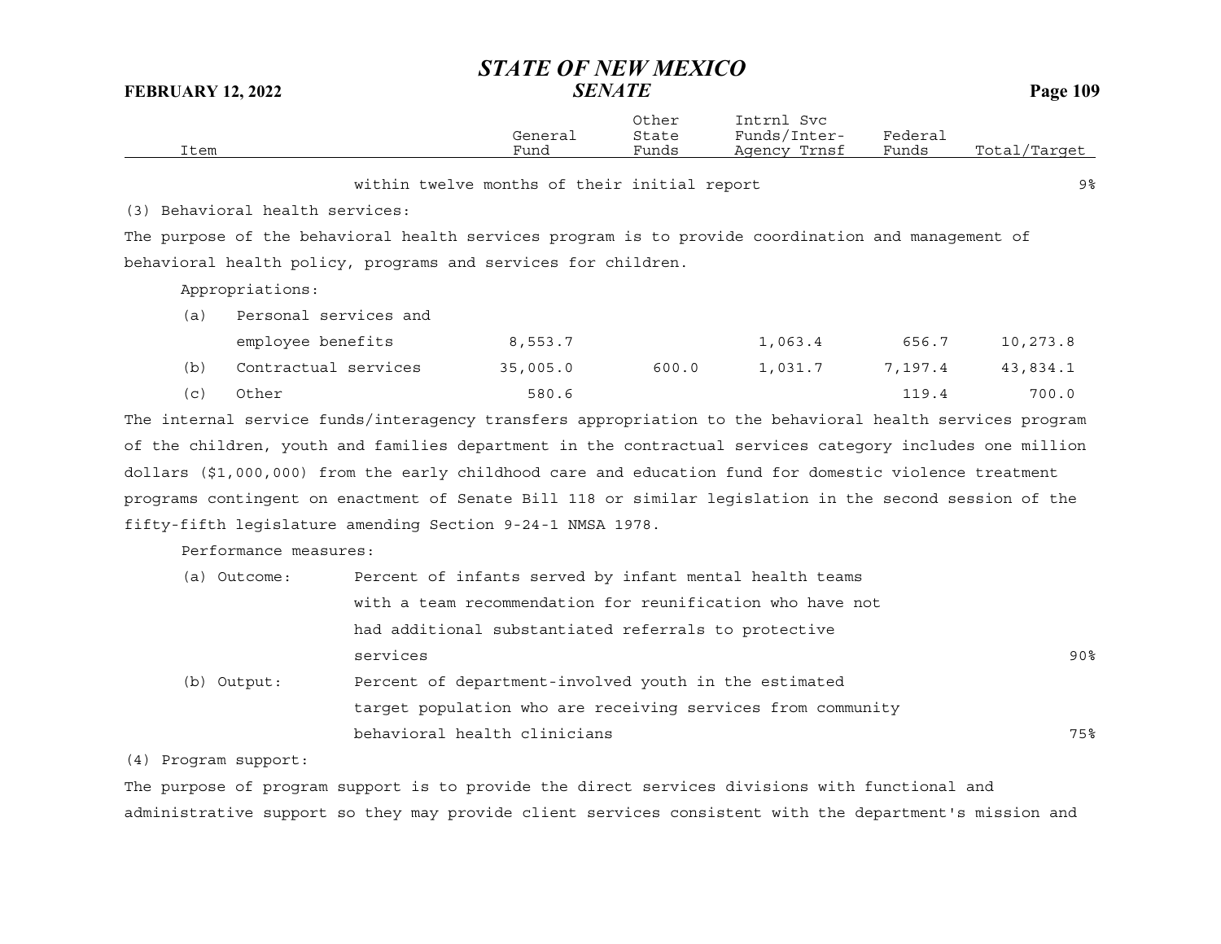| Item | | General Fund | Other State Funds | Intrnl Svc Funds/Inter-Agency Trnsf | Federal Funds | Total/Target |
|---|---|---|---|---|---|---|
| | within twelve months of their initial report | | | | | 9% |

(3) Behavioral health services:

The purpose of the behavioral health services program is to provide coordination and management of behavioral health policy, programs and services for children.

Appropriations:

| Item | General Fund | Other State Funds | Intrnl Svc Funds/Inter-Agency Trnsf | Federal Funds | Total/Target |
|---|---|---|---|---|---|
| (a) Personal services and employee benefits | 8,553.7 | | 1,063.4 | 656.7 | 10,273.8 |
| (b) Contractual services | 35,005.0 | 600.0 | 1,031.7 | 7,197.4 | 43,834.1 |
| (c) Other | 580.6 | | | 119.4 | 700.0 |

The internal service funds/interagency transfers appropriation to the behavioral health services program of the children, youth and families department in the contractual services category includes one million dollars ($1,000,000) from the early childhood care and education fund for domestic violence treatment programs contingent on enactment of Senate Bill 118 or similar legislation in the second session of the fifty-fifth legislature amending Section 9-24-1 NMSA 1978.

Performance measures:

| Measure | Description | Target |
|---|---|---|
| (a) Outcome: | Percent of infants served by infant mental health teams with a team recommendation for reunification who have not had additional substantiated referrals to protective services | 90% |
| (b) Output: | Percent of department-involved youth in the estimated target population who are receiving services from community behavioral health clinicians | 75% |

(4) Program support:

The purpose of program support is to provide the direct services divisions with functional and administrative support so they may provide client services consistent with the department's mission and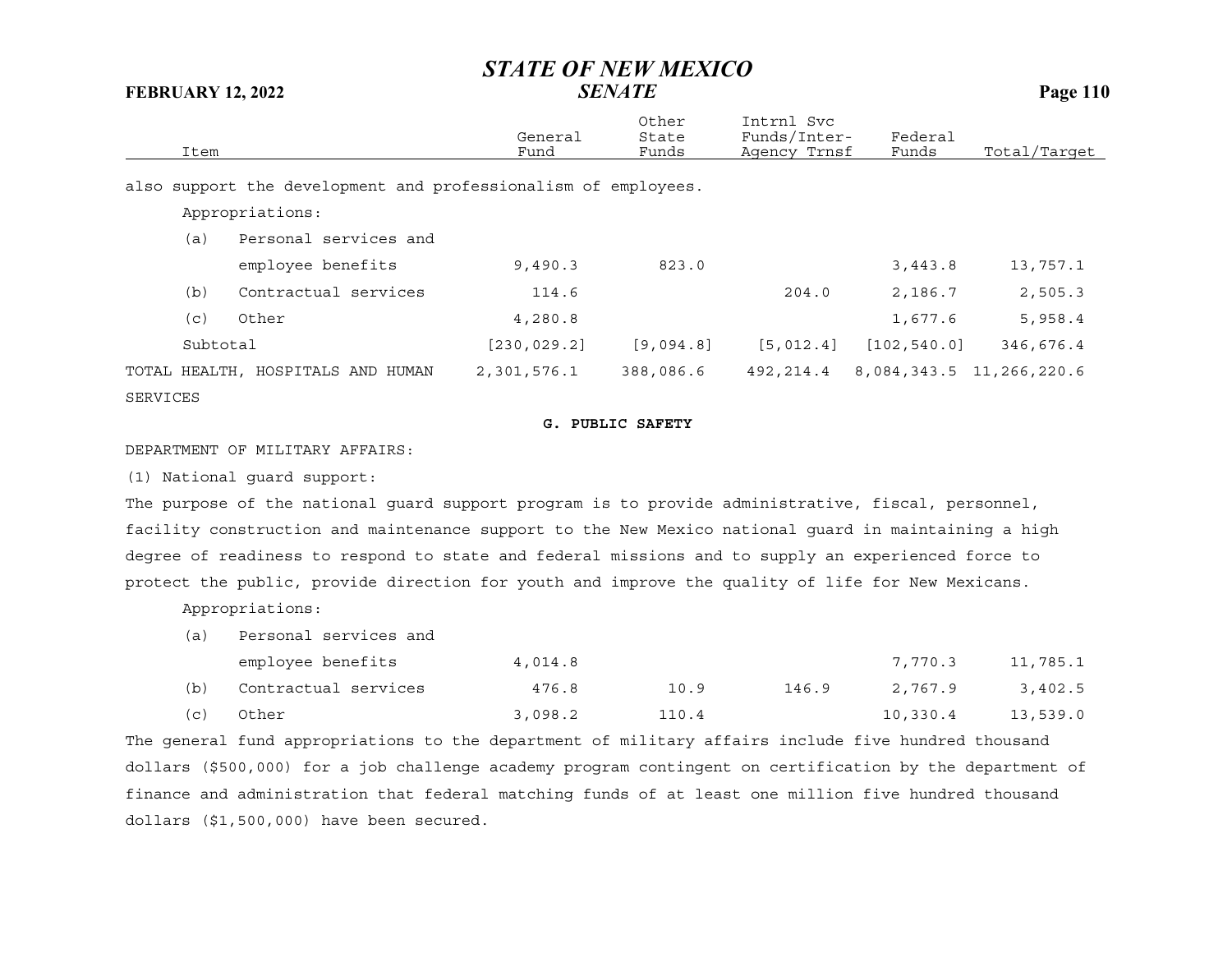| Item | General Fund | Other State Funds | Intrnl Svc Funds/Inter-Agency Trnsf | Federal Funds | Total/Target |
|---|---|---|---|---|---|

also support the development and professionalism of employees.

Appropriations:

| Item | General Fund | Other State Funds | Intrnl Svc Funds/Inter-Agency Trnsf | Federal Funds | Total/Target |
|---|---|---|---|---|---|
| (a) Personal services and employee benefits | 9,490.3 | 823.0 | | 3,443.8 | 13,757.1 |
| (b) Contractual services | 114.6 | | 204.0 | 2,186.7 | 2,505.3 |
| (c) Other | 4,280.8 | | | 1,677.6 | 5,958.4 |
| Subtotal | [230,029.2] | [9,094.8] | [5,012.4] | [102,540.0] | 346,676.4 |
| TOTAL HEALTH, HOSPITALS AND HUMAN SERVICES | 2,301,576.1 | 388,086.6 | 492,214.4 | 8,084,343.5 | 11,266,220.6 |

**G. PUBLIC SAFETY**

DEPARTMENT OF MILITARY AFFAIRS:

(1) National guard support:

The purpose of the national guard support program is to provide administrative, fiscal, personnel, facility construction and maintenance support to the New Mexico national guard in maintaining a high degree of readiness to respond to state and federal missions and to supply an experienced force to protect the public, provide direction for youth and improve the quality of life for New Mexicans.

Appropriations:

| Item | General Fund | Other State Funds | Intrnl Svc Funds/Inter-Agency Trnsf | Federal Funds | Total/Target |
|---|---|---|---|---|---|
| (a) Personal services and employee benefits | 4,014.8 | | | 7,770.3 | 11,785.1 |
| (b) Contractual services | 476.8 | 10.9 | 146.9 | 2,767.9 | 3,402.5 |
| (c) Other | 3,098.2 | 110.4 | | 10,330.4 | 13,539.0 |

The general fund appropriations to the department of military affairs include five hundred thousand dollars ($500,000) for a job challenge academy program contingent on certification by the department of finance and administration that federal matching funds of at least one million five hundred thousand dollars ($1,500,000) have been secured.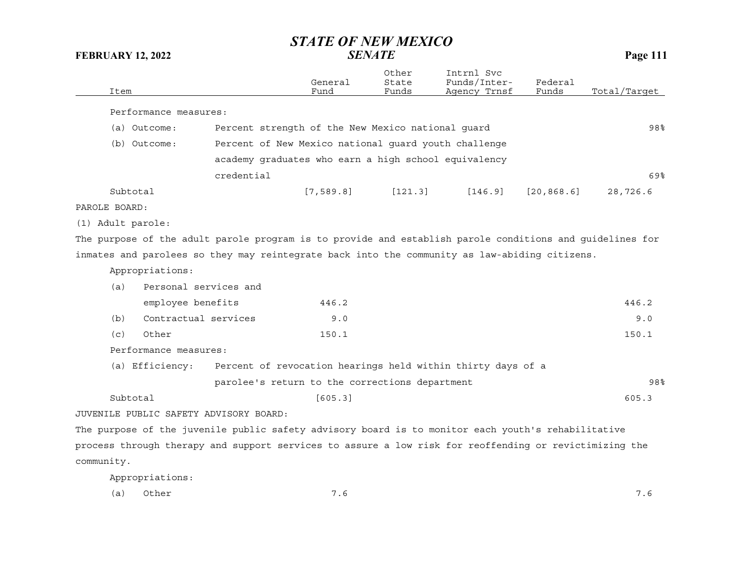| Item | | General Fund | Other State Funds | Intrnl Svc Funds/Inter-Agency Trnsf | Federal Funds | Total/Target |
|---|---|---|---|---|---|---|
| Performance measures: | | | | | | |
| (a) Outcome: | Percent strength of the New Mexico national guard | | | | | 98% |
| (b) Outcome: | Percent of New Mexico national guard youth challenge academy graduates who earn a high school equivalency credential | | | | | 69% |
| Subtotal | | [7,589.8] | [121.3] | [146.9] | [20,868.6] | 28,726.6 |

PAROLE BOARD:

(1) Adult parole:

The purpose of the adult parole program is to provide and establish parole conditions and guidelines for inmates and parolees so they may reintegrate back into the community as law-abiding citizens.

| Item | | General Fund | Other State Funds | Intrnl Svc Funds/Inter-Agency Trnsf | Federal Funds | Total/Target |
|---|---|---|---|---|---|---|
| Appropriations: | | | | | | |
| (a) | Personal services and employee benefits | 446.2 | | | | 446.2 |
| (b) | Contractual services | 9.0 | | | | 9.0 |
| (c) | Other | 150.1 | | | | 150.1 |
| Performance measures: | | | | | | |
| (a) Efficiency: | Percent of revocation hearings held within thirty days of a parolee's return to the corrections department | | | | | 98% |
| Subtotal | | [605.3] | | | | 605.3 |

JUVENILE PUBLIC SAFETY ADVISORY BOARD:

The purpose of the juvenile public safety advisory board is to monitor each youth's rehabilitative process through therapy and support services to assure a low risk for reoffending or revictimizing the community.

| Item | | General Fund | Other State Funds | Intrnl Svc Funds/Inter-Agency Trnsf | Federal Funds | Total/Target |
|---|---|---|---|---|---|---|
| Appropriations: | | | | | | |
| (a) | Other | 7.6 | | | | 7.6 |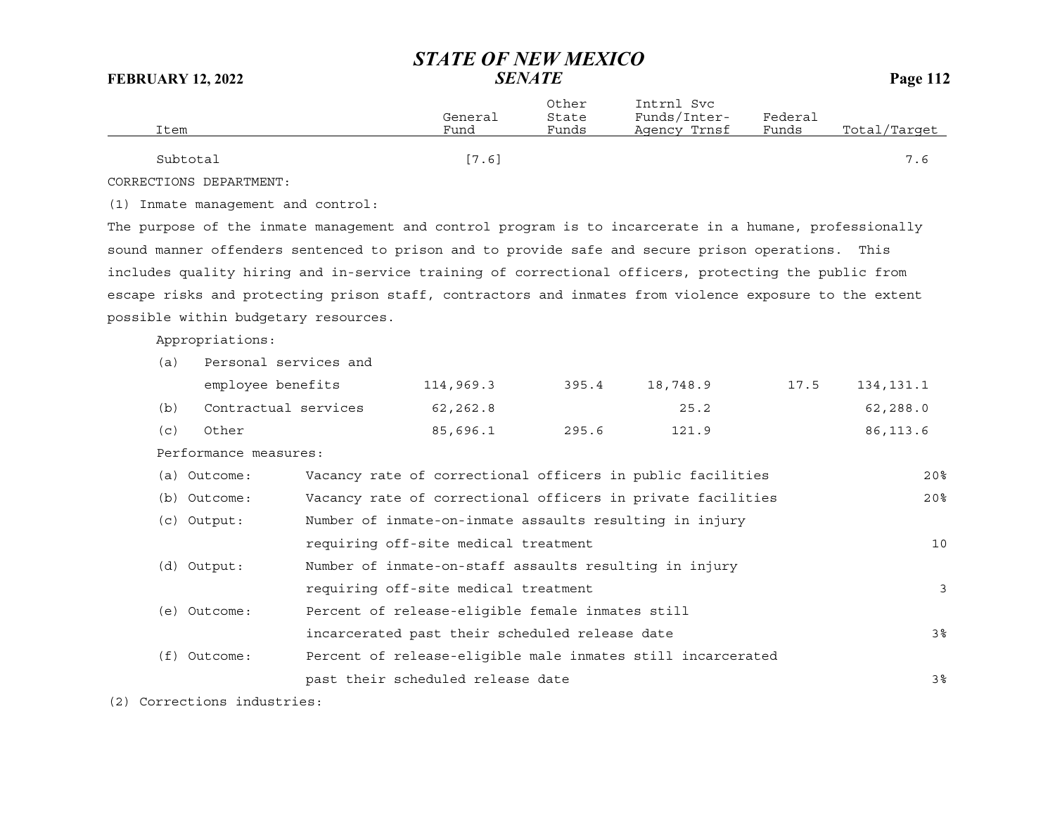| Item | General Fund | Other State Funds | Intrnl Svc Funds/Inter-Agency Trnsf | Federal Funds | Total/Target |
|---|---|---|---|---|---|
| Subtotal | [7.6] | | | | 7.6 |

CORRECTIONS DEPARTMENT:

(1) Inmate management and control:

The purpose of the inmate management and control program is to incarcerate in a humane, professionally sound manner offenders sentenced to prison and to provide safe and secure prison operations. This includes quality hiring and in-service training of correctional officers, protecting the public from escape risks and protecting prison staff, contractors and inmates from violence exposure to the extent possible within budgetary resources.

Appropriations:

| Item | General Fund | Other State Funds | Intrnl Svc Funds/Inter-Agency Trnsf | Federal Funds | Total/Target |
|---|---|---|---|---|---|
| (a) Personal services and employee benefits | 114,969.3 | 395.4 | 18,748.9 | 17.5 | 134,131.1 |
| (b) Contractual services | 62,262.8 | | 25.2 | | 62,288.0 |
| (c) Other | 85,696.1 | 295.6 | 121.9 | | 86,113.6 |

Performance measures:

| Measure | Description | Target |
|---|---|---|
| (a) Outcome: | Vacancy rate of correctional officers in public facilities | 20% |
| (b) Outcome: | Vacancy rate of correctional officers in private facilities | 20% |
| (c) Output: | Number of inmate-on-inmate assaults resulting in injury requiring off-site medical treatment | 10 |
| (d) Output: | Number of inmate-on-staff assaults resulting in injury requiring off-site medical treatment | 3 |
| (e) Outcome: | Percent of release-eligible female inmates still incarcerated past their scheduled release date | 3% |
| (f) Outcome: | Percent of release-eligible male inmates still incarcerated past their scheduled release date | 3% |

(2) Corrections industries: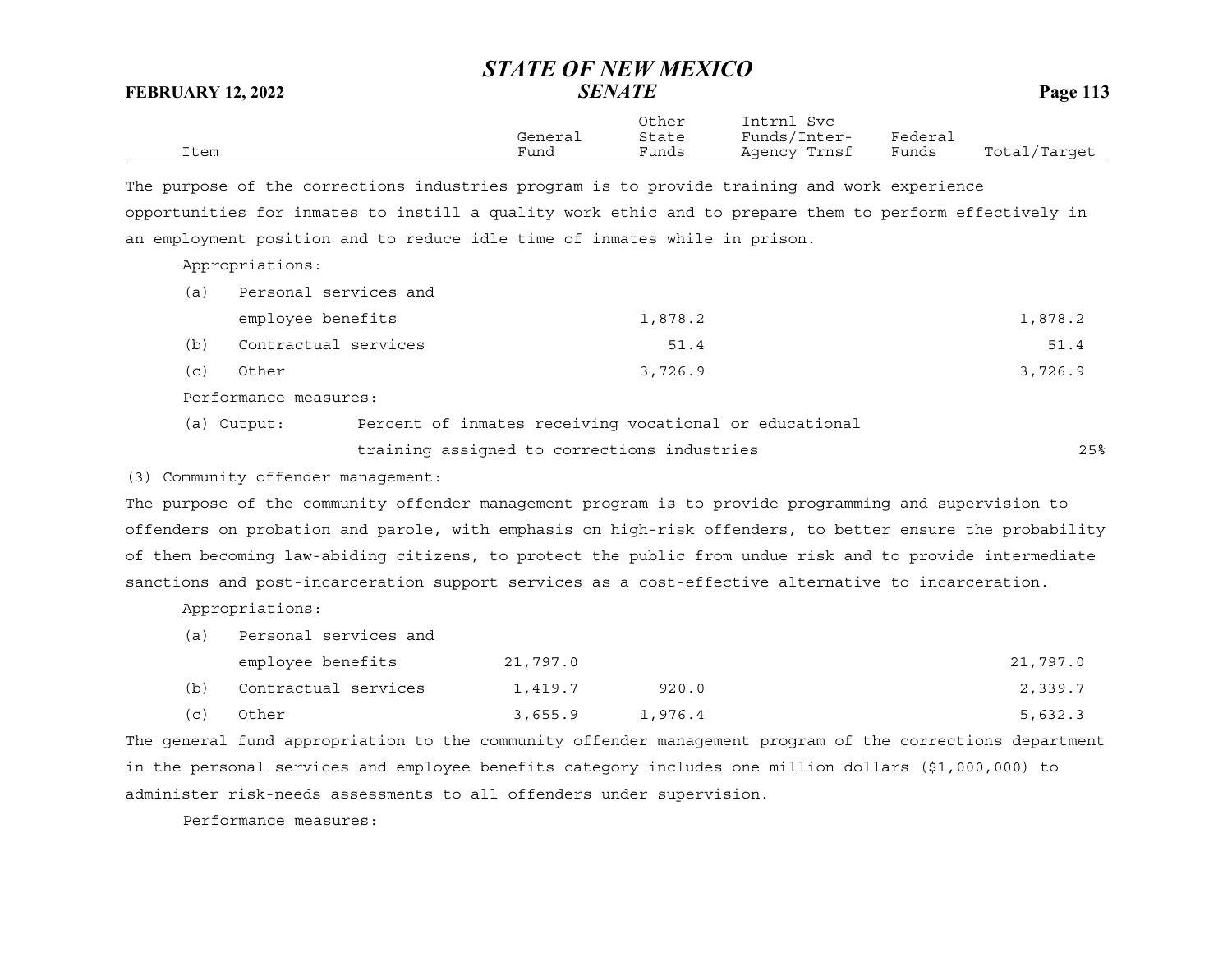| Item | General Fund | Other State Funds | Intrnl Svc Funds/Inter-Agency Trnsf | Federal Funds | Total/Target |
|---|---|---|---|---|---|

The purpose of the corrections industries program is to provide training and work experience opportunities for inmates to instill a quality work ethic and to prepare them to perform effectively in an employment position and to reduce idle time of inmates while in prison.

Appropriations:

| Item | General Fund | Other State Funds | Intrnl Svc Funds/Inter-Agency Trnsf | Federal Funds | Total/Target |
|---|---|---|---|---|---|
| (a) Personal services and employee benefits | | 1,878.2 | | | 1,878.2 |
| (b) Contractual services | | 51.4 | | | 51.4 |
| (c) Other | | 3,726.9 | | | 3,726.9 |

Performance measures:

| Measure | | Target |
|---|---|---|
| (a) Output: | Percent of inmates receiving vocational or educational training assigned to corrections industries | 25% |

(3) Community offender management:

The purpose of the community offender management program is to provide programming and supervision to offenders on probation and parole, with emphasis on high-risk offenders, to better ensure the probability of them becoming law-abiding citizens, to protect the public from undue risk and to provide intermediate sanctions and post-incarceration support services as a cost-effective alternative to incarceration.

Appropriations:

| Item | General Fund | Other State Funds | Intrnl Svc Funds/Inter-Agency Trnsf | Federal Funds | Total/Target |
|---|---|---|---|---|---|
| (a) Personal services and employee benefits | 21,797.0 | | | | 21,797.0 |
| (b) Contractual services | 1,419.7 | 920.0 | | | 2,339.7 |
| (c) Other | 3,655.9 | 1,976.4 | | | 5,632.3 |

The general fund appropriation to the community offender management program of the corrections department in the personal services and employee benefits category includes one million dollars ($1,000,000) to administer risk-needs assessments to all offenders under supervision.

Performance measures: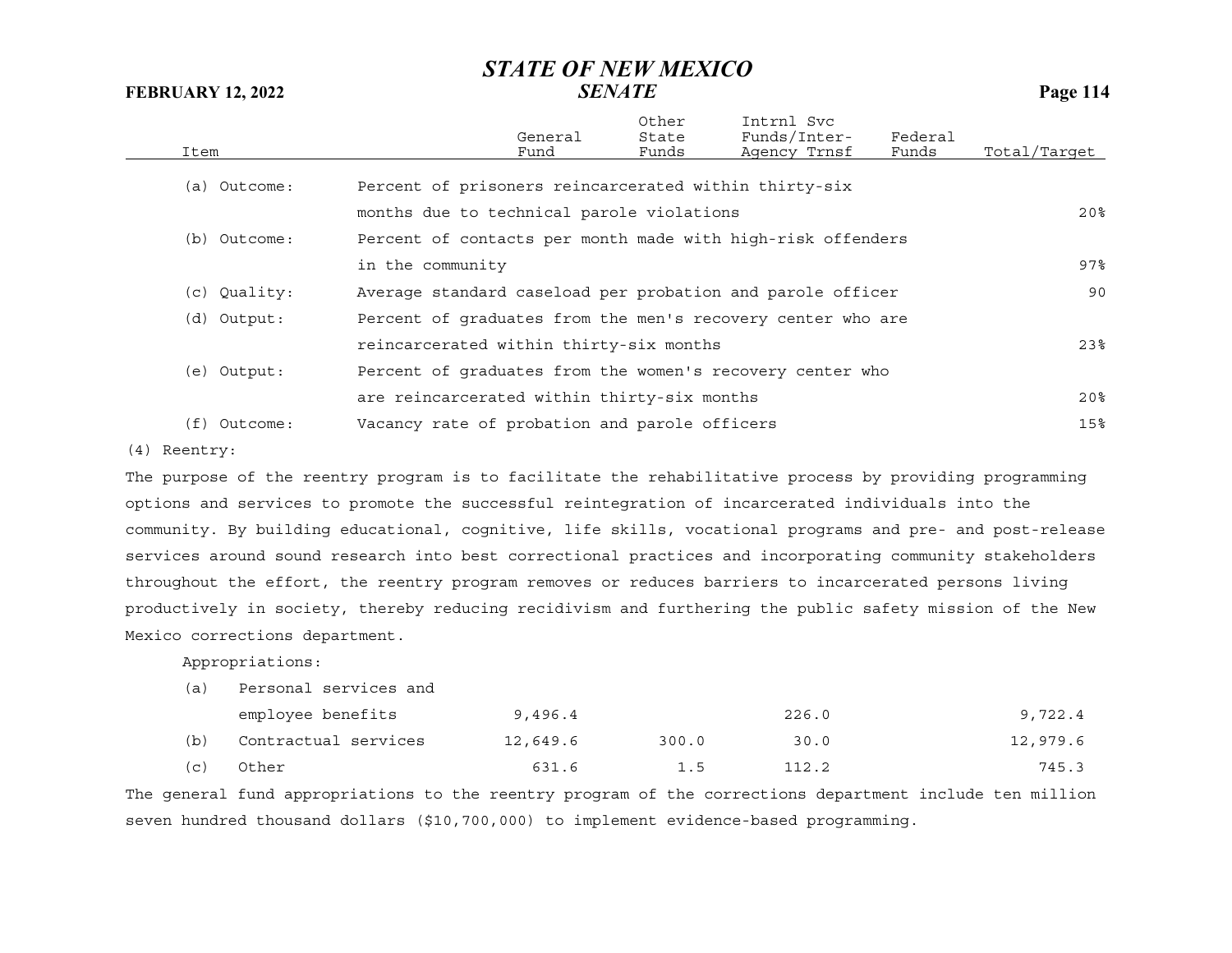| Item | | General Fund | Other State Funds | Intrnl Svc Funds/Inter-Agency Trnsf | Federal Funds | Total/Target |
|---|---|---|---|---|---|---|
| (a) Outcome: | Percent of prisoners reincarcerated within thirty-six months due to technical parole violations | | | | | 20% |
| (b) Outcome: | Percent of contacts per month made with high-risk offenders in the community | | | | | 97% |
| (c) Quality: | Average standard caseload per probation and parole officer | | | | | 90 |
| (d) Output: | Percent of graduates from the men's recovery center who are reincarcerated within thirty-six months | | | | | 23% |
| (e) Output: | Percent of graduates from the women's recovery center who are reincarcerated within thirty-six months | | | | | 20% |
| (f) Outcome: | Vacancy rate of probation and parole officers | | | | | 15% |

(4) Reentry:

The purpose of the reentry program is to facilitate the rehabilitative process by providing programming options and services to promote the successful reintegration of incarcerated individuals into the community. By building educational, cognitive, life skills, vocational programs and pre- and post-release services around sound research into best correctional practices and incorporating community stakeholders throughout the effort, the reentry program removes or reduces barriers to incarcerated persons living productively in society, thereby reducing recidivism and furthering the public safety mission of the New Mexico corrections department.

Appropriations:

| Item | General Fund | Other State Funds | Intrnl Svc Funds/Inter-Agency Trnsf | Federal Funds | Total/Target |
|---|---|---|---|---|---|
| (a) Personal services and employee benefits | 9,496.4 | | 226.0 | | 9,722.4 |
| (b) Contractual services | 12,649.6 | 300.0 | 30.0 | | 12,979.6 |
| (c) Other | 631.6 | 1.5 | 112.2 | | 745.3 |

The general fund appropriations to the reentry program of the corrections department include ten million seven hundred thousand dollars ($10,700,000) to implement evidence-based programming.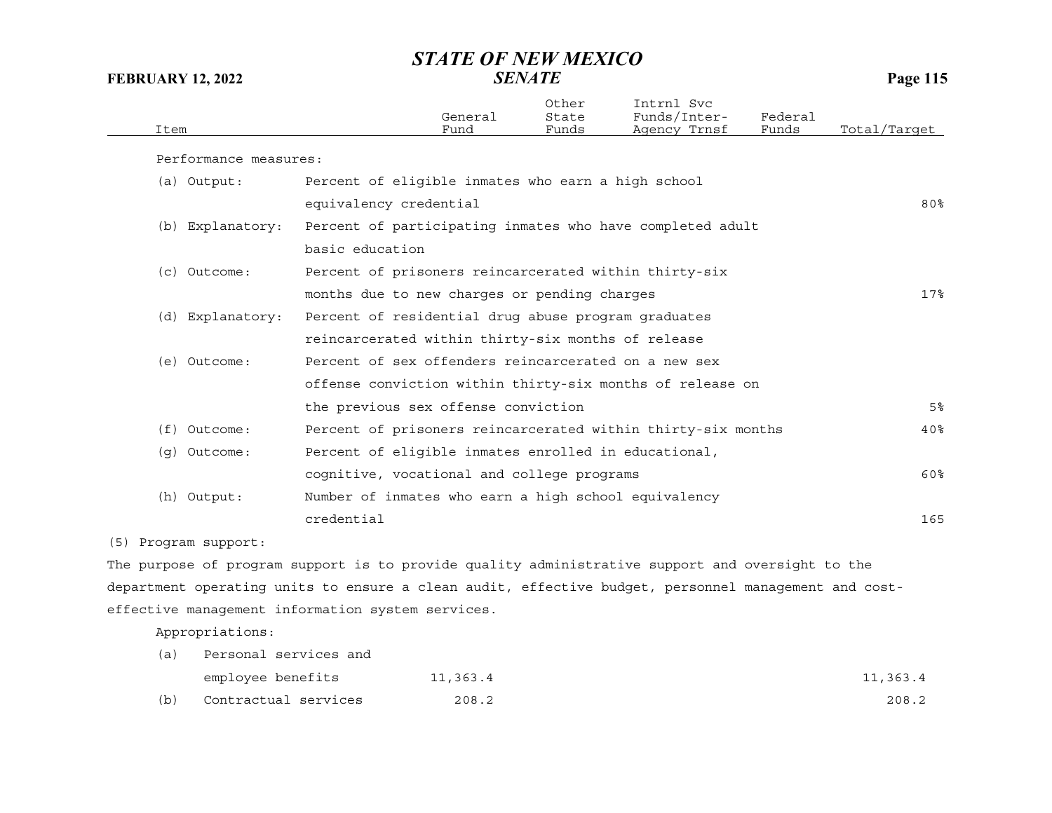| Item | General Fund | Other State Funds | Intrnl Svc Funds/Inter-Agency Trnsf | Federal Funds | Total/Target |
|---|---|---|---|---|---|

Performance measures:

| | | |
|---|---|---|
| (a) Output: | Percent of eligible inmates who earn a high school equivalency credential | 80% |
| (b) Explanatory: | Percent of participating inmates who have completed adult basic education | |
| (c) Outcome: | Percent of prisoners reincarcerated within thirty-six months due to new charges or pending charges | 17% |
| (d) Explanatory: | Percent of residential drug abuse program graduates reincarcerated within thirty-six months of release | |
| (e) Outcome: | Percent of sex offenders reincarcerated on a new sex offense conviction within thirty-six months of release on the previous sex offense conviction | 5% |
| (f) Outcome: | Percent of prisoners reincarcerated within thirty-six months | 40% |
| (g) Outcome: | Percent of eligible inmates enrolled in educational, cognitive, vocational and college programs | 60% |
| (h) Output: | Number of inmates who earn a high school equivalency credential | 165 |

(5) Program support:

The purpose of program support is to provide quality administrative support and oversight to the department operating units to ensure a clean audit, effective budget, personnel management and cost-effective management information system services.

Appropriations:

| Item | General Fund | Other State Funds | Intrnl Svc Funds/Inter-Agency Trnsf | Federal Funds | Total/Target |
|---|---|---|---|---|---|
| (a) Personal services and employee benefits | 11,363.4 | | | | 11,363.4 |
| (b) Contractual services | 208.2 | | | | 208.2 |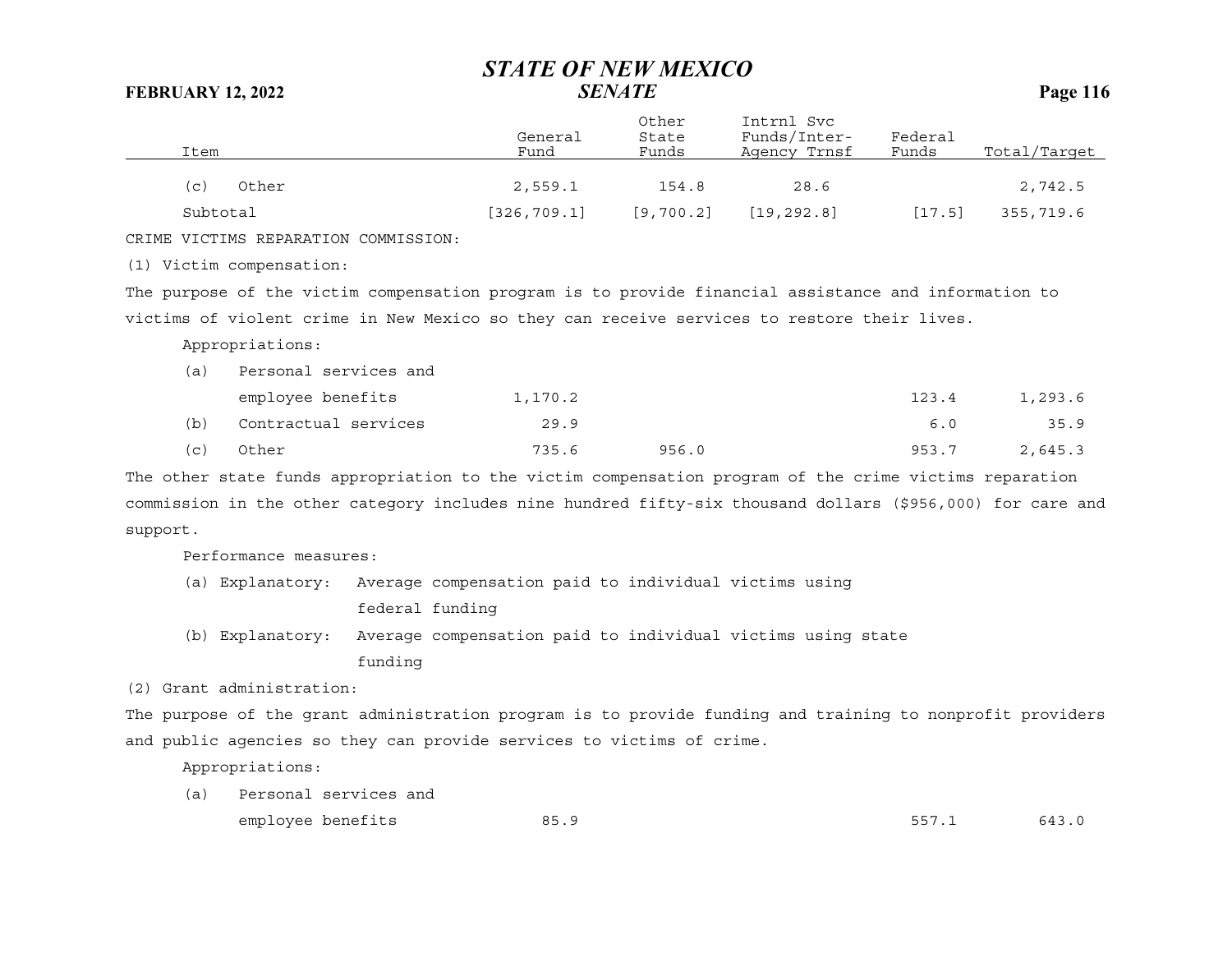| Item | General Fund | Other State Funds | Intrnl Svc Funds/Inter-Agency Trnsf | Federal Funds | Total/Target |
|---|---|---|---|---|---|
| (c) Other | 2,559.1 | 154.8 | 28.6 | | 2,742.5 |
| Subtotal | [326,709.1] | [9,700.2] | [19,292.8] | [17.5] | 355,719.6 |

CRIME VICTIMS REPARATION COMMISSION:

(1) Victim compensation:

The purpose of the victim compensation program is to provide financial assistance and information to victims of violent crime in New Mexico so they can receive services to restore their lives.

Appropriations:

| Item | General Fund | Other State Funds | Intrnl Svc Funds/Inter-Agency Trnsf | Federal Funds | Total/Target |
|---|---|---|---|---|---|
| (a) Personal services and employee benefits | 1,170.2 | | | 123.4 | 1,293.6 |
| (b) Contractual services | 29.9 | | | 6.0 | 35.9 |
| (c) Other | 735.6 | 956.0 | | 953.7 | 2,645.3 |

The other state funds appropriation to the victim compensation program of the crime victims reparation commission in the other category includes nine hundred fifty-six thousand dollars ($956,000) for care and support.

Performance measures:

(a) Explanatory: Average compensation paid to individual victims using federal funding

(b) Explanatory: Average compensation paid to individual victims using state funding

(2) Grant administration:

The purpose of the grant administration program is to provide funding and training to nonprofit providers and public agencies so they can provide services to victims of crime.

Appropriations:

| Item | General Fund | Other State Funds | Intrnl Svc Funds/Inter-Agency Trnsf | Federal Funds | Total/Target |
|---|---|---|---|---|---|
| (a) Personal services and employee benefits | 85.9 | | | 557.1 | 643.0 |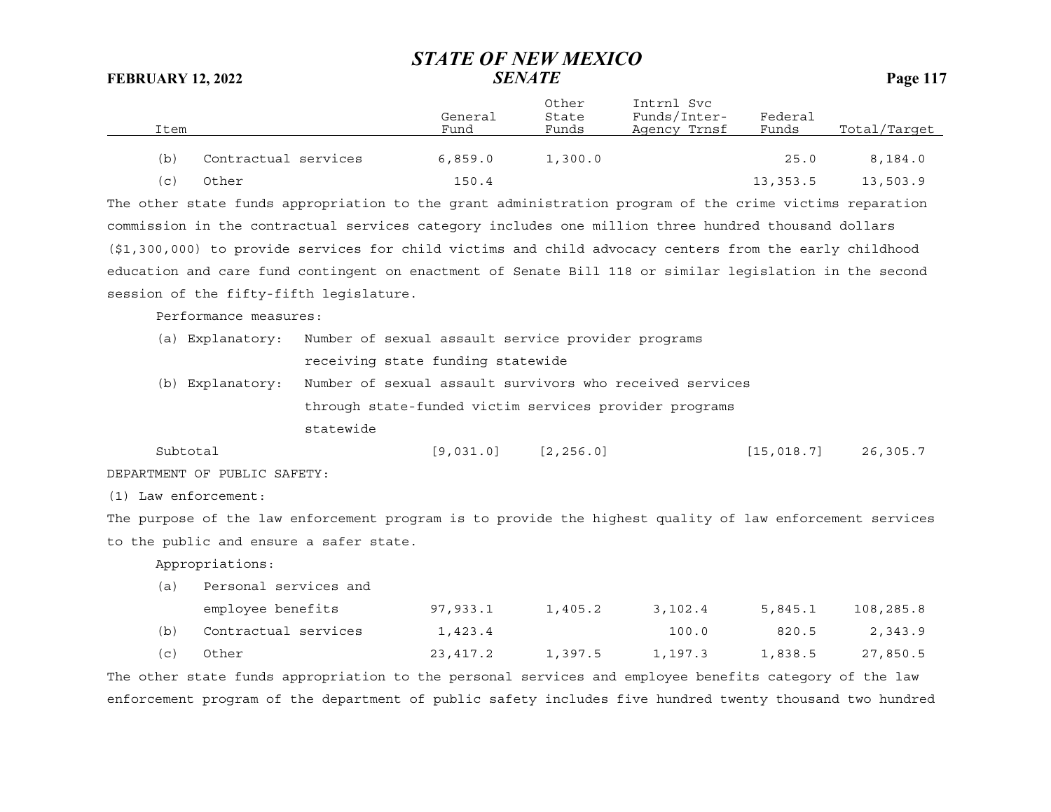| Item | General Fund | Other State Funds | Intrnl Svc Funds/Inter-Agency Trnsf | Federal Funds | Total/Target |
|---|---|---|---|---|---|
| (b) Contractual services | 6,859.0 | 1,300.0 | | 25.0 | 8,184.0 |
| (c) Other | 150.4 | | | 13,353.5 | 13,503.9 |

The other state funds appropriation to the grant administration program of the crime victims reparation commission in the contractual services category includes one million three hundred thousand dollars ($1,300,000) to provide services for child victims and child advocacy centers from the early childhood education and care fund contingent on enactment of Senate Bill 118 or similar legislation in the second session of the fifty-fifth legislature.

Performance measures:

(a) Explanatory: Number of sexual assault service provider programs receiving state funding statewide

(b) Explanatory: Number of sexual assault survivors who received services through state-funded victim services provider programs statewide

| Item | General Fund | Other State Funds | Intrnl Svc Funds/Inter-Agency Trnsf | Federal Funds | Total/Target |
|---|---|---|---|---|---|
| Subtotal | [9,031.0] | [2,256.0] | | [15,018.7] | 26,305.7 |

DEPARTMENT OF PUBLIC SAFETY:

(1) Law enforcement:

The purpose of the law enforcement program is to provide the highest quality of law enforcement services to the public and ensure a safer state.

Appropriations:

| Item | General Fund | Other State Funds | Intrnl Svc Funds/Inter-Agency Trnsf | Federal Funds | Total/Target |
|---|---|---|---|---|---|
| (a) Personal services and employee benefits | 97,933.1 | 1,405.2 | 3,102.4 | 5,845.1 | 108,285.8 |
| (b) Contractual services | 1,423.4 | | 100.0 | 820.5 | 2,343.9 |
| (c) Other | 23,417.2 | 1,397.5 | 1,197.3 | 1,838.5 | 27,850.5 |

The other state funds appropriation to the personal services and employee benefits category of the law enforcement program of the department of public safety includes five hundred twenty thousand two hundred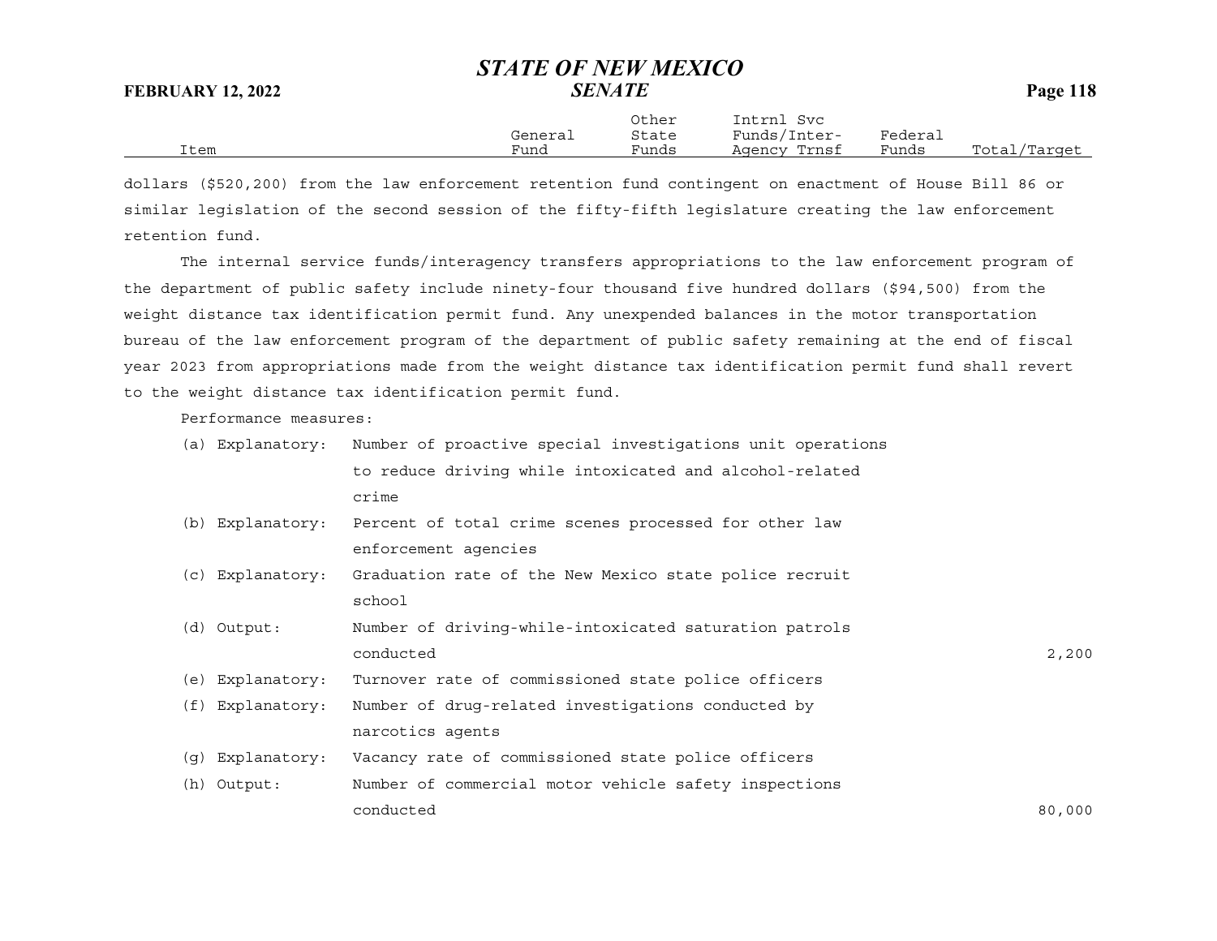| Item | General Fund | Other State Funds | Intrnl Svc Funds/Inter-Agency Trnsf | Federal Funds | Total/Target |
|---|---|---|---|---|---|

dollars ($520,200) from the law enforcement retention fund contingent on enactment of House Bill 86 or similar legislation of the second session of the fifty-fifth legislature creating the law enforcement retention fund.

The internal service funds/interagency transfers appropriations to the law enforcement program of the department of public safety include ninety-four thousand five hundred dollars ($94,500) from the weight distance tax identification permit fund. Any unexpended balances in the motor transportation bureau of the law enforcement program of the department of public safety remaining at the end of fiscal year 2023 from appropriations made from the weight distance tax identification permit fund shall revert to the weight distance tax identification permit fund.

Performance measures:

| Measure | Description | Total/Target |
|---|---|---|
| (a) Explanatory: | Number of proactive special investigations unit operations to reduce driving while intoxicated and alcohol-related crime | |
| (b) Explanatory: | Percent of total crime scenes processed for other law enforcement agencies | |
| (c) Explanatory: | Graduation rate of the New Mexico state police recruit school | |
| (d) Output: | Number of driving-while-intoxicated saturation patrols conducted | 2,200 |
| (e) Explanatory: | Turnover rate of commissioned state police officers | |
| (f) Explanatory: | Number of drug-related investigations conducted by narcotics agents | |
| (g) Explanatory: | Vacancy rate of commissioned state police officers | |
| (h) Output: | Number of commercial motor vehicle safety inspections conducted | 80,000 |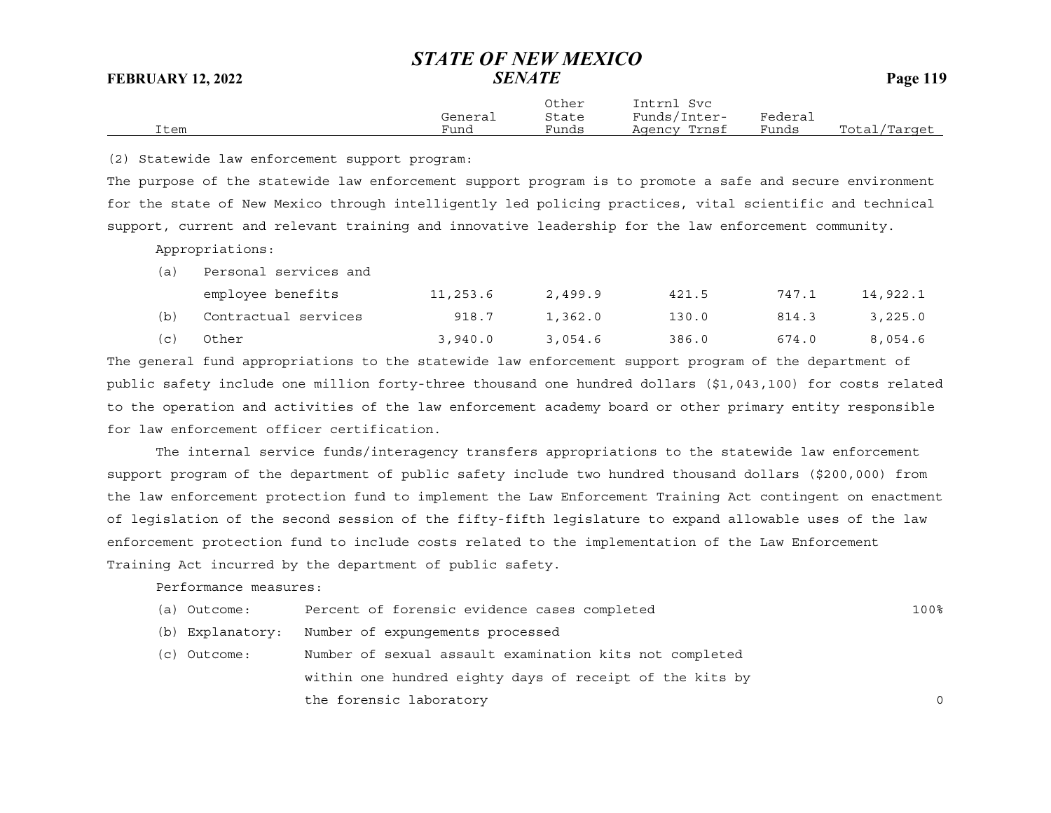| Item | General Fund | Other State Funds | Intrnl Svc Funds/Inter-Agency Trnsf | Federal Funds | Total/Target |
|---|---|---|---|---|---|

(2) Statewide law enforcement support program:

The purpose of the statewide law enforcement support program is to promote a safe and secure environment for the state of New Mexico through intelligently led policing practices, vital scientific and technical support, current and relevant training and innovative leadership for the law enforcement community.

Appropriations:

| Item | General Fund | Other State Funds | Intrnl Svc Funds/Inter-Agency Trnsf | Federal Funds | Total/Target |
|---|---|---|---|---|---|
| (a) Personal services and employee benefits | 11,253.6 | 2,499.9 | 421.5 | 747.1 | 14,922.1 |
| (b) Contractual services | 918.7 | 1,362.0 | 130.0 | 814.3 | 3,225.0 |
| (c) Other | 3,940.0 | 3,054.6 | 386.0 | 674.0 | 8,054.6 |

The general fund appropriations to the statewide law enforcement support program of the department of public safety include one million forty-three thousand one hundred dollars ($1,043,100) for costs related to the operation and activities of the law enforcement academy board or other primary entity responsible for law enforcement officer certification.

The internal service funds/interagency transfers appropriations to the statewide law enforcement support program of the department of public safety include two hundred thousand dollars ($200,000) from the law enforcement protection fund to implement the Law Enforcement Training Act contingent on enactment of legislation of the second session of the fifty-fifth legislature to expand allowable uses of the law enforcement protection fund to include costs related to the implementation of the Law Enforcement Training Act incurred by the department of public safety.

Performance measures:

| Measure | Description | Target |
|---|---|---|
| (a) Outcome: | Percent of forensic evidence cases completed | 100% |
| (b) Explanatory: | Number of expungements processed | |
| (c) Outcome: | Number of sexual assault examination kits not completed within one hundred eighty days of receipt of the kits by the forensic laboratory | 0 |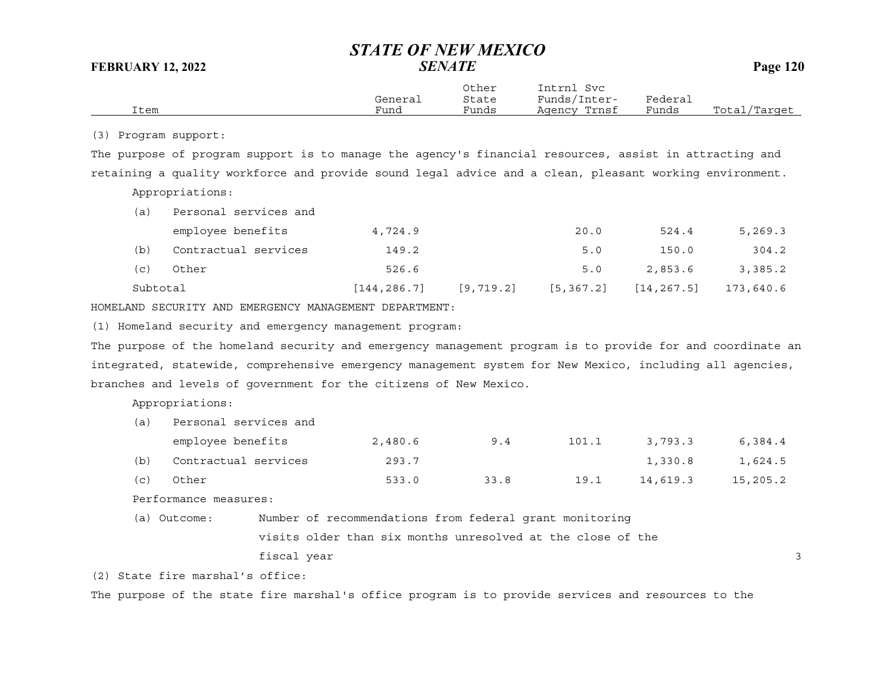| Item | General Fund | Other State Funds | Intrnl Svc Funds/Inter-Agency Trnsf | Federal Funds | Total/Target |
|---|---|---|---|---|---|

(3) Program support:

The purpose of program support is to manage the agency's financial resources, assist in attracting and retaining a quality workforce and provide sound legal advice and a clean, pleasant working environment.

Appropriations:

| Item | General Fund | Other State Funds | Intrnl Svc Funds/Inter-Agency Trnsf | Federal Funds | Total/Target |
|---|---|---|---|---|---|
| (a) Personal services and employee benefits | 4,724.9 | | 20.0 | 524.4 | 5,269.3 |
| (b) Contractual services | 149.2 | | 5.0 | 150.0 | 304.2 |
| (c) Other | 526.6 | | 5.0 | 2,853.6 | 3,385.2 |
| Subtotal | [144,286.7] | [9,719.2] | [5,367.2] | [14,267.5] | 173,640.6 |

HOMELAND SECURITY AND EMERGENCY MANAGEMENT DEPARTMENT:

(1) Homeland security and emergency management program:

The purpose of the homeland security and emergency management program is to provide for and coordinate an integrated, statewide, comprehensive emergency management system for New Mexico, including all agencies, branches and levels of government for the citizens of New Mexico.

Appropriations:

| Item | General Fund | Other State Funds | Intrnl Svc Funds/Inter-Agency Trnsf | Federal Funds | Total/Target |
|---|---|---|---|---|---|
| (a) Personal services and employee benefits | 2,480.6 | 9.4 | 101.1 | 3,793.3 | 6,384.4 |
| (b) Contractual services | 293.7 | | | 1,330.8 | 1,624.5 |
| (c) Other | 533.0 | 33.8 | 19.1 | 14,619.3 | 15,205.2 |

Performance measures:

| Measure | Description | Target |
|---|---|---|
| (a) Outcome: | Number of recommendations from federal grant monitoring visits older than six months unresolved at the close of the fiscal year | 3 |

(2) State fire marshal's office:

The purpose of the state fire marshal's office program is to provide services and resources to the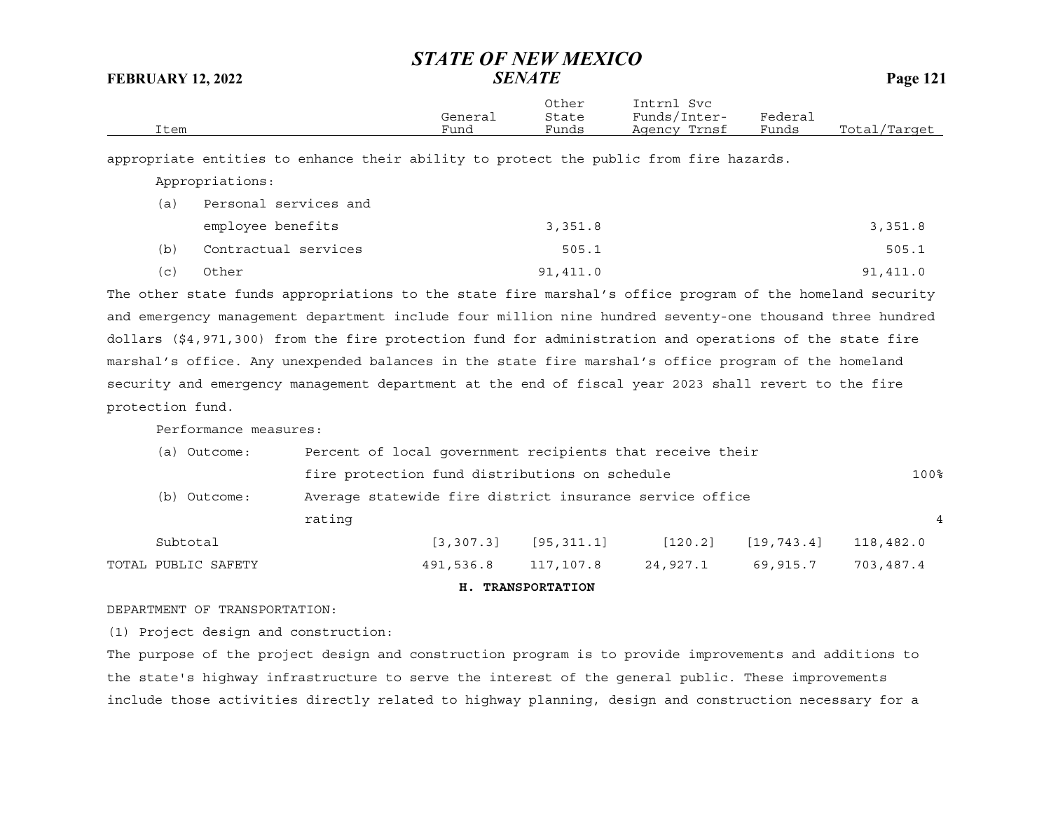| Item | General Fund | Other State Funds | Intrnl Svc Funds/Inter-Agency Trnsf | Federal Funds | Total/Target |
|---|---|---|---|---|---|

appropriate entities to enhance their ability to protect the public from fire hazards.

Appropriations:

| Item | General Fund | Other State Funds | Intrnl Svc Funds/Inter-Agency Trnsf | Federal Funds | Total/Target |
|---|---|---|---|---|---|
| (a) Personal services and employee benefits | | 3,351.8 | | | 3,351.8 |
| (b) Contractual services | | 505.1 | | | 505.1 |
| (c) Other | | 91,411.0 | | | 91,411.0 |

The other state funds appropriations to the state fire marshal's office program of the homeland security and emergency management department include four million nine hundred seventy-one thousand three hundred dollars ($4,971,300) from the fire protection fund for administration and operations of the state fire marshal's office. Any unexpended balances in the state fire marshal's office program of the homeland security and emergency management department at the end of fiscal year 2023 shall revert to the fire protection fund.

Performance measures:

| Item | General Fund | Other State Funds | Intrnl Svc Funds/Inter-Agency Trnsf | Federal Funds | Total/Target |
|---|---|---|---|---|---|
| (a) Outcome: Percent of local government recipients that receive their fire protection fund distributions on schedule | | | | | 100% |
| (b) Outcome: Average statewide fire district insurance service office rating | | | | | 4 |
| Subtotal | [3,307.3] | [95,311.1] | [120.2] | [19,743.4] | 118,482.0 |
| TOTAL PUBLIC SAFETY | 491,536.8 | 117,107.8 | 24,927.1 | 69,915.7 | 703,487.4 |

**H. TRANSPORTATION**

DEPARTMENT OF TRANSPORTATION:

(1) Project design and construction:

The purpose of the project design and construction program is to provide improvements and additions to the state's highway infrastructure to serve the interest of the general public. These improvements include those activities directly related to highway planning, design and construction necessary for a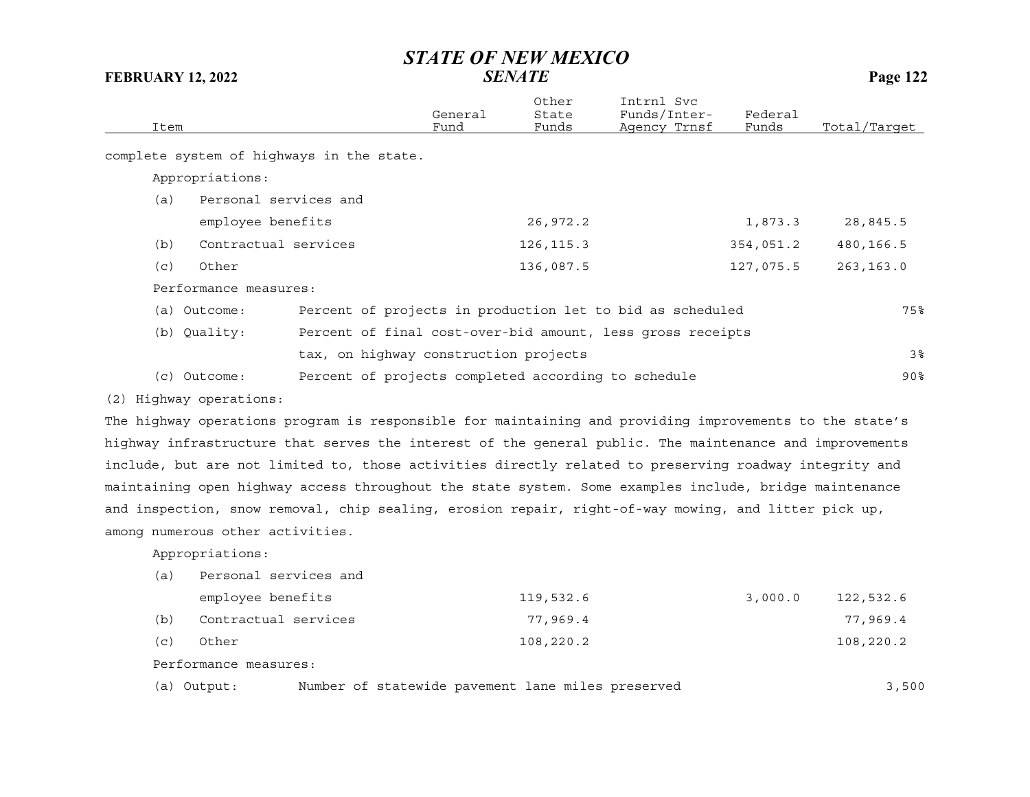| Item | General Fund | Other State Funds | Intrnl Svc Funds/Inter-Agency Trnsf | Federal Funds | Total/Target |
|---|---|---|---|---|---|
| complete system of highways in the state. | | | | | |
| Appropriations: | | | | | |
| (a) Personal services and employee benefits | | 26,972.2 | | 1,873.3 | 28,845.5 |
| (b) Contractual services | | 126,115.3 | | 354,051.2 | 480,166.5 |
| (c) Other | | 136,087.5 | | 127,075.5 | 263,163.0 |
| Performance measures: | | | | | |
| (a) Outcome: Percent of projects in production let to bid as scheduled | | | | | 75% |
| (b) Quality: Percent of final cost-over-bid amount, less gross receipts tax, on highway construction projects | | | | | 3% |
| (c) Outcome: Percent of projects completed according to schedule | | | | | 90% |

(2) Highway operations:

The highway operations program is responsible for maintaining and providing improvements to the state's highway infrastructure that serves the interest of the general public. The maintenance and improvements include, but are not limited to, those activities directly related to preserving roadway integrity and maintaining open highway access throughout the state system. Some examples include, bridge maintenance and inspection, snow removal, chip sealing, erosion repair, right-of-way mowing, and litter pick up, among numerous other activities.

| Item | General Fund | Other State Funds | Intrnl Svc Funds/Inter-Agency Trnsf | Federal Funds | Total/Target |
|---|---|---|---|---|---|
| Appropriations: | | | | | |
| (a) Personal services and employee benefits | | 119,532.6 | | 3,000.0 | 122,532.6 |
| (b) Contractual services | | 77,969.4 | | | 77,969.4 |
| (c) Other | | 108,220.2 | | | 108,220.2 |
| Performance measures: | | | | | |
| (a) Output: Number of statewide pavement lane miles preserved | | | | | 3,500 |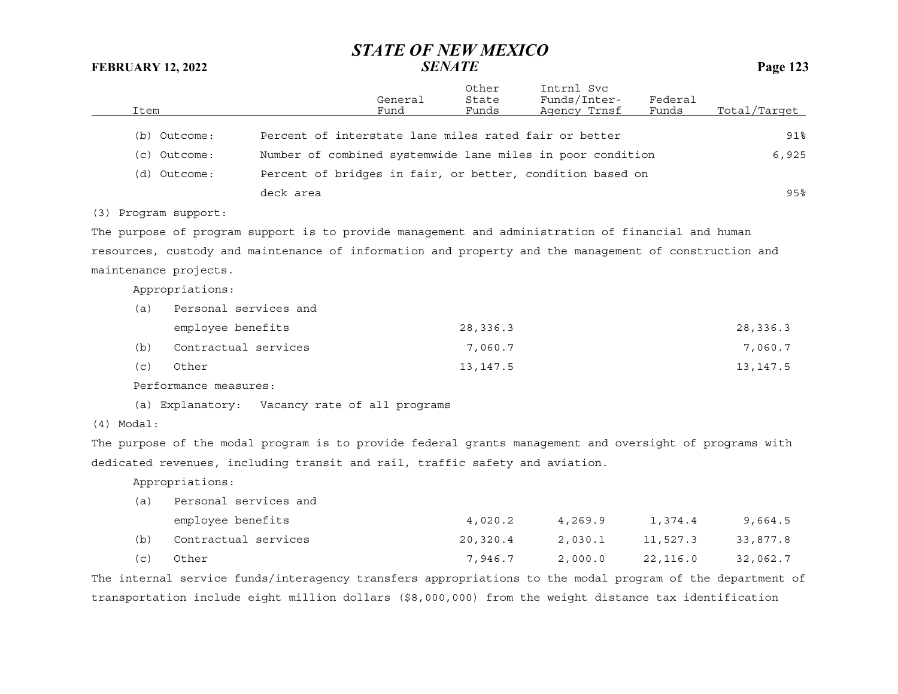| Item | | General Fund | Other State Funds | Intrnl Svc Funds/Inter-Agency Trnsf | Federal Funds | Total/Target |
|---|---|---|---|---|---|---|
| (b) Outcome: | Percent of interstate lane miles rated fair or better | | | | | 91% |
| (c) Outcome: | Number of combined systemwide lane miles in poor condition | | | | | 6,925 |
| (d) Outcome: | Percent of bridges in fair, or better, condition based on deck area | | | | | 95% |

(3) Program support:

The purpose of program support is to provide management and administration of financial and human resources, custody and maintenance of information and property and the management of construction and maintenance projects.

Appropriations:

| Item | General Fund | Other State Funds | Intrnl Svc Funds/Inter-Agency Trnsf | Federal Funds | Total/Target |
|---|---|---|---|---|---|
| (a) Personal services and employee benefits | | 28,336.3 | | | 28,336.3 |
| (b) Contractual services | | 7,060.7 | | | 7,060.7 |
| (c) Other | | 13,147.5 | | | 13,147.5 |

Performance measures:

(a) Explanatory: Vacancy rate of all programs

(4) Modal:

The purpose of the modal program is to provide federal grants management and oversight of programs with dedicated revenues, including transit and rail, traffic safety and aviation.

Appropriations:

| Item | General Fund | Other State Funds | Intrnl Svc Funds/Inter-Agency Trnsf | Federal Funds | Total/Target |
|---|---|---|---|---|---|
| (a) Personal services and employee benefits | | 4,020.2 | 4,269.9 | 1,374.4 | 9,664.5 |
| (b) Contractual services | | 20,320.4 | 2,030.1 | 11,527.3 | 33,877.8 |
| (c) Other | | 7,946.7 | 2,000.0 | 22,116.0 | 32,062.7 |

The internal service funds/interagency transfers appropriations to the modal program of the department of transportation include eight million dollars ($8,000,000) from the weight distance tax identification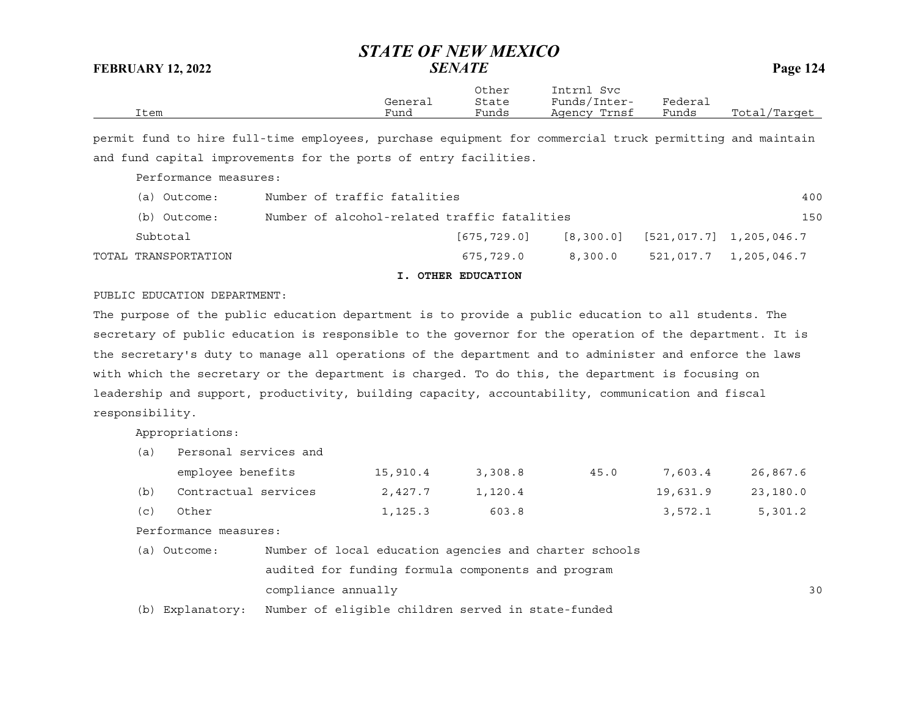| Item | General Fund | Other State Funds | Intrnl Svc Funds/Inter-Agency Trnsf | Federal Funds | Total/Target |
|---|---|---|---|---|---|

permit fund to hire full-time employees, purchase equipment for commercial truck permitting and maintain and fund capital improvements for the ports of entry facilities.

Performance measures:

| Item | General Fund | Other State Funds | Intrnl Svc Funds/Inter-Agency Trnsf | Federal Funds | Total/Target |
|---|---|---|---|---|---|
| (a) Outcome: Number of traffic fatalities | | | | | 400 |
| (b) Outcome: Number of alcohol-related traffic fatalities | | | | | 150 |
| Subtotal | | [675,729.0] | [8,300.0] | [521,017.7] | 1,205,046.7 |
| TOTAL TRANSPORTATION | | 675,729.0 | 8,300.0 | 521,017.7 | 1,205,046.7 |

**I. OTHER EDUCATION**

PUBLIC EDUCATION DEPARTMENT:

The purpose of the public education department is to provide a public education to all students. The secretary of public education is responsible to the governor for the operation of the department. It is the secretary's duty to manage all operations of the department and to administer and enforce the laws with which the secretary or the department is charged. To do this, the department is focusing on leadership and support, productivity, building capacity, accountability, communication and fiscal responsibility.

Appropriations:

| Item | General Fund | Other State Funds | Intrnl Svc Funds/Inter-Agency Trnsf | Federal Funds | Total/Target |
|---|---|---|---|---|---|
| (a) Personal services and employee benefits | 15,910.4 | 3,308.8 | 45.0 | 7,603.4 | 26,867.6 |
| (b) Contractual services | 2,427.7 | 1,120.4 | | 19,631.9 | 23,180.0 |
| (c) Other | 1,125.3 | 603.8 | | 3,572.1 | 5,301.2 |

Performance measures:

| Item | General Fund | Other State Funds | Intrnl Svc Funds/Inter-Agency Trnsf | Federal Funds | Total/Target |
|---|---|---|---|---|---|
| (a) Outcome: Number of local education agencies and charter schools audited for funding formula components and program compliance annually | | | | | 30 |
| (b) Explanatory: Number of eligible children served in state-funded | | | | | |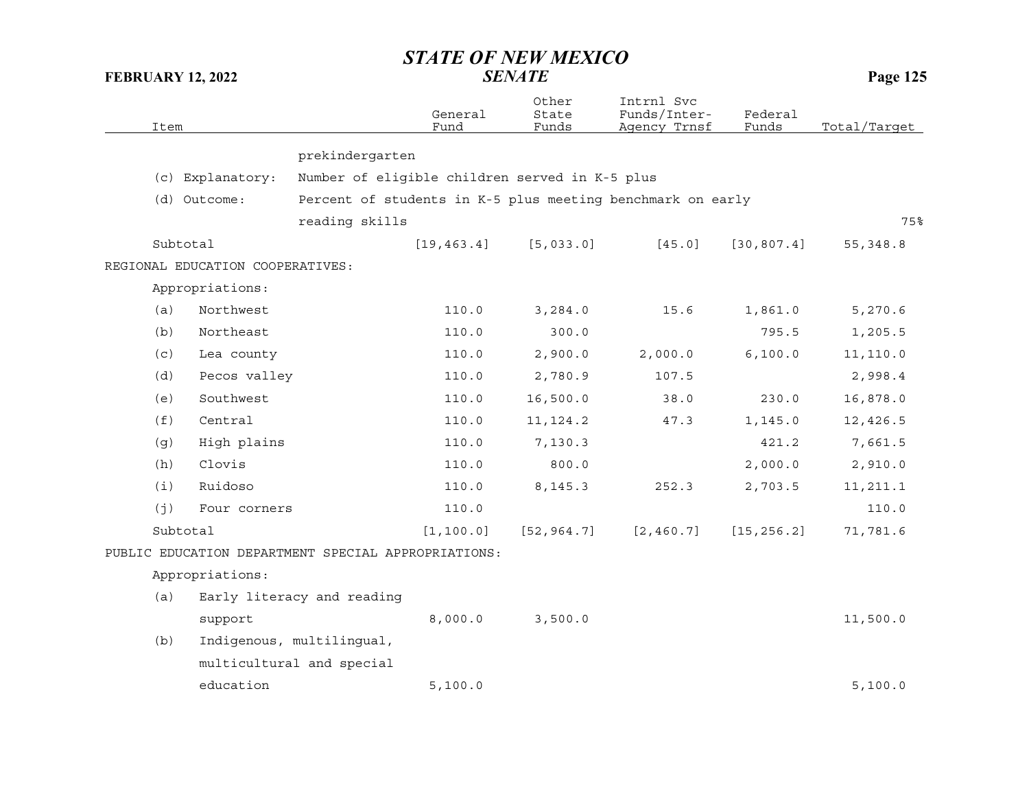| Item | | General Fund | Other State Funds | Intrnl Svc Funds/Inter-Agency Trnsf | Federal Funds | Total/Target |
|---|---|---|---|---|---|---|
| | prekindergarten | | | | | |
| (c) Explanatory: | Number of eligible children served in K-5 plus | | | | | |
| (d) Outcome: | Percent of students in K-5 plus meeting benchmark on early reading skills | | | | | 75% |
| Subtotal | | [19,463.4] | [5,033.0] | [45.0] | [30,807.4] | 55,348.8 |
| REGIONAL EDUCATION COOPERATIVES: | | | | | | |
| Appropriations: | | | | | | |
| (a) | Northwest | 110.0 | 3,284.0 | 15.6 | 1,861.0 | 5,270.6 |
| (b) | Northeast | 110.0 | 300.0 | | 795.5 | 1,205.5 |
| (c) | Lea county | 110.0 | 2,900.0 | 2,000.0 | 6,100.0 | 11,110.0 |
| (d) | Pecos valley | 110.0 | 2,780.9 | 107.5 | | 2,998.4 |
| (e) | Southwest | 110.0 | 16,500.0 | 38.0 | 230.0 | 16,878.0 |
| (f) | Central | 110.0 | 11,124.2 | 47.3 | 1,145.0 | 12,426.5 |
| (g) | High plains | 110.0 | 7,130.3 | | 421.2 | 7,661.5 |
| (h) | Clovis | 110.0 | 800.0 | | 2,000.0 | 2,910.0 |
| (i) | Ruidoso | 110.0 | 8,145.3 | 252.3 | 2,703.5 | 11,211.1 |
| (j) | Four corners | 110.0 | | | | 110.0 |
| Subtotal | | [1,100.0] | [52,964.7] | [2,460.7] | [15,256.2] | 71,781.6 |
| PUBLIC EDUCATION DEPARTMENT SPECIAL APPROPRIATIONS: | | | | | | |
| Appropriations: | | | | | | |
| (a) | Early literacy and reading support | 8,000.0 | 3,500.0 | | | 11,500.0 |
| (b) | Indigenous, multilingual, multicultural and special education | 5,100.0 | | | | 5,100.0 |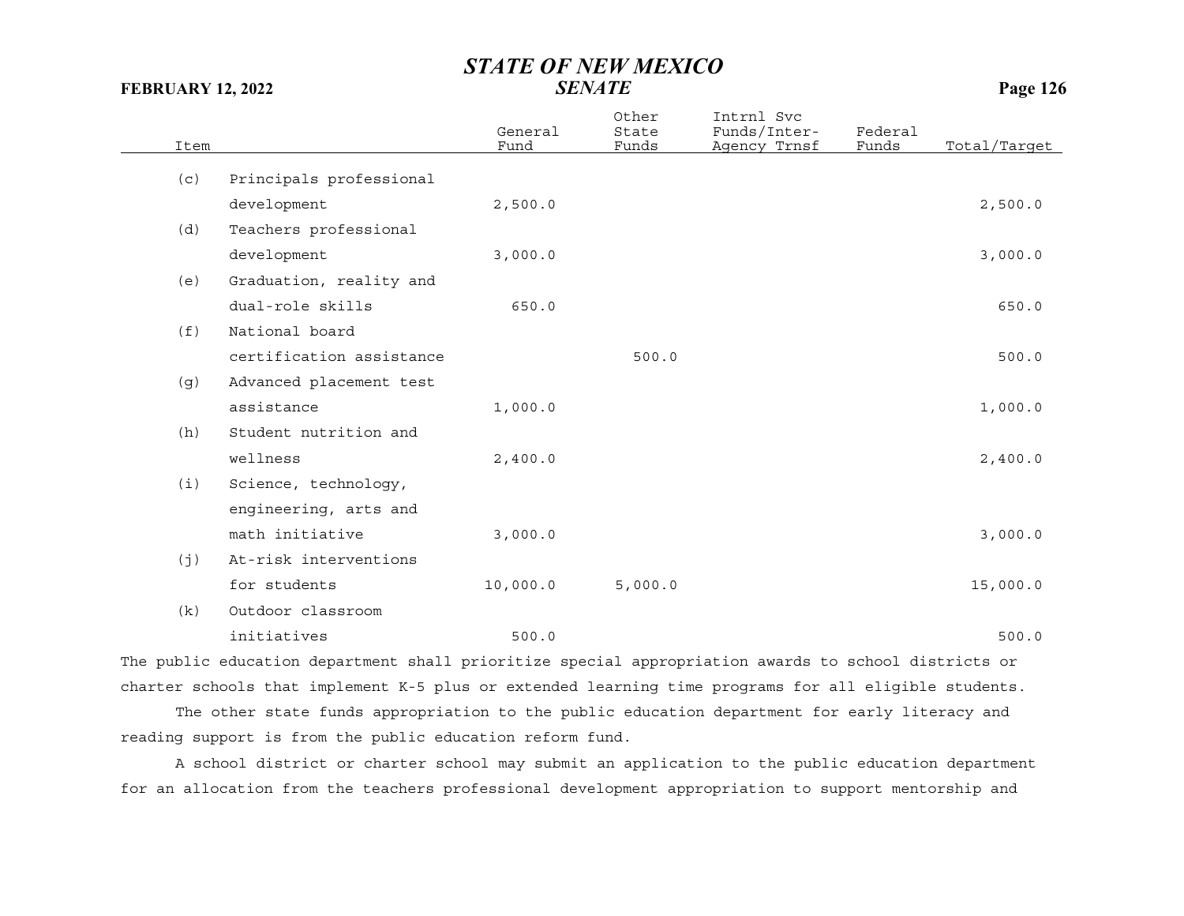| Item | | General Fund | Other State Funds | Intrnl Svc Funds/Inter-Agency Trnsf | Federal Funds | Total/Target |
|---|---|---|---|---|---|---|
| (c) | Principals professional development | 2,500.0 | | | | 2,500.0 |
| (d) | Teachers professional development | 3,000.0 | | | | 3,000.0 |
| (e) | Graduation, reality and dual-role skills | 650.0 | | | | 650.0 |
| (f) | National board certification assistance | | 500.0 | | | 500.0 |
| (g) | Advanced placement test assistance | 1,000.0 | | | | 1,000.0 |
| (h) | Student nutrition and wellness | 2,400.0 | | | | 2,400.0 |
| (i) | Science, technology, engineering, arts and math initiative | 3,000.0 | | | | 3,000.0 |
| (j) | At-risk interventions for students | 10,000.0 | 5,000.0 | | | 15,000.0 |
| (k) | Outdoor classroom initiatives | 500.0 | | | | 500.0 |

The public education department shall prioritize special appropriation awards to school districts or charter schools that implement K-5 plus or extended learning time programs for all eligible students.

The other state funds appropriation to the public education department for early literacy and reading support is from the public education reform fund.

A school district or charter school may submit an application to the public education department for an allocation from the teachers professional development appropriation to support mentorship and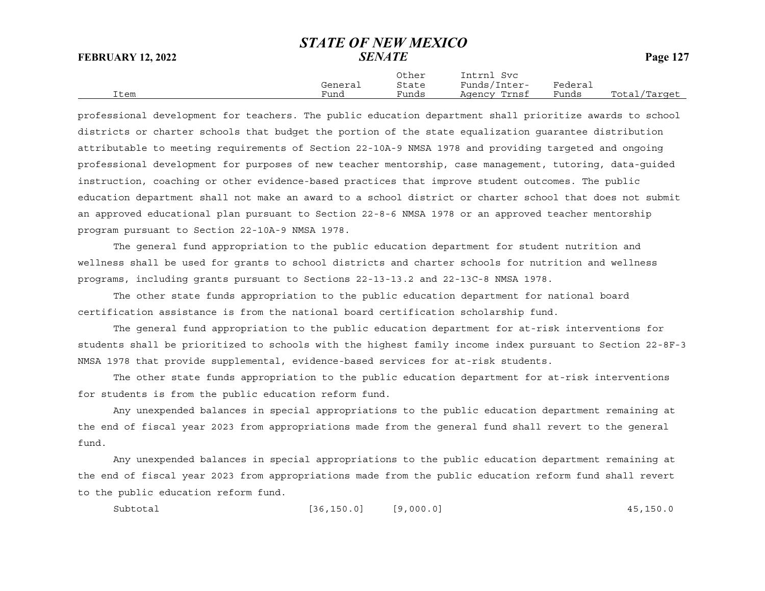| Item | General Fund | Other State Funds | Intrnl Svc Funds/Inter-Agency Trnsf | Federal Funds | Total/Target |
|---|---|---|---|---|---|

professional development for teachers. The public education department shall prioritize awards to school districts or charter schools that budget the portion of the state equalization guarantee distribution attributable to meeting requirements of Section 22-10A-9 NMSA 1978 and providing targeted and ongoing professional development for purposes of new teacher mentorship, case management, tutoring, data-guided instruction, coaching or other evidence-based practices that improve student outcomes. The public education department shall not make an award to a school district or charter school that does not submit an approved educational plan pursuant to Section 22-8-6 NMSA 1978 or an approved teacher mentorship program pursuant to Section 22-10A-9 NMSA 1978.

The general fund appropriation to the public education department for student nutrition and wellness shall be used for grants to school districts and charter schools for nutrition and wellness programs, including grants pursuant to Sections 22-13-13.2 and 22-13C-8 NMSA 1978.

The other state funds appropriation to the public education department for national board certification assistance is from the national board certification scholarship fund.

The general fund appropriation to the public education department for at-risk interventions for students shall be prioritized to schools with the highest family income index pursuant to Section 22-8F-3 NMSA 1978 that provide supplemental, evidence-based services for at-risk students.

The other state funds appropriation to the public education department for at-risk interventions for students is from the public education reform fund.

Any unexpended balances in special appropriations to the public education department remaining at the end of fiscal year 2023 from appropriations made from the general fund shall revert to the general fund.

Any unexpended balances in special appropriations to the public education department remaining at the end of fiscal year 2023 from appropriations made from the public education reform fund shall revert to the public education reform fund.

| Item | General Fund | Other State Funds | Intrnl Svc Funds/Inter-Agency Trnsf | Federal Funds | Total/Target |
|---|---|---|---|---|---|
| Subtotal | [36,150.0] | [9,000.0] | | | 45,150.0 |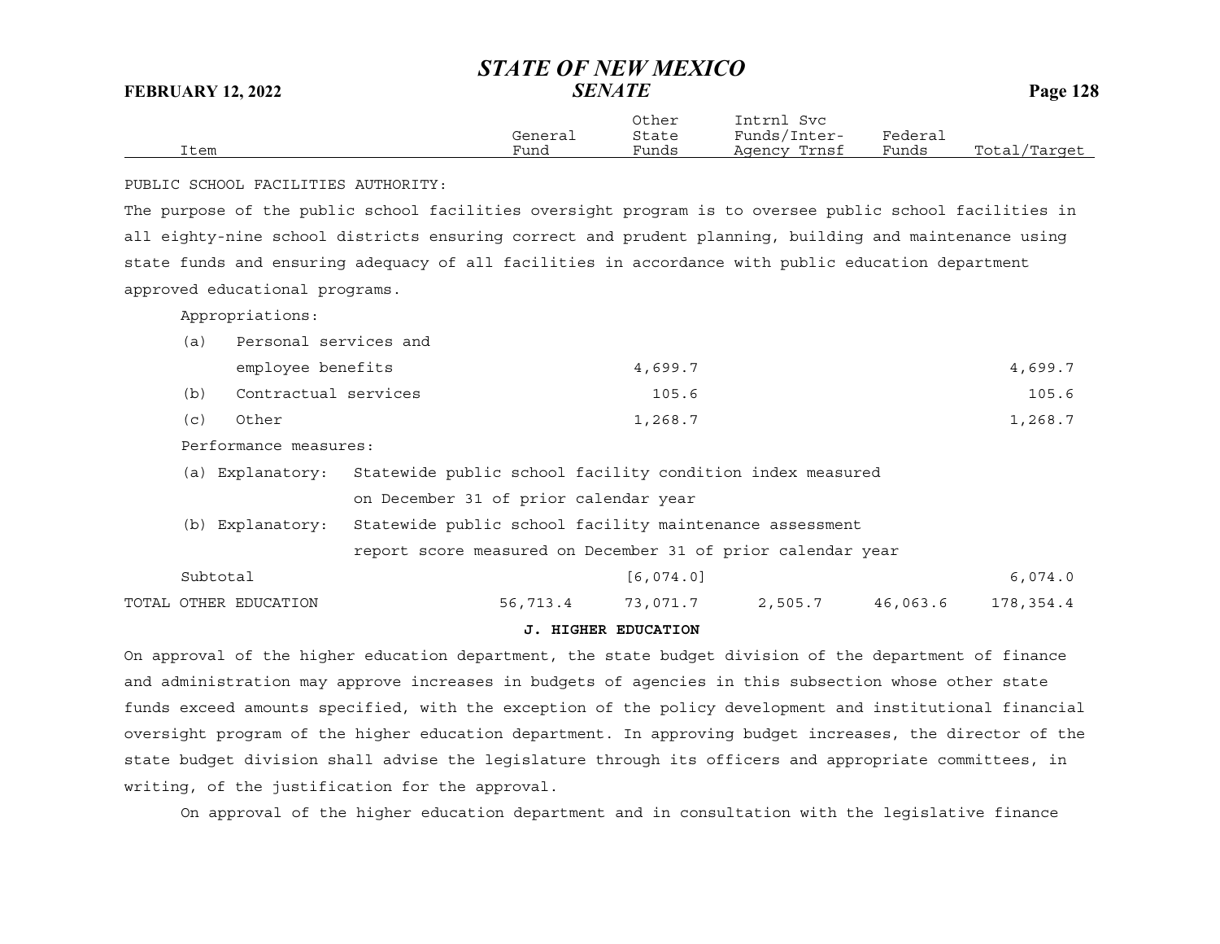PUBLIC SCHOOL FACILITIES AUTHORITY:

The purpose of the public school facilities oversight program is to oversee public school facilities in all eighty-nine school districts ensuring correct and prudent planning, building and maintenance using state funds and ensuring adequacy of all facilities in accordance with public education department approved educational programs.

| Item | General Fund | Other State Funds | Intrnl Svc Funds/Inter-Agency Trnsf | Federal Funds | Total/Target |
|---|---|---|---|---|---|
| Appropriations: | | | | | |
| (a) Personal services and employee benefits | | 4,699.7 | | | 4,699.7 |
| (b) Contractual services | | 105.6 | | | 105.6 |
| (c) Other | | 1,268.7 | | | 1,268.7 |
| Performance measures: | | | | | |
| (a) Explanatory: Statewide public school facility condition index measured on December 31 of prior calendar year | | | | | |
| (b) Explanatory: Statewide public school facility maintenance assessment report score measured on December 31 of prior calendar year | | | | | |
| Subtotal | | [6,074.0] | | | 6,074.0 |
| TOTAL OTHER EDUCATION | 56,713.4 | 73,071.7 | 2,505.7 | 46,063.6 | 178,354.4 |

## J. HIGHER EDUCATION

On approval of the higher education department, the state budget division of the department of finance and administration may approve increases in budgets of agencies in this subsection whose other state funds exceed amounts specified, with the exception of the policy development and institutional financial oversight program of the higher education department. In approving budget increases, the director of the state budget division shall advise the legislature through its officers and appropriate committees, in writing, of the justification for the approval.

On approval of the higher education department and in consultation with the legislative finance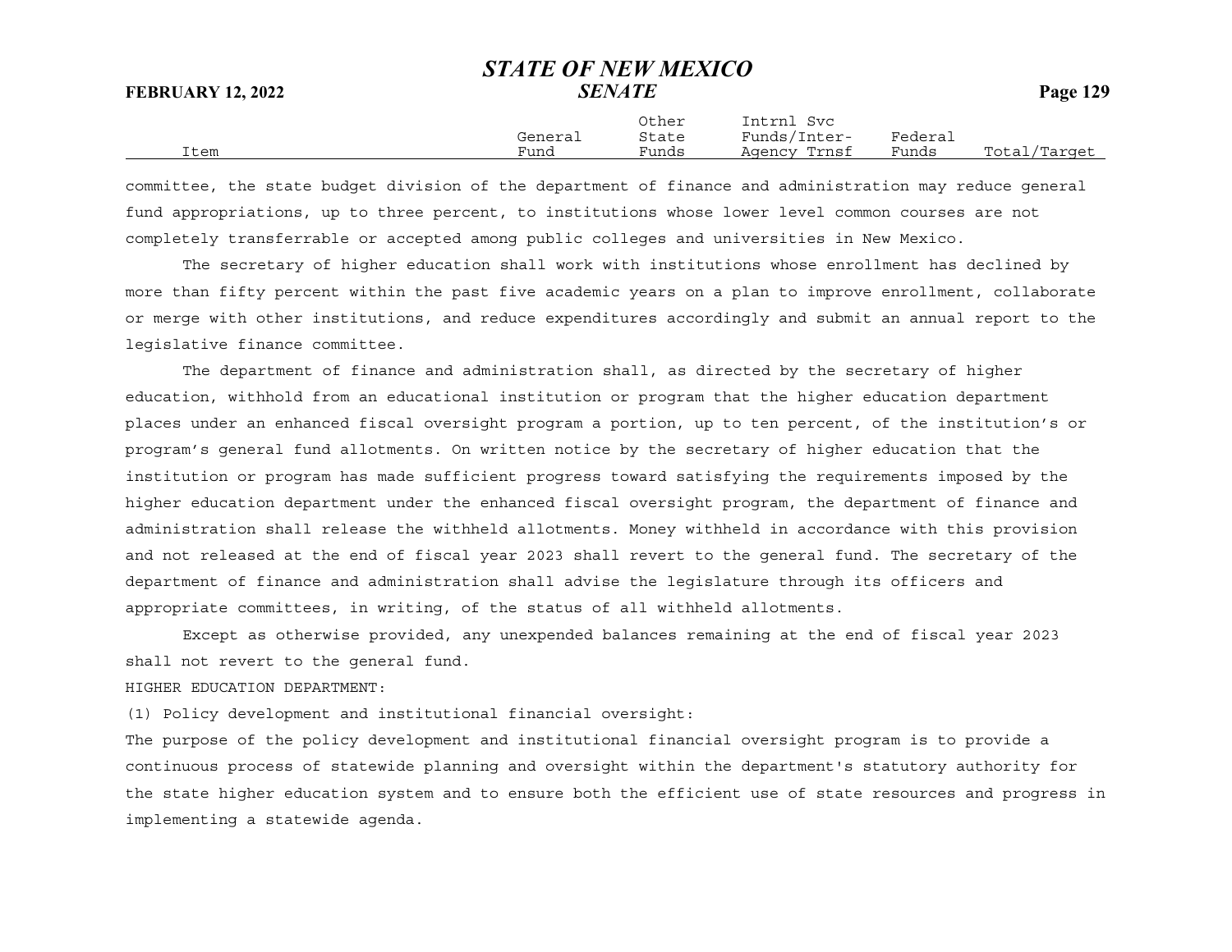| Item | General Fund | Other State Funds | Intrnl Svc Funds/Inter-Agency Trnsf | Federal Funds | Total/Target |
|---|---|---|---|---|---|

committee, the state budget division of the department of finance and administration may reduce general fund appropriations, up to three percent, to institutions whose lower level common courses are not completely transferrable or accepted among public colleges and universities in New Mexico.

The secretary of higher education shall work with institutions whose enrollment has declined by more than fifty percent within the past five academic years on a plan to improve enrollment, collaborate or merge with other institutions, and reduce expenditures accordingly and submit an annual report to the legislative finance committee.

The department of finance and administration shall, as directed by the secretary of higher education, withhold from an educational institution or program that the higher education department places under an enhanced fiscal oversight program a portion, up to ten percent, of the institution's or program's general fund allotments. On written notice by the secretary of higher education that the institution or program has made sufficient progress toward satisfying the requirements imposed by the higher education department under the enhanced fiscal oversight program, the department of finance and administration shall release the withheld allotments. Money withheld in accordance with this provision and not released at the end of fiscal year 2023 shall revert to the general fund. The secretary of the department of finance and administration shall advise the legislature through its officers and appropriate committees, in writing, of the status of all withheld allotments.

Except as otherwise provided, any unexpended balances remaining at the end of fiscal year 2023 shall not revert to the general fund.

HIGHER EDUCATION DEPARTMENT:

(1) Policy development and institutional financial oversight:

The purpose of the policy development and institutional financial oversight program is to provide a continuous process of statewide planning and oversight within the department's statutory authority for the state higher education system and to ensure both the efficient use of state resources and progress in implementing a statewide agenda.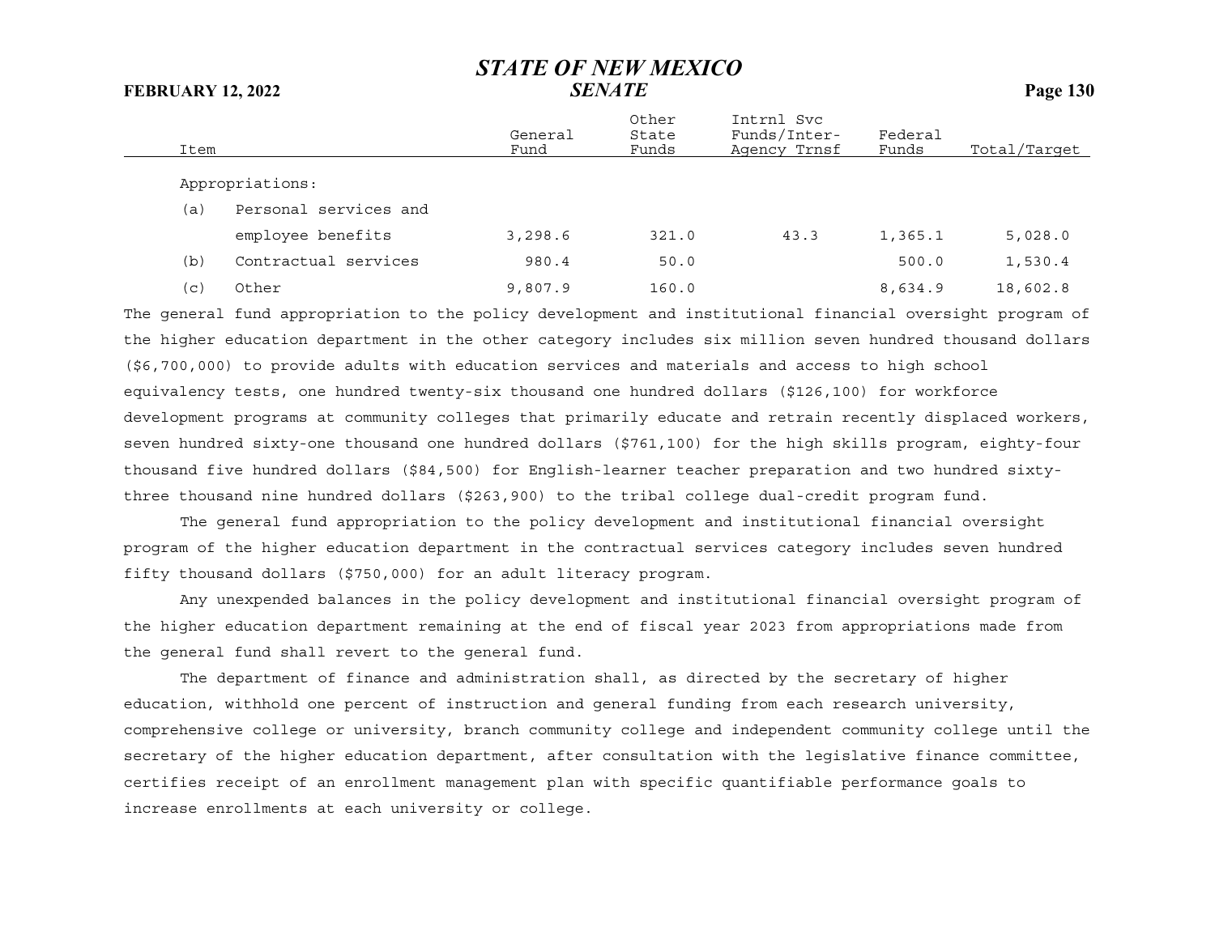| Item | General Fund | Other State Funds | Intrnl Svc Funds/Inter-Agency Trnsf | Federal Funds | Total/Target |
|---|---|---|---|---|---|
| Appropriations: | | | | | |
| (a) Personal services and employee benefits | 3,298.6 | 321.0 | 43.3 | 1,365.1 | 5,028.0 |
| (b) Contractual services | 980.4 | 50.0 | | 500.0 | 1,530.4 |
| (c) Other | 9,807.9 | 160.0 | | 8,634.9 | 18,602.8 |

The general fund appropriation to the policy development and institutional financial oversight program of the higher education department in the other category includes six million seven hundred thousand dollars ($6,700,000) to provide adults with education services and materials and access to high school equivalency tests, one hundred twenty-six thousand one hundred dollars ($126,100) for workforce development programs at community colleges that primarily educate and retrain recently displaced workers, seven hundred sixty-one thousand one hundred dollars ($761,100) for the high skills program, eighty-four thousand five hundred dollars ($84,500) for English-learner teacher preparation and two hundred sixty-three thousand nine hundred dollars ($263,900) to the tribal college dual-credit program fund.

The general fund appropriation to the policy development and institutional financial oversight program of the higher education department in the contractual services category includes seven hundred fifty thousand dollars ($750,000) for an adult literacy program.

Any unexpended balances in the policy development and institutional financial oversight program of the higher education department remaining at the end of fiscal year 2023 from appropriations made from the general fund shall revert to the general fund.

The department of finance and administration shall, as directed by the secretary of higher education, withhold one percent of instruction and general funding from each research university, comprehensive college or university, branch community college and independent community college until the secretary of the higher education department, after consultation with the legislative finance committee, certifies receipt of an enrollment management plan with specific quantifiable performance goals to increase enrollments at each university or college.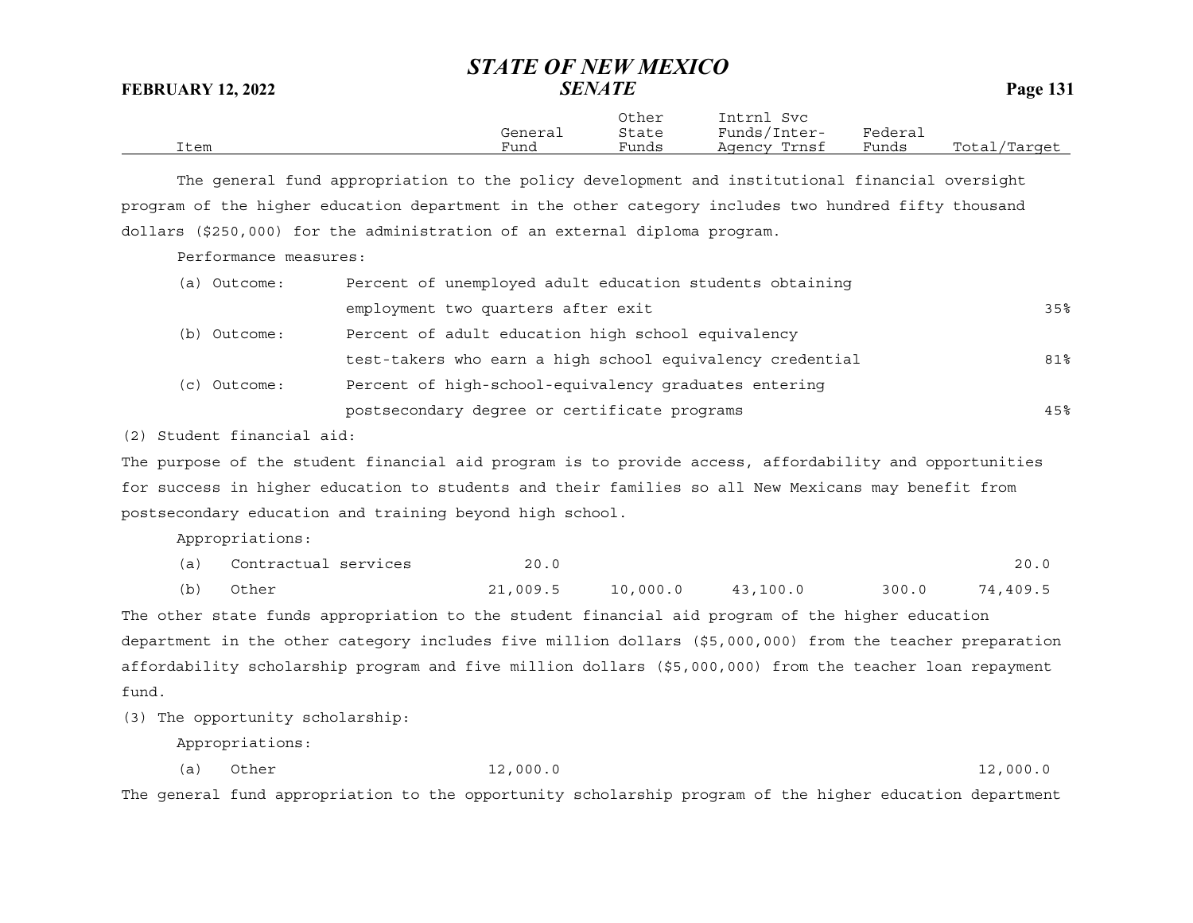| Item | General Fund | Other State Funds | Intrnl Svc Funds/Inter-Agency Trnsf | Federal Funds | Total/Target |
|---|---|---|---|---|---|

The general fund appropriation to the policy development and institutional financial oversight program of the higher education department in the other category includes two hundred fifty thousand dollars ($250,000) for the administration of an external diploma program.

Performance measures:

| | | |
|---|---|---|
| (a) Outcome: | Percent of unemployed adult education students obtaining employment two quarters after exit | 35% |
| (b) Outcome: | Percent of adult education high school equivalency test-takers who earn a high school equivalency credential | 81% |
| (c) Outcome: | Percent of high-school-equivalency graduates entering postsecondary degree or certificate programs | 45% |

(2) Student financial aid:

The purpose of the student financial aid program is to provide access, affordability and opportunities for success in higher education to students and their families so all New Mexicans may benefit from postsecondary education and training beyond high school.

Appropriations:

| Item | General Fund | Other State Funds | Intrnl Svc Funds/Inter-Agency Trnsf | Federal Funds | Total/Target |
|---|---|---|---|---|---|
| (a) Contractual services | 20.0 | | | | 20.0 |
| (b) Other | 21,009.5 | 10,000.0 | 43,100.0 | 300.0 | 74,409.5 |

The other state funds appropriation to the student financial aid program of the higher education department in the other category includes five million dollars ($5,000,000) from the teacher preparation affordability scholarship program and five million dollars ($5,000,000) from the teacher loan repayment fund.

(3) The opportunity scholarship:

Appropriations:

| Item | General Fund | Other State Funds | Intrnl Svc Funds/Inter-Agency Trnsf | Federal Funds | Total/Target |
|---|---|---|---|---|---|
| (a) Other | 12,000.0 | | | | 12,000.0 |

The general fund appropriation to the opportunity scholarship program of the higher education department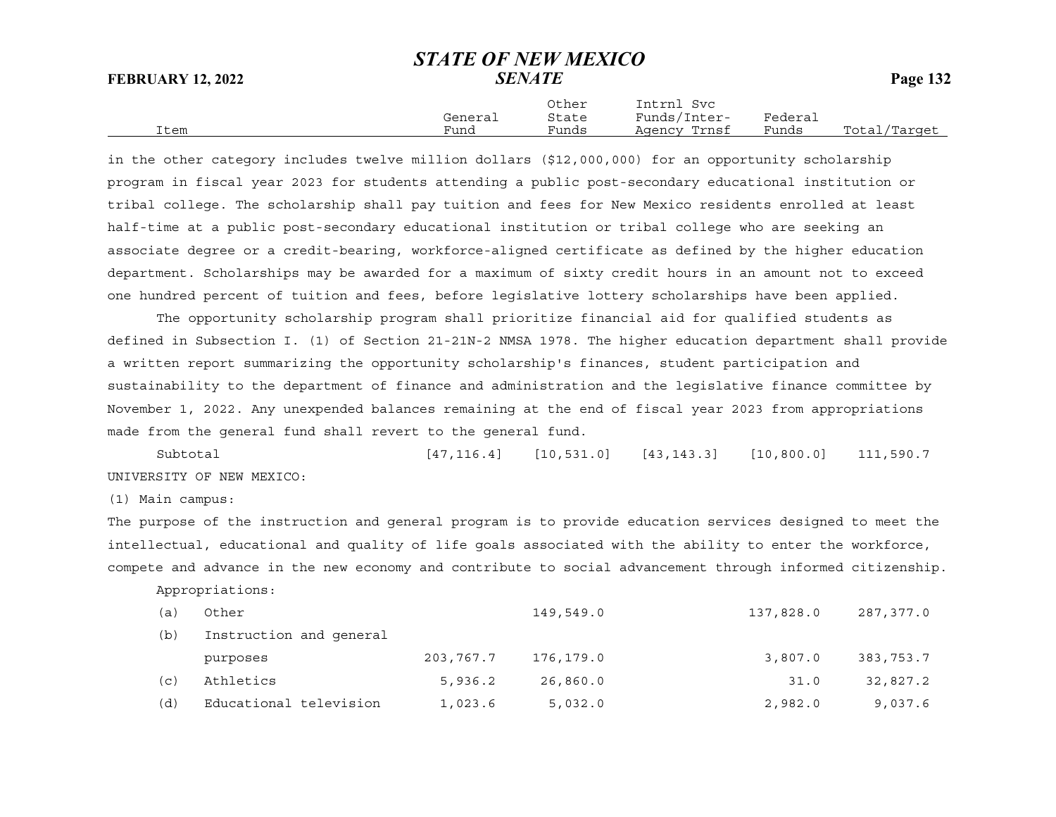| Item | General Fund | Other State Funds | Intrnl Svc Funds/Inter-Agency Trnsf | Federal Funds | Total/Target |
|---|---|---|---|---|---|

in the other category includes twelve million dollars ($12,000,000) for an opportunity scholarship program in fiscal year 2023 for students attending a public post-secondary educational institution or tribal college. The scholarship shall pay tuition and fees for New Mexico residents enrolled at least half-time at a public post-secondary educational institution or tribal college who are seeking an associate degree or a credit-bearing, workforce-aligned certificate as defined by the higher education department. Scholarships may be awarded for a maximum of sixty credit hours in an amount not to exceed one hundred percent of tuition and fees, before legislative lottery scholarships have been applied.

The opportunity scholarship program shall prioritize financial aid for qualified students as defined in Subsection I. (1) of Section 21-21N-2 NMSA 1978. The higher education department shall provide a written report summarizing the opportunity scholarship's finances, student participation and sustainability to the department of finance and administration and the legislative finance committee by November 1, 2022. Any unexpended balances remaining at the end of fiscal year 2023 from appropriations made from the general fund shall revert to the general fund.

| Item | General Fund | Other State Funds | Intrnl Svc Funds/Inter-Agency Trnsf | Federal Funds | Total/Target |
|---|---|---|---|---|---|
| Subtotal | [47,116.4] | [10,531.0] | [43,143.3] | [10,800.0] | 111,590.7 |

UNIVERSITY OF NEW MEXICO:

(1) Main campus:

The purpose of the instruction and general program is to provide education services designed to meet the intellectual, educational and quality of life goals associated with the ability to enter the workforce, compete and advance in the new economy and contribute to social advancement through informed citizenship.

Appropriations:

| Item | General Fund | Other State Funds | Intrnl Svc Funds/Inter-Agency Trnsf | Federal Funds | Total/Target |
|---|---|---|---|---|---|
| (a) Other | | 149,549.0 | | 137,828.0 | 287,377.0 |
| (b) Instruction and general purposes | 203,767.7 | 176,179.0 | | 3,807.0 | 383,753.7 |
| (c) Athletics | 5,936.2 | 26,860.0 | | 31.0 | 32,827.2 |
| (d) Educational television | 1,023.6 | 5,032.0 | | 2,982.0 | 9,037.6 |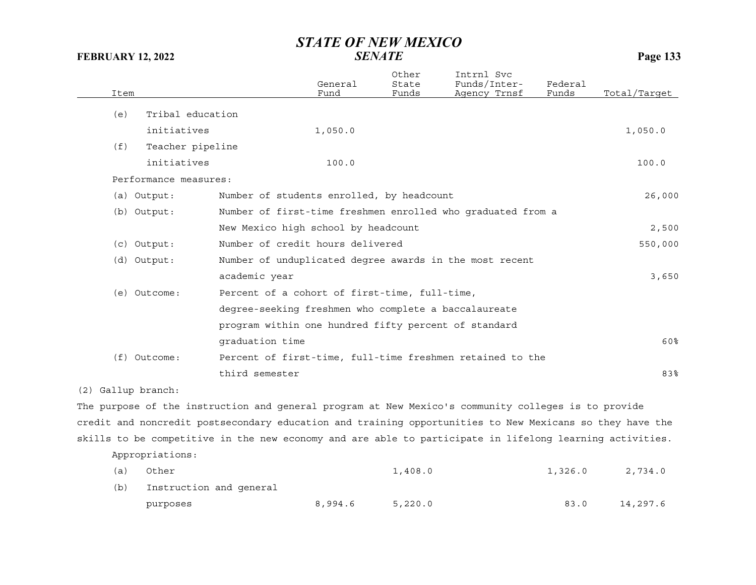| Item | General Fund | Other State Funds | Intrnl Svc Funds/Inter-Agency Trnsf | Federal Funds | Total/Target |
|---|---|---|---|---|---|
| (e) Tribal education initiatives | 1,050.0 | | | | 1,050.0 |
| (f) Teacher pipeline initiatives | 100.0 | | | | 100.0 |

Performance measures:

| | | |
|---|---|---|
| (a) Output: | Number of students enrolled, by headcount | 26,000 |
| (b) Output: | Number of first-time freshmen enrolled who graduated from a New Mexico high school by headcount | 2,500 |
| (c) Output: | Number of credit hours delivered | 550,000 |
| (d) Output: | Number of unduplicated degree awards in the most recent academic year | 3,650 |
| (e) Outcome: | Percent of a cohort of first-time, full-time, degree-seeking freshmen who complete a baccalaureate program within one hundred fifty percent of standard graduation time | 60% |
| (f) Outcome: | Percent of first-time, full-time freshmen retained to the third semester | 83% |

(2) Gallup branch:

The purpose of the instruction and general program at New Mexico's community colleges is to provide credit and noncredit postsecondary education and training opportunities to New Mexicans so they have the skills to be competitive in the new economy and are able to participate in lifelong learning activities.

Appropriations:

| Item | General Fund | Other State Funds | Intrnl Svc Funds/Inter-Agency Trnsf | Federal Funds | Total/Target |
|---|---|---|---|---|---|
| (a) Other | | 1,408.0 | | 1,326.0 | 2,734.0 |
| (b) Instruction and general purposes | 8,994.6 | 5,220.0 | | 83.0 | 14,297.6 |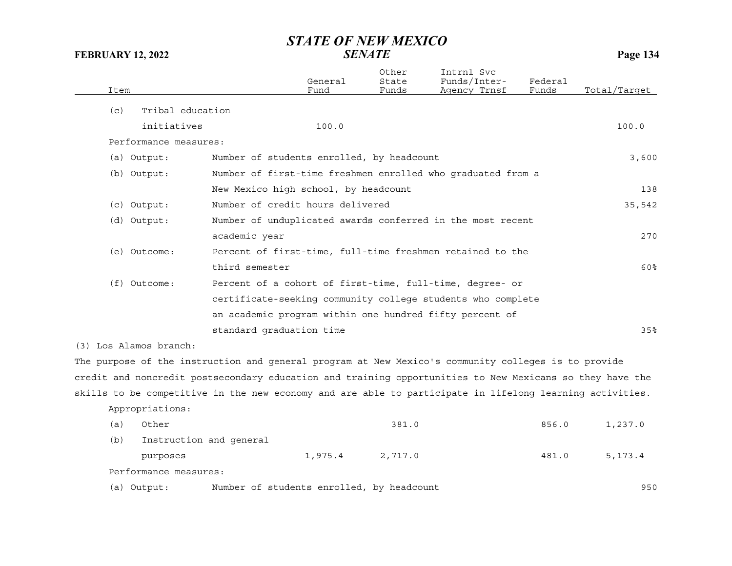| Item | General Fund | Other State Funds | Intrnl Svc Funds/Inter-Agency Trnsf | Federal Funds | Total/Target |
|---|---|---|---|---|---|
| (c) Tribal education initiatives | 100.0 | | | | 100.0 |

Performance measures:

| | | |
|---|---|---|
| (a) Output: | Number of students enrolled, by headcount | 3,600 |
| (b) Output: | Number of first-time freshmen enrolled who graduated from a New Mexico high school, by headcount | 138 |
| (c) Output: | Number of credit hours delivered | 35,542 |
| (d) Output: | Number of unduplicated awards conferred in the most recent academic year | 270 |
| (e) Outcome: | Percent of first-time, full-time freshmen retained to the third semester | 60% |
| (f) Outcome: | Percent of a cohort of first-time, full-time, degree- or certificate-seeking community college students who complete an academic program within one hundred fifty percent of standard graduation time | 35% |

(3) Los Alamos branch:

The purpose of the instruction and general program at New Mexico's community colleges is to provide credit and noncredit postsecondary education and training opportunities to New Mexicans so they have the skills to be competitive in the new economy and are able to participate in lifelong learning activities.

Appropriations:

| Item | General Fund | Other State Funds | Intrnl Svc Funds/Inter-Agency Trnsf | Federal Funds | Total/Target |
|---|---|---|---|---|---|
| (a) Other | | 381.0 | | 856.0 | 1,237.0 |
| (b) Instruction and general purposes | 1,975.4 | 2,717.0 | | 481.0 | 5,173.4 |

Performance measures:

| | | |
|---|---|---|
| (a) Output: | Number of students enrolled, by headcount | 950 |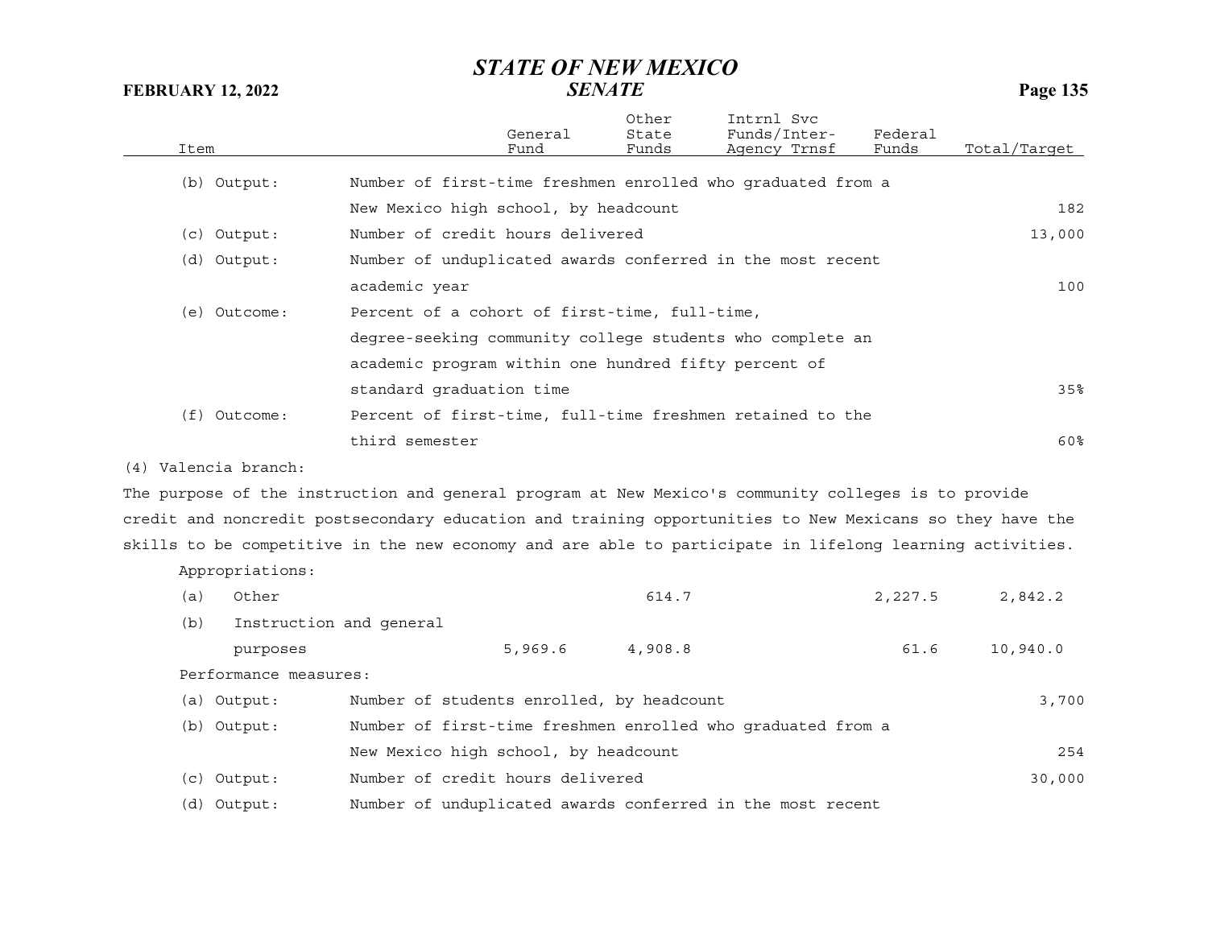| Item | | General Fund | Other State Funds | Intrnl Svc Funds/Inter-Agency Trnsf | Federal Funds | Total/Target |
|---|---|---|---|---|---|---|
| (b) Output: | Number of first-time freshmen enrolled who graduated from a New Mexico high school, by headcount | | | | | 182 |
| (c) Output: | Number of credit hours delivered | | | | | 13,000 |
| (d) Output: | Number of unduplicated awards conferred in the most recent academic year | | | | | 100 |
| (e) Outcome: | Percent of a cohort of first-time, full-time, degree-seeking community college students who complete an academic program within one hundred fifty percent of standard graduation time | | | | | 35% |
| (f) Outcome: | Percent of first-time, full-time freshmen retained to the third semester | | | | | 60% |

(4) Valencia branch:

The purpose of the instruction and general program at New Mexico's community colleges is to provide credit and noncredit postsecondary education and training opportunities to New Mexicans so they have the skills to be competitive in the new economy and are able to participate in lifelong learning activities.

Appropriations:

| Item | General Fund | Other State Funds | Intrnl Svc Funds/Inter-Agency Trnsf | Federal Funds | Total/Target |
|---|---|---|---|---|---|
| (a) Other | | 614.7 | | 2,227.5 | 2,842.2 |
| (b) Instruction and general purposes | 5,969.6 | 4,908.8 | | 61.6 | 10,940.0 |

Performance measures:

| Item | | Total/Target |
|---|---|---|
| (a) Output: | Number of students enrolled, by headcount | 3,700 |
| (b) Output: | Number of first-time freshmen enrolled who graduated from a New Mexico high school, by headcount | 254 |
| (c) Output: | Number of credit hours delivered | 30,000 |
| (d) Output: | Number of unduplicated awards conferred in the most recent | |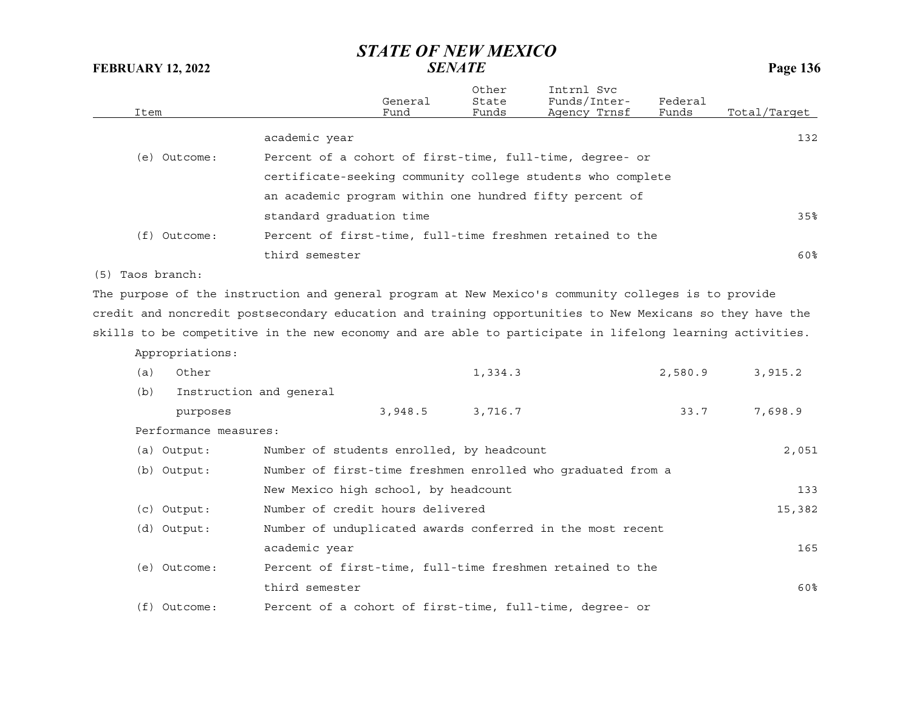| Item | | General Fund | Other State Funds | Intrnl Svc Funds/Inter-Agency Trnsf | Federal Funds | Total/Target |
|---|---|---|---|---|---|---|
| | academic year | | | | | 132 |
| (e) Outcome: | Percent of a cohort of first-time, full-time, degree- or certificate-seeking community college students who complete an academic program within one hundred fifty percent of standard graduation time | | | | | 35% |
| (f) Outcome: | Percent of first-time, full-time freshmen retained to the third semester | | | | | 60% |

(5) Taos branch:

The purpose of the instruction and general program at New Mexico's community colleges is to provide credit and noncredit postsecondary education and training opportunities to New Mexicans so they have the skills to be competitive in the new economy and are able to participate in lifelong learning activities.

| Item | General Fund | Other State Funds | Intrnl Svc Funds/Inter-Agency Trnsf | Federal Funds | Total/Target |
|---|---|---|---|---|---|
| Appropriations: | | | | | |
| (a) Other | | 1,334.3 | | 2,580.9 | 3,915.2 |
| (b) Instruction and general purposes | 3,948.5 | 3,716.7 | | 33.7 | 7,698.9 |

Performance measures:

| Item | | Total/Target |
|---|---|---|
| (a) Output: | Number of students enrolled, by headcount | 2,051 |
| (b) Output: | Number of first-time freshmen enrolled who graduated from a New Mexico high school, by headcount | 133 |
| (c) Output: | Number of credit hours delivered | 15,382 |
| (d) Output: | Number of unduplicated awards conferred in the most recent academic year | 165 |
| (e) Outcome: | Percent of first-time, full-time freshmen retained to the third semester | 60% |
| (f) Outcome: | Percent of a cohort of first-time, full-time, degree- or | |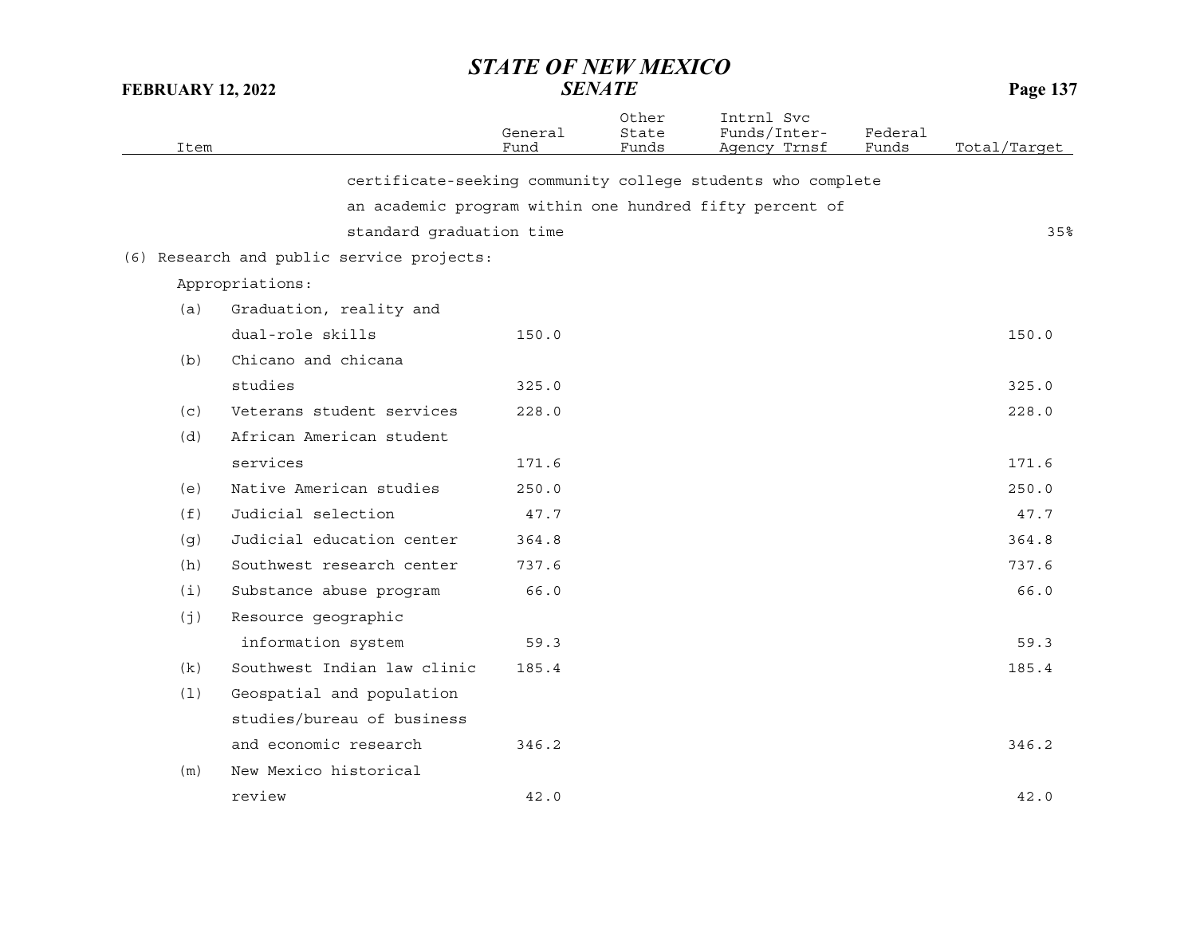| Item | General Fund | Other State Funds | Intrnl Svc Funds/Inter-Agency Trnsf | Federal Funds | Total/Target |
|---|---|---|---|---|---|
| certificate-seeking community college students who complete an academic program within one hundred fifty percent of standard graduation time | | | | | 35% |
| (6) Research and public service projects: | | | | | |
| Appropriations: | | | | | |
| (a) Graduation, reality and dual-role skills | 150.0 | | | | 150.0 |
| (b) Chicano and chicana studies | 325.0 | | | | 325.0 |
| (c) Veterans student services | 228.0 | | | | 228.0 |
| (d) African American student services | 171.6 | | | | 171.6 |
| (e) Native American studies | 250.0 | | | | 250.0 |
| (f) Judicial selection | 47.7 | | | | 47.7 |
| (g) Judicial education center | 364.8 | | | | 364.8 |
| (h) Southwest research center | 737.6 | | | | 737.6 |
| (i) Substance abuse program | 66.0 | | | | 66.0 |
| (j) Resource geographic information system | 59.3 | | | | 59.3 |
| (k) Southwest Indian law clinic | 185.4 | | | | 185.4 |
| (l) Geospatial and population studies/bureau of business and economic research | 346.2 | | | | 346.2 |
| (m) New Mexico historical review | 42.0 | | | | 42.0 |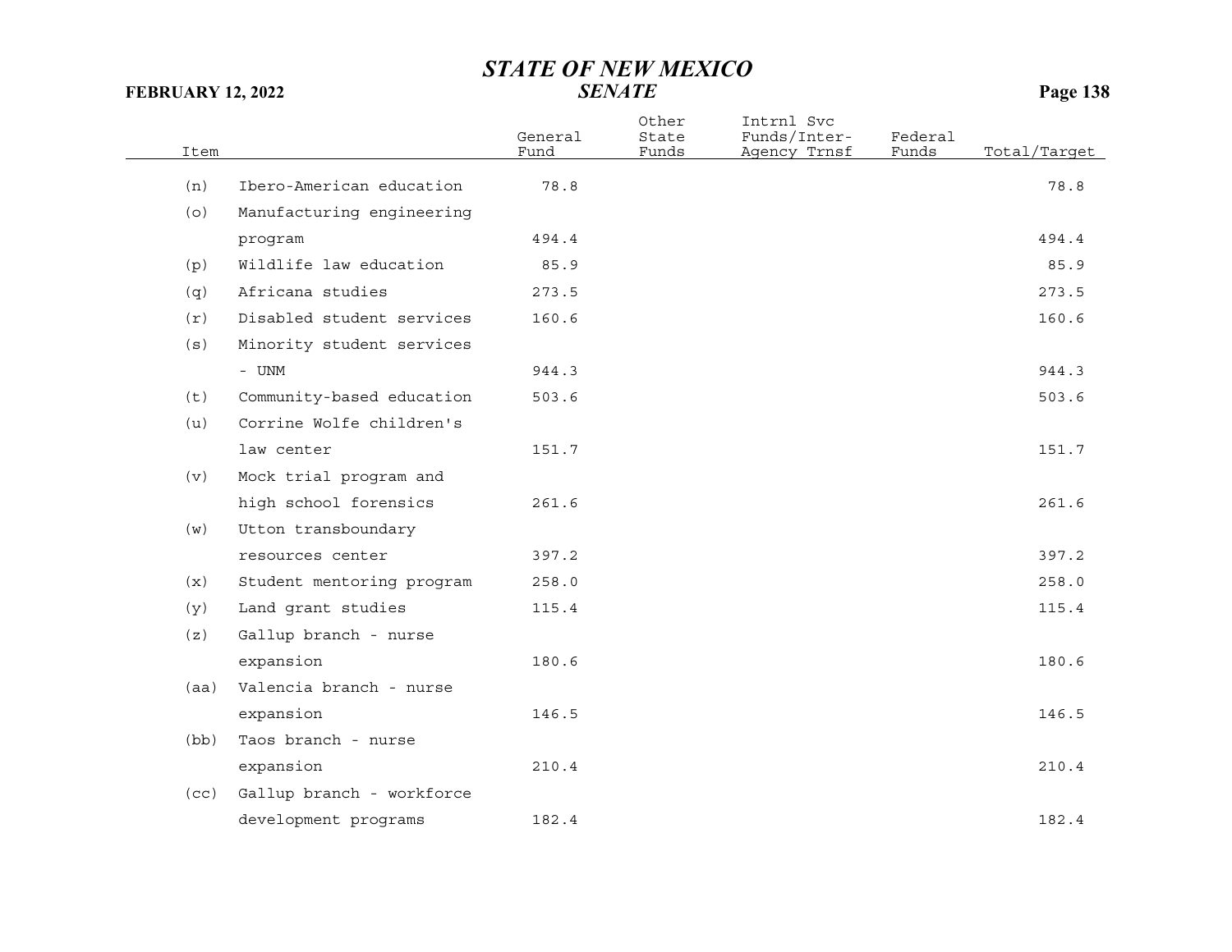| Item | | General Fund | Other State Funds | Intrnl Svc Funds/Inter-Agency Trnsf | Federal Funds | Total/Target |
|---|---|---|---|---|---|---|
| (n) | Ibero-American education | 78.8 | | | | 78.8 |
| (o) | Manufacturing engineering program | 494.4 | | | | 494.4 |
| (p) | Wildlife law education | 85.9 | | | | 85.9 |
| (q) | Africana studies | 273.5 | | | | 273.5 |
| (r) | Disabled student services | 160.6 | | | | 160.6 |
| (s) | Minority student services - UNM | 944.3 | | | | 944.3 |
| (t) | Community-based education | 503.6 | | | | 503.6 |
| (u) | Corrine Wolfe children's law center | 151.7 | | | | 151.7 |
| (v) | Mock trial program and high school forensics | 261.6 | | | | 261.6 |
| (w) | Utton transboundary resources center | 397.2 | | | | 397.2 |
| (x) | Student mentoring program | 258.0 | | | | 258.0 |
| (y) | Land grant studies | 115.4 | | | | 115.4 |
| (z) | Gallup branch - nurse expansion | 180.6 | | | | 180.6 |
| (aa) | Valencia branch - nurse expansion | 146.5 | | | | 146.5 |
| (bb) | Taos branch - nurse expansion | 210.4 | | | | 210.4 |
| (cc) | Gallup branch - workforce development programs | 182.4 | | | | 182.4 |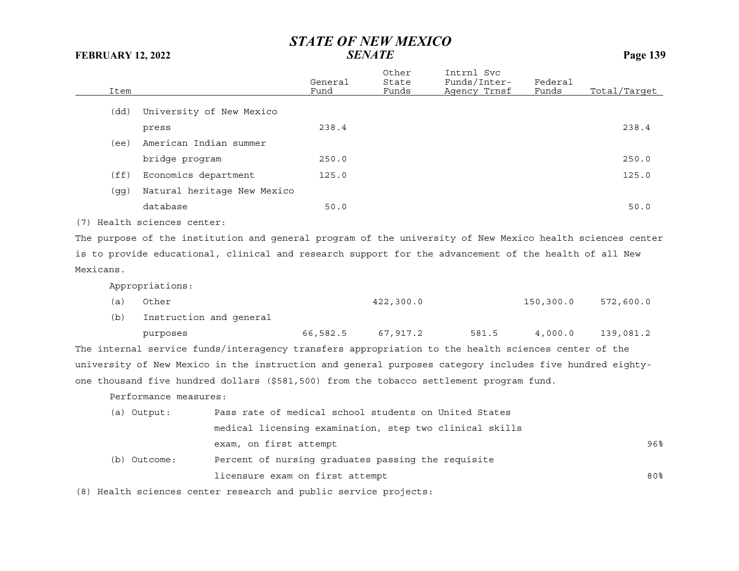| Item | General Fund | Other State Funds | Intrnl Svc Funds/Inter-Agency Trnsf | Federal Funds | Total/Target |
|---|---|---|---|---|---|
| (dd) University of New Mexico press | 238.4 | | | | 238.4 |
| (ee) American Indian summer bridge program | 250.0 | | | | 250.0 |
| (ff) Economics department | 125.0 | | | | 125.0 |
| (gg) Natural heritage New Mexico database | 50.0 | | | | 50.0 |

(7) Health sciences center:

The purpose of the institution and general program of the university of New Mexico health sciences center is to provide educational, clinical and research support for the advancement of the health of all New Mexicans.

Appropriations:

| Item | General Fund | Other State Funds | Intrnl Svc Funds/Inter-Agency Trnsf | Federal Funds | Total/Target |
|---|---|---|---|---|---|
| (a) Other | | 422,300.0 | | 150,300.0 | 572,600.0 |
| (b) Instruction and general purposes | 66,582.5 | 67,917.2 | 581.5 | 4,000.0 | 139,081.2 |

The internal service funds/interagency transfers appropriation to the health sciences center of the university of New Mexico in the instruction and general purposes category includes five hundred eighty-one thousand five hundred dollars ($581,500) from the tobacco settlement program fund.

Performance measures:

| | | |
|---|---|---|
| (a) Output: | Pass rate of medical school students on United States medical licensing examination, step two clinical skills exam, on first attempt | 96% |
| (b) Outcome: | Percent of nursing graduates passing the requisite licensure exam on first attempt | 80% |

(8) Health sciences center research and public service projects: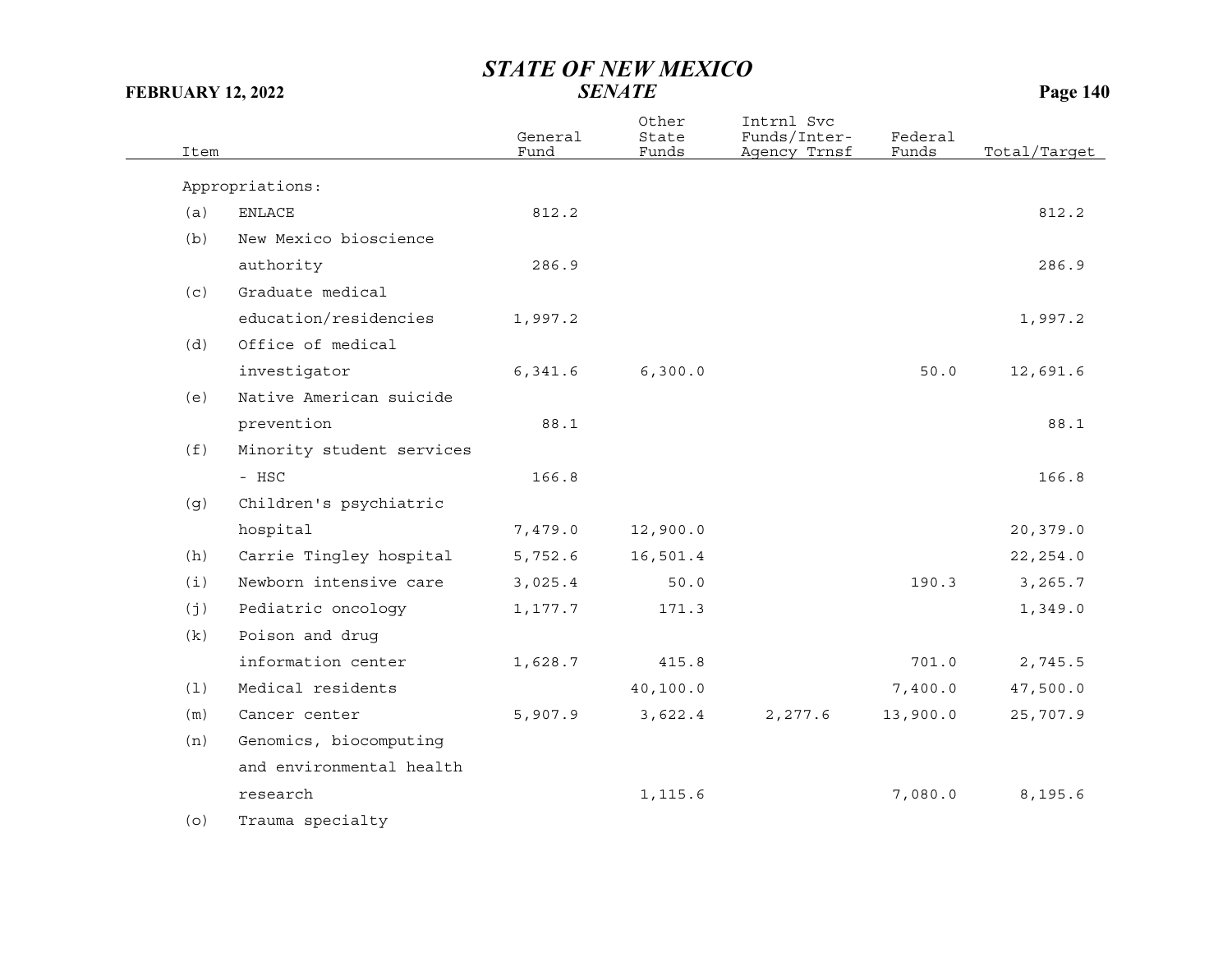| Item | General Fund | Other State Funds | Intrnl Svc Funds/Inter-Agency Trnsf | Federal Funds | Total/Target |
|---|---|---|---|---|---|
| Appropriations: | | | | | |
| (a) ENLACE | 812.2 | | | | 812.2 |
| (b) New Mexico bioscience authority | 286.9 | | | | 286.9 |
| (c) Graduate medical education/residencies | 1,997.2 | | | | 1,997.2 |
| (d) Office of medical investigator | 6,341.6 | 6,300.0 | | 50.0 | 12,691.6 |
| (e) Native American suicide prevention | 88.1 | | | | 88.1 |
| (f) Minority student services - HSC | 166.8 | | | | 166.8 |
| (g) Children's psychiatric hospital | 7,479.0 | 12,900.0 | | | 20,379.0 |
| (h) Carrie Tingley hospital | 5,752.6 | 16,501.4 | | | 22,254.0 |
| (i) Newborn intensive care | 3,025.4 | 50.0 | | 190.3 | 3,265.7 |
| (j) Pediatric oncology | 1,177.7 | 171.3 | | | 1,349.0 |
| (k) Poison and drug information center | 1,628.7 | 415.8 | | 701.0 | 2,745.5 |
| (l) Medical residents | | 40,100.0 | | 7,400.0 | 47,500.0 |
| (m) Cancer center | 5,907.9 | 3,622.4 | 2,277.6 | 13,900.0 | 25,707.9 |
| (n) Genomics, biocomputing and environmental health research | | 1,115.6 | | 7,080.0 | 8,195.6 |
| (o) Trauma specialty | | | | | |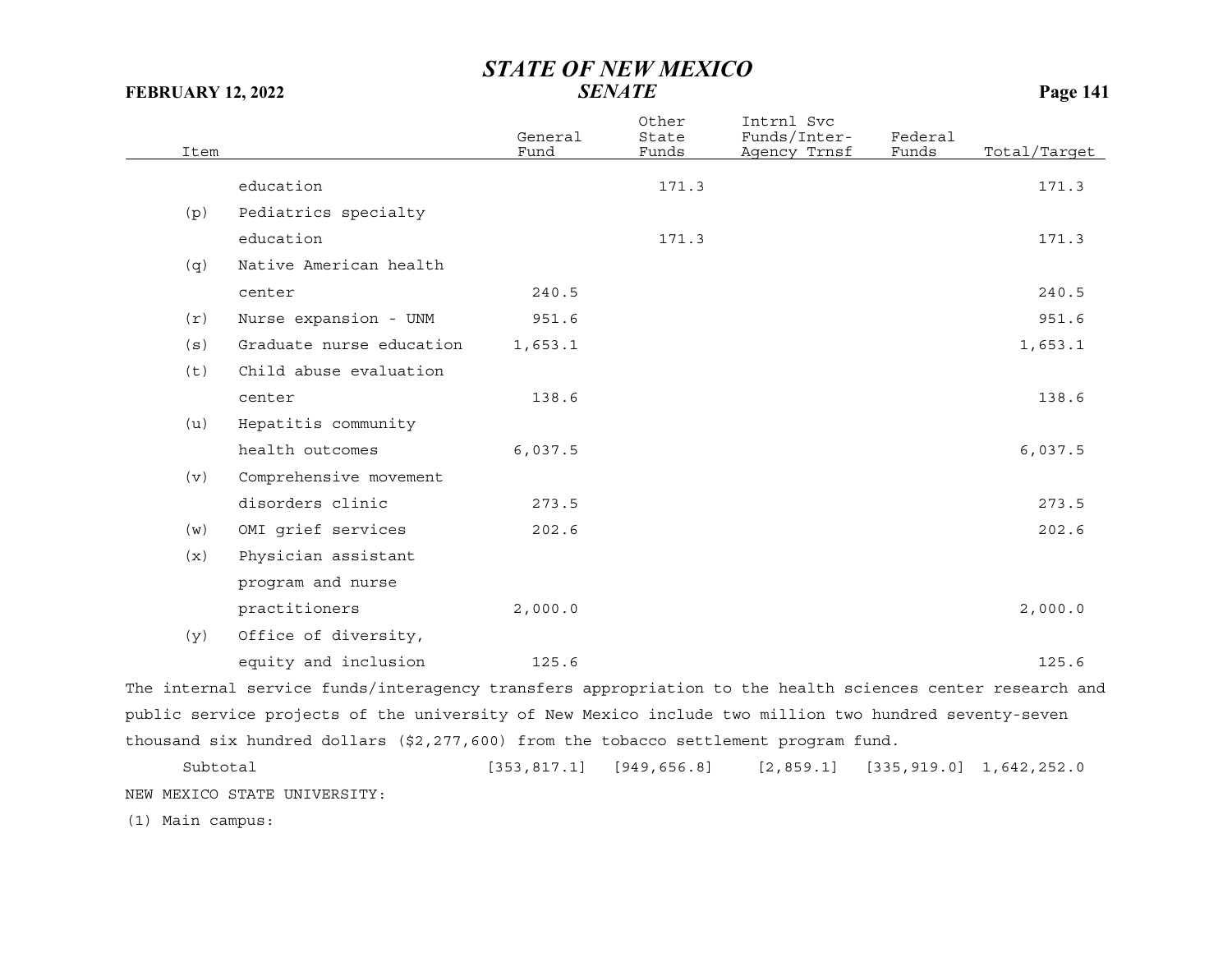| Item | | General Fund | Other State Funds | Intrnl Svc Funds/Inter-Agency Trnsf | Federal Funds | Total/Target |
|---|---|---|---|---|---|---|
| | education | | 171.3 | | | 171.3 |
| (p) | Pediatrics specialty education | | 171.3 | | | 171.3 |
| (q) | Native American health center | 240.5 | | | | 240.5 |
| (r) | Nurse expansion - UNM | 951.6 | | | | 951.6 |
| (s) | Graduate nurse education | 1,653.1 | | | | 1,653.1 |
| (t) | Child abuse evaluation center | 138.6 | | | | 138.6 |
| (u) | Hepatitis community health outcomes | 6,037.5 | | | | 6,037.5 |
| (v) | Comprehensive movement disorders clinic | 273.5 | | | | 273.5 |
| (w) | OMI grief services | 202.6 | | | | 202.6 |
| (x) | Physician assistant program and nurse practitioners | 2,000.0 | | | | 2,000.0 |
| (y) | Office of diversity, equity and inclusion | 125.6 | | | | 125.6 |

The internal service funds/interagency transfers appropriation to the health sciences center research and public service projects of the university of New Mexico include two million two hundred seventy-seven thousand six hundred dollars ($2,277,600) from the tobacco settlement program fund.

| | General Fund | Other State Funds | Intrnl Svc Funds/Inter-Agency Trnsf | Federal Funds | Total/Target |
|---|---|---|---|---|---|
| Subtotal | [353,817.1] | [949,656.8] | [2,859.1] | [335,919.0] | 1,642,252.0 |

NEW MEXICO STATE UNIVERSITY:

(1) Main campus: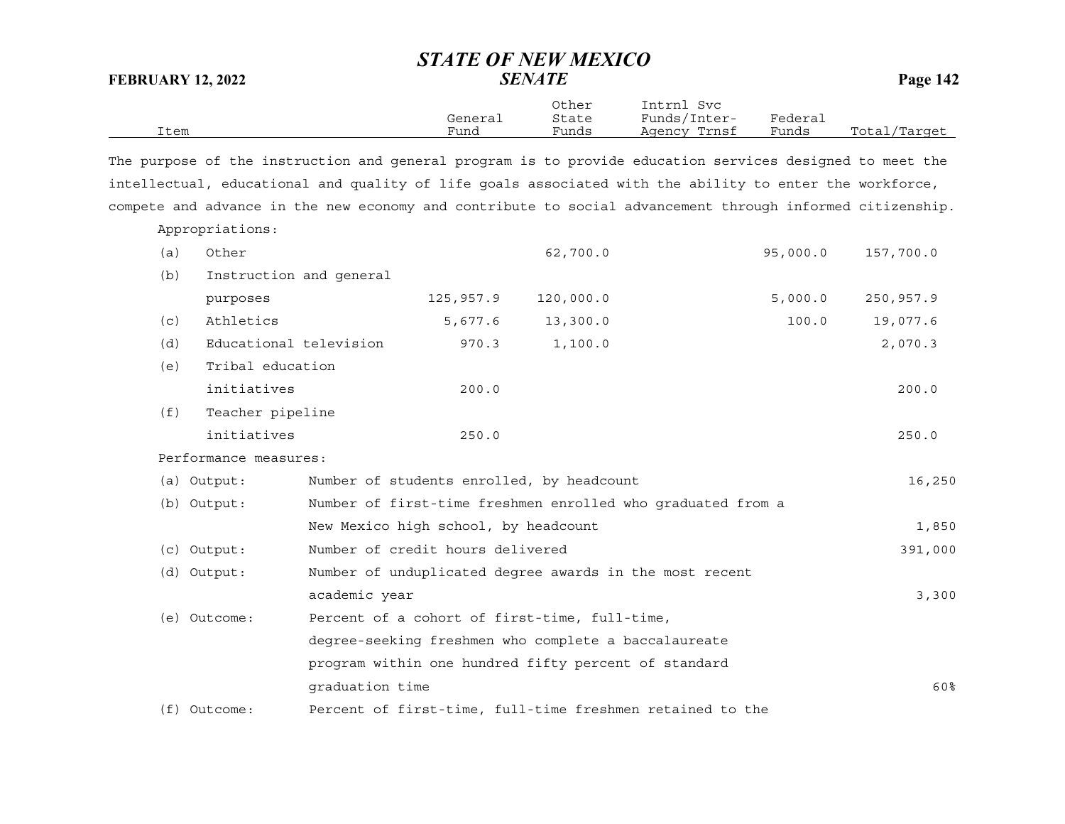| Item | General Fund | Other State Funds | Intrnl Svc Funds/Inter-Agency Trnsf | Federal Funds | Total/Target |
|---|---|---|---|---|---|

The purpose of the instruction and general program is to provide education services designed to meet the intellectual, educational and quality of life goals associated with the ability to enter the workforce, compete and advance in the new economy and contribute to social advancement through informed citizenship.

Appropriations:

| Item | General Fund | Other State Funds | Intrnl Svc Funds/Inter-Agency Trnsf | Federal Funds | Total/Target |
|---|---|---|---|---|---|
| (a) Other | | 62,700.0 | | 95,000.0 | 157,700.0 |
| (b) Instruction and general purposes | 125,957.9 | 120,000.0 | | 5,000.0 | 250,957.9 |
| (c) Athletics | 5,677.6 | 13,300.0 | | 100.0 | 19,077.6 |
| (d) Educational television | 970.3 | 1,100.0 | | | 2,070.3 |
| (e) Tribal education initiatives | 200.0 | | | | 200.0 |
| (f) Teacher pipeline initiatives | 250.0 | | | | 250.0 |

Performance measures:

| Measure | Description | Total/Target |
|---|---|---|
| (a) Output: | Number of students enrolled, by headcount | 16,250 |
| (b) Output: | Number of first-time freshmen enrolled who graduated from a New Mexico high school, by headcount | 1,850 |
| (c) Output: | Number of credit hours delivered | 391,000 |
| (d) Output: | Number of unduplicated degree awards in the most recent academic year | 3,300 |
| (e) Outcome: | Percent of a cohort of first-time, full-time, degree-seeking freshmen who complete a baccalaureate program within one hundred fifty percent of standard graduation time | 60% |
| (f) Outcome: | Percent of first-time, full-time freshmen retained to the | |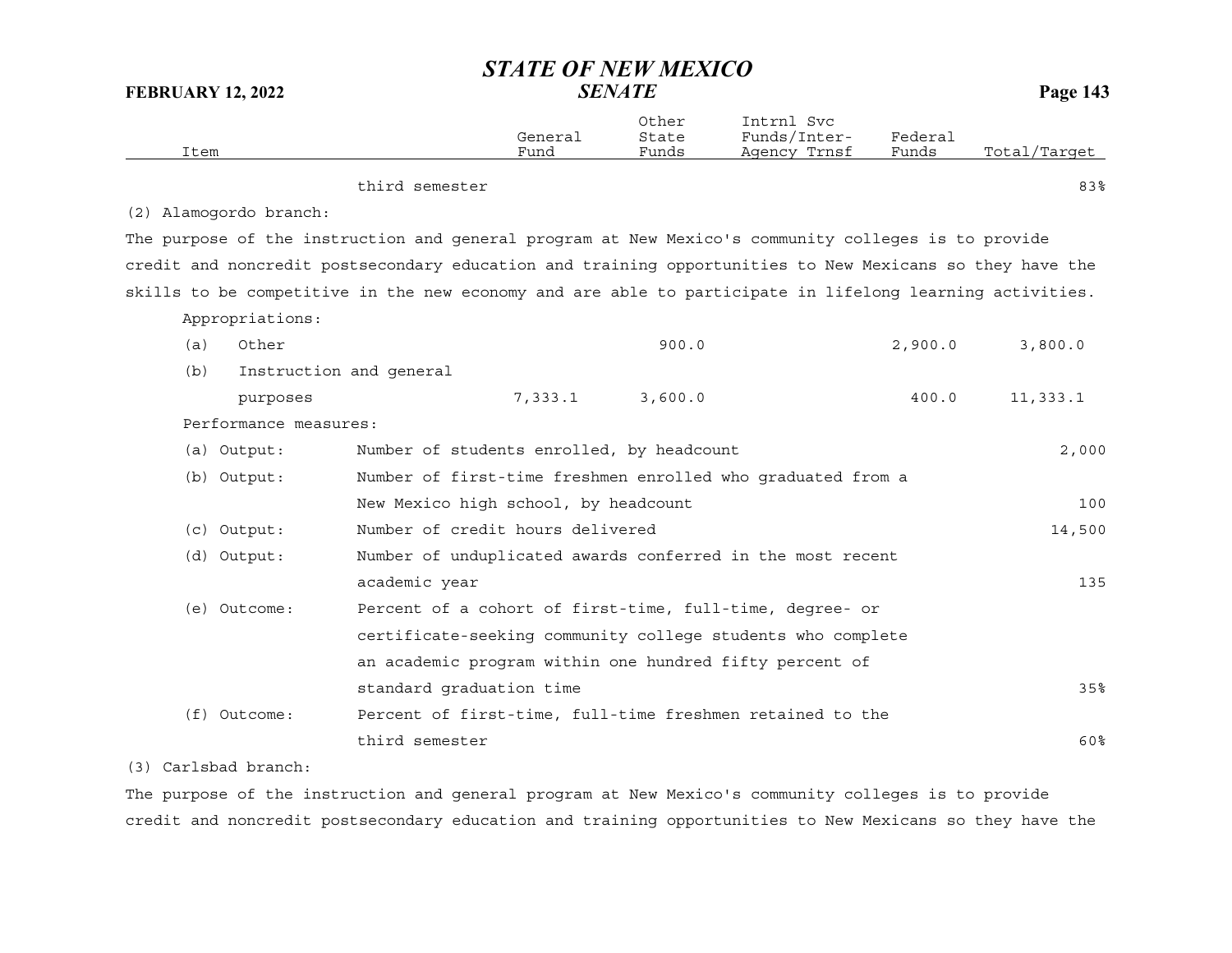| Item | | General Fund | Other State Funds | Intrnl Svc Funds/Inter-Agency Trnsf | Federal Funds | Total/Target |
|---|---|---|---|---|---|---|
| | third semester | | | | | 83% |

(2) Alamogordo branch:

The purpose of the instruction and general program at New Mexico's community colleges is to provide credit and noncredit postsecondary education and training opportunities to New Mexicans so they have the skills to be competitive in the new economy and are able to participate in lifelong learning activities.

| Item | | General Fund | Other State Funds | Intrnl Svc Funds/Inter-Agency Trnsf | Federal Funds | Total/Target |
|---|---|---|---|---|---|---|
| Appropriations: | | | | | | |
| (a) Other | | | 900.0 | | 2,900.0 | 3,800.0 |
| (b) Instruction and general purposes | | 7,333.1 | 3,600.0 | | 400.0 | 11,333.1 |
| Performance measures: | | | | | | |
| (a) Output: | Number of students enrolled, by headcount | | | | | 2,000 |
| (b) Output: | Number of first-time freshmen enrolled who graduated from a New Mexico high school, by headcount | | | | | 100 |
| (c) Output: | Number of credit hours delivered | | | | | 14,500 |
| (d) Output: | Number of unduplicated awards conferred in the most recent academic year | | | | | 135 |
| (e) Outcome: | Percent of a cohort of first-time, full-time, degree- or certificate-seeking community college students who complete an academic program within one hundred fifty percent of standard graduation time | | | | | 35% |
| (f) Outcome: | Percent of first-time, full-time freshmen retained to the third semester | | | | | 60% |

(3) Carlsbad branch:

The purpose of the instruction and general program at New Mexico's community colleges is to provide credit and noncredit postsecondary education and training opportunities to New Mexicans so they have the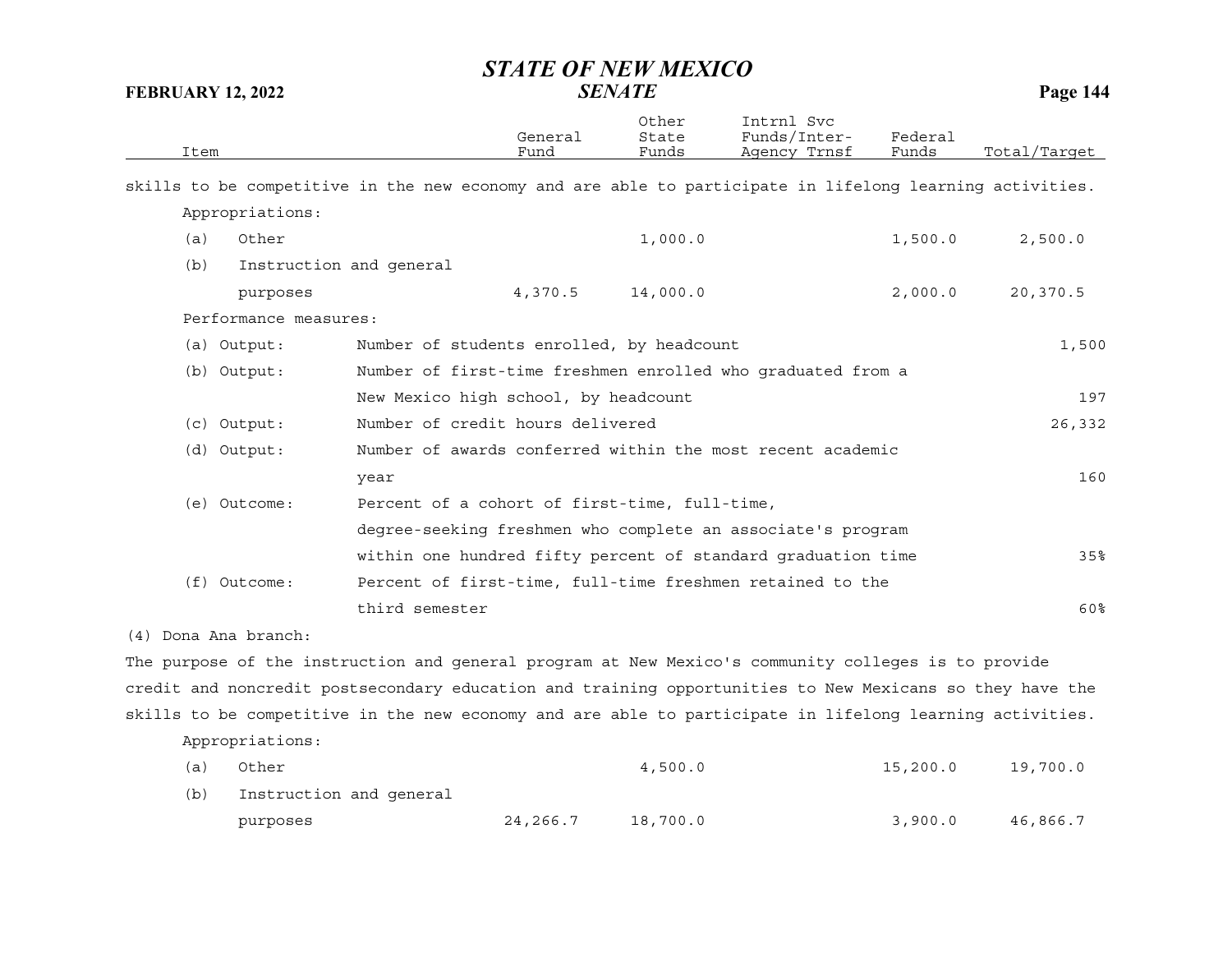| Item | General Fund | Other State Funds | Intrnl Svc Funds/Inter-Agency Trnsf | Federal Funds | Total/Target |
|---|---|---|---|---|---|

skills to be competitive in the new economy and are able to participate in lifelong learning activities.

Appropriations:

| Item | General Fund | Other State Funds | Intrnl Svc Funds/Inter-Agency Trnsf | Federal Funds | Total/Target |
|---|---|---|---|---|---|
| (a) Other | | 1,000.0 | | 1,500.0 | 2,500.0 |
| (b) Instruction and general purposes | 4,370.5 | 14,000.0 | | 2,000.0 | 20,370.5 |

Performance measures:

| Measure | Description | Target |
|---|---|---|
| (a) Output: | Number of students enrolled, by headcount | 1,500 |
| (b) Output: | Number of first-time freshmen enrolled who graduated from a New Mexico high school, by headcount | 197 |
| (c) Output: | Number of credit hours delivered | 26,332 |
| (d) Output: | Number of awards conferred within the most recent academic year | 160 |
| (e) Outcome: | Percent of a cohort of first-time, full-time, degree-seeking freshmen who complete an associate's program within one hundred fifty percent of standard graduation time | 35% |
| (f) Outcome: | Percent of first-time, full-time freshmen retained to the third semester | 60% |

(4) Dona Ana branch:

The purpose of the instruction and general program at New Mexico's community colleges is to provide credit and noncredit postsecondary education and training opportunities to New Mexicans so they have the skills to be competitive in the new economy and are able to participate in lifelong learning activities.

Appropriations:

| Item | General Fund | Other State Funds | Intrnl Svc Funds/Inter-Agency Trnsf | Federal Funds | Total/Target |
|---|---|---|---|---|---|
| (a) Other | | 4,500.0 | | 15,200.0 | 19,700.0 |
| (b) Instruction and general purposes | 24,266.7 | 18,700.0 | | 3,900.0 | 46,866.7 |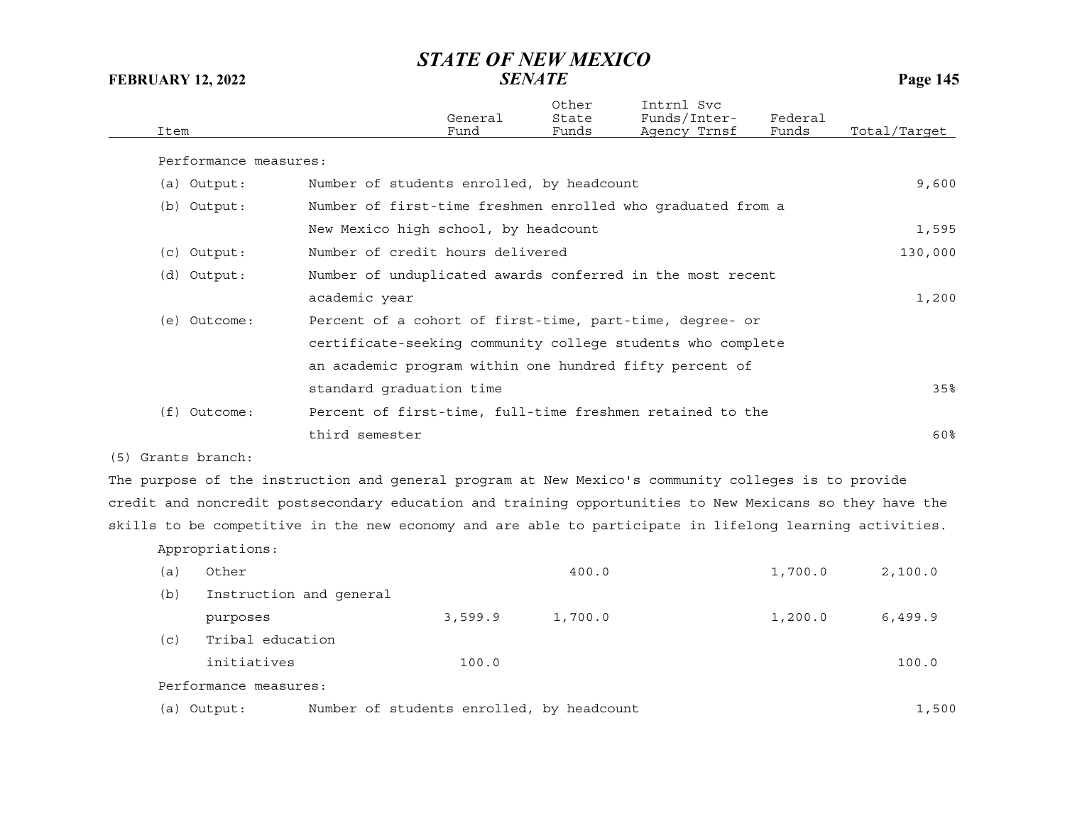| Item | General Fund | Other State Funds | Intrnl Svc Funds/Inter-Agency Trnsf | Federal Funds | Total/Target |
|---|---|---|---|---|---|

Performance measures:

| | | |
|---|---|---|
| (a) Output: | Number of students enrolled, by headcount | 9,600 |
| (b) Output: | Number of first-time freshmen enrolled who graduated from a New Mexico high school, by headcount | 1,595 |
| (c) Output: | Number of credit hours delivered | 130,000 |
| (d) Output: | Number of unduplicated awards conferred in the most recent academic year | 1,200 |
| (e) Outcome: | Percent of a cohort of first-time, part-time, degree- or certificate-seeking community college students who complete an academic program within one hundred fifty percent of standard graduation time | 35% |
| (f) Outcome: | Percent of first-time, full-time freshmen retained to the third semester | 60% |

(5) Grants branch:

The purpose of the instruction and general program at New Mexico's community colleges is to provide credit and noncredit postsecondary education and training opportunities to New Mexicans so they have the skills to be competitive in the new economy and are able to participate in lifelong learning activities.

Appropriations:

| Item | General Fund | Other State Funds | Intrnl Svc Funds/Inter-Agency Trnsf | Federal Funds | Total/Target |
|---|---|---|---|---|---|
| (a) Other | | 400.0 | | 1,700.0 | 2,100.0 |
| (b) Instruction and general purposes | 3,599.9 | 1,700.0 | | 1,200.0 | 6,499.9 |
| (c) Tribal education initiatives | 100.0 | | | | 100.0 |

Performance measures:

| | | |
|---|---|---|
| (a) Output: | Number of students enrolled, by headcount | 1,500 |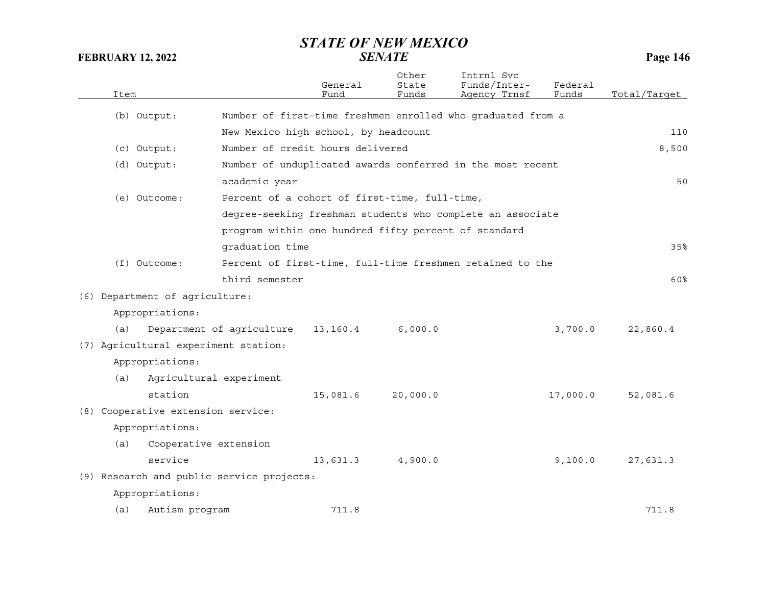| Item | | General Fund | Other State Funds | Intrnl Svc Funds/Inter-Agency Trnsf | Federal Funds | Total/Target |
|---|---|---|---|---|---|---|
| (b) Output: | Number of first-time freshmen enrolled who graduated from a New Mexico high school, by headcount | | | | | 110 |
| (c) Output: | Number of credit hours delivered | | | | | 8,500 |
| (d) Output: | Number of unduplicated awards conferred in the most recent academic year | | | | | 50 |
| (e) Outcome: | Percent of a cohort of first-time, full-time, degree-seeking freshman students who complete an associate program within one hundred fifty percent of standard graduation time | | | | | 35% |
| (f) Outcome: | Percent of first-time, full-time freshmen retained to the third semester | | | | | 60% |
| (6) Department of agriculture: | | | | | | |
| Appropriations: | | | | | | |
| (a) | Department of agriculture | 13,160.4 | 6,000.0 | | 3,700.0 | 22,860.4 |
| (7) Agricultural experiment station: | | | | | | |
| Appropriations: | | | | | | |
| (a) | Agricultural experiment station | 15,081.6 | 20,000.0 | | 17,000.0 | 52,081.6 |
| (8) Cooperative extension service: | | | | | | |
| Appropriations: | | | | | | |
| (a) | Cooperative extension service | 13,631.3 | 4,900.0 | | 9,100.0 | 27,631.3 |
| (9) Research and public service projects: | | | | | | |
| Appropriations: | | | | | | |
| (a) | Autism program | 711.8 | | | | 711.8 |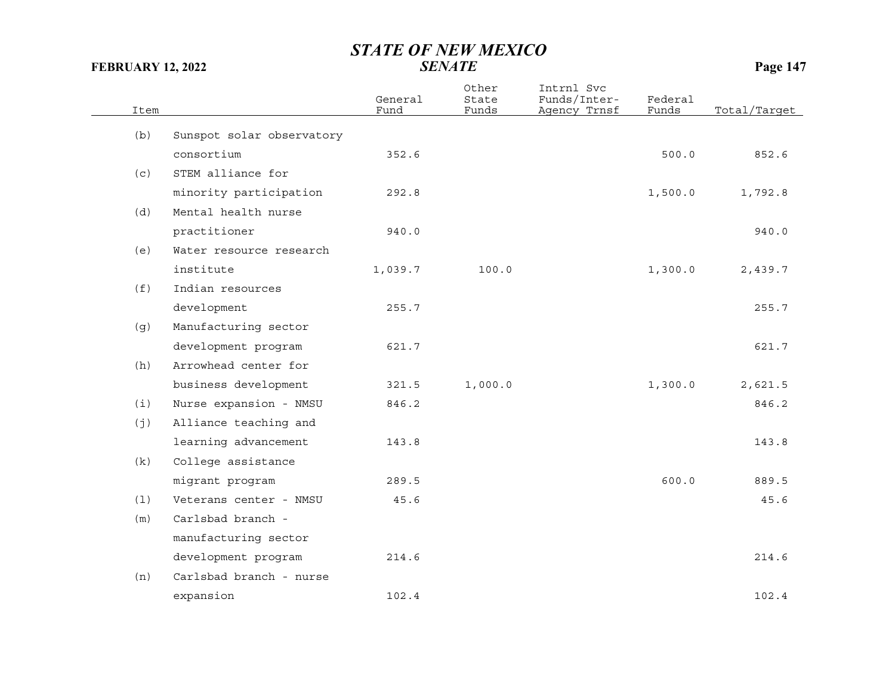| Item | | General Fund | Other State Funds | Intrnl Svc Funds/Inter-Agency Trnsf | Federal Funds | Total/Target |
|---|---|---|---|---|---|---|
| (b) | Sunspot solar observatory consortium | 352.6 | | | 500.0 | 852.6 |
| (c) | STEM alliance for minority participation | 292.8 | | | 1,500.0 | 1,792.8 |
| (d) | Mental health nurse practitioner | 940.0 | | | | 940.0 |
| (e) | Water resource research institute | 1,039.7 | 100.0 | | 1,300.0 | 2,439.7 |
| (f) | Indian resources development | 255.7 | | | | 255.7 |
| (g) | Manufacturing sector development program | 621.7 | | | | 621.7 |
| (h) | Arrowhead center for business development | 321.5 | 1,000.0 | | 1,300.0 | 2,621.5 |
| (i) | Nurse expansion - NMSU | 846.2 | | | | 846.2 |
| (j) | Alliance teaching and learning advancement | 143.8 | | | | 143.8 |
| (k) | College assistance migrant program | 289.5 | | | 600.0 | 889.5 |
| (l) | Veterans center - NMSU | 45.6 | | | | 45.6 |
| (m) | Carlsbad branch - manufacturing sector development program | 214.6 | | | | 214.6 |
| (n) | Carlsbad branch - nurse expansion | 102.4 | | | | 102.4 |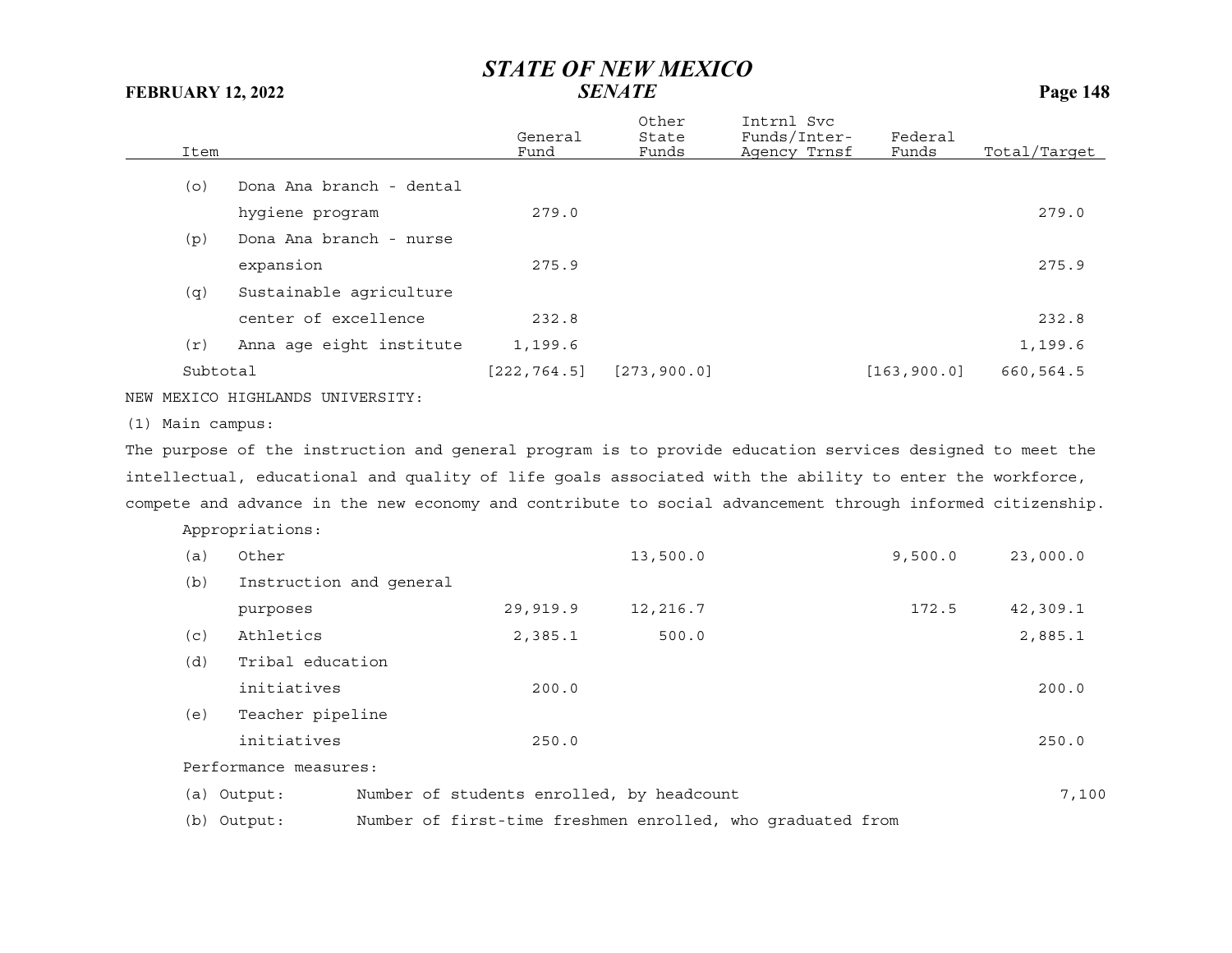| Item | General Fund | Other State Funds | Intrnl Svc Funds/Inter-Agency Trnsf | Federal Funds | Total/Target |
|---|---|---|---|---|---|
| (o) Dona Ana branch - dental hygiene program | 279.0 | | | | 279.0 |
| (p) Dona Ana branch - nurse expansion | 275.9 | | | | 275.9 |
| (q) Sustainable agriculture center of excellence | 232.8 | | | | 232.8 |
| (r) Anna age eight institute | 1,199.6 | | | | 1,199.6 |
| Subtotal | [222,764.5] | [273,900.0] | | [163,900.0] | 660,564.5 |

NEW MEXICO HIGHLANDS UNIVERSITY:

(1) Main campus:

The purpose of the instruction and general program is to provide education services designed to meet the intellectual, educational and quality of life goals associated with the ability to enter the workforce, compete and advance in the new economy and contribute to social advancement through informed citizenship.

Appropriations:

| Item | General Fund | Other State Funds | Intrnl Svc Funds/Inter-Agency Trnsf | Federal Funds | Total/Target |
|---|---|---|---|---|---|
| (a) Other | | 13,500.0 | | 9,500.0 | 23,000.0 |
| (b) Instruction and general purposes | 29,919.9 | 12,216.7 | | 172.5 | 42,309.1 |
| (c) Athletics | 2,385.1 | 500.0 | | | 2,885.1 |
| (d) Tribal education initiatives | 200.0 | | | | 200.0 |
| (e) Teacher pipeline initiatives | 250.0 | | | | 250.0 |

Performance measures:

| | | |
|---|---|---|
| (a) Output: | Number of students enrolled, by headcount | 7,100 |
| (b) Output: | Number of first-time freshmen enrolled, who graduated from | |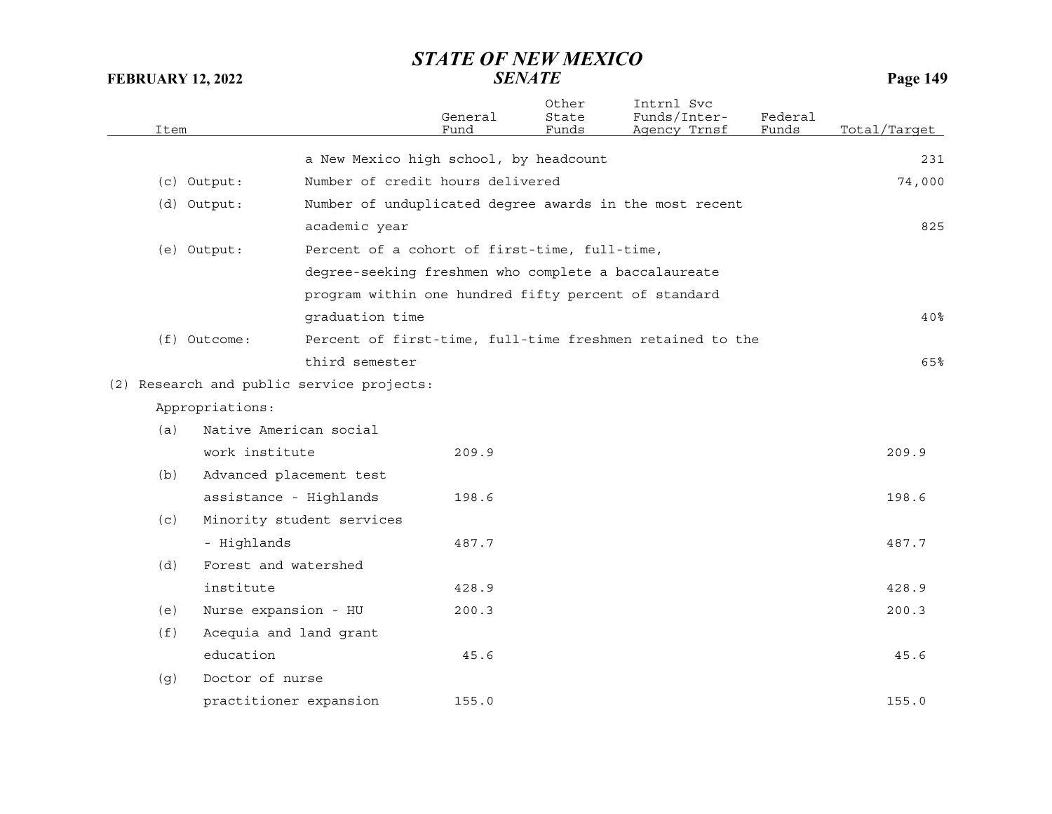| Item | | General Fund | Other State Funds | Intrnl Svc Funds/Inter-Agency Trnsf | Federal Funds | Total/Target |
|---|---|---|---|---|---|---|
| | a New Mexico high school, by headcount | | | | | 231 |
| (c) Output: | Number of credit hours delivered | | | | | 74,000 |
| (d) Output: | Number of unduplicated degree awards in the most recent academic year | | | | | 825 |
| (e) Output: | Percent of a cohort of first-time, full-time, degree-seeking freshmen who complete a baccalaureate program within one hundred fifty percent of standard graduation time | | | | | 40% |
| (f) Outcome: | Percent of first-time, full-time freshmen retained to the third semester | | | | | 65% |
| (2) Research and public service projects: | | | | | | |
| Appropriations: | | | | | | |
| (a) | Native American social work institute | 209.9 | | | | 209.9 |
| (b) | Advanced placement test assistance - Highlands | 198.6 | | | | 198.6 |
| (c) | Minority student services - Highlands | 487.7 | | | | 487.7 |
| (d) | Forest and watershed institute | 428.9 | | | | 428.9 |
| (e) | Nurse expansion - HU | 200.3 | | | | 200.3 |
| (f) | Acequia and land grant education | 45.6 | | | | 45.6 |
| (g) | Doctor of nurse practitioner expansion | 155.0 | | | | 155.0 |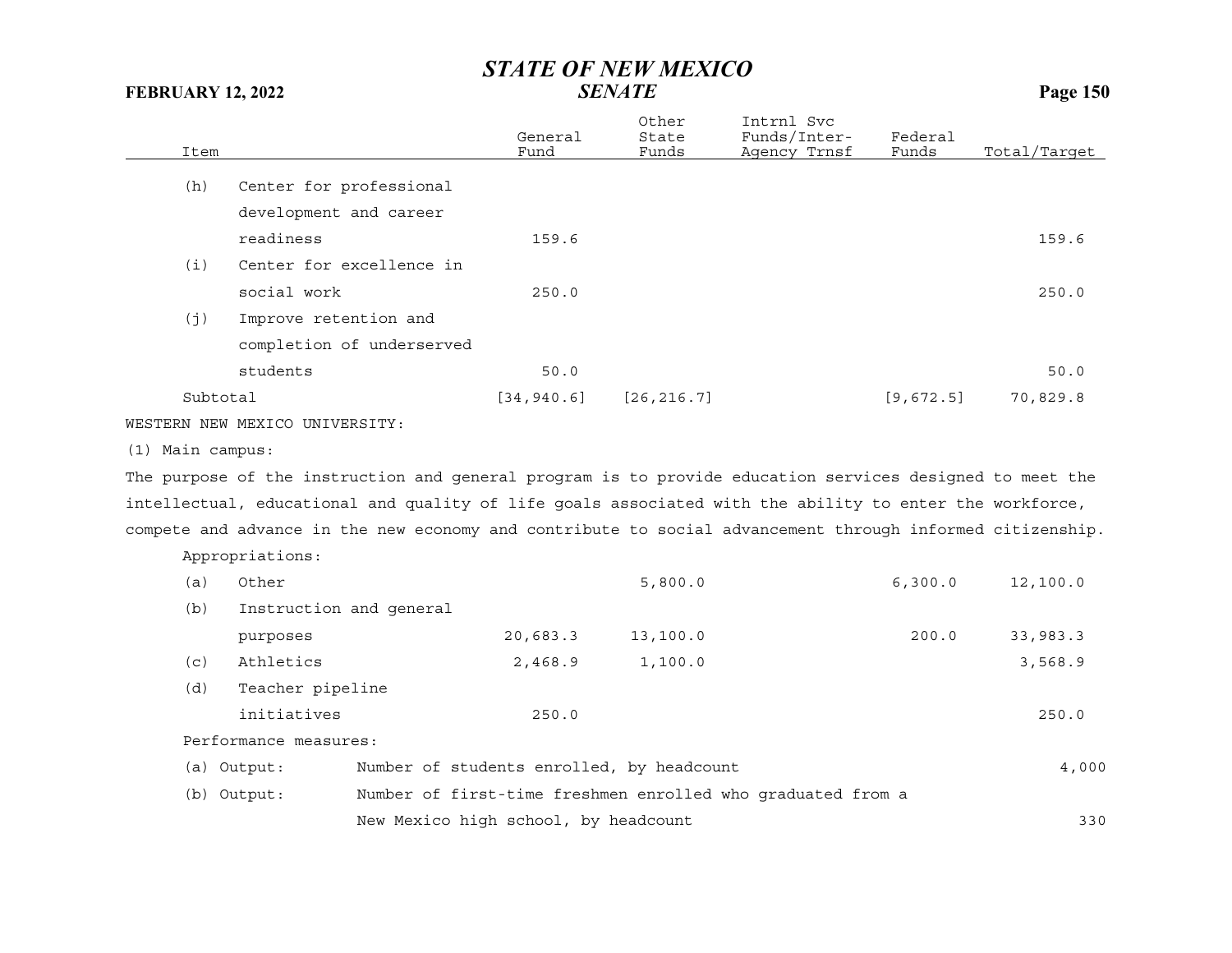| Item | General Fund | Other State Funds | Intrnl Svc Funds/Inter-Agency Trnsf | Federal Funds | Total/Target |
|---|---|---|---|---|---|
| (h) Center for professional development and career readiness | 159.6 | | | | 159.6 |
| (i) Center for excellence in social work | 250.0 | | | | 250.0 |
| (j) Improve retention and completion of underserved students | 50.0 | | | | 50.0 |
| Subtotal | [34,940.6] | [26,216.7] | | [9,672.5] | 70,829.8 |

WESTERN NEW MEXICO UNIVERSITY:

(1) Main campus:

The purpose of the instruction and general program is to provide education services designed to meet the intellectual, educational and quality of life goals associated with the ability to enter the workforce, compete and advance in the new economy and contribute to social advancement through informed citizenship.

| Item | General Fund | Other State Funds | Intrnl Svc Funds/Inter-Agency Trnsf | Federal Funds | Total/Target |
|---|---|---|---|---|---|
| Appropriations: | | | | | |
| (a) Other | | 5,800.0 | | 6,300.0 | 12,100.0 |
| (b) Instruction and general purposes | 20,683.3 | 13,100.0 | | 200.0 | 33,983.3 |
| (c) Athletics | 2,468.9 | 1,100.0 | | | 3,568.9 |
| (d) Teacher pipeline initiatives | 250.0 | | | | 250.0 |

Performance measures:

| Measure | Description | Target |
|---|---|---|
| (a) Output: | Number of students enrolled, by headcount | 4,000 |
| (b) Output: | Number of first-time freshmen enrolled who graduated from a New Mexico high school, by headcount | 330 |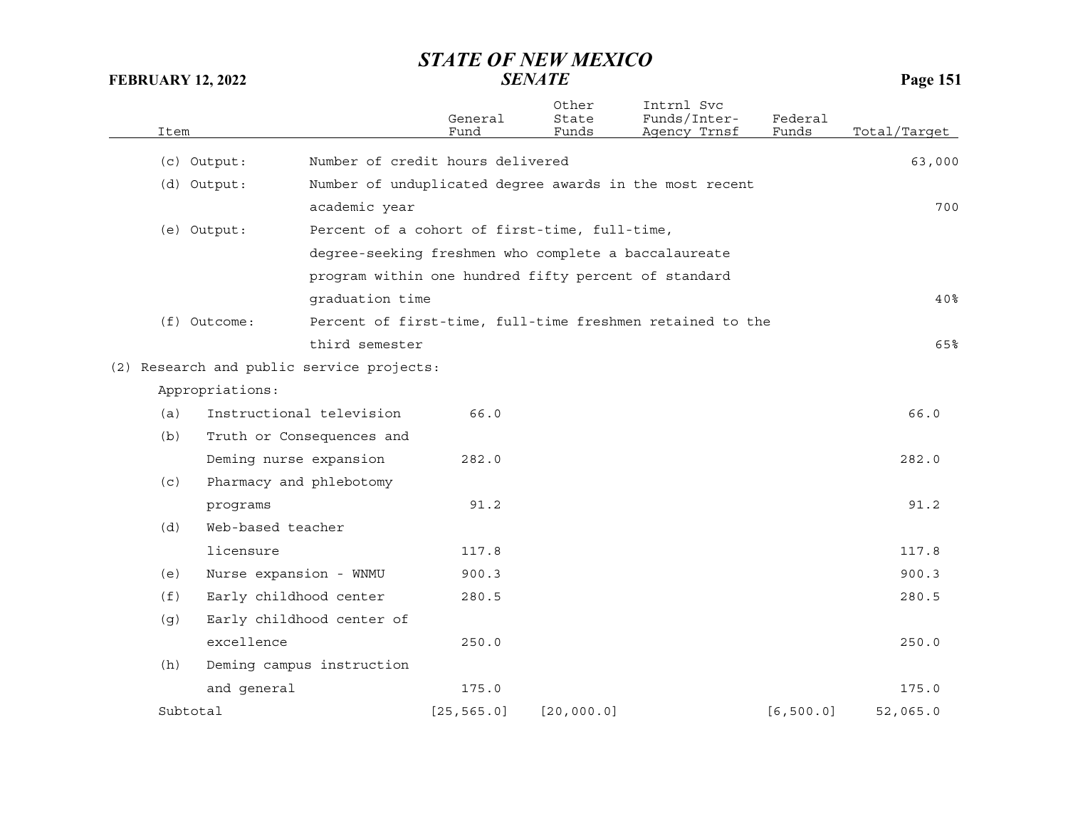| Item | | General Fund | Other State Funds | Intrnl Svc Funds/Inter-Agency Trnsf | Federal Funds | Total/Target |
|---|---|---|---|---|---|---|
| (c) Output: | Number of credit hours delivered | | | | | 63,000 |
| (d) Output: | Number of unduplicated degree awards in the most recent academic year | | | | | 700 |
| (e) Output: | Percent of a cohort of first-time, full-time, degree-seeking freshmen who complete a baccalaureate program within one hundred fifty percent of standard graduation time | | | | | 40% |
| (f) Outcome: | Percent of first-time, full-time freshmen retained to the third semester | | | | | 65% |
| (2) Research and public service projects: | | | | | | |
| Appropriations: | | | | | | |
| (a) | Instructional television | 66.0 | | | | 66.0 |
| (b) | Truth or Consequences and Deming nurse expansion | 282.0 | | | | 282.0 |
| (c) | Pharmacy and phlebotomy programs | 91.2 | | | | 91.2 |
| (d) | Web-based teacher licensure | 117.8 | | | | 117.8 |
| (e) | Nurse expansion - WNMU | 900.3 | | | | 900.3 |
| (f) | Early childhood center | 280.5 | | | | 280.5 |
| (g) | Early childhood center of excellence | 250.0 | | | | 250.0 |
| (h) | Deming campus instruction and general | 175.0 | | | | 175.0 |
| Subtotal | | [25,565.0] | [20,000.0] | | [6,500.0] | 52,065.0 |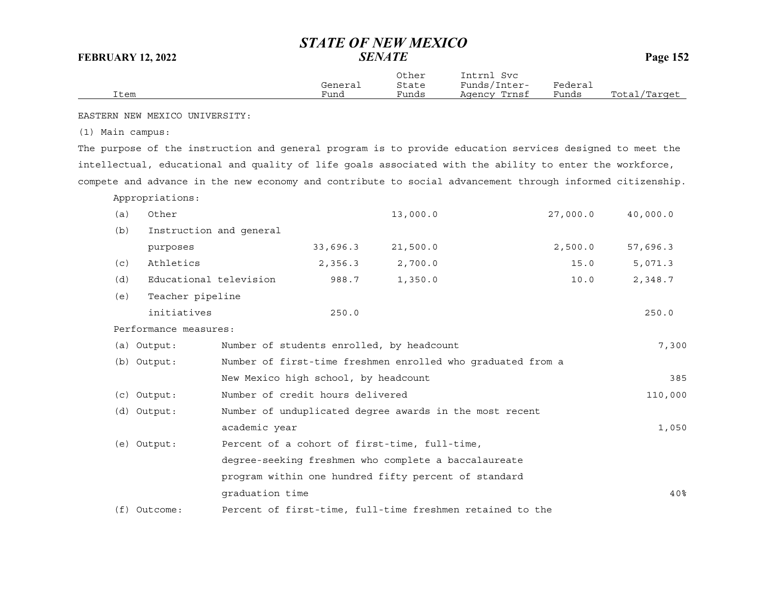| Item | General Fund | Other State Funds | Intrnl Svc Funds/Inter-Agency Trnsf | Federal Funds | Total/Target |
|---|---|---|---|---|---|

EASTERN NEW MEXICO UNIVERSITY:

(1) Main campus:

The purpose of the instruction and general program is to provide education services designed to meet the intellectual, educational and quality of life goals associated with the ability to enter the workforce, compete and advance in the new economy and contribute to social advancement through informed citizenship.

Appropriations:

| Item | General Fund | Other State Funds | Intrnl Svc Funds/Inter-Agency Trnsf | Federal Funds | Total/Target |
|---|---|---|---|---|---|
| (a) Other | | 13,000.0 | | 27,000.0 | 40,000.0 |
| (b) Instruction and general purposes | 33,696.3 | 21,500.0 | | 2,500.0 | 57,696.3 |
| (c) Athletics | 2,356.3 | 2,700.0 | | 15.0 | 5,071.3 |
| (d) Educational television | 988.7 | 1,350.0 | | 10.0 | 2,348.7 |
| (e) Teacher pipeline initiatives | 250.0 | | | | 250.0 |

Performance measures:

| | | Total/Target |
|---|---|---|
| (a) Output: | Number of students enrolled, by headcount | 7,300 |
| (b) Output: | Number of first-time freshmen enrolled who graduated from a New Mexico high school, by headcount | 385 |
| (c) Output: | Number of credit hours delivered | 110,000 |
| (d) Output: | Number of unduplicated degree awards in the most recent academic year | 1,050 |
| (e) Output: | Percent of a cohort of first-time, full-time, degree-seeking freshmen who complete a baccalaureate program within one hundred fifty percent of standard graduation time | 40% |
| (f) Outcome: | Percent of first-time, full-time freshmen retained to the | |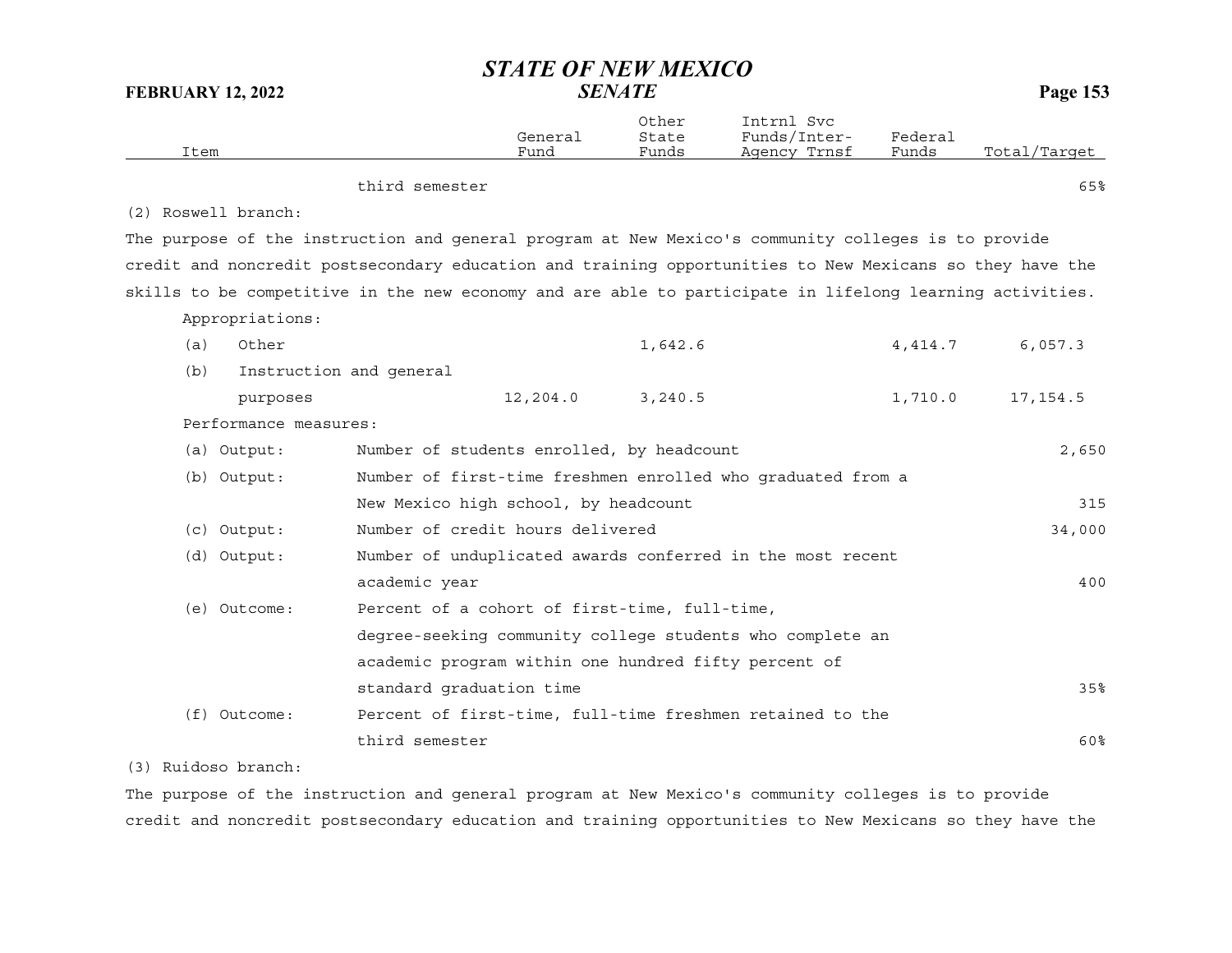| Item | | General Fund | Other State Funds | Intrnl Svc Funds/Inter-Agency Trnsf | Federal Funds | Total/Target |
|---|---|---|---|---|---|---|
| | third semester | | | | | 65% |

(2) Roswell branch:

The purpose of the instruction and general program at New Mexico's community colleges is to provide credit and noncredit postsecondary education and training opportunities to New Mexicans so they have the skills to be competitive in the new economy and are able to participate in lifelong learning activities.

| Item | | General Fund | Other State Funds | Intrnl Svc Funds/Inter-Agency Trnsf | Federal Funds | Total/Target |
|---|---|---|---|---|---|---|
| Appropriations: | | | | | | |
| (a) Other | | | 1,642.6 | | 4,414.7 | 6,057.3 |
| (b) Instruction and general purposes | | 12,204.0 | 3,240.5 | | 1,710.0 | 17,154.5 |
| Performance measures: | | | | | | |
| (a) Output: | Number of students enrolled, by headcount | | | | | 2,650 |
| (b) Output: | Number of first-time freshmen enrolled who graduated from a New Mexico high school, by headcount | | | | | 315 |
| (c) Output: | Number of credit hours delivered | | | | | 34,000 |
| (d) Output: | Number of unduplicated awards conferred in the most recent academic year | | | | | 400 |
| (e) Outcome: | Percent of a cohort of first-time, full-time, degree-seeking community college students who complete an academic program within one hundred fifty percent of standard graduation time | | | | | 35% |
| (f) Outcome: | Percent of first-time, full-time freshmen retained to the third semester | | | | | 60% |

(3) Ruidoso branch:

The purpose of the instruction and general program at New Mexico's community colleges is to provide credit and noncredit postsecondary education and training opportunities to New Mexicans so they have the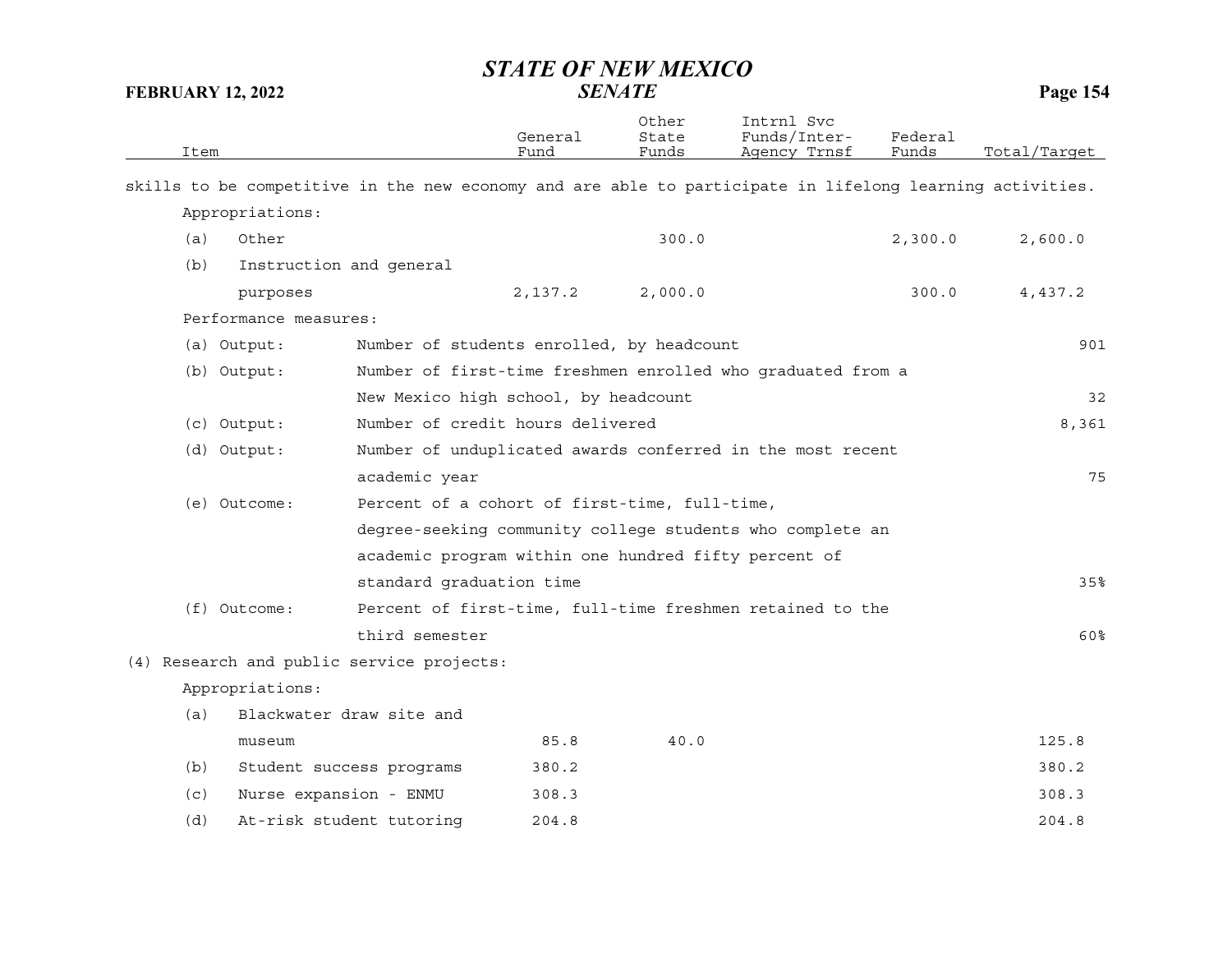| Item | General Fund | Other State Funds | Intrnl Svc Funds/Inter-Agency Trnsf | Federal Funds | Total/Target |
|---|---|---|---|---|---|
| skills to be competitive in the new economy and are able to participate in lifelong learning activities. | | | | | |
| Appropriations: | | | | | |
| (a) Other | | 300.0 | | 2,300.0 | 2,600.0 |
| (b) Instruction and general purposes | 2,137.2 | 2,000.0 | | 300.0 | 4,437.2 |
| Performance measures: | | | | | |
| (a) Output: Number of students enrolled, by headcount | | | | | 901 |
| (b) Output: Number of first-time freshmen enrolled who graduated from a New Mexico high school, by headcount | | | | | 32 |
| (c) Output: Number of credit hours delivered | | | | | 8,361 |
| (d) Output: Number of unduplicated awards conferred in the most recent academic year | | | | | 75 |
| (e) Outcome: Percent of a cohort of first-time, full-time, degree-seeking community college students who complete an academic program within one hundred fifty percent of standard graduation time | | | | | 35% |
| (f) Outcome: Percent of first-time, full-time freshmen retained to the third semester | | | | | 60% |
| (4) Research and public service projects: | | | | | |
| Appropriations: | | | | | |
| (a) Blackwater draw site and museum | 85.8 | 40.0 | | | 125.8 |
| (b) Student success programs | 380.2 | | | | 380.2 |
| (c) Nurse expansion - ENMU | 308.3 | | | | 308.3 |
| (d) At-risk student tutoring | 204.8 | | | | 204.8 |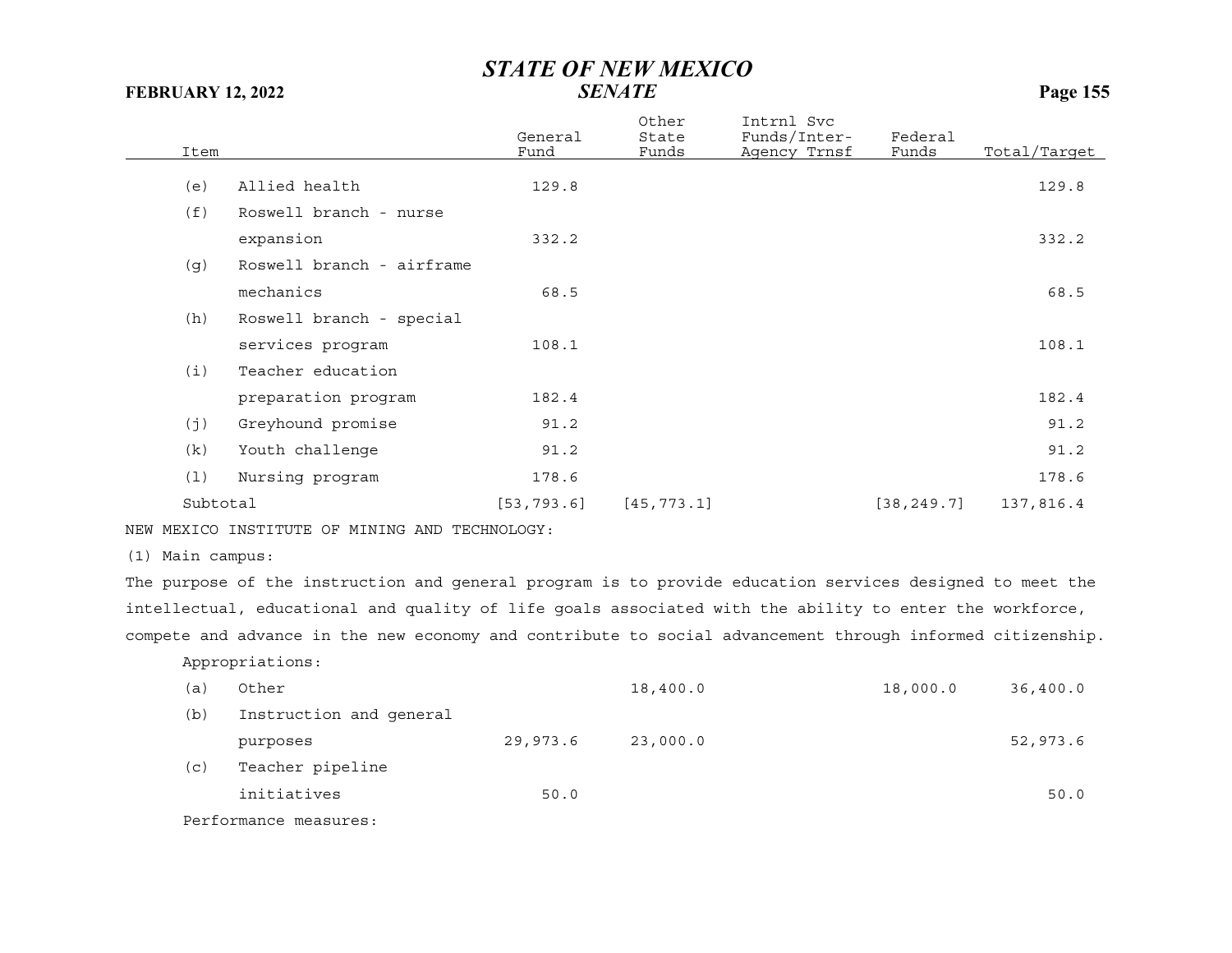| Item | | General Fund | Other State Funds | Intrnl Svc Funds/Inter-Agency Trnsf | Federal Funds | Total/Target |
|---|---|---|---|---|---|---|
| (e) | Allied health | 129.8 | | | | 129.8 |
| (f) | Roswell branch - nurse expansion | 332.2 | | | | 332.2 |
| (g) | Roswell branch - airframe mechanics | 68.5 | | | | 68.5 |
| (h) | Roswell branch - special services program | 108.1 | | | | 108.1 |
| (i) | Teacher education preparation program | 182.4 | | | | 182.4 |
| (j) | Greyhound promise | 91.2 | | | | 91.2 |
| (k) | Youth challenge | 91.2 | | | | 91.2 |
| (l) | Nursing program | 178.6 | | | | 178.6 |
| Subtotal | | [53,793.6] | [45,773.1] | | [38,249.7] | 137,816.4 |

NEW MEXICO INSTITUTE OF MINING AND TECHNOLOGY:

(1) Main campus:

The purpose of the instruction and general program is to provide education services designed to meet the intellectual, educational and quality of life goals associated with the ability to enter the workforce, compete and advance in the new economy and contribute to social advancement through informed citizenship.

Appropriations:

| Item | | General Fund | Other State Funds | Intrnl Svc Funds/Inter-Agency Trnsf | Federal Funds | Total/Target |
|---|---|---|---|---|---|---|
| (a) | Other | | 18,400.0 | | 18,000.0 | 36,400.0 |
| (b) | Instruction and general purposes | 29,973.6 | 23,000.0 | | | 52,973.6 |
| (c) | Teacher pipeline initiatives | 50.0 | | | | 50.0 |

Performance measures: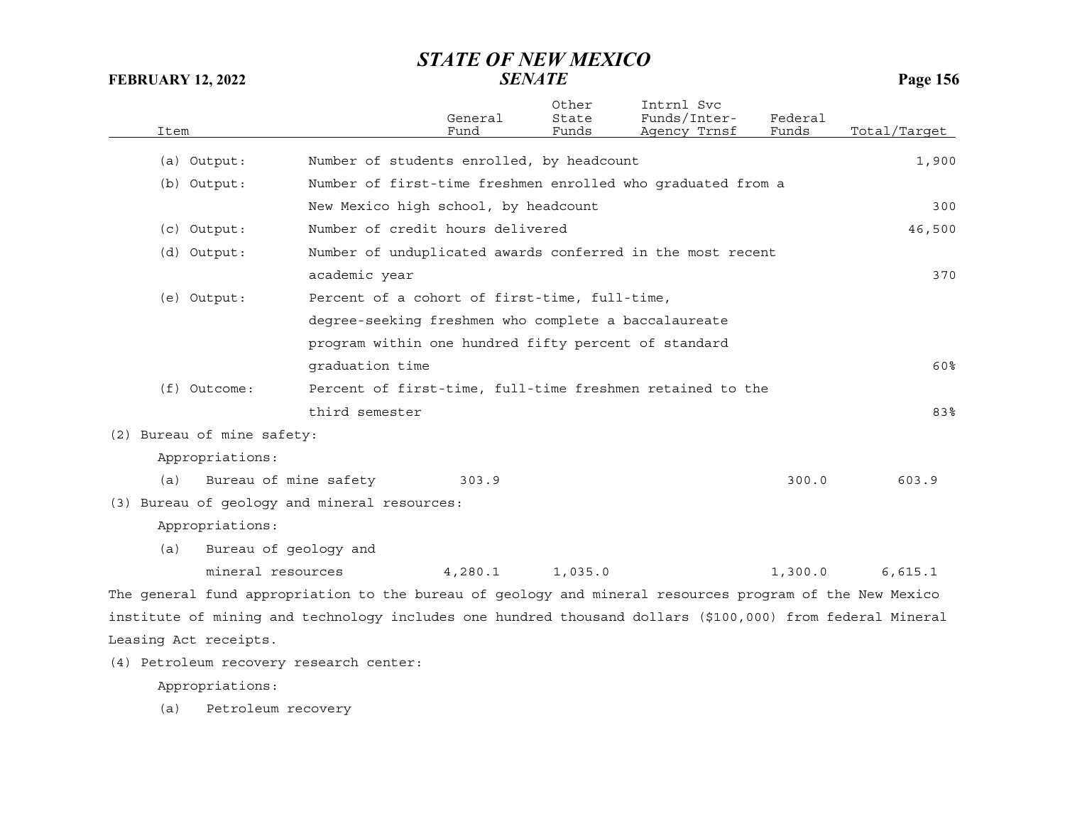| Item | | General Fund | Other State Funds | Intrnl Svc Funds/Inter-Agency Trnsf | Federal Funds | Total/Target |
|---|---|---|---|---|---|---|
| (a) Output: | Number of students enrolled, by headcount | | | | | 1,900 |
| (b) Output: | Number of first-time freshmen enrolled who graduated from a New Mexico high school, by headcount | | | | | 300 |
| (c) Output: | Number of credit hours delivered | | | | | 46,500 |
| (d) Output: | Number of unduplicated awards conferred in the most recent academic year | | | | | 370 |
| (e) Output: | Percent of a cohort of first-time, full-time, degree-seeking freshmen who complete a baccalaureate program within one hundred fifty percent of standard graduation time | | | | | 60% |
| (f) Outcome: | Percent of first-time, full-time freshmen retained to the third semester | | | | | 83% |
| (2) Bureau of mine safety: | | | | | | |
| Appropriations: | | | | | | |
| (a) Bureau of mine safety | | 303.9 | | | 300.0 | 603.9 |
| (3) Bureau of geology and mineral resources: | | | | | | |
| Appropriations: | | | | | | |
| (a) Bureau of geology and mineral resources | | 4,280.1 | 1,035.0 | | 1,300.0 | 6,615.1 |

The general fund appropriation to the bureau of geology and mineral resources program of the New Mexico institute of mining and technology includes one hundred thousand dollars ($100,000) from federal Mineral Leasing Act receipts.

(4) Petroleum recovery research center:

Appropriations:

(a) Petroleum recovery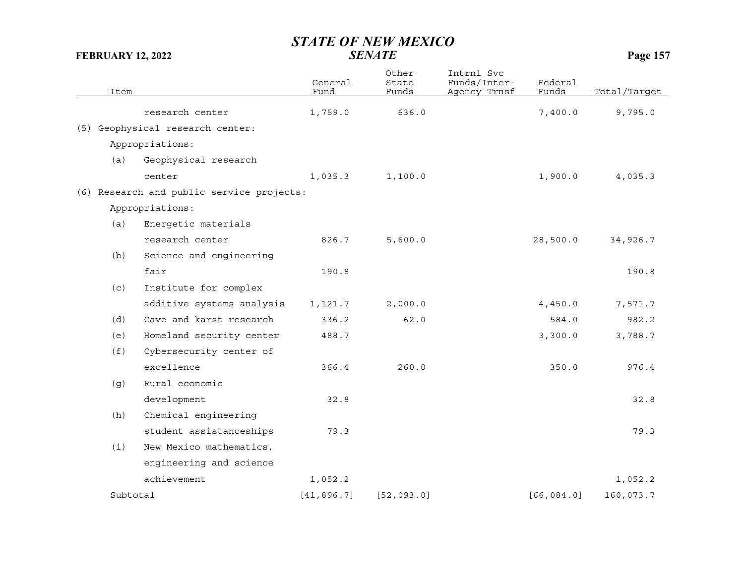| Item | General Fund | Other State Funds | Intrnl Svc Funds/Inter-Agency Trnsf | Federal Funds | Total/Target |
|---|---|---|---|---|---|
| research center | 1,759.0 | 636.0 | | 7,400.0 | 9,795.0 |
| (5) Geophysical research center: | | | | | |
| Appropriations: | | | | | |
| (a) Geophysical research center | 1,035.3 | 1,100.0 | | 1,900.0 | 4,035.3 |
| (6) Research and public service projects: | | | | | |
| Appropriations: | | | | | |
| (a) Energetic materials research center | 826.7 | 5,600.0 | | 28,500.0 | 34,926.7 |
| (b) Science and engineering fair | 190.8 | | | | 190.8 |
| (c) Institute for complex additive systems analysis | 1,121.7 | 2,000.0 | | 4,450.0 | 7,571.7 |
| (d) Cave and karst research | 336.2 | 62.0 | | 584.0 | 982.2 |
| (e) Homeland security center | 488.7 | | | 3,300.0 | 3,788.7 |
| (f) Cybersecurity center of excellence | 366.4 | 260.0 | | 350.0 | 976.4 |
| (g) Rural economic development | 32.8 | | | | 32.8 |
| (h) Chemical engineering student assistanceships | 79.3 | | | | 79.3 |
| (i) New Mexico mathematics, engineering and science achievement | 1,052.2 | | | | 1,052.2 |
| Subtotal | [41,896.7] | [52,093.0] | | [66,084.0] | 160,073.7 |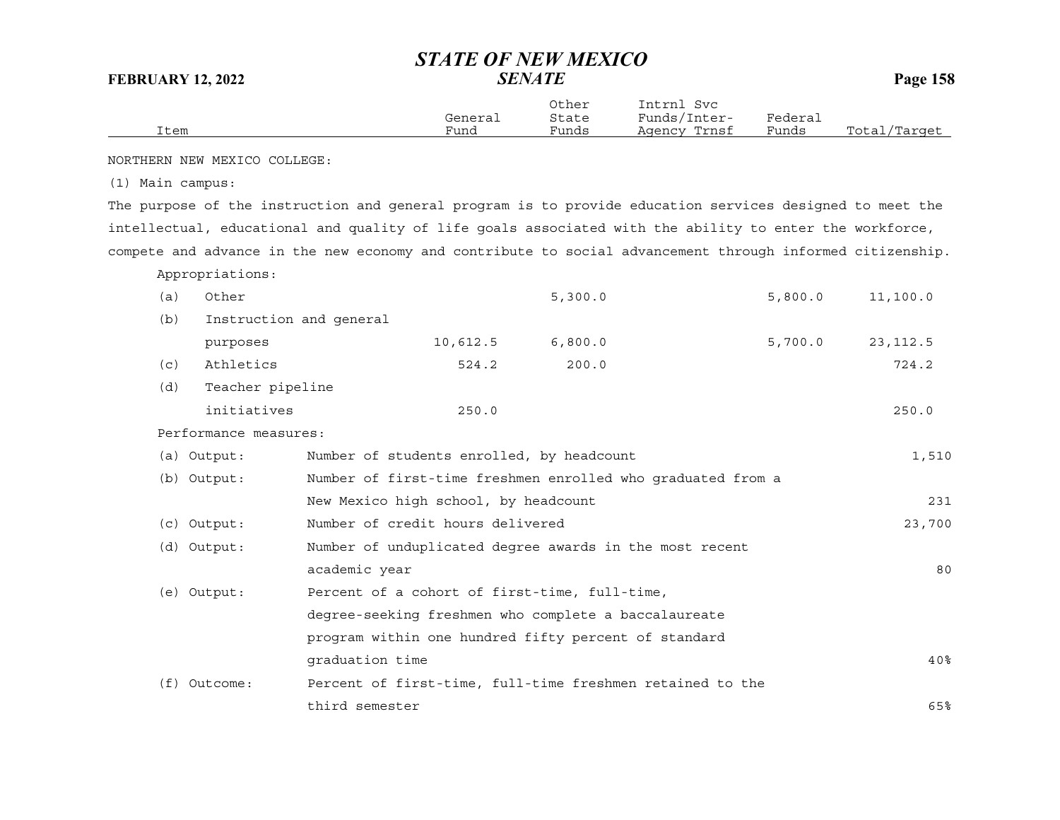| Item | General Fund | Other State Funds | Intrnl Svc Funds/Inter-Agency Trnsf | Federal Funds | Total/Target |
|---|---|---|---|---|---|

NORTHERN NEW MEXICO COLLEGE:

(1) Main campus:

The purpose of the instruction and general program is to provide education services designed to meet the intellectual, educational and quality of life goals associated with the ability to enter the workforce, compete and advance in the new economy and contribute to social advancement through informed citizenship.

Appropriations:

| Item | General Fund | Other State Funds | Intrnl Svc Funds/Inter-Agency Trnsf | Federal Funds | Total/Target |
|---|---|---|---|---|---|
| (a) Other | | 5,300.0 | | 5,800.0 | 11,100.0 |
| (b) Instruction and general purposes | 10,612.5 | 6,800.0 | | 5,700.0 | 23,112.5 |
| (c) Athletics | 524.2 | 200.0 | | | 724.2 |
| (d) Teacher pipeline initiatives | 250.0 | | | | 250.0 |

Performance measures:

| Measure | Description | Target |
|---|---|---|
| (a) Output: | Number of students enrolled, by headcount | 1,510 |
| (b) Output: | Number of first-time freshmen enrolled who graduated from a New Mexico high school, by headcount | 231 |
| (c) Output: | Number of credit hours delivered | 23,700 |
| (d) Output: | Number of unduplicated degree awards in the most recent academic year | 80 |
| (e) Output: | Percent of a cohort of first-time, full-time, degree-seeking freshmen who complete a baccalaureate program within one hundred fifty percent of standard graduation time | 40% |
| (f) Outcome: | Percent of first-time, full-time freshmen retained to the third semester | 65% |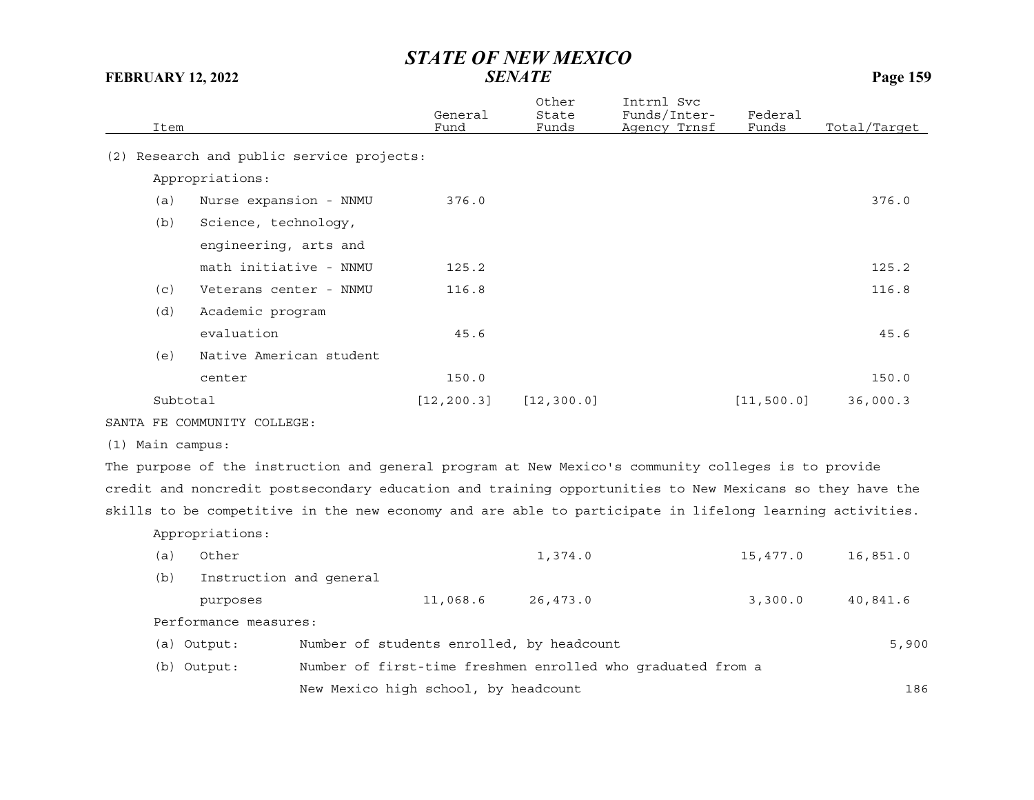| Item | General Fund | Other State Funds | Intrnl Svc Funds/Inter-Agency Trnsf | Federal Funds | Total/Target |
|---|---|---|---|---|---|
| (2) Research and public service projects: | | | | | |
| Appropriations: | | | | | |
| (a) Nurse expansion - NNMU | 376.0 | | | | 376.0 |
| (b) Science, technology, engineering, arts and math initiative - NNMU | 125.2 | | | | 125.2 |
| (c) Veterans center - NNMU | 116.8 | | | | 116.8 |
| (d) Academic program evaluation | 45.6 | | | | 45.6 |
| (e) Native American student center | 150.0 | | | | 150.0 |
| Subtotal | [12,200.3] | [12,300.0] | | [11,500.0] | 36,000.3 |

SANTA FE COMMUNITY COLLEGE:

(1) Main campus:

The purpose of the instruction and general program at New Mexico's community colleges is to provide credit and noncredit postsecondary education and training opportunities to New Mexicans so they have the skills to be competitive in the new economy and are able to participate in lifelong learning activities.

| Item | General Fund | Other State Funds | Intrnl Svc Funds/Inter-Agency Trnsf | Federal Funds | Total/Target |
|---|---|---|---|---|---|
| Appropriations: | | | | | |
| (a) Other | | 1,374.0 | | 15,477.0 | 16,851.0 |
| (b) Instruction and general purposes | 11,068.6 | 26,473.0 | | 3,300.0 | 40,841.6 |

Performance measures:

| Measure | Description | Target |
|---|---|---|
| (a) Output: | Number of students enrolled, by headcount | 5,900 |
| (b) Output: | Number of first-time freshmen enrolled who graduated from a New Mexico high school, by headcount | 186 |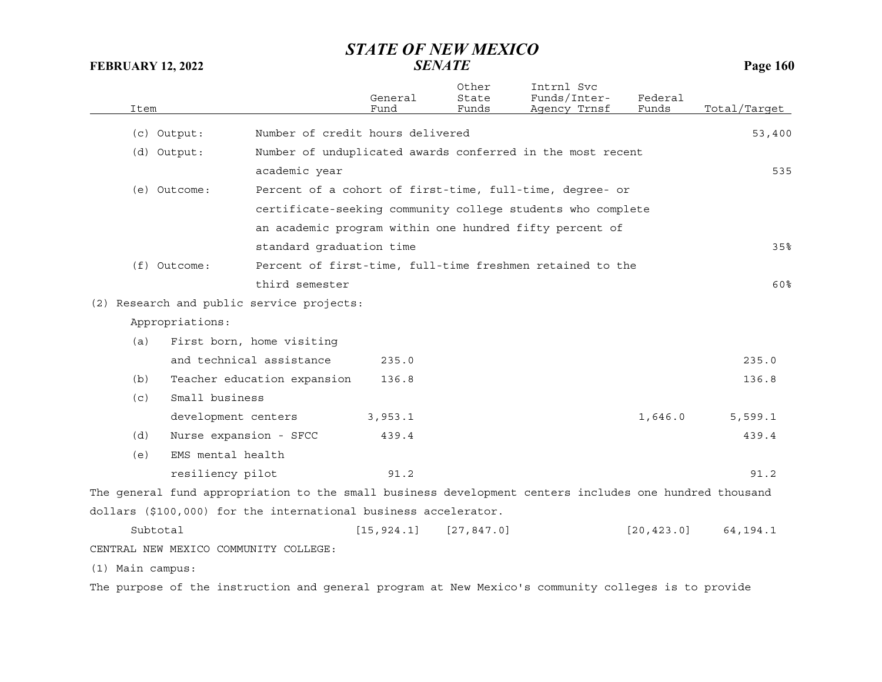| Item | | General Fund | Other State Funds | Intrnl Svc Funds/Inter-Agency Trnsf | Federal Funds | Total/Target |
|---|---|---|---|---|---|---|
| (c) Output: | Number of credit hours delivered | | | | | 53,400 |
| (d) Output: | Number of unduplicated awards conferred in the most recent academic year | | | | | 535 |
| (e) Outcome: | Percent of a cohort of first-time, full-time, degree- or certificate-seeking community college students who complete an academic program within one hundred fifty percent of standard graduation time | | | | | 35% |
| (f) Outcome: | Percent of first-time, full-time freshmen retained to the third semester | | | | | 60% |
| (2) Research and public service projects: | | | | | | |
| Appropriations: | | | | | | |
| (a) | First born, home visiting and technical assistance | 235.0 | | | | 235.0 |
| (b) | Teacher education expansion | 136.8 | | | | 136.8 |
| (c) | Small business development centers | 3,953.1 | | | 1,646.0 | 5,599.1 |
| (d) | Nurse expansion - SFCC | 439.4 | | | | 439.4 |
| (e) | EMS mental health resiliency pilot | 91.2 | | | | 91.2 |

The general fund appropriation to the small business development centers includes one hundred thousand dollars ($100,000) for the international business accelerator.

| | General Fund | Other State Funds | Intrnl Svc Funds/Inter-Agency Trnsf | Federal Funds | Total/Target |
|---|---|---|---|---|---|
| Subtotal | [15,924.1] | [27,847.0] | | [20,423.0] | 64,194.1 |

CENTRAL NEW MEXICO COMMUNITY COLLEGE:

(1) Main campus:

The purpose of the instruction and general program at New Mexico's community colleges is to provide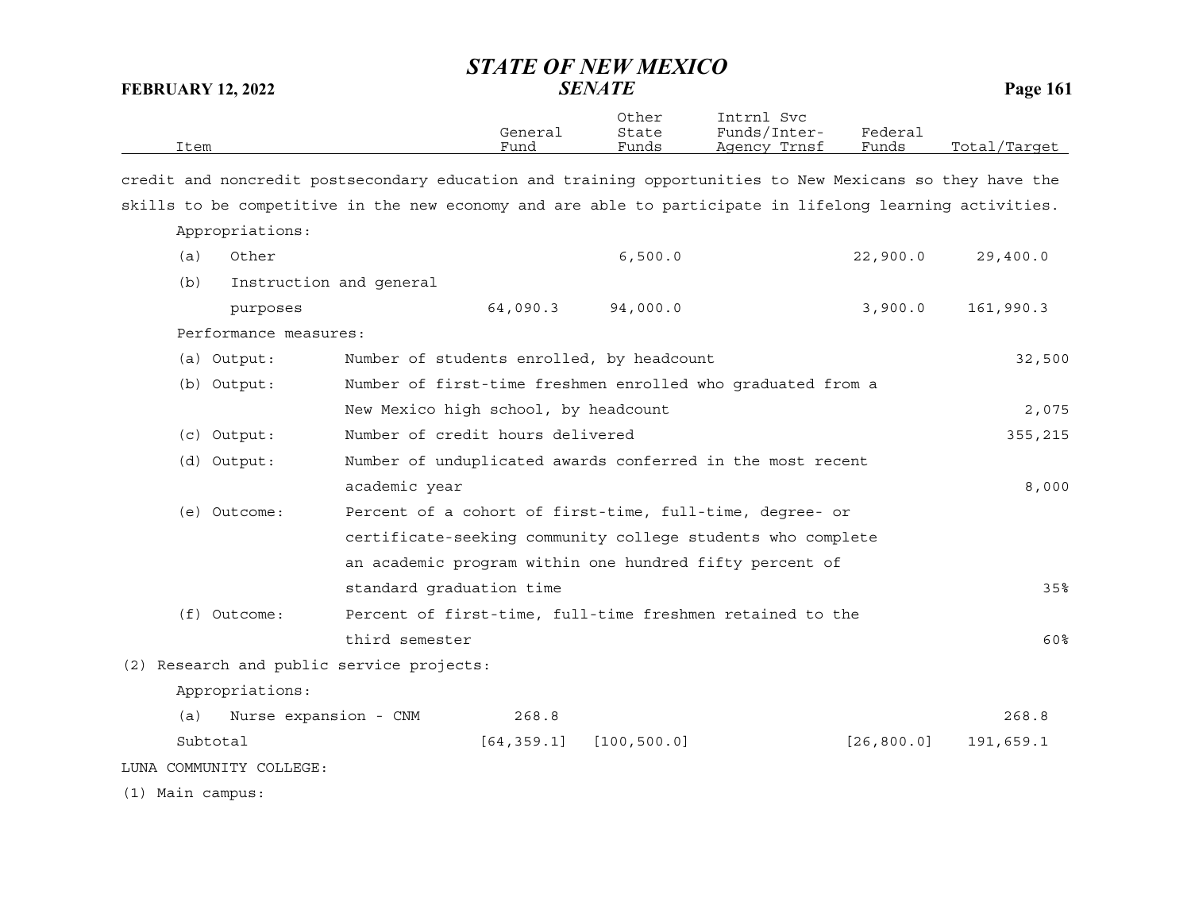| Item | General Fund | Other State Funds | Intrnl Svc Funds/Inter-Agency Trnsf | Federal Funds | Total/Target |
|---|---|---|---|---|---|

credit and noncredit postsecondary education and training opportunities to New Mexicans so they have the skills to be competitive in the new economy and are able to participate in lifelong learning activities.

Appropriations:

| Item | General Fund | Other State Funds | Intrnl Svc Funds/Inter-Agency Trnsf | Federal Funds | Total/Target |
|---|---|---|---|---|---|
| (a) Other | | 6,500.0 | | 22,900.0 | 29,400.0 |
| (b) Instruction and general purposes | 64,090.3 | 94,000.0 | | 3,900.0 | 161,990.3 |

Performance measures:

| Measure | Description | Target |
|---|---|---|
| (a) Output: | Number of students enrolled, by headcount | 32,500 |
| (b) Output: | Number of first-time freshmen enrolled who graduated from a New Mexico high school, by headcount | 2,075 |
| (c) Output: | Number of credit hours delivered | 355,215 |
| (d) Output: | Number of unduplicated awards conferred in the most recent academic year | 8,000 |
| (e) Outcome: | Percent of a cohort of first-time, full-time, degree- or certificate-seeking community college students who complete an academic program within one hundred fifty percent of standard graduation time | 35% |
| (f) Outcome: | Percent of first-time, full-time freshmen retained to the third semester | 60% |

(2) Research and public service projects:

Appropriations:

| Item | General Fund | Other State Funds | Intrnl Svc Funds/Inter-Agency Trnsf | Federal Funds | Total/Target |
|---|---|---|---|---|---|
| (a) Nurse expansion - CNM | 268.8 | | | | 268.8 |
| Subtotal | [64,359.1] | [100,500.0] | | [26,800.0] | 191,659.1 |

LUNA COMMUNITY COLLEGE:

(1) Main campus: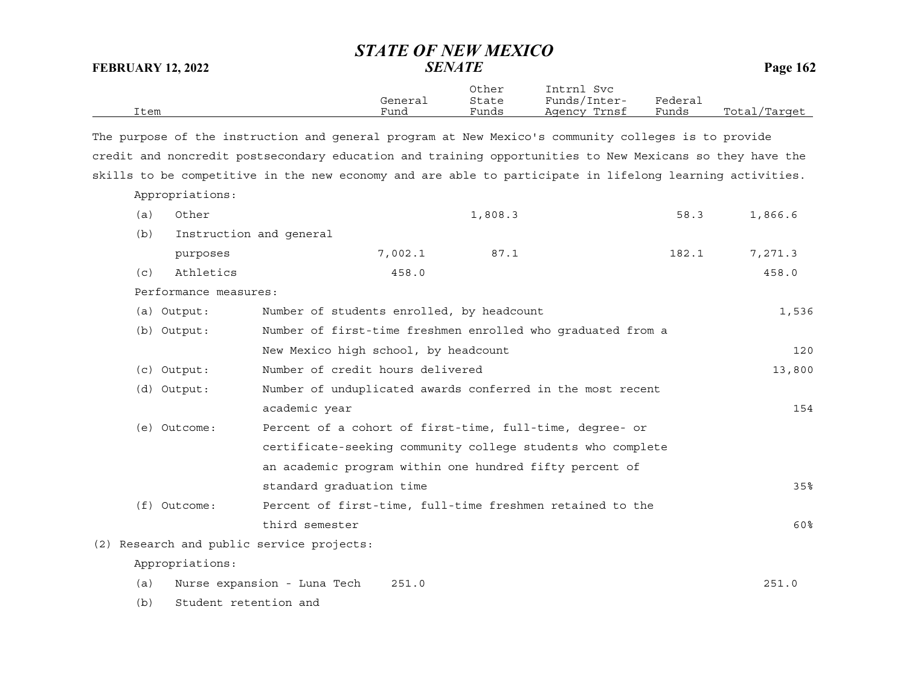| Item | General Fund | Other State Funds | Intrnl Svc Funds/Inter-Agency Trnsf | Federal Funds | Total/Target |
|---|---|---|---|---|---|

The purpose of the instruction and general program at New Mexico's community colleges is to provide credit and noncredit postsecondary education and training opportunities to New Mexicans so they have the skills to be competitive in the new economy and are able to participate in lifelong learning activities.

Appropriations:

| Item | General Fund | Other State Funds | Intrnl Svc Funds/Inter-Agency Trnsf | Federal Funds | Total/Target |
|---|---|---|---|---|---|
| (a) Other | | 1,808.3 | | 58.3 | 1,866.6 |
| (b) Instruction and general purposes | 7,002.1 | 87.1 | | 182.1 | 7,271.3 |
| (c) Athletics | 458.0 | | | | 458.0 |

Performance measures:

| Measure | Description | Target |
|---|---|---|
| (a) Output: | Number of students enrolled, by headcount | 1,536 |
| (b) Output: | Number of first-time freshmen enrolled who graduated from a New Mexico high school, by headcount | 120 |
| (c) Output: | Number of credit hours delivered | 13,800 |
| (d) Output: | Number of unduplicated awards conferred in the most recent academic year | 154 |
| (e) Outcome: | Percent of a cohort of first-time, full-time, degree- or certificate-seeking community college students who complete an academic program within one hundred fifty percent of standard graduation time | 35% |
| (f) Outcome: | Percent of first-time, full-time freshmen retained to the third semester | 60% |

(2) Research and public service projects:

Appropriations:

| Item | General Fund | Other State Funds | Intrnl Svc Funds/Inter-Agency Trnsf | Federal Funds | Total/Target |
|---|---|---|---|---|---|
| (a) Nurse expansion - Luna Tech | 251.0 | | | | 251.0 |
| (b) Student retention and | | | | | |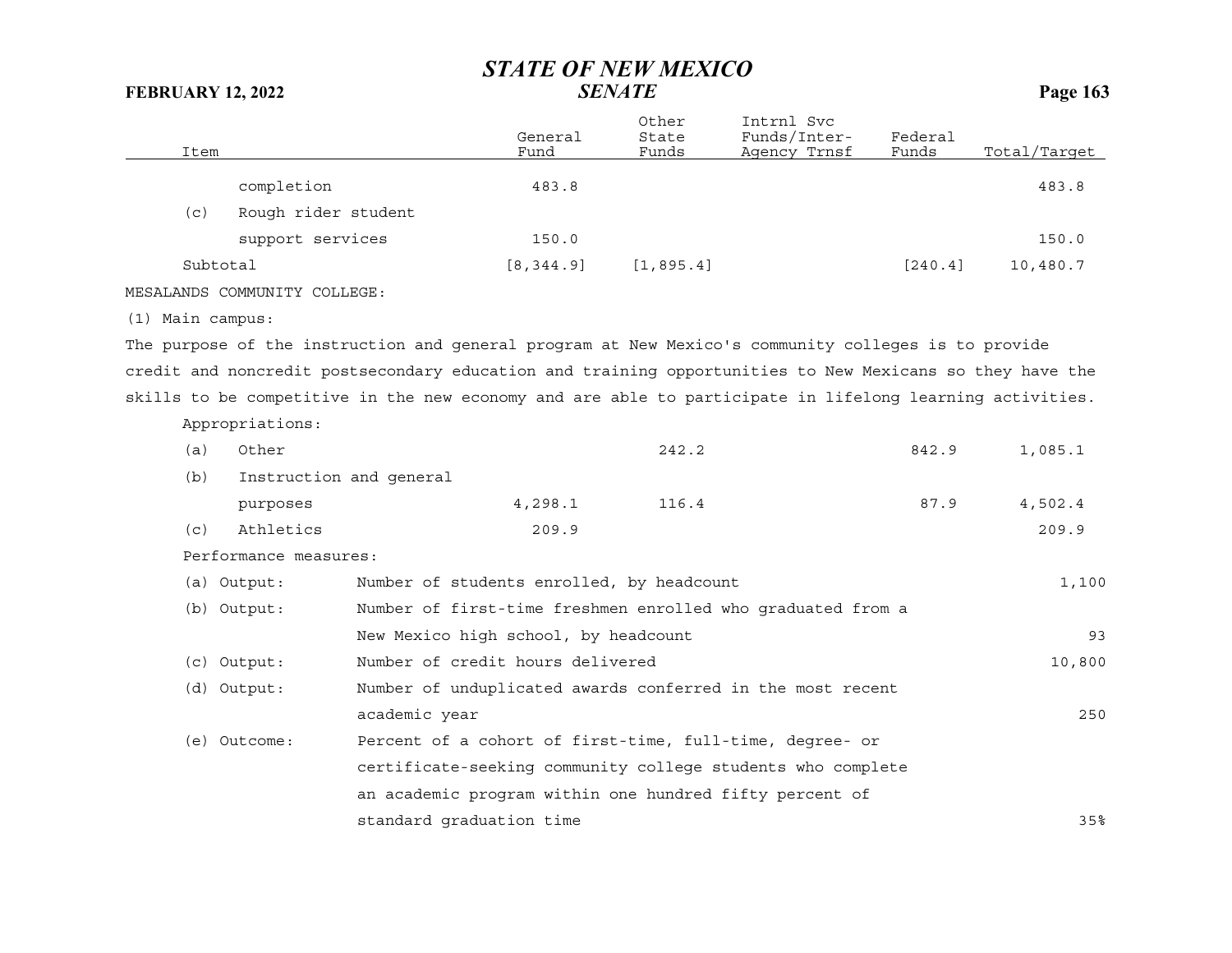| Item | General Fund | Other State Funds | Intrnl Svc Funds/Inter-Agency Trnsf | Federal Funds | Total/Target |
|---|---|---|---|---|---|
| completion | 483.8 | | | | 483.8 |
| (c) Rough rider student support services | 150.0 | | | | 150.0 |
| Subtotal | [8,344.9] | [1,895.4] | | [240.4] | 10,480.7 |

MESALANDS COMMUNITY COLLEGE:

(1) Main campus:

The purpose of the instruction and general program at New Mexico's community colleges is to provide credit and noncredit postsecondary education and training opportunities to New Mexicans so they have the skills to be competitive in the new economy and are able to participate in lifelong learning activities.

| Item | General Fund | Other State Funds | Intrnl Svc Funds/Inter-Agency Trnsf | Federal Funds | Total/Target |
|---|---|---|---|---|---|
| Appropriations: | | | | | |
| (a) Other | | 242.2 | | 842.9 | 1,085.1 |
| (b) Instruction and general purposes | 4,298.1 | 116.4 | | 87.9 | 4,502.4 |
| (c) Athletics | 209.9 | | | | 209.9 |

Performance measures:

| Measure | Description | Target |
|---|---|---|
| (a) Output: | Number of students enrolled, by headcount | 1,100 |
| (b) Output: | Number of first-time freshmen enrolled who graduated from a New Mexico high school, by headcount | 93 |
| (c) Output: | Number of credit hours delivered | 10,800 |
| (d) Output: | Number of unduplicated awards conferred in the most recent academic year | 250 |
| (e) Outcome: | Percent of a cohort of first-time, full-time, degree- or certificate-seeking community college students who complete an academic program within one hundred fifty percent of standard graduation time | 35% |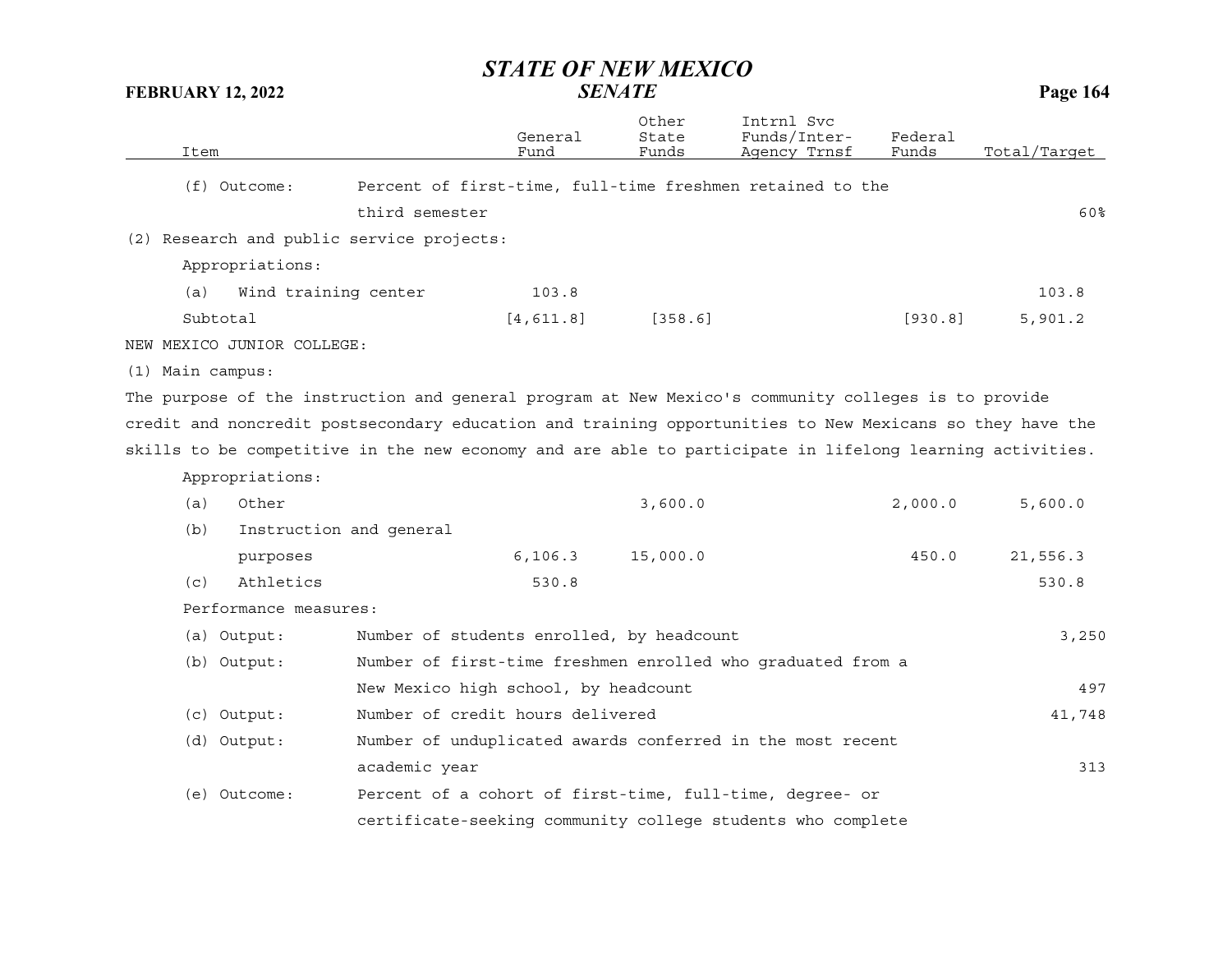| Item | | General Fund | Other State Funds | Intrnl Svc Funds/Inter-Agency Trnsf | Federal Funds | Total/Target |
|---|---|---|---|---|---|---|
| (f) Outcome: | Percent of first-time, full-time freshmen retained to the third semester | | | | | 60% |
| (2) Research and public service projects: | | | | | | |
| Appropriations: | | | | | | |
| (a) Wind training center | | 103.8 | | | | 103.8 |
| Subtotal | | [4,611.8] | [358.6] | | [930.8] | 5,901.2 |
| NEW MEXICO JUNIOR COLLEGE: | | | | | | |
| (1) Main campus: | | | | | | |

The purpose of the instruction and general program at New Mexico's community colleges is to provide credit and noncredit postsecondary education and training opportunities to New Mexicans so they have the skills to be competitive in the new economy and are able to participate in lifelong learning activities.

| Item | | General Fund | Other State Funds | Intrnl Svc Funds/Inter-Agency Trnsf | Federal Funds | Total/Target |
|---|---|---|---|---|---|---|
| Appropriations: | | | | | | |
| (a) Other | | | 3,600.0 | | 2,000.0 | 5,600.0 |
| (b) Instruction and general purposes | | 6,106.3 | 15,000.0 | | 450.0 | 21,556.3 |
| (c) Athletics | | 530.8 | | | | 530.8 |
| Performance measures: | | | | | | |
| (a) Output: | Number of students enrolled, by headcount | | | | | 3,250 |
| (b) Output: | Number of first-time freshmen enrolled who graduated from a New Mexico high school, by headcount | | | | | 497 |
| (c) Output: | Number of credit hours delivered | | | | | 41,748 |
| (d) Output: | Number of unduplicated awards conferred in the most recent academic year | | | | | 313 |
| (e) Outcome: | Percent of a cohort of first-time, full-time, degree- or certificate-seeking community college students who complete | | | | | |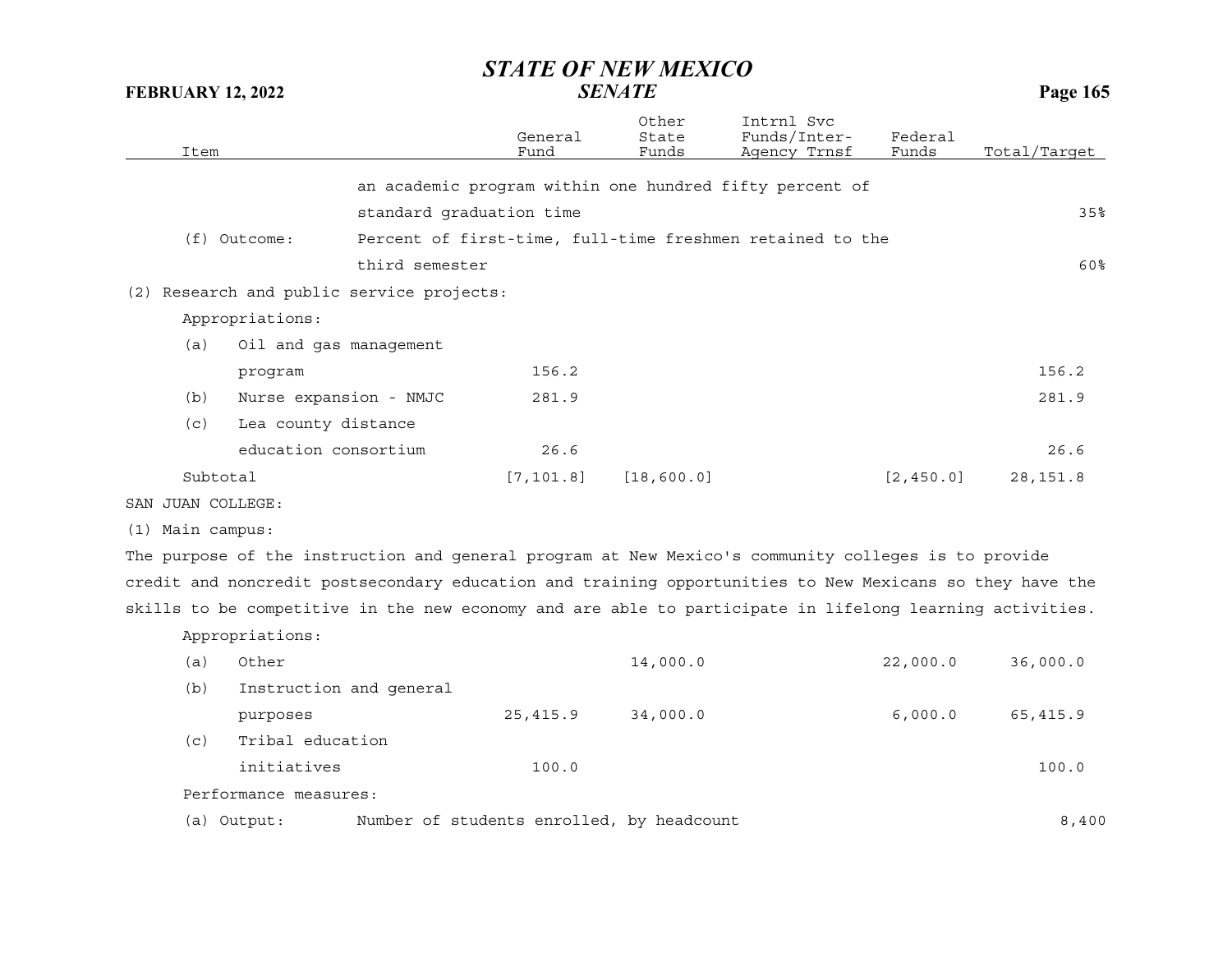| Item | | General Fund | Other State Funds | Intrnl Svc Funds/Inter-Agency Trnsf | Federal Funds | Total/Target |
|---|---|---|---|---|---|---|
| | an academic program within one hundred fifty percent of standard graduation time | | | | | 35% |
| (f) Outcome: | Percent of first-time, full-time freshmen retained to the third semester | | | | | 60% |
| (2) Research and public service projects: | | | | | | |
| Appropriations: | | | | | | |
| (a) Oil and gas management program | | 156.2 | | | | 156.2 |
| (b) Nurse expansion - NMJC | | 281.9 | | | | 281.9 |
| (c) Lea county distance education consortium | | 26.6 | | | | 26.6 |
| Subtotal | | [7,101.8] | [18,600.0] | | [2,450.0] | 28,151.8 |

SAN JUAN COLLEGE:

(1) Main campus:

The purpose of the instruction and general program at New Mexico's community colleges is to provide credit and noncredit postsecondary education and training opportunities to New Mexicans so they have the skills to be competitive in the new economy and are able to participate in lifelong learning activities.

| Item | | General Fund | Other State Funds | Intrnl Svc Funds/Inter-Agency Trnsf | Federal Funds | Total/Target |
|---|---|---|---|---|---|---|
| Appropriations: | | | | | | |
| (a) Other | | | 14,000.0 | | 22,000.0 | 36,000.0 |
| (b) Instruction and general purposes | | 25,415.9 | 34,000.0 | | 6,000.0 | 65,415.9 |
| (c) Tribal education initiatives | | 100.0 | | | | 100.0 |
| Performance measures: | | | | | | |
| (a) Output: | Number of students enrolled, by headcount | | | | | 8,400 |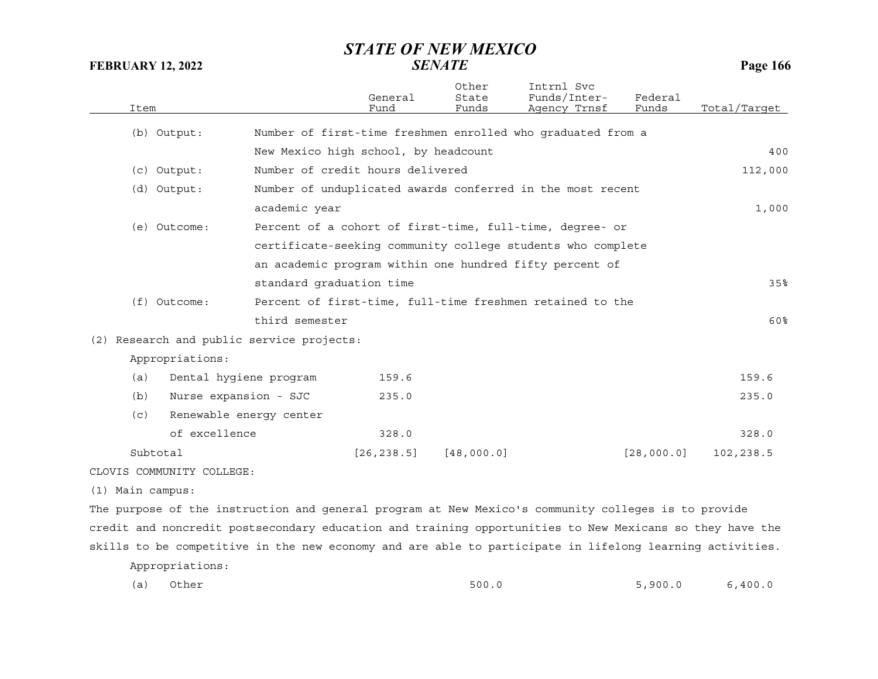| Item | General Fund | Other State Funds | Intrnl Svc Funds/Inter-Agency Trnsf | Federal Funds | Total/Target |
|---|---|---|---|---|---|
| (b) Output: Number of first-time freshmen enrolled who graduated from a New Mexico high school, by headcount | | | | | 400 |
| (c) Output: Number of credit hours delivered | | | | | 112,000 |
| (d) Output: Number of unduplicated awards conferred in the most recent academic year | | | | | 1,000 |
| (e) Outcome: Percent of a cohort of first-time, full-time, degree- or certificate-seeking community college students who complete an academic program within one hundred fifty percent of standard graduation time | | | | | 35% |
| (f) Outcome: Percent of first-time, full-time freshmen retained to the third semester | | | | | 60% |
| (2) Research and public service projects: | | | | | |
| Appropriations: | | | | | |
| (a) Dental hygiene program | 159.6 | | | | 159.6 |
| (b) Nurse expansion - SJC | 235.0 | | | | 235.0 |
| (c) Renewable energy center of excellence | 328.0 | | | | 328.0 |
| Subtotal | [26,238.5] | [48,000.0] | | [28,000.0] | 102,238.5 |

CLOVIS COMMUNITY COLLEGE:

(1) Main campus:

The purpose of the instruction and general program at New Mexico's community colleges is to provide credit and noncredit postsecondary education and training opportunities to New Mexicans so they have the skills to be competitive in the new economy and are able to participate in lifelong learning activities.

| Item | General Fund | Other State Funds | Intrnl Svc Funds/Inter-Agency Trnsf | Federal Funds | Total/Target |
|---|---|---|---|---|---|
| Appropriations: | | | | | |
| (a) Other | | 500.0 | | 5,900.0 | 6,400.0 |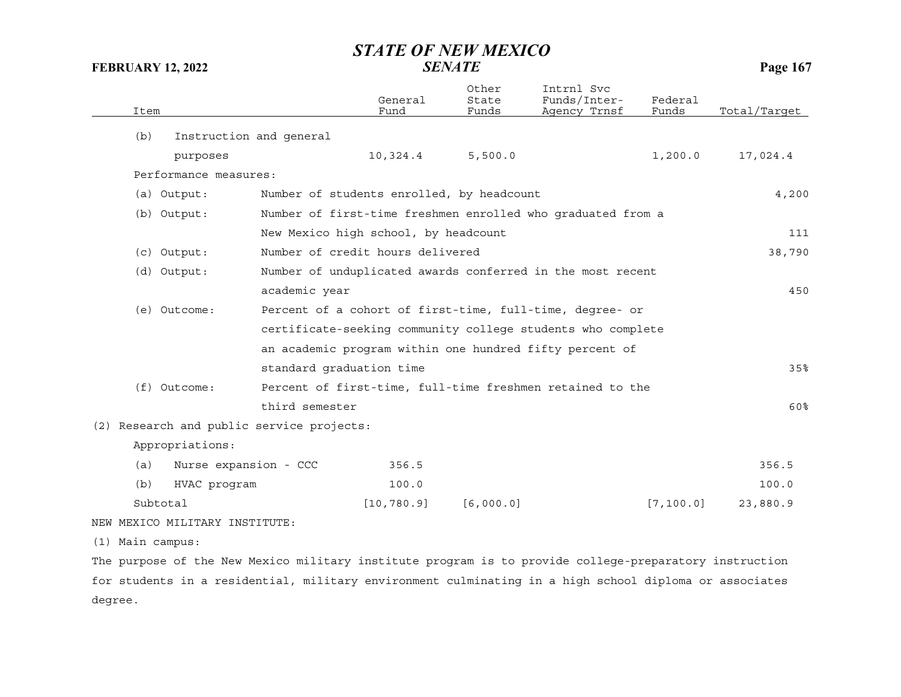| Item | General Fund | Other State Funds | Intrnl Svc Funds/Inter-Agency Trnsf | Federal Funds | Total/Target |
|---|---|---|---|---|---|
| (b) Instruction and general purposes | 10,324.4 | 5,500.0 | | 1,200.0 | 17,024.4 |
| Performance measures: | | | | | |
| (a) Output: Number of students enrolled, by headcount | | | | | 4,200 |
| (b) Output: Number of first-time freshmen enrolled who graduated from a New Mexico high school, by headcount | | | | | 111 |
| (c) Output: Number of credit hours delivered | | | | | 38,790 |
| (d) Output: Number of unduplicated awards conferred in the most recent academic year | | | | | 450 |
| (e) Outcome: Percent of a cohort of first-time, full-time, degree- or certificate-seeking community college students who complete an academic program within one hundred fifty percent of standard graduation time | | | | | 35% |
| (f) Outcome: Percent of first-time, full-time freshmen retained to the third semester | | | | | 60% |
| (2) Research and public service projects: | | | | | |
| Appropriations: | | | | | |
| (a) Nurse expansion - CCC | 356.5 | | | | 356.5 |
| (b) HVAC program | 100.0 | | | | 100.0 |
| Subtotal | [10,780.9] | [6,000.0] | | [7,100.0] | 23,880.9 |

NEW MEXICO MILITARY INSTITUTE:

(1) Main campus:

The purpose of the New Mexico military institute program is to provide college-preparatory instruction for students in a residential, military environment culminating in a high school diploma or associates degree.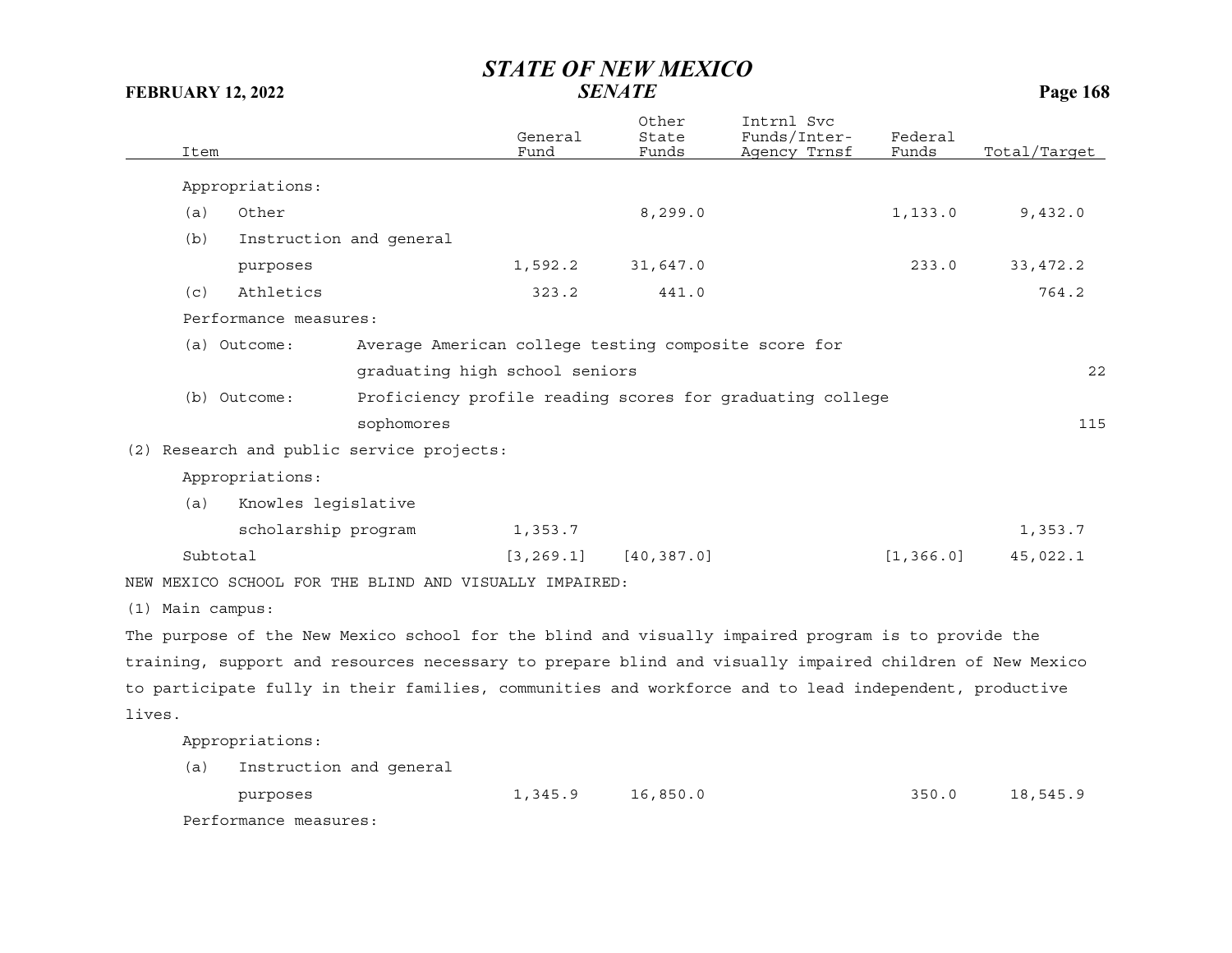| Item | General Fund | Other State Funds | Intrnl Svc Funds/Inter-Agency Trnsf | Federal Funds | Total/Target |
|---|---|---|---|---|---|
| Appropriations: | | | | | |
| (a) Other | | 8,299.0 | | 1,133.0 | 9,432.0 |
| (b) Instruction and general purposes | 1,592.2 | 31,647.0 | | 233.0 | 33,472.2 |
| (c) Athletics | 323.2 | 441.0 | | | 764.2 |
| Performance measures: | | | | | |
| (a) Outcome: Average American college testing composite score for graduating high school seniors | | | | | 22 |
| (b) Outcome: Proficiency profile reading scores for graduating college sophomores | | | | | 115 |
| (2) Research and public service projects: | | | | | |
| Appropriations: | | | | | |
| (a) Knowles legislative scholarship program | 1,353.7 | | | | 1,353.7 |
| Subtotal | [3,269.1] | [40,387.0] | | [1,366.0] | 45,022.1 |

NEW MEXICO SCHOOL FOR THE BLIND AND VISUALLY IMPAIRED:

(1) Main campus:

The purpose of the New Mexico school for the blind and visually impaired program is to provide the training, support and resources necessary to prepare blind and visually impaired children of New Mexico to participate fully in their families, communities and workforce and to lead independent, productive lives.

| Item | General Fund | Other State Funds | Intrnl Svc Funds/Inter-Agency Trnsf | Federal Funds | Total/Target |
|---|---|---|---|---|---|
| Appropriations: | | | | | |
| (a) Instruction and general purposes | 1,345.9 | 16,850.0 | | 350.0 | 18,545.9 |
| Performance measures: | | | | | |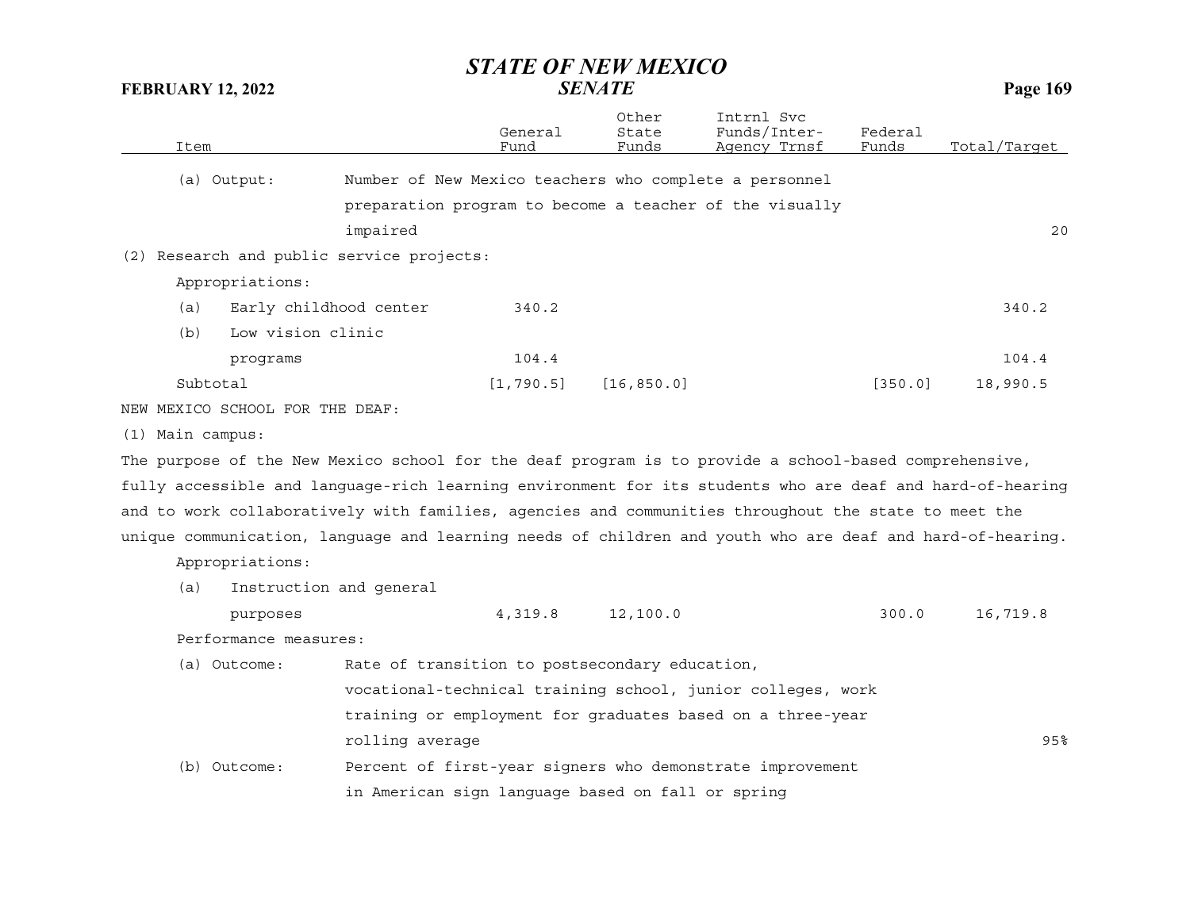| Item | General Fund | Other State Funds | Intrnl Svc Funds/Inter-Agency Trnsf | Federal Funds | Total/Target |
|---|---|---|---|---|---|
| (a) Output: Number of New Mexico teachers who complete a personnel preparation program to become a teacher of the visually impaired | | | | | 20 |
| (2) Research and public service projects: | | | | | |
| Appropriations: | | | | | |
| (a) Early childhood center | 340.2 | | | | 340.2 |
| (b) Low vision clinic programs | 104.4 | | | | 104.4 |
| Subtotal | [1,790.5] | [16,850.0] | | [350.0] | 18,990.5 |

NEW MEXICO SCHOOL FOR THE DEAF:

(1) Main campus:

The purpose of the New Mexico school for the deaf program is to provide a school-based comprehensive, fully accessible and language-rich learning environment for its students who are deaf and hard-of-hearing and to work collaboratively with families, agencies and communities throughout the state to meet the unique communication, language and learning needs of children and youth who are deaf and hard-of-hearing.

| Item | General Fund | Other State Funds | Intrnl Svc Funds/Inter-Agency Trnsf | Federal Funds | Total/Target |
|---|---|---|---|---|---|
| Appropriations: | | | | | |
| (a) Instruction and general purposes | 4,319.8 | 12,100.0 | | 300.0 | 16,719.8 |
| Performance measures: | | | | | |
| (a) Outcome: Rate of transition to postsecondary education, vocational-technical training school, junior colleges, work training or employment for graduates based on a three-year rolling average | | | | | 95% |
| (b) Outcome: Percent of first-year signers who demonstrate improvement in American sign language based on fall or spring | | | | | |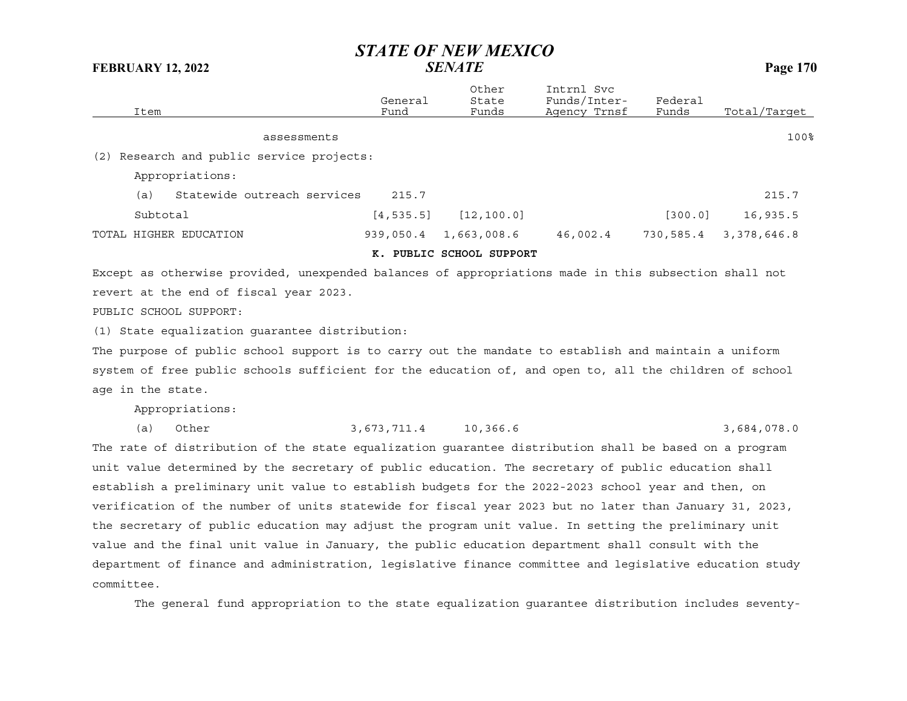| Item | General Fund | Other State Funds | Intrnl Svc Funds/Inter-Agency Trnsf | Federal Funds | Total/Target |
|---|---|---|---|---|---|
| assessments | | | | | 100% |
| (2) Research and public service projects: | | | | | |
| Appropriations: | | | | | |
| (a) Statewide outreach services | 215.7 | | | | 215.7 |
| Subtotal | [4,535.5] | [12,100.0] | | [300.0] | 16,935.5 |
| TOTAL HIGHER EDUCATION | 939,050.4 | 1,663,008.6 | 46,002.4 | 730,585.4 | 3,378,646.8 |

**K. PUBLIC SCHOOL SUPPORT**

Except as otherwise provided, unexpended balances of appropriations made in this subsection shall not revert at the end of fiscal year 2023.

PUBLIC SCHOOL SUPPORT:

(1) State equalization guarantee distribution:

The purpose of public school support is to carry out the mandate to establish and maintain a uniform system of free public schools sufficient for the education of, and open to, all the children of school age in the state.

| Item | General Fund | Other State Funds | Intrnl Svc Funds/Inter-Agency Trnsf | Federal Funds | Total/Target |
|---|---|---|---|---|---|
| Appropriations: | | | | | |
| (a) Other | 3,673,711.4 | 10,366.6 | | | 3,684,078.0 |

The rate of distribution of the state equalization guarantee distribution shall be based on a program unit value determined by the secretary of public education. The secretary of public education shall establish a preliminary unit value to establish budgets for the 2022-2023 school year and then, on verification of the number of units statewide for fiscal year 2023 but no later than January 31, 2023, the secretary of public education may adjust the program unit value. In setting the preliminary unit value and the final unit value in January, the public education department shall consult with the department of finance and administration, legislative finance committee and legislative education study committee.

The general fund appropriation to the state equalization guarantee distribution includes seventy-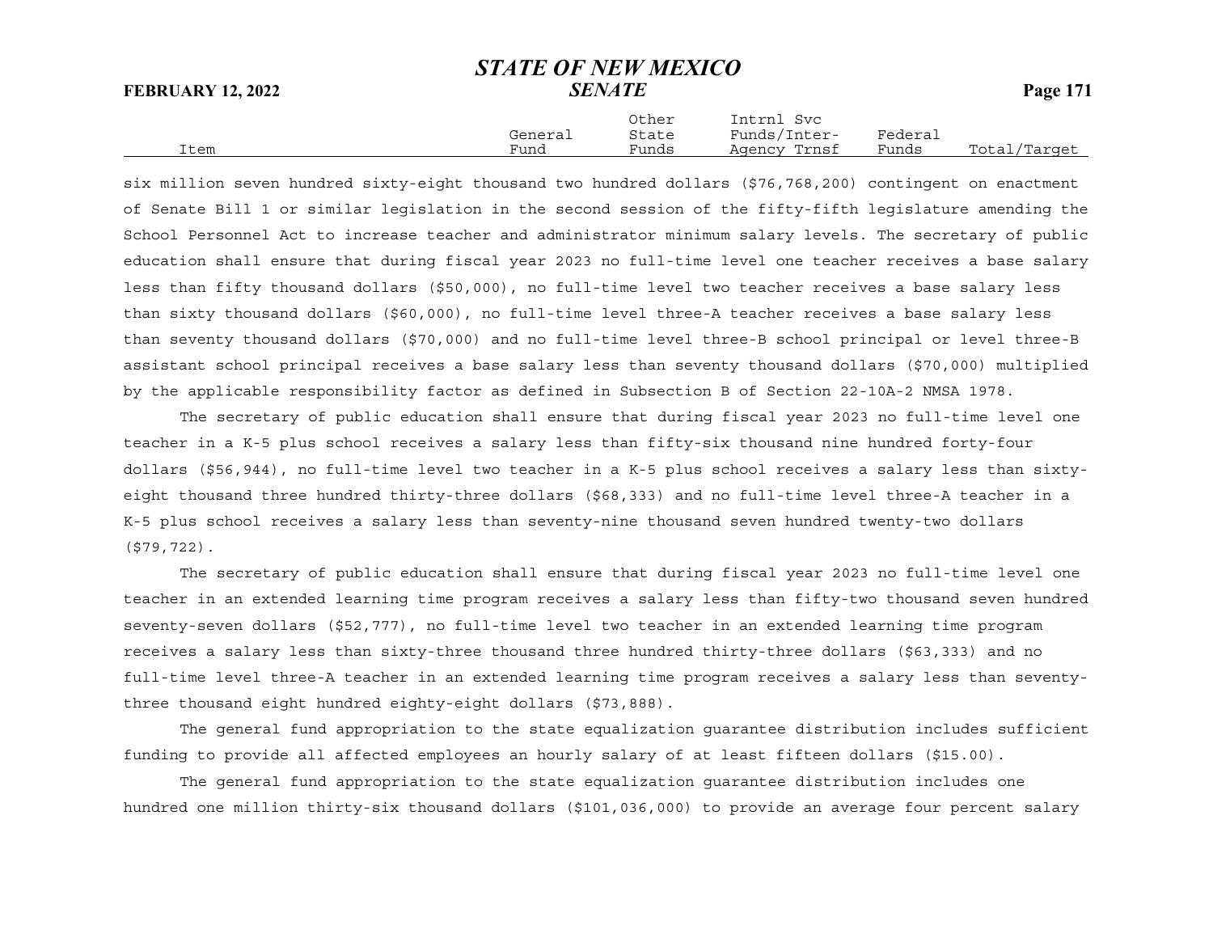| Item | General Fund | Other State Funds | Intrnl Svc Funds/Inter-Agency Trnsf | Federal Funds | Total/Target |
| --- | --- | --- | --- | --- | --- |

six million seven hundred sixty-eight thousand two hundred dollars ($76,768,200) contingent on enactment of Senate Bill 1 or similar legislation in the second session of the fifty-fifth legislature amending the School Personnel Act to increase teacher and administrator minimum salary levels. The secretary of public education shall ensure that during fiscal year 2023 no full-time level one teacher receives a base salary less than fifty thousand dollars ($50,000), no full-time level two teacher receives a base salary less than sixty thousand dollars ($60,000), no full-time level three-A teacher receives a base salary less than seventy thousand dollars ($70,000) and no full-time level three-B school principal or level three-B assistant school principal receives a base salary less than seventy thousand dollars ($70,000) multiplied by the applicable responsibility factor as defined in Subsection B of Section 22-10A-2 NMSA 1978.

The secretary of public education shall ensure that during fiscal year 2023 no full-time level one teacher in a K-5 plus school receives a salary less than fifty-six thousand nine hundred forty-four dollars ($56,944), no full-time level two teacher in a K-5 plus school receives a salary less than sixty-eight thousand three hundred thirty-three dollars ($68,333) and no full-time level three-A teacher in a K-5 plus school receives a salary less than seventy-nine thousand seven hundred twenty-two dollars ($79,722).

The secretary of public education shall ensure that during fiscal year 2023 no full-time level one teacher in an extended learning time program receives a salary less than fifty-two thousand seven hundred seventy-seven dollars ($52,777), no full-time level two teacher in an extended learning time program receives a salary less than sixty-three thousand three hundred thirty-three dollars ($63,333) and no full-time level three-A teacher in an extended learning time program receives a salary less than seventy-three thousand eight hundred eighty-eight dollars ($73,888).

The general fund appropriation to the state equalization guarantee distribution includes sufficient funding to provide all affected employees an hourly salary of at least fifteen dollars ($15.00).

The general fund appropriation to the state equalization guarantee distribution includes one hundred one million thirty-six thousand dollars ($101,036,000) to provide an average four percent salary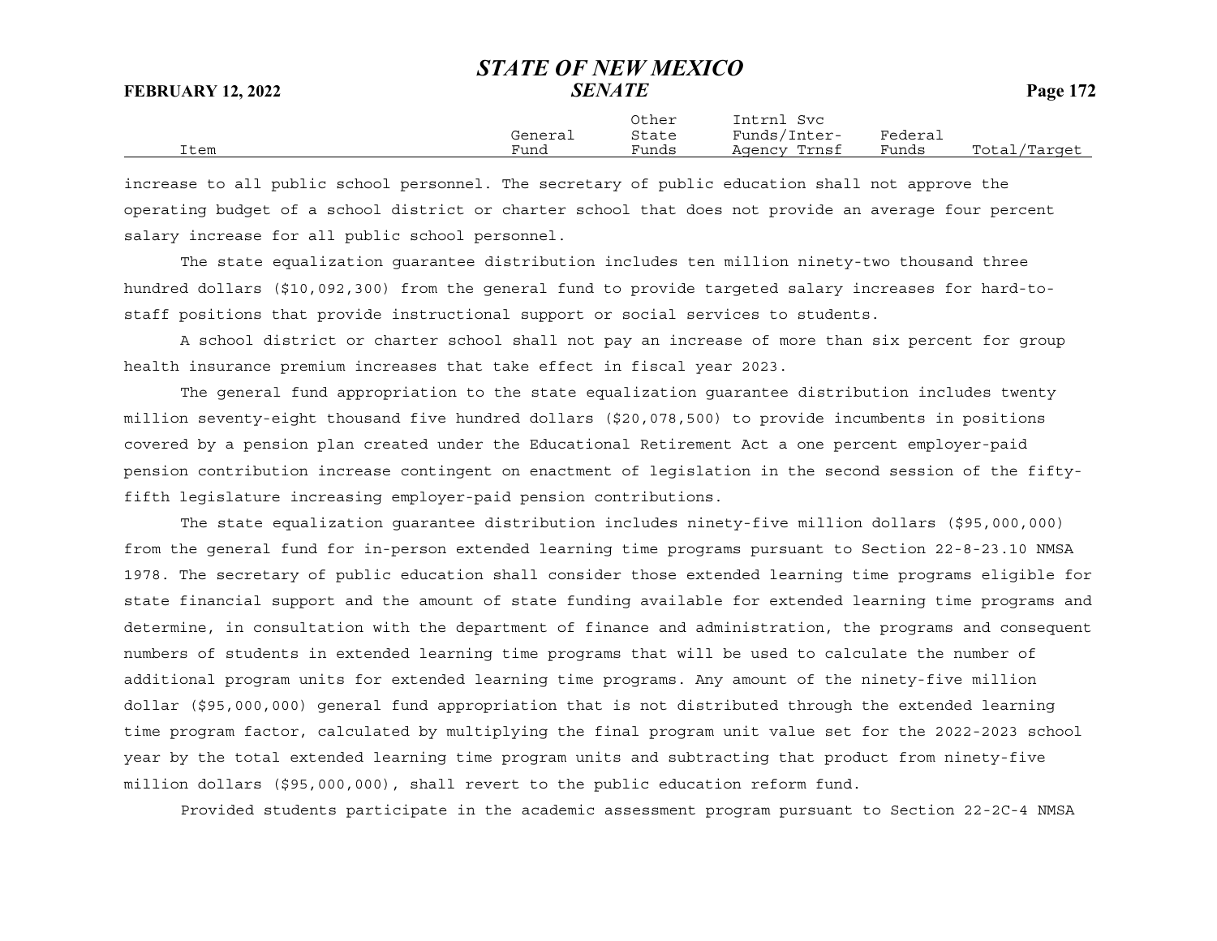| Item | General Fund | Other State Funds | Intrnl Svc Funds/Inter-Agency Trnsf | Federal Funds | Total/Target |
|---|---|---|---|---|---|

increase to all public school personnel. The secretary of public education shall not approve the operating budget of a school district or charter school that does not provide an average four percent salary increase for all public school personnel.

The state equalization guarantee distribution includes ten million ninety-two thousand three hundred dollars ($10,092,300) from the general fund to provide targeted salary increases for hard-to-staff positions that provide instructional support or social services to students.

A school district or charter school shall not pay an increase of more than six percent for group health insurance premium increases that take effect in fiscal year 2023.

The general fund appropriation to the state equalization guarantee distribution includes twenty million seventy-eight thousand five hundred dollars ($20,078,500) to provide incumbents in positions covered by a pension plan created under the Educational Retirement Act a one percent employer-paid pension contribution increase contingent on enactment of legislation in the second session of the fifty-fifth legislature increasing employer-paid pension contributions.

The state equalization guarantee distribution includes ninety-five million dollars ($95,000,000) from the general fund for in-person extended learning time programs pursuant to Section 22-8-23.10 NMSA 1978. The secretary of public education shall consider those extended learning time programs eligible for state financial support and the amount of state funding available for extended learning time programs and determine, in consultation with the department of finance and administration, the programs and consequent numbers of students in extended learning time programs that will be used to calculate the number of additional program units for extended learning time programs. Any amount of the ninety-five million dollar ($95,000,000) general fund appropriation that is not distributed through the extended learning time program factor, calculated by multiplying the final program unit value set for the 2022-2023 school year by the total extended learning time program units and subtracting that product from ninety-five million dollars ($95,000,000), shall revert to the public education reform fund.

Provided students participate in the academic assessment program pursuant to Section 22-2C-4 NMSA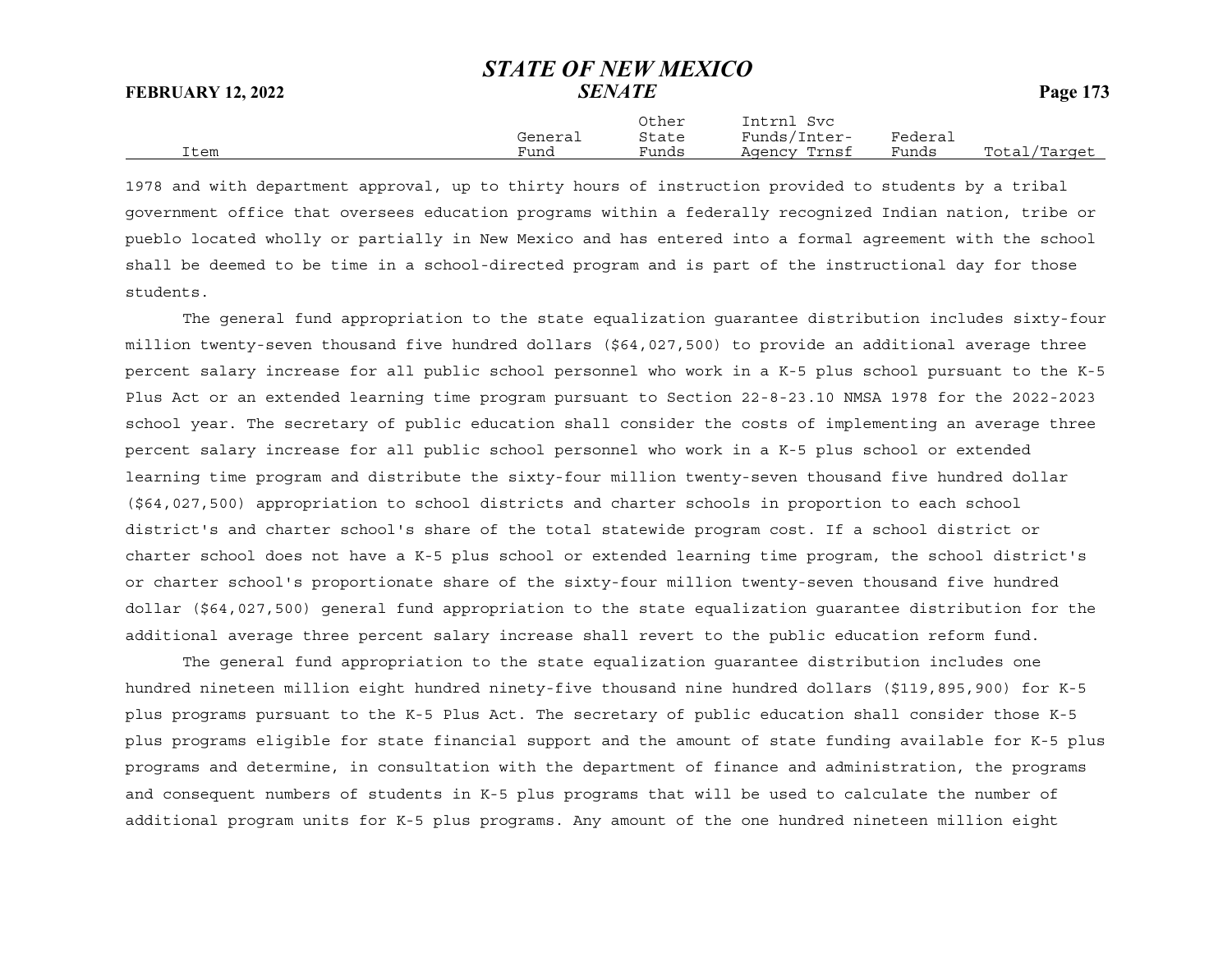| Item | General Fund | Other State Funds | Intrnl Svc Funds/Inter-Agency Trnsf | Federal Funds | Total/Target |
|---|---|---|---|---|---|

1978 and with department approval, up to thirty hours of instruction provided to students by a tribal government office that oversees education programs within a federally recognized Indian nation, tribe or pueblo located wholly or partially in New Mexico and has entered into a formal agreement with the school shall be deemed to be time in a school-directed program and is part of the instructional day for those students.

The general fund appropriation to the state equalization guarantee distribution includes sixty-four million twenty-seven thousand five hundred dollars ($64,027,500) to provide an additional average three percent salary increase for all public school personnel who work in a K-5 plus school pursuant to the K-5 Plus Act or an extended learning time program pursuant to Section 22-8-23.10 NMSA 1978 for the 2022-2023 school year. The secretary of public education shall consider the costs of implementing an average three percent salary increase for all public school personnel who work in a K-5 plus school or extended learning time program and distribute the sixty-four million twenty-seven thousand five hundred dollar ($64,027,500) appropriation to school districts and charter schools in proportion to each school district's and charter school's share of the total statewide program cost. If a school district or charter school does not have a K-5 plus school or extended learning time program, the school district's or charter school's proportionate share of the sixty-four million twenty-seven thousand five hundred dollar ($64,027,500) general fund appropriation to the state equalization guarantee distribution for the additional average three percent salary increase shall revert to the public education reform fund.

The general fund appropriation to the state equalization guarantee distribution includes one hundred nineteen million eight hundred ninety-five thousand nine hundred dollars ($119,895,900) for K-5 plus programs pursuant to the K-5 Plus Act. The secretary of public education shall consider those K-5 plus programs eligible for state financial support and the amount of state funding available for K-5 plus programs and determine, in consultation with the department of finance and administration, the programs and consequent numbers of students in K-5 plus programs that will be used to calculate the number of additional program units for K-5 plus programs. Any amount of the one hundred nineteen million eight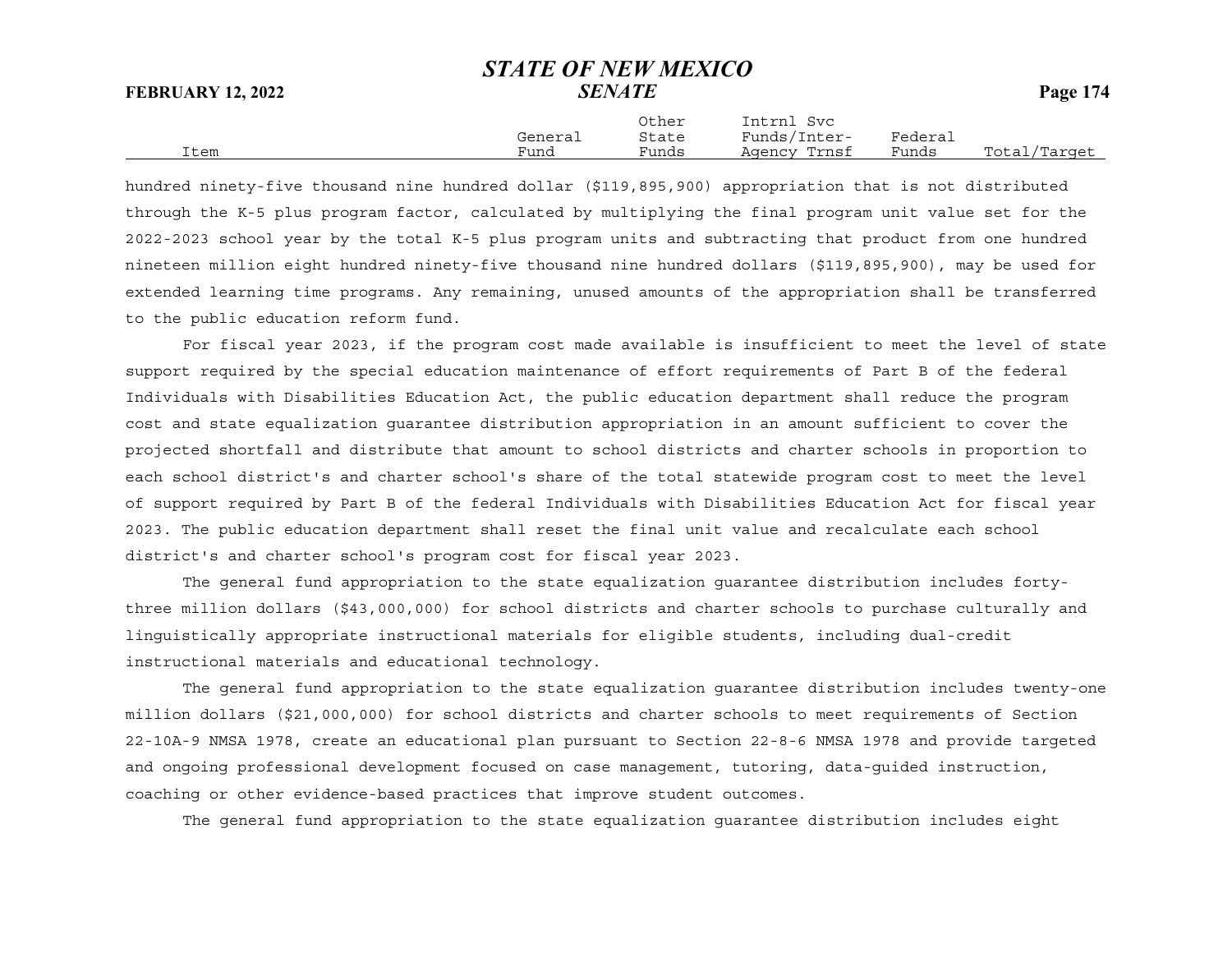hundred ninety-five thousand nine hundred dollar ($119,895,900) appropriation that is not distributed through the K-5 plus program factor, calculated by multiplying the final program unit value set for the 2022-2023 school year by the total K-5 plus program units and subtracting that product from one hundred nineteen million eight hundred ninety-five thousand nine hundred dollars ($119,895,900), may be used for extended learning time programs. Any remaining, unused amounts of the appropriation shall be transferred to the public education reform fund.

For fiscal year 2023, if the program cost made available is insufficient to meet the level of state support required by the special education maintenance of effort requirements of Part B of the federal Individuals with Disabilities Education Act, the public education department shall reduce the program cost and state equalization guarantee distribution appropriation in an amount sufficient to cover the projected shortfall and distribute that amount to school districts and charter schools in proportion to each school district's and charter school's share of the total statewide program cost to meet the level of support required by Part B of the federal Individuals with Disabilities Education Act for fiscal year 2023. The public education department shall reset the final unit value and recalculate each school district's and charter school's program cost for fiscal year 2023.

The general fund appropriation to the state equalization guarantee distribution includes forty-three million dollars ($43,000,000) for school districts and charter schools to purchase culturally and linguistically appropriate instructional materials for eligible students, including dual-credit instructional materials and educational technology.

The general fund appropriation to the state equalization guarantee distribution includes twenty-one million dollars ($21,000,000) for school districts and charter schools to meet requirements of Section 22-10A-9 NMSA 1978, create an educational plan pursuant to Section 22-8-6 NMSA 1978 and provide targeted and ongoing professional development focused on case management, tutoring, data-guided instruction, coaching or other evidence-based practices that improve student outcomes.

The general fund appropriation to the state equalization guarantee distribution includes eight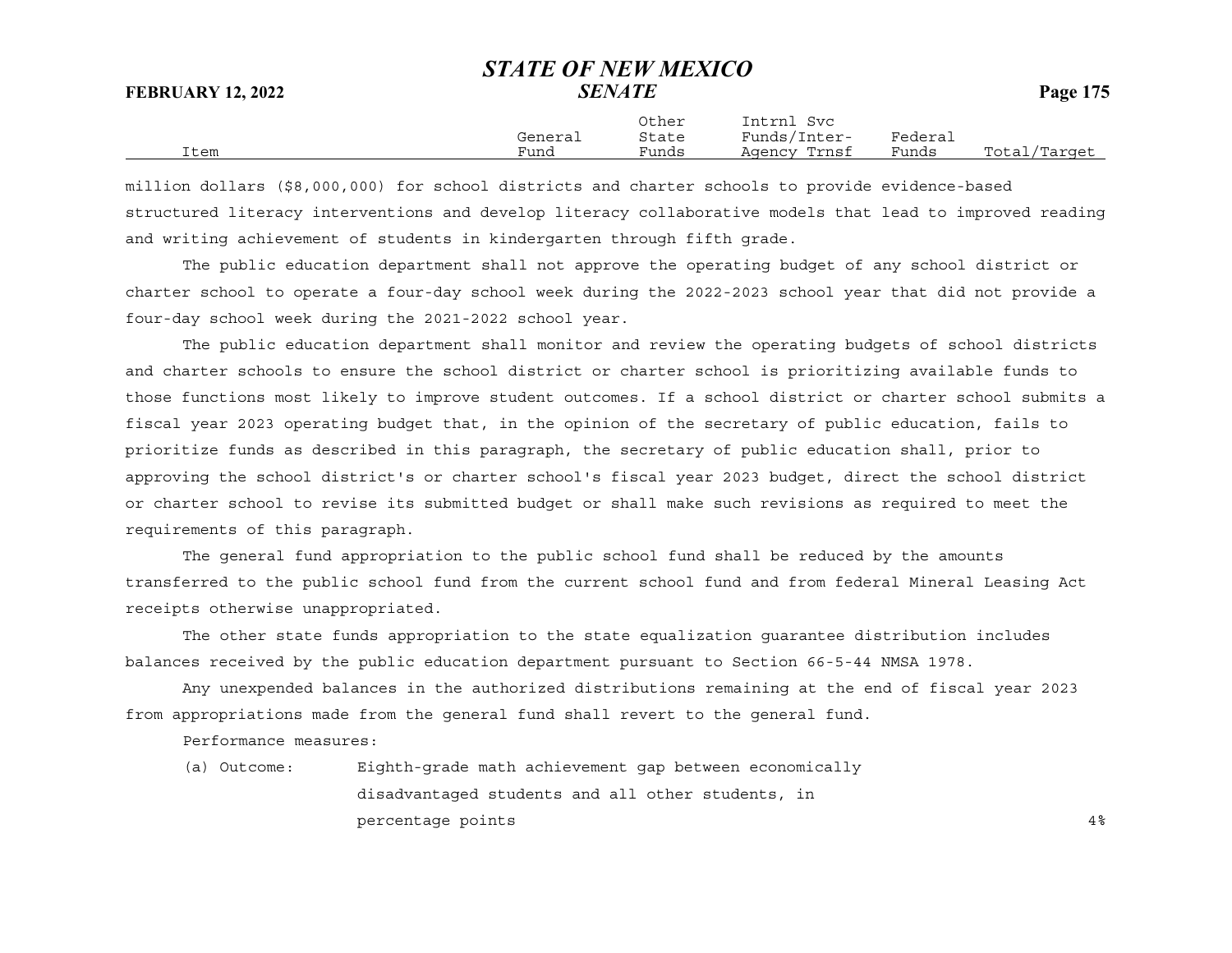| Item | General Fund | Other State Funds | Intrnl Svc Funds/Inter-Agency Trnsf | Federal Funds | Total/Target |
|---|---|---|---|---|---|

million dollars ($8,000,000) for school districts and charter schools to provide evidence-based structured literacy interventions and develop literacy collaborative models that lead to improved reading and writing achievement of students in kindergarten through fifth grade.

The public education department shall not approve the operating budget of any school district or charter school to operate a four-day school week during the 2022-2023 school year that did not provide a four-day school week during the 2021-2022 school year.

The public education department shall monitor and review the operating budgets of school districts and charter schools to ensure the school district or charter school is prioritizing available funds to those functions most likely to improve student outcomes. If a school district or charter school submits a fiscal year 2023 operating budget that, in the opinion of the secretary of public education, fails to prioritize funds as described in this paragraph, the secretary of public education shall, prior to approving the school district's or charter school's fiscal year 2023 budget, direct the school district or charter school to revise its submitted budget or shall make such revisions as required to meet the requirements of this paragraph.

The general fund appropriation to the public school fund shall be reduced by the amounts transferred to the public school fund from the current school fund and from federal Mineral Leasing Act receipts otherwise unappropriated.

The other state funds appropriation to the state equalization guarantee distribution includes balances received by the public education department pursuant to Section 66-5-44 NMSA 1978.

Any unexpended balances in the authorized distributions remaining at the end of fiscal year 2023 from appropriations made from the general fund shall revert to the general fund.

Performance measures:

| | | |
|---|---|---|
| (a) Outcome: | Eighth-grade math achievement gap between economically disadvantaged students and all other students, in percentage points | 4% |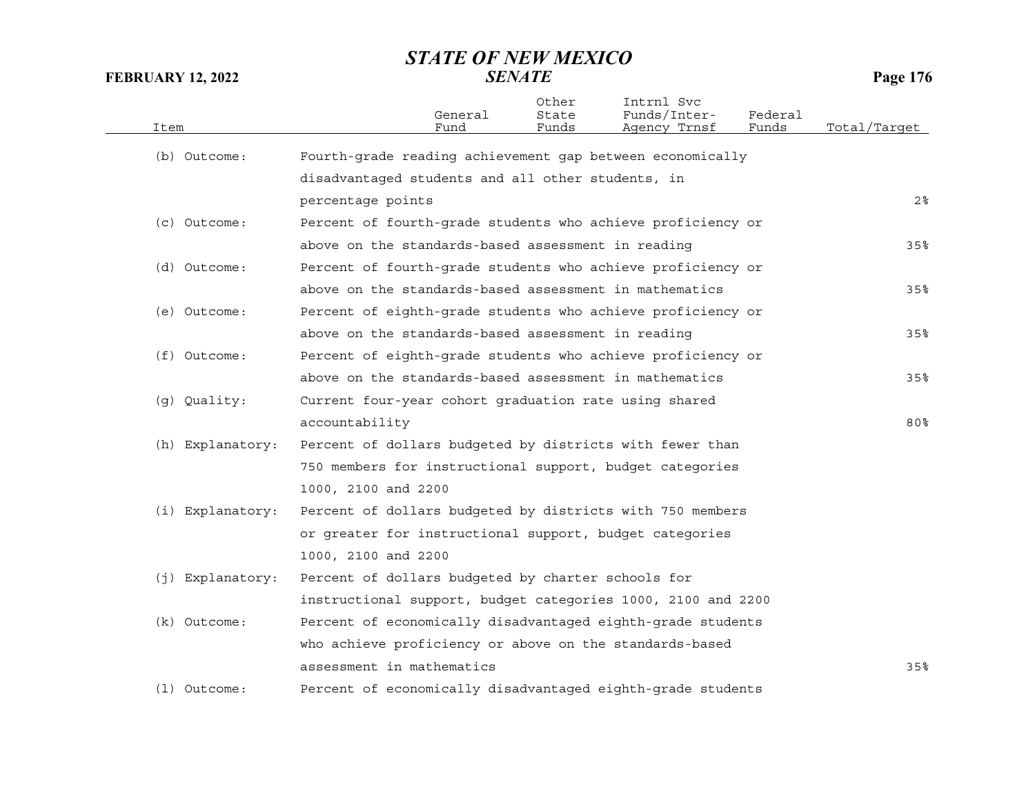| Item | | General Fund | Other State Funds | Intrnl Svc Funds/Inter-Agency Trnsf | Federal Funds | Total/Target |
|---|---|---|---|---|---|---|
| (b) Outcome: | Fourth-grade reading achievement gap between economically disadvantaged students and all other students, in percentage points | | | | | 2% |
| (c) Outcome: | Percent of fourth-grade students who achieve proficiency or above on the standards-based assessment in reading | | | | | 35% |
| (d) Outcome: | Percent of fourth-grade students who achieve proficiency or above on the standards-based assessment in mathematics | | | | | 35% |
| (e) Outcome: | Percent of eighth-grade students who achieve proficiency or above on the standards-based assessment in reading | | | | | 35% |
| (f) Outcome: | Percent of eighth-grade students who achieve proficiency or above on the standards-based assessment in mathematics | | | | | 35% |
| (g) Quality: | Current four-year cohort graduation rate using shared accountability | | | | | 80% |
| (h) Explanatory: | Percent of dollars budgeted by districts with fewer than 750 members for instructional support, budget categories 1000, 2100 and 2200 | | | | | |
| (i) Explanatory: | Percent of dollars budgeted by districts with 750 members or greater for instructional support, budget categories 1000, 2100 and 2200 | | | | | |
| (j) Explanatory: | Percent of dollars budgeted by charter schools for instructional support, budget categories 1000, 2100 and 2200 | | | | | |
| (k) Outcome: | Percent of economically disadvantaged eighth-grade students who achieve proficiency or above on the standards-based assessment in mathematics | | | | | 35% |
| (l) Outcome: | Percent of economically disadvantaged eighth-grade students | | | | | |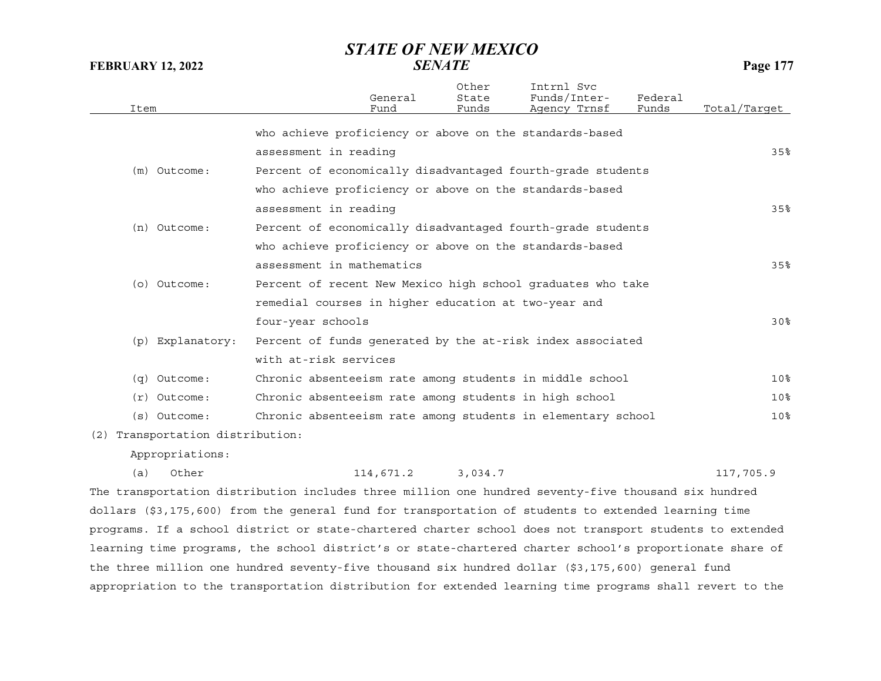| Item | | General Fund | Other State Funds | Intrnl Svc Funds/Inter-Agency Trnsf | Federal Funds | Total/Target |
|---|---|---|---|---|---|---|
| | who achieve proficiency or above on the standards-based assessment in reading | | | | | 35% |
| (m) Outcome: | Percent of economically disadvantaged fourth-grade students who achieve proficiency or above on the standards-based assessment in reading | | | | | 35% |
| (n) Outcome: | Percent of economically disadvantaged fourth-grade students who achieve proficiency or above on the standards-based assessment in mathematics | | | | | 35% |
| (o) Outcome: | Percent of recent New Mexico high school graduates who take remedial courses in higher education at two-year and four-year schools | | | | | 30% |
| (p) Explanatory: | Percent of funds generated by the at-risk index associated with at-risk services | | | | | |
| (q) Outcome: | Chronic absenteeism rate among students in middle school | | | | | 10% |
| (r) Outcome: | Chronic absenteeism rate among students in high school | | | | | 10% |
| (s) Outcome: | Chronic absenteeism rate among students in elementary school | | | | | 10% |
| (2) Transportation distribution: | | | | | | |
| Appropriations: | | | | | | |
| (a) Other | | 114,671.2 | 3,034.7 | | | 117,705.9 |

The transportation distribution includes three million one hundred seventy-five thousand six hundred dollars ($3,175,600) from the general fund for transportation of students to extended learning time programs. If a school district or state-chartered charter school does not transport students to extended learning time programs, the school district's or state-chartered charter school's proportionate share of the three million one hundred seventy-five thousand six hundred dollar ($3,175,600) general fund appropriation to the transportation distribution for extended learning time programs shall revert to the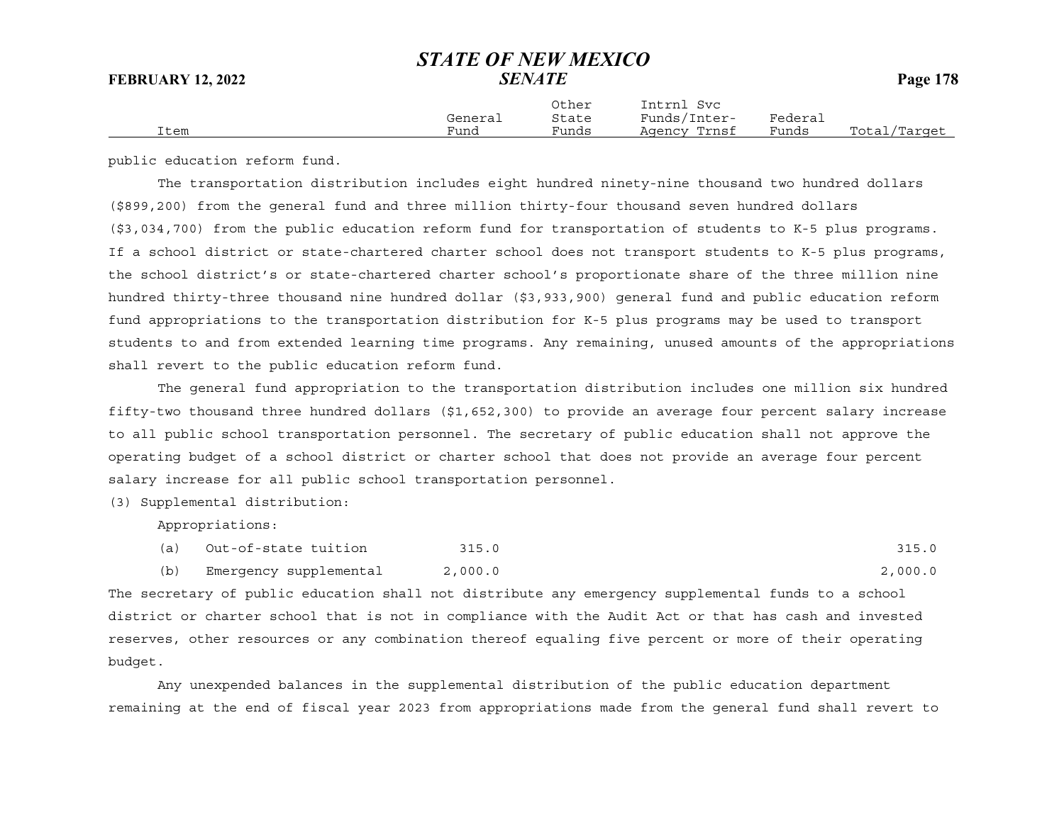| Item | General Fund | Other State Funds | Intrnl Svc Funds/Inter-Agency Trnsf | Federal Funds | Total/Target |
|---|---|---|---|---|---|

public education reform fund.

The transportation distribution includes eight hundred ninety-nine thousand two hundred dollars ($899,200) from the general fund and three million thirty-four thousand seven hundred dollars ($3,034,700) from the public education reform fund for transportation of students to K-5 plus programs. If a school district or state-chartered charter school does not transport students to K-5 plus programs, the school district's or state-chartered charter school's proportionate share of the three million nine hundred thirty-three thousand nine hundred dollar ($3,933,900) general fund and public education reform fund appropriations to the transportation distribution for K-5 plus programs may be used to transport students to and from extended learning time programs. Any remaining, unused amounts of the appropriations shall revert to the public education reform fund.

The general fund appropriation to the transportation distribution includes one million six hundred fifty-two thousand three hundred dollars ($1,652,300) to provide an average four percent salary increase to all public school transportation personnel. The secretary of public education shall not approve the operating budget of a school district or charter school that does not provide an average four percent salary increase for all public school transportation personnel.

(3) Supplemental distribution:

Appropriations:

| Item | General Fund | Other State Funds | Intrnl Svc Funds/Inter-Agency Trnsf | Federal Funds | Total/Target |
|---|---|---|---|---|---|
| (a) Out-of-state tuition | 315.0 | | | | 315.0 |
| (b) Emergency supplemental | 2,000.0 | | | | 2,000.0 |

The secretary of public education shall not distribute any emergency supplemental funds to a school district or charter school that is not in compliance with the Audit Act or that has cash and invested reserves, other resources or any combination thereof equaling five percent or more of their operating budget.

Any unexpended balances in the supplemental distribution of the public education department remaining at the end of fiscal year 2023 from appropriations made from the general fund shall revert to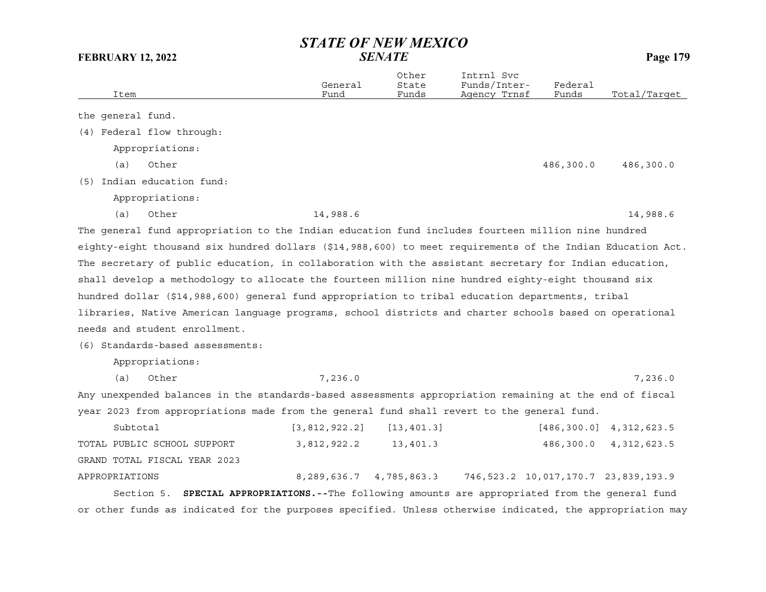| Item | General Fund | Other State Funds | Intrnl Svc Funds/Inter-Agency Trnsf | Federal Funds | Total/Target |
|---|---|---|---|---|---|
| the general fund. | | | | | |
| (4) Federal flow through: | | | | | |
| Appropriations: | | | | | |
| (a) Other | | | | 486,300.0 | 486,300.0 |
| (5) Indian education fund: | | | | | |
| Appropriations: | | | | | |
| (a) Other | 14,988.6 | | | | 14,988.6 |

The general fund appropriation to the Indian education fund includes fourteen million nine hundred eighty-eight thousand six hundred dollars ($14,988,600) to meet requirements of the Indian Education Act. The secretary of public education, in collaboration with the assistant secretary for Indian education, shall develop a methodology to allocate the fourteen million nine hundred eighty-eight thousand six hundred dollar ($14,988,600) general fund appropriation to tribal education departments, tribal libraries, Native American language programs, school districts and charter schools based on operational needs and student enrollment.

| Item | General Fund | Other State Funds | Intrnl Svc Funds/Inter-Agency Trnsf | Federal Funds | Total/Target |
|---|---|---|---|---|---|
| (6) Standards-based assessments: | | | | | |
| Appropriations: | | | | | |
| (a) Other | 7,236.0 | | | | 7,236.0 |

Any unexpended balances in the standards-based assessments appropriation remaining at the end of fiscal year 2023 from appropriations made from the general fund shall revert to the general fund.

| Item | General Fund | Other State Funds | Intrnl Svc Funds/Inter-Agency Trnsf | Federal Funds | Total/Target |
|---|---|---|---|---|---|
| Subtotal | [3,812,922.2] | [13,401.3] | | [486,300.0] | 4,312,623.5 |
| TOTAL PUBLIC SCHOOL SUPPORT | 3,812,922.2 | 13,401.3 | | 486,300.0 | 4,312,623.5 |
| GRAND TOTAL FISCAL YEAR 2023 APPROPRIATIONS | 8,289,636.7 | 4,785,863.3 | 746,523.2 | 10,017,170.7 | 23,839,193.9 |

Section 5. **SPECIAL APPROPRIATIONS.--**The following amounts are appropriated from the general fund or other funds as indicated for the purposes specified. Unless otherwise indicated, the appropriation may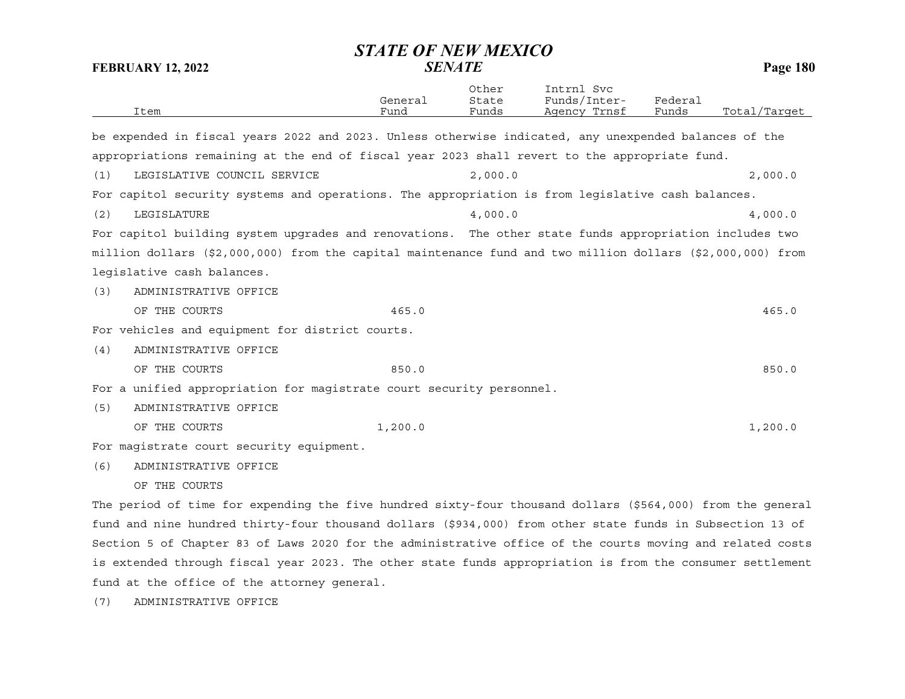| Item | General Fund | Other State Funds | Intrnl Svc Funds/Inter-Agency Trnsf | Federal Funds | Total/Target |
|---|---|---|---|---|---|

be expended in fiscal years 2022 and 2023. Unless otherwise indicated, any unexpended balances of the appropriations remaining at the end of fiscal year 2023 shall revert to the appropriate fund.

| Item | General Fund | Other State Funds | Intrnl Svc Funds/Inter-Agency Trnsf | Federal Funds | Total/Target |
|---|---|---|---|---|---|
| (1) LEGISLATIVE COUNCIL SERVICE | | 2,000.0 | | | 2,000.0 |

For capitol security systems and operations. The appropriation is from legislative cash balances.

| Item | General Fund | Other State Funds | Intrnl Svc Funds/Inter-Agency Trnsf | Federal Funds | Total/Target |
|---|---|---|---|---|---|
| (2) LEGISLATURE | | 4,000.0 | | | 4,000.0 |

For capitol building system upgrades and renovations. The other state funds appropriation includes two million dollars ($2,000,000) from the capital maintenance fund and two million dollars ($2,000,000) from legislative cash balances.

| Item | General Fund | Other State Funds | Intrnl Svc Funds/Inter-Agency Trnsf | Federal Funds | Total/Target |
|---|---|---|---|---|---|
| (3) ADMINISTRATIVE OFFICE OF THE COURTS | 465.0 | | | | 465.0 |

For vehicles and equipment for district courts.

| Item | General Fund | Other State Funds | Intrnl Svc Funds/Inter-Agency Trnsf | Federal Funds | Total/Target |
|---|---|---|---|---|---|
| (4) ADMINISTRATIVE OFFICE OF THE COURTS | 850.0 | | | | 850.0 |

For a unified appropriation for magistrate court security personnel.

| Item | General Fund | Other State Funds | Intrnl Svc Funds/Inter-Agency Trnsf | Federal Funds | Total/Target |
|---|---|---|---|---|---|
| (5) ADMINISTRATIVE OFFICE OF THE COURTS | 1,200.0 | | | | 1,200.0 |

For magistrate court security equipment.

(6) ADMINISTRATIVE OFFICE
OF THE COURTS

The period of time for expending the five hundred sixty-four thousand dollars ($564,000) from the general fund and nine hundred thirty-four thousand dollars ($934,000) from other state funds in Subsection 13 of Section 5 of Chapter 83 of Laws 2020 for the administrative office of the courts moving and related costs is extended through fiscal year 2023. The other state funds appropriation is from the consumer settlement fund at the office of the attorney general.

(7) ADMINISTRATIVE OFFICE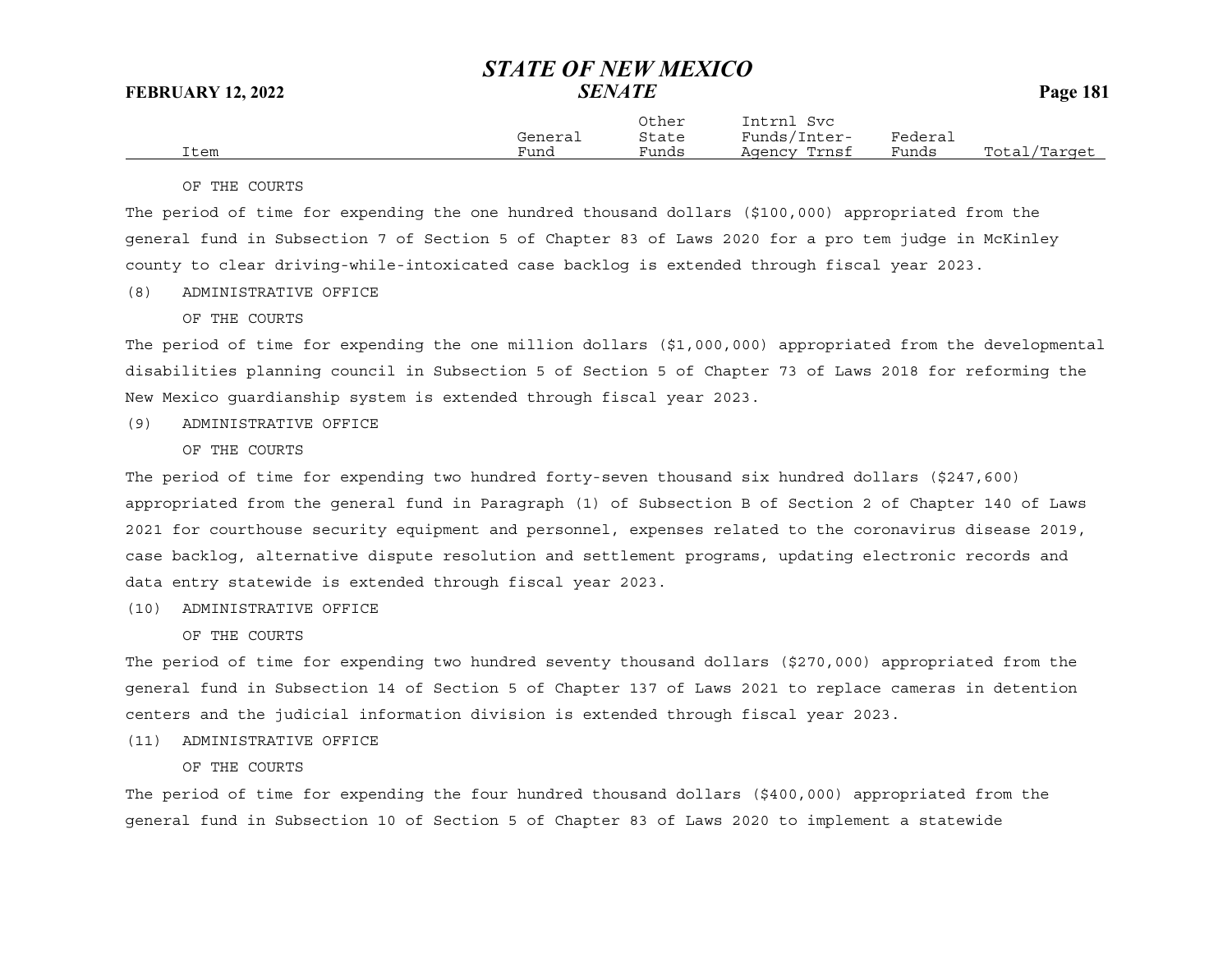| Item | General Fund | Other State Funds | Intrnl Svc Funds/Inter-Agency Trnsf | Federal Funds | Total/Target |
|---|---|---|---|---|---|

OF THE COURTS

The period of time for expending the one hundred thousand dollars ($100,000) appropriated from the general fund in Subsection 7 of Section 5 of Chapter 83 of Laws 2020 for a pro tem judge in McKinley county to clear driving-while-intoxicated case backlog is extended through fiscal year 2023.

(8) ADMINISTRATIVE OFFICE

OF THE COURTS

The period of time for expending the one million dollars ($1,000,000) appropriated from the developmental disabilities planning council in Subsection 5 of Section 5 of Chapter 73 of Laws 2018 for reforming the New Mexico guardianship system is extended through fiscal year 2023.

(9) ADMINISTRATIVE OFFICE

OF THE COURTS

The period of time for expending two hundred forty-seven thousand six hundred dollars ($247,600) appropriated from the general fund in Paragraph (1) of Subsection B of Section 2 of Chapter 140 of Laws 2021 for courthouse security equipment and personnel, expenses related to the coronavirus disease 2019, case backlog, alternative dispute resolution and settlement programs, updating electronic records and data entry statewide is extended through fiscal year 2023.

(10) ADMINISTRATIVE OFFICE

OF THE COURTS

The period of time for expending two hundred seventy thousand dollars ($270,000) appropriated from the general fund in Subsection 14 of Section 5 of Chapter 137 of Laws 2021 to replace cameras in detention centers and the judicial information division is extended through fiscal year 2023.

(11) ADMINISTRATIVE OFFICE

OF THE COURTS

The period of time for expending the four hundred thousand dollars ($400,000) appropriated from the general fund in Subsection 10 of Section 5 of Chapter 83 of Laws 2020 to implement a statewide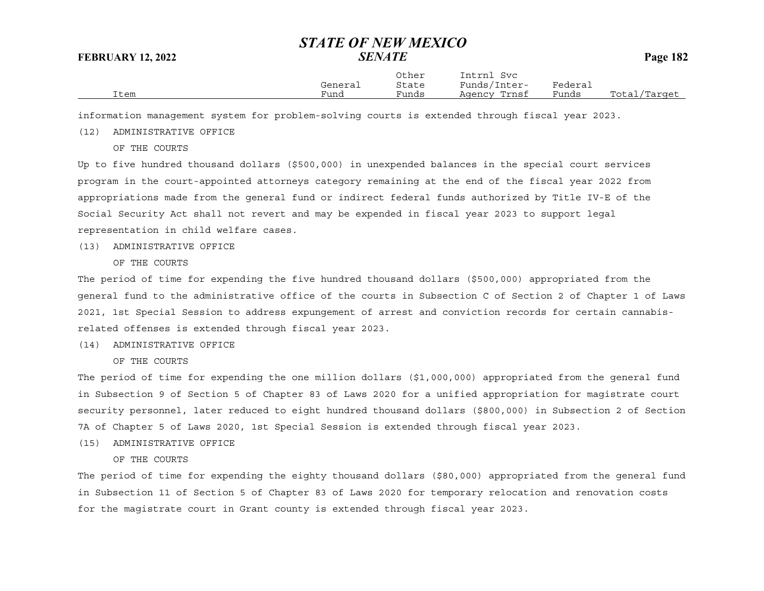| Item | General Fund | Other State Funds | Intrnl Svc Funds/Inter-Agency Trnsf | Federal Funds | Total/Target |
|---|---|---|---|---|---|

information management system for problem-solving courts is extended through fiscal year 2023.

(12) ADMINISTRATIVE OFFICE OF THE COURTS

Up to five hundred thousand dollars ($500,000) in unexpended balances in the special court services program in the court-appointed attorneys category remaining at the end of the fiscal year 2022 from appropriations made from the general fund or indirect federal funds authorized by Title IV-E of the Social Security Act shall not revert and may be expended in fiscal year 2023 to support legal representation in child welfare cases.

(13) ADMINISTRATIVE OFFICE OF THE COURTS

The period of time for expending the five hundred thousand dollars ($500,000) appropriated from the general fund to the administrative office of the courts in Subsection C of Section 2 of Chapter 1 of Laws 2021, 1st Special Session to address expungement of arrest and conviction records for certain cannabis-related offenses is extended through fiscal year 2023.

(14) ADMINISTRATIVE OFFICE OF THE COURTS

The period of time for expending the one million dollars ($1,000,000) appropriated from the general fund in Subsection 9 of Section 5 of Chapter 83 of Laws 2020 for a unified appropriation for magistrate court security personnel, later reduced to eight hundred thousand dollars ($800,000) in Subsection 2 of Section 7A of Chapter 5 of Laws 2020, 1st Special Session is extended through fiscal year 2023.

(15) ADMINISTRATIVE OFFICE OF THE COURTS

The period of time for expending the eighty thousand dollars ($80,000) appropriated from the general fund in Subsection 11 of Section 5 of Chapter 83 of Laws 2020 for temporary relocation and renovation costs for the magistrate court in Grant county is extended through fiscal year 2023.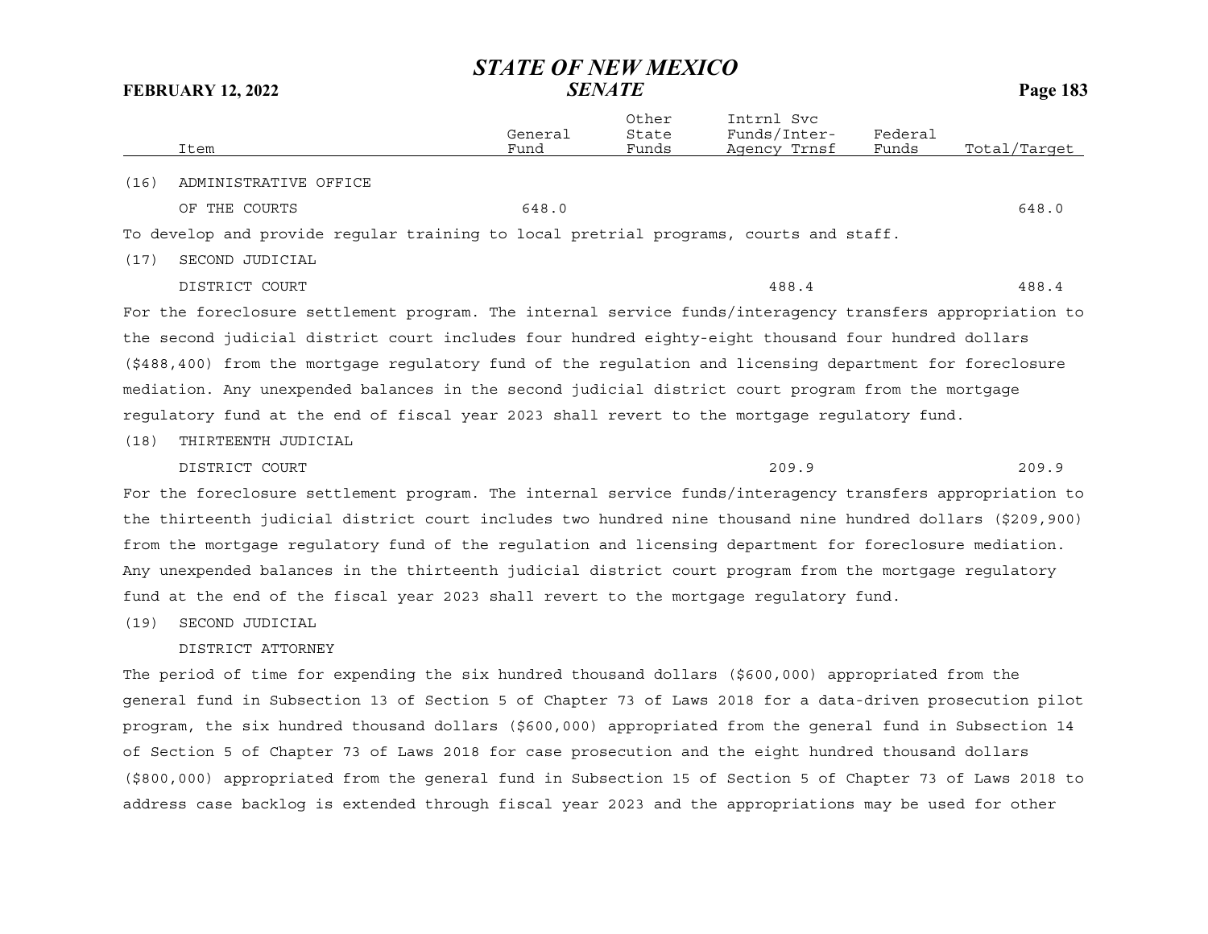| Item | General Fund | Other State Funds | Intrnl Svc Funds/Inter-Agency Trnsf | Federal Funds | Total/Target |
|---|---|---|---|---|---|
| (16) ADMINISTRATIVE OFFICE OF THE COURTS | 648.0 | | | | 648.0 |

To develop and provide regular training to local pretrial programs, courts and staff.

| Item | General Fund | Other State Funds | Intrnl Svc Funds/Inter-Agency Trnsf | Federal Funds | Total/Target |
|---|---|---|---|---|---|
| (17) SECOND JUDICIAL DISTRICT COURT | | | 488.4 | | 488.4 |

For the foreclosure settlement program. The internal service funds/interagency transfers appropriation to the second judicial district court includes four hundred eighty-eight thousand four hundred dollars ($488,400) from the mortgage regulatory fund of the regulation and licensing department for foreclosure mediation. Any unexpended balances in the second judicial district court program from the mortgage regulatory fund at the end of fiscal year 2023 shall revert to the mortgage regulatory fund.

| Item | General Fund | Other State Funds | Intrnl Svc Funds/Inter-Agency Trnsf | Federal Funds | Total/Target |
|---|---|---|---|---|---|
| (18) THIRTEENTH JUDICIAL DISTRICT COURT | | | 209.9 | | 209.9 |

For the foreclosure settlement program. The internal service funds/interagency transfers appropriation to the thirteenth judicial district court includes two hundred nine thousand nine hundred dollars ($209,900) from the mortgage regulatory fund of the regulation and licensing department for foreclosure mediation. Any unexpended balances in the thirteenth judicial district court program from the mortgage regulatory fund at the end of the fiscal year 2023 shall revert to the mortgage regulatory fund.

(19) SECOND JUDICIAL DISTRICT ATTORNEY

The period of time for expending the six hundred thousand dollars ($600,000) appropriated from the general fund in Subsection 13 of Section 5 of Chapter 73 of Laws 2018 for a data-driven prosecution pilot program, the six hundred thousand dollars ($600,000) appropriated from the general fund in Subsection 14 of Section 5 of Chapter 73 of Laws 2018 for case prosecution and the eight hundred thousand dollars ($800,000) appropriated from the general fund in Subsection 15 of Section 5 of Chapter 73 of Laws 2018 to address case backlog is extended through fiscal year 2023 and the appropriations may be used for other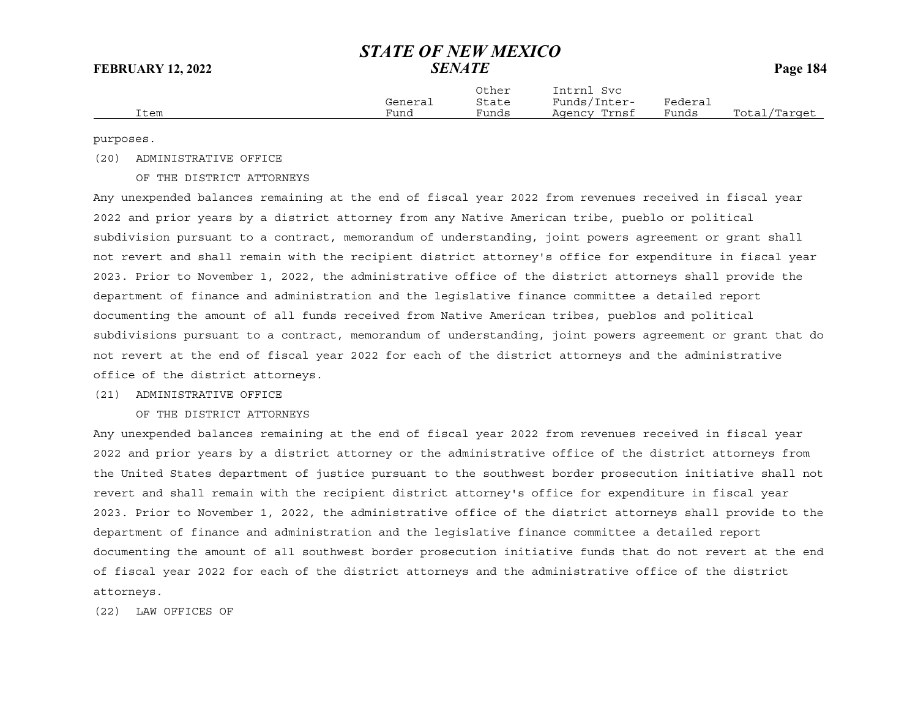| Item | General Fund | Other State Funds | Intrnl Svc Funds/Inter-Agency Trnsf | Federal Funds | Total/Target |
|---|---|---|---|---|---|

purposes.

(20) ADMINISTRATIVE OFFICE

OF THE DISTRICT ATTORNEYS

Any unexpended balances remaining at the end of fiscal year 2022 from revenues received in fiscal year 2022 and prior years by a district attorney from any Native American tribe, pueblo or political subdivision pursuant to a contract, memorandum of understanding, joint powers agreement or grant shall not revert and shall remain with the recipient district attorney's office for expenditure in fiscal year 2023. Prior to November 1, 2022, the administrative office of the district attorneys shall provide the department of finance and administration and the legislative finance committee a detailed report documenting the amount of all funds received from Native American tribes, pueblos and political subdivisions pursuant to a contract, memorandum of understanding, joint powers agreement or grant that do not revert at the end of fiscal year 2022 for each of the district attorneys and the administrative office of the district attorneys.

(21) ADMINISTRATIVE OFFICE

OF THE DISTRICT ATTORNEYS

Any unexpended balances remaining at the end of fiscal year 2022 from revenues received in fiscal year 2022 and prior years by a district attorney or the administrative office of the district attorneys from the United States department of justice pursuant to the southwest border prosecution initiative shall not revert and shall remain with the recipient district attorney's office for expenditure in fiscal year 2023. Prior to November 1, 2022, the administrative office of the district attorneys shall provide to the department of finance and administration and the legislative finance committee a detailed report documenting the amount of all southwest border prosecution initiative funds that do not revert at the end of fiscal year 2022 for each of the district attorneys and the administrative office of the district attorneys.

(22) LAW OFFICES OF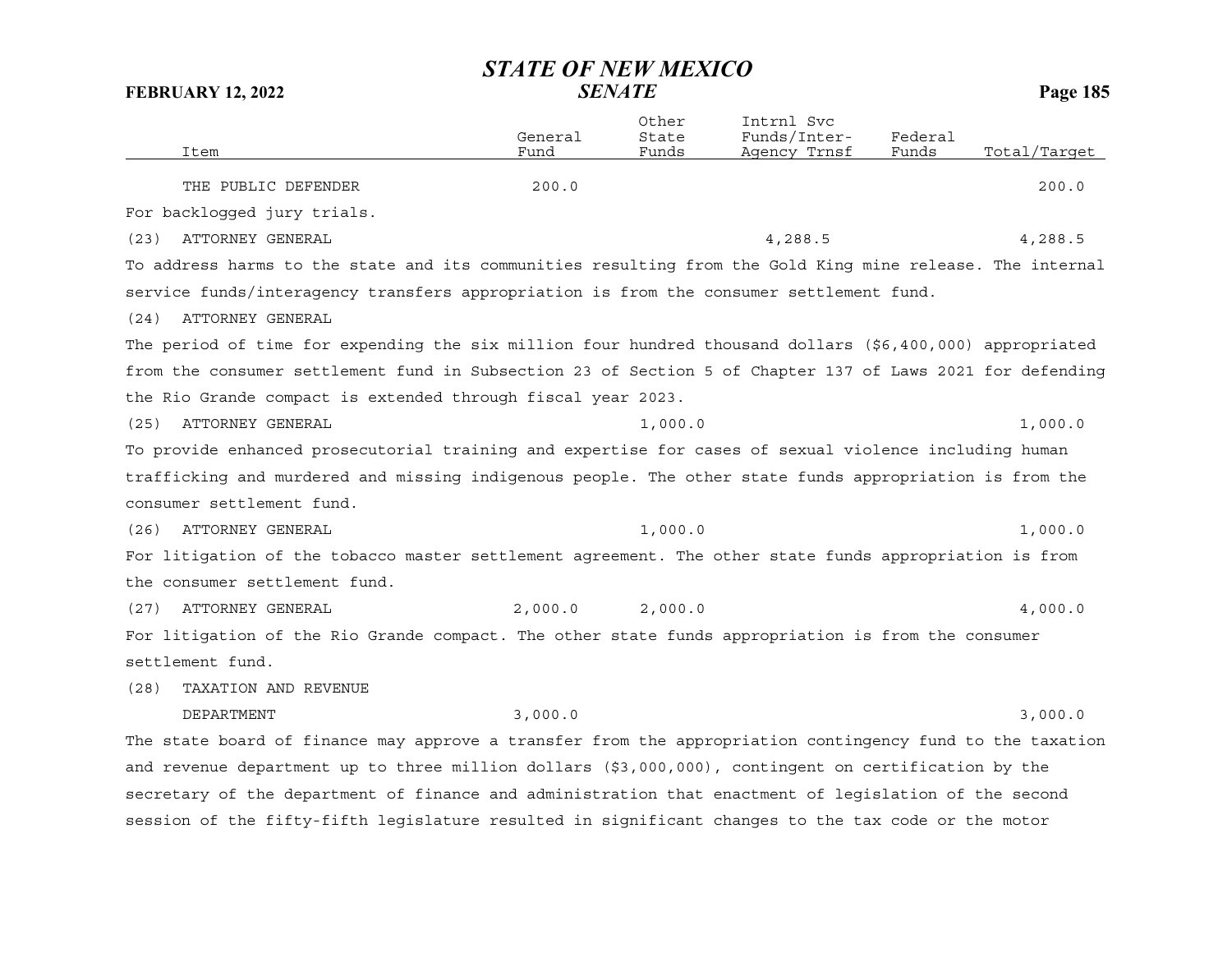| Item | General Fund | Other State Funds | Intrnl Svc Funds/Inter-Agency Trnsf | Federal Funds | Total/Target |
|---|---|---|---|---|---|
| THE PUBLIC DEFENDER | 200.0 | | | | 200.0 |

For backlogged jury trials.

| Item | General Fund | Other State Funds | Intrnl Svc Funds/Inter-Agency Trnsf | Federal Funds | Total/Target |
|---|---|---|---|---|---|
| (23) ATTORNEY GENERAL | | | 4,288.5 | | 4,288.5 |

To address harms to the state and its communities resulting from the Gold King mine release. The internal service funds/interagency transfers appropriation is from the consumer settlement fund.

(24) ATTORNEY GENERAL

The period of time for expending the six million four hundred thousand dollars ($6,400,000) appropriated from the consumer settlement fund in Subsection 23 of Section 5 of Chapter 137 of Laws 2021 for defending the Rio Grande compact is extended through fiscal year 2023.

| Item | General Fund | Other State Funds | Intrnl Svc Funds/Inter-Agency Trnsf | Federal Funds | Total/Target |
|---|---|---|---|---|---|
| (25) ATTORNEY GENERAL | | 1,000.0 | | | 1,000.0 |

To provide enhanced prosecutorial training and expertise for cases of sexual violence including human trafficking and murdered and missing indigenous people. The other state funds appropriation is from the consumer settlement fund.

| Item | General Fund | Other State Funds | Intrnl Svc Funds/Inter-Agency Trnsf | Federal Funds | Total/Target |
|---|---|---|---|---|---|
| (26) ATTORNEY GENERAL | | 1,000.0 | | | 1,000.0 |

For litigation of the tobacco master settlement agreement. The other state funds appropriation is from the consumer settlement fund.

| Item | General Fund | Other State Funds | Intrnl Svc Funds/Inter-Agency Trnsf | Federal Funds | Total/Target |
|---|---|---|---|---|---|
| (27) ATTORNEY GENERAL | 2,000.0 | 2,000.0 | | | 4,000.0 |

For litigation of the Rio Grande compact. The other state funds appropriation is from the consumer settlement fund.

| Item | General Fund | Other State Funds | Intrnl Svc Funds/Inter-Agency Trnsf | Federal Funds | Total/Target |
|---|---|---|---|---|---|
| (28) TAXATION AND REVENUE DEPARTMENT | 3,000.0 | | | | 3,000.0 |

The state board of finance may approve a transfer from the appropriation contingency fund to the taxation and revenue department up to three million dollars ($3,000,000), contingent on certification by the secretary of the department of finance and administration that enactment of legislation of the second session of the fifty-fifth legislature resulted in significant changes to the tax code or the motor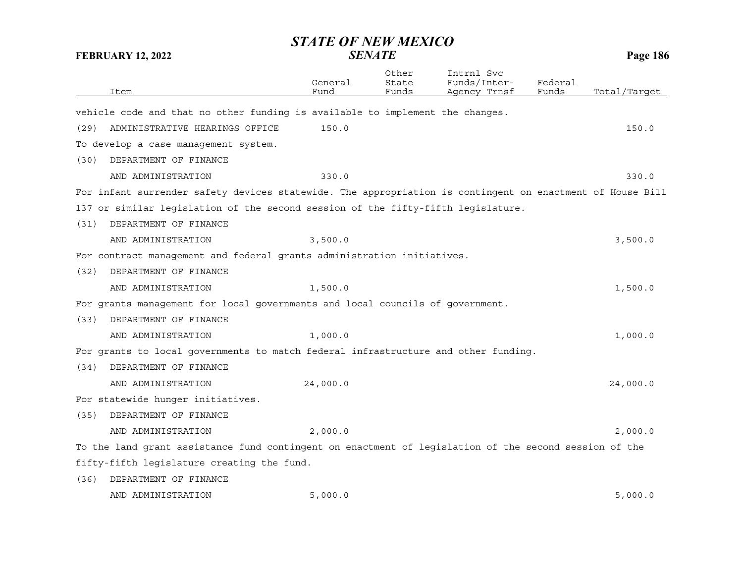| Item | General Fund | Other State Funds | Intrnl Svc Funds/Inter-Agency Trnsf | Federal Funds | Total/Target |
|---|---|---|---|---|---|
| vehicle code and that no other funding is available to implement the changes. | | | | | |
| (29) ADMINISTRATIVE HEARINGS OFFICE | 150.0 | | | | 150.0 |
| To develop a case management system. | | | | | |
| (30) DEPARTMENT OF FINANCE AND ADMINISTRATION | 330.0 | | | | 330.0 |
| For infant surrender safety devices statewide. The appropriation is contingent on enactment of House Bill 137 or similar legislation of the second session of the fifty-fifth legislature. | | | | | |
| (31) DEPARTMENT OF FINANCE AND ADMINISTRATION | 3,500.0 | | | | 3,500.0 |
| For contract management and federal grants administration initiatives. | | | | | |
| (32) DEPARTMENT OF FINANCE AND ADMINISTRATION | 1,500.0 | | | | 1,500.0 |
| For grants management for local governments and local councils of government. | | | | | |
| (33) DEPARTMENT OF FINANCE AND ADMINISTRATION | 1,000.0 | | | | 1,000.0 |
| For grants to local governments to match federal infrastructure and other funding. | | | | | |
| (34) DEPARTMENT OF FINANCE AND ADMINISTRATION | 24,000.0 | | | | 24,000.0 |
| For statewide hunger initiatives. | | | | | |
| (35) DEPARTMENT OF FINANCE AND ADMINISTRATION | 2,000.0 | | | | 2,000.0 |
| To the land grant assistance fund contingent on enactment of legislation of the second session of the fifty-fifth legislature creating the fund. | | | | | |
| (36) DEPARTMENT OF FINANCE AND ADMINISTRATION | 5,000.0 | | | | 5,000.0 |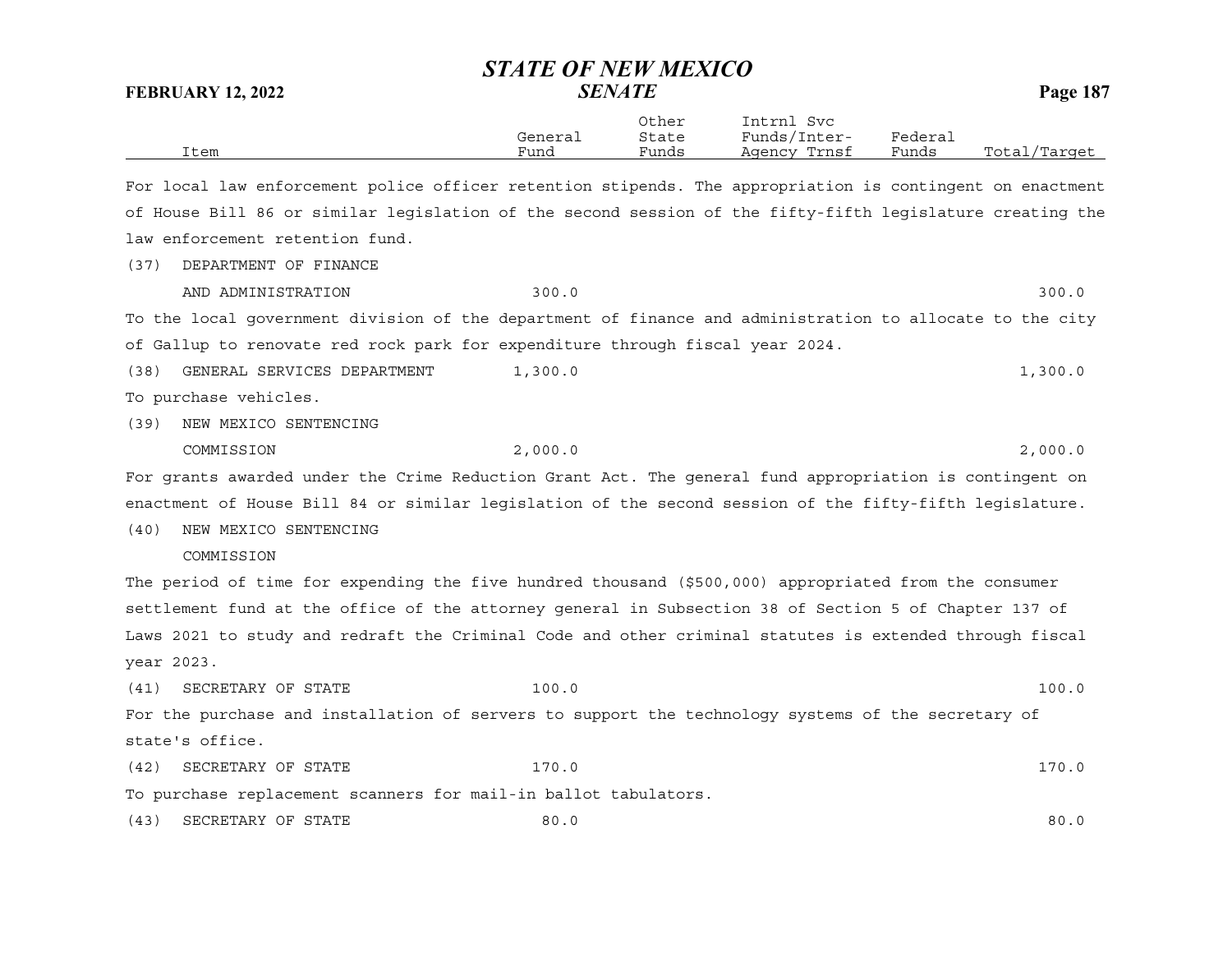| Item | General Fund | Other State Funds | Intrnl Svc Funds/Inter-Agency Trnsf | Federal Funds | Total/Target |
|---|---|---|---|---|---|

For local law enforcement police officer retention stipends. The appropriation is contingent on enactment of House Bill 86 or similar legislation of the second session of the fifty-fifth legislature creating the law enforcement retention fund.

| Item | General Fund | Other State Funds | Intrnl Svc Funds/Inter-Agency Trnsf | Federal Funds | Total/Target |
|---|---|---|---|---|---|
| (37) DEPARTMENT OF FINANCE AND ADMINISTRATION | 300.0 | | | | 300.0 |

To the local government division of the department of finance and administration to allocate to the city of Gallup to renovate red rock park for expenditure through fiscal year 2024.

| Item | General Fund | Other State Funds | Intrnl Svc Funds/Inter-Agency Trnsf | Federal Funds | Total/Target |
|---|---|---|---|---|---|
| (38) GENERAL SERVICES DEPARTMENT | 1,300.0 | | | | 1,300.0 |

To purchase vehicles.

| Item | General Fund | Other State Funds | Intrnl Svc Funds/Inter-Agency Trnsf | Federal Funds | Total/Target |
|---|---|---|---|---|---|
| (39) NEW MEXICO SENTENCING COMMISSION | 2,000.0 | | | | 2,000.0 |

For grants awarded under the Crime Reduction Grant Act. The general fund appropriation is contingent on enactment of House Bill 84 or similar legislation of the second session of the fifty-fifth legislature.

(40) NEW MEXICO SENTENCING COMMISSION

The period of time for expending the five hundred thousand ($500,000) appropriated from the consumer settlement fund at the office of the attorney general in Subsection 38 of Section 5 of Chapter 137 of Laws 2021 to study and redraft the Criminal Code and other criminal statutes is extended through fiscal year 2023.

| Item | General Fund | Other State Funds | Intrnl Svc Funds/Inter-Agency Trnsf | Federal Funds | Total/Target |
|---|---|---|---|---|---|
| (41) SECRETARY OF STATE | 100.0 | | | | 100.0 |

For the purchase and installation of servers to support the technology systems of the secretary of state's office.

| Item | General Fund | Other State Funds | Intrnl Svc Funds/Inter-Agency Trnsf | Federal Funds | Total/Target |
|---|---|---|---|---|---|
| (42) SECRETARY OF STATE | 170.0 | | | | 170.0 |

To purchase replacement scanners for mail-in ballot tabulators.

| Item | General Fund | Other State Funds | Intrnl Svc Funds/Inter-Agency Trnsf | Federal Funds | Total/Target |
|---|---|---|---|---|---|
| (43) SECRETARY OF STATE | 80.0 | | | | 80.0 |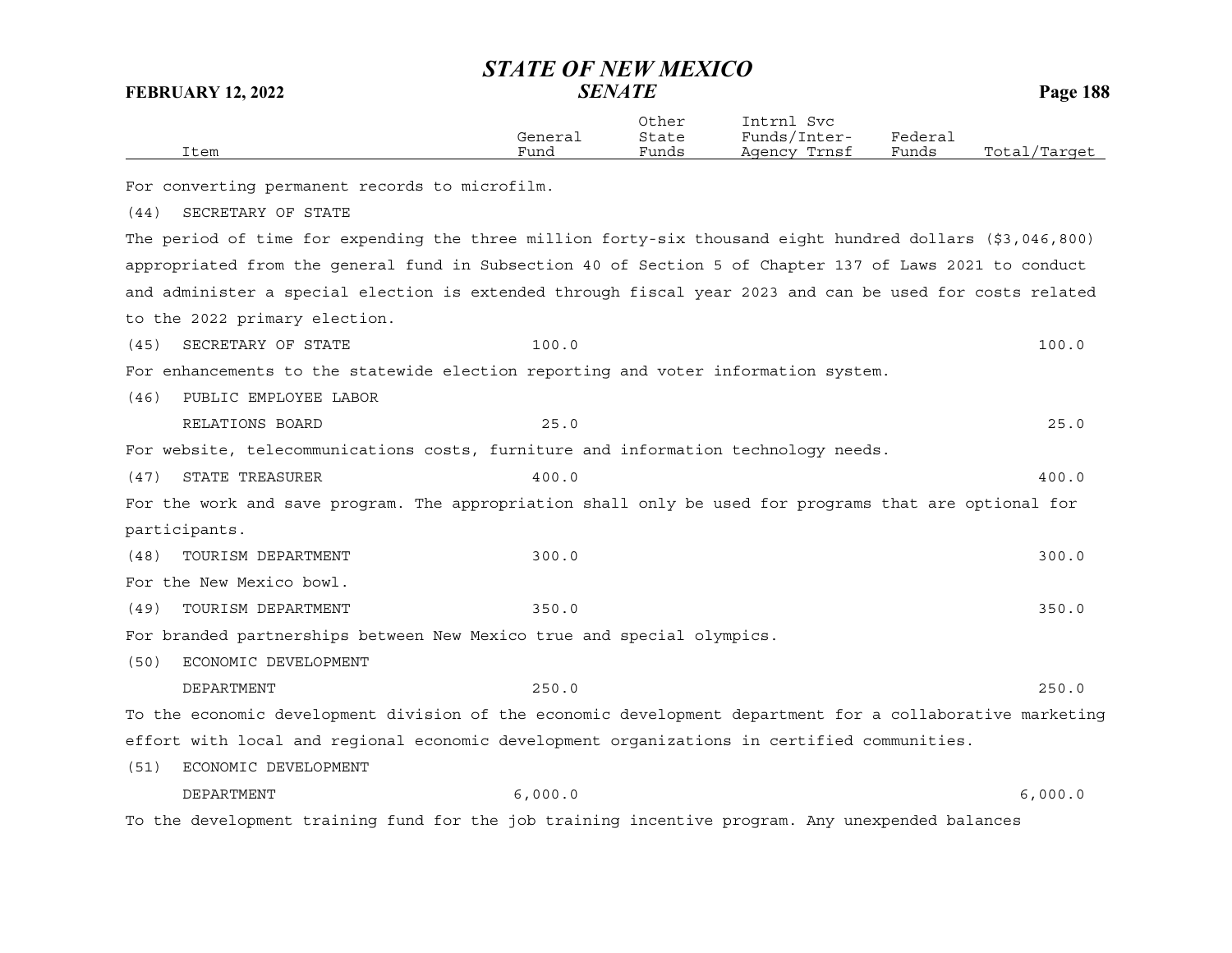| Item | General Fund | Other State Funds | Intrnl Svc Funds/Inter-Agency Trnsf | Federal Funds | Total/Target |
|---|---|---|---|---|---|

For converting permanent records to microfilm.

(44) SECRETARY OF STATE

The period of time for expending the three million forty-six thousand eight hundred dollars ($3,046,800) appropriated from the general fund in Subsection 40 of Section 5 of Chapter 137 of Laws 2021 to conduct and administer a special election is extended through fiscal year 2023 and can be used for costs related to the 2022 primary election.

| Item | General Fund | Other State Funds | Intrnl Svc Funds/Inter-Agency Trnsf | Federal Funds | Total/Target |
|---|---|---|---|---|---|
| (45) SECRETARY OF STATE | 100.0 | | | | 100.0 |

For enhancements to the statewide election reporting and voter information system.

| Item | General Fund | Other State Funds | Intrnl Svc Funds/Inter-Agency Trnsf | Federal Funds | Total/Target |
|---|---|---|---|---|---|
| (46) PUBLIC EMPLOYEE LABOR RELATIONS BOARD | 25.0 | | | | 25.0 |

For website, telecommunications costs, furniture and information technology needs.

| Item | General Fund | Other State Funds | Intrnl Svc Funds/Inter-Agency Trnsf | Federal Funds | Total/Target |
|---|---|---|---|---|---|
| (47) STATE TREASURER | 400.0 | | | | 400.0 |

For the work and save program. The appropriation shall only be used for programs that are optional for participants.

| Item | General Fund | Other State Funds | Intrnl Svc Funds/Inter-Agency Trnsf | Federal Funds | Total/Target |
|---|---|---|---|---|---|
| (48) TOURISM DEPARTMENT | 300.0 | | | | 300.0 |

For the New Mexico bowl.

| Item | General Fund | Other State Funds | Intrnl Svc Funds/Inter-Agency Trnsf | Federal Funds | Total/Target |
|---|---|---|---|---|---|
| (49) TOURISM DEPARTMENT | 350.0 | | | | 350.0 |

For branded partnerships between New Mexico true and special olympics.

| Item | General Fund | Other State Funds | Intrnl Svc Funds/Inter-Agency Trnsf | Federal Funds | Total/Target |
|---|---|---|---|---|---|
| (50) ECONOMIC DEVELOPMENT DEPARTMENT | 250.0 | | | | 250.0 |

To the economic development division of the economic development department for a collaborative marketing effort with local and regional economic development organizations in certified communities.

| Item | General Fund | Other State Funds | Intrnl Svc Funds/Inter-Agency Trnsf | Federal Funds | Total/Target |
|---|---|---|---|---|---|
| (51) ECONOMIC DEVELOPMENT DEPARTMENT | 6,000.0 | | | | 6,000.0 |

To the development training fund for the job training incentive program. Any unexpended balances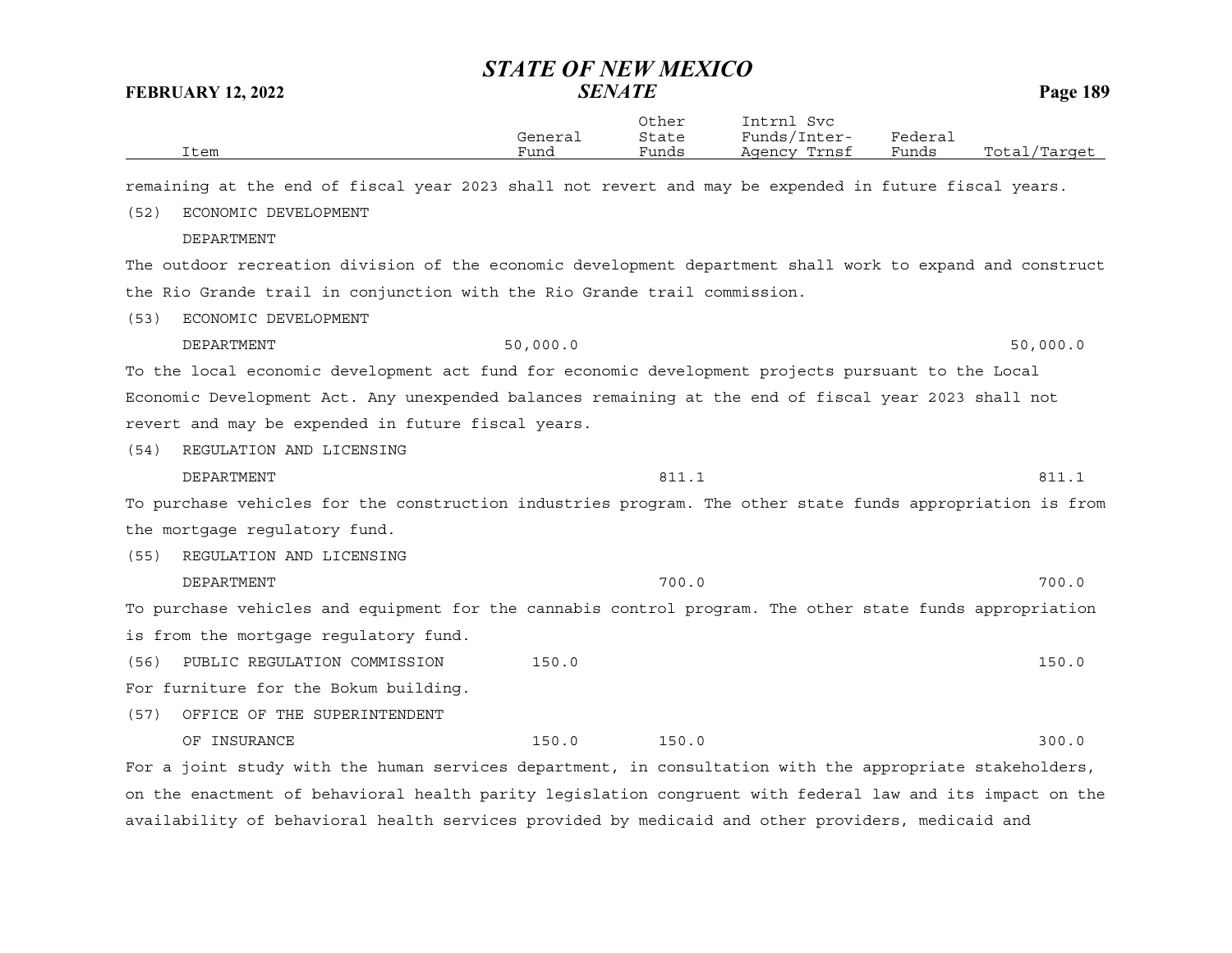| Item | General Fund | Other State Funds | Intrnl Svc Funds/Inter-Agency Trnsf | Federal Funds | Total/Target |
|---|---|---|---|---|---|

remaining at the end of fiscal year 2023 shall not revert and may be expended in future fiscal years.

| Item | General Fund | Other State Funds | Intrnl Svc Funds/Inter-Agency Trnsf | Federal Funds | Total/Target |
|---|---|---|---|---|---|
| (52) ECONOMIC DEVELOPMENT DEPARTMENT | | | | | |

The outdoor recreation division of the economic development department shall work to expand and construct the Rio Grande trail in conjunction with the Rio Grande trail commission.

| Item | General Fund | Other State Funds | Intrnl Svc Funds/Inter-Agency Trnsf | Federal Funds | Total/Target |
|---|---|---|---|---|---|
| (53) ECONOMIC DEVELOPMENT DEPARTMENT | 50,000.0 | | | | 50,000.0 |

To the local economic development act fund for economic development projects pursuant to the Local Economic Development Act. Any unexpended balances remaining at the end of fiscal year 2023 shall not revert and may be expended in future fiscal years.

| Item | General Fund | Other State Funds | Intrnl Svc Funds/Inter-Agency Trnsf | Federal Funds | Total/Target |
|---|---|---|---|---|---|
| (54) REGULATION AND LICENSING DEPARTMENT | | 811.1 | | | 811.1 |

To purchase vehicles for the construction industries program. The other state funds appropriation is from the mortgage regulatory fund.

| Item | General Fund | Other State Funds | Intrnl Svc Funds/Inter-Agency Trnsf | Federal Funds | Total/Target |
|---|---|---|---|---|---|
| (55) REGULATION AND LICENSING DEPARTMENT | | 700.0 | | | 700.0 |

To purchase vehicles and equipment for the cannabis control program. The other state funds appropriation is from the mortgage regulatory fund.

| Item | General Fund | Other State Funds | Intrnl Svc Funds/Inter-Agency Trnsf | Federal Funds | Total/Target |
|---|---|---|---|---|---|
| (56) PUBLIC REGULATION COMMISSION | 150.0 | | | | 150.0 |

For furniture for the Bokum building.

| Item | General Fund | Other State Funds | Intrnl Svc Funds/Inter-Agency Trnsf | Federal Funds | Total/Target |
|---|---|---|---|---|---|
| (57) OFFICE OF THE SUPERINTENDENT OF INSURANCE | 150.0 | 150.0 | | | 300.0 |

For a joint study with the human services department, in consultation with the appropriate stakeholders, on the enactment of behavioral health parity legislation congruent with federal law and its impact on the availability of behavioral health services provided by medicaid and other providers, medicaid and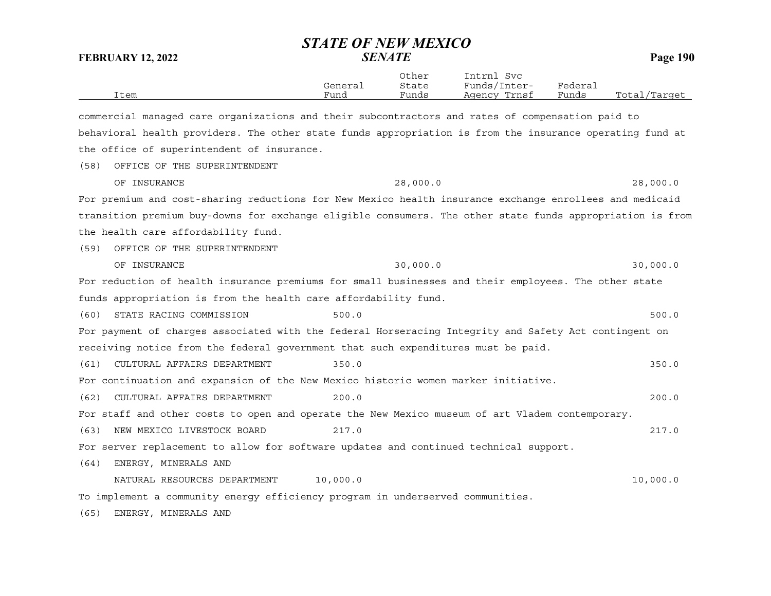| Item | General Fund | Other State Funds | Intrnl Svc Funds/Inter-Agency Trnsf | Federal Funds | Total/Target |
|---|---|---|---|---|---|

commercial managed care organizations and their subcontractors and rates of compensation paid to behavioral health providers. The other state funds appropriation is from the insurance operating fund at the office of superintendent of insurance.

| Item | General Fund | Other State Funds | Intrnl Svc Funds/Inter-Agency Trnsf | Federal Funds | Total/Target |
|---|---|---|---|---|---|
| (58) OFFICE OF THE SUPERINTENDENT OF INSURANCE | | 28,000.0 | | | 28,000.0 |

For premium and cost-sharing reductions for New Mexico health insurance exchange enrollees and medicaid transition premium buy-downs for exchange eligible consumers. The other state funds appropriation is from the health care affordability fund.

| Item | General Fund | Other State Funds | Intrnl Svc Funds/Inter-Agency Trnsf | Federal Funds | Total/Target |
|---|---|---|---|---|---|
| (59) OFFICE OF THE SUPERINTENDENT OF INSURANCE | | 30,000.0 | | | 30,000.0 |

For reduction of health insurance premiums for small businesses and their employees. The other state funds appropriation is from the health care affordability fund.

| Item | General Fund | Other State Funds | Intrnl Svc Funds/Inter-Agency Trnsf | Federal Funds | Total/Target |
|---|---|---|---|---|---|
| (60) STATE RACING COMMISSION | 500.0 | | | | 500.0 |

For payment of charges associated with the federal Horseracing Integrity and Safety Act contingent on receiving notice from the federal government that such expenditures must be paid.

| Item | General Fund | Other State Funds | Intrnl Svc Funds/Inter-Agency Trnsf | Federal Funds | Total/Target |
|---|---|---|---|---|---|
| (61) CULTURAL AFFAIRS DEPARTMENT | 350.0 | | | | 350.0 |

For continuation and expansion of the New Mexico historic women marker initiative.

| Item | General Fund | Other State Funds | Intrnl Svc Funds/Inter-Agency Trnsf | Federal Funds | Total/Target |
|---|---|---|---|---|---|
| (62) CULTURAL AFFAIRS DEPARTMENT | 200.0 | | | | 200.0 |

For staff and other costs to open and operate the New Mexico museum of art Vladem contemporary.

| Item | General Fund | Other State Funds | Intrnl Svc Funds/Inter-Agency Trnsf | Federal Funds | Total/Target |
|---|---|---|---|---|---|
| (63) NEW MEXICO LIVESTOCK BOARD | 217.0 | | | | 217.0 |

For server replacement to allow for software updates and continued technical support.

| Item | General Fund | Other State Funds | Intrnl Svc Funds/Inter-Agency Trnsf | Federal Funds | Total/Target |
|---|---|---|---|---|---|
| (64) ENERGY, MINERALS AND NATURAL RESOURCES DEPARTMENT | 10,000.0 | | | | 10,000.0 |

To implement a community energy efficiency program in underserved communities.

(65) ENERGY, MINERALS AND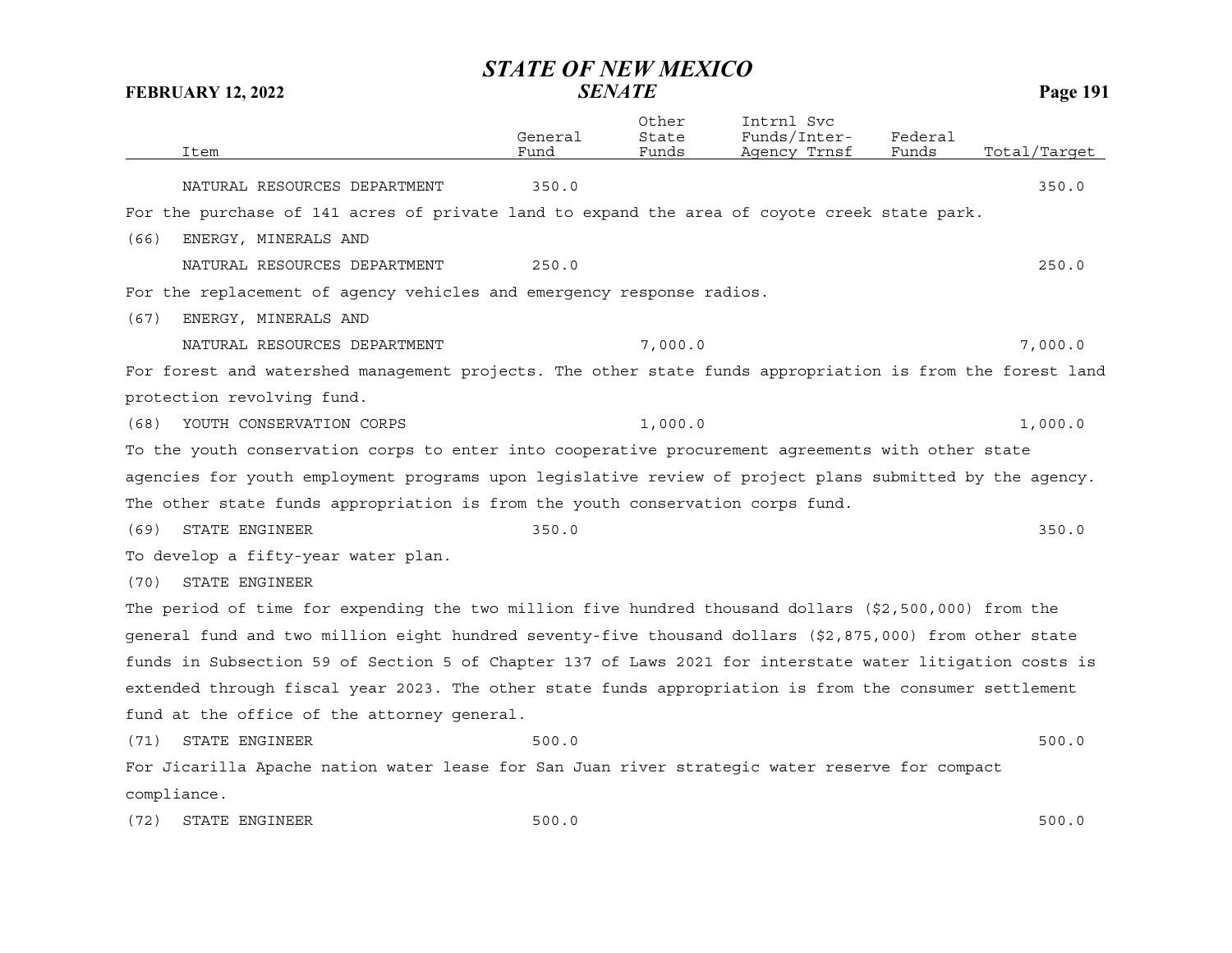| Item | General Fund | Other State Funds | Intrnl Svc Funds/Inter-Agency Trnsf | Federal Funds | Total/Target |
|---|---|---|---|---|---|
| NATURAL RESOURCES DEPARTMENT | 350.0 | | | | 350.0 |

For the purchase of 141 acres of private land to expand the area of coyote creek state park.

| Item | General Fund | Other State Funds | Intrnl Svc Funds/Inter-Agency Trnsf | Federal Funds | Total/Target |
|---|---|---|---|---|---|
| (66) ENERGY, MINERALS AND NATURAL RESOURCES DEPARTMENT | 250.0 | | | | 250.0 |

For the replacement of agency vehicles and emergency response radios.

| Item | General Fund | Other State Funds | Intrnl Svc Funds/Inter-Agency Trnsf | Federal Funds | Total/Target |
|---|---|---|---|---|---|
| (67) ENERGY, MINERALS AND NATURAL RESOURCES DEPARTMENT | | 7,000.0 | | | 7,000.0 |

For forest and watershed management projects. The other state funds appropriation is from the forest land protection revolving fund.

| Item | General Fund | Other State Funds | Intrnl Svc Funds/Inter-Agency Trnsf | Federal Funds | Total/Target |
|---|---|---|---|---|---|
| (68) YOUTH CONSERVATION CORPS | | 1,000.0 | | | 1,000.0 |

To the youth conservation corps to enter into cooperative procurement agreements with other state agencies for youth employment programs upon legislative review of project plans submitted by the agency. The other state funds appropriation is from the youth conservation corps fund.

| Item | General Fund | Other State Funds | Intrnl Svc Funds/Inter-Agency Trnsf | Federal Funds | Total/Target |
|---|---|---|---|---|---|
| (69) STATE ENGINEER | 350.0 | | | | 350.0 |

To develop a fifty-year water plan.

(70) STATE ENGINEER

The period of time for expending the two million five hundred thousand dollars ($2,500,000) from the general fund and two million eight hundred seventy-five thousand dollars ($2,875,000) from other state funds in Subsection 59 of Section 5 of Chapter 137 of Laws 2021 for interstate water litigation costs is extended through fiscal year 2023. The other state funds appropriation is from the consumer settlement fund at the office of the attorney general.

| Item | General Fund | Other State Funds | Intrnl Svc Funds/Inter-Agency Trnsf | Federal Funds | Total/Target |
|---|---|---|---|---|---|
| (71) STATE ENGINEER | 500.0 | | | | 500.0 |

For Jicarilla Apache nation water lease for San Juan river strategic water reserve for compact compliance.

| Item | General Fund | Other State Funds | Intrnl Svc Funds/Inter-Agency Trnsf | Federal Funds | Total/Target |
|---|---|---|---|---|---|
| (72) STATE ENGINEER | 500.0 | | | | 500.0 |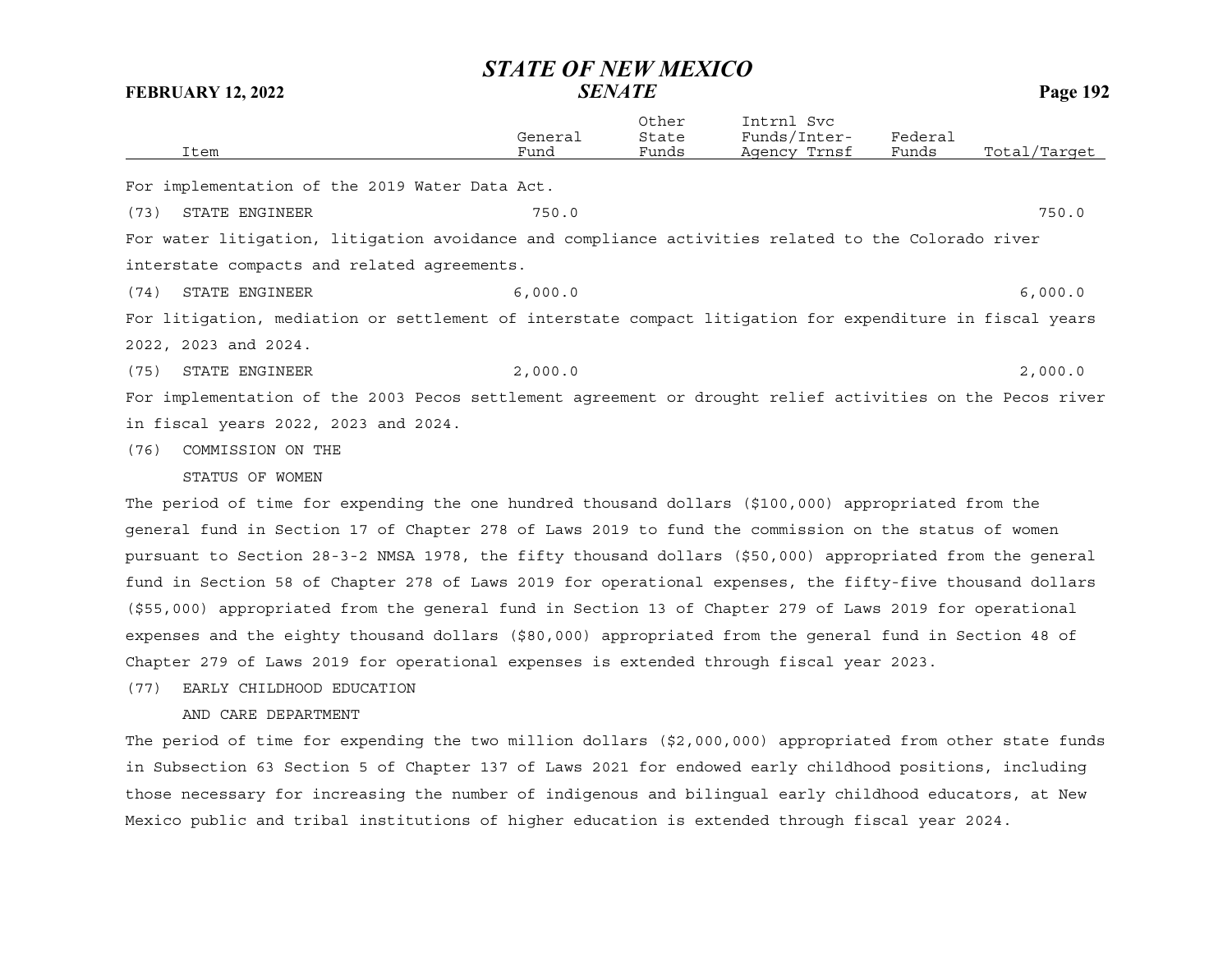| Item | General Fund | Other State Funds | Intrnl Svc Funds/Inter-Agency Trnsf | Federal Funds | Total/Target |
|---|---|---|---|---|---|

For implementation of the 2019 Water Data Act.

| Item | General Fund | Other State Funds | Intrnl Svc Funds/Inter-Agency Trnsf | Federal Funds | Total/Target |
|---|---|---|---|---|---|
| (73) STATE ENGINEER | 750.0 | | | | 750.0 |

For water litigation, litigation avoidance and compliance activities related to the Colorado river interstate compacts and related agreements.

| Item | General Fund | Other State Funds | Intrnl Svc Funds/Inter-Agency Trnsf | Federal Funds | Total/Target |
|---|---|---|---|---|---|
| (74) STATE ENGINEER | 6,000.0 | | | | 6,000.0 |

For litigation, mediation or settlement of interstate compact litigation for expenditure in fiscal years 2022, 2023 and 2024.

| Item | General Fund | Other State Funds | Intrnl Svc Funds/Inter-Agency Trnsf | Federal Funds | Total/Target |
|---|---|---|---|---|---|
| (75) STATE ENGINEER | 2,000.0 | | | | 2,000.0 |

For implementation of the 2003 Pecos settlement agreement or drought relief activities on the Pecos river in fiscal years 2022, 2023 and 2024.

(76) COMMISSION ON THE STATUS OF WOMEN

The period of time for expending the one hundred thousand dollars ($100,000) appropriated from the general fund in Section 17 of Chapter 278 of Laws 2019 to fund the commission on the status of women pursuant to Section 28-3-2 NMSA 1978, the fifty thousand dollars ($50,000) appropriated from the general fund in Section 58 of Chapter 278 of Laws 2019 for operational expenses, the fifty-five thousand dollars ($55,000) appropriated from the general fund in Section 13 of Chapter 279 of Laws 2019 for operational expenses and the eighty thousand dollars ($80,000) appropriated from the general fund in Section 48 of Chapter 279 of Laws 2019 for operational expenses is extended through fiscal year 2023.

(77) EARLY CHILDHOOD EDUCATION AND CARE DEPARTMENT

The period of time for expending the two million dollars ($2,000,000) appropriated from other state funds in Subsection 63 Section 5 of Chapter 137 of Laws 2021 for endowed early childhood positions, including those necessary for increasing the number of indigenous and bilingual early childhood educators, at New Mexico public and tribal institutions of higher education is extended through fiscal year 2024.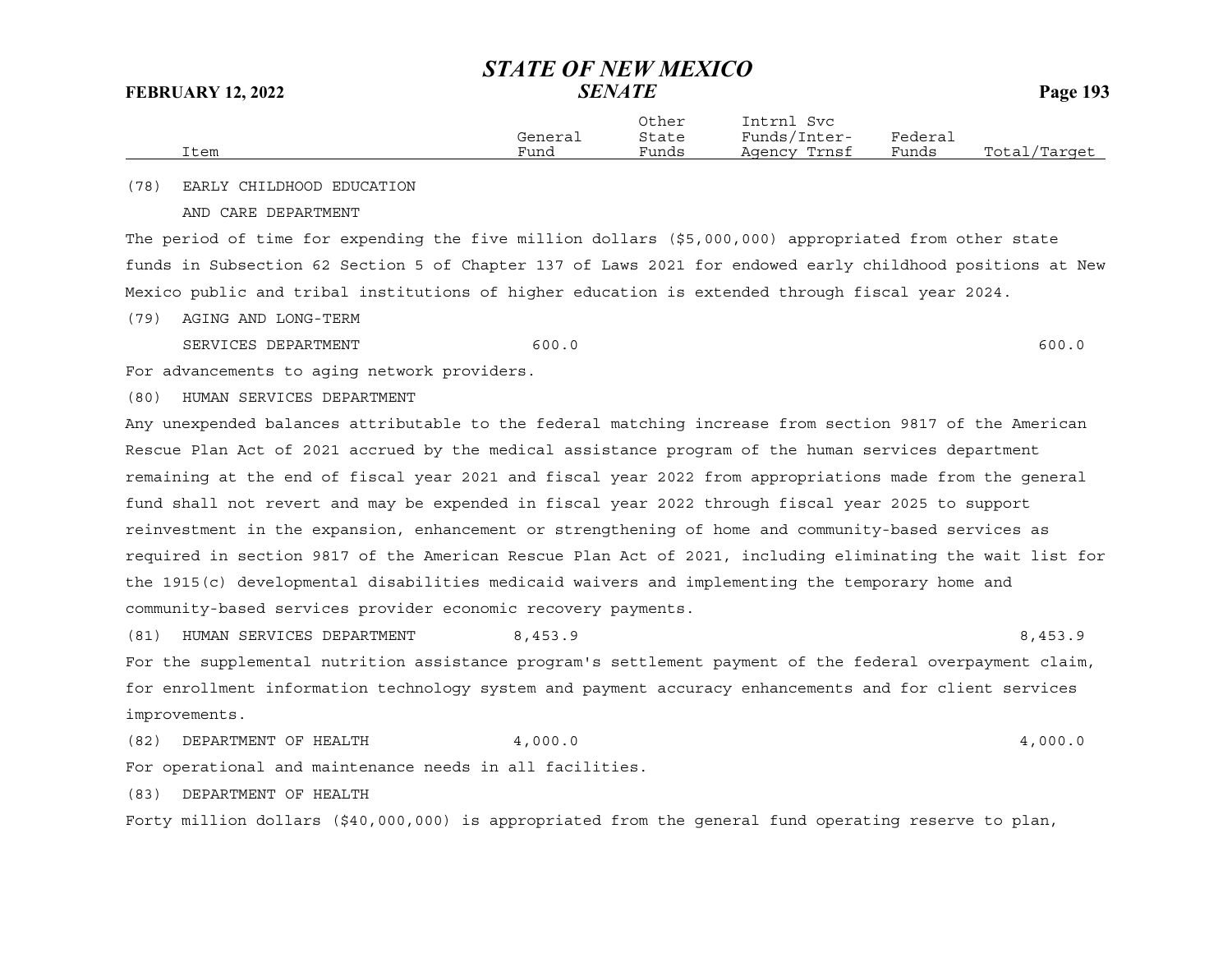| Item | General Fund | Other State Funds | Intrnl Svc Funds/Inter-Agency Trnsf | Federal Funds | Total/Target |
|---|---|---|---|---|---|
| (78) EARLY CHILDHOOD EDUCATION AND CARE DEPARTMENT | | | | | |

The period of time for expending the five million dollars ($5,000,000) appropriated from other state funds in Subsection 62 Section 5 of Chapter 137 of Laws 2021 for endowed early childhood positions at New Mexico public and tribal institutions of higher education is extended through fiscal year 2024.

| Item | General Fund | Other State Funds | Intrnl Svc Funds/Inter-Agency Trnsf | Federal Funds | Total/Target |
|---|---|---|---|---|---|
| (79) AGING AND LONG-TERM SERVICES DEPARTMENT | 600.0 | | | | 600.0 |

For advancements to aging network providers.

(80) HUMAN SERVICES DEPARTMENT

Any unexpended balances attributable to the federal matching increase from section 9817 of the American Rescue Plan Act of 2021 accrued by the medical assistance program of the human services department remaining at the end of fiscal year 2021 and fiscal year 2022 from appropriations made from the general fund shall not revert and may be expended in fiscal year 2022 through fiscal year 2025 to support reinvestment in the expansion, enhancement or strengthening of home and community-based services as required in section 9817 of the American Rescue Plan Act of 2021, including eliminating the wait list for the 1915(c) developmental disabilities medicaid waivers and implementing the temporary home and community-based services provider economic recovery payments.

| Item | General Fund | Other State Funds | Intrnl Svc Funds/Inter-Agency Trnsf | Federal Funds | Total/Target |
|---|---|---|---|---|---|
| (81) HUMAN SERVICES DEPARTMENT | 8,453.9 | | | | 8,453.9 |

For the supplemental nutrition assistance program's settlement payment of the federal overpayment claim, for enrollment information technology system and payment accuracy enhancements and for client services improvements.

| Item | General Fund | Other State Funds | Intrnl Svc Funds/Inter-Agency Trnsf | Federal Funds | Total/Target |
|---|---|---|---|---|---|
| (82) DEPARTMENT OF HEALTH | 4,000.0 | | | | 4,000.0 |

For operational and maintenance needs in all facilities.

(83) DEPARTMENT OF HEALTH

Forty million dollars ($40,000,000) is appropriated from the general fund operating reserve to plan,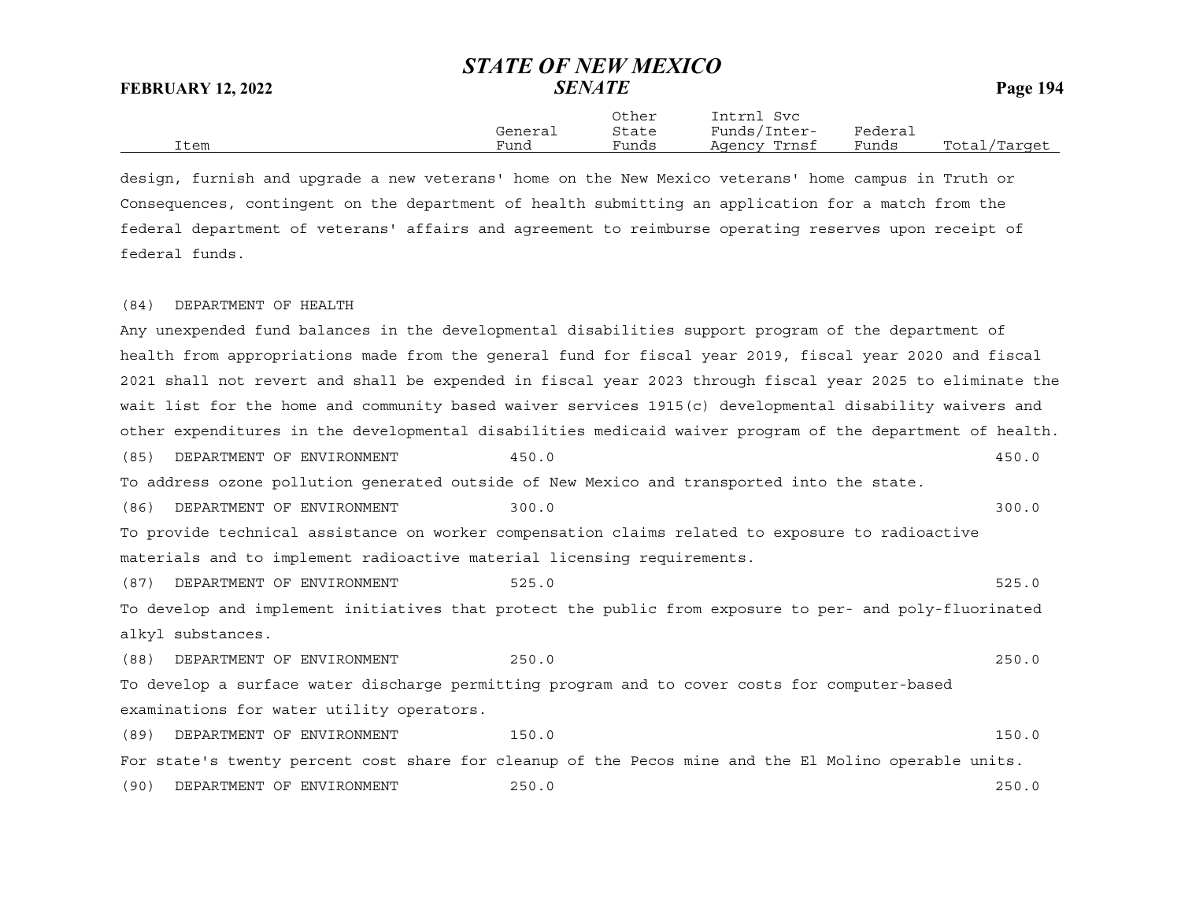| Item | General Fund | Other State Funds | Intrnl Svc Funds/Inter-Agency Trnsf | Federal Funds | Total/Target |
|---|---|---|---|---|---|

design, furnish and upgrade a new veterans' home on the New Mexico veterans' home campus in Truth or Consequences, contingent on the department of health submitting an application for a match from the federal department of veterans' affairs and agreement to reimburse operating reserves upon receipt of federal funds.

(84) DEPARTMENT OF HEALTH

Any unexpended fund balances in the developmental disabilities support program of the department of health from appropriations made from the general fund for fiscal year 2019, fiscal year 2020 and fiscal 2021 shall not revert and shall be expended in fiscal year 2023 through fiscal year 2025 to eliminate the wait list for the home and community based waiver services 1915(c) developmental disability waivers and other expenditures in the developmental disabilities medicaid waiver program of the department of health.

| Item | General Fund | Other State Funds | Intrnl Svc Funds/Inter-Agency Trnsf | Federal Funds | Total/Target |
|---|---|---|---|---|---|
| (85) DEPARTMENT OF ENVIRONMENT | 450.0 | | | | 450.0 |

To address ozone pollution generated outside of New Mexico and transported into the state.

| Item | General Fund | Other State Funds | Intrnl Svc Funds/Inter-Agency Trnsf | Federal Funds | Total/Target |
|---|---|---|---|---|---|
| (86) DEPARTMENT OF ENVIRONMENT | 300.0 | | | | 300.0 |

To provide technical assistance on worker compensation claims related to exposure to radioactive materials and to implement radioactive material licensing requirements.

| Item | General Fund | Other State Funds | Intrnl Svc Funds/Inter-Agency Trnsf | Federal Funds | Total/Target |
|---|---|---|---|---|---|
| (87) DEPARTMENT OF ENVIRONMENT | 525.0 | | | | 525.0 |

To develop and implement initiatives that protect the public from exposure to per- and poly-fluorinated alkyl substances.

| Item | General Fund | Other State Funds | Intrnl Svc Funds/Inter-Agency Trnsf | Federal Funds | Total/Target |
|---|---|---|---|---|---|
| (88) DEPARTMENT OF ENVIRONMENT | 250.0 | | | | 250.0 |

To develop a surface water discharge permitting program and to cover costs for computer-based examinations for water utility operators.

| Item | General Fund | Other State Funds | Intrnl Svc Funds/Inter-Agency Trnsf | Federal Funds | Total/Target |
|---|---|---|---|---|---|
| (89) DEPARTMENT OF ENVIRONMENT | 150.0 | | | | 150.0 |

For state's twenty percent cost share for cleanup of the Pecos mine and the El Molino operable units.

| Item | General Fund | Other State Funds | Intrnl Svc Funds/Inter-Agency Trnsf | Federal Funds | Total/Target |
|---|---|---|---|---|---|
| (90) DEPARTMENT OF ENVIRONMENT | 250.0 | | | | 250.0 |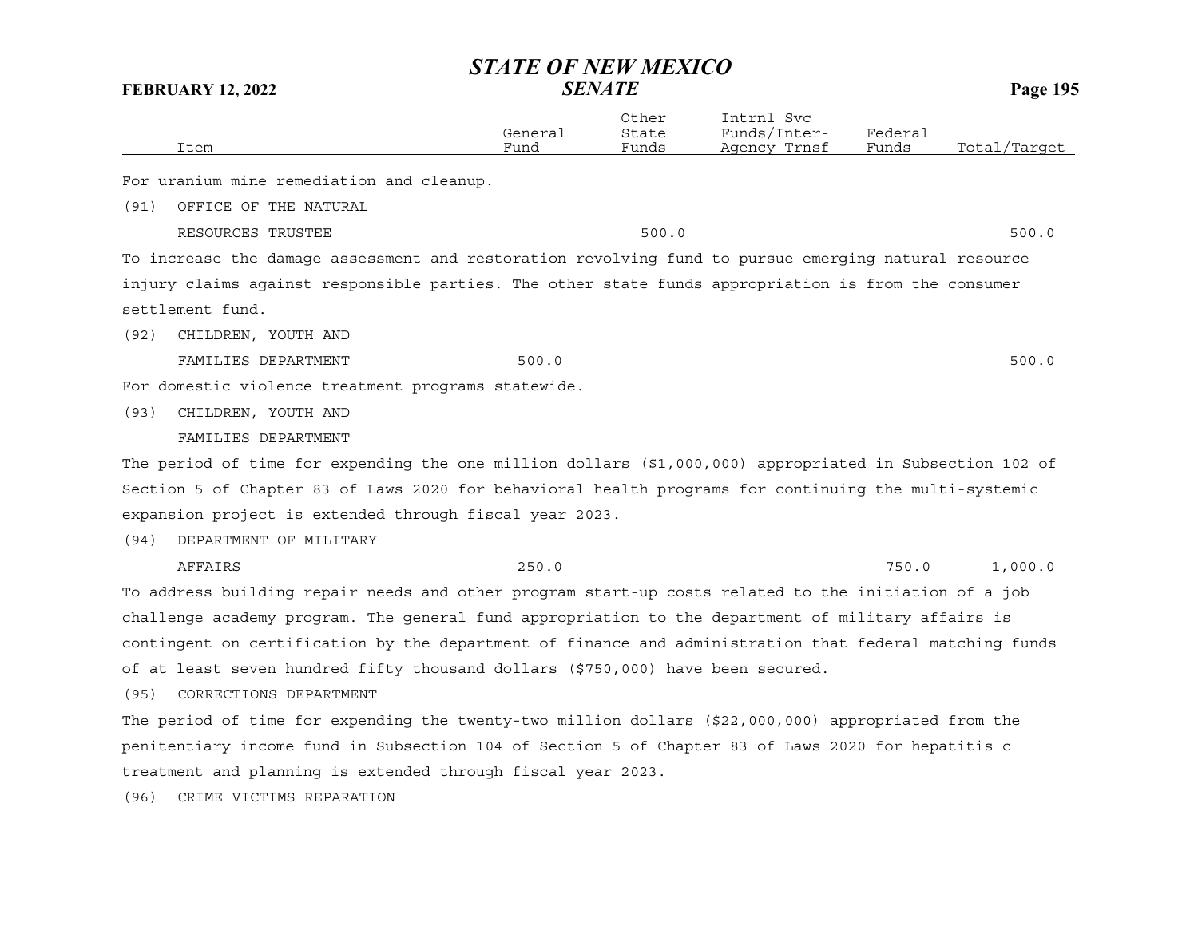| Item | General Fund | Other State Funds | Intrnl Svc Funds/Inter-Agency Trnsf | Federal Funds | Total/Target |
|---|---|---|---|---|---|

For uranium mine remediation and cleanup.

| Item | General Fund | Other State Funds | Intrnl Svc Funds/Inter-Agency Trnsf | Federal Funds | Total/Target |
|---|---|---|---|---|---|
| (91) OFFICE OF THE NATURAL RESOURCES TRUSTEE | | 500.0 | | | 500.0 |

To increase the damage assessment and restoration revolving fund to pursue emerging natural resource injury claims against responsible parties. The other state funds appropriation is from the consumer settlement fund.

| Item | General Fund | Other State Funds | Intrnl Svc Funds/Inter-Agency Trnsf | Federal Funds | Total/Target |
|---|---|---|---|---|---|
| (92) CHILDREN, YOUTH AND FAMILIES DEPARTMENT | 500.0 | | | | 500.0 |

For domestic violence treatment programs statewide.

(93) CHILDREN, YOUTH AND FAMILIES DEPARTMENT

The period of time for expending the one million dollars ($1,000,000) appropriated in Subsection 102 of Section 5 of Chapter 83 of Laws 2020 for behavioral health programs for continuing the multi-systemic expansion project is extended through fiscal year 2023.

| Item | General Fund | Other State Funds | Intrnl Svc Funds/Inter-Agency Trnsf | Federal Funds | Total/Target |
|---|---|---|---|---|---|
| (94) DEPARTMENT OF MILITARY AFFAIRS | 250.0 | | | 750.0 | 1,000.0 |

To address building repair needs and other program start-up costs related to the initiation of a job challenge academy program. The general fund appropriation to the department of military affairs is contingent on certification by the department of finance and administration that federal matching funds of at least seven hundred fifty thousand dollars ($750,000) have been secured.

(95) CORRECTIONS DEPARTMENT

The period of time for expending the twenty-two million dollars ($22,000,000) appropriated from the penitentiary income fund in Subsection 104 of Section 5 of Chapter 83 of Laws 2020 for hepatitis c treatment and planning is extended through fiscal year 2023.

(96) CRIME VICTIMS REPARATION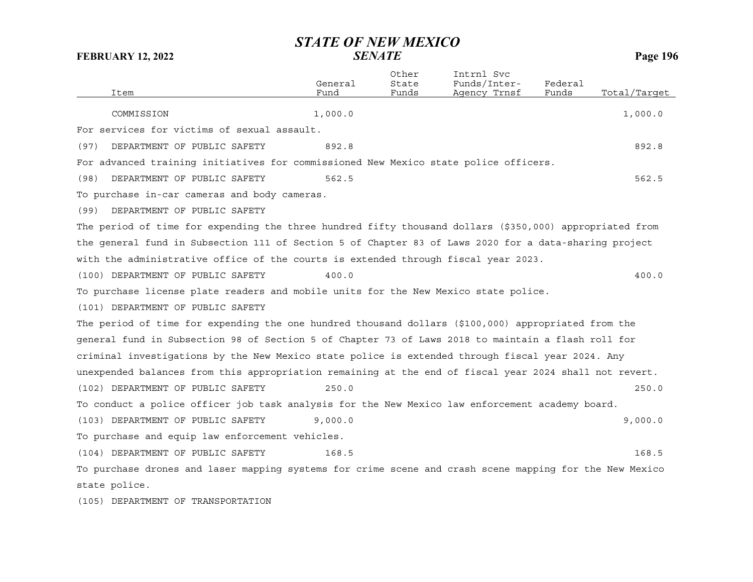| Item | General Fund | Other State Funds | Intrnl Svc Funds/Inter-Agency Trnsf | Federal Funds | Total/Target |
|---|---|---|---|---|---|
| COMMISSION | 1,000.0 | | | | 1,000.0 |

For services for victims of sexual assault.

| Item | General Fund | Other State Funds | Intrnl Svc Funds/Inter-Agency Trnsf | Federal Funds | Total/Target |
|---|---|---|---|---|---|
| (97) DEPARTMENT OF PUBLIC SAFETY | 892.8 | | | | 892.8 |

For advanced training initiatives for commissioned New Mexico state police officers.

| Item | General Fund | Other State Funds | Intrnl Svc Funds/Inter-Agency Trnsf | Federal Funds | Total/Target |
|---|---|---|---|---|---|
| (98) DEPARTMENT OF PUBLIC SAFETY | 562.5 | | | | 562.5 |

To purchase in-car cameras and body cameras.

(99) DEPARTMENT OF PUBLIC SAFETY

The period of time for expending the three hundred fifty thousand dollars ($350,000) appropriated from the general fund in Subsection 111 of Section 5 of Chapter 83 of Laws 2020 for a data-sharing project with the administrative office of the courts is extended through fiscal year 2023.

| Item | General Fund | Other State Funds | Intrnl Svc Funds/Inter-Agency Trnsf | Federal Funds | Total/Target |
|---|---|---|---|---|---|
| (100) DEPARTMENT OF PUBLIC SAFETY | 400.0 | | | | 400.0 |

To purchase license plate readers and mobile units for the New Mexico state police.

(101) DEPARTMENT OF PUBLIC SAFETY

The period of time for expending the one hundred thousand dollars ($100,000) appropriated from the general fund in Subsection 98 of Section 5 of Chapter 73 of Laws 2018 to maintain a flash roll for criminal investigations by the New Mexico state police is extended through fiscal year 2024. Any unexpended balances from this appropriation remaining at the end of fiscal year 2024 shall not revert.

| Item | General Fund | Other State Funds | Intrnl Svc Funds/Inter-Agency Trnsf | Federal Funds | Total/Target |
|---|---|---|---|---|---|
| (102) DEPARTMENT OF PUBLIC SAFETY | 250.0 | | | | 250.0 |

To conduct a police officer job task analysis for the New Mexico law enforcement academy board.

| Item | General Fund | Other State Funds | Intrnl Svc Funds/Inter-Agency Trnsf | Federal Funds | Total/Target |
|---|---|---|---|---|---|
| (103) DEPARTMENT OF PUBLIC SAFETY | 9,000.0 | | | | 9,000.0 |

To purchase and equip law enforcement vehicles.

| Item | General Fund | Other State Funds | Intrnl Svc Funds/Inter-Agency Trnsf | Federal Funds | Total/Target |
|---|---|---|---|---|---|
| (104) DEPARTMENT OF PUBLIC SAFETY | 168.5 | | | | 168.5 |

To purchase drones and laser mapping systems for crime scene and crash scene mapping for the New Mexico state police.

(105) DEPARTMENT OF TRANSPORTATION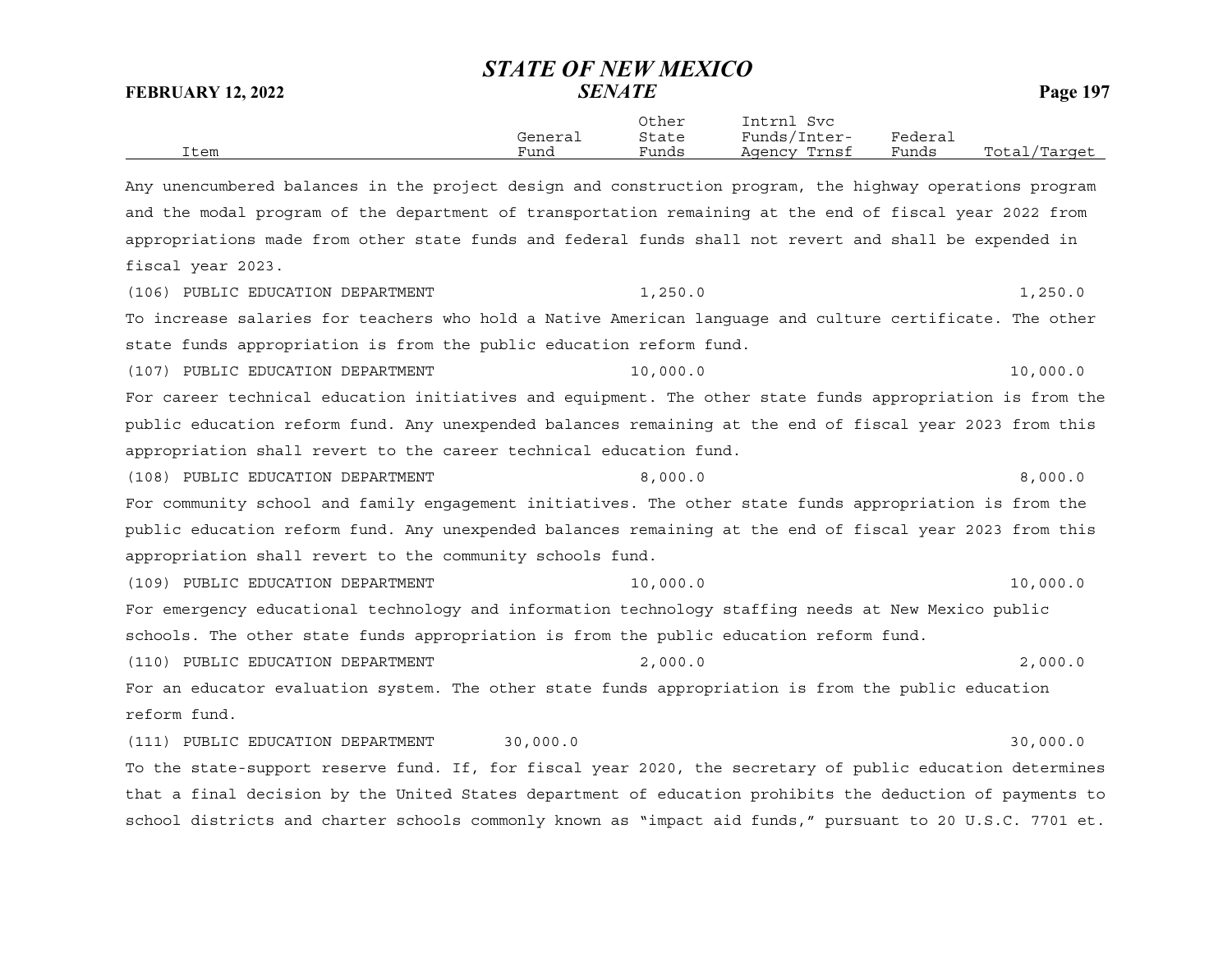| Item | General Fund | Other State Funds | Intrnl Svc Funds/Inter-Agency Trnsf | Federal Funds | Total/Target |
|---|---|---|---|---|---|

Any unencumbered balances in the project design and construction program, the highway operations program and the modal program of the department of transportation remaining at the end of fiscal year 2022 from appropriations made from other state funds and federal funds shall not revert and shall be expended in fiscal year 2023.

| Item | General Fund | Other State Funds | Intrnl Svc Funds/Inter-Agency Trnsf | Federal Funds | Total/Target |
|---|---|---|---|---|---|
| (106) PUBLIC EDUCATION DEPARTMENT | | 1,250.0 | | | 1,250.0 |

To increase salaries for teachers who hold a Native American language and culture certificate. The other state funds appropriation is from the public education reform fund.

| Item | General Fund | Other State Funds | Intrnl Svc Funds/Inter-Agency Trnsf | Federal Funds | Total/Target |
|---|---|---|---|---|---|
| (107) PUBLIC EDUCATION DEPARTMENT | | 10,000.0 | | | 10,000.0 |

For career technical education initiatives and equipment. The other state funds appropriation is from the public education reform fund. Any unexpended balances remaining at the end of fiscal year 2023 from this appropriation shall revert to the career technical education fund.

| Item | General Fund | Other State Funds | Intrnl Svc Funds/Inter-Agency Trnsf | Federal Funds | Total/Target |
|---|---|---|---|---|---|
| (108) PUBLIC EDUCATION DEPARTMENT | | 8,000.0 | | | 8,000.0 |

For community school and family engagement initiatives. The other state funds appropriation is from the public education reform fund. Any unexpended balances remaining at the end of fiscal year 2023 from this appropriation shall revert to the community schools fund.

| Item | General Fund | Other State Funds | Intrnl Svc Funds/Inter-Agency Trnsf | Federal Funds | Total/Target |
|---|---|---|---|---|---|
| (109) PUBLIC EDUCATION DEPARTMENT | | 10,000.0 | | | 10,000.0 |

For emergency educational technology and information technology staffing needs at New Mexico public schools. The other state funds appropriation is from the public education reform fund.

| Item | General Fund | Other State Funds | Intrnl Svc Funds/Inter-Agency Trnsf | Federal Funds | Total/Target |
|---|---|---|---|---|---|
| (110) PUBLIC EDUCATION DEPARTMENT | | 2,000.0 | | | 2,000.0 |

For an educator evaluation system. The other state funds appropriation is from the public education reform fund.

| Item | General Fund | Other State Funds | Intrnl Svc Funds/Inter-Agency Trnsf | Federal Funds | Total/Target |
|---|---|---|---|---|---|
| (111) PUBLIC EDUCATION DEPARTMENT | 30,000.0 | | | | 30,000.0 |

To the state-support reserve fund. If, for fiscal year 2020, the secretary of public education determines that a final decision by the United States department of education prohibits the deduction of payments to school districts and charter schools commonly known as "impact aid funds," pursuant to 20 U.S.C. 7701 et.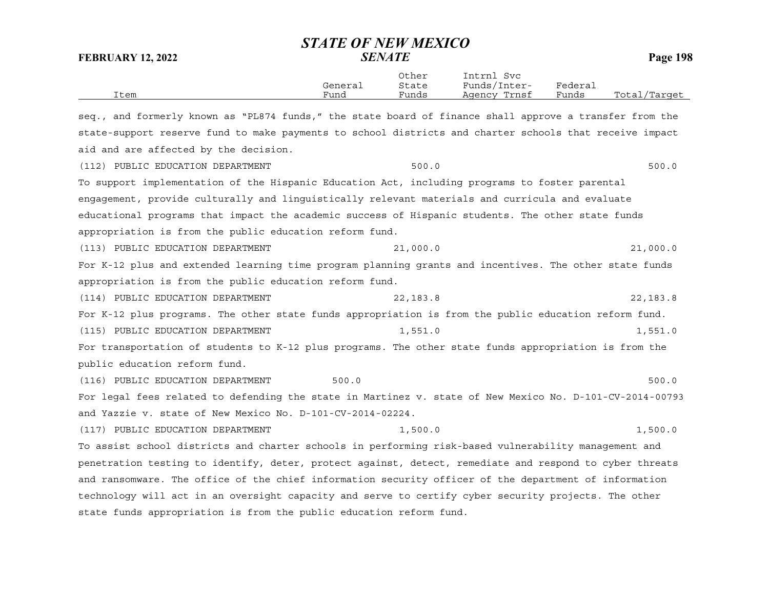| Item | General Fund | Other State Funds | Intrnl Svc Funds/Inter-Agency Trnsf | Federal Funds | Total/Target |
|---|---|---|---|---|---|

seq., and formerly known as "PL874 funds," the state board of finance shall approve a transfer from the state-support reserve fund to make payments to school districts and charter schools that receive impact aid and are affected by the decision.

| Item | General Fund | Other State Funds | Intrnl Svc Funds/Inter-Agency Trnsf | Federal Funds | Total/Target |
|---|---|---|---|---|---|
| (112) PUBLIC EDUCATION DEPARTMENT | | 500.0 | | | 500.0 |

To support implementation of the Hispanic Education Act, including programs to foster parental engagement, provide culturally and linguistically relevant materials and curricula and evaluate educational programs that impact the academic success of Hispanic students. The other state funds appropriation is from the public education reform fund.

| Item | General Fund | Other State Funds | Intrnl Svc Funds/Inter-Agency Trnsf | Federal Funds | Total/Target |
|---|---|---|---|---|---|
| (113) PUBLIC EDUCATION DEPARTMENT | | 21,000.0 | | | 21,000.0 |

For K-12 plus and extended learning time program planning grants and incentives. The other state funds appropriation is from the public education reform fund.

| Item | General Fund | Other State Funds | Intrnl Svc Funds/Inter-Agency Trnsf | Federal Funds | Total/Target |
|---|---|---|---|---|---|
| (114) PUBLIC EDUCATION DEPARTMENT | | 22,183.8 | | | 22,183.8 |

For K-12 plus programs. The other state funds appropriation is from the public education reform fund.

| Item | General Fund | Other State Funds | Intrnl Svc Funds/Inter-Agency Trnsf | Federal Funds | Total/Target |
|---|---|---|---|---|---|
| (115) PUBLIC EDUCATION DEPARTMENT | | 1,551.0 | | | 1,551.0 |

For transportation of students to K-12 plus programs. The other state funds appropriation is from the public education reform fund.

| Item | General Fund | Other State Funds | Intrnl Svc Funds/Inter-Agency Trnsf | Federal Funds | Total/Target |
|---|---|---|---|---|---|
| (116) PUBLIC EDUCATION DEPARTMENT | 500.0 | | | | 500.0 |

For legal fees related to defending the state in Martinez v. state of New Mexico No. D-101-CV-2014-00793 and Yazzie v. state of New Mexico No. D-101-CV-2014-02224.

| Item | General Fund | Other State Funds | Intrnl Svc Funds/Inter-Agency Trnsf | Federal Funds | Total/Target |
|---|---|---|---|---|---|
| (117) PUBLIC EDUCATION DEPARTMENT | | 1,500.0 | | | 1,500.0 |

To assist school districts and charter schools in performing risk-based vulnerability management and penetration testing to identify, deter, protect against, detect, remediate and respond to cyber threats and ransomware. The office of the chief information security officer of the department of information technology will act in an oversight capacity and serve to certify cyber security projects. The other state funds appropriation is from the public education reform fund.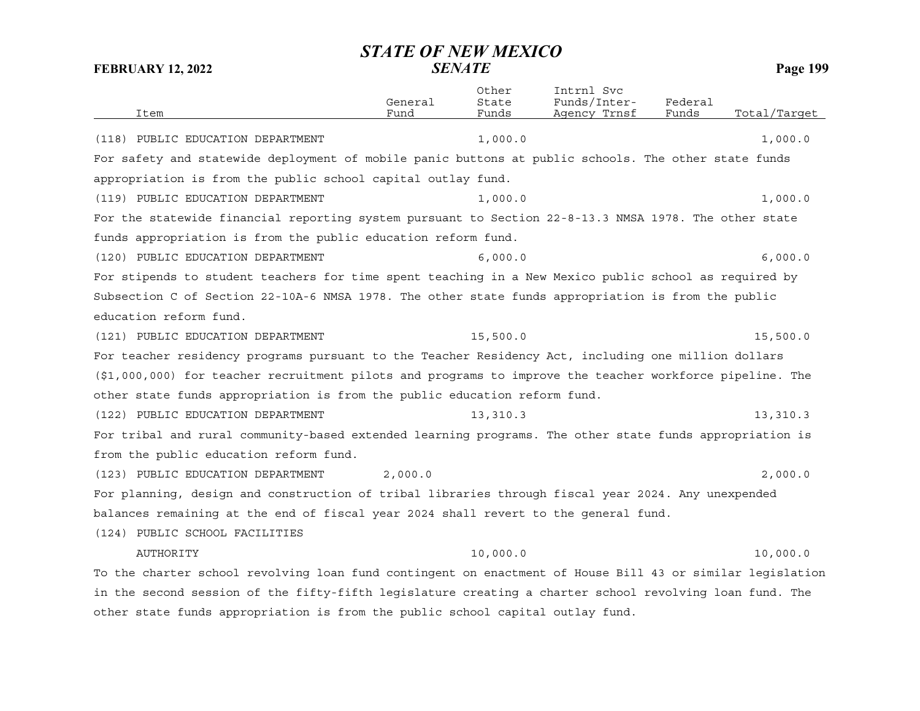| Item | General Fund | Other State Funds | Intrnl Svc Funds/Inter-Agency Trnsf | Federal Funds | Total/Target |
|---|---|---|---|---|---|
| (118) PUBLIC EDUCATION DEPARTMENT | | 1,000.0 | | | 1,000.0 |

For safety and statewide deployment of mobile panic buttons at public schools. The other state funds appropriation is from the public school capital outlay fund.

| Item | General Fund | Other State Funds | Intrnl Svc Funds/Inter-Agency Trnsf | Federal Funds | Total/Target |
|---|---|---|---|---|---|
| (119) PUBLIC EDUCATION DEPARTMENT | | 1,000.0 | | | 1,000.0 |

For the statewide financial reporting system pursuant to Section 22-8-13.3 NMSA 1978. The other state funds appropriation is from the public education reform fund.

| Item | General Fund | Other State Funds | Intrnl Svc Funds/Inter-Agency Trnsf | Federal Funds | Total/Target |
|---|---|---|---|---|---|
| (120) PUBLIC EDUCATION DEPARTMENT | | 6,000.0 | | | 6,000.0 |

For stipends to student teachers for time spent teaching in a New Mexico public school as required by Subsection C of Section 22-10A-6 NMSA 1978. The other state funds appropriation is from the public education reform fund.

| Item | General Fund | Other State Funds | Intrnl Svc Funds/Inter-Agency Trnsf | Federal Funds | Total/Target |
|---|---|---|---|---|---|
| (121) PUBLIC EDUCATION DEPARTMENT | | 15,500.0 | | | 15,500.0 |

For teacher residency programs pursuant to the Teacher Residency Act, including one million dollars ($1,000,000) for teacher recruitment pilots and programs to improve the teacher workforce pipeline. The other state funds appropriation is from the public education reform fund.

| Item | General Fund | Other State Funds | Intrnl Svc Funds/Inter-Agency Trnsf | Federal Funds | Total/Target |
|---|---|---|---|---|---|
| (122) PUBLIC EDUCATION DEPARTMENT | | 13,310.3 | | | 13,310.3 |

For tribal and rural community-based extended learning programs. The other state funds appropriation is from the public education reform fund.

| Item | General Fund | Other State Funds | Intrnl Svc Funds/Inter-Agency Trnsf | Federal Funds | Total/Target |
|---|---|---|---|---|---|
| (123) PUBLIC EDUCATION DEPARTMENT | 2,000.0 | | | | 2,000.0 |

For planning, design and construction of tribal libraries through fiscal year 2024. Any unexpended balances remaining at the end of fiscal year 2024 shall revert to the general fund.

| Item | General Fund | Other State Funds | Intrnl Svc Funds/Inter-Agency Trnsf | Federal Funds | Total/Target |
|---|---|---|---|---|---|
| (124) PUBLIC SCHOOL FACILITIES AUTHORITY | | 10,000.0 | | | 10,000.0 |

To the charter school revolving loan fund contingent on enactment of House Bill 43 or similar legislation in the second session of the fifty-fifth legislature creating a charter school revolving loan fund. The other state funds appropriation is from the public school capital outlay fund.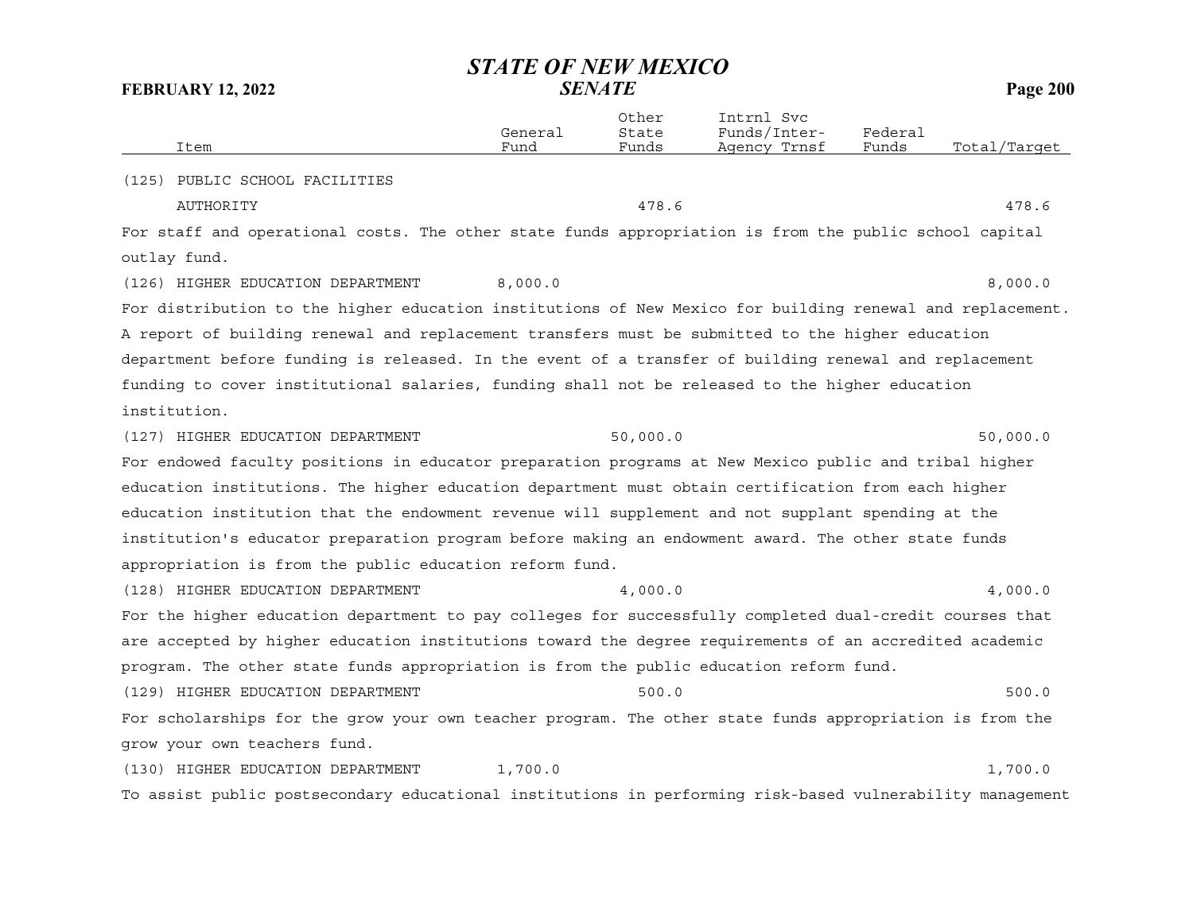| Item | General Fund | Other State Funds | Intrnl Svc Funds/Inter-Agency Trnsf | Federal Funds | Total/Target |
|---|---|---|---|---|---|
| (125) PUBLIC SCHOOL FACILITIES AUTHORITY | | 478.6 | | | 478.6 |

For staff and operational costs. The other state funds appropriation is from the public school capital outlay fund.

| Item | General Fund | Other State Funds | Intrnl Svc Funds/Inter-Agency Trnsf | Federal Funds | Total/Target |
|---|---|---|---|---|---|
| (126) HIGHER EDUCATION DEPARTMENT | 8,000.0 | | | | 8,000.0 |

For distribution to the higher education institutions of New Mexico for building renewal and replacement. A report of building renewal and replacement transfers must be submitted to the higher education department before funding is released. In the event of a transfer of building renewal and replacement funding to cover institutional salaries, funding shall not be released to the higher education institution.

| Item | General Fund | Other State Funds | Intrnl Svc Funds/Inter-Agency Trnsf | Federal Funds | Total/Target |
|---|---|---|---|---|---|
| (127) HIGHER EDUCATION DEPARTMENT | | 50,000.0 | | | 50,000.0 |

For endowed faculty positions in educator preparation programs at New Mexico public and tribal higher education institutions. The higher education department must obtain certification from each higher education institution that the endowment revenue will supplement and not supplant spending at the institution's educator preparation program before making an endowment award. The other state funds appropriation is from the public education reform fund.

| Item | General Fund | Other State Funds | Intrnl Svc Funds/Inter-Agency Trnsf | Federal Funds | Total/Target |
|---|---|---|---|---|---|
| (128) HIGHER EDUCATION DEPARTMENT | | 4,000.0 | | | 4,000.0 |

For the higher education department to pay colleges for successfully completed dual-credit courses that are accepted by higher education institutions toward the degree requirements of an accredited academic program. The other state funds appropriation is from the public education reform fund.

| Item | General Fund | Other State Funds | Intrnl Svc Funds/Inter-Agency Trnsf | Federal Funds | Total/Target |
|---|---|---|---|---|---|
| (129) HIGHER EDUCATION DEPARTMENT | | 500.0 | | | 500.0 |

For scholarships for the grow your own teacher program. The other state funds appropriation is from the grow your own teachers fund.

| Item | General Fund | Other State Funds | Intrnl Svc Funds/Inter-Agency Trnsf | Federal Funds | Total/Target |
|---|---|---|---|---|---|
| (130) HIGHER EDUCATION DEPARTMENT | 1,700.0 | | | | 1,700.0 |

To assist public postsecondary educational institutions in performing risk-based vulnerability management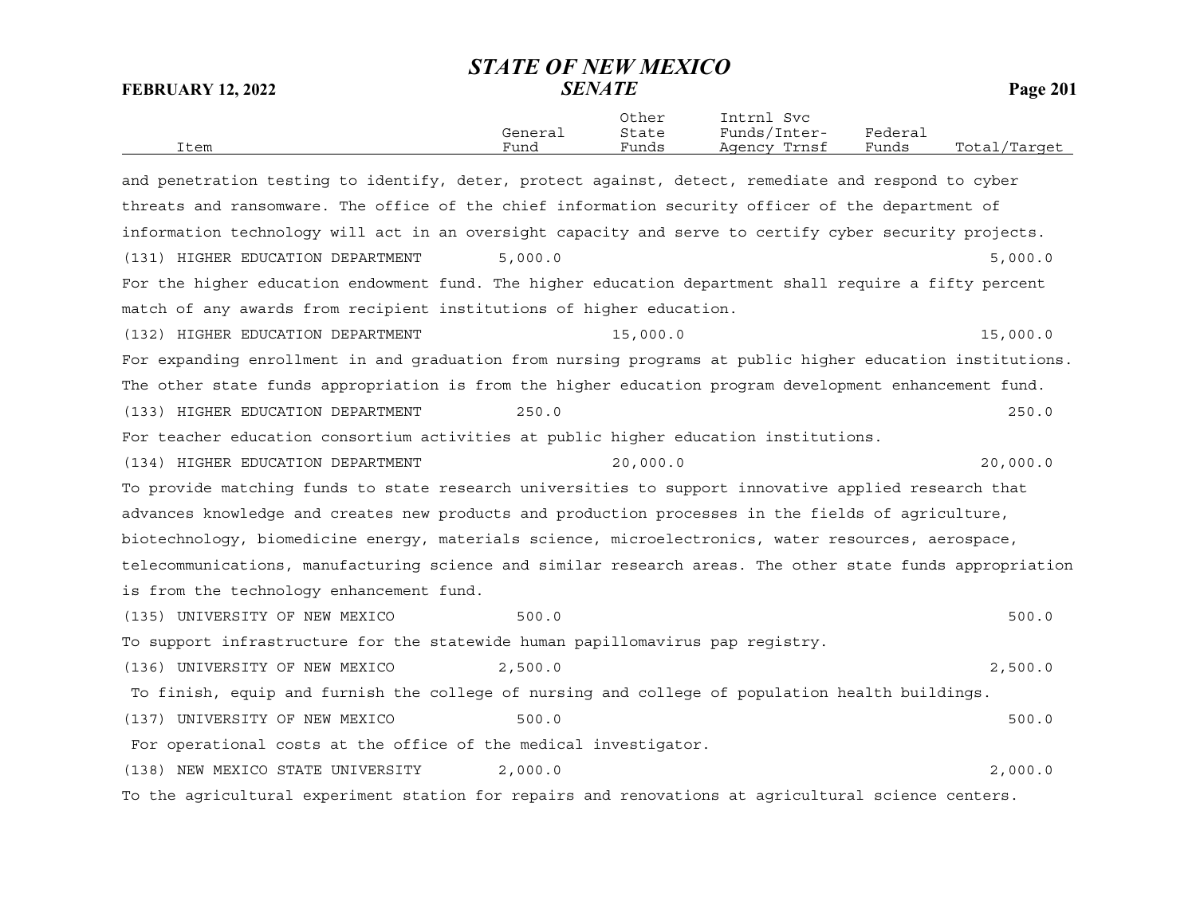| Item | General Fund | Other State Funds | Intrnl Svc Funds/Inter-Agency Trnsf | Federal Funds | Total/Target |
|---|---|---|---|---|---|

and penetration testing to identify, deter, protect against, detect, remediate and respond to cyber threats and ransomware. The office of the chief information security officer of the department of information technology will act in an oversight capacity and serve to certify cyber security projects.

| Item | General Fund | Other State Funds | Intrnl Svc Funds/Inter-Agency Trnsf | Federal Funds | Total/Target |
|---|---|---|---|---|---|
| (131) HIGHER EDUCATION DEPARTMENT | 5,000.0 | | | | 5,000.0 |

For the higher education endowment fund. The higher education department shall require a fifty percent match of any awards from recipient institutions of higher education.

| Item | General Fund | Other State Funds | Intrnl Svc Funds/Inter-Agency Trnsf | Federal Funds | Total/Target |
|---|---|---|---|---|---|
| (132) HIGHER EDUCATION DEPARTMENT | | 15,000.0 | | | 15,000.0 |

For expanding enrollment in and graduation from nursing programs at public higher education institutions. The other state funds appropriation is from the higher education program development enhancement fund.

| Item | General Fund | Other State Funds | Intrnl Svc Funds/Inter-Agency Trnsf | Federal Funds | Total/Target |
|---|---|---|---|---|---|
| (133) HIGHER EDUCATION DEPARTMENT | 250.0 | | | | 250.0 |

For teacher education consortium activities at public higher education institutions.

| Item | General Fund | Other State Funds | Intrnl Svc Funds/Inter-Agency Trnsf | Federal Funds | Total/Target |
|---|---|---|---|---|---|
| (134) HIGHER EDUCATION DEPARTMENT | | 20,000.0 | | | 20,000.0 |

To provide matching funds to state research universities to support innovative applied research that advances knowledge and creates new products and production processes in the fields of agriculture, biotechnology, biomedicine energy, materials science, microelectronics, water resources, aerospace, telecommunications, manufacturing science and similar research areas. The other state funds appropriation is from the technology enhancement fund.

| Item | General Fund | Other State Funds | Intrnl Svc Funds/Inter-Agency Trnsf | Federal Funds | Total/Target |
|---|---|---|---|---|---|
| (135) UNIVERSITY OF NEW MEXICO | 500.0 | | | | 500.0 |

To support infrastructure for the statewide human papillomavirus pap registry.

| Item | General Fund | Other State Funds | Intrnl Svc Funds/Inter-Agency Trnsf | Federal Funds | Total/Target |
|---|---|---|---|---|---|
| (136) UNIVERSITY OF NEW MEXICO | 2,500.0 | | | | 2,500.0 |

To finish, equip and furnish the college of nursing and college of population health buildings.

| Item | General Fund | Other State Funds | Intrnl Svc Funds/Inter-Agency Trnsf | Federal Funds | Total/Target |
|---|---|---|---|---|---|
| (137) UNIVERSITY OF NEW MEXICO | 500.0 | | | | 500.0 |

For operational costs at the office of the medical investigator.

| Item | General Fund | Other State Funds | Intrnl Svc Funds/Inter-Agency Trnsf | Federal Funds | Total/Target |
|---|---|---|---|---|---|
| (138) NEW MEXICO STATE UNIVERSITY | 2,000.0 | | | | 2,000.0 |

To the agricultural experiment station for repairs and renovations at agricultural science centers.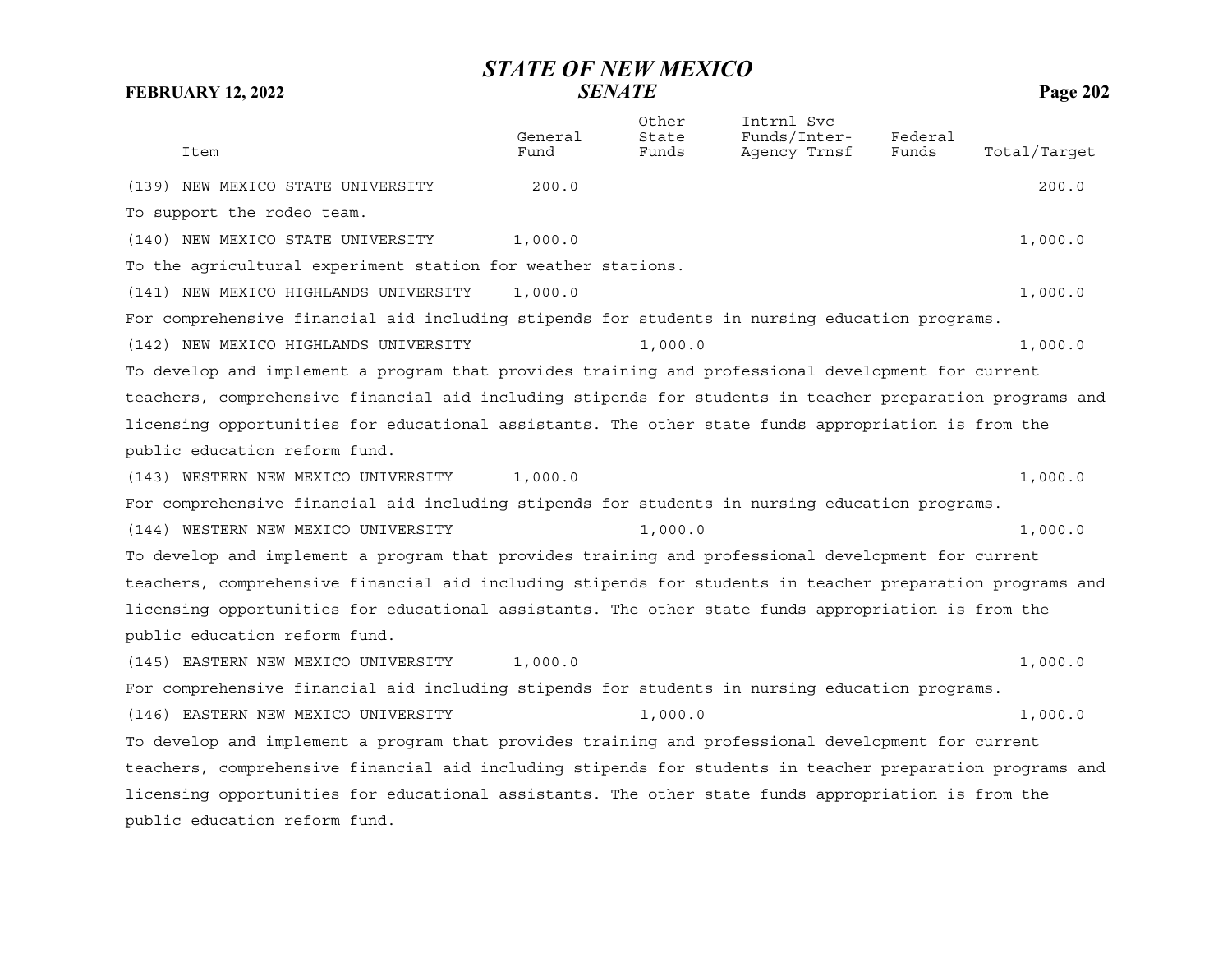| Item | General Fund | Other State Funds | Intrnl Svc Funds/Inter-Agency Trnsf | Federal Funds | Total/Target |
|---|---|---|---|---|---|
| (139) NEW MEXICO STATE UNIVERSITY | 200.0 | | | | 200.0 |
| To support the rodeo team. | | | | | |
| (140) NEW MEXICO STATE UNIVERSITY | 1,000.0 | | | | 1,000.0 |
| To the agricultural experiment station for weather stations. | | | | | |
| (141) NEW MEXICO HIGHLANDS UNIVERSITY | 1,000.0 | | | | 1,000.0 |
| For comprehensive financial aid including stipends for students in nursing education programs. | | | | | |
| (142) NEW MEXICO HIGHLANDS UNIVERSITY | | 1,000.0 | | | 1,000.0 |
| To develop and implement a program that provides training and professional development for current teachers, comprehensive financial aid including stipends for students in teacher preparation programs and licensing opportunities for educational assistants. The other state funds appropriation is from the public education reform fund. | | | | | |
| (143) WESTERN NEW MEXICO UNIVERSITY | 1,000.0 | | | | 1,000.0 |
| For comprehensive financial aid including stipends for students in nursing education programs. | | | | | |
| (144) WESTERN NEW MEXICO UNIVERSITY | | 1,000.0 | | | 1,000.0 |
| To develop and implement a program that provides training and professional development for current teachers, comprehensive financial aid including stipends for students in teacher preparation programs and licensing opportunities for educational assistants. The other state funds appropriation is from the public education reform fund. | | | | | |
| (145) EASTERN NEW MEXICO UNIVERSITY | 1,000.0 | | | | 1,000.0 |
| For comprehensive financial aid including stipends for students in nursing education programs. | | | | | |
| (146) EASTERN NEW MEXICO UNIVERSITY | | 1,000.0 | | | 1,000.0 |
| To develop and implement a program that provides training and professional development for current teachers, comprehensive financial aid including stipends for students in teacher preparation programs and licensing opportunities for educational assistants. The other state funds appropriation is from the public education reform fund. | | | | | |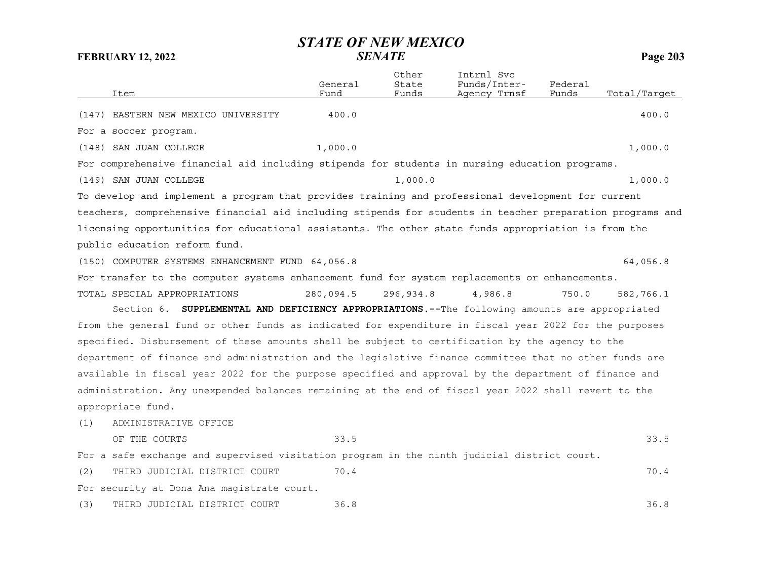| Item | General Fund | Other State Funds | Intrnl Svc Funds/Inter-Agency Trnsf | Federal Funds | Total/Target |
|---|---|---|---|---|---|
| (147) EASTERN NEW MEXICO UNIVERSITY | 400.0 | | | | 400.0 |
| For a soccer program. | | | | | |
| (148) SAN JUAN COLLEGE | 1,000.0 | | | | 1,000.0 |
| For comprehensive financial aid including stipends for students in nursing education programs. | | | | | |
| (149) SAN JUAN COLLEGE | | 1,000.0 | | | 1,000.0 |
| To develop and implement a program that provides training and professional development for current teachers, comprehensive financial aid including stipends for students in teacher preparation programs and licensing opportunities for educational assistants. The other state funds appropriation is from the public education reform fund. | | | | | |
| (150) COMPUTER SYSTEMS ENHANCEMENT FUND | 64,056.8 | | | | 64,056.8 |
| For transfer to the computer systems enhancement fund for system replacements or enhancements. | | | | | |
| TOTAL SPECIAL APPROPRIATIONS | 280,094.5 | 296,934.8 | 4,986.8 | 750.0 | 582,766.1 |

Section 6. **SUPPLEMENTAL AND DEFICIENCY APPROPRIATIONS.--**The following amounts are appropriated from the general fund or other funds as indicated for expenditure in fiscal year 2022 for the purposes specified. Disbursement of these amounts shall be subject to certification by the agency to the department of finance and administration and the legislative finance committee that no other funds are available in fiscal year 2022 for the purpose specified and approval by the department of finance and administration. Any unexpended balances remaining at the end of fiscal year 2022 shall revert to the appropriate fund.

| Item | General Fund | Other State Funds | Intrnl Svc Funds/Inter-Agency Trnsf | Federal Funds | Total/Target |
|---|---|---|---|---|---|
| (1) ADMINISTRATIVE OFFICE OF THE COURTS | 33.5 | | | | 33.5 |
| For a safe exchange and supervised visitation program in the ninth judicial district court. | | | | | |
| (2) THIRD JUDICIAL DISTRICT COURT | 70.4 | | | | 70.4 |
| For security at Dona Ana magistrate court. | | | | | |
| (3) THIRD JUDICIAL DISTRICT COURT | 36.8 | | | | 36.8 |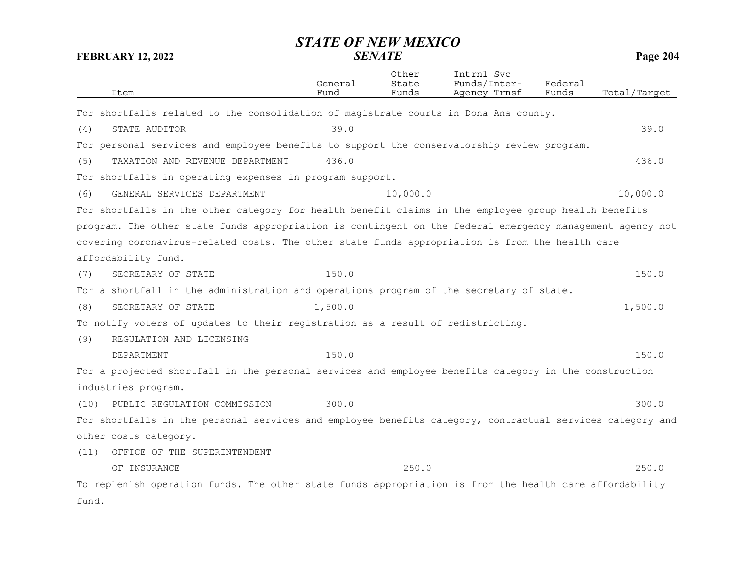| Item | General Fund | Other State Funds | Intrnl Svc Funds/Inter-Agency Trnsf | Federal Funds | Total/Target |
|---|---|---|---|---|---|

For shortfalls related to the consolidation of magistrate courts in Dona Ana county.

| Item | General Fund | Other State Funds | Intrnl Svc Funds/Inter-Agency Trnsf | Federal Funds | Total/Target |
|---|---|---|---|---|---|
| (4) STATE AUDITOR | 39.0 | | | | 39.0 |

For personal services and employee benefits to support the conservatorship review program.

| Item | General Fund | Other State Funds | Intrnl Svc Funds/Inter-Agency Trnsf | Federal Funds | Total/Target |
|---|---|---|---|---|---|
| (5) TAXATION AND REVENUE DEPARTMENT | 436.0 | | | | 436.0 |

For shortfalls in operating expenses in program support.

| Item | General Fund | Other State Funds | Intrnl Svc Funds/Inter-Agency Trnsf | Federal Funds | Total/Target |
|---|---|---|---|---|---|
| (6) GENERAL SERVICES DEPARTMENT | | 10,000.0 | | | 10,000.0 |

For shortfalls in the other category for health benefit claims in the employee group health benefits program. The other state funds appropriation is contingent on the federal emergency management agency not covering coronavirus-related costs. The other state funds appropriation is from the health care affordability fund.

| Item | General Fund | Other State Funds | Intrnl Svc Funds/Inter-Agency Trnsf | Federal Funds | Total/Target |
|---|---|---|---|---|---|
| (7) SECRETARY OF STATE | 150.0 | | | | 150.0 |

For a shortfall in the administration and operations program of the secretary of state.

| Item | General Fund | Other State Funds | Intrnl Svc Funds/Inter-Agency Trnsf | Federal Funds | Total/Target |
|---|---|---|---|---|---|
| (8) SECRETARY OF STATE | 1,500.0 | | | | 1,500.0 |

To notify voters of updates to their registration as a result of redistricting.

| Item | General Fund | Other State Funds | Intrnl Svc Funds/Inter-Agency Trnsf | Federal Funds | Total/Target |
|---|---|---|---|---|---|
| (9) REGULATION AND LICENSING DEPARTMENT | 150.0 | | | | 150.0 |

For a projected shortfall in the personal services and employee benefits category in the construction industries program.

| Item | General Fund | Other State Funds | Intrnl Svc Funds/Inter-Agency Trnsf | Federal Funds | Total/Target |
|---|---|---|---|---|---|
| (10) PUBLIC REGULATION COMMISSION | 300.0 | | | | 300.0 |

For shortfalls in the personal services and employee benefits category, contractual services category and other costs category.

| Item | General Fund | Other State Funds | Intrnl Svc Funds/Inter-Agency Trnsf | Federal Funds | Total/Target |
|---|---|---|---|---|---|
| (11) OFFICE OF THE SUPERINTENDENT OF INSURANCE | | 250.0 | | | 250.0 |

To replenish operation funds. The other state funds appropriation is from the health care affordability fund.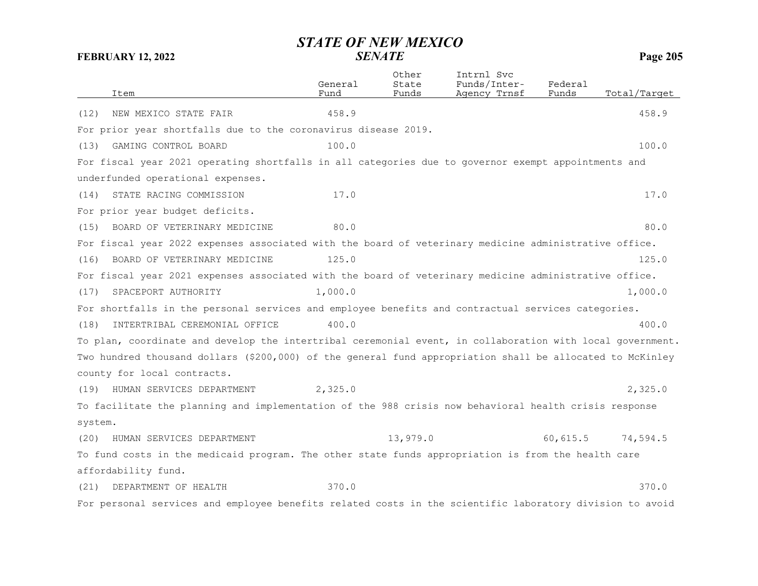| Item | General Fund | Other State Funds | Intrnl Svc Funds/Inter-Agency Trnsf | Federal Funds | Total/Target |
|---|---|---|---|---|---|
| (12) NEW MEXICO STATE FAIR | 458.9 | | | | 458.9 |

For prior year shortfalls due to the coronavirus disease 2019.

| Item | General Fund | Other State Funds | Intrnl Svc Funds/Inter-Agency Trnsf | Federal Funds | Total/Target |
|---|---|---|---|---|---|
| (13) GAMING CONTROL BOARD | 100.0 | | | | 100.0 |

For fiscal year 2021 operating shortfalls in all categories due to governor exempt appointments and underfunded operational expenses.

| Item | General Fund | Other State Funds | Intrnl Svc Funds/Inter-Agency Trnsf | Federal Funds | Total/Target |
|---|---|---|---|---|---|
| (14) STATE RACING COMMISSION | 17.0 | | | | 17.0 |

For prior year budget deficits.

| Item | General Fund | Other State Funds | Intrnl Svc Funds/Inter-Agency Trnsf | Federal Funds | Total/Target |
|---|---|---|---|---|---|
| (15) BOARD OF VETERINARY MEDICINE | 80.0 | | | | 80.0 |

For fiscal year 2022 expenses associated with the board of veterinary medicine administrative office.

| Item | General Fund | Other State Funds | Intrnl Svc Funds/Inter-Agency Trnsf | Federal Funds | Total/Target |
|---|---|---|---|---|---|
| (16) BOARD OF VETERINARY MEDICINE | 125.0 | | | | 125.0 |

For fiscal year 2021 expenses associated with the board of veterinary medicine administrative office.

| Item | General Fund | Other State Funds | Intrnl Svc Funds/Inter-Agency Trnsf | Federal Funds | Total/Target |
|---|---|---|---|---|---|
| (17) SPACEPORT AUTHORITY | 1,000.0 | | | | 1,000.0 |

For shortfalls in the personal services and employee benefits and contractual services categories.

| Item | General Fund | Other State Funds | Intrnl Svc Funds/Inter-Agency Trnsf | Federal Funds | Total/Target |
|---|---|---|---|---|---|
| (18) INTERTRIBAL CEREMONIAL OFFICE | 400.0 | | | | 400.0 |

To plan, coordinate and develop the intertribal ceremonial event, in collaboration with local government. Two hundred thousand dollars ($200,000) of the general fund appropriation shall be allocated to McKinley county for local contracts.

| Item | General Fund | Other State Funds | Intrnl Svc Funds/Inter-Agency Trnsf | Federal Funds | Total/Target |
|---|---|---|---|---|---|
| (19) HUMAN SERVICES DEPARTMENT | 2,325.0 | | | | 2,325.0 |

To facilitate the planning and implementation of the 988 crisis now behavioral health crisis response system.

| Item | General Fund | Other State Funds | Intrnl Svc Funds/Inter-Agency Trnsf | Federal Funds | Total/Target |
|---|---|---|---|---|---|
| (20) HUMAN SERVICES DEPARTMENT | | 13,979.0 | | 60,615.5 | 74,594.5 |

To fund costs in the medicaid program. The other state funds appropriation is from the health care affordability fund.

| Item | General Fund | Other State Funds | Intrnl Svc Funds/Inter-Agency Trnsf | Federal Funds | Total/Target |
|---|---|---|---|---|---|
| (21) DEPARTMENT OF HEALTH | 370.0 | | | | 370.0 |

For personal services and employee benefits related costs in the scientific laboratory division to avoid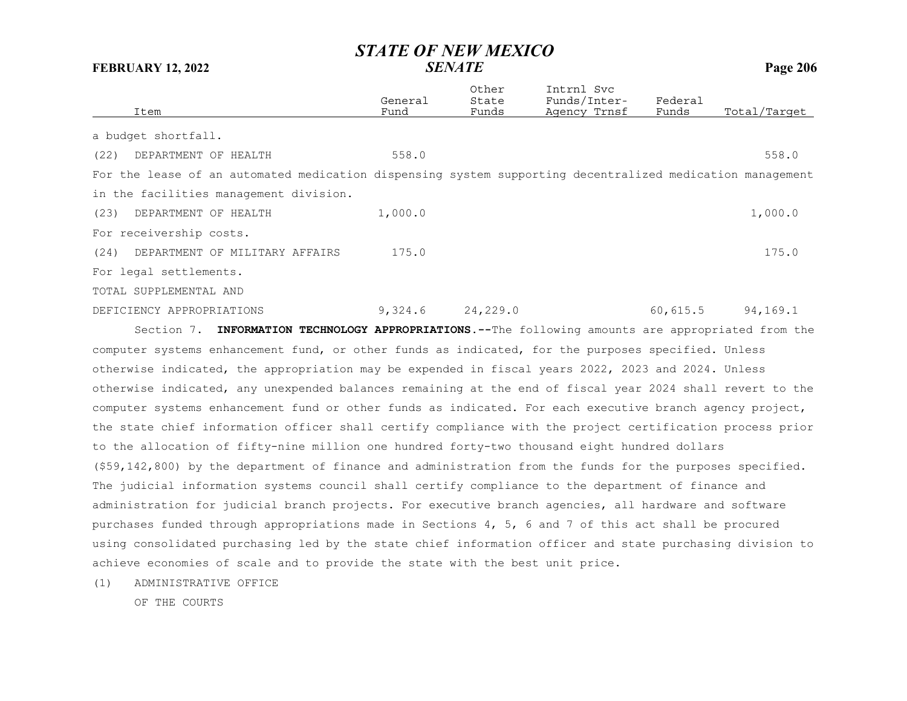| Item | General Fund | Other State Funds | Intrnl Svc Funds/Inter-Agency Trnsf | Federal Funds | Total/Target |
|---|---|---|---|---|---|
| a budget shortfall. | | | | | |
| (22) DEPARTMENT OF HEALTH | 558.0 | | | | 558.0 |
| For the lease of an automated medication dispensing system supporting decentralized medication management in the facilities management division. | | | | | |
| (23) DEPARTMENT OF HEALTH | 1,000.0 | | | | 1,000.0 |
| For receivership costs. | | | | | |
| (24) DEPARTMENT OF MILITARY AFFAIRS | 175.0 | | | | 175.0 |
| For legal settlements. | | | | | |
| TOTAL SUPPLEMENTAL AND DEFICIENCY APPROPRIATIONS | 9,324.6 | 24,229.0 | | 60,615.5 | 94,169.1 |

Section 7. **INFORMATION TECHNOLOGY APPROPRIATIONS.--**The following amounts are appropriated from the computer systems enhancement fund, or other funds as indicated, for the purposes specified. Unless otherwise indicated, the appropriation may be expended in fiscal years 2022, 2023 and 2024. Unless otherwise indicated, any unexpended balances remaining at the end of fiscal year 2024 shall revert to the computer systems enhancement fund or other funds as indicated. For each executive branch agency project, the state chief information officer shall certify compliance with the project certification process prior to the allocation of fifty-nine million one hundred forty-two thousand eight hundred dollars ($59,142,800) by the department of finance and administration from the funds for the purposes specified. The judicial information systems council shall certify compliance to the department of finance and administration for judicial branch projects. For executive branch agencies, all hardware and software purchases funded through appropriations made in Sections 4, 5, 6 and 7 of this act shall be procured using consolidated purchasing led by the state chief information officer and state purchasing division to achieve economies of scale and to provide the state with the best unit price.

(1) ADMINISTRATIVE OFFICE OF THE COURTS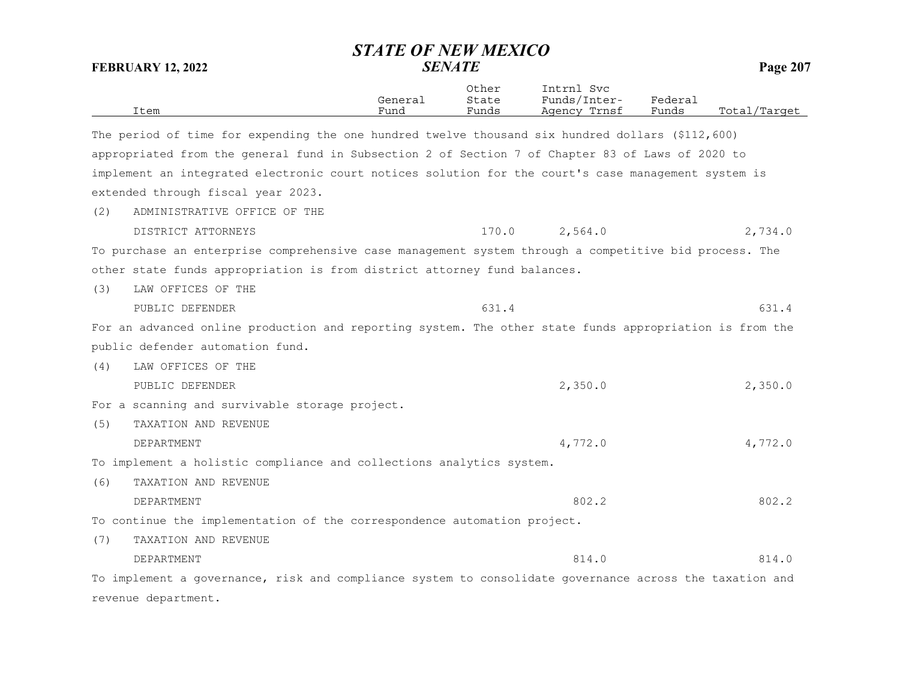The period of time for expending the one hundred twelve thousand six hundred dollars ($112,600) appropriated from the general fund in Subsection 2 of Section 7 of Chapter 83 of Laws of 2020 to implement an integrated electronic court notices solution for the court's case management system is extended through fiscal year 2023.

| Item | General Fund | Other State Funds | Intrnl Svc Funds/Inter-Agency Trnsf | Federal Funds | Total/Target |
|---|---|---|---|---|---|
| (2) ADMINISTRATIVE OFFICE OF THE DISTRICT ATTORNEYS | | 170.0 | 2,564.0 | | 2,734.0 |

To purchase an enterprise comprehensive case management system through a competitive bid process. The other state funds appropriation is from district attorney fund balances.

| Item | General Fund | Other State Funds | Intrnl Svc Funds/Inter-Agency Trnsf | Federal Funds | Total/Target |
|---|---|---|---|---|---|
| (3) LAW OFFICES OF THE PUBLIC DEFENDER | | 631.4 | | | 631.4 |

For an advanced online production and reporting system. The other state funds appropriation is from the public defender automation fund.

| Item | General Fund | Other State Funds | Intrnl Svc Funds/Inter-Agency Trnsf | Federal Funds | Total/Target |
|---|---|---|---|---|---|
| (4) LAW OFFICES OF THE PUBLIC DEFENDER | | | 2,350.0 | | 2,350.0 |

For a scanning and survivable storage project.

| Item | General Fund | Other State Funds | Intrnl Svc Funds/Inter-Agency Trnsf | Federal Funds | Total/Target |
|---|---|---|---|---|---|
| (5) TAXATION AND REVENUE DEPARTMENT | | | 4,772.0 | | 4,772.0 |

To implement a holistic compliance and collections analytics system.

| Item | General Fund | Other State Funds | Intrnl Svc Funds/Inter-Agency Trnsf | Federal Funds | Total/Target |
|---|---|---|---|---|---|
| (6) TAXATION AND REVENUE DEPARTMENT | | | 802.2 | | 802.2 |

To continue the implementation of the correspondence automation project.

| Item | General Fund | Other State Funds | Intrnl Svc Funds/Inter-Agency Trnsf | Federal Funds | Total/Target |
|---|---|---|---|---|---|
| (7) TAXATION AND REVENUE DEPARTMENT | | | 814.0 | | 814.0 |

To implement a governance, risk and compliance system to consolidate governance across the taxation and revenue department.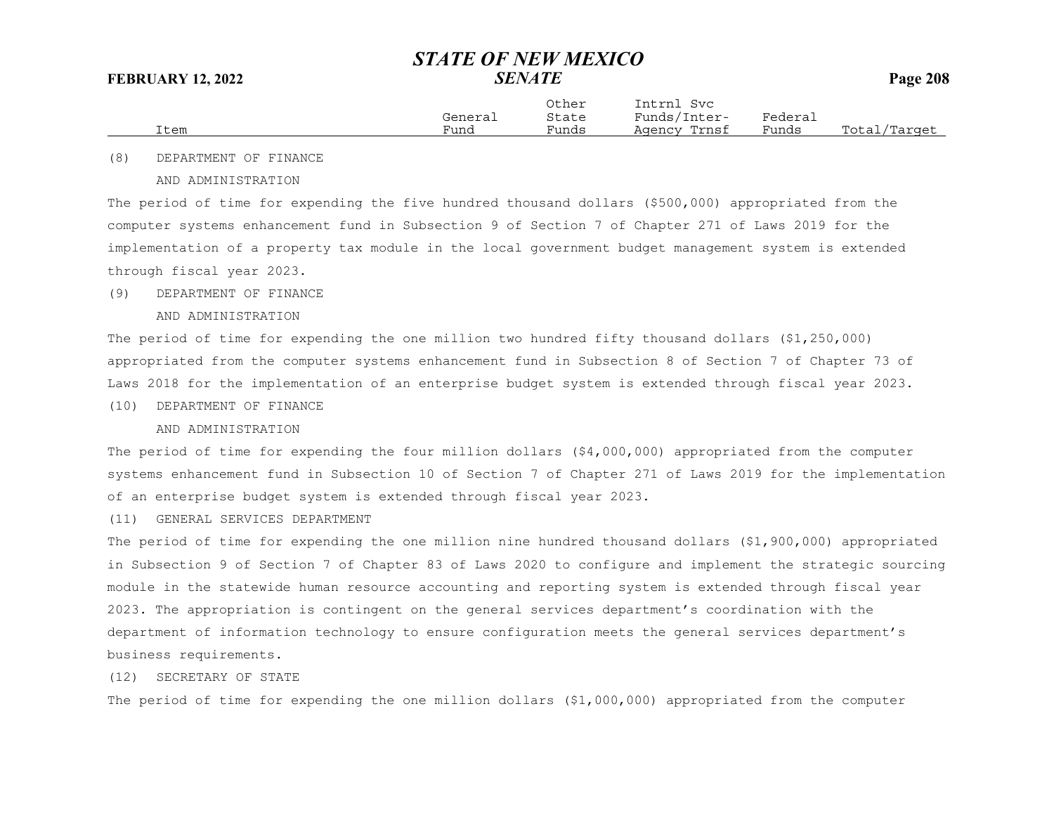| Item | General Fund | Other State Funds | Intrnl Svc Funds/Inter-Agency Trnsf | Federal Funds | Total/Target |
|---|---|---|---|---|---|

(8) DEPARTMENT OF FINANCE
AND ADMINISTRATION

The period of time for expending the five hundred thousand dollars ($500,000) appropriated from the computer systems enhancement fund in Subsection 9 of Section 7 of Chapter 271 of Laws 2019 for the implementation of a property tax module in the local government budget management system is extended through fiscal year 2023.

(9) DEPARTMENT OF FINANCE
AND ADMINISTRATION

The period of time for expending the one million two hundred fifty thousand dollars ($1,250,000) appropriated from the computer systems enhancement fund in Subsection 8 of Section 7 of Chapter 73 of Laws 2018 for the implementation of an enterprise budget system is extended through fiscal year 2023.

(10) DEPARTMENT OF FINANCE
AND ADMINISTRATION

The period of time for expending the four million dollars ($4,000,000) appropriated from the computer systems enhancement fund in Subsection 10 of Section 7 of Chapter 271 of Laws 2019 for the implementation of an enterprise budget system is extended through fiscal year 2023.

(11) GENERAL SERVICES DEPARTMENT

The period of time for expending the one million nine hundred thousand dollars ($1,900,000) appropriated in Subsection 9 of Section 7 of Chapter 83 of Laws 2020 to configure and implement the strategic sourcing module in the statewide human resource accounting and reporting system is extended through fiscal year 2023. The appropriation is contingent on the general services department's coordination with the department of information technology to ensure configuration meets the general services department's business requirements.

(12) SECRETARY OF STATE

The period of time for expending the one million dollars ($1,000,000) appropriated from the computer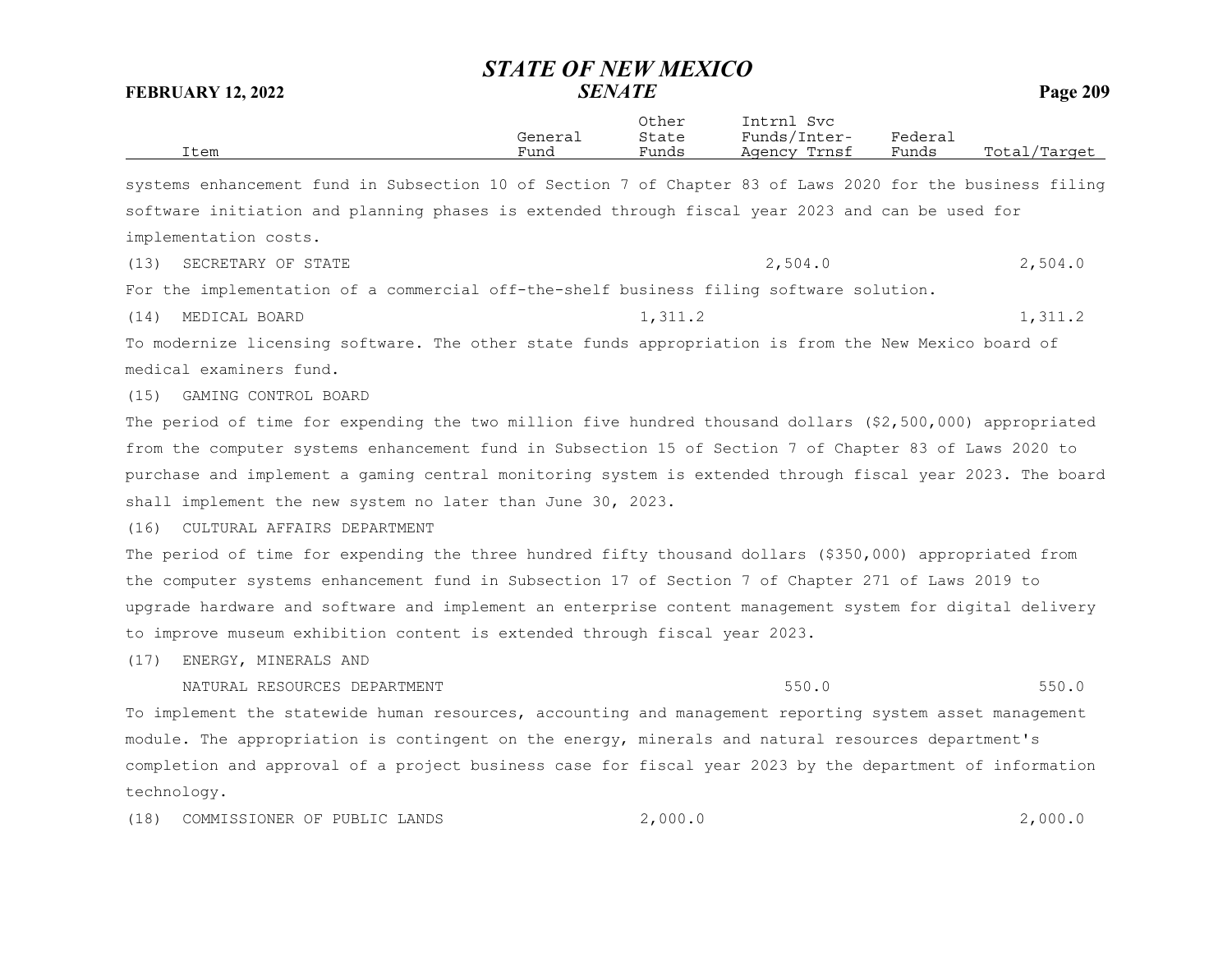| Item | General Fund | Other State Funds | Intrnl Svc Funds/Inter-Agency Trnsf | Federal Funds | Total/Target |
|---|---|---|---|---|---|

systems enhancement fund in Subsection 10 of Section 7 of Chapter 83 of Laws 2020 for the business filing software initiation and planning phases is extended through fiscal year 2023 and can be used for implementation costs.

| Item | General Fund | Other State Funds | Intrnl Svc Funds/Inter-Agency Trnsf | Federal Funds | Total/Target |
|---|---|---|---|---|---|
| (13) SECRETARY OF STATE | | | 2,504.0 | | 2,504.0 |

For the implementation of a commercial off-the-shelf business filing software solution.

| Item | General Fund | Other State Funds | Intrnl Svc Funds/Inter-Agency Trnsf | Federal Funds | Total/Target |
|---|---|---|---|---|---|
| (14) MEDICAL BOARD | | 1,311.2 | | | 1,311.2 |

To modernize licensing software. The other state funds appropriation is from the New Mexico board of medical examiners fund.

(15) GAMING CONTROL BOARD

The period of time for expending the two million five hundred thousand dollars ($2,500,000) appropriated from the computer systems enhancement fund in Subsection 15 of Section 7 of Chapter 83 of Laws 2020 to purchase and implement a gaming central monitoring system is extended through fiscal year 2023. The board shall implement the new system no later than June 30, 2023.

(16) CULTURAL AFFAIRS DEPARTMENT

The period of time for expending the three hundred fifty thousand dollars ($350,000) appropriated from the computer systems enhancement fund in Subsection 17 of Section 7 of Chapter 271 of Laws 2019 to upgrade hardware and software and implement an enterprise content management system for digital delivery to improve museum exhibition content is extended through fiscal year 2023.

| Item | General Fund | Other State Funds | Intrnl Svc Funds/Inter-Agency Trnsf | Federal Funds | Total/Target |
|---|---|---|---|---|---|
| (17) ENERGY, MINERALS AND NATURAL RESOURCES DEPARTMENT | | | 550.0 | | 550.0 |

To implement the statewide human resources, accounting and management reporting system asset management module. The appropriation is contingent on the energy, minerals and natural resources department's completion and approval of a project business case for fiscal year 2023 by the department of information technology.

| Item | General Fund | Other State Funds | Intrnl Svc Funds/Inter-Agency Trnsf | Federal Funds | Total/Target |
|---|---|---|---|---|---|
| (18) COMMISSIONER OF PUBLIC LANDS | | 2,000.0 | | | 2,000.0 |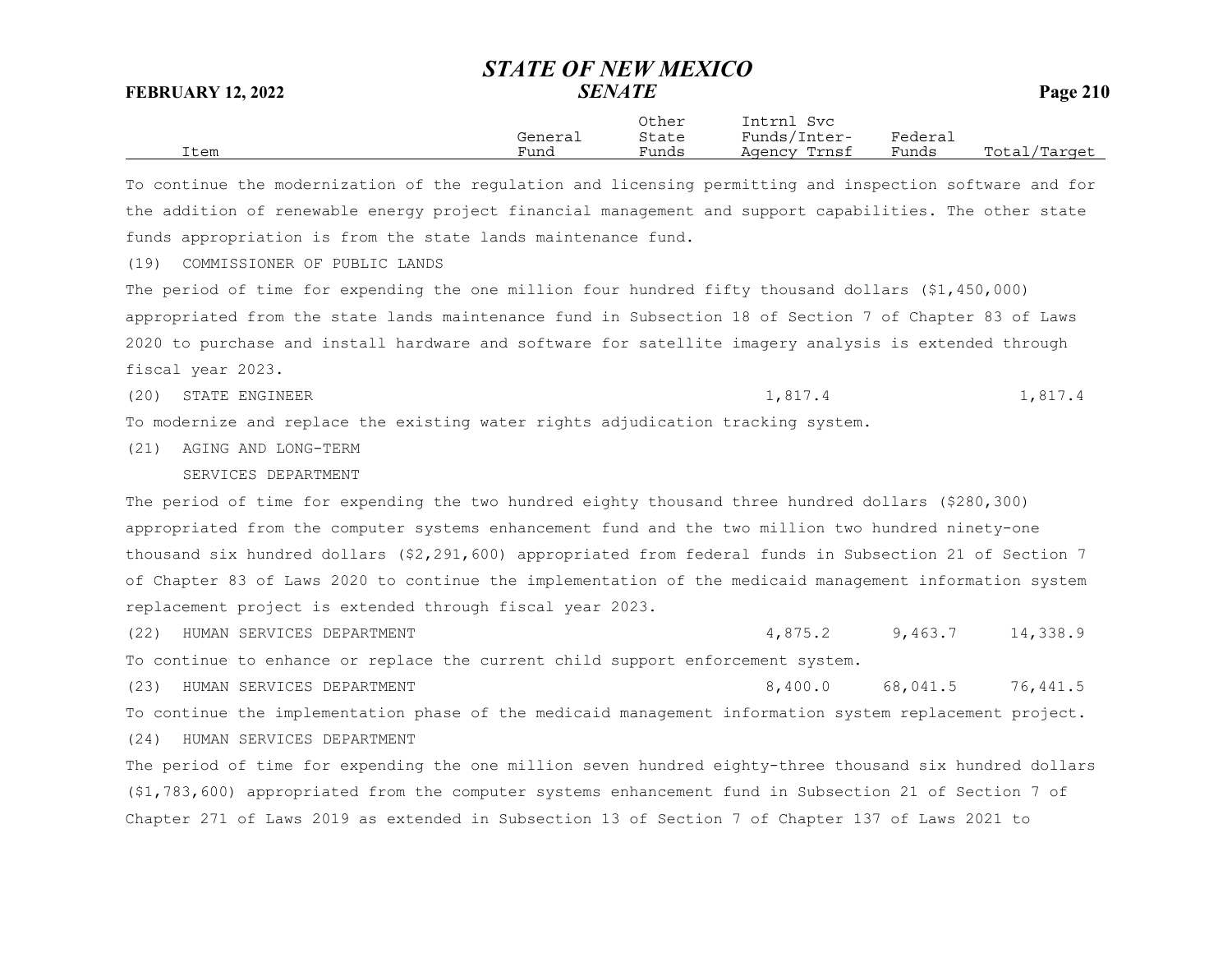| Item | General Fund | Other State Funds | Intrnl Svc Funds/Inter-Agency Trnsf | Federal Funds | Total/Target |
|---|---|---|---|---|---|

To continue the modernization of the regulation and licensing permitting and inspection software and for the addition of renewable energy project financial management and support capabilities. The other state funds appropriation is from the state lands maintenance fund.

(19) COMMISSIONER OF PUBLIC LANDS

The period of time for expending the one million four hundred fifty thousand dollars ($1,450,000) appropriated from the state lands maintenance fund in Subsection 18 of Section 7 of Chapter 83 of Laws 2020 to purchase and install hardware and software for satellite imagery analysis is extended through fiscal year 2023.

| Item | General Fund | Other State Funds | Intrnl Svc Funds/Inter-Agency Trnsf | Federal Funds | Total/Target |
|---|---|---|---|---|---|
| (20) STATE ENGINEER | | | 1,817.4 | | 1,817.4 |

To modernize and replace the existing water rights adjudication tracking system.

(21) AGING AND LONG-TERM SERVICES DEPARTMENT

The period of time for expending the two hundred eighty thousand three hundred dollars ($280,300) appropriated from the computer systems enhancement fund and the two million two hundred ninety-one thousand six hundred dollars ($2,291,600) appropriated from federal funds in Subsection 21 of Section 7 of Chapter 83 of Laws 2020 to continue the implementation of the medicaid management information system replacement project is extended through fiscal year 2023.

| Item | General Fund | Other State Funds | Intrnl Svc Funds/Inter-Agency Trnsf | Federal Funds | Total/Target |
|---|---|---|---|---|---|
| (22) HUMAN SERVICES DEPARTMENT | | | 4,875.2 | 9,463.7 | 14,338.9 |

To continue to enhance or replace the current child support enforcement system.

| Item | General Fund | Other State Funds | Intrnl Svc Funds/Inter-Agency Trnsf | Federal Funds | Total/Target |
|---|---|---|---|---|---|
| (23) HUMAN SERVICES DEPARTMENT | | | 8,400.0 | 68,041.5 | 76,441.5 |

To continue the implementation phase of the medicaid management information system replacement project.

(24) HUMAN SERVICES DEPARTMENT

The period of time for expending the one million seven hundred eighty-three thousand six hundred dollars ($1,783,600) appropriated from the computer systems enhancement fund in Subsection 21 of Section 7 of Chapter 271 of Laws 2019 as extended in Subsection 13 of Section 7 of Chapter 137 of Laws 2021 to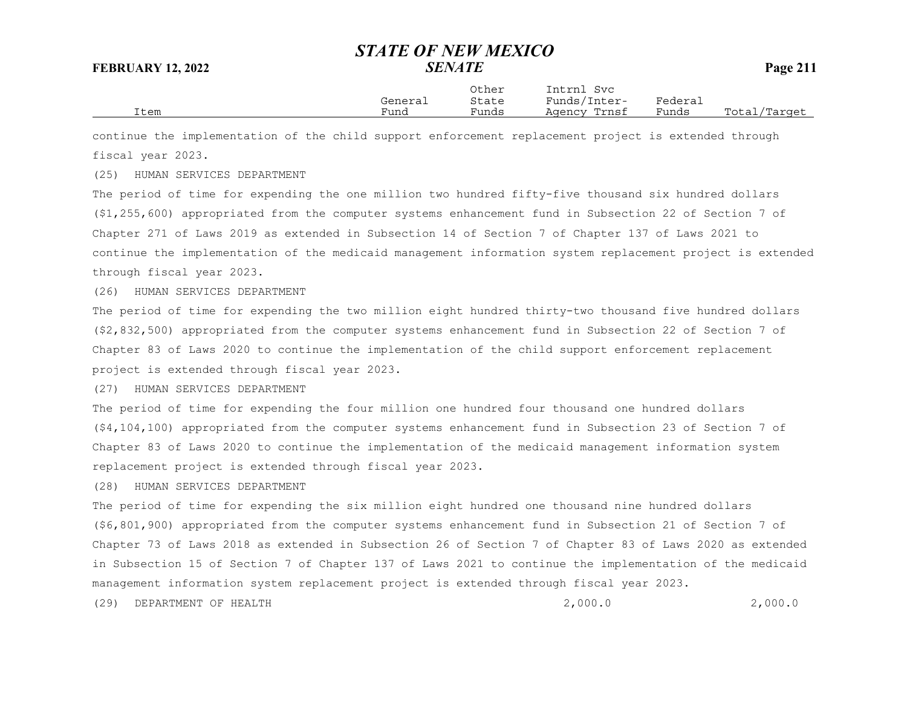| Item | General Fund | Other State Funds | Intrnl Svc Funds/Inter-Agency Trnsf | Federal Funds | Total/Target |
|---|---|---|---|---|---|

continue the implementation of the child support enforcement replacement project is extended through fiscal year 2023.

(25) HUMAN SERVICES DEPARTMENT

The period of time for expending the one million two hundred fifty-five thousand six hundred dollars ($1,255,600) appropriated from the computer systems enhancement fund in Subsection 22 of Section 7 of Chapter 271 of Laws 2019 as extended in Subsection 14 of Section 7 of Chapter 137 of Laws 2021 to continue the implementation of the medicaid management information system replacement project is extended through fiscal year 2023.

(26) HUMAN SERVICES DEPARTMENT

The period of time for expending the two million eight hundred thirty-two thousand five hundred dollars ($2,832,500) appropriated from the computer systems enhancement fund in Subsection 22 of Section 7 of Chapter 83 of Laws 2020 to continue the implementation of the child support enforcement replacement project is extended through fiscal year 2023.

(27) HUMAN SERVICES DEPARTMENT

The period of time for expending the four million one hundred four thousand one hundred dollars ($4,104,100) appropriated from the computer systems enhancement fund in Subsection 23 of Section 7 of Chapter 83 of Laws 2020 to continue the implementation of the medicaid management information system replacement project is extended through fiscal year 2023.

(28) HUMAN SERVICES DEPARTMENT

The period of time for expending the six million eight hundred one thousand nine hundred dollars ($6,801,900) appropriated from the computer systems enhancement fund in Subsection 21 of Section 7 of Chapter 73 of Laws 2018 as extended in Subsection 26 of Section 7 of Chapter 83 of Laws 2020 as extended in Subsection 15 of Section 7 of Chapter 137 of Laws 2021 to continue the implementation of the medicaid management information system replacement project is extended through fiscal year 2023.

| Item | General Fund | Other State Funds | Intrnl Svc Funds/Inter-Agency Trnsf | Federal Funds | Total/Target |
|---|---|---|---|---|---|
| (29) DEPARTMENT OF HEALTH | | | 2,000.0 | | 2,000.0 |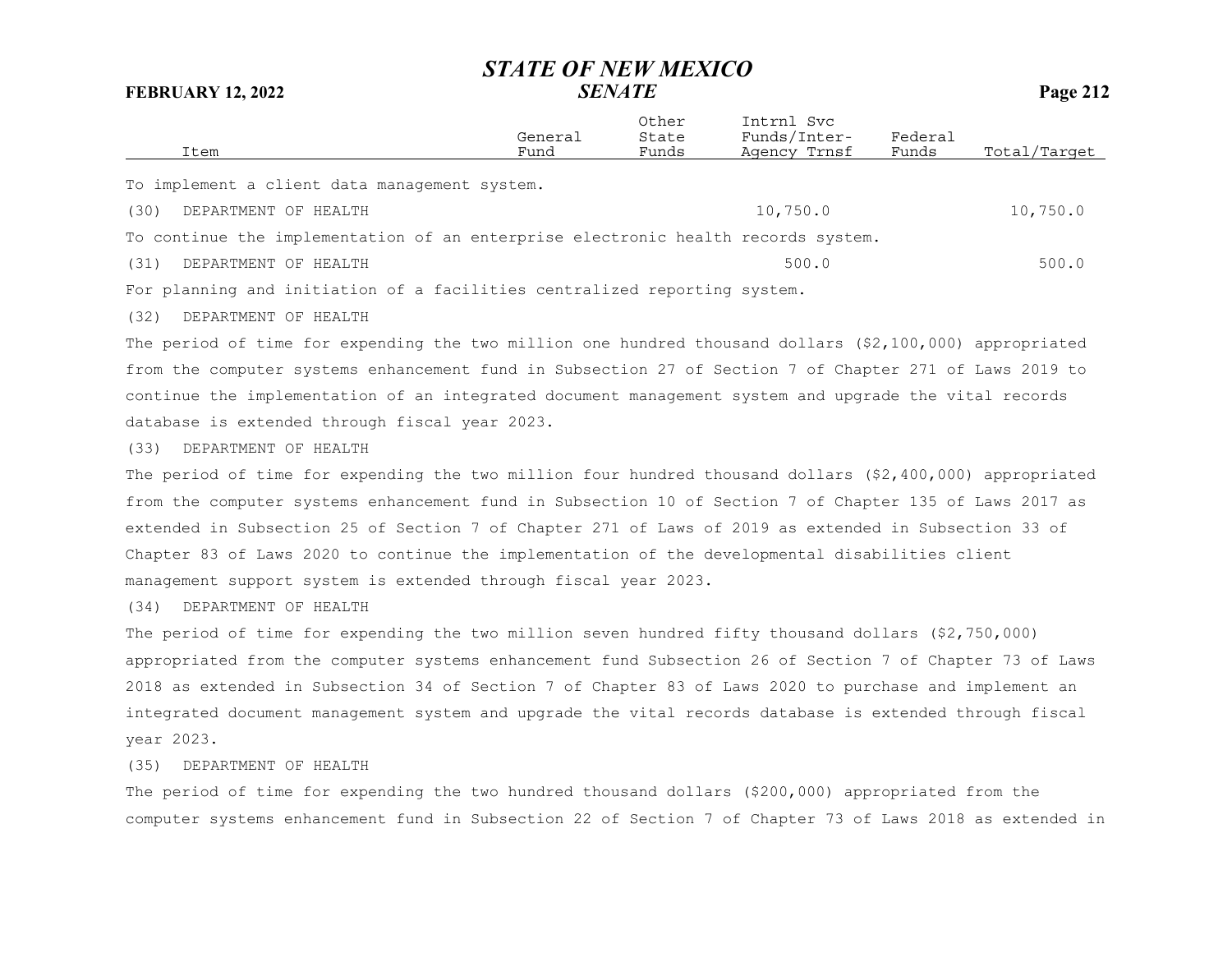| Item | General Fund | Other State Funds | Intrnl Svc Funds/Inter-Agency Trnsf | Federal Funds | Total/Target |
|---|---|---|---|---|---|

To implement a client data management system.

| Item | General Fund | Other State Funds | Intrnl Svc Funds/Inter-Agency Trnsf | Federal Funds | Total/Target |
|---|---|---|---|---|---|
| (30) DEPARTMENT OF HEALTH | | | 10,750.0 | | 10,750.0 |

To continue the implementation of an enterprise electronic health records system.

| Item | General Fund | Other State Funds | Intrnl Svc Funds/Inter-Agency Trnsf | Federal Funds | Total/Target |
|---|---|---|---|---|---|
| (31) DEPARTMENT OF HEALTH | | | 500.0 | | 500.0 |

For planning and initiation of a facilities centralized reporting system.

(32) DEPARTMENT OF HEALTH

The period of time for expending the two million one hundred thousand dollars ($2,100,000) appropriated from the computer systems enhancement fund in Subsection 27 of Section 7 of Chapter 271 of Laws 2019 to continue the implementation of an integrated document management system and upgrade the vital records database is extended through fiscal year 2023.

(33) DEPARTMENT OF HEALTH

The period of time for expending the two million four hundred thousand dollars ($2,400,000) appropriated from the computer systems enhancement fund in Subsection 10 of Section 7 of Chapter 135 of Laws 2017 as extended in Subsection 25 of Section 7 of Chapter 271 of Laws of 2019 as extended in Subsection 33 of Chapter 83 of Laws 2020 to continue the implementation of the developmental disabilities client management support system is extended through fiscal year 2023.

(34) DEPARTMENT OF HEALTH

The period of time for expending the two million seven hundred fifty thousand dollars ($2,750,000) appropriated from the computer systems enhancement fund Subsection 26 of Section 7 of Chapter 73 of Laws 2018 as extended in Subsection 34 of Section 7 of Chapter 83 of Laws 2020 to purchase and implement an integrated document management system and upgrade the vital records database is extended through fiscal year 2023.

(35) DEPARTMENT OF HEALTH

The period of time for expending the two hundred thousand dollars ($200,000) appropriated from the computer systems enhancement fund in Subsection 22 of Section 7 of Chapter 73 of Laws 2018 as extended in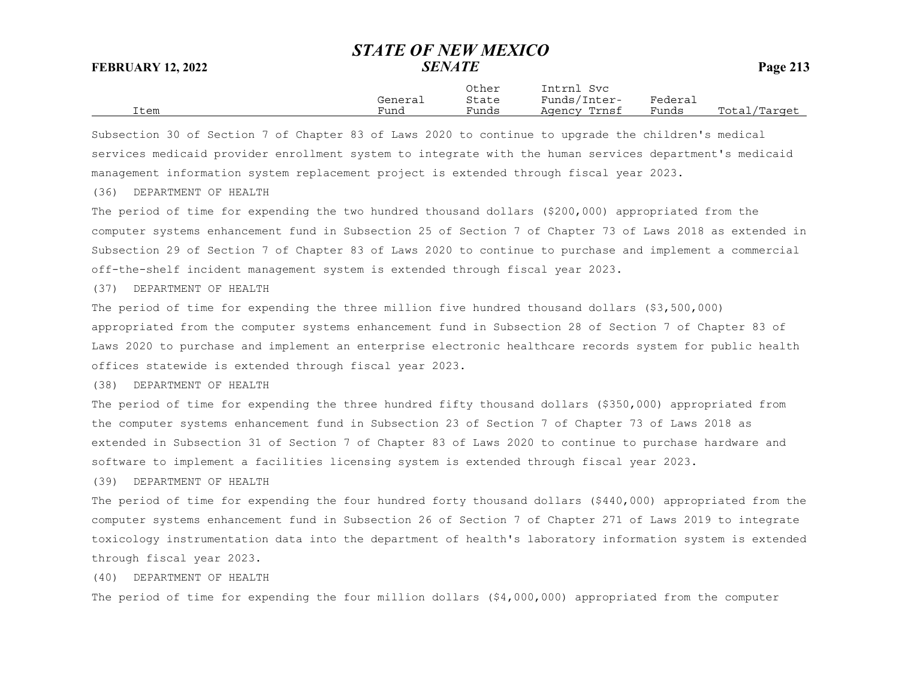| Item | General Fund | Other State Funds | Intrnl Svc Funds/Inter-Agency Trnsf | Federal Funds | Total/Target |
|---|---|---|---|---|---|

Subsection 30 of Section 7 of Chapter 83 of Laws 2020 to continue to upgrade the children's medical services medicaid provider enrollment system to integrate with the human services department's medicaid management information system replacement project is extended through fiscal year 2023.

(36) DEPARTMENT OF HEALTH

The period of time for expending the two hundred thousand dollars ($200,000) appropriated from the computer systems enhancement fund in Subsection 25 of Section 7 of Chapter 73 of Laws 2018 as extended in Subsection 29 of Section 7 of Chapter 83 of Laws 2020 to continue to purchase and implement a commercial off-the-shelf incident management system is extended through fiscal year 2023.

(37) DEPARTMENT OF HEALTH

The period of time for expending the three million five hundred thousand dollars ($3,500,000) appropriated from the computer systems enhancement fund in Subsection 28 of Section 7 of Chapter 83 of Laws 2020 to purchase and implement an enterprise electronic healthcare records system for public health offices statewide is extended through fiscal year 2023.

(38) DEPARTMENT OF HEALTH

The period of time for expending the three hundred fifty thousand dollars ($350,000) appropriated from the computer systems enhancement fund in Subsection 23 of Section 7 of Chapter 73 of Laws 2018 as extended in Subsection 31 of Section 7 of Chapter 83 of Laws 2020 to continue to purchase hardware and software to implement a facilities licensing system is extended through fiscal year 2023.

(39) DEPARTMENT OF HEALTH

The period of time for expending the four hundred forty thousand dollars ($440,000) appropriated from the computer systems enhancement fund in Subsection 26 of Section 7 of Chapter 271 of Laws 2019 to integrate toxicology instrumentation data into the department of health's laboratory information system is extended through fiscal year 2023.

(40) DEPARTMENT OF HEALTH

The period of time for expending the four million dollars ($4,000,000) appropriated from the computer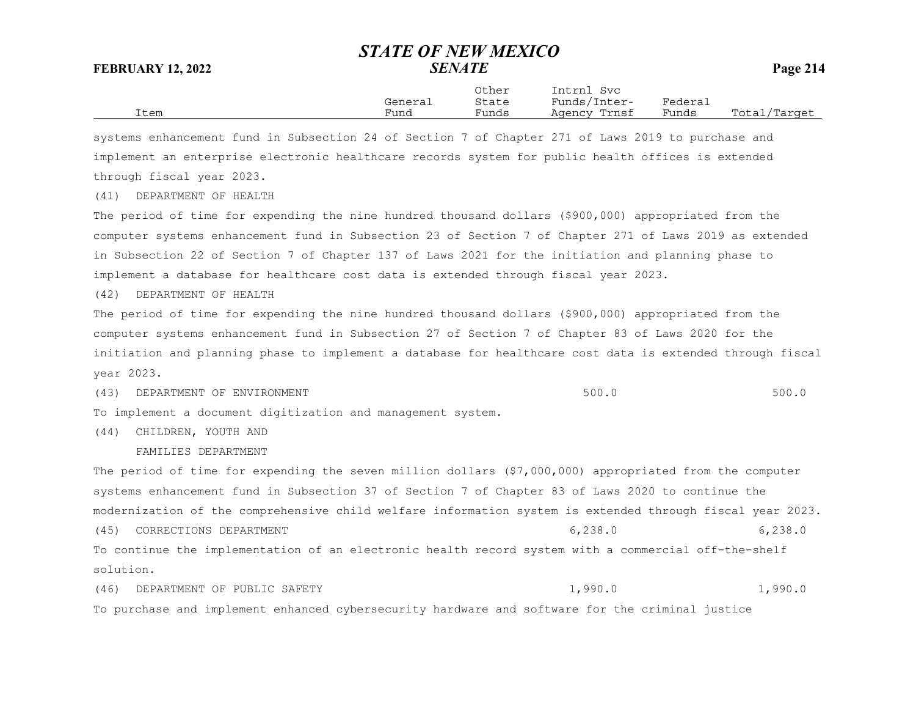| Item | General Fund | Other State Funds | Intrnl Svc Funds/Inter-Agency Trnsf | Federal Funds | Total/Target |
|---|---|---|---|---|---|

systems enhancement fund in Subsection 24 of Section 7 of Chapter 271 of Laws 2019 to purchase and implement an enterprise electronic healthcare records system for public health offices is extended through fiscal year 2023.

(41) DEPARTMENT OF HEALTH

The period of time for expending the nine hundred thousand dollars ($900,000) appropriated from the computer systems enhancement fund in Subsection 23 of Section 7 of Chapter 271 of Laws 2019 as extended in Subsection 22 of Section 7 of Chapter 137 of Laws 2021 for the initiation and planning phase to implement a database for healthcare cost data is extended through fiscal year 2023.

(42) DEPARTMENT OF HEALTH

The period of time for expending the nine hundred thousand dollars ($900,000) appropriated from the computer systems enhancement fund in Subsection 27 of Section 7 of Chapter 83 of Laws 2020 for the initiation and planning phase to implement a database for healthcare cost data is extended through fiscal year 2023.

| Item | General Fund | Other State Funds | Intrnl Svc Funds/Inter-Agency Trnsf | Federal Funds | Total/Target |
|---|---|---|---|---|---|
| (43) DEPARTMENT OF ENVIRONMENT | | | 500.0 | | 500.0 |

To implement a document digitization and management system.

(44) CHILDREN, YOUTH AND FAMILIES DEPARTMENT

The period of time for expending the seven million dollars ($7,000,000) appropriated from the computer systems enhancement fund in Subsection 37 of Section 7 of Chapter 83 of Laws 2020 to continue the modernization of the comprehensive child welfare information system is extended through fiscal year 2023.

| Item | General Fund | Other State Funds | Intrnl Svc Funds/Inter-Agency Trnsf | Federal Funds | Total/Target |
|---|---|---|---|---|---|
| (45) CORRECTIONS DEPARTMENT | | | 6,238.0 | | 6,238.0 |

To continue the implementation of an electronic health record system with a commercial off-the-shelf solution.

| Item | General Fund | Other State Funds | Intrnl Svc Funds/Inter-Agency Trnsf | Federal Funds | Total/Target |
|---|---|---|---|---|---|
| (46) DEPARTMENT OF PUBLIC SAFETY | | | 1,990.0 | | 1,990.0 |

To purchase and implement enhanced cybersecurity hardware and software for the criminal justice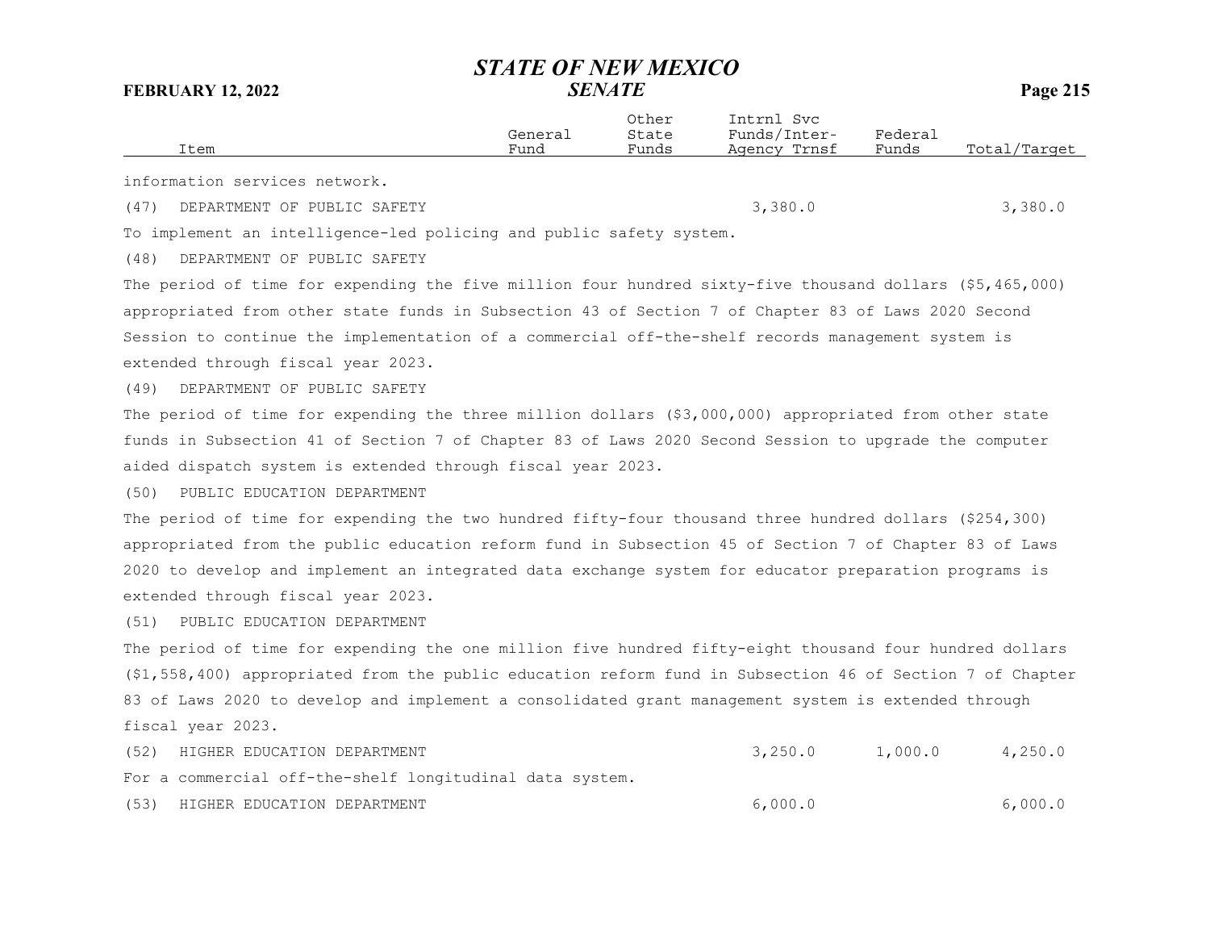| Item | General Fund | Other State Funds | Intrnl Svc Funds/Inter-Agency Trnsf | Federal Funds | Total/Target |
|---|---|---|---|---|---|
| information services network. | | | | | |
| (47) DEPARTMENT OF PUBLIC SAFETY | | | 3,380.0 | | 3,380.0 |
| To implement an intelligence-led policing and public safety system. | | | | | |
| (48) DEPARTMENT OF PUBLIC SAFETY | | | | | |
| The period of time for expending the five million four hundred sixty-five thousand dollars ($5,465,000) appropriated from other state funds in Subsection 43 of Section 7 of Chapter 83 of Laws 2020 Second Session to continue the implementation of a commercial off-the-shelf records management system is extended through fiscal year 2023. | | | | | |
| (49) DEPARTMENT OF PUBLIC SAFETY | | | | | |
| The period of time for expending the three million dollars ($3,000,000) appropriated from other state funds in Subsection 41 of Section 7 of Chapter 83 of Laws 2020 Second Session to upgrade the computer aided dispatch system is extended through fiscal year 2023. | | | | | |
| (50) PUBLIC EDUCATION DEPARTMENT | | | | | |
| The period of time for expending the two hundred fifty-four thousand three hundred dollars ($254,300) appropriated from the public education reform fund in Subsection 45 of Section 7 of Chapter 83 of Laws 2020 to develop and implement an integrated data exchange system for educator preparation programs is extended through fiscal year 2023. | | | | | |
| (51) PUBLIC EDUCATION DEPARTMENT | | | | | |
| The period of time for expending the one million five hundred fifty-eight thousand four hundred dollars ($1,558,400) appropriated from the public education reform fund in Subsection 46 of Section 7 of Chapter 83 of Laws 2020 to develop and implement a consolidated grant management system is extended through fiscal year 2023. | | | | | |
| (52) HIGHER EDUCATION DEPARTMENT | | | 3,250.0 | 1,000.0 | 4,250.0 |
| For a commercial off-the-shelf longitudinal data system. | | | | | |
| (53) HIGHER EDUCATION DEPARTMENT | | | 6,000.0 | | 6,000.0 |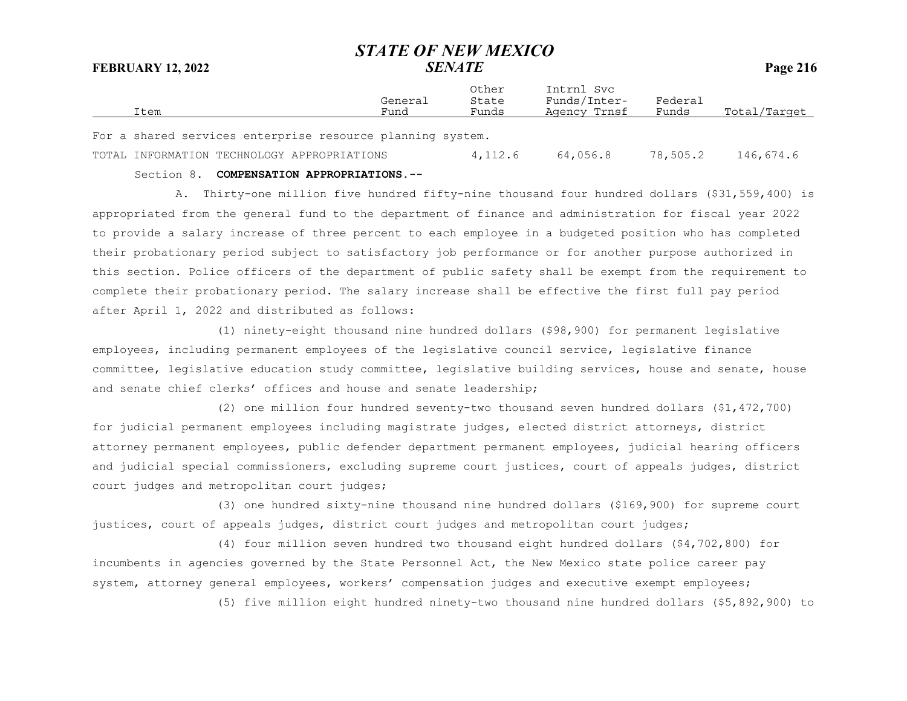| Item | General Fund | Other State Funds | Intrnl Svc Funds/Inter-Agency Trnsf | Federal Funds | Total/Target |
|---|---|---|---|---|---|
| For a shared services enterprise resource planning system. | | | | | |
| TOTAL INFORMATION TECHNOLOGY APPROPRIATIONS | | 4,112.6 | 64,056.8 | 78,505.2 | 146,674.6 |

Section 8. **COMPENSATION APPROPRIATIONS.--**

A. Thirty-one million five hundred fifty-nine thousand four hundred dollars ($31,559,400) is appropriated from the general fund to the department of finance and administration for fiscal year 2022 to provide a salary increase of three percent to each employee in a budgeted position who has completed their probationary period subject to satisfactory job performance or for another purpose authorized in this section. Police officers of the department of public safety shall be exempt from the requirement to complete their probationary period. The salary increase shall be effective the first full pay period after April 1, 2022 and distributed as follows:

(1) ninety-eight thousand nine hundred dollars ($98,900) for permanent legislative employees, including permanent employees of the legislative council service, legislative finance committee, legislative education study committee, legislative building services, house and senate, house and senate chief clerks' offices and house and senate leadership;

(2) one million four hundred seventy-two thousand seven hundred dollars ($1,472,700) for judicial permanent employees including magistrate judges, elected district attorneys, district attorney permanent employees, public defender department permanent employees, judicial hearing officers and judicial special commissioners, excluding supreme court justices, court of appeals judges, district court judges and metropolitan court judges;

(3) one hundred sixty-nine thousand nine hundred dollars ($169,900) for supreme court justices, court of appeals judges, district court judges and metropolitan court judges;

(4) four million seven hundred two thousand eight hundred dollars ($4,702,800) for incumbents in agencies governed by the State Personnel Act, the New Mexico state police career pay system, attorney general employees, workers' compensation judges and executive exempt employees;

(5) five million eight hundred ninety-two thousand nine hundred dollars ($5,892,900) to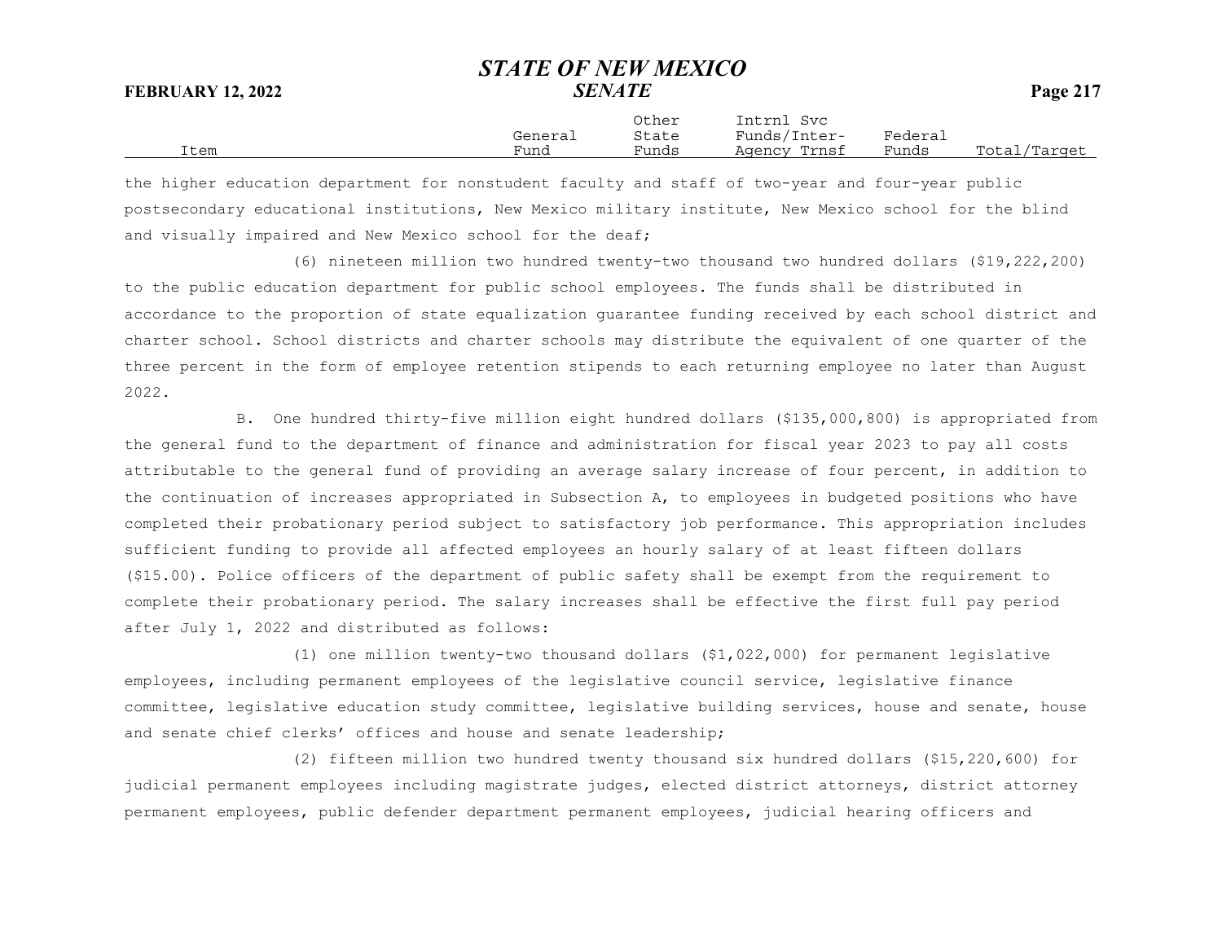the higher education department for nonstudent faculty and staff of two-year and four-year public postsecondary educational institutions, New Mexico military institute, New Mexico school for the blind and visually impaired and New Mexico school for the deaf;

(6) nineteen million two hundred twenty-two thousand two hundred dollars ($19,222,200) to the public education department for public school employees. The funds shall be distributed in accordance to the proportion of state equalization guarantee funding received by each school district and charter school. School districts and charter schools may distribute the equivalent of one quarter of the three percent in the form of employee retention stipends to each returning employee no later than August 2022.

B. One hundred thirty-five million eight hundred dollars ($135,000,800) is appropriated from the general fund to the department of finance and administration for fiscal year 2023 to pay all costs attributable to the general fund of providing an average salary increase of four percent, in addition to the continuation of increases appropriated in Subsection A, to employees in budgeted positions who have completed their probationary period subject to satisfactory job performance. This appropriation includes sufficient funding to provide all affected employees an hourly salary of at least fifteen dollars ($15.00). Police officers of the department of public safety shall be exempt from the requirement to complete their probationary period. The salary increases shall be effective the first full pay period after July 1, 2022 and distributed as follows:

(1) one million twenty-two thousand dollars ($1,022,000) for permanent legislative employees, including permanent employees of the legislative council service, legislative finance committee, legislative education study committee, legislative building services, house and senate, house and senate chief clerks' offices and house and senate leadership;

(2) fifteen million two hundred twenty thousand six hundred dollars ($15,220,600) for judicial permanent employees including magistrate judges, elected district attorneys, district attorney permanent employees, public defender department permanent employees, judicial hearing officers and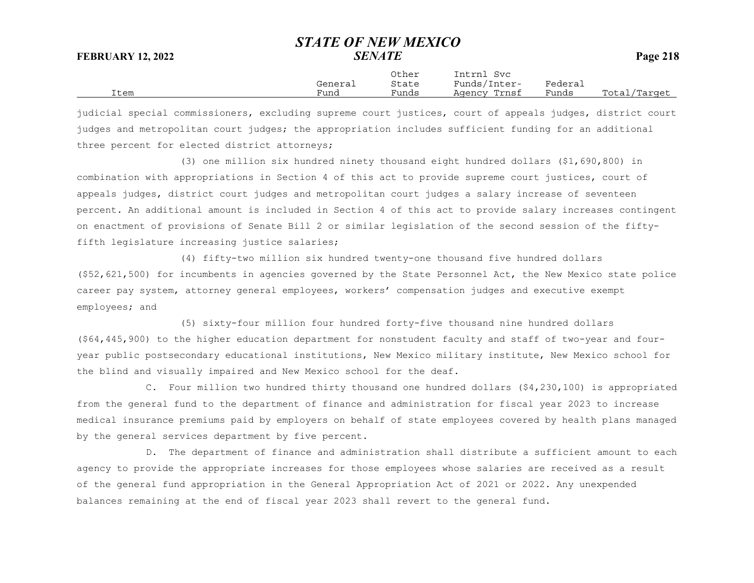judicial special commissioners, excluding supreme court justices, court of appeals judges, district court judges and metropolitan court judges; the appropriation includes sufficient funding for an additional three percent for elected district attorneys;

(3) one million six hundred ninety thousand eight hundred dollars ($1,690,800) in combination with appropriations in Section 4 of this act to provide supreme court justices, court of appeals judges, district court judges and metropolitan court judges a salary increase of seventeen percent. An additional amount is included in Section 4 of this act to provide salary increases contingent on enactment of provisions of Senate Bill 2 or similar legislation of the second session of the fifty-fifth legislature increasing justice salaries;

(4) fifty-two million six hundred twenty-one thousand five hundred dollars ($52,621,500) for incumbents in agencies governed by the State Personnel Act, the New Mexico state police career pay system, attorney general employees, workers' compensation judges and executive exempt employees; and

(5) sixty-four million four hundred forty-five thousand nine hundred dollars ($64,445,900) to the higher education department for nonstudent faculty and staff of two-year and four-year public postsecondary educational institutions, New Mexico military institute, New Mexico school for the blind and visually impaired and New Mexico school for the deaf.

C. Four million two hundred thirty thousand one hundred dollars ($4,230,100) is appropriated from the general fund to the department of finance and administration for fiscal year 2023 to increase medical insurance premiums paid by employers on behalf of state employees covered by health plans managed by the general services department by five percent.

D. The department of finance and administration shall distribute a sufficient amount to each agency to provide the appropriate increases for those employees whose salaries are received as a result of the general fund appropriation in the General Appropriation Act of 2021 or 2022. Any unexpended balances remaining at the end of fiscal year 2023 shall revert to the general fund.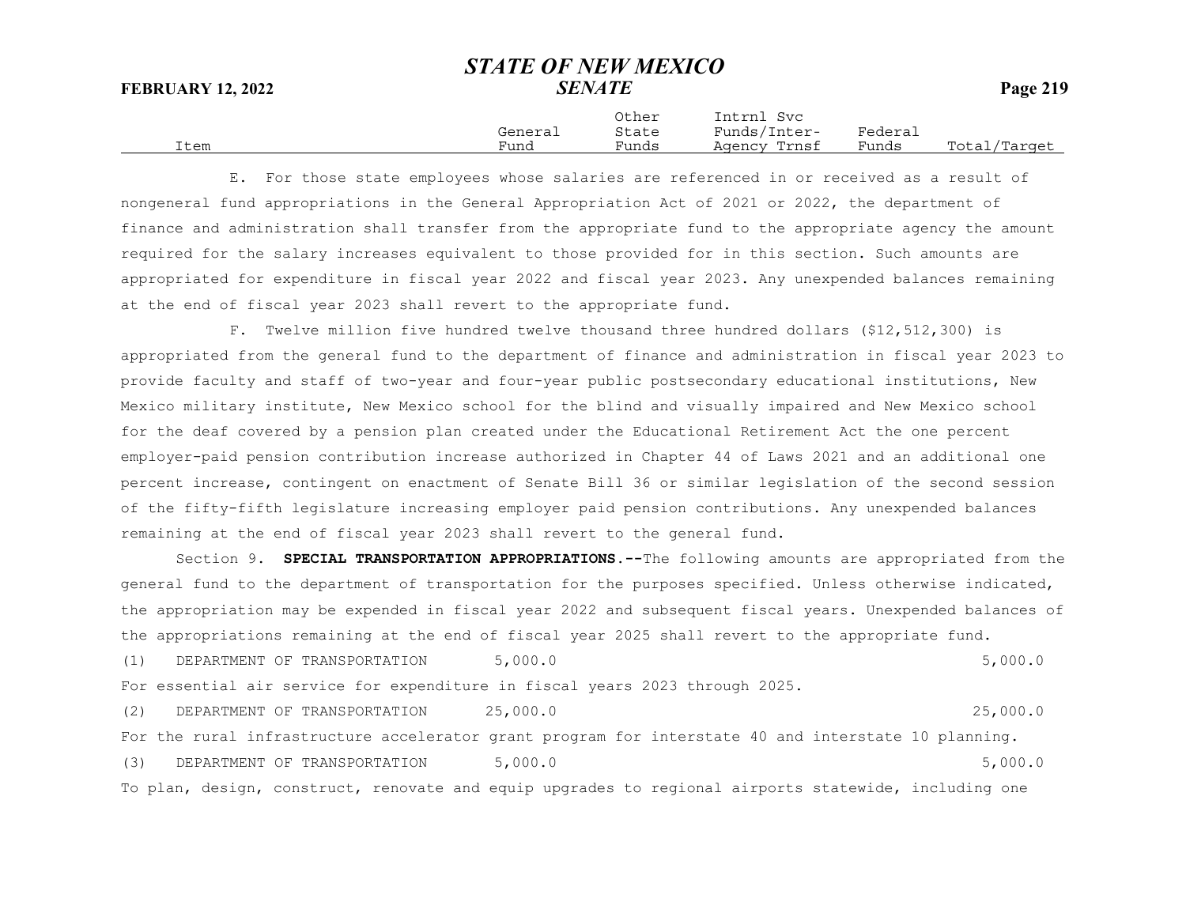| Item | General Fund | Other State Funds | Intrnl Svc Funds/Inter-Agency Trnsf | Federal Funds | Total/Target |
|---|---|---|---|---|---|

E. For those state employees whose salaries are referenced in or received as a result of nongeneral fund appropriations in the General Appropriation Act of 2021 or 2022, the department of finance and administration shall transfer from the appropriate fund to the appropriate agency the amount required for the salary increases equivalent to those provided for in this section. Such amounts are appropriated for expenditure in fiscal year 2022 and fiscal year 2023. Any unexpended balances remaining at the end of fiscal year 2023 shall revert to the appropriate fund.

F. Twelve million five hundred twelve thousand three hundred dollars ($12,512,300) is appropriated from the general fund to the department of finance and administration in fiscal year 2023 to provide faculty and staff of two-year and four-year public postsecondary educational institutions, New Mexico military institute, New Mexico school for the blind and visually impaired and New Mexico school for the deaf covered by a pension plan created under the Educational Retirement Act the one percent employer-paid pension contribution increase authorized in Chapter 44 of Laws 2021 and an additional one percent increase, contingent on enactment of Senate Bill 36 or similar legislation of the second session of the fifty-fifth legislature increasing employer paid pension contributions. Any unexpended balances remaining at the end of fiscal year 2023 shall revert to the general fund.

Section 9. **SPECIAL TRANSPORTATION APPROPRIATIONS.--**The following amounts are appropriated from the general fund to the department of transportation for the purposes specified. Unless otherwise indicated, the appropriation may be expended in fiscal year 2022 and subsequent fiscal years. Unexpended balances of the appropriations remaining at the end of fiscal year 2025 shall revert to the appropriate fund.

| Item | General Fund | Other State Funds | Intrnl Svc Funds/Inter-Agency Trnsf | Federal Funds | Total/Target |
|---|---|---|---|---|---|
| (1) DEPARTMENT OF TRANSPORTATION | 5,000.0 | | | | 5,000.0 |

For essential air service for expenditure in fiscal years 2023 through 2025.

| Item | General Fund | Other State Funds | Intrnl Svc Funds/Inter-Agency Trnsf | Federal Funds | Total/Target |
|---|---|---|---|---|---|
| (2) DEPARTMENT OF TRANSPORTATION | 25,000.0 | | | | 25,000.0 |

For the rural infrastructure accelerator grant program for interstate 40 and interstate 10 planning.

| Item | General Fund | Other State Funds | Intrnl Svc Funds/Inter-Agency Trnsf | Federal Funds | Total/Target |
|---|---|---|---|---|---|
| (3) DEPARTMENT OF TRANSPORTATION | 5,000.0 | | | | 5,000.0 |

To plan, design, construct, renovate and equip upgrades to regional airports statewide, including one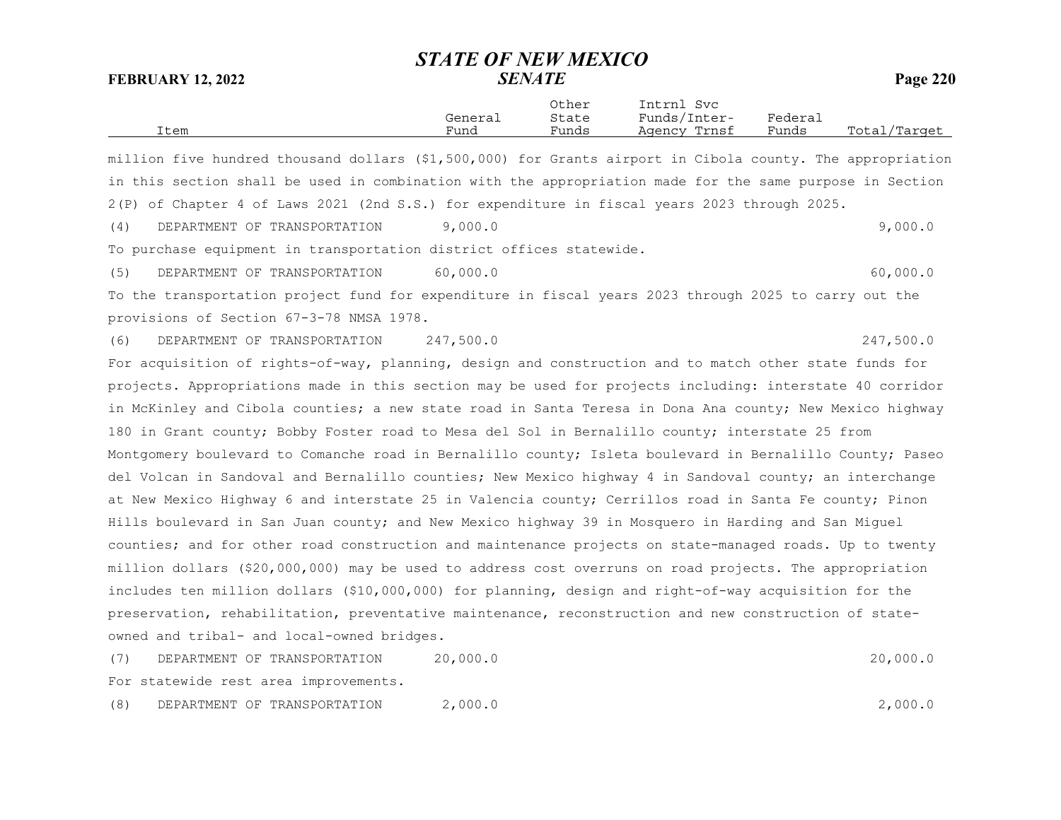| Item | General Fund | Other State Funds | Intrnl Svc Funds/Inter-Agency Trnsf | Federal Funds | Total/Target |
|---|---|---|---|---|---|

million five hundred thousand dollars ($1,500,000) for Grants airport in Cibola county. The appropriation in this section shall be used in combination with the appropriation made for the same purpose in Section 2(P) of Chapter 4 of Laws 2021 (2nd S.S.) for expenditure in fiscal years 2023 through 2025.

| Item | General Fund | Other State Funds | Intrnl Svc Funds/Inter-Agency Trnsf | Federal Funds | Total/Target |
|---|---|---|---|---|---|
| (4) DEPARTMENT OF TRANSPORTATION | 9,000.0 | | | | 9,000.0 |

To purchase equipment in transportation district offices statewide.

| Item | General Fund | Other State Funds | Intrnl Svc Funds/Inter-Agency Trnsf | Federal Funds | Total/Target |
|---|---|---|---|---|---|
| (5) DEPARTMENT OF TRANSPORTATION | 60,000.0 | | | | 60,000.0 |

To the transportation project fund for expenditure in fiscal years 2023 through 2025 to carry out the provisions of Section 67-3-78 NMSA 1978.

| Item | General Fund | Other State Funds | Intrnl Svc Funds/Inter-Agency Trnsf | Federal Funds | Total/Target |
|---|---|---|---|---|---|
| (6) DEPARTMENT OF TRANSPORTATION | 247,500.0 | | | | 247,500.0 |

For acquisition of rights-of-way, planning, design and construction and to match other state funds for projects. Appropriations made in this section may be used for projects including: interstate 40 corridor in McKinley and Cibola counties; a new state road in Santa Teresa in Dona Ana county; New Mexico highway 180 in Grant county; Bobby Foster road to Mesa del Sol in Bernalillo county; interstate 25 from Montgomery boulevard to Comanche road in Bernalillo county; Isleta boulevard in Bernalillo County; Paseo del Volcan in Sandoval and Bernalillo counties; New Mexico highway 4 in Sandoval county; an interchange at New Mexico Highway 6 and interstate 25 in Valencia county; Cerrillos road in Santa Fe county; Pinon Hills boulevard in San Juan county; and New Mexico highway 39 in Mosquero in Harding and San Miguel counties; and for other road construction and maintenance projects on state-managed roads. Up to twenty million dollars ($20,000,000) may be used to address cost overruns on road projects. The appropriation includes ten million dollars ($10,000,000) for planning, design and right-of-way acquisition for the preservation, rehabilitation, preventative maintenance, reconstruction and new construction of state-owned and tribal- and local-owned bridges.

| Item | General Fund | Other State Funds | Intrnl Svc Funds/Inter-Agency Trnsf | Federal Funds | Total/Target |
|---|---|---|---|---|---|
| (7) DEPARTMENT OF TRANSPORTATION | 20,000.0 | | | | 20,000.0 |

For statewide rest area improvements.

| Item | General Fund | Other State Funds | Intrnl Svc Funds/Inter-Agency Trnsf | Federal Funds | Total/Target |
|---|---|---|---|---|---|
| (8) DEPARTMENT OF TRANSPORTATION | 2,000.0 | | | | 2,000.0 |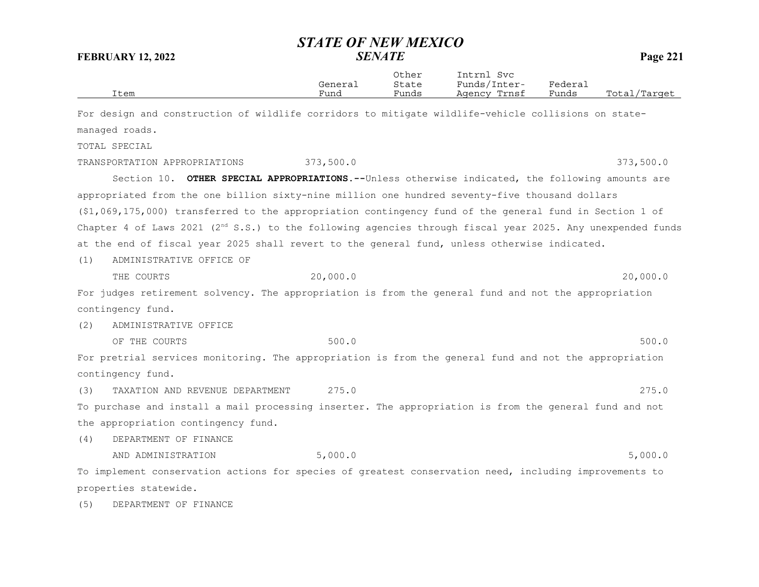| Item | General Fund | Other State Funds | Intrnl Svc Funds/Inter-Agency Trnsf | Federal Funds | Total/Target |
|---|---|---|---|---|---|

For design and construction of wildlife corridors to mitigate wildlife-vehicle collisions on state-managed roads.

| Item | General Fund | Other State Funds | Intrnl Svc Funds/Inter-Agency Trnsf | Federal Funds | Total/Target |
|---|---|---|---|---|---|
| TOTAL SPECIAL TRANSPORTATION APPROPRIATIONS | 373,500.0 | | | | 373,500.0 |

Section 10. **OTHER SPECIAL APPROPRIATIONS.--**Unless otherwise indicated, the following amounts are appropriated from the one billion sixty-nine million one hundred seventy-five thousand dollars ($1,069,175,000) transferred to the appropriation contingency fund of the general fund in Section 1 of Chapter 4 of Laws 2021 (2nd S.S.) to the following agencies through fiscal year 2025. Any unexpended funds at the end of fiscal year 2025 shall revert to the general fund, unless otherwise indicated.

| Item | General Fund | Other State Funds | Intrnl Svc Funds/Inter-Agency Trnsf | Federal Funds | Total/Target |
|---|---|---|---|---|---|
| (1) ADMINISTRATIVE OFFICE OF THE COURTS | 20,000.0 | | | | 20,000.0 |

For judges retirement solvency. The appropriation is from the general fund and not the appropriation contingency fund.

| Item | General Fund | Other State Funds | Intrnl Svc Funds/Inter-Agency Trnsf | Federal Funds | Total/Target |
|---|---|---|---|---|---|
| (2) ADMINISTRATIVE OFFICE OF THE COURTS | 500.0 | | | | 500.0 |

For pretrial services monitoring. The appropriation is from the general fund and not the appropriation contingency fund.

| Item | General Fund | Other State Funds | Intrnl Svc Funds/Inter-Agency Trnsf | Federal Funds | Total/Target |
|---|---|---|---|---|---|
| (3) TAXATION AND REVENUE DEPARTMENT | 275.0 | | | | 275.0 |

To purchase and install a mail processing inserter. The appropriation is from the general fund and not the appropriation contingency fund.

| Item | General Fund | Other State Funds | Intrnl Svc Funds/Inter-Agency Trnsf | Federal Funds | Total/Target |
|---|---|---|---|---|---|
| (4) DEPARTMENT OF FINANCE AND ADMINISTRATION | 5,000.0 | | | | 5,000.0 |

To implement conservation actions for species of greatest conservation need, including improvements to properties statewide.

(5) DEPARTMENT OF FINANCE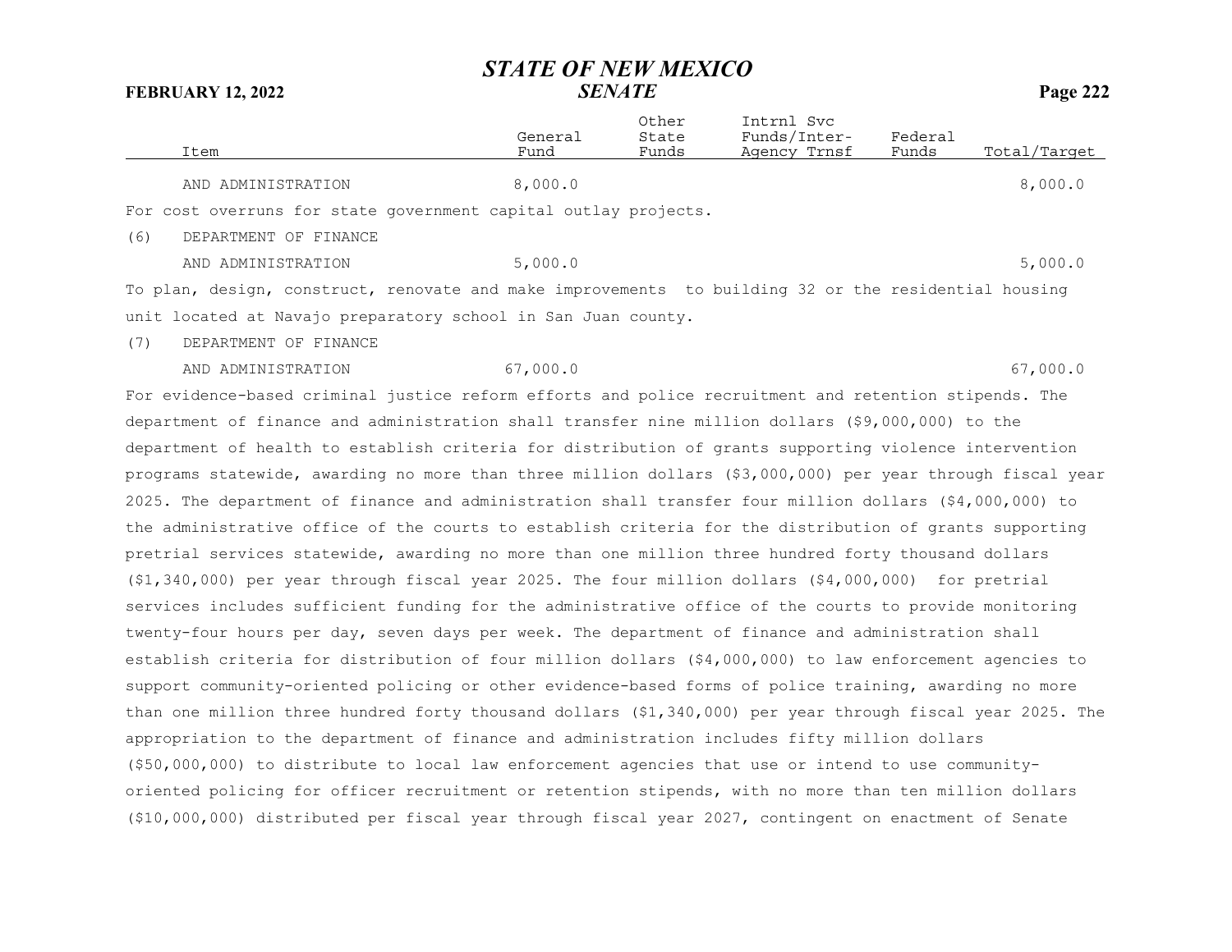| Item | General Fund | Other State Funds | Intrnl Svc Funds/Inter-Agency Trnsf | Federal Funds | Total/Target |
|---|---|---|---|---|---|
| AND ADMINISTRATION | 8,000.0 | | | | 8,000.0 |

For cost overruns for state government capital outlay projects.

| Item | General Fund | Other State Funds | Intrnl Svc Funds/Inter-Agency Trnsf | Federal Funds | Total/Target |
|---|---|---|---|---|---|
| (6) DEPARTMENT OF FINANCE AND ADMINISTRATION | 5,000.0 | | | | 5,000.0 |

To plan, design, construct, renovate and make improvements to building 32 or the residential housing unit located at Navajo preparatory school in San Juan county.

| Item | General Fund | Other State Funds | Intrnl Svc Funds/Inter-Agency Trnsf | Federal Funds | Total/Target |
|---|---|---|---|---|---|
| (7) DEPARTMENT OF FINANCE AND ADMINISTRATION | 67,000.0 | | | | 67,000.0 |

For evidence-based criminal justice reform efforts and police recruitment and retention stipends. The department of finance and administration shall transfer nine million dollars ($9,000,000) to the department of health to establish criteria for distribution of grants supporting violence intervention programs statewide, awarding no more than three million dollars ($3,000,000) per year through fiscal year 2025. The department of finance and administration shall transfer four million dollars ($4,000,000) to the administrative office of the courts to establish criteria for the distribution of grants supporting pretrial services statewide, awarding no more than one million three hundred forty thousand dollars ($1,340,000) per year through fiscal year 2025. The four million dollars ($4,000,000) for pretrial services includes sufficient funding for the administrative office of the courts to provide monitoring twenty-four hours per day, seven days per week. The department of finance and administration shall establish criteria for distribution of four million dollars ($4,000,000) to law enforcement agencies to support community-oriented policing or other evidence-based forms of police training, awarding no more than one million three hundred forty thousand dollars ($1,340,000) per year through fiscal year 2025. The appropriation to the department of finance and administration includes fifty million dollars ($50,000,000) to distribute to local law enforcement agencies that use or intend to use community-oriented policing for officer recruitment or retention stipends, with no more than ten million dollars ($10,000,000) distributed per fiscal year through fiscal year 2027, contingent on enactment of Senate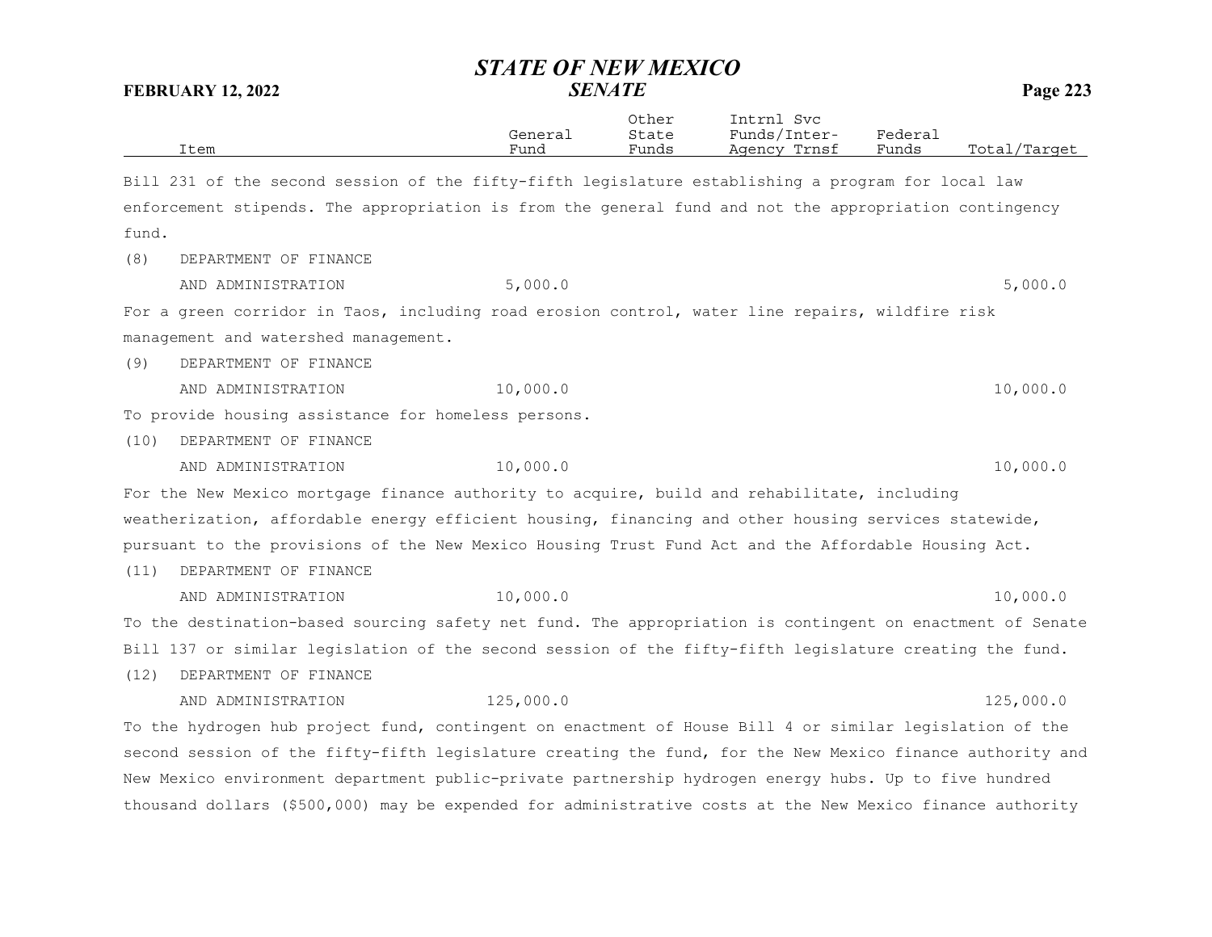| Item | General Fund | Other State Funds | Intrnl Svc Funds/Inter-Agency Trnsf | Federal Funds | Total/Target |
|---|---|---|---|---|---|

Bill 231 of the second session of the fifty-fifth legislature establishing a program for local law enforcement stipends. The appropriation is from the general fund and not the appropriation contingency fund.

| Item | General Fund | Other State Funds | Intrnl Svc Funds/Inter-Agency Trnsf | Federal Funds | Total/Target |
|---|---|---|---|---|---|
| (8) DEPARTMENT OF FINANCE AND ADMINISTRATION | 5,000.0 | | | | 5,000.0 |

For a green corridor in Taos, including road erosion control, water line repairs, wildfire risk management and watershed management.

| Item | General Fund | Other State Funds | Intrnl Svc Funds/Inter-Agency Trnsf | Federal Funds | Total/Target |
|---|---|---|---|---|---|
| (9) DEPARTMENT OF FINANCE AND ADMINISTRATION | 10,000.0 | | | | 10,000.0 |

To provide housing assistance for homeless persons.

| Item | General Fund | Other State Funds | Intrnl Svc Funds/Inter-Agency Trnsf | Federal Funds | Total/Target |
|---|---|---|---|---|---|
| (10) DEPARTMENT OF FINANCE AND ADMINISTRATION | 10,000.0 | | | | 10,000.0 |

For the New Mexico mortgage finance authority to acquire, build and rehabilitate, including weatherization, affordable energy efficient housing, financing and other housing services statewide, pursuant to the provisions of the New Mexico Housing Trust Fund Act and the Affordable Housing Act.

| Item | General Fund | Other State Funds | Intrnl Svc Funds/Inter-Agency Trnsf | Federal Funds | Total/Target |
|---|---|---|---|---|---|
| (11) DEPARTMENT OF FINANCE AND ADMINISTRATION | 10,000.0 | | | | 10,000.0 |

To the destination-based sourcing safety net fund. The appropriation is contingent on enactment of Senate Bill 137 or similar legislation of the second session of the fifty-fifth legislature creating the fund.

| Item | General Fund | Other State Funds | Intrnl Svc Funds/Inter-Agency Trnsf | Federal Funds | Total/Target |
|---|---|---|---|---|---|
| (12) DEPARTMENT OF FINANCE AND ADMINISTRATION | 125,000.0 | | | | 125,000.0 |

To the hydrogen hub project fund, contingent on enactment of House Bill 4 or similar legislation of the second session of the fifty-fifth legislature creating the fund, for the New Mexico finance authority and New Mexico environment department public-private partnership hydrogen energy hubs. Up to five hundred thousand dollars ($500,000) may be expended for administrative costs at the New Mexico finance authority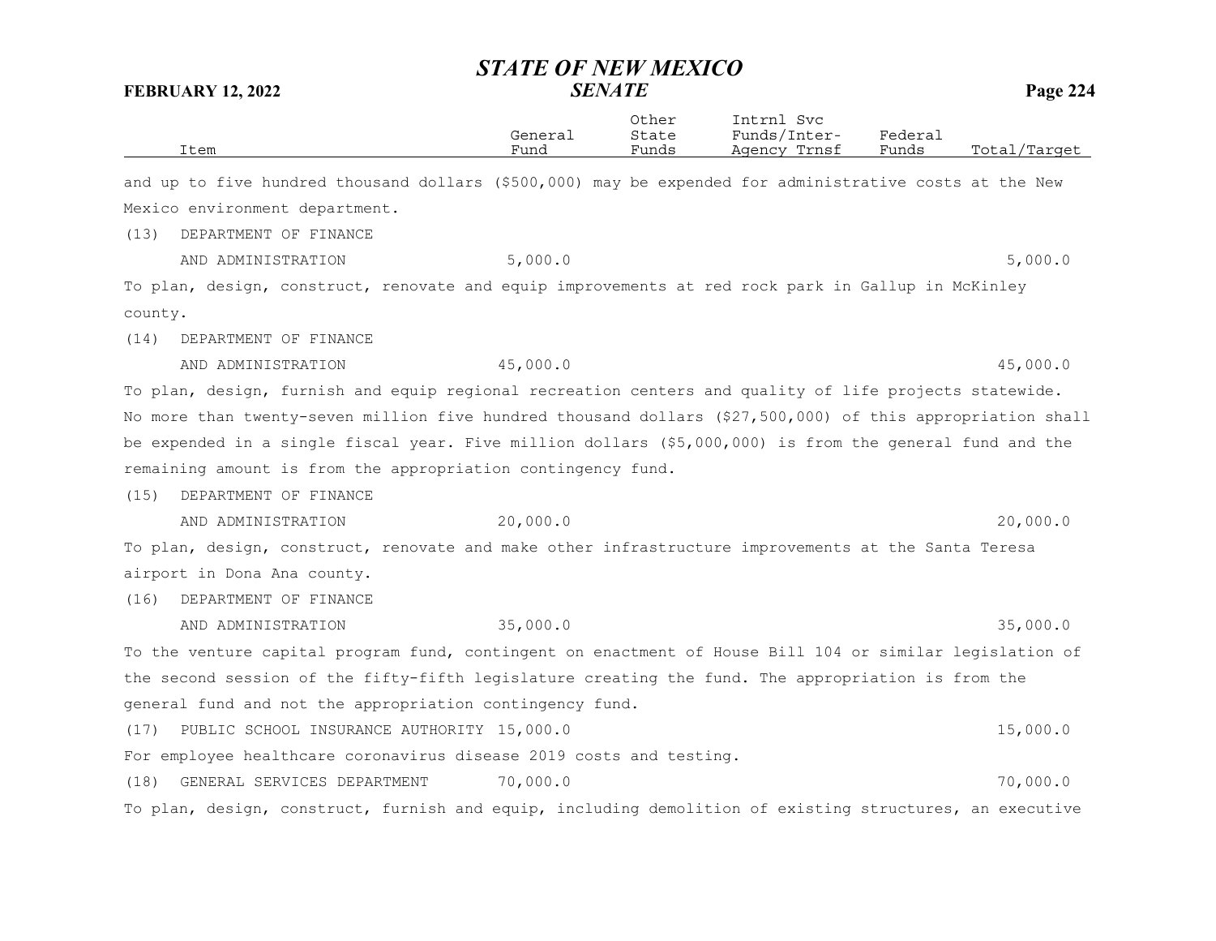| Item | General Fund | Other State Funds | Intrnl Svc Funds/Inter-Agency Trnsf | Federal Funds | Total/Target |
|---|---|---|---|---|---|

and up to five hundred thousand dollars ($500,000) may be expended for administrative costs at the New Mexico environment department.

| Item | General Fund | Other State Funds | Intrnl Svc Funds/Inter-Agency Trnsf | Federal Funds | Total/Target |
|---|---|---|---|---|---|
| (13) DEPARTMENT OF FINANCE AND ADMINISTRATION | 5,000.0 | | | | 5,000.0 |

To plan, design, construct, renovate and equip improvements at red rock park in Gallup in McKinley county.

| Item | General Fund | Other State Funds | Intrnl Svc Funds/Inter-Agency Trnsf | Federal Funds | Total/Target |
|---|---|---|---|---|---|
| (14) DEPARTMENT OF FINANCE AND ADMINISTRATION | 45,000.0 | | | | 45,000.0 |

To plan, design, furnish and equip regional recreation centers and quality of life projects statewide. No more than twenty-seven million five hundred thousand dollars ($27,500,000) of this appropriation shall be expended in a single fiscal year. Five million dollars ($5,000,000) is from the general fund and the remaining amount is from the appropriation contingency fund.

| Item | General Fund | Other State Funds | Intrnl Svc Funds/Inter-Agency Trnsf | Federal Funds | Total/Target |
|---|---|---|---|---|---|
| (15) DEPARTMENT OF FINANCE AND ADMINISTRATION | 20,000.0 | | | | 20,000.0 |

To plan, design, construct, renovate and make other infrastructure improvements at the Santa Teresa airport in Dona Ana county.

| Item | General Fund | Other State Funds | Intrnl Svc Funds/Inter-Agency Trnsf | Federal Funds | Total/Target |
|---|---|---|---|---|---|
| (16) DEPARTMENT OF FINANCE AND ADMINISTRATION | 35,000.0 | | | | 35,000.0 |

To the venture capital program fund, contingent on enactment of House Bill 104 or similar legislation of the second session of the fifty-fifth legislature creating the fund. The appropriation is from the general fund and not the appropriation contingency fund.

| Item | General Fund | Other State Funds | Intrnl Svc Funds/Inter-Agency Trnsf | Federal Funds | Total/Target |
|---|---|---|---|---|---|
| (17) PUBLIC SCHOOL INSURANCE AUTHORITY | 15,000.0 | | | | 15,000.0 |

For employee healthcare coronavirus disease 2019 costs and testing.

| Item | General Fund | Other State Funds | Intrnl Svc Funds/Inter-Agency Trnsf | Federal Funds | Total/Target |
|---|---|---|---|---|---|
| (18) GENERAL SERVICES DEPARTMENT | 70,000.0 | | | | 70,000.0 |

To plan, design, construct, furnish and equip, including demolition of existing structures, an executive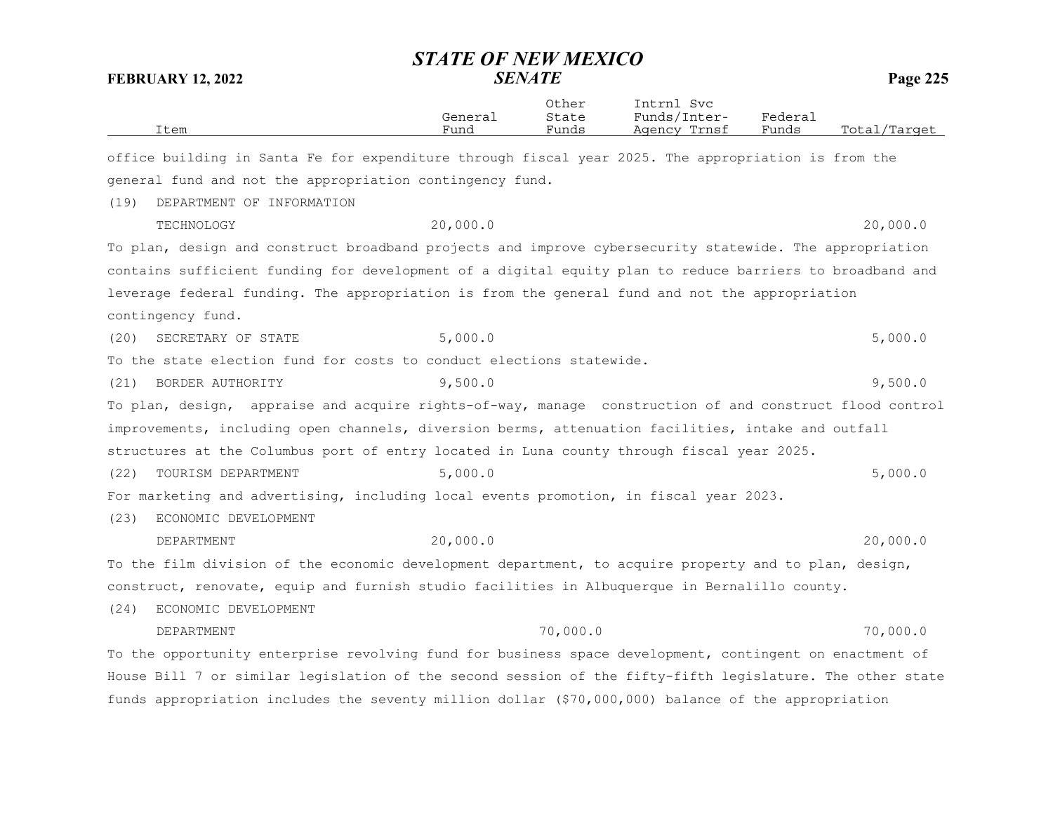| Item | General Fund | Other State Funds | Intrnl Svc Funds/Inter-Agency Trnsf | Federal Funds | Total/Target |
|---|---|---|---|---|---|

office building in Santa Fe for expenditure through fiscal year 2025. The appropriation is from the general fund and not the appropriation contingency fund.

| Item | General Fund | Other State Funds | Intrnl Svc Funds/Inter-Agency Trnsf | Federal Funds | Total/Target |
|---|---|---|---|---|---|
| (19) DEPARTMENT OF INFORMATION TECHNOLOGY | 20,000.0 | | | | 20,000.0 |

To plan, design and construct broadband projects and improve cybersecurity statewide. The appropriation contains sufficient funding for development of a digital equity plan to reduce barriers to broadband and leverage federal funding. The appropriation is from the general fund and not the appropriation contingency fund.

| Item | General Fund | Other State Funds | Intrnl Svc Funds/Inter-Agency Trnsf | Federal Funds | Total/Target |
|---|---|---|---|---|---|
| (20) SECRETARY OF STATE | 5,000.0 | | | | 5,000.0 |

To the state election fund for costs to conduct elections statewide.

| Item | General Fund | Other State Funds | Intrnl Svc Funds/Inter-Agency Trnsf | Federal Funds | Total/Target |
|---|---|---|---|---|---|
| (21) BORDER AUTHORITY | 9,500.0 | | | | 9,500.0 |

To plan, design, appraise and acquire rights-of-way, manage construction of and construct flood control improvements, including open channels, diversion berms, attenuation facilities, intake and outfall structures at the Columbus port of entry located in Luna county through fiscal year 2025.

| Item | General Fund | Other State Funds | Intrnl Svc Funds/Inter-Agency Trnsf | Federal Funds | Total/Target |
|---|---|---|---|---|---|
| (22) TOURISM DEPARTMENT | 5,000.0 | | | | 5,000.0 |

For marketing and advertising, including local events promotion, in fiscal year 2023.

| Item | General Fund | Other State Funds | Intrnl Svc Funds/Inter-Agency Trnsf | Federal Funds | Total/Target |
|---|---|---|---|---|---|
| (23) ECONOMIC DEVELOPMENT DEPARTMENT | 20,000.0 | | | | 20,000.0 |

To the film division of the economic development department, to acquire property and to plan, design, construct, renovate, equip and furnish studio facilities in Albuquerque in Bernalillo county.

| Item | General Fund | Other State Funds | Intrnl Svc Funds/Inter-Agency Trnsf | Federal Funds | Total/Target |
|---|---|---|---|---|---|
| (24) ECONOMIC DEVELOPMENT DEPARTMENT | | 70,000.0 | | | 70,000.0 |

To the opportunity enterprise revolving fund for business space development, contingent on enactment of House Bill 7 or similar legislation of the second session of the fifty-fifth legislature. The other state funds appropriation includes the seventy million dollar ($70,000,000) balance of the appropriation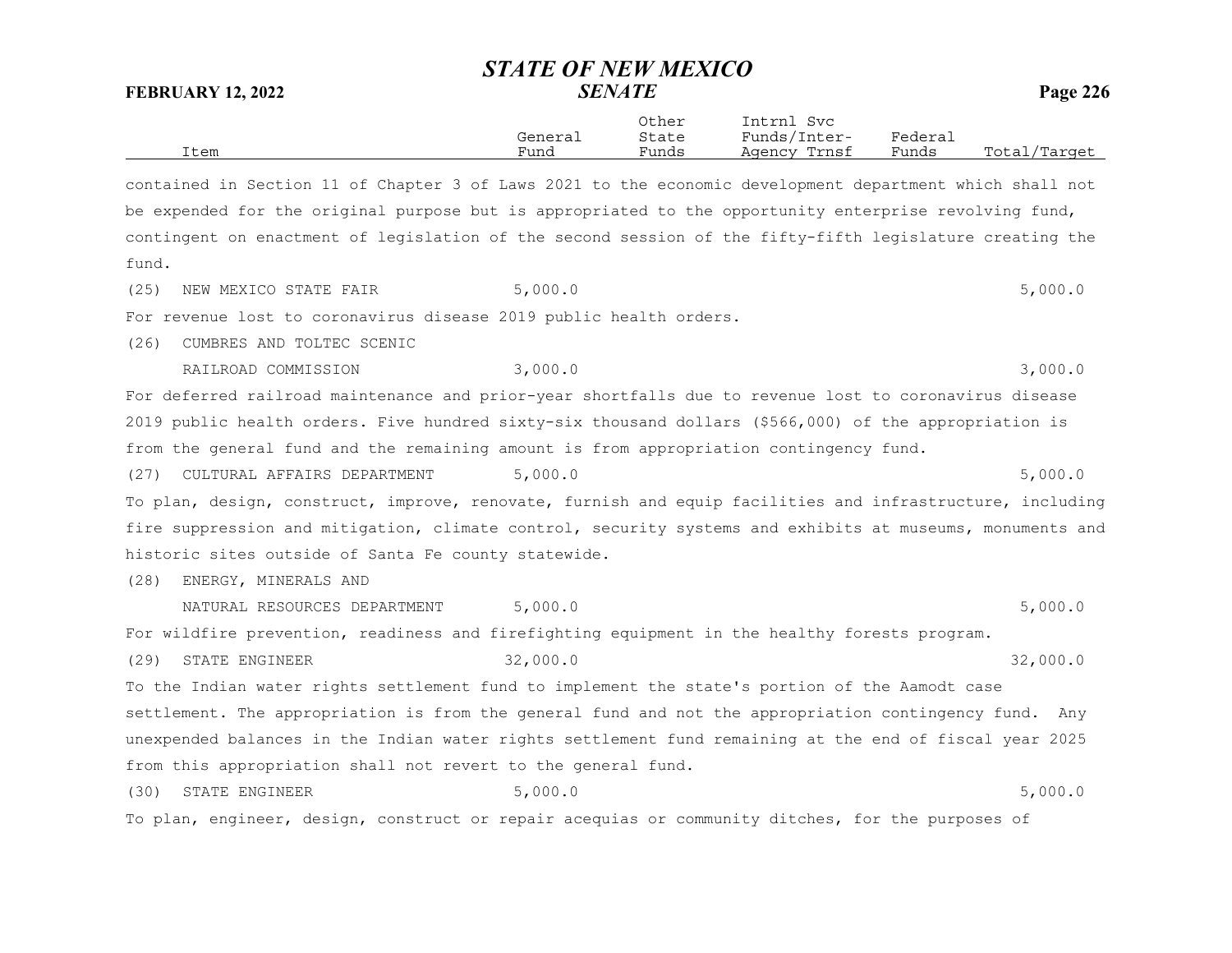| Item | General Fund | Other State Funds | Intrnl Svc Funds/Inter-Agency Trnsf | Federal Funds | Total/Target |
|---|---|---|---|---|---|

contained in Section 11 of Chapter 3 of Laws 2021 to the economic development department which shall not be expended for the original purpose but is appropriated to the opportunity enterprise revolving fund, contingent on enactment of legislation of the second session of the fifty-fifth legislature creating the fund.

| Item | General Fund | Other State Funds | Intrnl Svc Funds/Inter-Agency Trnsf | Federal Funds | Total/Target |
|---|---|---|---|---|---|
| (25) NEW MEXICO STATE FAIR | 5,000.0 | | | | 5,000.0 |

For revenue lost to coronavirus disease 2019 public health orders.

| Item | General Fund | Other State Funds | Intrnl Svc Funds/Inter-Agency Trnsf | Federal Funds | Total/Target |
|---|---|---|---|---|---|
| (26) CUMBRES AND TOLTEC SCENIC RAILROAD COMMISSION | 3,000.0 | | | | 3,000.0 |

For deferred railroad maintenance and prior-year shortfalls due to revenue lost to coronavirus disease 2019 public health orders. Five hundred sixty-six thousand dollars ($566,000) of the appropriation is from the general fund and the remaining amount is from appropriation contingency fund.

| Item | General Fund | Other State Funds | Intrnl Svc Funds/Inter-Agency Trnsf | Federal Funds | Total/Target |
|---|---|---|---|---|---|
| (27) CULTURAL AFFAIRS DEPARTMENT | 5,000.0 | | | | 5,000.0 |

To plan, design, construct, improve, renovate, furnish and equip facilities and infrastructure, including fire suppression and mitigation, climate control, security systems and exhibits at museums, monuments and historic sites outside of Santa Fe county statewide.

| Item | General Fund | Other State Funds | Intrnl Svc Funds/Inter-Agency Trnsf | Federal Funds | Total/Target |
|---|---|---|---|---|---|
| (28) ENERGY, MINERALS AND NATURAL RESOURCES DEPARTMENT | 5,000.0 | | | | 5,000.0 |

For wildfire prevention, readiness and firefighting equipment in the healthy forests program.

| Item | General Fund | Other State Funds | Intrnl Svc Funds/Inter-Agency Trnsf | Federal Funds | Total/Target |
|---|---|---|---|---|---|
| (29) STATE ENGINEER | 32,000.0 | | | | 32,000.0 |

To the Indian water rights settlement fund to implement the state's portion of the Aamodt case settlement. The appropriation is from the general fund and not the appropriation contingency fund. Any unexpended balances in the Indian water rights settlement fund remaining at the end of fiscal year 2025 from this appropriation shall not revert to the general fund.

| Item | General Fund | Other State Funds | Intrnl Svc Funds/Inter-Agency Trnsf | Federal Funds | Total/Target |
|---|---|---|---|---|---|
| (30) STATE ENGINEER | 5,000.0 | | | | 5,000.0 |

To plan, engineer, design, construct or repair acequias or community ditches, for the purposes of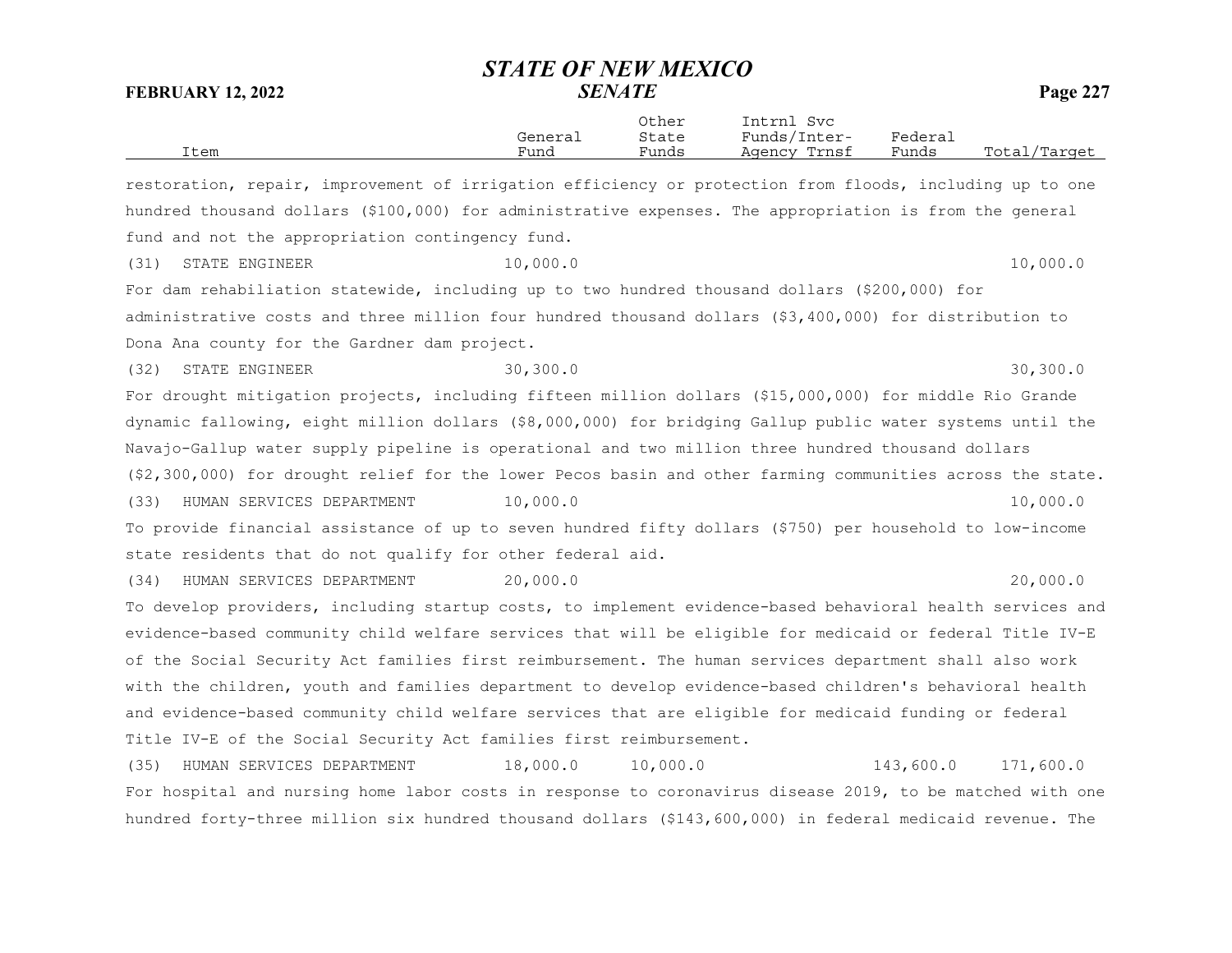| Item | General Fund | Other State Funds | Intrnl Svc Funds/Inter-Agency Trnsf | Federal Funds | Total/Target |
|---|---|---|---|---|---|

restoration, repair, improvement of irrigation efficiency or protection from floods, including up to one hundred thousand dollars ($100,000) for administrative expenses. The appropriation is from the general fund and not the appropriation contingency fund.

| Item | General Fund | Other State Funds | Intrnl Svc Funds/Inter-Agency Trnsf | Federal Funds | Total/Target |
|---|---|---|---|---|---|
| (31) STATE ENGINEER | 10,000.0 | | | | 10,000.0 |

For dam rehabiliation statewide, including up to two hundred thousand dollars ($200,000) for administrative costs and three million four hundred thousand dollars ($3,400,000) for distribution to Dona Ana county for the Gardner dam project.

| Item | General Fund | Other State Funds | Intrnl Svc Funds/Inter-Agency Trnsf | Federal Funds | Total/Target |
|---|---|---|---|---|---|
| (32) STATE ENGINEER | 30,300.0 | | | | 30,300.0 |

For drought mitigation projects, including fifteen million dollars ($15,000,000) for middle Rio Grande dynamic fallowing, eight million dollars ($8,000,000) for bridging Gallup public water systems until the Navajo-Gallup water supply pipeline is operational and two million three hundred thousand dollars ($2,300,000) for drought relief for the lower Pecos basin and other farming communities across the state.

| Item | General Fund | Other State Funds | Intrnl Svc Funds/Inter-Agency Trnsf | Federal Funds | Total/Target |
|---|---|---|---|---|---|
| (33) HUMAN SERVICES DEPARTMENT | 10,000.0 | | | | 10,000.0 |

To provide financial assistance of up to seven hundred fifty dollars ($750) per household to low-income state residents that do not qualify for other federal aid.

| Item | General Fund | Other State Funds | Intrnl Svc Funds/Inter-Agency Trnsf | Federal Funds | Total/Target |
|---|---|---|---|---|---|
| (34) HUMAN SERVICES DEPARTMENT | 20,000.0 | | | | 20,000.0 |

To develop providers, including startup costs, to implement evidence-based behavioral health services and evidence-based community child welfare services that will be eligible for medicaid or federal Title IV-E of the Social Security Act families first reimbursement. The human services department shall also work with the children, youth and families department to develop evidence-based children's behavioral health and evidence-based community child welfare services that are eligible for medicaid funding or federal Title IV-E of the Social Security Act families first reimbursement.

| Item | General Fund | Other State Funds | Intrnl Svc Funds/Inter-Agency Trnsf | Federal Funds | Total/Target |
|---|---|---|---|---|---|
| (35) HUMAN SERVICES DEPARTMENT | 18,000.0 | 10,000.0 | | 143,600.0 | 171,600.0 |

For hospital and nursing home labor costs in response to coronavirus disease 2019, to be matched with one hundred forty-three million six hundred thousand dollars ($143,600,000) in federal medicaid revenue. The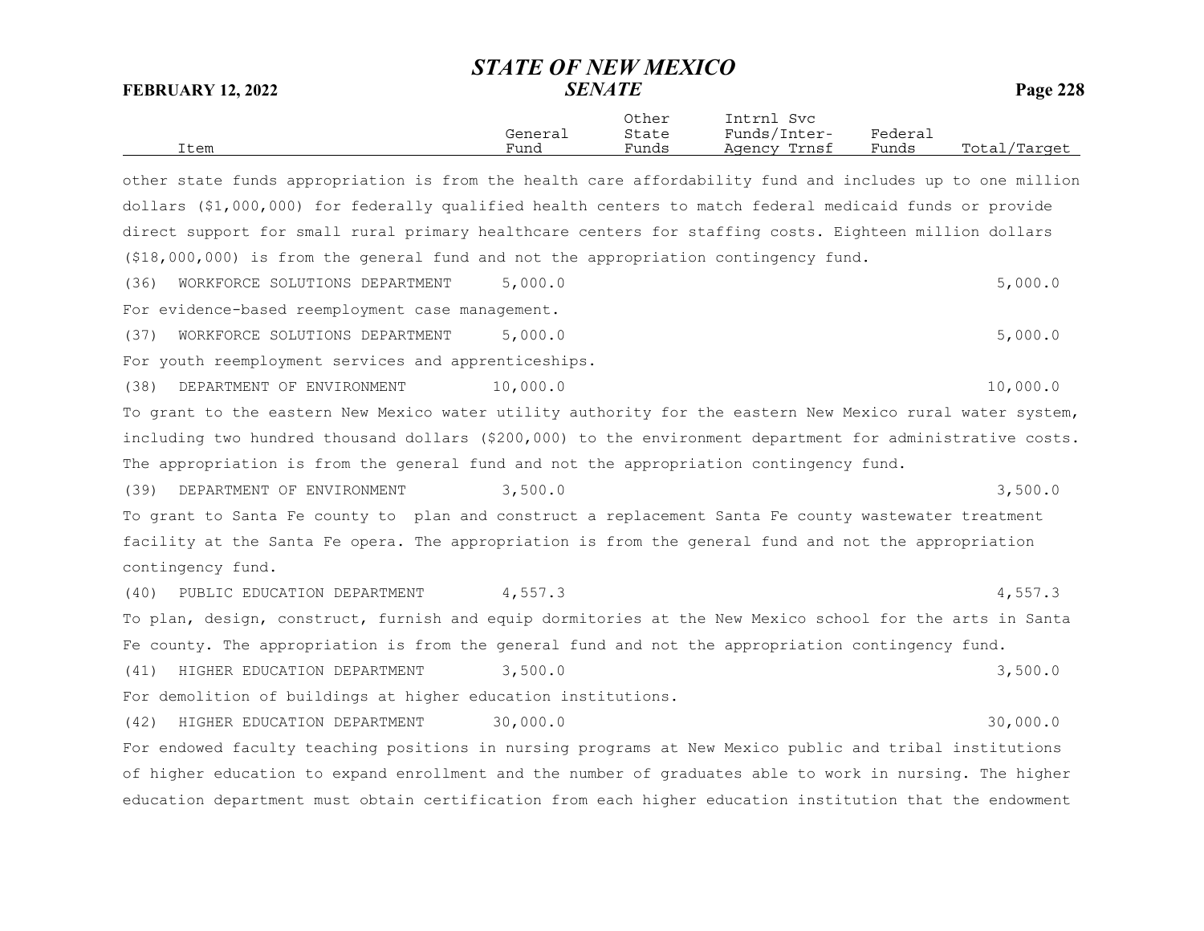| Item | General Fund | Other State Funds | Intrnl Svc Funds/Inter-Agency Trnsf | Federal Funds | Total/Target |
|---|---|---|---|---|---|

other state funds appropriation is from the health care affordability fund and includes up to one million dollars ($1,000,000) for federally qualified health centers to match federal medicaid funds or provide direct support for small rural primary healthcare centers for staffing costs. Eighteen million dollars ($18,000,000) is from the general fund and not the appropriation contingency fund.

| Item | General Fund | Other State Funds | Intrnl Svc Funds/Inter-Agency Trnsf | Federal Funds | Total/Target |
|---|---|---|---|---|---|
| (36) WORKFORCE SOLUTIONS DEPARTMENT | 5,000.0 | | | | 5,000.0 |

For evidence-based reemployment case management.

| Item | General Fund | Other State Funds | Intrnl Svc Funds/Inter-Agency Trnsf | Federal Funds | Total/Target |
|---|---|---|---|---|---|
| (37) WORKFORCE SOLUTIONS DEPARTMENT | 5,000.0 | | | | 5,000.0 |

For youth reemployment services and apprenticeships.

| Item | General Fund | Other State Funds | Intrnl Svc Funds/Inter-Agency Trnsf | Federal Funds | Total/Target |
|---|---|---|---|---|---|
| (38) DEPARTMENT OF ENVIRONMENT | 10,000.0 | | | | 10,000.0 |

To grant to the eastern New Mexico water utility authority for the eastern New Mexico rural water system, including two hundred thousand dollars ($200,000) to the environment department for administrative costs. The appropriation is from the general fund and not the appropriation contingency fund.

| Item | General Fund | Other State Funds | Intrnl Svc Funds/Inter-Agency Trnsf | Federal Funds | Total/Target |
|---|---|---|---|---|---|
| (39) DEPARTMENT OF ENVIRONMENT | 3,500.0 | | | | 3,500.0 |

To grant to Santa Fe county to plan and construct a replacement Santa Fe county wastewater treatment facility at the Santa Fe opera. The appropriation is from the general fund and not the appropriation contingency fund.

| Item | General Fund | Other State Funds | Intrnl Svc Funds/Inter-Agency Trnsf | Federal Funds | Total/Target |
|---|---|---|---|---|---|
| (40) PUBLIC EDUCATION DEPARTMENT | 4,557.3 | | | | 4,557.3 |

To plan, design, construct, furnish and equip dormitories at the New Mexico school for the arts in Santa Fe county. The appropriation is from the general fund and not the appropriation contingency fund.

| Item | General Fund | Other State Funds | Intrnl Svc Funds/Inter-Agency Trnsf | Federal Funds | Total/Target |
|---|---|---|---|---|---|
| (41) HIGHER EDUCATION DEPARTMENT | 3,500.0 | | | | 3,500.0 |

For demolition of buildings at higher education institutions.

| Item | General Fund | Other State Funds | Intrnl Svc Funds/Inter-Agency Trnsf | Federal Funds | Total/Target |
|---|---|---|---|---|---|
| (42) HIGHER EDUCATION DEPARTMENT | 30,000.0 | | | | 30,000.0 |

For endowed faculty teaching positions in nursing programs at New Mexico public and tribal institutions of higher education to expand enrollment and the number of graduates able to work in nursing. The higher education department must obtain certification from each higher education institution that the endowment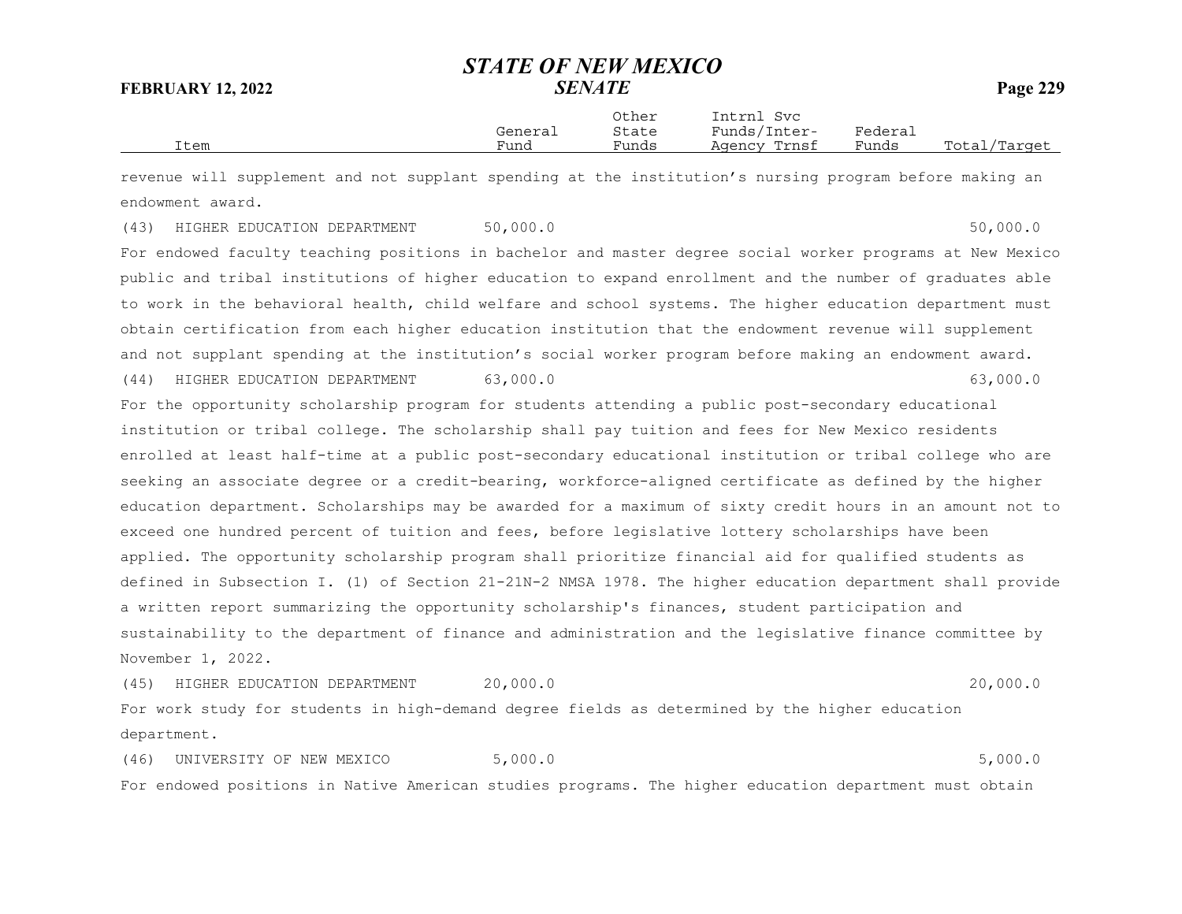| Item | General Fund | Other State Funds | Intrnl Svc Funds/Inter-Agency Trnsf | Federal Funds | Total/Target |
|---|---|---|---|---|---|

revenue will supplement and not supplant spending at the institution's nursing program before making an endowment award.

| Item | General Fund | Other State Funds | Intrnl Svc Funds/Inter-Agency Trnsf | Federal Funds | Total/Target |
|---|---|---|---|---|---|
| (43) HIGHER EDUCATION DEPARTMENT | 50,000.0 | | | | 50,000.0 |

For endowed faculty teaching positions in bachelor and master degree social worker programs at New Mexico public and tribal institutions of higher education to expand enrollment and the number of graduates able to work in the behavioral health, child welfare and school systems. The higher education department must obtain certification from each higher education institution that the endowment revenue will supplement and not supplant spending at the institution's social worker program before making an endowment award.

| Item | General Fund | Other State Funds | Intrnl Svc Funds/Inter-Agency Trnsf | Federal Funds | Total/Target |
|---|---|---|---|---|---|
| (44) HIGHER EDUCATION DEPARTMENT | 63,000.0 | | | | 63,000.0 |

For the opportunity scholarship program for students attending a public post-secondary educational institution or tribal college. The scholarship shall pay tuition and fees for New Mexico residents enrolled at least half-time at a public post-secondary educational institution or tribal college who are seeking an associate degree or a credit-bearing, workforce-aligned certificate as defined by the higher education department. Scholarships may be awarded for a maximum of sixty credit hours in an amount not to exceed one hundred percent of tuition and fees, before legislative lottery scholarships have been applied. The opportunity scholarship program shall prioritize financial aid for qualified students as defined in Subsection I. (1) of Section 21-21N-2 NMSA 1978. The higher education department shall provide a written report summarizing the opportunity scholarship's finances, student participation and sustainability to the department of finance and administration and the legislative finance committee by November 1, 2022.

| Item | General Fund | Other State Funds | Intrnl Svc Funds/Inter-Agency Trnsf | Federal Funds | Total/Target |
|---|---|---|---|---|---|
| (45) HIGHER EDUCATION DEPARTMENT | 20,000.0 | | | | 20,000.0 |

For work study for students in high-demand degree fields as determined by the higher education department.

| Item | General Fund | Other State Funds | Intrnl Svc Funds/Inter-Agency Trnsf | Federal Funds | Total/Target |
|---|---|---|---|---|---|
| (46) UNIVERSITY OF NEW MEXICO | 5,000.0 | | | | 5,000.0 |

For endowed positions in Native American studies programs. The higher education department must obtain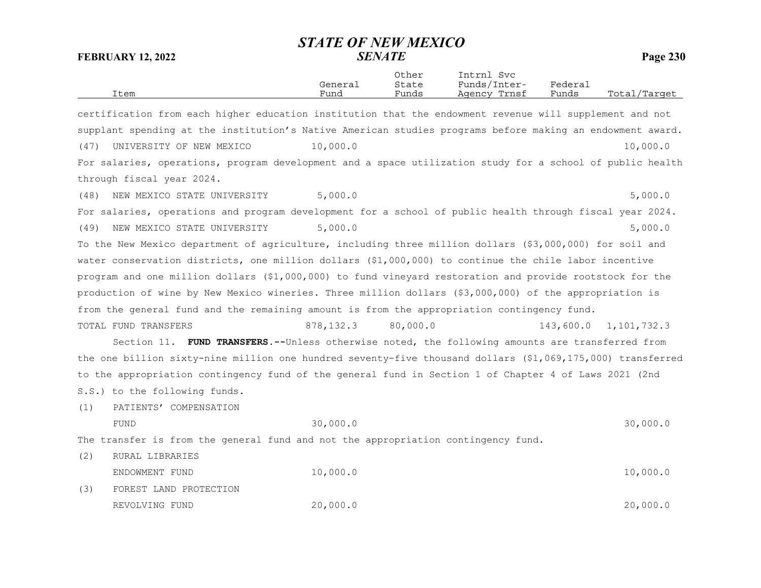| Item | General Fund | Other State Funds | Intrnl Svc Funds/Inter-Agency Trnsf | Federal Funds | Total/Target |
|---|---|---|---|---|---|

certification from each higher education institution that the endowment revenue will supplement and not supplant spending at the institution's Native American studies programs before making an endowment award.

| Item | General Fund | Other State Funds | Intrnl Svc Funds/Inter-Agency Trnsf | Federal Funds | Total/Target |
|---|---|---|---|---|---|
| (47) UNIVERSITY OF NEW MEXICO | 10,000.0 | | | | 10,000.0 |

For salaries, operations, program development and a space utilization study for a school of public health through fiscal year 2024.

| Item | General Fund | Other State Funds | Intrnl Svc Funds/Inter-Agency Trnsf | Federal Funds | Total/Target |
|---|---|---|---|---|---|
| (48) NEW MEXICO STATE UNIVERSITY | 5,000.0 | | | | 5,000.0 |

For salaries, operations and program development for a school of public health through fiscal year 2024.

| Item | General Fund | Other State Funds | Intrnl Svc Funds/Inter-Agency Trnsf | Federal Funds | Total/Target |
|---|---|---|---|---|---|
| (49) NEW MEXICO STATE UNIVERSITY | 5,000.0 | | | | 5,000.0 |

To the New Mexico department of agriculture, including three million dollars ($3,000,000) for soil and water conservation districts, one million dollars ($1,000,000) to continue the chile labor incentive program and one million dollars ($1,000,000) to fund vineyard restoration and provide rootstock for the production of wine by New Mexico wineries. Three million dollars ($3,000,000) of the appropriation is from the general fund and the remaining amount is from the appropriation contingency fund.

| Item | General Fund | Other State Funds | Intrnl Svc Funds/Inter-Agency Trnsf | Federal Funds | Total/Target |
|---|---|---|---|---|---|
| TOTAL FUND TRANSFERS | 878,132.3 | 80,000.0 | | 143,600.0 | 1,101,732.3 |

Section 11. **FUND TRANSFERS.--**Unless otherwise noted, the following amounts are transferred from the one billion sixty-nine million one hundred seventy-five thousand dollars ($1,069,175,000) transferred to the appropriation contingency fund of the general fund in Section 1 of Chapter 4 of Laws 2021 (2nd S.S.) to the following funds.

| Item | General Fund | Other State Funds | Intrnl Svc Funds/Inter-Agency Trnsf | Federal Funds | Total/Target |
|---|---|---|---|---|---|
| (1) PATIENTS' COMPENSATION FUND | 30,000.0 | | | | 30,000.0 |

The transfer is from the general fund and not the appropriation contingency fund.

| Item | General Fund | Other State Funds | Intrnl Svc Funds/Inter-Agency Trnsf | Federal Funds | Total/Target |
|---|---|---|---|---|---|
| (2) RURAL LIBRARIES ENDOWMENT FUND | 10,000.0 | | | | 10,000.0 |
| (3) FOREST LAND PROTECTION REVOLVING FUND | 20,000.0 | | | | 20,000.0 |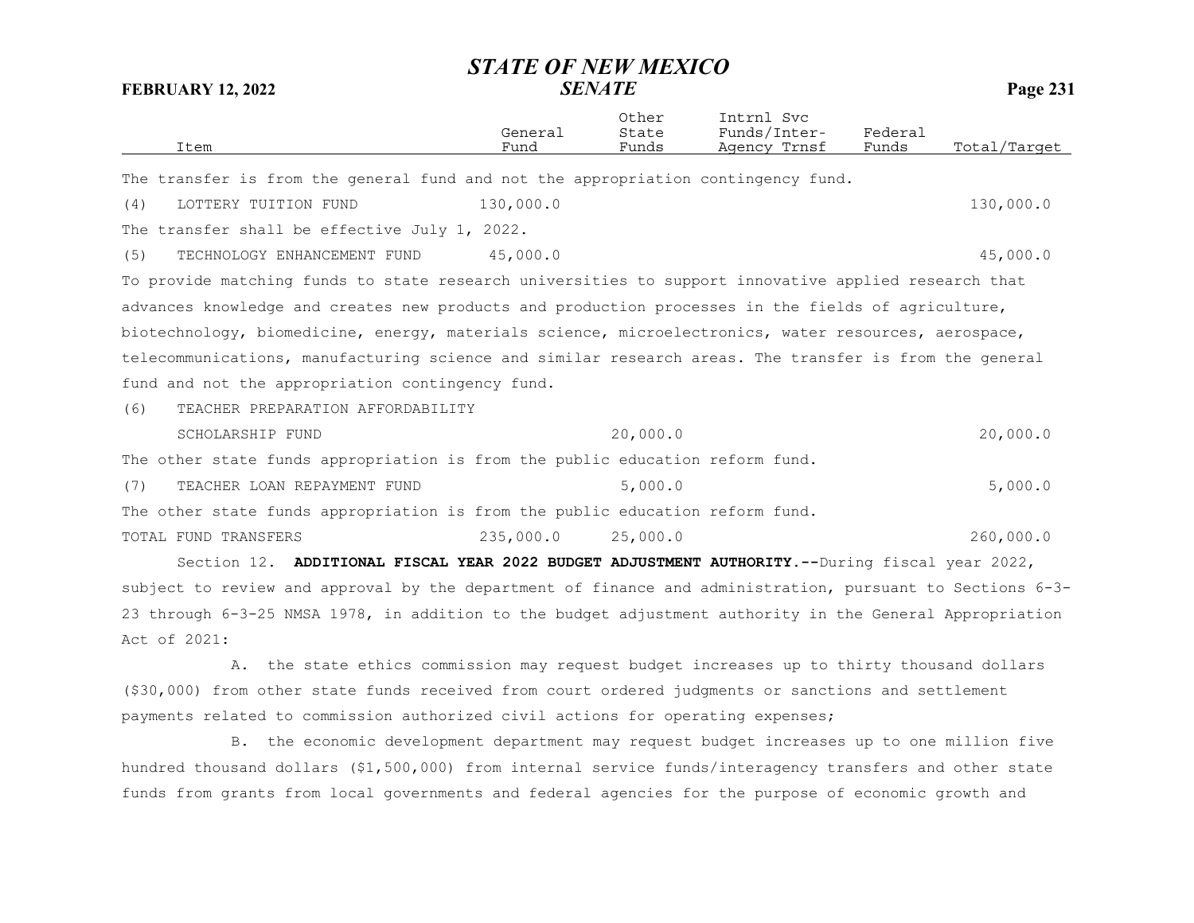| Item | General Fund | Other State Funds | Intrnl Svc Funds/Inter-Agency Trnsf | Federal Funds | Total/Target |
|---|---|---|---|---|---|

The transfer is from the general fund and not the appropriation contingency fund.

| Item | General Fund | Other State Funds | Intrnl Svc Funds/Inter-Agency Trnsf | Federal Funds | Total/Target |
|---|---|---|---|---|---|
| (4) LOTTERY TUITION FUND | 130,000.0 | | | | 130,000.0 |

The transfer shall be effective July 1, 2022.

| Item | General Fund | Other State Funds | Intrnl Svc Funds/Inter-Agency Trnsf | Federal Funds | Total/Target |
|---|---|---|---|---|---|
| (5) TECHNOLOGY ENHANCEMENT FUND | 45,000.0 | | | | 45,000.0 |

To provide matching funds to state research universities to support innovative applied research that advances knowledge and creates new products and production processes in the fields of agriculture, biotechnology, biomedicine, energy, materials science, microelectronics, water resources, aerospace, telecommunications, manufacturing science and similar research areas. The transfer is from the general fund and not the appropriation contingency fund.

| Item | General Fund | Other State Funds | Intrnl Svc Funds/Inter-Agency Trnsf | Federal Funds | Total/Target |
|---|---|---|---|---|---|
| (6) TEACHER PREPARATION AFFORDABILITY SCHOLARSHIP FUND | | 20,000.0 | | | 20,000.0 |

The other state funds appropriation is from the public education reform fund.

| Item | General Fund | Other State Funds | Intrnl Svc Funds/Inter-Agency Trnsf | Federal Funds | Total/Target |
|---|---|---|---|---|---|
| (7) TEACHER LOAN REPAYMENT FUND | | 5,000.0 | | | 5,000.0 |

The other state funds appropriation is from the public education reform fund.

| Item | General Fund | Other State Funds | Intrnl Svc Funds/Inter-Agency Trnsf | Federal Funds | Total/Target |
|---|---|---|---|---|---|
| TOTAL FUND TRANSFERS | 235,000.0 | 25,000.0 | | | 260,000.0 |

Section 12. **ADDITIONAL FISCAL YEAR 2022 BUDGET ADJUSTMENT AUTHORITY.--**During fiscal year 2022, subject to review and approval by the department of finance and administration, pursuant to Sections 6-3-23 through 6-3-25 NMSA 1978, in addition to the budget adjustment authority in the General Appropriation Act of 2021:

A. the state ethics commission may request budget increases up to thirty thousand dollars ($30,000) from other state funds received from court ordered judgments or sanctions and settlement payments related to commission authorized civil actions for operating expenses;

B. the economic development department may request budget increases up to one million five hundred thousand dollars ($1,500,000) from internal service funds/interagency transfers and other state funds from grants from local governments and federal agencies for the purpose of economic growth and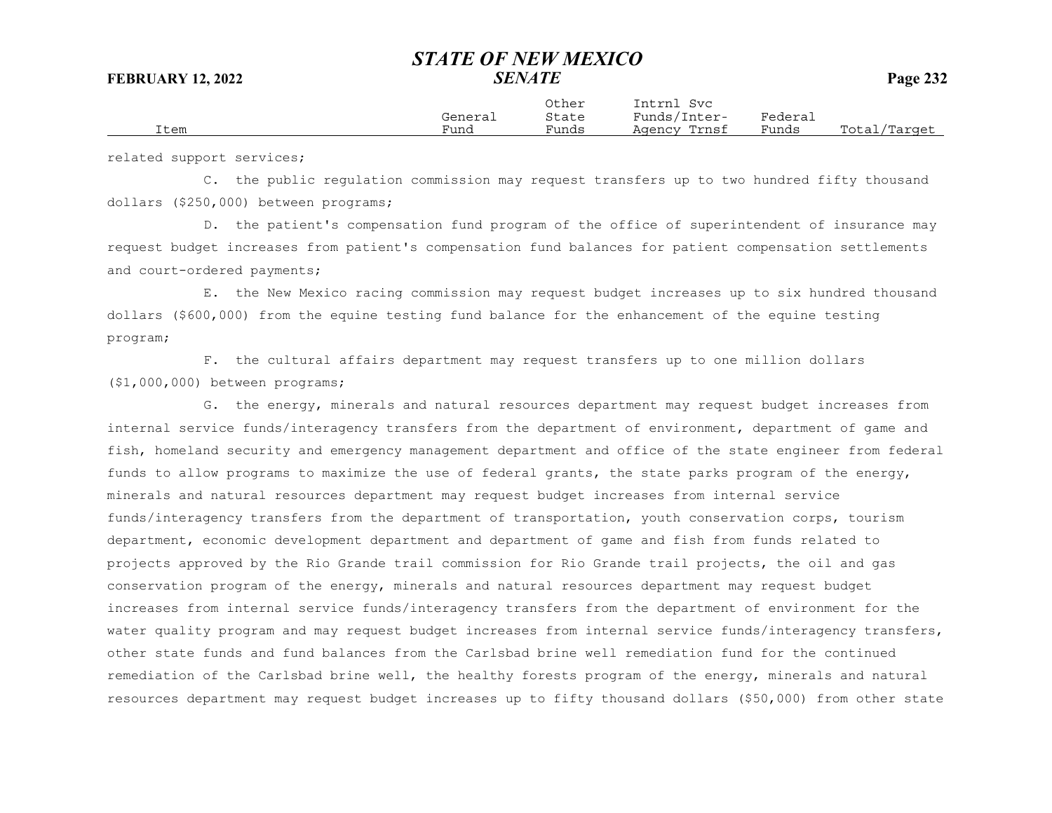related support services;

C. the public regulation commission may request transfers up to two hundred fifty thousand dollars ($250,000) between programs;

D. the patient's compensation fund program of the office of superintendent of insurance may request budget increases from patient's compensation fund balances for patient compensation settlements and court-ordered payments;

E. the New Mexico racing commission may request budget increases up to six hundred thousand dollars ($600,000) from the equine testing fund balance for the enhancement of the equine testing program;

F. the cultural affairs department may request transfers up to one million dollars ($1,000,000) between programs;

G. the energy, minerals and natural resources department may request budget increases from internal service funds/interagency transfers from the department of environment, department of game and fish, homeland security and emergency management department and office of the state engineer from federal funds to allow programs to maximize the use of federal grants, the state parks program of the energy, minerals and natural resources department may request budget increases from internal service funds/interagency transfers from the department of transportation, youth conservation corps, tourism department, economic development department and department of game and fish from funds related to projects approved by the Rio Grande trail commission for Rio Grande trail projects, the oil and gas conservation program of the energy, minerals and natural resources department may request budget increases from internal service funds/interagency transfers from the department of environment for the water quality program and may request budget increases from internal service funds/interagency transfers, other state funds and fund balances from the Carlsbad brine well remediation fund for the continued remediation of the Carlsbad brine well, the healthy forests program of the energy, minerals and natural resources department may request budget increases up to fifty thousand dollars ($50,000) from other state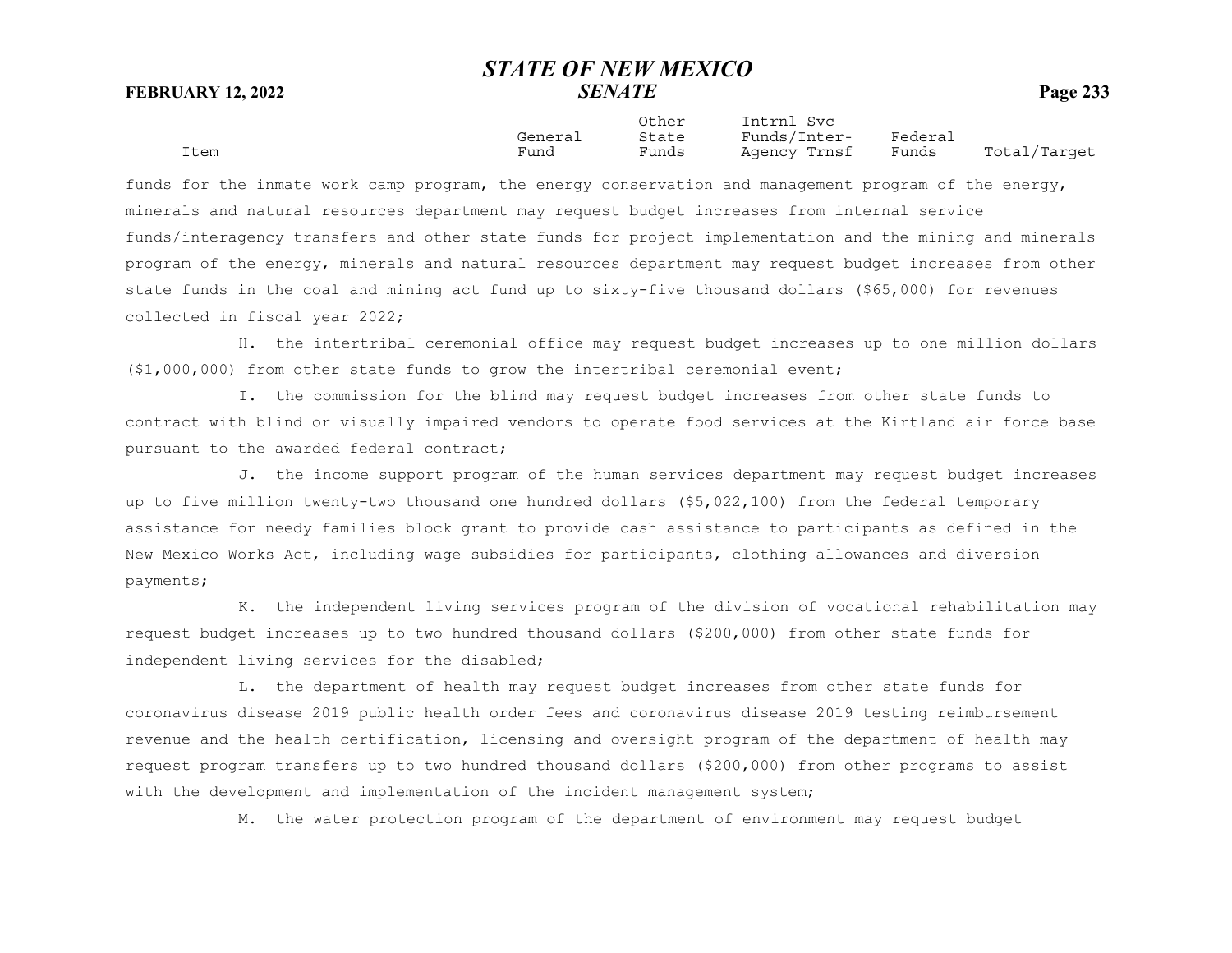| Item | General Fund | Other State Funds | Intrnl Svc Funds/Inter-Agency Trnsf | Federal Funds | Total/Target |
|---|---|---|---|---|---|

funds for the inmate work camp program, the energy conservation and management program of the energy, minerals and natural resources department may request budget increases from internal service funds/interagency transfers and other state funds for project implementation and the mining and minerals program of the energy, minerals and natural resources department may request budget increases from other state funds in the coal and mining act fund up to sixty-five thousand dollars ($65,000) for revenues collected in fiscal year 2022;

H. the intertribal ceremonial office may request budget increases up to one million dollars ($1,000,000) from other state funds to grow the intertribal ceremonial event;

I. the commission for the blind may request budget increases from other state funds to contract with blind or visually impaired vendors to operate food services at the Kirtland air force base pursuant to the awarded federal contract;

J. the income support program of the human services department may request budget increases up to five million twenty-two thousand one hundred dollars ($5,022,100) from the federal temporary assistance for needy families block grant to provide cash assistance to participants as defined in the New Mexico Works Act, including wage subsidies for participants, clothing allowances and diversion payments;

K. the independent living services program of the division of vocational rehabilitation may request budget increases up to two hundred thousand dollars ($200,000) from other state funds for independent living services for the disabled;

L. the department of health may request budget increases from other state funds for coronavirus disease 2019 public health order fees and coronavirus disease 2019 testing reimbursement revenue and the health certification, licensing and oversight program of the department of health may request program transfers up to two hundred thousand dollars ($200,000) from other programs to assist with the development and implementation of the incident management system;

M. the water protection program of the department of environment may request budget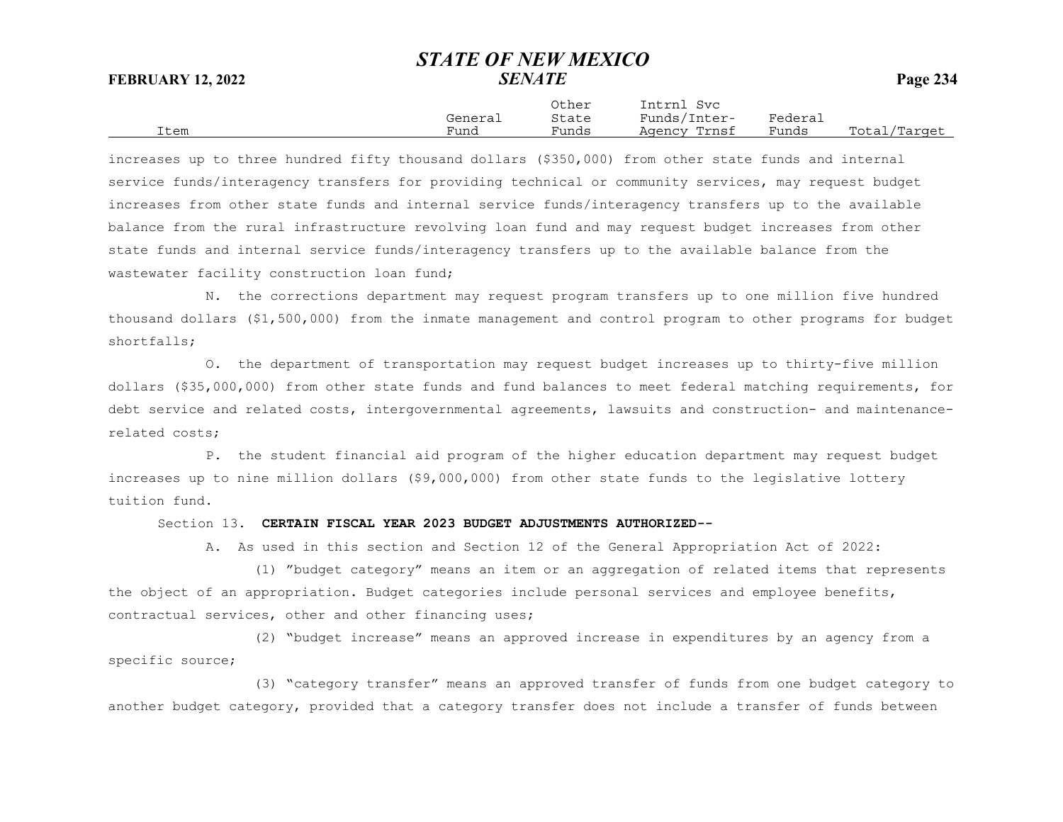increases up to three hundred fifty thousand dollars ($350,000) from other state funds and internal service funds/interagency transfers for providing technical or community services, may request budget increases from other state funds and internal service funds/interagency transfers up to the available balance from the rural infrastructure revolving loan fund and may request budget increases from other state funds and internal service funds/interagency transfers up to the available balance from the wastewater facility construction loan fund;

N. the corrections department may request program transfers up to one million five hundred thousand dollars ($1,500,000) from the inmate management and control program to other programs for budget shortfalls;

O. the department of transportation may request budget increases up to thirty-five million dollars ($35,000,000) from other state funds and fund balances to meet federal matching requirements, for debt service and related costs, intergovernmental agreements, lawsuits and construction- and maintenance-related costs;

P. the student financial aid program of the higher education department may request budget increases up to nine million dollars ($9,000,000) from other state funds to the legislative lottery tuition fund.

Section 13. **CERTAIN FISCAL YEAR 2023 BUDGET ADJUSTMENTS AUTHORIZED--**

A. As used in this section and Section 12 of the General Appropriation Act of 2022:

(1) "budget category" means an item or an aggregation of related items that represents the object of an appropriation. Budget categories include personal services and employee benefits, contractual services, other and other financing uses;

(2) "budget increase" means an approved increase in expenditures by an agency from a specific source;

(3) "category transfer" means an approved transfer of funds from one budget category to another budget category, provided that a category transfer does not include a transfer of funds between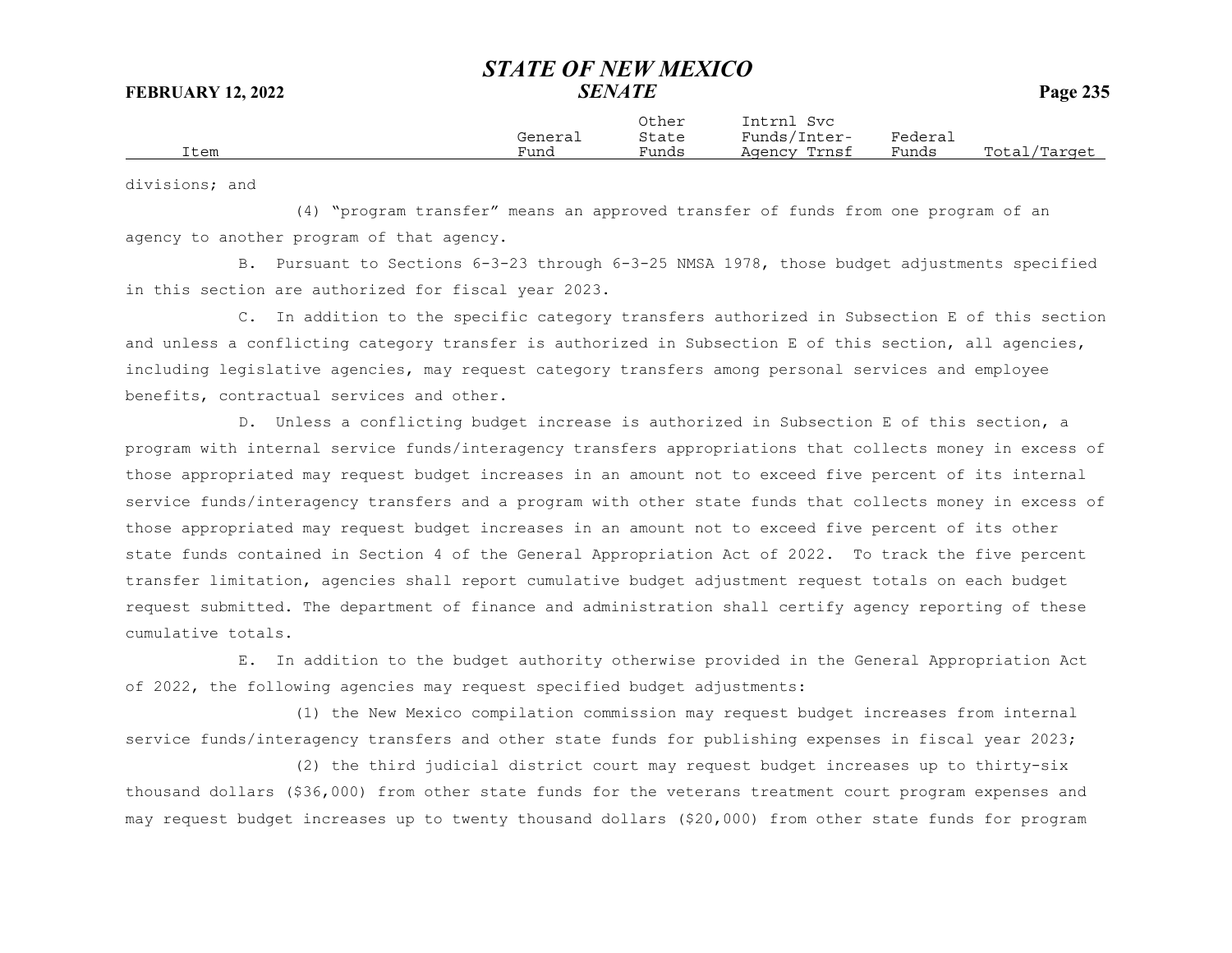divisions; and

(4) "program transfer" means an approved transfer of funds from one program of an agency to another program of that agency.

B. Pursuant to Sections 6-3-23 through 6-3-25 NMSA 1978, those budget adjustments specified in this section are authorized for fiscal year 2023.

C. In addition to the specific category transfers authorized in Subsection E of this section and unless a conflicting category transfer is authorized in Subsection E of this section, all agencies, including legislative agencies, may request category transfers among personal services and employee benefits, contractual services and other.

D. Unless a conflicting budget increase is authorized in Subsection E of this section, a program with internal service funds/interagency transfers appropriations that collects money in excess of those appropriated may request budget increases in an amount not to exceed five percent of its internal service funds/interagency transfers and a program with other state funds that collects money in excess of those appropriated may request budget increases in an amount not to exceed five percent of its other state funds contained in Section 4 of the General Appropriation Act of 2022. To track the five percent transfer limitation, agencies shall report cumulative budget adjustment request totals on each budget request submitted. The department of finance and administration shall certify agency reporting of these cumulative totals.

E. In addition to the budget authority otherwise provided in the General Appropriation Act of 2022, the following agencies may request specified budget adjustments:

(1) the New Mexico compilation commission may request budget increases from internal service funds/interagency transfers and other state funds for publishing expenses in fiscal year 2023;

(2) the third judicial district court may request budget increases up to thirty-six thousand dollars ($36,000) from other state funds for the veterans treatment court program expenses and may request budget increases up to twenty thousand dollars ($20,000) from other state funds for program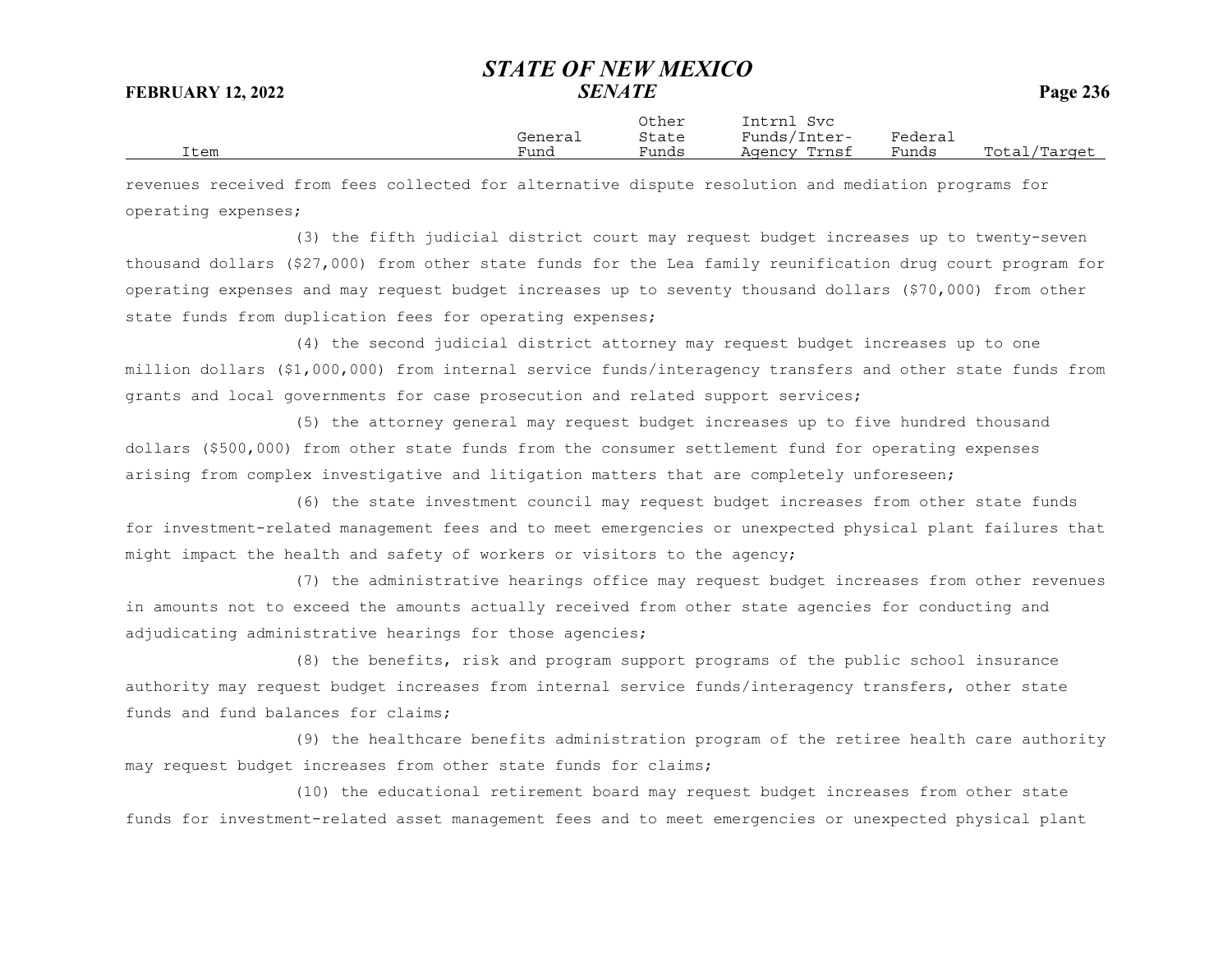revenues received from fees collected for alternative dispute resolution and mediation programs for operating expenses;

(3) the fifth judicial district court may request budget increases up to twenty-seven thousand dollars ($27,000) from other state funds for the Lea family reunification drug court program for operating expenses and may request budget increases up to seventy thousand dollars ($70,000) from other state funds from duplication fees for operating expenses;

(4) the second judicial district attorney may request budget increases up to one million dollars ($1,000,000) from internal service funds/interagency transfers and other state funds from grants and local governments for case prosecution and related support services;

(5) the attorney general may request budget increases up to five hundred thousand dollars ($500,000) from other state funds from the consumer settlement fund for operating expenses arising from complex investigative and litigation matters that are completely unforeseen;

(6) the state investment council may request budget increases from other state funds for investment-related management fees and to meet emergencies or unexpected physical plant failures that might impact the health and safety of workers or visitors to the agency;

(7) the administrative hearings office may request budget increases from other revenues in amounts not to exceed the amounts actually received from other state agencies for conducting and adjudicating administrative hearings for those agencies;

(8) the benefits, risk and program support programs of the public school insurance authority may request budget increases from internal service funds/interagency transfers, other state funds and fund balances for claims;

(9) the healthcare benefits administration program of the retiree health care authority may request budget increases from other state funds for claims;

(10) the educational retirement board may request budget increases from other state funds for investment-related asset management fees and to meet emergencies or unexpected physical plant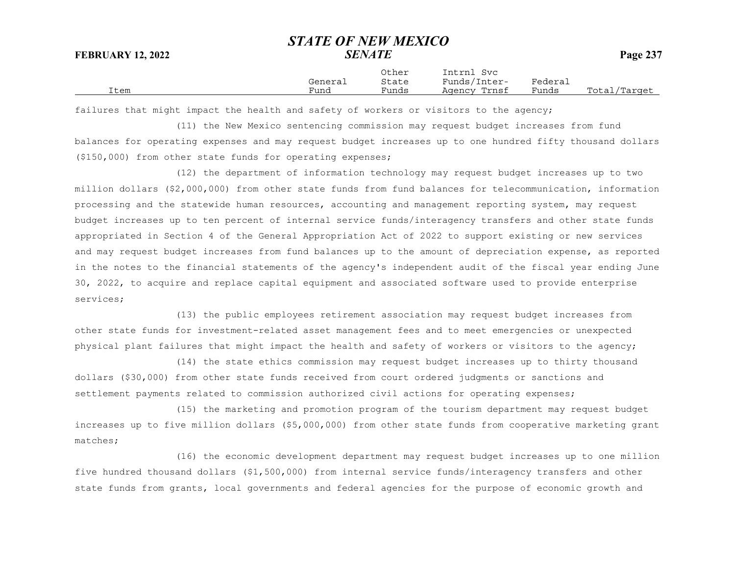failures that might impact the health and safety of workers or visitors to the agency;

(11) the New Mexico sentencing commission may request budget increases from fund balances for operating expenses and may request budget increases up to one hundred fifty thousand dollars ($150,000) from other state funds for operating expenses;

(12) the department of information technology may request budget increases up to two million dollars ($2,000,000) from other state funds from fund balances for telecommunication, information processing and the statewide human resources, accounting and management reporting system, may request budget increases up to ten percent of internal service funds/interagency transfers and other state funds appropriated in Section 4 of the General Appropriation Act of 2022 to support existing or new services and may request budget increases from fund balances up to the amount of depreciation expense, as reported in the notes to the financial statements of the agency's independent audit of the fiscal year ending June 30, 2022, to acquire and replace capital equipment and associated software used to provide enterprise services;

(13) the public employees retirement association may request budget increases from other state funds for investment-related asset management fees and to meet emergencies or unexpected physical plant failures that might impact the health and safety of workers or visitors to the agency;

(14) the state ethics commission may request budget increases up to thirty thousand dollars ($30,000) from other state funds received from court ordered judgments or sanctions and settlement payments related to commission authorized civil actions for operating expenses;

(15) the marketing and promotion program of the tourism department may request budget increases up to five million dollars ($5,000,000) from other state funds from cooperative marketing grant matches;

(16) the economic development department may request budget increases up to one million five hundred thousand dollars ($1,500,000) from internal service funds/interagency transfers and other state funds from grants, local governments and federal agencies for the purpose of economic growth and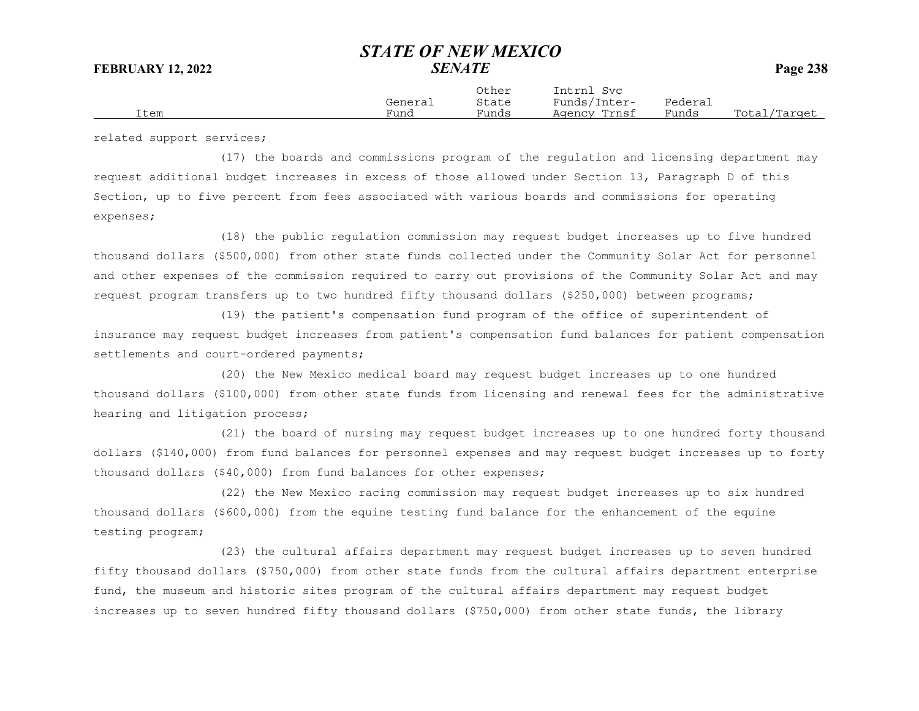related support services;

(17) the boards and commissions program of the regulation and licensing department may request additional budget increases in excess of those allowed under Section 13, Paragraph D of this Section, up to five percent from fees associated with various boards and commissions for operating expenses;

(18) the public regulation commission may request budget increases up to five hundred thousand dollars ($500,000) from other state funds collected under the Community Solar Act for personnel and other expenses of the commission required to carry out provisions of the Community Solar Act and may request program transfers up to two hundred fifty thousand dollars ($250,000) between programs;

(19) the patient's compensation fund program of the office of superintendent of insurance may request budget increases from patient's compensation fund balances for patient compensation settlements and court-ordered payments;

(20) the New Mexico medical board may request budget increases up to one hundred thousand dollars ($100,000) from other state funds from licensing and renewal fees for the administrative hearing and litigation process;

(21) the board of nursing may request budget increases up to one hundred forty thousand dollars ($140,000) from fund balances for personnel expenses and may request budget increases up to forty thousand dollars ($40,000) from fund balances for other expenses;

(22) the New Mexico racing commission may request budget increases up to six hundred thousand dollars ($600,000) from the equine testing fund balance for the enhancement of the equine testing program;

(23) the cultural affairs department may request budget increases up to seven hundred fifty thousand dollars ($750,000) from other state funds from the cultural affairs department enterprise fund, the museum and historic sites program of the cultural affairs department may request budget increases up to seven hundred fifty thousand dollars ($750,000) from other state funds, the library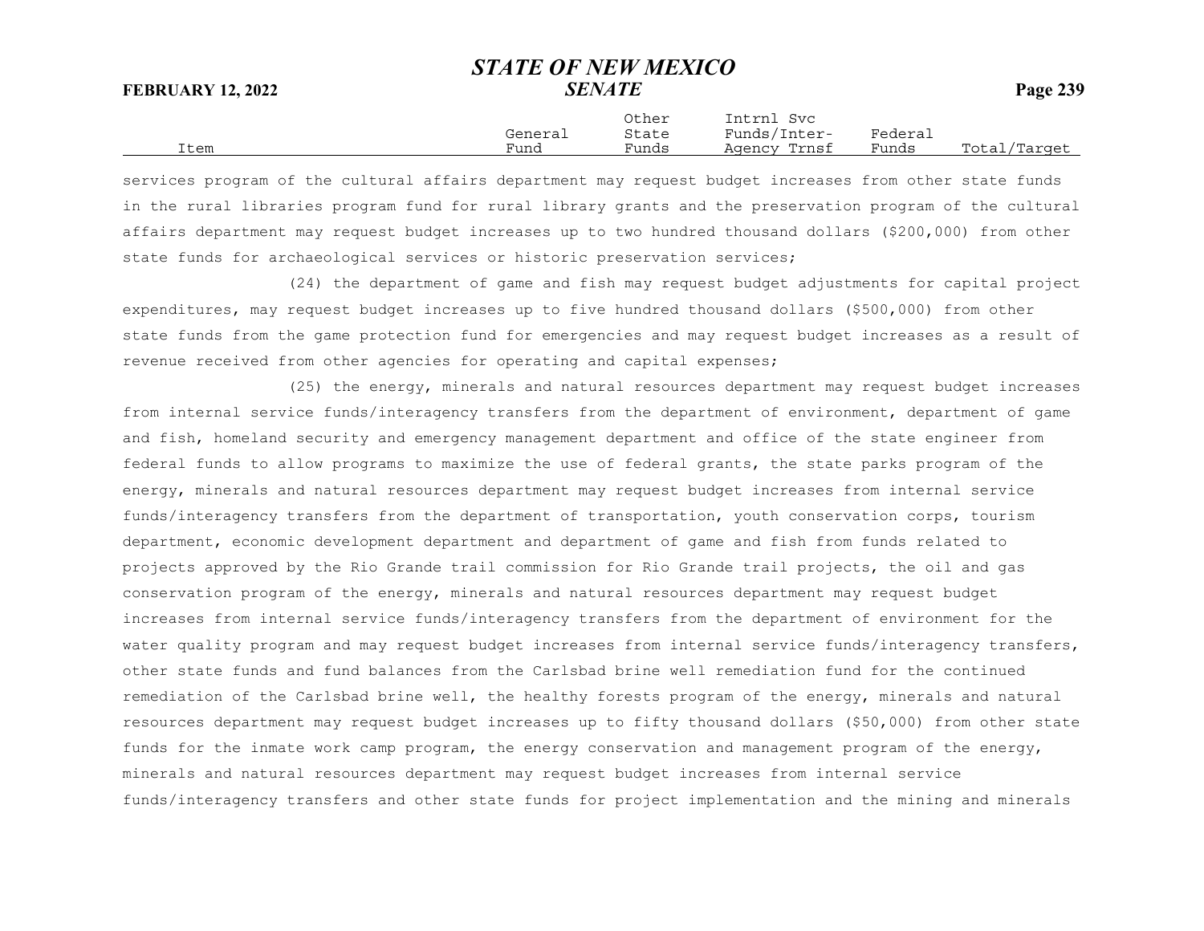services program of the cultural affairs department may request budget increases from other state funds in the rural libraries program fund for rural library grants and the preservation program of the cultural affairs department may request budget increases up to two hundred thousand dollars ($200,000) from other state funds for archaeological services or historic preservation services;

(24) the department of game and fish may request budget adjustments for capital project expenditures, may request budget increases up to five hundred thousand dollars ($500,000) from other state funds from the game protection fund for emergencies and may request budget increases as a result of revenue received from other agencies for operating and capital expenses;

(25) the energy, minerals and natural resources department may request budget increases from internal service funds/interagency transfers from the department of environment, department of game and fish, homeland security and emergency management department and office of the state engineer from federal funds to allow programs to maximize the use of federal grants, the state parks program of the energy, minerals and natural resources department may request budget increases from internal service funds/interagency transfers from the department of transportation, youth conservation corps, tourism department, economic development department and department of game and fish from funds related to projects approved by the Rio Grande trail commission for Rio Grande trail projects, the oil and gas conservation program of the energy, minerals and natural resources department may request budget increases from internal service funds/interagency transfers from the department of environment for the water quality program and may request budget increases from internal service funds/interagency transfers, other state funds and fund balances from the Carlsbad brine well remediation fund for the continued remediation of the Carlsbad brine well, the healthy forests program of the energy, minerals and natural resources department may request budget increases up to fifty thousand dollars ($50,000) from other state funds for the inmate work camp program, the energy conservation and management program of the energy, minerals and natural resources department may request budget increases from internal service funds/interagency transfers and other state funds for project implementation and the mining and minerals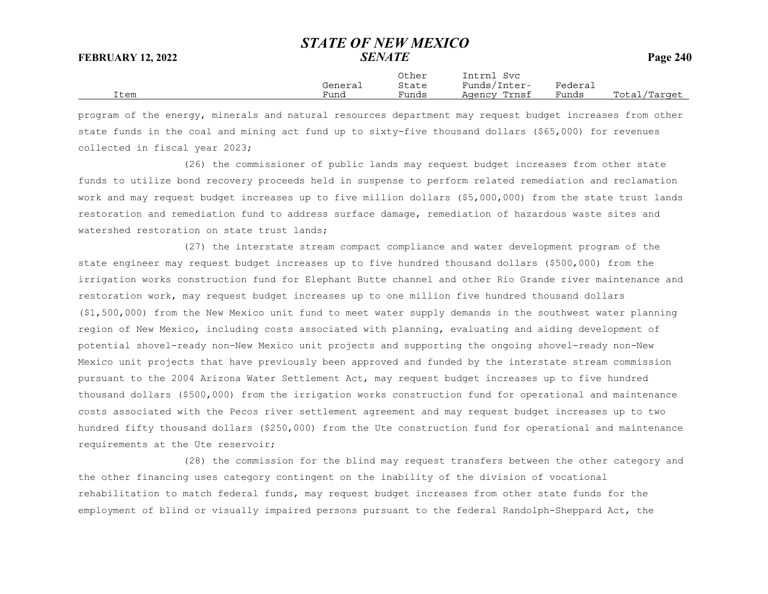program of the energy, minerals and natural resources department may request budget increases from other state funds in the coal and mining act fund up to sixty-five thousand dollars ($65,000) for revenues collected in fiscal year 2023;

(26) the commissioner of public lands may request budget increases from other state funds to utilize bond recovery proceeds held in suspense to perform related remediation and reclamation work and may request budget increases up to five million dollars ($5,000,000) from the state trust lands restoration and remediation fund to address surface damage, remediation of hazardous waste sites and watershed restoration on state trust lands;

(27) the interstate stream compact compliance and water development program of the state engineer may request budget increases up to five hundred thousand dollars ($500,000) from the irrigation works construction fund for Elephant Butte channel and other Rio Grande river maintenance and restoration work, may request budget increases up to one million five hundred thousand dollars ($1,500,000) from the New Mexico unit fund to meet water supply demands in the southwest water planning region of New Mexico, including costs associated with planning, evaluating and aiding development of potential shovel-ready non-New Mexico unit projects and supporting the ongoing shovel-ready non-New Mexico unit projects that have previously been approved and funded by the interstate stream commission pursuant to the 2004 Arizona Water Settlement Act, may request budget increases up to five hundred thousand dollars ($500,000) from the irrigation works construction fund for operational and maintenance costs associated with the Pecos river settlement agreement and may request budget increases up to two hundred fifty thousand dollars ($250,000) from the Ute construction fund for operational and maintenance requirements at the Ute reservoir;

(28) the commission for the blind may request transfers between the other category and the other financing uses category contingent on the inability of the division of vocational rehabilitation to match federal funds, may request budget increases from other state funds for the employment of blind or visually impaired persons pursuant to the federal Randolph-Sheppard Act, the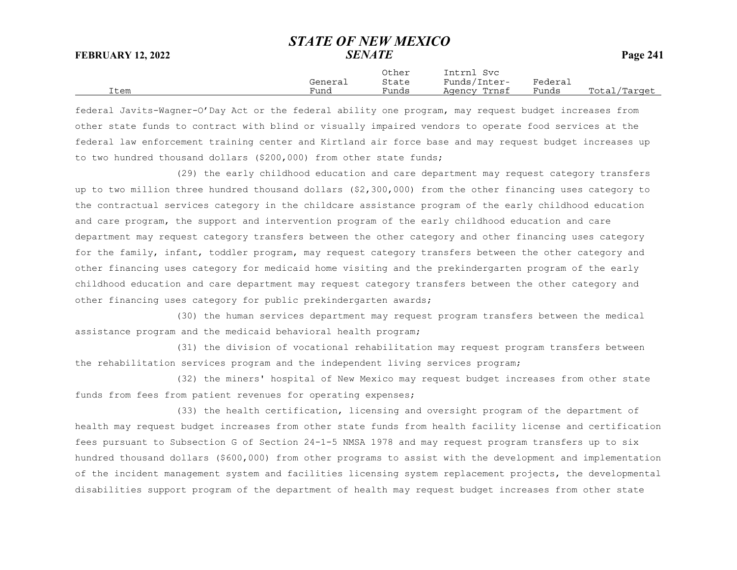| Item | General Fund | Other State Funds | Intrnl Svc Funds/Inter-Agency Trnsf | Federal Funds | Total/Target |
|---|---|---|---|---|---|

federal Javits-Wagner-O'Day Act or the federal ability one program, may request budget increases from other state funds to contract with blind or visually impaired vendors to operate food services at the federal law enforcement training center and Kirtland air force base and may request budget increases up to two hundred thousand dollars ($200,000) from other state funds;

(29) the early childhood education and care department may request category transfers up to two million three hundred thousand dollars ($2,300,000) from the other financing uses category to the contractual services category in the childcare assistance program of the early childhood education and care program, the support and intervention program of the early childhood education and care department may request category transfers between the other category and other financing uses category for the family, infant, toddler program, may request category transfers between the other category and other financing uses category for medicaid home visiting and the prekindergarten program of the early childhood education and care department may request category transfers between the other category and other financing uses category for public prekindergarten awards;

(30) the human services department may request program transfers between the medical assistance program and the medicaid behavioral health program;

(31) the division of vocational rehabilitation may request program transfers between the rehabilitation services program and the independent living services program;

(32) the miners' hospital of New Mexico may request budget increases from other state funds from fees from patient revenues for operating expenses;

(33) the health certification, licensing and oversight program of the department of health may request budget increases from other state funds from health facility license and certification fees pursuant to Subsection G of Section 24-1-5 NMSA 1978 and may request program transfers up to six hundred thousand dollars ($600,000) from other programs to assist with the development and implementation of the incident management system and facilities licensing system replacement projects, the developmental disabilities support program of the department of health may request budget increases from other state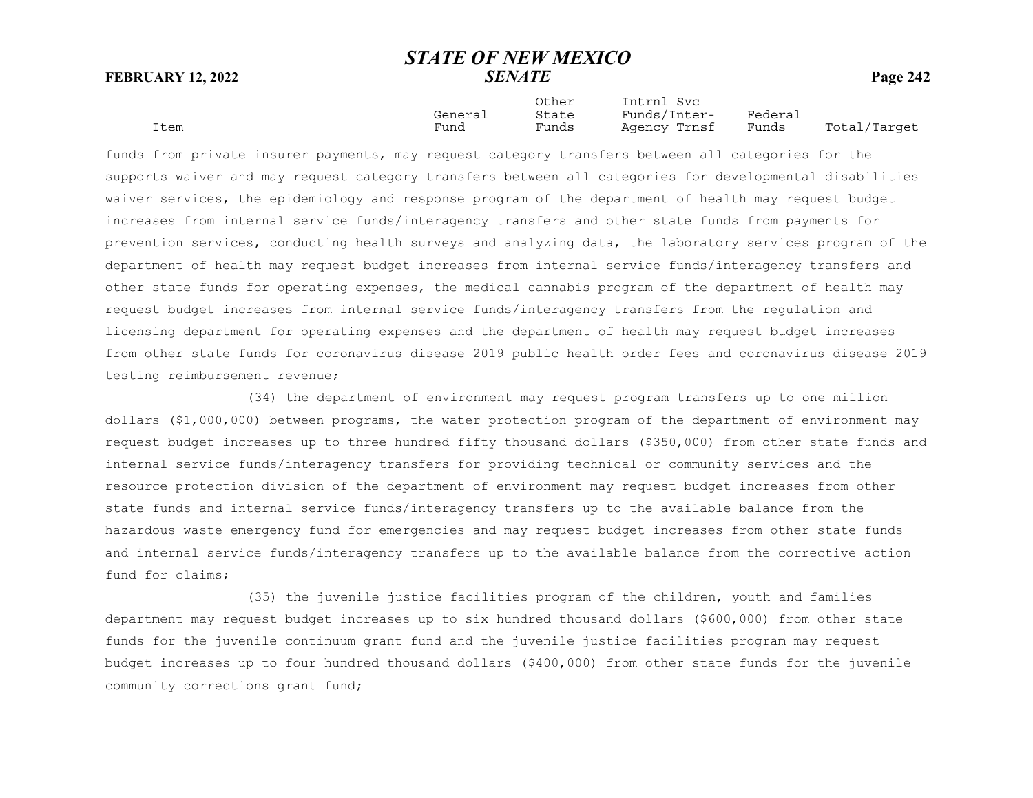funds from private insurer payments, may request category transfers between all categories for the supports waiver and may request category transfers between all categories for developmental disabilities waiver services, the epidemiology and response program of the department of health may request budget increases from internal service funds/interagency transfers and other state funds from payments for prevention services, conducting health surveys and analyzing data, the laboratory services program of the department of health may request budget increases from internal service funds/interagency transfers and other state funds for operating expenses, the medical cannabis program of the department of health may request budget increases from internal service funds/interagency transfers from the regulation and licensing department for operating expenses and the department of health may request budget increases from other state funds for coronavirus disease 2019 public health order fees and coronavirus disease 2019 testing reimbursement revenue;

(34) the department of environment may request program transfers up to one million dollars ($1,000,000) between programs, the water protection program of the department of environment may request budget increases up to three hundred fifty thousand dollars ($350,000) from other state funds and internal service funds/interagency transfers for providing technical or community services and the resource protection division of the department of environment may request budget increases from other state funds and internal service funds/interagency transfers up to the available balance from the hazardous waste emergency fund for emergencies and may request budget increases from other state funds and internal service funds/interagency transfers up to the available balance from the corrective action fund for claims;

(35) the juvenile justice facilities program of the children, youth and families department may request budget increases up to six hundred thousand dollars ($600,000) from other state funds for the juvenile continuum grant fund and the juvenile justice facilities program may request budget increases up to four hundred thousand dollars ($400,000) from other state funds for the juvenile community corrections grant fund;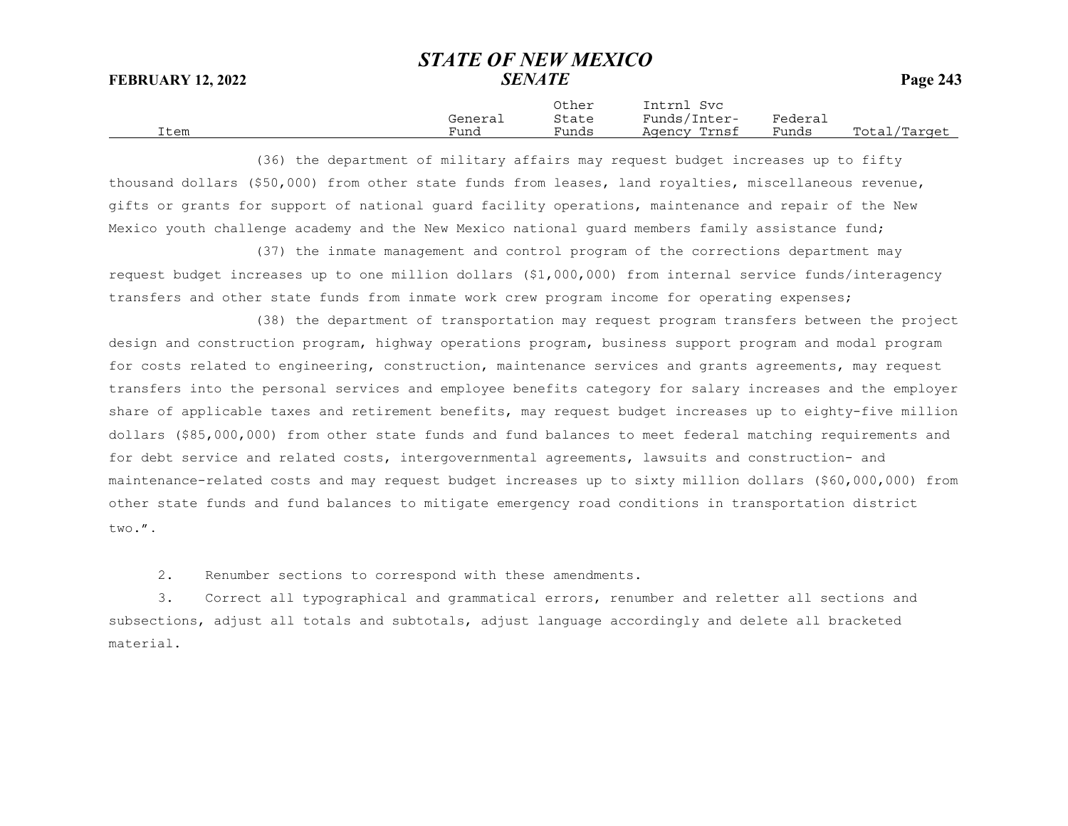(36) the department of military affairs may request budget increases up to fifty thousand dollars ($50,000) from other state funds from leases, land royalties, miscellaneous revenue, gifts or grants for support of national guard facility operations, maintenance and repair of the New Mexico youth challenge academy and the New Mexico national guard members family assistance fund;

(37) the inmate management and control program of the corrections department may request budget increases up to one million dollars ($1,000,000) from internal service funds/interagency transfers and other state funds from inmate work crew program income for operating expenses;

(38) the department of transportation may request program transfers between the project design and construction program, highway operations program, business support program and modal program for costs related to engineering, construction, maintenance services and grants agreements, may request transfers into the personal services and employee benefits category for salary increases and the employer share of applicable taxes and retirement benefits, may request budget increases up to eighty-five million dollars ($85,000,000) from other state funds and fund balances to meet federal matching requirements and for debt service and related costs, intergovernmental agreements, lawsuits and construction- and maintenance-related costs and may request budget increases up to sixty million dollars ($60,000,000) from other state funds and fund balances to mitigate emergency road conditions in transportation district two.".

2. Renumber sections to correspond with these amendments.

3. Correct all typographical and grammatical errors, renumber and reletter all sections and subsections, adjust all totals and subtotals, adjust language accordingly and delete all bracketed material.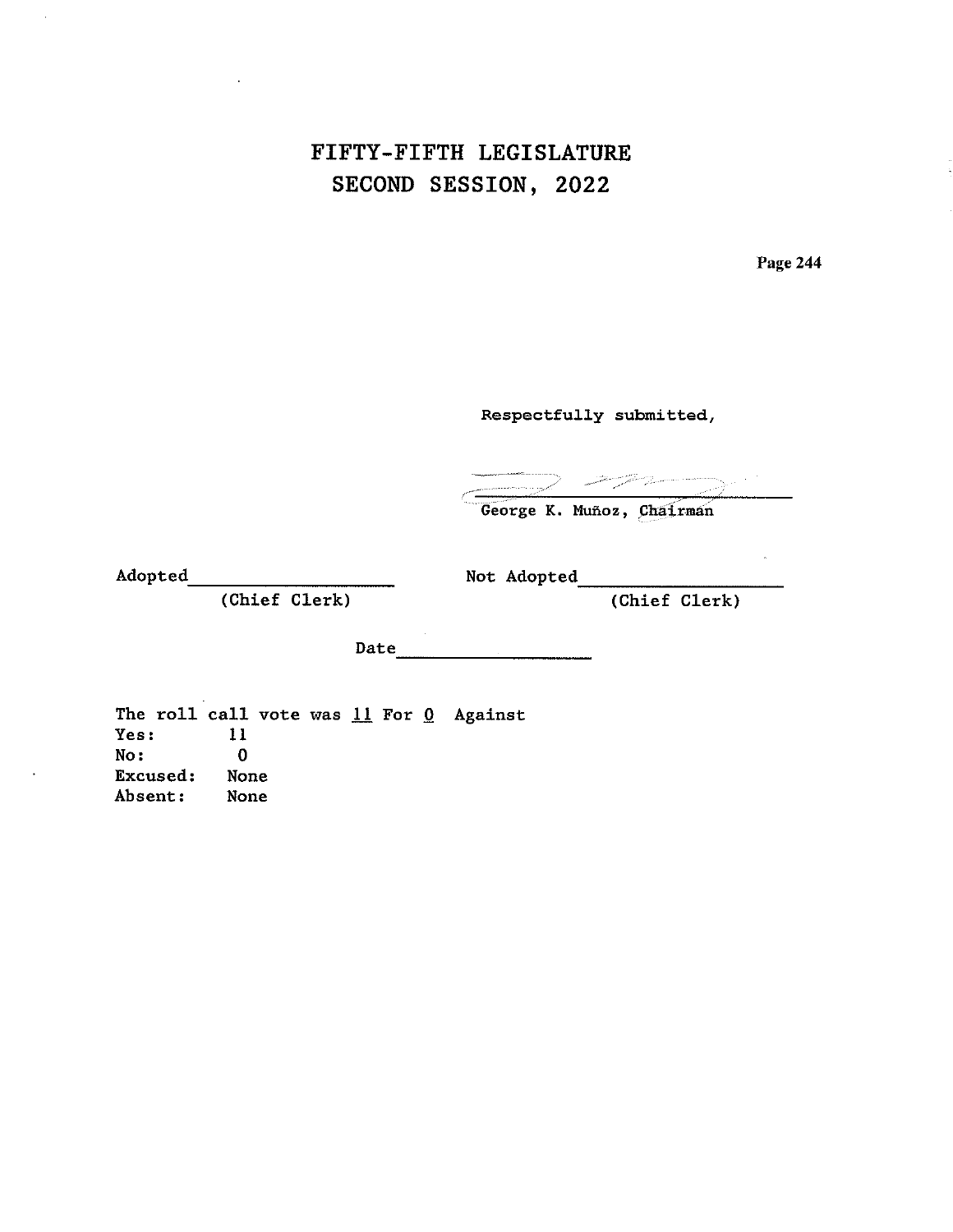# FIFTY-FIFTH LEGISLATURE
# SECOND SESSION, 2022

Respectfully submitted,

George K. Muñoz, Chairman

Adopted ____________________ (Chief Clerk)

Not Adopted ____________________ (Chief Clerk)

Date ____________________

The roll call vote was 11 For 0 Against

Yes: 11

No: 0

Excused: None

Absent: None